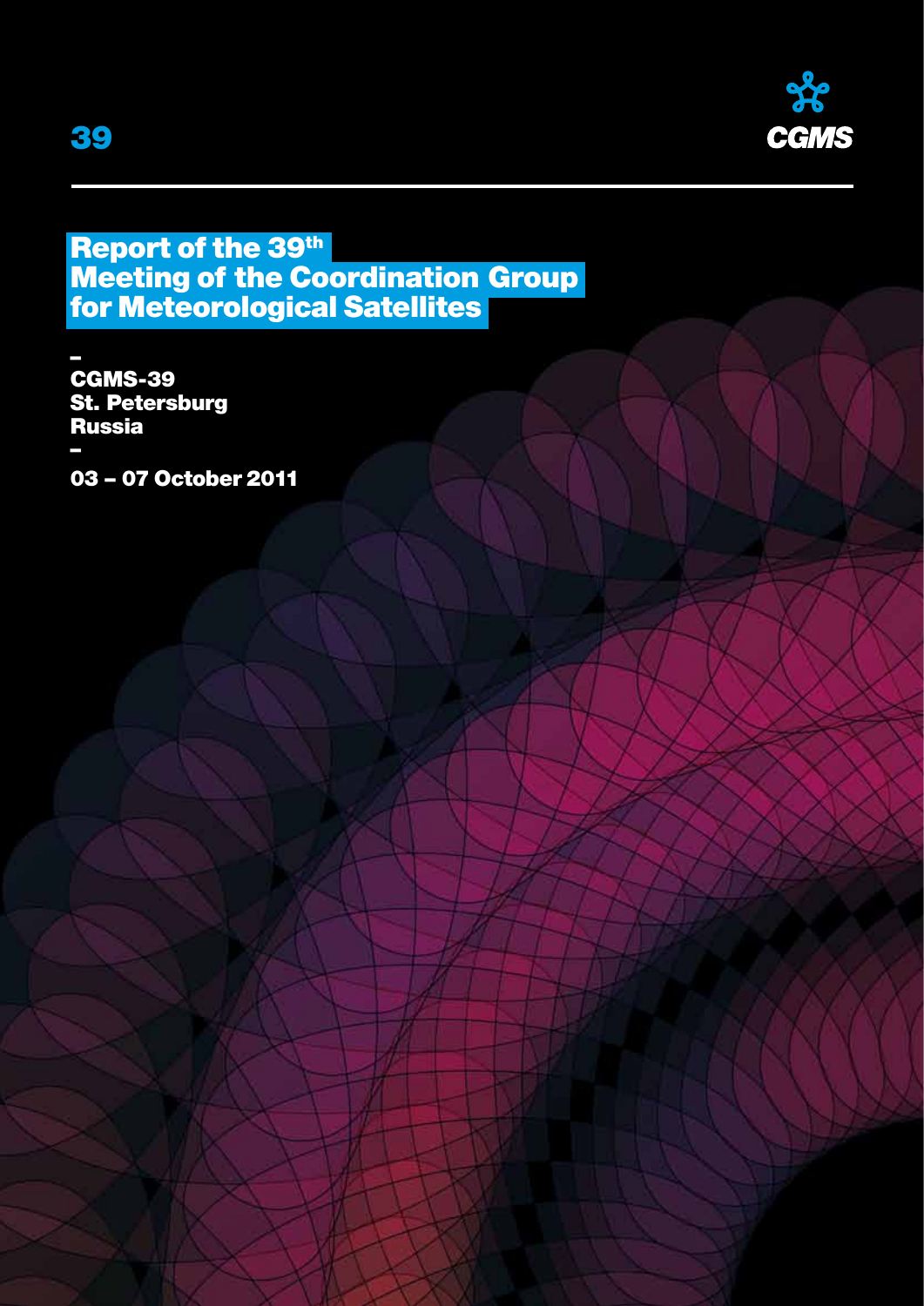39

CGMS

# Report of the 39th Meeting of the Coordination Group for Meteorological Satellites

–

**CGMS-39**
**St. Petersburg**
**Russia**

–

**03 – 07 October 2011**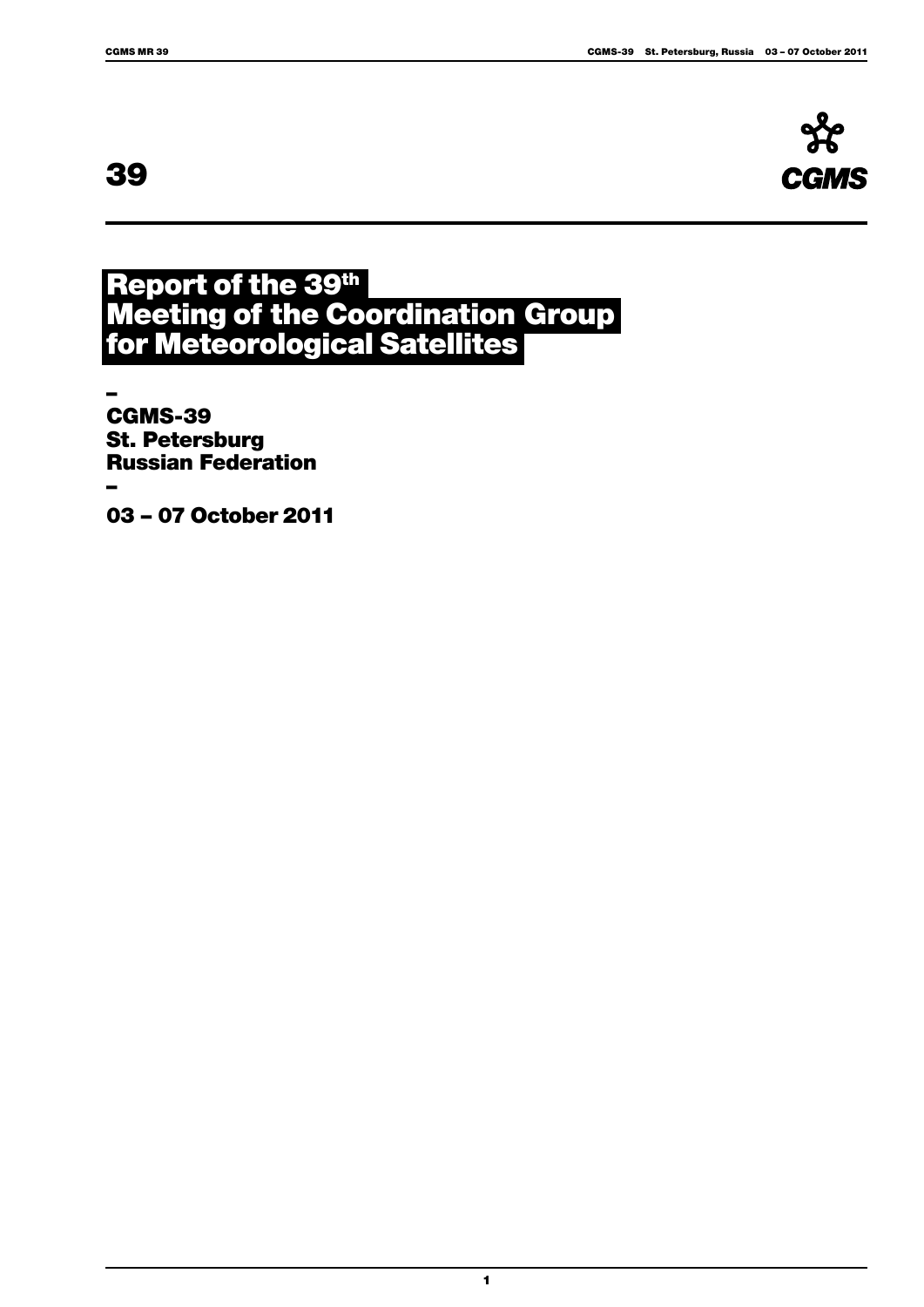# 39

**CGMS**

# Report of the 39th Meeting of the Coordination Group for Meteorological Satellites

–

**CGMS-39**
**St. Petersburg**
**Russian Federation**

–

**03 – 07 October 2011**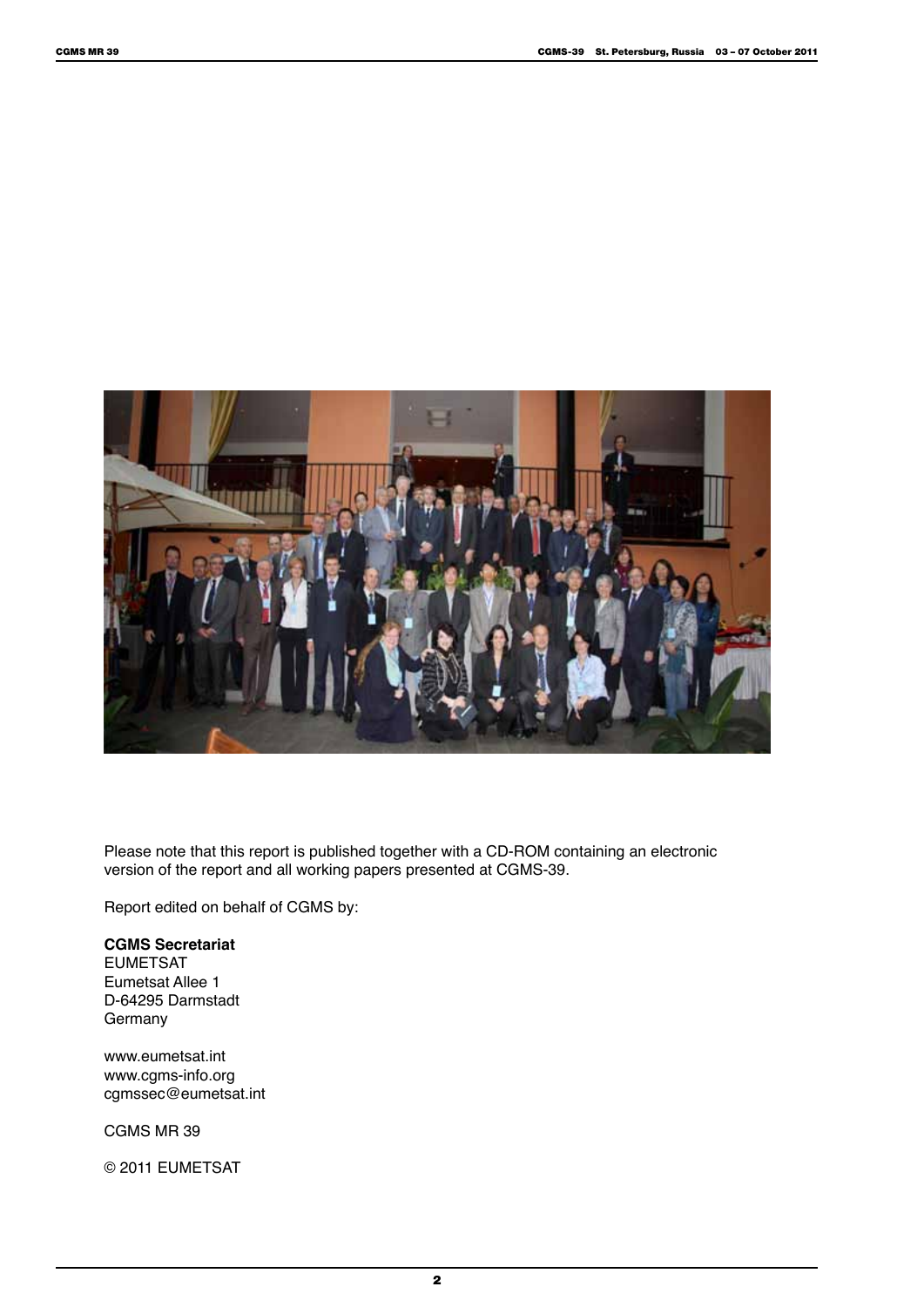Please note that this report is published together with a CD-ROM containing an electronic version of the report and all working papers presented at CGMS-39.

Report edited on behalf of CGMS by:

**CGMS Secretariat**
EUMETSAT
Eumetsat Allee 1
D-64295 Darmstadt
Germany

www.eumetsat.int
www.cgms-info.org
cgmssec@eumetsat.int

CGMS MR 39

© 2011 EUMETSAT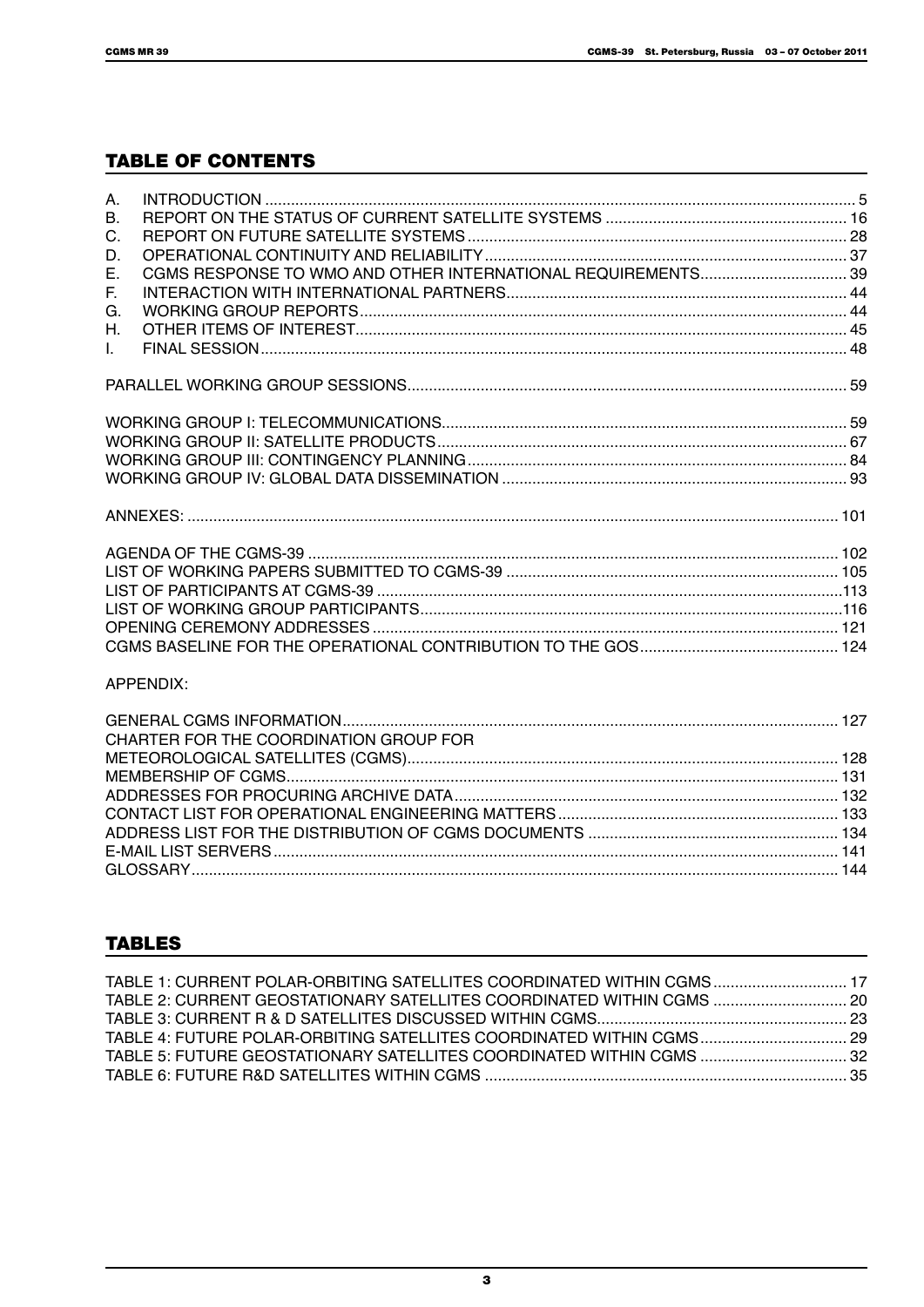## TABLE OF CONTENTS

A. INTRODUCTION ... 5
B. REPORT ON THE STATUS OF CURRENT SATELLITE SYSTEMS ... 16
C. REPORT ON FUTURE SATELLITE SYSTEMS ... 28
D. OPERATIONAL CONTINUITY AND RELIABILITY ... 37
E. CGMS RESPONSE TO WMO AND OTHER INTERNATIONAL REQUIREMENTS ... 39
F. INTERACTION WITH INTERNATIONAL PARTNERS ... 44
G. WORKING GROUP REPORTS ... 44
H. OTHER ITEMS OF INTEREST ... 45
I. FINAL SESSION ... 48

PARALLEL WORKING GROUP SESSIONS ... 59

WORKING GROUP I: TELECOMMUNICATIONS ... 59
WORKING GROUP II: SATELLITE PRODUCTS ... 67
WORKING GROUP III: CONTINGENCY PLANNING ... 84
WORKING GROUP IV: GLOBAL DATA DISSEMINATION ... 93

ANNEXES: ... 101

AGENDA OF THE CGMS-39 ... 102
LIST OF WORKING PAPERS SUBMITTED TO CGMS-39 ... 105
LIST OF PARTICIPANTS AT CGMS-39 ... 113
LIST OF WORKING GROUP PARTICIPANTS ... 116
OPENING CEREMONY ADDRESSES ... 121
CGMS BASELINE FOR THE OPERATIONAL CONTRIBUTION TO THE GOS ... 124

APPENDIX:

GENERAL CGMS INFORMATION ... 127
CHARTER FOR THE COORDINATION GROUP FOR METEOROLOGICAL SATELLITES (CGMS) ... 128
MEMBERSHIP OF CGMS ... 131
ADDRESSES FOR PROCURING ARCHIVE DATA ... 132
CONTACT LIST FOR OPERATIONAL ENGINEERING MATTERS ... 133
ADDRESS LIST FOR THE DISTRIBUTION OF CGMS DOCUMENTS ... 134
E-MAIL LIST SERVERS ... 141
GLOSSARY ... 144

## TABLES

TABLE 1: CURRENT POLAR-ORBITING SATELLITES COORDINATED WITHIN CGMS ... 17
TABLE 2: CURRENT GEOSTATIONARY SATELLITES COORDINATED WITHIN CGMS ... 20
TABLE 3: CURRENT R & D SATELLITES DISCUSSED WITHIN CGMS ... 23
TABLE 4: FUTURE POLAR-ORBITING SATELLITES COORDINATED WITHIN CGMS ... 29
TABLE 5: FUTURE GEOSTATIONARY SATELLITES COORDINATED WITHIN CGMS ... 32
TABLE 6: FUTURE R&D SATELLITES WITHIN CGMS ... 35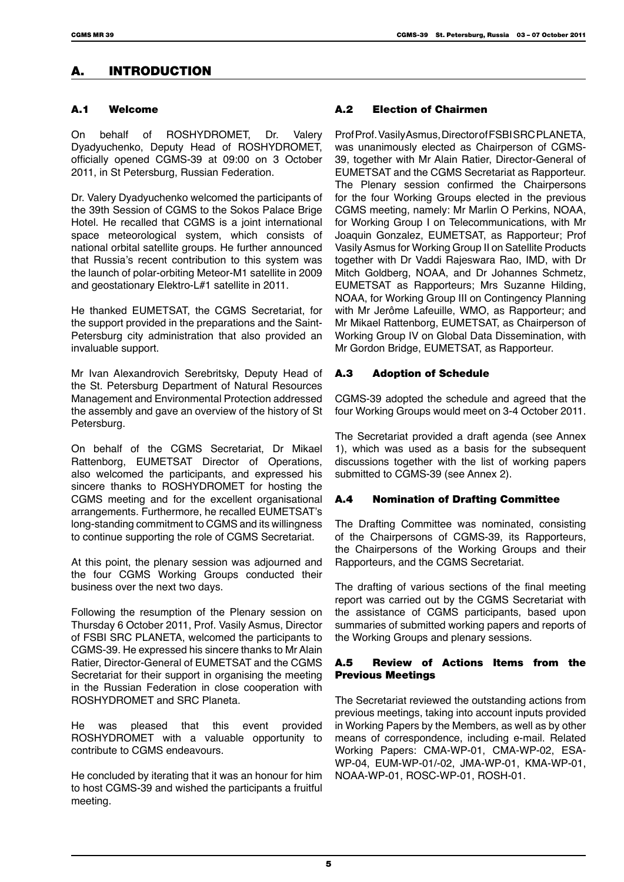# A. INTRODUCTION

## A.1 Welcome

On behalf of ROSHYDROMET, Dr. Valery Dyadyuchenko, Deputy Head of ROSHYDROMET, officially opened CGMS-39 at 09:00 on 3 October 2011, in St Petersburg, Russian Federation.

Dr. Valery Dyadyuchenko welcomed the participants of the 39th Session of CGMS to the Sokos Palace Brige Hotel. He recalled that CGMS is a joint international space meteorological system, which consists of national orbital satellite groups. He further announced that Russia's recent contribution to this system was the launch of polar-orbiting Meteor-M1 satellite in 2009 and geostationary Elektro-L#1 satellite in 2011.

He thanked EUMETSAT, the CGMS Secretariat, for the support provided in the preparations and the Saint-Petersburg city administration that also provided an invaluable support.

Mr Ivan Alexandrovich Serebritsky, Deputy Head of the St. Petersburg Department of Natural Resources Management and Environmental Protection addressed the assembly and gave an overview of the history of St Petersburg.

On behalf of the CGMS Secretariat, Dr Mikael Rattenborg, EUMETSAT Director of Operations, also welcomed the participants, and expressed his sincere thanks to ROSHYDROMET for hosting the CGMS meeting and for the excellent organisational arrangements. Furthermore, he recalled EUMETSAT's long-standing commitment to CGMS and its willingness to continue supporting the role of CGMS Secretariat.

At this point, the plenary session was adjourned and the four CGMS Working Groups conducted their business over the next two days.

Following the resumption of the Plenary session on Thursday 6 October 2011, Prof. Vasily Asmus, Director of FSBI SRC PLANETA, welcomed the participants to CGMS-39. He expressed his sincere thanks to Mr Alain Ratier, Director-General of EUMETSAT and the CGMS Secretariat for their support in organising the meeting in the Russian Federation in close cooperation with ROSHYDROMET and SRC Planeta.

He was pleased that this event provided ROSHYDROMET with a valuable opportunity to contribute to CGMS endeavours.

He concluded by iterating that it was an honour for him to host CGMS-39 and wished the participants a fruitful meeting.

## A.2 Election of Chairmen

Prof Prof. Vasily Asmus, Director of FSBI SRC PLANETA, was unanimously elected as Chairperson of CGMS-39, together with Mr Alain Ratier, Director-General of EUMETSAT and the CGMS Secretariat as Rapporteur. The Plenary session confirmed the Chairpersons for the four Working Groups elected in the previous CGMS meeting, namely: Mr Marlin O Perkins, NOAA, for Working Group I on Telecommunications, with Mr Joaquin Gonzalez, EUMETSAT, as Rapporteur; Prof Vasily Asmus for Working Group II on Satellite Products together with Dr Vaddi Rajeswara Rao, IMD, with Dr Mitch Goldberg, NOAA, and Dr Johannes Schmetz, EUMETSAT as Rapporteurs; Mrs Suzanne Hilding, NOAA, for Working Group III on Contingency Planning with Mr Jerôme Lafeuille, WMO, as Rapporteur; and Mr Mikael Rattenborg, EUMETSAT, as Chairperson of Working Group IV on Global Data Dissemination, with Mr Gordon Bridge, EUMETSAT, as Rapporteur.

## A.3 Adoption of Schedule

CGMS-39 adopted the schedule and agreed that the four Working Groups would meet on 3-4 October 2011.

The Secretariat provided a draft agenda (see Annex 1), which was used as a basis for the subsequent discussions together with the list of working papers submitted to CGMS-39 (see Annex 2).

## A.4 Nomination of Drafting Committee

The Drafting Committee was nominated, consisting of the Chairpersons of CGMS-39, its Rapporteurs, the Chairpersons of the Working Groups and their Rapporteurs, and the CGMS Secretariat.

The drafting of various sections of the final meeting report was carried out by the CGMS Secretariat with the assistance of CGMS participants, based upon summaries of submitted working papers and reports of the Working Groups and plenary sessions.

## A.5 Review of Actions Items from the Previous Meetings

The Secretariat reviewed the outstanding actions from previous meetings, taking into account inputs provided in Working Papers by the Members, as well as by other means of correspondence, including e-mail. Related Working Papers: CMA-WP-01, CMA-WP-02, ESA-WP-04, EUM-WP-01/-02, JMA-WP-01, KMA-WP-01, NOAA-WP-01, ROSC-WP-01, ROSH-01.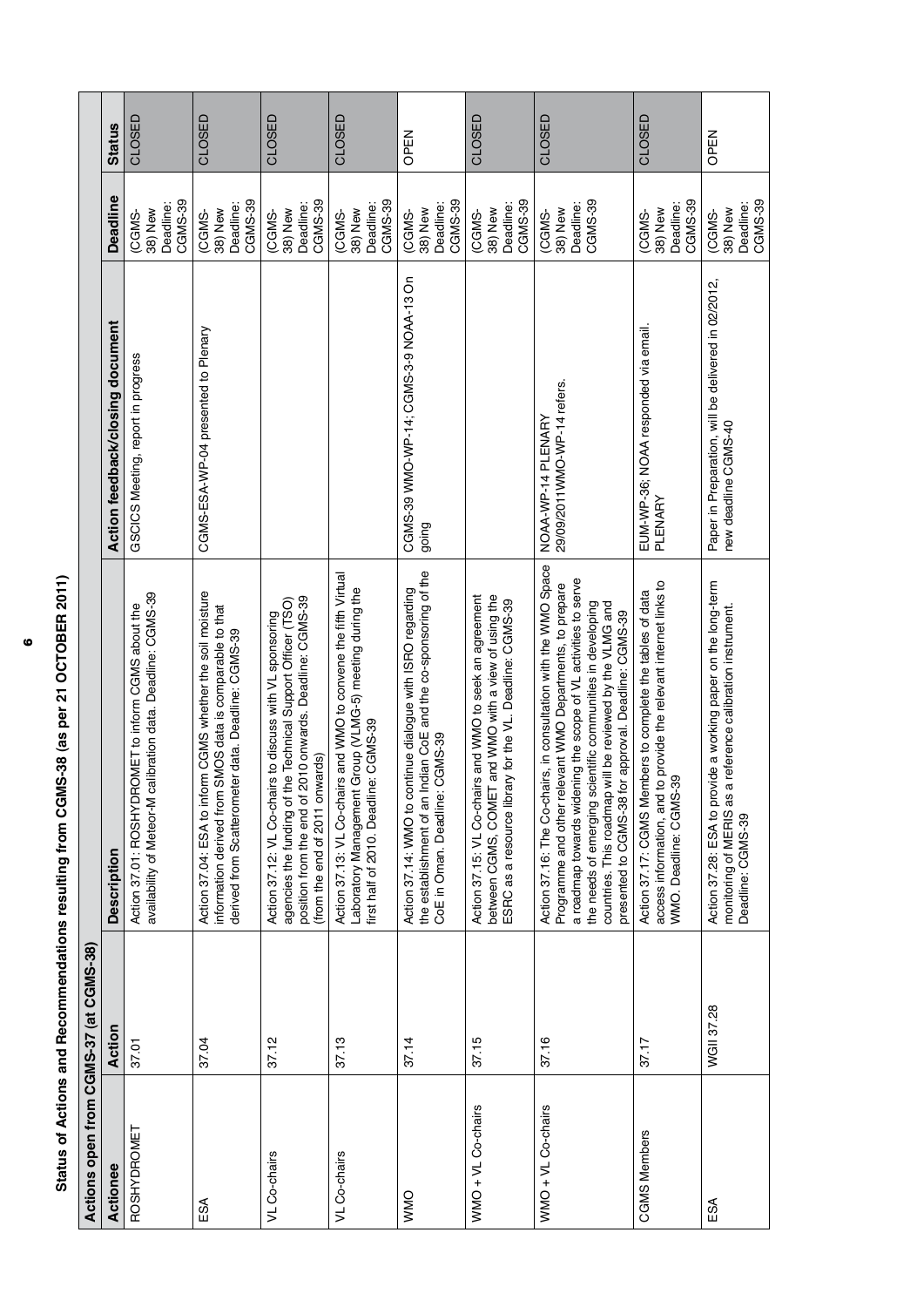# Status of Actions and Recommendations resulting from CGMS-38 (as per 21 OCTOBER 2011)

| Actions open from CGMS-37 (at CGMS-38) | | | | | |
|---|---|---|---|---|---|
| **Actionee** | **Action** | **Description** | **Action feedback/closing document** | **Deadline** | **Status** |
| ROSHYDROMET | 37.01 | Action 37.01: ROSHYDROMET to inform CGMS about the availability of Meteor-M calibration data. Deadline: CGMS-39 | GSCICS Meeting, report in progress | (CGMS-38) New Deadline: CGMS-39 | CLOSED |
| ESA | 37.04 | Action 37.04: ESA to inform CGMS whether the soil moisture information derived from SMOS data is comparable to that derived from Scatterometer data. Deadline: CGMS-39 | CGMS-ESA-WP-04 presented to Plenary | (CGMS-38) New Deadline: CGMS-39 | CLOSED |
| VL Co-chairs | 37.12 | Action 37.12: VL Co-chairs to discuss with VL sponsoring agencies the funding of the Technical Support Officer (TSO) position from the end of 2010 onwards. Deadline: CGMS-39 (from the end of 2011 onwards) | | (CGMS-38) New Deadline: CGMS-39 | CLOSED |
| VL Co-chairs | 37.13 | Action 37.13: VL Co-chairs and WMO to convene the fifth Virtual Laboratory Management Group (VLMG-5) meeting during the first half of 2010. Deadline: CGMS-39 | | (CGMS-38) New Deadline: CGMS-39 | CLOSED |
| WMO | 37.14 | Action 37.14: WMO to continue dialogue with ISRO regarding the establishment of an Indian CoE and the co-sponsoring of the CoE in Oman. Deadline: CGMS-39 | CGMS-39 WMO-WP-14; CGMS-3-9 NOAA-13 On going | (CGMS-38) New Deadline: CGMS-39 | OPEN |
| WMO + VL Co-chairs | 37.15 | Action 37.15: VL Co-chairs and WMO to seek an agreement between CGMS, COMET and WMO with a view of using the ESRC as a resource library for the VL. Deadline: CGMS-39 | | (CGMS-38) New Deadline: CGMS-39 | CLOSED |
| WMO + VL Co-chairs | 37.16 | Action 37.16: The Co-chairs, in consultation with the WMO Space Programme and other relevant WMO Departments, to prepare a roadmap towards widening the scope of VL activities to serve the needs of emerging scientific communities in developing countries. This roadmap will be reviewed by the VLMG and presented to CGMS-38 for approval. Deadline: CGMS-39 | NOAA-WP-14 PLENARY 29/09/2011WMO-WP-14 refers. | (CGMS-38) New Deadline: CGMS-39 | CLOSED |
| CGMS Members | 37.17 | Action 37.17: CGMS Members to complete the tables of data access information, and to provide the relevant internet links to WMO. Deadline: CGMS-39 | EUM-WP-36; NOAA responded via email. PLENARY | (CGMS-38) New Deadline: CGMS-39 | CLOSED |
| ESA | WGII 37.28 | Action 37.28: ESA to provide a working paper on the long-term monitoring of MERIS as a reference calibration instrument. Deadline: CGMS-39 | Paper in Preparation, will be delivered in 02/2012, new deadline CGMS-40 | (CGMS-38) New Deadline: CGMS-39 | OPEN |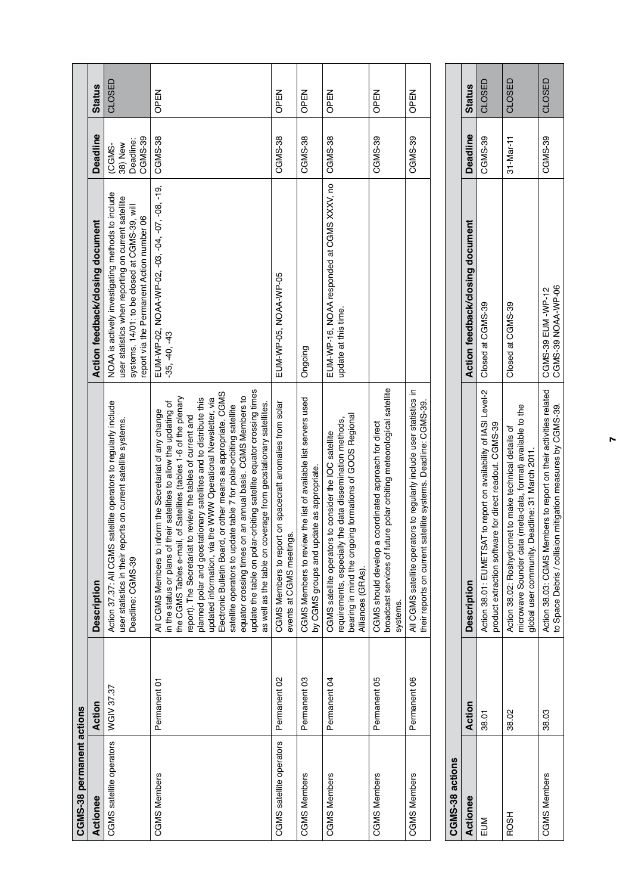**CGMS-38 permanent actions**

| Actionee | Action | Description | Action feedback/closing document | Deadline | Status |
|---|---|---|---|---|---|
| CGMS satellite operators | WGIV 37.37 | Action 37.37: All CGMS satellite operators to regularly include user statistics in their reports on current satellite systems. Deadline: CGMS-39 | NOAA is actively investigating methods to include user statistics when reporting on current satellite systems. 14/01: to be closed at CGMS-39, will report via the Permanent Action number 06 | (CGMS-38) New Deadline: CGMS-39 | CLOSED |
| CGMS Members | Permanent 01 | All CGMS Members to inform the Secretariat of any change in the status or plans of their satellites to allow the updating of the CGMS Tables e-mail, of Satellites (tables 1-6 of the plenary report). The Secretariat to review the tables of current and planned polar and geostationary satellites and to distribute this updated information, via the WWW Operational Newsletter, via Electronic Bulletin Board, or other means as appropriate. CGMS satellite operators to update table 7 for polar-orbiting satellite equator crossing times on an annual basis. CGMS Members to update the table on polar-orbiting satellite equator crossing times as well as the table on coverage from geostationary satellites. | EUM-WP-02, NOAA-WP-02, -03, -04, -07, -08, -19, -35, -40, -43 | CGMS-38 | OPEN |
| CGMS satellite operators | Permanent 02 | CGMS Members to report on spacecraft anomalies from solar events at CGMS meetings. | EUM-WP-05, NOAA-WP-05 | CGMS-38 | OPEN |
| CGMS Members | Permanent 03 | CGMS Members to review the list of available list servers used by CGMS groups and update as appropriate. | Ongoing | CGMS-38 | OPEN |
| CGMS Members | Permanent 04 | CGMS satellite operators to consider the IOC satellite requirements, especially the data dissemination methods, bearing in mind the ongoing formations of GOOS Regional Alliances (GRAs). | EUM-WP-16, NOAA responded at CGMS XXXV, no update at this time. | CGMS-38 | OPEN |
| CGMS Members | Permanent 05 | CGMS should develop a coordinated approach for direct broadcast services of future polar orbiting meteorological satellite systems. | | CGMS-39 | OPEN |
| CGMS Members | Permanent 06 | All CGMS satellite operators to regularly include user statistics in their reports on current satellite systems. Deadline: CGMS-39. | | CGMS-39 | OPEN |

**CGMS-38 actions**

| Actionee | Action | Description | Action feedback/closing document | Deadline | Status |
|---|---|---|---|---|---|
| EUM | 38.01 | Action 38.01: EUMETSAT to report on availability of IASI Level-2 product extraction software for direct readout. CGMS-39 | Closed at CGMS-39 | CGMS-39 | CLOSED |
| ROSH | 38.02 | Action 38.02: Roshydromet to make technical details of microwave Sounder data (meta-data, format) available to the global user community. Deadline: 31 March 2011. | Closed at CGMS-39 | 31-Mar-11 | CLOSED |
| CGMS Members | 38.03 | Action 38.03: CGMS Members to report on their activities related to Space Debris / collision mitigation measures by CGMS-39. | CGMS-39 EUM -WP-12<br>CGMS-39 NOAA-WP-06 | CGMS-39 | CLOSED |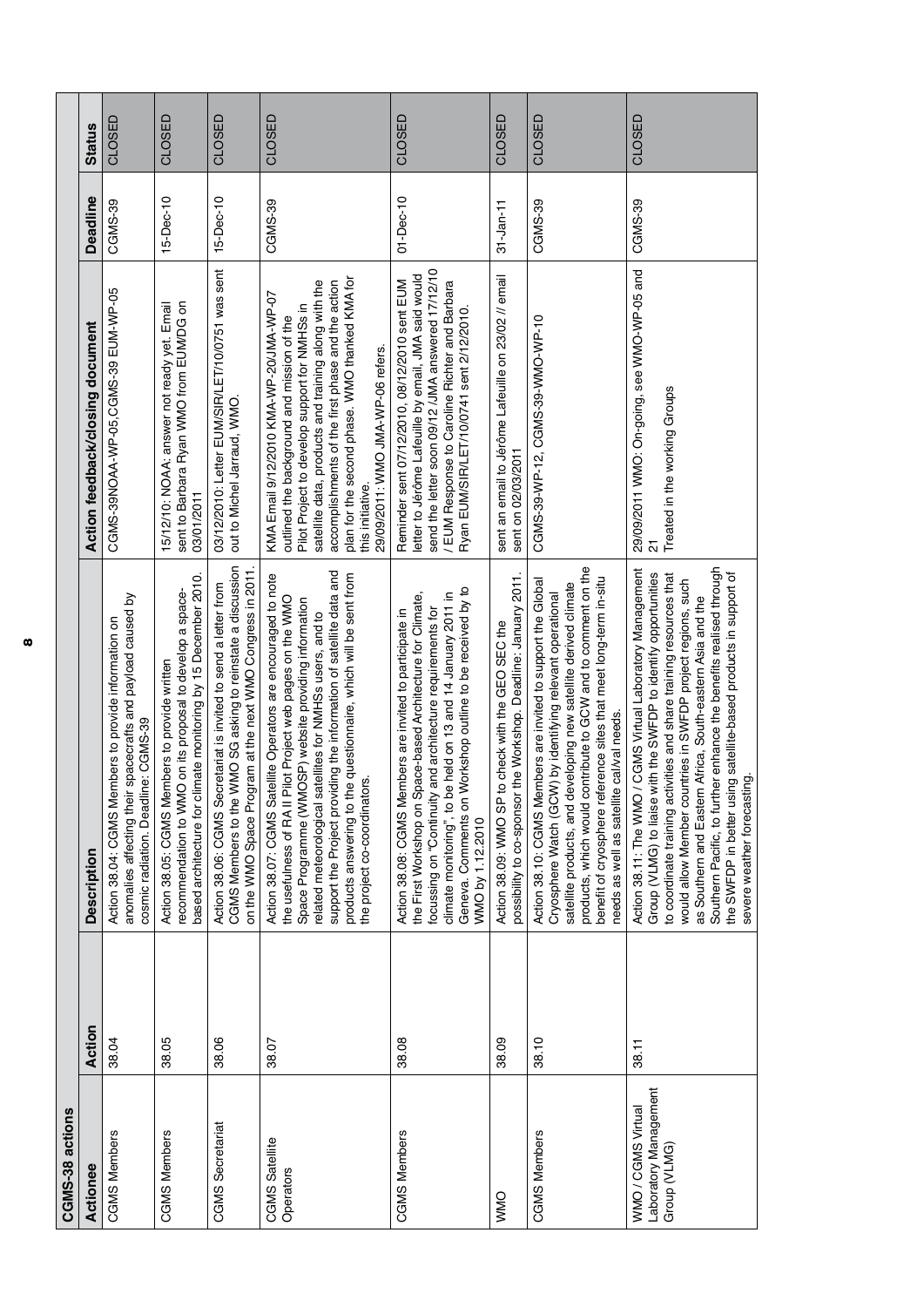| CGMS-38 actions | | | | | |
|---|---|---|---|---|---|
| **Actionee** | **Action** | **Description** | **Action feedback/closing document** | **Deadline** | **Status** |
| CGMS Members | 38.04 | Action 38.04: CGMS Members to provide information on anomalies affecting their spacecrafts and payload caused by cosmic radiation. Deadline: CGMS-39 | CGMS-39NOAA-WP-05,CGMS-39 EUM-WP-05 | CGMS-39 | CLOSED |
| CGMS Members | 38.05 | Action 38.05: CGMS Members to provide written recommendation to WMO on its proposal to develop a space-based architecture for climate monitoring by 15 December 2010. | 15/12/10: NOAA: answer not ready yet. Email sent to Barbara Ryan WMO from EUMDG on 03/01/2011 | 15-Dec-10 | CLOSED |
| CGMS Secretariat | 38.06 | Action 38.06: CGMS Secretariat is invited to send a letter from CGMS Members to the WMO SG asking to reinstate a discussion on the WMO Space Program at the next WMO Congress in 2011. | 03/12/2010: Letter EUM/SIR/LET/10/0751 was sent out to Michel Jarraud, WMO. | 15-Dec-10 | CLOSED |
| CGMS Satellite Operators | 38.07 | Action 38.07: CGMS Satellite Operators are encouraged to note the usefulness of RA II Pilot Project web pages on the WMO Space Programme (WMOSP) website providing information related meteorological satellites for NMHSs users, and to support the Project providing the information of satellite data and products answering to the questionnaire, which will be sent from the project co-coordinators. | KMA Email 9/12/2010 KMA-WP-20/JMA-WP-07 outlined the background and mission of the Pilot Project to develop support for NMHSs in satellite data, products and training along with the accomplishments of the first phase and the action plan for the second phase. WMO thanked KMA for this initiative.<br>29/09/2011: WMO JMA-WP-06 refers. | CGMS-39 | CLOSED |
| CGMS Members | 38.08 | Action 38.08: CGMS Members are invited to participate in the First Workshop on Space-based Architecture for Climate, focussing on "Continuity and architecture requirements for climate monitoring", to be held on 13 and 14 January 2011 in Geneva. Comments on Workshop outline to be received by to WMO by 1.12.2010 | Reminder sent 07/12/2010, 08/12/2010 sent EUM letter to Jérôme Lafeuille by email, JMA said would send the letter soon 09/12 /JMA answered 17/12/10 / EUM Response to Caroline Richter and Barbara Ryan EUM/SIR/LET/10/0741 sent 2/12/2010. | 01-Dec-10 | CLOSED |
| WMO | 38.09 | Action 38.09: WMO SP to check with the GEO SEC the possibility to co-sponsor the Workshop. Deadline: January 2011. | sent an email to Jérôme Lafeuille on 23/02 // email sent on 02/03/2011 | 31-Jan-11 | CLOSED |
| CGMS Members | 38.10 | Action 38.10: CGMS Members are invited to support the Global Cryosphere Watch (GCW) by identifying relevant operational satellite products, and developing new satellite derived climate products, which would contribute to GCW and to comment on the benefit of cryosphere reference sites that meet long-term in-situ needs as well as satellite cal/val needs. | CGMS-39-WP-12, CGMS-39-WMO-WP-10 | CGMS-39 | CLOSED |
| WMO / CGMS Virtual Laboratory Management Group (VLMG) | 38.11 | Action 38.11: The WMO / CGMS Virtual Laboratory Management Group (VLMG) to liaise with the SWFDP to identify opportunities to coordinate training activities and share training resources that would allow Member countries in SWFDP project regions, such as Southern and Eastern Africa, South-eastern Asia and the Southern Pacific, to further enhance the benefits realised through the SWFDP in better using satellite-based products in support of severe weather forecasting. | 29/09/2011 WMO: On-going, see WMO-WP-05 and 21<br>Treated in the working Groups | CGMS-39 | CLOSED |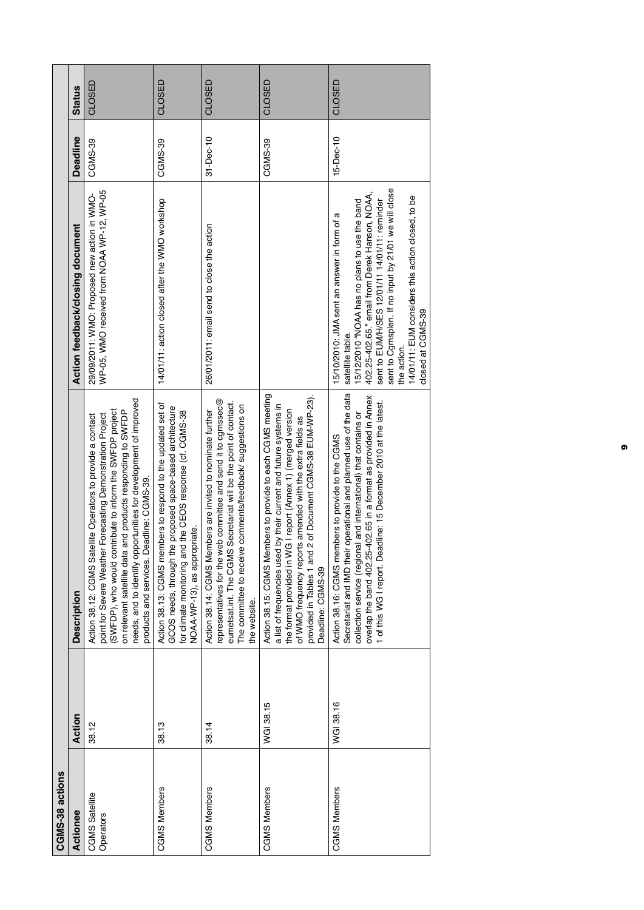| CGMS-38 actions | | | | | |
|---|---|---|---|---|---|
| **Actionee** | **Action** | **Description** | **Action feedback/closing document** | **Deadline** | **Status** |
| CGMS Satellite Operators | 38.12 | Action 38.12: CGMS Satellite Operators to provide a contact point for Severe Weather Forecasting Demonstration Project (SWFDP), who would contribute to inform the SWFDP project on relevant satellite data and products responding to SWFDP needs, and to identify opportunities for development of improved products and services. Deadline: CGMS-39. | 29/09/2011: WMO: Proposed new action in WMO-WP-05, WMO received from NOAA WP-12, WP-05 | CGMS-39 | CLOSED |
| CGMS Members | 38.13 | Action 38.13: CGMS members to respond to the updated set of GCOS needs, through the proposed space-based architecture for climate monitoring and the CEOS response (cf. CGMS-38 NOAA-WP-13), as appropriate. | 14/01/11: action closed after the WMO workshop | CGMS-39 | CLOSED |
| CGMS Members | 38.14 | Action 38.14: CGMS Members are invited to nominate further representatives for the web committee and send it to cgmssec@eumetsat.int. The CGMS Secretariat will be the point of contact. The committee to receive comments/feedback/ suggestions on the website. | 26/01/2011: email send to close the action | 31-Dec-10 | CLOSED |
| CGMS Members | WGI 38.15 | Action 38.15: CGMS Members to provide to each CGMS meeting a list of frequencies used by their current and future systems in the format provided in WG I report (Annex 1) (merged version of WMO frequency reports amended with the extra fields as provided in Tables 1 and 2 of Document CGMS-38 EUM-WP-23). Deadline: CGMS-39 | | CGMS-39 | CLOSED |
| CGMS Members | WGI 38.16 | Action 38.16: CGMS members to provide to the CGMS Secretariat and IMD their operational and planned use of the data collection service (regional and international) that contains or overlap the band 402.25-402.65 in a format as provided in Annex 1 of this WG I report. Deadline: 15 December 2010 at the latest. | 15/10/2010: JMA sent an answer in form of a satellite table.<br>15/12/2010 "NOAA has no plans to use the band 402.25-402.65." email from Derek Hanson, NOAA, sent to EUM/H/SES 12/01/11 14/01/11: reminder sent to Cgmsplen. If no input by 21/01 we will close the action.<br>14/01/11: EUM considers this action closed, to be closed at CGMS-39 | 15-Dec-10 | CLOSED |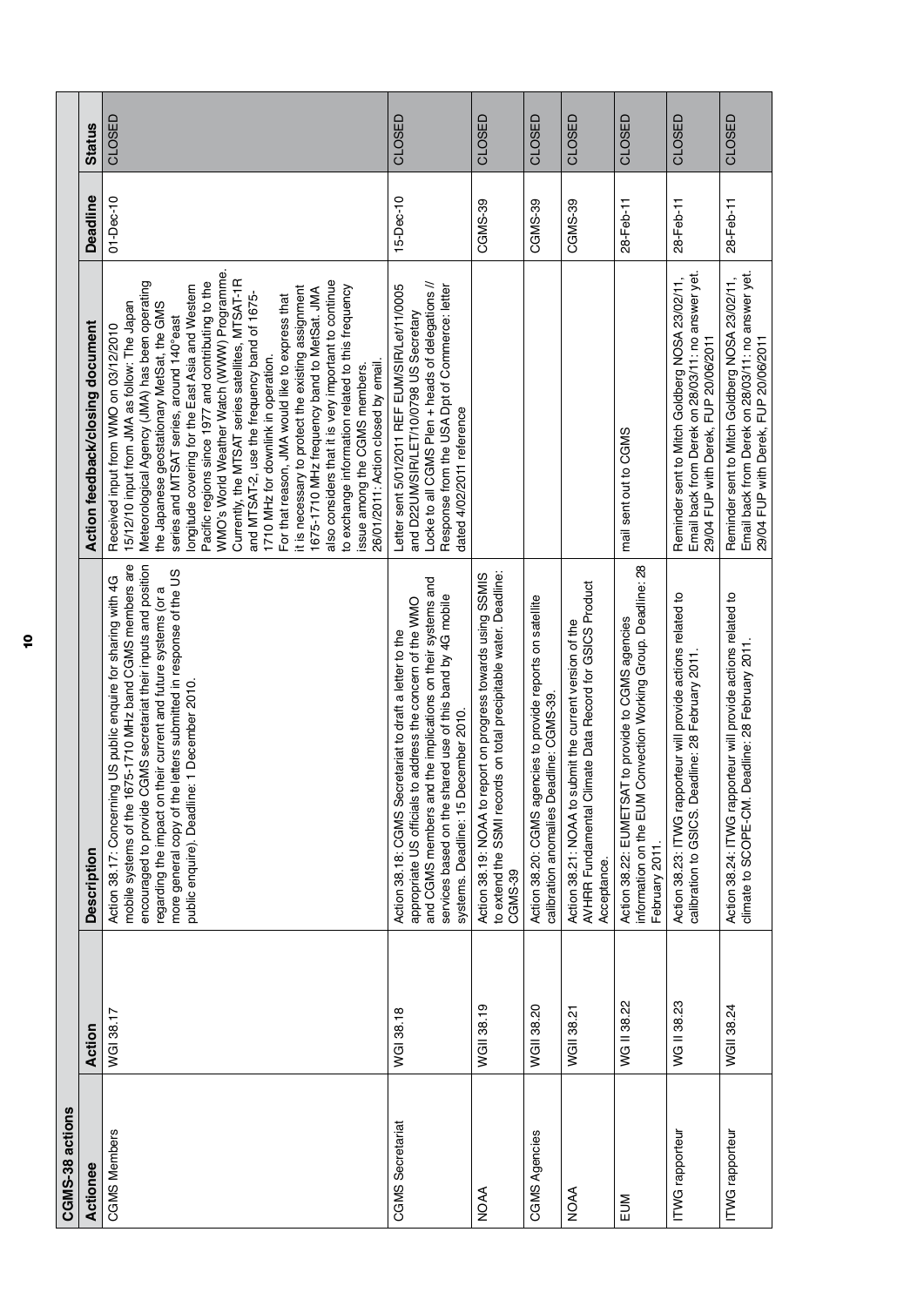| CGMS-38 actions | | | | | |
|---|---|---|---|---|---|
| **Actionee** | **Action** | **Description** | **Action feedback/closing document** | **Deadline** | **Status** |
| CGMS Members | WGI 38.17 | Action 38.17: Concerning US public enquire for sharing with 4G mobile systems of the 1675-1710 MHz band CGMS members are encouraged to provide CGMS secretariat their inputs and position regarding the impact on their current and future systems (or a more general copy of the letters submitted in response of the US public enquire). Deadline: 1 December 2010. | Received input from WMO on 03/12/2010 15/12/10 input from JMA as follow: The Japan Meteorological Agency (JMA) has been operating the Japanese geostationary MetSat, the GMS series and MTSAT series, around 140°east longitude covering for the East Asia and Western Pacific regions since 1977 and contributing to the WMO's World Weather Watch (WWW) Programme. Currently, the MTSAT series satellites, MTSAT-1R and MTSAT-2, use the frequency band of 1675-1710 MHz for downlink in operation. For that reason, JMA would like to express that it is necessary to protect the existing assignment 1675-1710 MHz frequency band to MetSat. JMA also considers that it is very important to continue to exchange information related to this frequency issue among the CGMS members. 26/01/2011: Action closed by email. | 01-Dec-10 | CLOSED |
| CGMS Secretariat | WGI 38.18 | Action 38.18: CGMS Secretariat to draft a letter to the appropriate US officials to address the concern of the WMO and CGMS members and the implications on their systems and services based on the shared use of this band by 4G mobile systems. Deadline: 15 December 2010. | Letter sent 5/01/2011 REF EUM/SIR/Let/11/0005 and D22UM/SIR/LET/10/0798 US Secretary Locke to all CGMS Plen + heads of delegations // Response from the USA Dpt of Commerce: letter dated 4/02/2011 reference | 15-Dec-10 | CLOSED |
| NOAA | WGII 38.19 | Action 38.19: NOAA to report on progress towards using SSMIS to extend the SSMI records on total precipitable water. Deadline: CGMS-39 | | CGMS-39 | CLOSED |
| CGMS Agencies | WGII 38.20 | Action 38.20: CGMS agencies to provide reports on satellite calibration anomalies Deadline: CGMS-39. | | CGMS-39 | CLOSED |
| NOAA | WGII 38.21 | Action 38.21: NOAA to submit the current version of the AVHRR Fundamental Climate Data Record for GSICS Product Acceptance. | | CGMS-39 | CLOSED |
| EUM | WG II 38.22 | Action 38.22: EUMETSAT to provide to CGMS agencies information on the EUM Convection Working Group. Deadline: 28 February 2011. | mail sent out to CGMS | 28-Feb-11 | CLOSED |
| ITWG rapporteur | WG II 38.23 | Action 38.23: ITWG rapporteur will provide actions related to calibration to GSICS. Deadline: 28 February 2011. | Reminder sent to Mitch Goldberg NOSA 23/02/11, Email back from Derek on 28/03/11: no answer yet. 29/04 FUP with Derek, FUP 20/06/2011 | 28-Feb-11 | CLOSED |
| ITWG rapporteur | WGII 38.24 | Action 38.24: ITWG rapporteur will provide actions related to climate to SCOPE-CM. Deadline: 28 February 2011. | Reminder sent to Mitch Goldberg NOSA 23/02/11, Email back from Derek on 28/03/11: no answer yet. 29/04 FUP with Derek, FUP 20/06/2011 | 28-Feb-11 | CLOSED |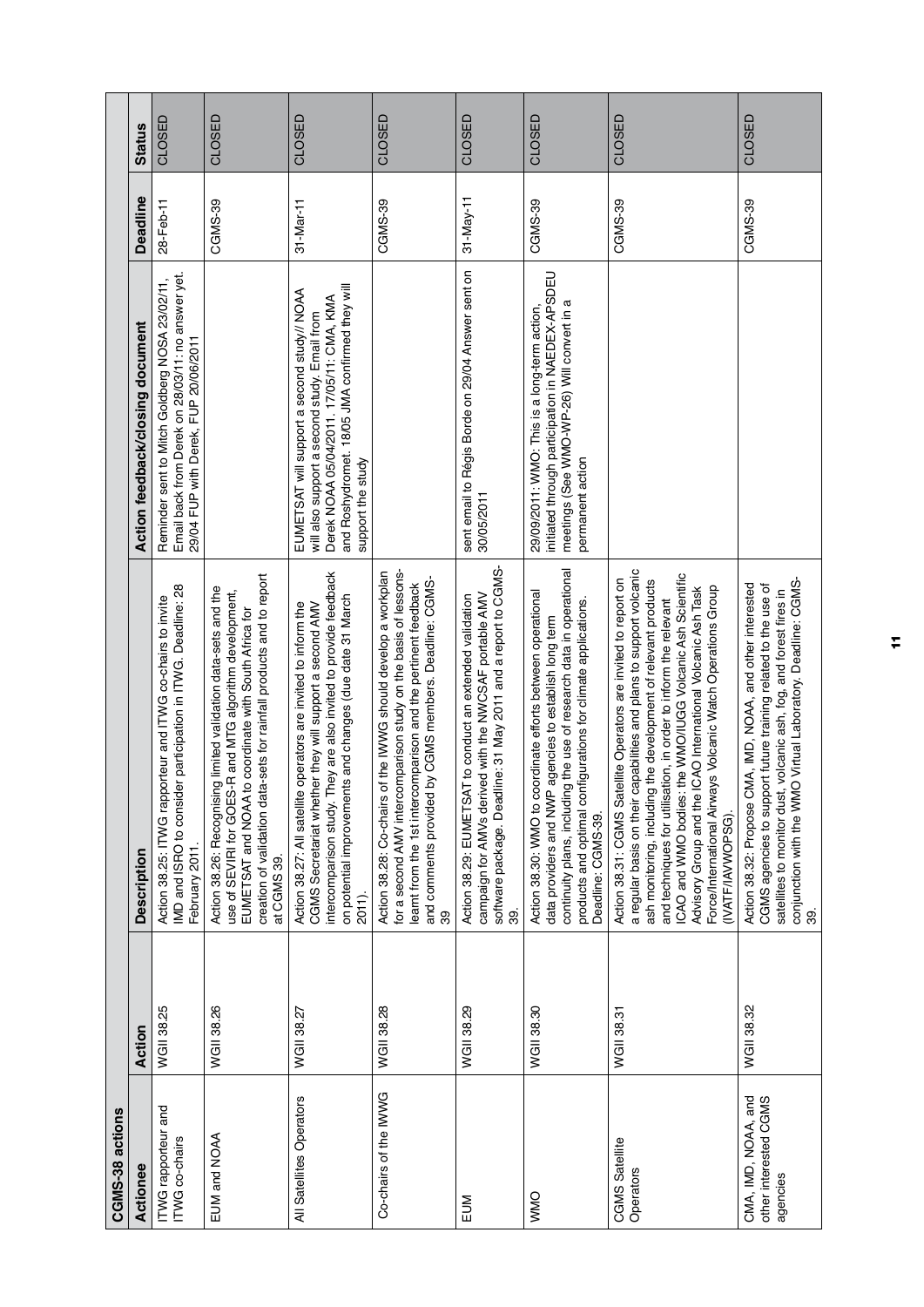| CGMS-38 actions | | | | | |
|---|---|---|---|---|---|
| **Actionee** | **Action** | **Description** | **Action feedback/closing document** | **Deadline** | **Status** |
| ITWG rapporteur and ITWG co-chairs | WGII 38.25 | Action 38.25: ITWG rapporteur and ITWG co-chairs to invite IMD and ISRO to consider participation in ITWG. Deadline: 28 February 2011. | Reminder sent to Mitch Goldberg NOSA 23/02/11, Email back from Derek on 28/03/11: no answer yet. 29/04 FUP with Derek, FUP 20/06/2011 | 28-Feb-11 | CLOSED |
| EUM and NOAA | WGII 38.26 | Action 38.26: Recognising limited validation data-sets and the use of SEVIRI for GOES-R and MTG algorithm development, EUMETSAT and NOAA to coordinate with South Africa for creation of validation data-sets for rainfall products and to report at CGMS 39. | | CGMS-39 | CLOSED |
| All Satellites Operators | WGII 38.27 | Action 38.27: All satellite operators are invited to inform the CGMS Secretariat whether they will support a second AMV intercomparison study. They are also invited to provide feedback on potential improvements and changes (due date 31 March 2011). | EUMETSAT will support a second study// NOAA will also support a second study. Email from Derek NOAA 05/04/2011. 17/05/11: CMA, KMA and Roshydromet. 18/05 JMA confirmed they will support the study | 31-Mar-11 | CLOSED |
| Co-chairs of the IWWG | WGII 38.28 | Action 38.28: Co-chairs of the IWWG should develop a workplan for a second AMV intercomparison study on the basis of lessons-learnt from the 1st intercomparison and the pertinent feedback and comments provided by CGMS members. Deadline: CGMS-39 | | CGMS-39 | CLOSED |
| EUM | WGII 38.29 | Action 38.29: EUMETSAT to conduct an extended validation campaign for AMVs derived with the NWCSAF portable AMV software package. Deadline: 31 May 2011 and a report to CGMS-39. | sent email to Régis Borde on 29/04 Answer sent on 30/05/2011 | 31-May-11 | CLOSED |
| WMO | WGII 38.30 | Action 38.30: WMO to coordinate efforts between operational data providers and NWP agencies to establish long term continuity plans, including the use of research data in operational products and optimal configurations for climate applications. Deadline: CGMS-39. | 29/09/2011: WMO: This is a long-term action, initiated through participation in NAEDEX-APSDEU meetings (See WMO-WP-26) Will convert in a permanent action | CGMS-39 | CLOSED |
| CGMS Satellite Operators | WGII 38.31 | Action 38.31: CGMS Satellite Operators are invited to report on a regular basis on their capabilities and plans to support volcanic ash monitoring, including the development of relevant products and techniques for utilisation, in order to inform the relevant ICAO and WMO bodies: the WMO/IUGG Volcanic Ash Scientific Advisory Group and the ICAO International Volcanic Ash Task Force/International Airways Volcanic Watch Operations Group (IVATF/IAVWOPSG). | | CGMS-39 | CLOSED |
| CMA, IMD, NOAA, and other interested CGMS agencies | WGII 38.32 | Action 38.32: Propose CMA, IMD, NOAA, and other interested CGMS agencies to support future training related to the use of satellites to monitor dust, volcanic ash, fog, and forest fires in conjunction with the WMO Virtual Laboratory. Deadline: CGMS-39. | | CGMS-39 | CLOSED |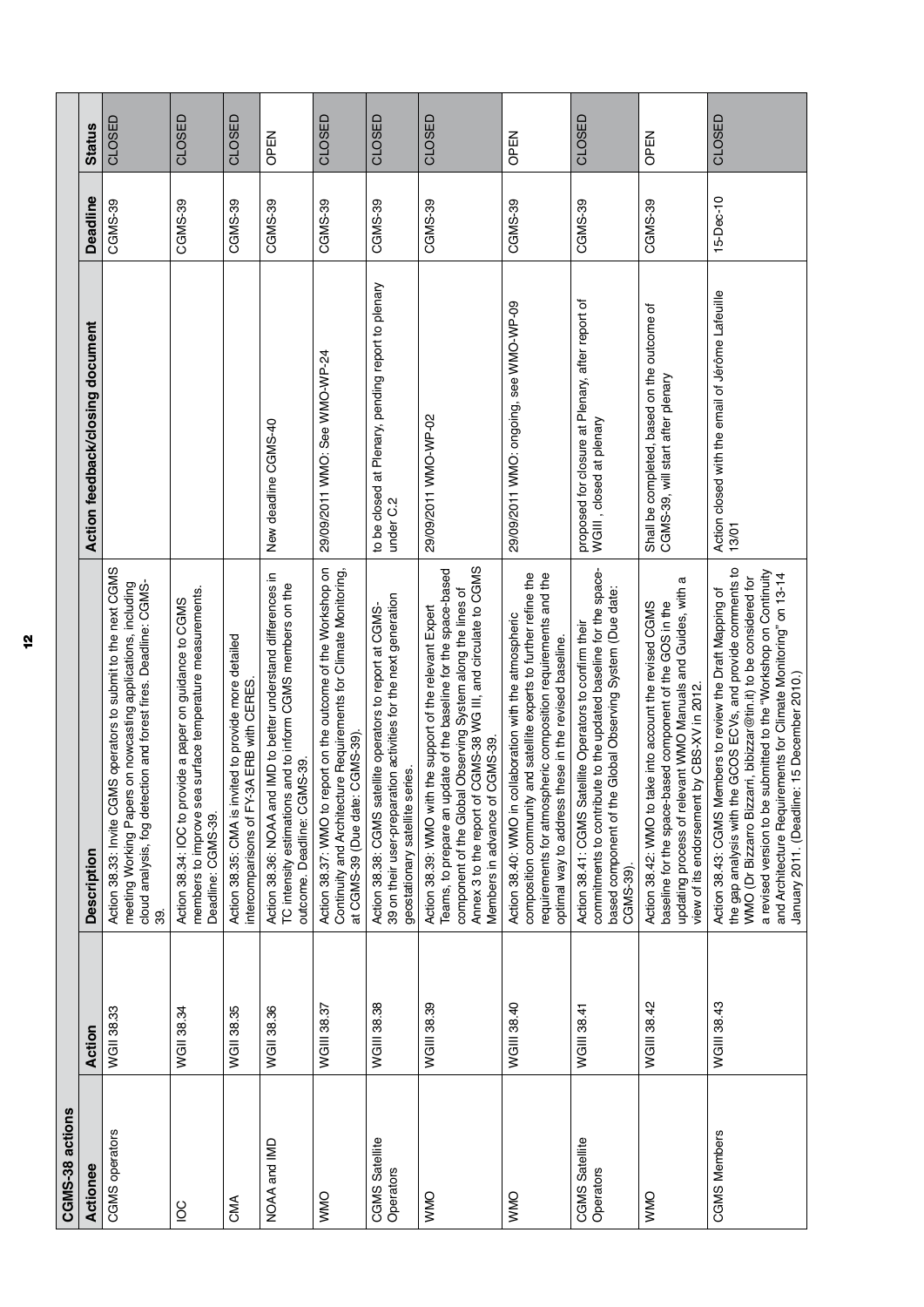| CGMS-38 actions | | | | | |
|---|---|---|---|---|---|
| **Actionee** | **Action** | **Description** | **Action feedback/closing document** | **Deadline** | **Status** |
| CGMS operators | WGII 38.33 | Action 38.33: Invite CGMS operators to submit to the next CGMS meeting Working Papers on nowcasting applications, including cloud analysis, fog detection and forest fires. Deadline: CGMS-39. | | CGMS-39 | CLOSED |
| IOC | WGII 38.34 | Action 38.34: IOC to provide a paper on guidance to CGMS members to improve sea surface temperature measurements. Deadline: CGMS-39. | | CGMS-39 | CLOSED |
| CMA | WGII 38.35 | Action 38.35: CMA is invited to provide more detailed intercomparisons of FY-3A ERB with CERES. | | CGMS-39 | CLOSED |
| NOAA and IMD | WGII 38.36 | Action 38.36: NOAA and IMD to better understand differences in TC intensity estimations and to inform CGMS members on the outcome. Deadline: CGMS-39. | New deadline CGMS-40 | CGMS-39 | OPEN |
| WMO | WGIII 38.37 | Action 38.37: WMO to report on the outcome of the Workshop on Continuity and Architecture Requirements for Climate Monitoring, at CGMS-39 (Due date: CGMS-39). | 29/09/2011 WMO: See WMO-WP-24 | CGMS-39 | CLOSED |
| CGMS Satellite Operators | WGIII 38.38 | Action 38.38: CGMS satellite operators to report at CGMS-39 on their user-preparation activities for the next generation geostationary satellite series. | to be closed at Plenary, pending report to plenary under C.2 | CGMS-39 | CLOSED |
| WMO | WGIII 38.39 | Action 38.39: WMO with the support of the relevant Expert Teams, to prepare an update of the baseline for the space-based component of the Global Observing System along the lines of Annex 3 to the report of CGMS-38 WG III, and circulate to CGMS Members in advance of CGMS-39. | 29/09/2011 WMO-WP-02 | CGMS-39 | CLOSED |
| WMO | WGIII 38.40 | Action 38.40: WMO in collaboration with the atmospheric composition community and satellite experts to further refine the requirements for atmospheric composition requirements and the optimal way to address these in the revised baseline. | 29/09/2011 WMO: ongoing, see WMO-WP-09 | CGMS-39 | OPEN |
| CGMS Satellite Operators | WGIII 38.41 | Action 38.41: CGMS Satellite Operators to confirm their commitments to contribute to the updated baseline for the space-based component of the Global Observing System (Due date: CGMS-39). | proposed for closure at Plenary, after report of WGIII , closed at plenary | CGMS-39 | CLOSED |
| WMO | WGIII 38.42 | Action 38.42: WMO to take into account the revised CGMS baseline for the space-based component of the GOS in the updating process of relevant WMO Manuals and Guides, with a view of its endorsement by CBS-XV in 2012. | Shall be completed, based on the outcome of CGMS-39, will start after plenary | CGMS-39 | OPEN |
| CGMS Members | WGIII 38.43 | Action 38.43: CGMS Members to review the Draft Mapping of the gap analysis with the GCOS ECVs, and provide comments to WMO (Dr Bizzarro Bizzarri, bibizzar@tin.it) to be considered for a revised version to be submitted to the "Workshop on Continuity and Architecture Requirements for Climate Monitoring" on 13-14 January 2011. (Deadline: 15 December 2010.) | Action closed with the email of Jérôme Lafeuille 13/01 | 15-Dec-10 | CLOSED |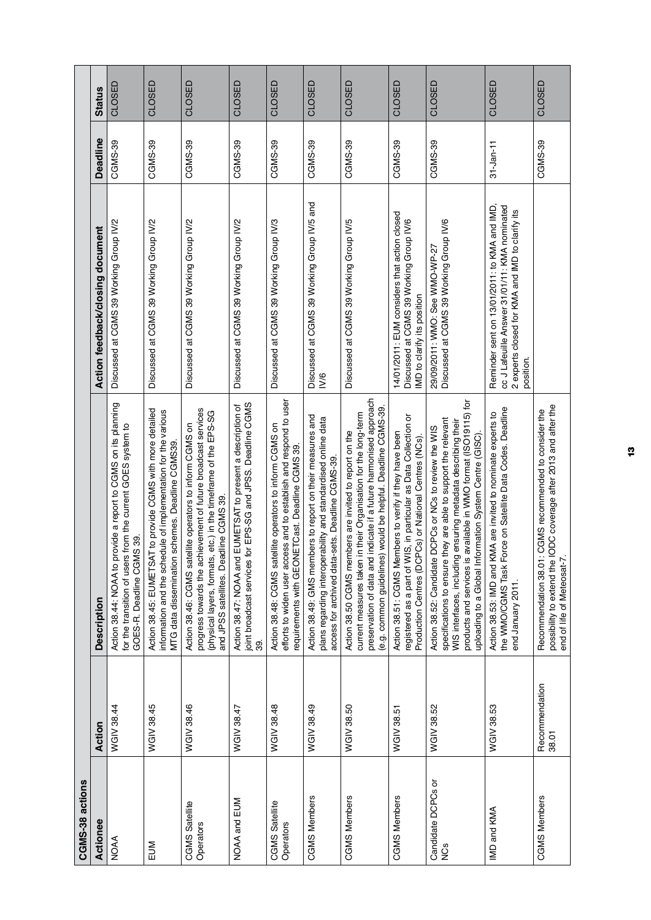| CGMS-38 actions | | | | | |
|---|---|---|---|---|---|
| **Actionee** | **Action** | **Description** | **Action feedback/closing document** | **Deadline** | **Status** |
| NOAA | WGIV 38.44 | Action 38.44: NOAA to provide a report to CGMS on its planning for the transition of users from the current GOES system to GOES-R. Deadline CGMS 39. | Discussed at CGMS 39 Working Group IV/2 | CGMS-39 | CLOSED |
| EUM | WGIV 38.45 | Action 38.45: EUMETSAT to provide CGMS with more detailed information and the schedule of implementation for the various MTG data dissemination schemes. Deadline CGMS39. | Discussed at CGMS 39 Working Group IV/2 | CGMS-39 | CLOSED |
| CGMS Satellite Operators | WGIV 38.46 | Action 38.46: CGMS satellite operators to inform CGMS on progress towards the achievement of future broadcast services (physical layers, formats, etc.) in the timeframe of the EPS-SG and JPSS satellites. Deadline CGMS 39. | Discussed at CGMS 39 Working Group IV/2 | CGMS-39 | CLOSED |
| NOAA and EUM | WGIV 38.47 | Action 38.47: NOAA and EUMETSAT to present a description of joint broadcast services for EPS-SG and JPSS. Deadline CGMS 39. | Discussed at CGMS 39 Working Group IV/2 | CGMS-39 | CLOSED |
| CGMS Satellite Operators | WGIV 38.48 | Action 38.48: CGMS satellite operators to inform CGMS on efforts to widen user access and to establish and respond to user requirements with GEONETCast. Deadline CGMS 39. | Discussed at CGMS 39 Working Group IV/3 | CGMS-39 | CLOSED |
| CGMS Members | WGIV 38.49 | Action 38.49: GMS members to report on their measures and plans regarding interoperability and standardised online data access for archived data-sets. Deadline CGMS-39. | Discussed at CGMS 39 Working Group IV/5 and IV/6 | CGMS-39 | CLOSED |
| CGMS Members | WGIV 38.50 | Action 38.50 CGMS members are invited to report on the current measures taken in their Organisation for the long-term preservation of data and indicate if a future harmonised approach (e.g. common guidelines) would be helpful. Deadline CGMS-39. | Discussed at CGMS 39 Working Group IV/5 | CGMS-39 | CLOSED |
| CGMS Members | WGIV 38.51 | Action 38.51: CGMS Members to verify if they have been registered as a part of WIS, in particular as Data Collection or Production Centres (DCPCs) or National Centres (NCs). | 14/01/2011: EUM considers that action closed Discussed at CGMS 39 Working Group IV/6 IMD to clarify its position | CGMS-39 | CLOSED |
| Candidate DCPCs or NCs | WGIV 38.52 | Action 38.52: Candidate DCPCs or NCs to review the WIS specifications to ensure they are able to support the relevant WIS interfaces, including ensuring metadata describing their products and services is available in WMO format (ISO19115) for uploading to a Global Information System Centre (GISC). | 29/09/2011: WMO: See WMO-WP-27 Discussed at CGMS 39 Working Group IV/6 | CGMS-39 | CLOSED |
| IMD and KMA | WGIV 38.53 | Action 38.53: IMD and KMA are invited to nominate experts to the WMO/CGMS Task Force on Satellite Data Codes. Deadline end January 2011. | Reminder sent on 13/01/2011: to KMA and IMD, cc J Lafeuille Answer 31/01/11: KMA nominated 2 experts closed for KMA and IMD to clarify its position. | 31-Jan-11 | CLOSED |
| CGMS Members | Recommendation 38.01 | Recommendation 38.01: CGMS recommended to consider the possibility to extend the IODC coverage after 2013 and after the end of life of Meteosat-7. | | CGMS-39 | CLOSED |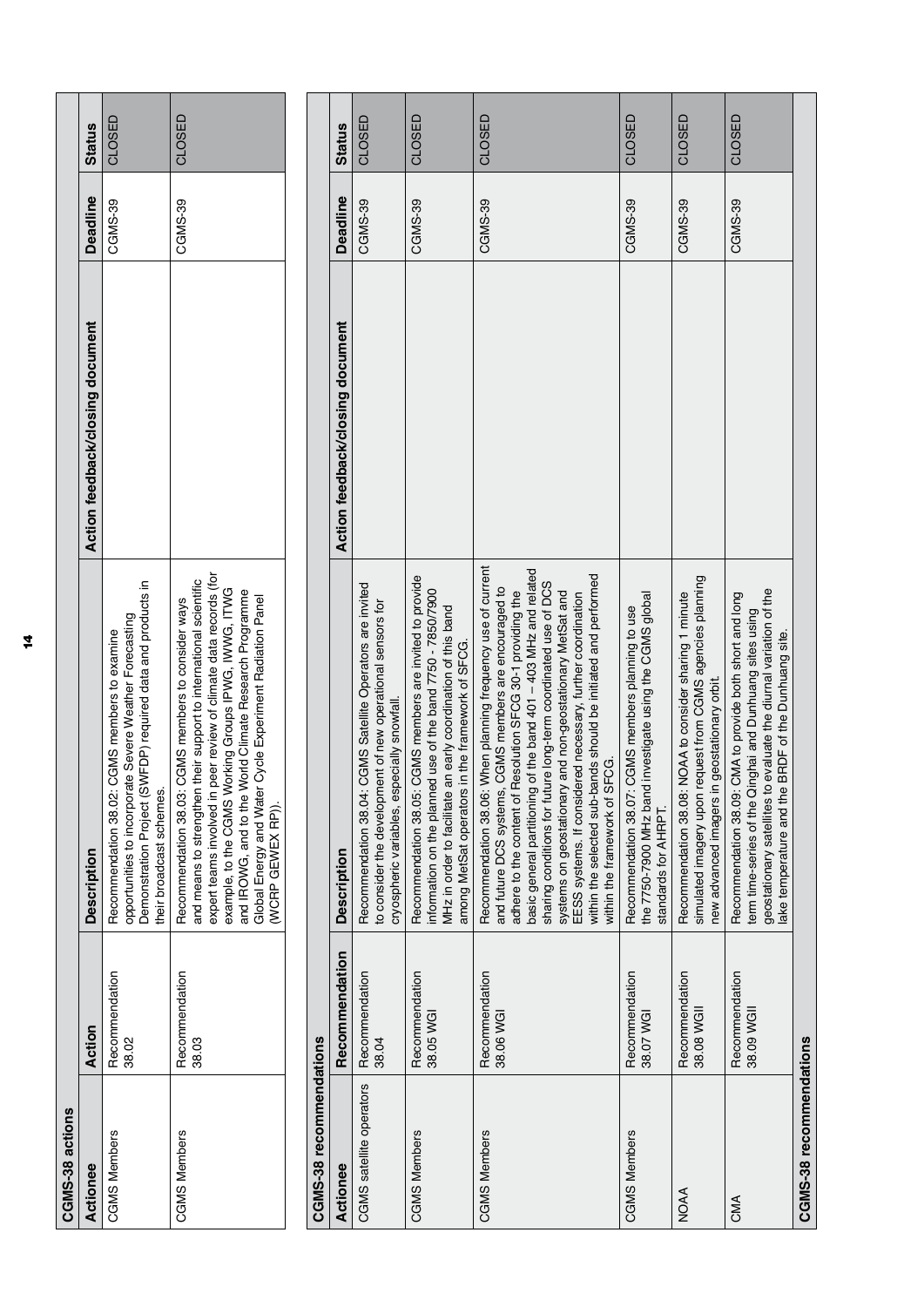## CGMS-38 actions

| Actionee | Action | Description | Action feedback/closing document | Deadline | Status |
|---|---|---|---|---|---|
| CGMS Members | Recommendation 38.02 | Recommendation 38.02: CGMS members to examine opportunities to incorporate Severe Weather Forecasting Demonstration Project (SWFDP) required data and products in their broadcast schemes. | | CGMS-39 | CLOSED |
| CGMS Members | Recommendation 38.03 | Recommendation 38.03: CGMS members to consider ways and means to strengthen their support to international scientific expert teams involved in peer review of climate data records (for example, to the CGMS Working Groups IPWG, IWWG, ITWG and IROWG, and to the World Climate Research Programme Global Energy and Water Cycle Experiment Radiation Panel (WCRP GEWEX RP)). | | CGMS-39 | CLOSED |

## CGMS-38 recommendations

| Actionee | Recommendation | Description | Action feedback/closing document | Deadline | Status |
|---|---|---|---|---|---|
| CGMS satellite operators | Recommendation 38.04 | Recommendation 38.04: CGMS Satellite Operators are invited to consider the development of new operational sensors for cryospheric variables, especially snowfall. | | CGMS-39 | CLOSED |
| CGMS Members | Recommendation 38.05 WGI | Recommendation 38.05: CGMS members are invited to provide information on the planned use of the band 7750 - 7850/7900 MHz in order to facilitate an early coordination of this band among MetSat operators in the framework of SFCG. | | CGMS-39 | CLOSED |
| CGMS Members | Recommendation 38.06 WGI | Recommendation 38.06: When planning frequency use of current and future DCS systems, CGMS members are encouraged to adhere to the content of Resolution SFCG 30-1 providing the basic general partitioning of the band 401 – 403 MHz and related sharing conditions for future long-term coordinated use of DCS systems on geostationary and non-geostationary MetSat and EESS systems. If considered necessary, further coordination within the selected sub-bands should be initiated and performed within the framework of SFCG. | | CGMS-39 | CLOSED |
| CGMS Members | Recommendation 38.07 WGI | Recommendation 38.07: CGMS members planning to use the 7750-7900 MHz band investigate using the CGMS global standards for AHRPT. | | CGMS-39 | CLOSED |
| NOAA | Recommendation 38.08 WGII | Recommendation 38.08: NOAA to consider sharing 1 minute simulated imagery upon request from CGMS agencies planning new advanced imagers in geostationary orbit. | | CGMS-39 | CLOSED |
| CMA | Recommendation 38.09 WGII | Recommendation 38.09: CMA to provide both short and long term time-series of the Qinghai and Dunhuang sites using geostationary satellites to evaluate the diurnal variation of the lake temperature and the BRDF of the Dunhuang site. | | CGMS-39 | CLOSED |

## CGMS-38 recommendations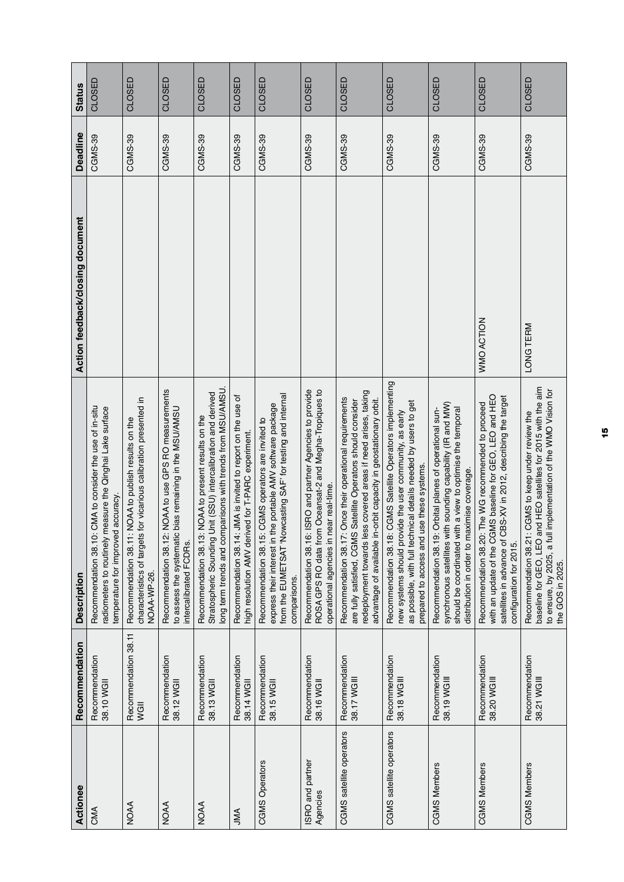| Actionee | Recommendation | Description | Action feedback/closing document | Deadline | Status |
|---|---|---|---|---|---|
| CMA | Recommendation 38.10 WGII | Recommendation 38.10: CMA to consider the use of in-situ radiometers to routinely measure the Qinghai Lake surface temperature for improved accuracy. | | CGMS-39 | CLOSED |
| NOAA | Recommendation 38.11 WGII | Recommendation 38.11: NOAA to publish results on the characteristics of targets for vicarious calibration presented in NOAA-WP-26. | | CGMS-39 | CLOSED |
| NOAA | Recommendation 38.12 WGII | Recommendation 38.12: NOAA to use GPS RO measurements to assess the systematic bias remaining in the MSU/AMSU intercalibrated FCDRs. | | CGMS-39 | CLOSED |
| NOAA | Recommendation 38.13 WGII | Recommendation 38.13: NOAA to present results on the Stratospheric Sounding Unit (SSU) intercalibration and derived long term trends and comparisons with trends from MSU/AMSU. | | CGMS-39 | CLOSED |
| JMA | Recommendation 38.14 WGII | Recommendation 38.14: JMA is invited to report on the use of high resolution AMV derived for T-PARC experiment. | | CGMS-39 | CLOSED |
| CGMS Operators | Recommendation 38.15 WGII | Recommendation 38.15: CGMS operators are invited to express their interest in the portable AMV software package from the EUMETSAT 'Nowcasting SAF' for testing and internal comparisons. | | CGMS-39 | CLOSED |
| ISRO and partner Agencies | Recommendation 38.16 WGII | Recommendation 38.16: ISRO and partner Agencies to provide ROSA GPS RO data from Oceansat-2 and Megha-Tropiques to operational agencies in near real-time. | | CGMS-39 | CLOSED |
| CGMS satellite operators | Recommendation 38.17 WGIII | Recommendation 38.17: Once their operational requirements are fully satisfied, CGMS Satellite Operators should consider redeployment towards less covered areas if need arises, taking advantage of available in-orbit capacity in geostationary orbit. | | CGMS-39 | CLOSED |
| CGMS satellite operators | Recommendation 38.18 WGIII | Recommendation 38.18: CGMS Satellite Operators implementing new systems should provide the user community, as early as possible, with full technical details needed by users to get prepared to access and use these systems. | | CGMS-39 | CLOSED |
| CGMS Members | Recommendation 38.19 WGIII | Recommendation 38.19: Orbital planes of operational sun-synchronous satellites with sounding capability (IR and MW) should be coordinated with a view to optimise the temporal distribution in order to maximise coverage. | | CGMS-39 | CLOSED |
| CGMS Members | Recommendation 38.20 WGIII | Recommendation 38.20: The WG recommended to proceed with an update of the CGMS baseline for GEO, LEO and HEO satellites in advance of CBS-XV in 2012, describing the target configuration for 2015. | WMO ACTION | CGMS-39 | CLOSED |
| CGMS Members | Recommendation 38.21 WGIII | Recommendation 38.21: CGMS to keep under review the baseline for GEO, LEO and HEO satellites for 2015 with the aim to ensure, by 2025, a full implementation of the WMO Vision for the GOS in 2025. | LONG TERM | CGMS-39 | CLOSED |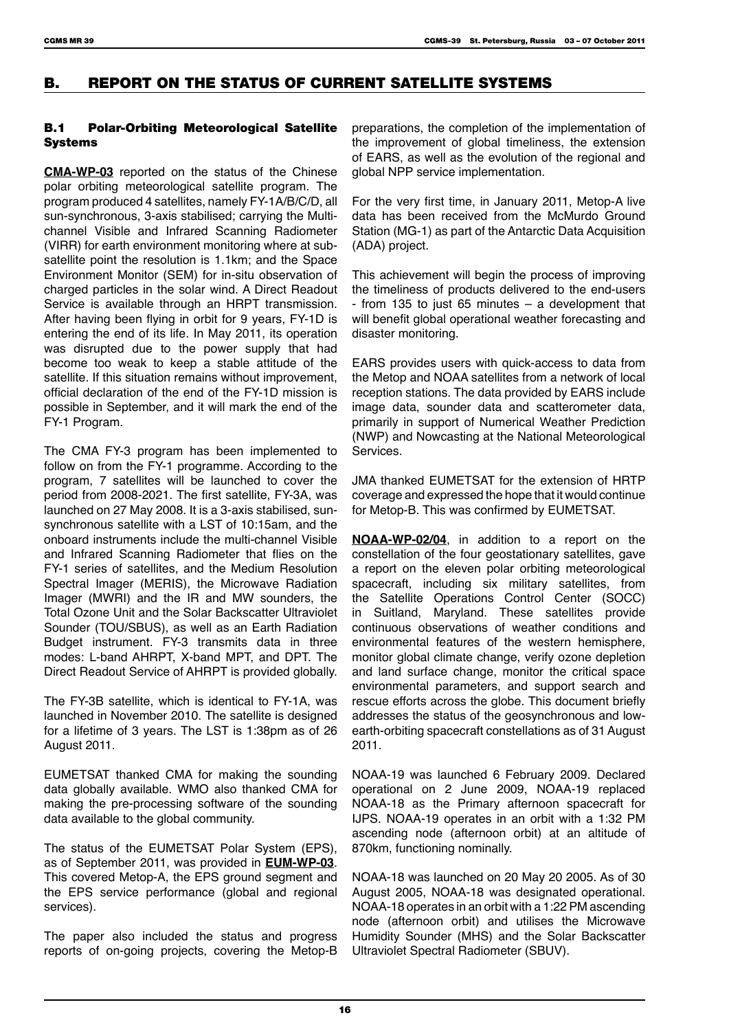## B. REPORT ON THE STATUS OF CURRENT SATELLITE SYSTEMS

### B.1 Polar-Orbiting Meteorological Satellite Systems

**CMA-WP-03** reported on the status of the Chinese polar orbiting meteorological satellite program. The program produced 4 satellites, namely FY-1A/B/C/D, all sun-synchronous, 3-axis stabilised; carrying the Multi-channel Visible and Infrared Scanning Radiometer (VIRR) for earth environment monitoring where at sub-satellite point the resolution is 1.1km; and the Space Environment Monitor (SEM) for in-situ observation of charged particles in the solar wind. A Direct Readout Service is available through an HRPT transmission. After having been flying in orbit for 9 years, FY-1D is entering the end of its life. In May 2011, its operation was disrupted due to the power supply that had become too weak to keep a stable attitude of the satellite. If this situation remains without improvement, official declaration of the end of the FY-1D mission is possible in September, and it will mark the end of the FY-1 Program.

The CMA FY-3 program has been implemented to follow on from the FY-1 programme. According to the program, 7 satellites will be launched to cover the period from 2008-2021. The first satellite, FY-3A, was launched on 27 May 2008. It is a 3-axis stabilised, sun-synchronous satellite with a LST of 10:15am, and the onboard instruments include the multi-channel Visible and Infrared Scanning Radiometer that flies on the FY-1 series of satellites, and the Medium Resolution Spectral Imager (MERIS), the Microwave Radiation Imager (MWRI) and the IR and MW sounders, the Total Ozone Unit and the Solar Backscatter Ultraviolet Sounder (TOU/SBUS), as well as an Earth Radiation Budget instrument. FY-3 transmits data in three modes: L-band AHRPT, X-band MPT, and DPT. The Direct Readout Service of AHRPT is provided globally.

The FY-3B satellite, which is identical to FY-1A, was launched in November 2010. The satellite is designed for a lifetime of 3 years. The LST is 1:38pm as of 26 August 2011.

EUMETSAT thanked CMA for making the sounding data globally available. WMO also thanked CMA for making the pre-processing software of the sounding data available to the global community.

The status of the EUMETSAT Polar System (EPS), as of September 2011, was provided in **EUM-WP-03**. This covered Metop-A, the EPS ground segment and the EPS service performance (global and regional services).

The paper also included the status and progress reports of on-going projects, covering the Metop-B preparations, the completion of the implementation of the improvement of global timeliness, the extension of EARS, as well as the evolution of the regional and global NPP service implementation.

For the very first time, in January 2011, Metop-A live data has been received from the McMurdo Ground Station (MG-1) as part of the Antarctic Data Acquisition (ADA) project.

This achievement will begin the process of improving the timeliness of products delivered to the end-users - from 135 to just 65 minutes – a development that will benefit global operational weather forecasting and disaster monitoring.

EARS provides users with quick-access to data from the Metop and NOAA satellites from a network of local reception stations. The data provided by EARS include image data, sounder data and scatterometer data, primarily in support of Numerical Weather Prediction (NWP) and Nowcasting at the National Meteorological Services.

JMA thanked EUMETSAT for the extension of HRTP coverage and expressed the hope that it would continue for Metop-B. This was confirmed by EUMETSAT.

**NOAA-WP-02/04**, in addition to a report on the constellation of the four geostationary satellites, gave a report on the eleven polar orbiting meteorological spacecraft, including six military satellites, from the Satellite Operations Control Center (SOCC) in Suitland, Maryland. These satellites provide continuous observations of weather conditions and environmental features of the western hemisphere, monitor global climate change, verify ozone depletion and land surface change, monitor the critical space environmental parameters, and support search and rescue efforts across the globe. This document briefly addresses the status of the geosynchronous and low-earth-orbiting spacecraft constellations as of 31 August 2011.

NOAA-19 was launched 6 February 2009. Declared operational on 2 June 2009, NOAA-19 replaced NOAA-18 as the Primary afternoon spacecraft for IJPS. NOAA-19 operates in an orbit with a 1:32 PM ascending node (afternoon orbit) at an altitude of 870km, functioning nominally.

NOAA-18 was launched on 20 May 20 2005. As of 30 August 2005, NOAA-18 was designated operational. NOAA-18 operates in an orbit with a 1:22 PM ascending node (afternoon orbit) and utilises the Microwave Humidity Sounder (MHS) and the Solar Backscatter Ultraviolet Spectral Radiometer (SBUV).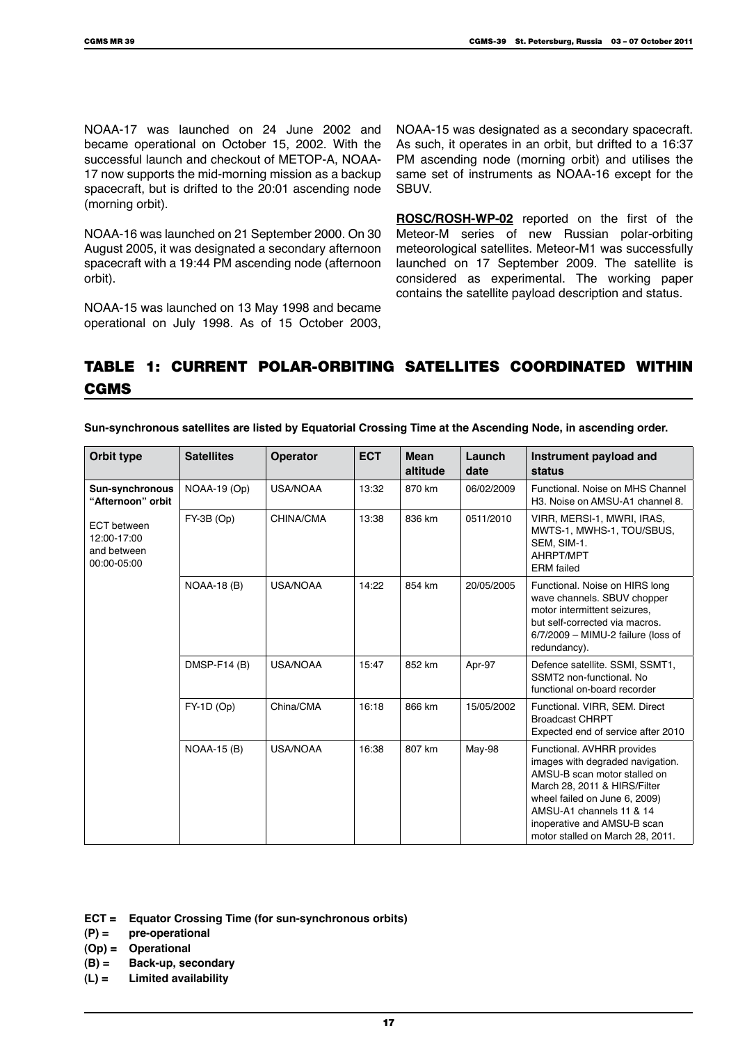NOAA-17 was launched on 24 June 2002 and became operational on October 15, 2002. With the successful launch and checkout of METOP-A, NOAA-17 now supports the mid-morning mission as a backup spacecraft, but is drifted to the 20:01 ascending node (morning orbit).

NOAA-16 was launched on 21 September 2000. On 30 August 2005, it was designated a secondary afternoon spacecraft with a 19:44 PM ascending node (afternoon orbit).

NOAA-15 was launched on 13 May 1998 and became operational on July 1998. As of 15 October 2003, NOAA-15 was designated as a secondary spacecraft. As such, it operates in an orbit, but drifted to a 16:37 PM ascending node (morning orbit) and utilises the same set of instruments as NOAA-16 except for the SBUV.

**ROSC/ROSH-WP-02** reported on the first of the Meteor-M series of new Russian polar-orbiting meteorological satellites. Meteor-M1 was successfully launched on 17 September 2009. The satellite is considered as experimental. The working paper contains the satellite payload description and status.

## TABLE 1: CURRENT POLAR-ORBITING SATELLITES COORDINATED WITHIN CGMS

**Sun-synchronous satellites are listed by Equatorial Crossing Time at the Ascending Node, in ascending order.**

| Orbit type | Satellites | Operator | ECT | Mean altitude | Launch date | Instrument payload and status |
|---|---|---|---|---|---|---|
| **Sun-synchronous "Afternoon" orbit** ECT between 12:00-17:00 and between 00:00-05:00 | NOAA-19 (Op) | USA/NOAA | 13:32 | 870 km | 06/02/2009 | Functional. Noise on MHS Channel H3. Noise on AMSU-A1 channel 8. |
| | FY-3B (Op) | CHINA/CMA | 13:38 | 836 km | 0511/2010 | VIRR, MERSI-1, MWRI, IRAS, MWTS-1, MWHS-1, TOU/SBUS, SEM, SIM-1. AHRPT/MPT ERM failed |
| | NOAA-18 (B) | USA/NOAA | 14:22 | 854 km | 20/05/2005 | Functional. Noise on HIRS long wave channels. SBUV chopper motor intermittent seizures, but self-corrected via macros. 6/7/2009 – MIMU-2 failure (loss of redundancy). |
| | DMSP-F14 (B) | USA/NOAA | 15:47 | 852 km | Apr-97 | Defence satellite. SSMI, SSMT1, SSMT2 non-functional. No functional on-board recorder |
| | FY-1D (Op) | China/CMA | 16:18 | 866 km | 15/05/2002 | Functional. VIRR, SEM. Direct Broadcast CHRPT Expected end of service after 2010 |
| | NOAA-15 (B) | USA/NOAA | 16:38 | 807 km | May-98 | Functional. AVHRR provides images with degraded navigation. AMSU-B scan motor stalled on March 28, 2011 & HIRS/Filter wheel failed on June 6, 2009) AMSU-A1 channels 11 & 14 inoperative and AMSU-B scan motor stalled on March 28, 2011. |

**ECT = Equator Crossing Time (for sun-synchronous orbits)**
**(P) = pre-operational**
**(Op) = Operational**
**(B) = Back-up, secondary**
**(L) = Limited availability**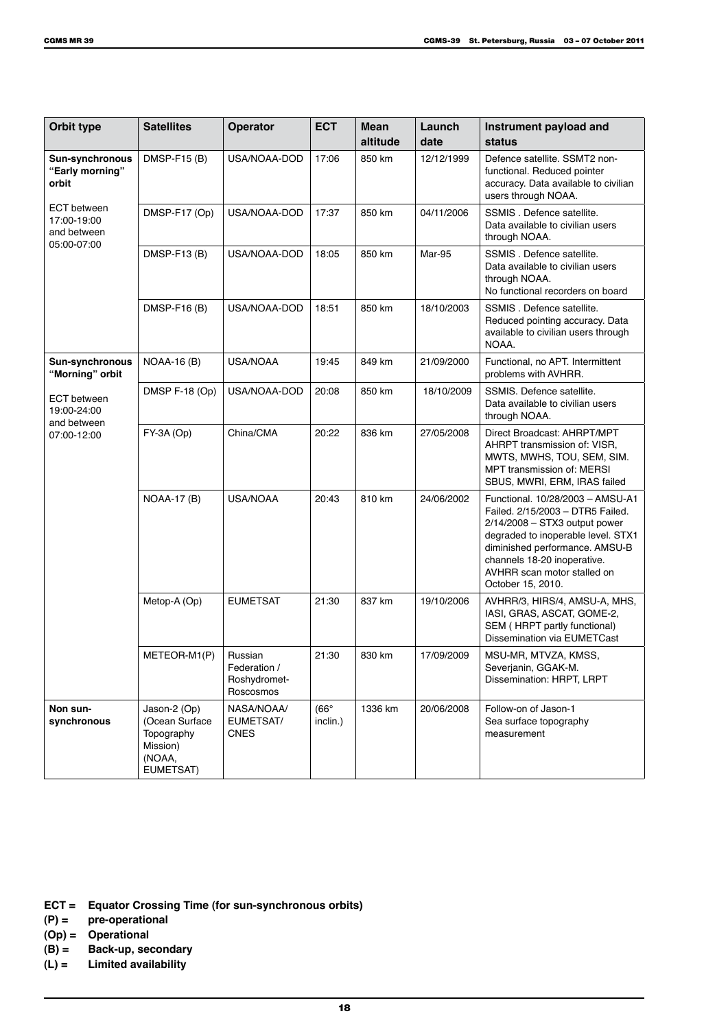| Orbit type | Satellites | Operator | ECT | Mean altitude | Launch date | Instrument payload and status |
|---|---|---|---|---|---|---|
| **Sun-synchronous "Early morning" orbit**<br><br>ECT between 17:00-19:00 and between 05:00-07:00 | DMSP-F15 (B) | USA/NOAA-DOD | 17:06 | 850 km | 12/12/1999 | Defence satellite. SSMT2 non-functional. Reduced pointer accuracy. Data available to civilian users through NOAA. |
| | DMSP-F17 (Op) | USA/NOAA-DOD | 17:37 | 850 km | 04/11/2006 | SSMIS . Defence satellite. Data available to civilian users through NOAA. |
| | DMSP-F13 (B) | USA/NOAA-DOD | 18:05 | 850 km | Mar-95 | SSMIS . Defence satellite. Data available to civilian users through NOAA. No functional recorders on board |
| | DMSP-F16 (B) | USA/NOAA-DOD | 18:51 | 850 km | 18/10/2003 | SSMIS . Defence satellite. Reduced pointing accuracy. Data available to civilian users through NOAA. |
| **Sun-synchronous "Morning" orbit**<br><br>ECT between 19:00-24:00 and between 07:00-12:00 | NOAA-16 (B) | USA/NOAA | 19:45 | 849 km | 21/09/2000 | Functional, no APT. Intermittent problems with AVHRR. |
| | DMSP F-18 (Op) | USA/NOAA-DOD | 20:08 | 850 km | 18/10/2009 | SSMIS. Defence satellite. Data available to civilian users through NOAA. |
| | FY-3A (Op) | China/CMA | 20:22 | 836 km | 27/05/2008 | Direct Broadcast: AHRPT/MPT AHRPT transmission of: VISR, MWTS, MWHS, TOU, SEM, SIM. MPT transmission of: MERSI SBUS, MWRI, ERM, IRAS failed |
| | NOAA-17 (B) | USA/NOAA | 20:43 | 810 km | 24/06/2002 | Functional. 10/28/2003 – AMSU-A1 Failed. 2/15/2003 – DTR5 Failed. 2/14/2008 – STX3 output power degraded to inoperable level. STX1 diminished performance. AMSU-B channels 18-20 inoperative. AVHRR scan motor stalled on October 15, 2010. |
| | Metop-A (Op) | EUMETSAT | 21:30 | 837 km | 19/10/2006 | AVHRR/3, HIRS/4, AMSU-A, MHS, IASI, GRAS, ASCAT, GOME-2, SEM ( HRPT partly functional) Dissemination via EUMETCast |
| | METEOR-M1(P) | Russian Federation / Roshydromet-Roscosmos | 21:30 | 830 km | 17/09/2009 | MSU-MR, MTVZA, KMSS, Severjanin, GGAK-M. Dissemination: HRPT, LRPT |
| **Non sun-synchronous** | Jason-2 (Op) (Ocean Surface Topography Mission) (NOAA, EUMETSAT) | NASA/NOAA/ EUMETSAT/ CNES | (66° inclin.) | 1336 km | 20/06/2008 | Follow-on of Jason-1 Sea surface topography measurement |

**ECT = Equator Crossing Time (for sun-synchronous orbits)**
**(P) = pre-operational**
**(Op) = Operational**
**(B) = Back-up, secondary**
**(L) = Limited availability**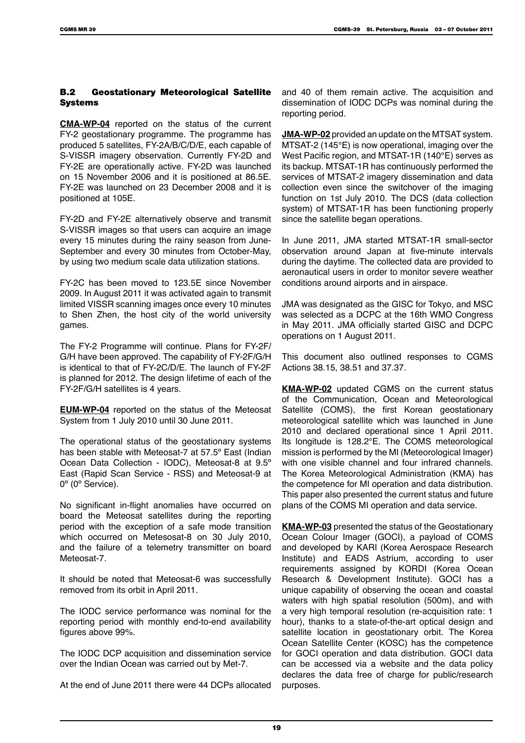## B.2 Geostationary Meteorological Satellite Systems

**CMA-WP-04** reported on the status of the current FY-2 geostationary programme. The programme has produced 5 satellites, FY-2A/B/C/D/E, each capable of S-VISSR imagery observation. Currently FY-2D and FY-2E are operationally active. FY-2D was launched on 15 November 2006 and it is positioned at 86.5E. FY-2E was launched on 23 December 2008 and it is positioned at 105E.

FY-2D and FY-2E alternatively observe and transmit S-VISSR images so that users can acquire an image every 15 minutes during the rainy season from June-September and every 30 minutes from October-May, by using two medium scale data utilization stations.

FY-2C has been moved to 123.5E since November 2009. In August 2011 it was activated again to transmit limited VISSR scanning images once every 10 minutes to Shen Zhen, the host city of the world university games.

The FY-2 Programme will continue. Plans for FY-2F/G/H have been approved. The capability of FY-2F/G/H is identical to that of FY-2C/D/E. The launch of FY-2F is planned for 2012. The design lifetime of each of the FY-2F/G/H satellites is 4 years.

**EUM-WP-04** reported on the status of the Meteosat System from 1 July 2010 until 30 June 2011.

The operational status of the geostationary systems has been stable with Meteosat-7 at 57.5º East (Indian Ocean Data Collection - IODC), Meteosat-8 at 9.5º East (Rapid Scan Service - RSS) and Meteosat-9 at 0º (0º Service).

No significant in-flight anomalies have occurred on board the Meteosat satellites during the reporting period with the exception of a safe mode transition which occurred on Metesosat-8 on 30 July 2010, and the failure of a telemetry transmitter on board Meteosat-7.

It should be noted that Meteosat-6 was successfully removed from its orbit in April 2011.

The IODC service performance was nominal for the reporting period with monthly end-to-end availability figures above 99%.

The IODC DCP acquisition and dissemination service over the Indian Ocean was carried out by Met-7.

At the end of June 2011 there were 44 DCPs allocated and 40 of them remain active. The acquisition and dissemination of IODC DCPs was nominal during the reporting period.

**JMA-WP-02** provided an update on the MTSAT system. MTSAT-2 (145°E) is now operational, imaging over the West Pacific region, and MTSAT-1R (140°E) serves as its backup. MTSAT-1R has continuously performed the services of MTSAT-2 imagery dissemination and data collection even since the switchover of the imaging function on 1st July 2010. The DCS (data collection system) of MTSAT-1R has been functioning properly since the satellite began operations.

In June 2011, JMA started MTSAT-1R small-sector observation around Japan at five-minute intervals during the daytime. The collected data are provided to aeronautical users in order to monitor severe weather conditions around airports and in airspace.

JMA was designated as the GISC for Tokyo, and MSC was selected as a DCPC at the 16th WMO Congress in May 2011. JMA officially started GISC and DCPC operations on 1 August 2011.

This document also outlined responses to CGMS Actions 38.15, 38.51 and 37.37.

**KMA-WP-02** updated CGMS on the current status of the Communication, Ocean and Meteorological Satellite (COMS), the first Korean geostationary meteorological satellite which was launched in June 2010 and declared operational since 1 April 2011. Its longitude is 128.2°E. The COMS meteorological mission is performed by the MI (Meteorological Imager) with one visible channel and four infrared channels. The Korea Meteorological Administration (KMA) has the competence for MI operation and data distribution. This paper also presented the current status and future plans of the COMS MI operation and data service.

**KMA-WP-03** presented the status of the Geostationary Ocean Colour Imager (GOCI), a payload of COMS and developed by KARI (Korea Aerospace Research Institute) and EADS Astrium, according to user requirements assigned by KORDI (Korea Ocean Research & Development Institute). GOCI has a unique capability of observing the ocean and coastal waters with high spatial resolution (500m), and with a very high temporal resolution (re-acquisition rate: 1 hour), thanks to a state-of-the-art optical design and satellite location in geostationary orbit. The Korea Ocean Satellite Center (KOSC) has the competence for GOCI operation and data distribution. GOCI data can be accessed via a website and the data policy declares the data free of charge for public/research purposes.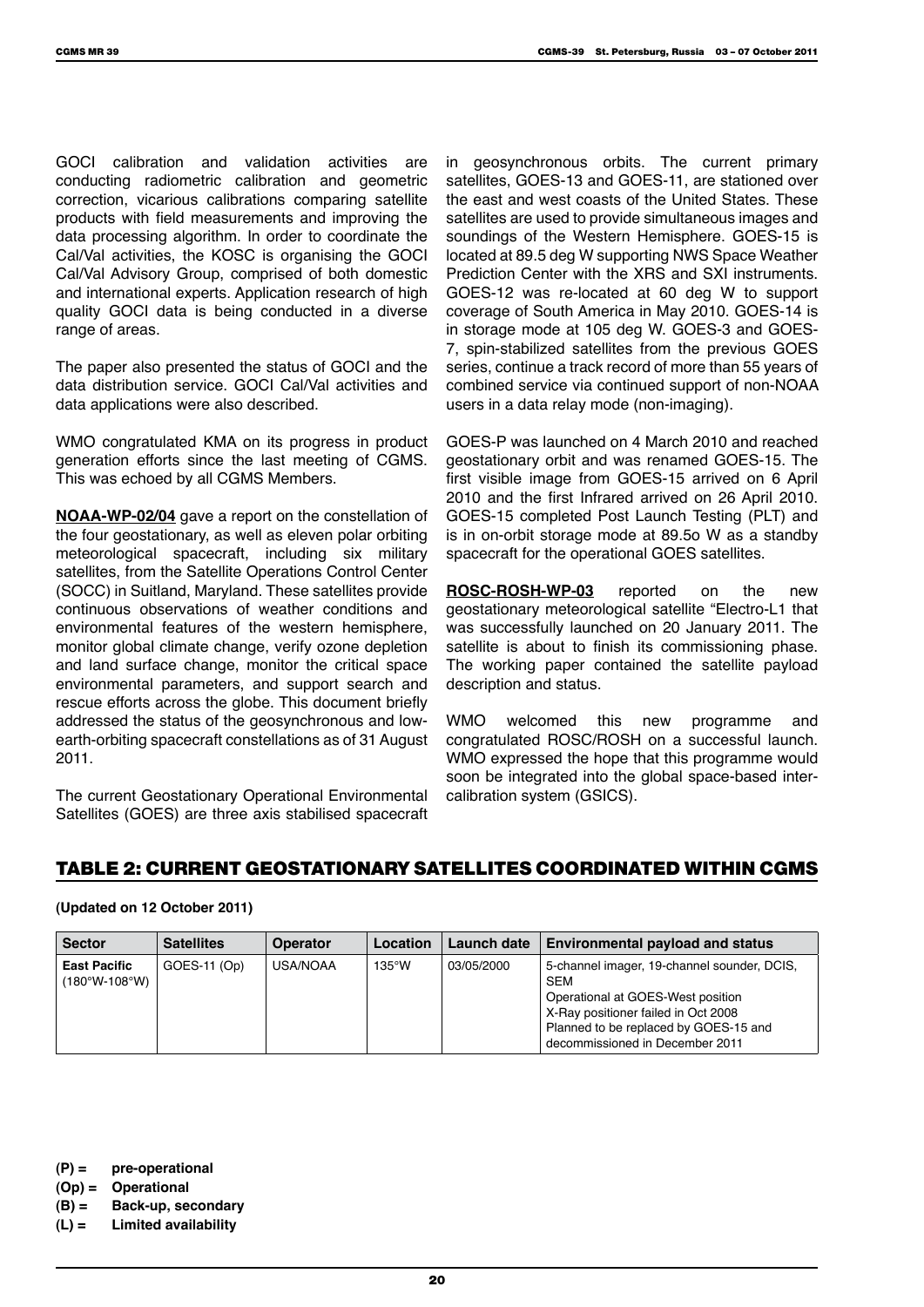GOCI calibration and validation activities are conducting radiometric calibration and geometric correction, vicarious calibrations comparing satellite products with field measurements and improving the data processing algorithm. In order to coordinate the Cal/Val activities, the KOSC is organising the GOCI Cal/Val Advisory Group, comprised of both domestic and international experts. Application research of high quality GOCI data is being conducted in a diverse range of areas.

The paper also presented the status of GOCI and the data distribution service. GOCI Cal/Val activities and data applications were also described.

WMO congratulated KMA on its progress in product generation efforts since the last meeting of CGMS. This was echoed by all CGMS Members.

**NOAA-WP-02/04** gave a report on the constellation of the four geostationary, as well as eleven polar orbiting meteorological spacecraft, including six military satellites, from the Satellite Operations Control Center (SOCC) in Suitland, Maryland. These satellites provide continuous observations of weather conditions and environmental features of the western hemisphere, monitor global climate change, verify ozone depletion and land surface change, monitor the critical space environmental parameters, and support search and rescue efforts across the globe. This document briefly addressed the status of the geosynchronous and low-earth-orbiting spacecraft constellations as of 31 August 2011.

The current Geostationary Operational Environmental Satellites (GOES) are three axis stabilised spacecraft in geosynchronous orbits. The current primary satellites, GOES-13 and GOES-11, are stationed over the east and west coasts of the United States. These satellites are used to provide simultaneous images and soundings of the Western Hemisphere. GOES-15 is located at 89.5 deg W supporting NWS Space Weather Prediction Center with the XRS and SXI instruments. GOES-12 was re-located at 60 deg W to support coverage of South America in May 2010. GOES-14 is in storage mode at 105 deg W. GOES-3 and GOES-7, spin-stabilized satellites from the previous GOES series, continue a track record of more than 55 years of combined service via continued support of non-NOAA users in a data relay mode (non-imaging).

GOES-P was launched on 4 March 2010 and reached geostationary orbit and was renamed GOES-15. The first visible image from GOES-15 arrived on 6 April 2010 and the first Infrared arrived on 26 April 2010. GOES-15 completed Post Launch Testing (PLT) and is in on-orbit storage mode at 89.5o W as a standby spacecraft for the operational GOES satellites.

**ROSC-ROSH-WP-03** reported on the new geostationary meteorological satellite "Electro-L1 that was successfully launched on 20 January 2011. The satellite is about to finish its commissioning phase. The working paper contained the satellite payload description and status.

WMO welcomed this new programme and congratulated ROSC/ROSH on a successful launch. WMO expressed the hope that this programme would soon be integrated into the global space-based inter-calibration system (GSICS).

## TABLE 2: CURRENT GEOSTATIONARY SATELLITES COORDINATED WITHIN CGMS

**(Updated on 12 October 2011)**

| Sector | Satellites | Operator | Location | Launch date | Environmental payload and status |
|---|---|---|---|---|---|
| **East Pacific** (180°W-108°W) | GOES-11 (Op) | USA/NOAA | 135°W | 03/05/2000 | 5-channel imager, 19-channel sounder, DCIS, SEM<br>Operational at GOES-West position<br>X-Ray positioner failed in Oct 2008<br>Planned to be replaced by GOES-15 and decommissioned in December 2011 |

**(P) = pre-operational**
**(Op) = Operational**
**(B) = Back-up, secondary**
**(L) = Limited availability**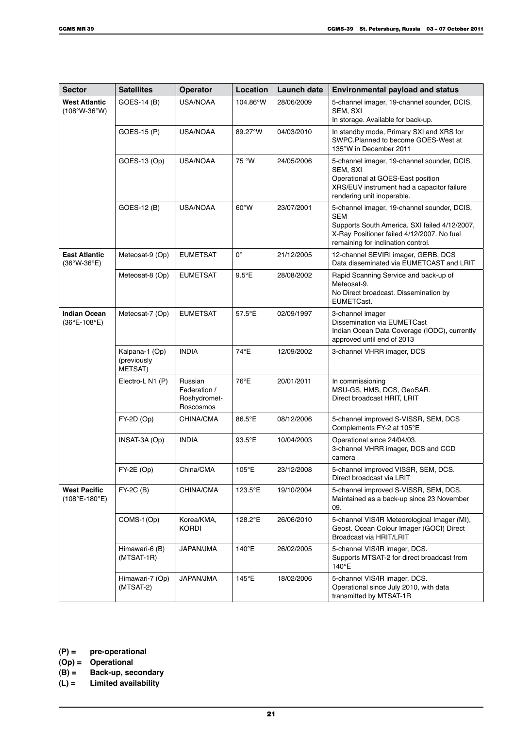| Sector | Satellites | Operator | Location | Launch date | Environmental payload and status |
|---|---|---|---|---|---|
| **West Atlantic** (108°W-36°W) | GOES-14 (B) | USA/NOAA | 104.86°W | 28/06/2009 | 5-channel imager, 19-channel sounder, DCIS, SEM, SXI<br>In storage. Available for back-up. |
| | GOES-15 (P) | USA/NOAA | 89.27°W | 04/03/2010 | In standby mode, Primary SXI and XRS for SWPC.Planned to become GOES-West at 135°W in December 2011 |
| | GOES-13 (Op) | USA/NOAA | 75 °W | 24/05/2006 | 5-channel imager, 19-channel sounder, DCIS, SEM, SXI<br>Operational at GOES-East position<br>XRS/EUV instrument had a capacitor failure rendering unit inoperable. |
| | GOES-12 (B) | USA/NOAA | 60°W | 23/07/2001 | 5-channel imager, 19-channel sounder, DCIS, SEM<br>Supports South America. SXI failed 4/12/2007, X-Ray Positioner failed 4/12/2007. No fuel remaining for inclination control. |
| **East Atlantic** (36°W-36°E) | Meteosat-9 (Op) | EUMETSAT | 0° | 21/12/2005 | 12-channel SEVIRI imager, GERB, DCS<br>Data disseminated via EUMETCAST and LRIT |
| | Meteosat-8 (Op) | EUMETSAT | 9.5°E | 28/08/2002 | Rapid Scanning Service and back-up of Meteosat-9.<br>No Direct broadcast. Dissemination by EUMETCast. |
| **Indian Ocean** (36°E-108°E) | Meteosat-7 (Op) | EUMETSAT | 57.5°E | 02/09/1997 | 3-channel imager<br>Dissemination via EUMETCast<br>Indian Ocean Data Coverage (IODC), currently approved until end of 2013 |
| | Kalpana-1 (Op) (previously METSAT) | INDIA | 74°E | 12/09/2002 | 3-channel VHRR imager, DCS |
| | Electro-L N1 (P) | Russian Federation / Roshydromet-Roscosmos | 76°E | 20/01/2011 | In commissioning<br>MSU-GS, HMS, DCS, GeoSAR.<br>Direct broadcast HRIT, LRIT |
| | FY-2D (Op) | CHINA/CMA | 86.5°E | 08/12/2006 | 5-channel improved S-VISSR, SEM, DCS<br>Complements FY-2 at 105°E |
| | INSAT-3A (Op) | INDIA | 93.5°E | 10/04/2003 | Operational since 24/04/03.<br>3-channel VHRR imager, DCS and CCD camera |
| | FY-2E (Op) | China/CMA | 105°E | 23/12/2008 | 5-channel improved VISSR, SEM, DCS.<br>Direct broadcast via LRIT |
| **West Pacific** (108°E-180°E) | FY-2C (B) | CHINA/CMA | 123.5°E | 19/10/2004 | 5-channel improved S-VISSR, SEM, DCS.<br>Maintained as a back-up since 23 November 09. |
| | COMS-1(Op) | Korea/KMA, KORDI | 128.2°E | 26/06/2010 | 5-channel VIS/IR Meteorological Imager (MI), Geost. Ocean Colour Imager (GOCI) Direct Broadcast via HRIT/LRIT |
| | Himawari-6 (B) (MTSAT-1R) | JAPAN/JMA | 140°E | 26/02/2005 | 5-channel VIS/IR imager, DCS.<br>Supports MTSAT-2 for direct broadcast from 140°E |
| | Himawari-7 (Op) (MTSAT-2) | JAPAN/JMA | 145°E | 18/02/2006 | 5-channel VIS/IR imager, DCS.<br>Operational since July 2010, with data transmitted by MTSAT-1R |

**(P) = pre-operational**
**(Op) = Operational**
**(B) = Back-up, secondary**
**(L) = Limited availability**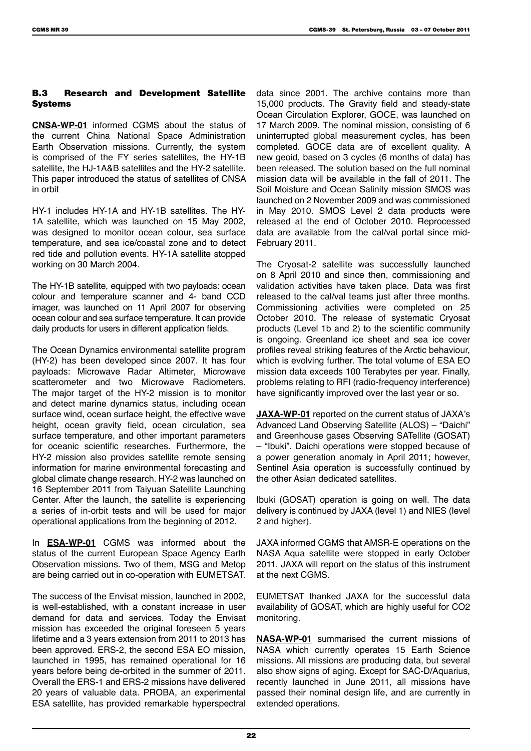### B.3 Research and Development Satellite Systems

**CNSA-WP-01** informed CGMS about the status of the current China National Space Administration Earth Observation missions. Currently, the system is comprised of the FY series satellites, the HY-1B satellite, the HJ-1A&B satellites and the HY-2 satellite. This paper introduced the status of satellites of CNSA in orbit

HY-1 includes HY-1A and HY-1B satellites. The HY-1A satellite, which was launched on 15 May 2002, was designed to monitor ocean colour, sea surface temperature, and sea ice/coastal zone and to detect red tide and pollution events. HY-1A satellite stopped working on 30 March 2004.

The HY-1B satellite, equipped with two payloads: ocean colour and temperature scanner and 4- band CCD imager, was launched on 11 April 2007 for observing ocean colour and sea surface temperature. It can provide daily products for users in different application fields.

The Ocean Dynamics environmental satellite program (HY-2) has been developed since 2007. It has four payloads: Microwave Radar Altimeter, Microwave scatterometer and two Microwave Radiometers. The major target of the HY-2 mission is to monitor and detect marine dynamics status, including ocean surface wind, ocean surface height, the effective wave height, ocean gravity field, ocean circulation, sea surface temperature, and other important parameters for oceanic scientific researches. Furthermore, the HY-2 mission also provides satellite remote sensing information for marine environmental forecasting and global climate change research. HY-2 was launched on 16 September 2011 from Taiyuan Satellite Launching Center. After the launch, the satellite is experiencing a series of in-orbit tests and will be used for major operational applications from the beginning of 2012.

In **ESA-WP-01** CGMS was informed about the status of the current European Space Agency Earth Observation missions. Two of them, MSG and Metop are being carried out in co-operation with EUMETSAT.

The success of the Envisat mission, launched in 2002, is well-established, with a constant increase in user demand for data and services. Today the Envisat mission has exceeded the original foreseen 5 years lifetime and a 3 years extension from 2011 to 2013 has been approved. ERS-2, the second ESA EO mission, launched in 1995, has remained operational for 16 years before being de-orbited in the summer of 2011. Overall the ERS-1 and ERS-2 missions have delivered 20 years of valuable data. PROBA, an experimental ESA satellite, has provided remarkable hyperspectral data since 2001. The archive contains more than 15,000 products. The Gravity field and steady-state Ocean Circulation Explorer, GOCE, was launched on 17 March 2009. The nominal mission, consisting of 6 uninterrupted global measurement cycles, has been completed. GOCE data are of excellent quality. A new geoid, based on 3 cycles (6 months of data) has been released. The solution based on the full nominal mission data will be available in the fall of 2011. The Soil Moisture and Ocean Salinity mission SMOS was launched on 2 November 2009 and was commissioned in May 2010. SMOS Level 2 data products were released at the end of October 2010. Reprocessed data are available from the cal/val portal since mid-February 2011.

The Cryosat-2 satellite was successfully launched on 8 April 2010 and since then, commissioning and validation activities have taken place. Data was first released to the cal/val teams just after three months. Commissioning activities were completed on 25 October 2010. The release of systematic Cryosat products (Level 1b and 2) to the scientific community is ongoing. Greenland ice sheet and sea ice cover profiles reveal striking features of the Arctic behaviour, which is evolving further. The total volume of ESA EO mission data exceeds 100 Terabytes per year. Finally, problems relating to RFI (radio-frequency interference) have significantly improved over the last year or so.

**JAXA-WP-01** reported on the current status of JAXA's Advanced Land Observing Satellite (ALOS) – "Daichi" and Greenhouse gases Observing SATellite (GOSAT) – "Ibuki". Daichi operations were stopped because of a power generation anomaly in April 2011; however, Sentinel Asia operation is successfully continued by the other Asian dedicated satellites.

Ibuki (GOSAT) operation is going on well. The data delivery is continued by JAXA (level 1) and NIES (level 2 and higher).

JAXA informed CGMS that AMSR-E operations on the NASA Aqua satellite were stopped in early October 2011. JAXA will report on the status of this instrument at the next CGMS.

EUMETSAT thanked JAXA for the successful data availability of GOSAT, which are highly useful for CO2 monitoring.

**NASA-WP-01** summarised the current missions of NASA which currently operates 15 Earth Science missions. All missions are producing data, but several also show signs of aging. Except for SAC-D/Aquarius, recently launched in June 2011, all missions have passed their nominal design life, and are currently in extended operations.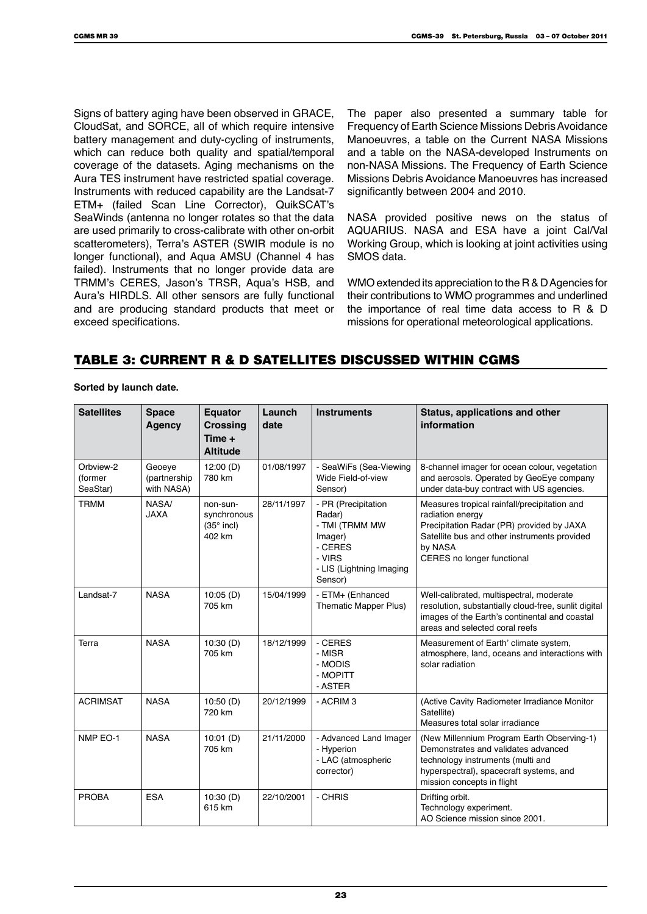Signs of battery aging have been observed in GRACE, CloudSat, and SORCE, all of which require intensive battery management and duty-cycling of instruments, which can reduce both quality and spatial/temporal coverage of the datasets. Aging mechanisms on the Aura TES instrument have restricted spatial coverage. Instruments with reduced capability are the Landsat-7 ETM+ (failed Scan Line Corrector), QuikSCAT's SeaWinds (antenna no longer rotates so that the data are used primarily to cross-calibrate with other on-orbit scatterometers), Terra's ASTER (SWIR module is no longer functional), and Aqua AMSU (Channel 4 has failed). Instruments that no longer provide data are TRMM's CERES, Jason's TRSR, Aqua's HSB, and Aura's HIRDLS. All other sensors are fully functional and are producing standard products that meet or exceed specifications.

The paper also presented a summary table for Frequency of Earth Science Missions Debris Avoidance Manoeuvres, a table on the Current NASA Missions and a table on the NASA-developed Instruments on non-NASA Missions. The Frequency of Earth Science Missions Debris Avoidance Manoeuvres has increased significantly between 2004 and 2010.

NASA provided positive news on the status of AQUARIUS. NASA and ESA have a joint Cal/Val Working Group, which is looking at joint activities using SMOS data.

WMO extended its appreciation to the R & D Agencies for their contributions to WMO programmes and underlined the importance of real time data access to R & D missions for operational meteorological applications.

## TABLE 3: CURRENT R & D SATELLITES DISCUSSED WITHIN CGMS

**Sorted by launch date.**

| Satellites | Space Agency | Equator Crossing Time + Altitude | Launch date | Instruments | Status, applications and other information |
|---|---|---|---|---|---|
| Orbview-2 (former SeaStar) | Geoeye (partnership with NASA) | 12:00 (D) 780 km | 01/08/1997 | - SeaWiFs (Sea-Viewing Wide Field-of-view Sensor) | 8-channel imager for ocean colour, vegetation and aerosols. Operated by GeoEye company under data-buy contract with US agencies. |
| TRMM | NASA/ JAXA | non-sun-synchronous (35° incl) 402 km | 28/11/1997 | - PR (Precipitation Radar)<br>- TMI (TRMM MW Imager)<br>- CERES<br>- VIRS<br>- LIS (Lightning Imaging Sensor) | Measures tropical rainfall/precipitation and radiation energy<br>Precipitation Radar (PR) provided by JAXA<br>Satellite bus and other instruments provided by NASA<br>CERES no longer functional |
| Landsat-7 | NASA | 10:05 (D) 705 km | 15/04/1999 | - ETM+ (Enhanced Thematic Mapper Plus) | Well-calibrated, multispectral, moderate resolution, substantially cloud-free, sunlit digital images of the Earth's continental and coastal areas and selected coral reefs |
| Terra | NASA | 10:30 (D) 705 km | 18/12/1999 | - CERES<br>- MISR<br>- MODIS<br>- MOPITT<br>- ASTER | Measurement of Earth' climate system, atmosphere, land, oceans and interactions with solar radiation |
| ACRIMSAT | NASA | 10:50 (D) 720 km | 20/12/1999 | - ACRIM 3 | (Active Cavity Radiometer Irradiance Monitor Satellite)<br>Measures total solar irradiance |
| NMP EO-1 | NASA | 10:01 (D) 705 km | 21/11/2000 | - Advanced Land Imager<br>- Hyperion<br>- LAC (atmospheric corrector) | (New Millennium Program Earth Observing-1) Demonstrates and validates advanced technology instruments (multi and hyperspectral), spacecraft systems, and mission concepts in flight |
| PROBA | ESA | 10:30 (D) 615 km | 22/10/2001 | - CHRIS | Drifting orbit.<br>Technology experiment.<br>AO Science mission since 2001. |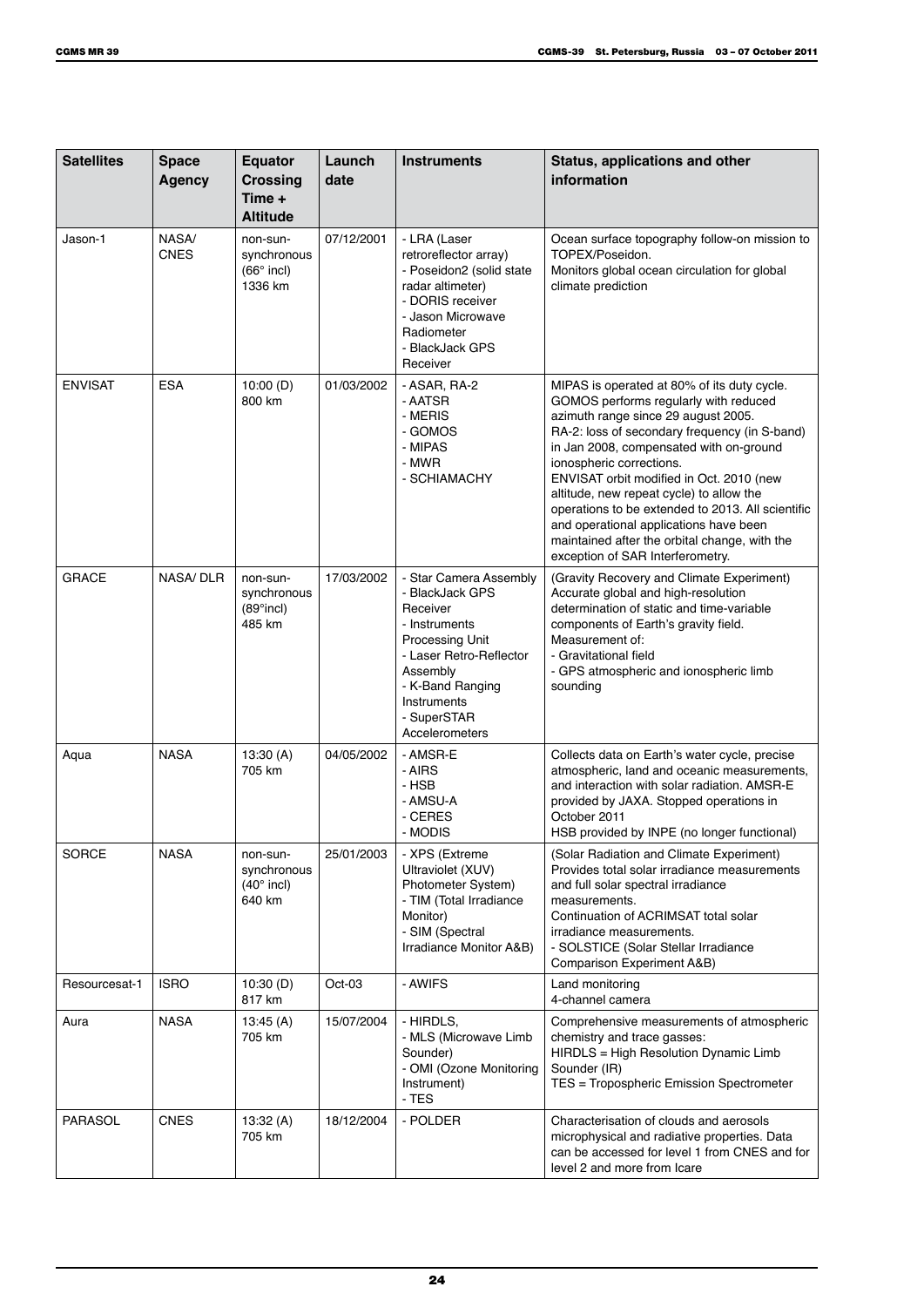| Satellites | Space Agency | Equator Crossing Time + Altitude | Launch date | Instruments | Status, applications and other information |
|---|---|---|---|---|---|
| Jason-1 | NASA/ CNES | non-sun-synchronous (66° incl) 1336 km | 07/12/2001 | - LRA (Laser retroreflector array)<br>- Poseidon2 (solid state radar altimeter)<br>- DORIS receiver<br>- Jason Microwave Radiometer<br>- BlackJack GPS Receiver | Ocean surface topography follow-on mission to TOPEX/Poseidon.<br>Monitors global ocean circulation for global climate prediction |
| ENVISAT | ESA | 10:00 (D) 800 km | 01/03/2002 | - ASAR, RA-2<br>- AATSR<br>- MERIS<br>- GOMOS<br>- MIPAS<br>- MWR<br>- SCHIAMACHY | MIPAS is operated at 80% of its duty cycle. GOMOS performs regularly with reduced azimuth range since 29 august 2005.<br>RA-2: loss of secondary frequency (in S-band) in Jan 2008, compensated with on-ground ionospheric corrections.<br>ENVISAT orbit modified in Oct. 2010 (new altitude, new repeat cycle) to allow the operations to be extended to 2013. All scientific and operational applications have been maintained after the orbital change, with the exception of SAR Interferometry. |
| GRACE | NASA/ DLR | non-sun-synchronous (89°incl) 485 km | 17/03/2002 | - Star Camera Assembly<br>- BlackJack GPS Receiver<br>- Instruments Processing Unit<br>- Laser Retro-Reflector Assembly<br>- K-Band Ranging Instruments<br>- SuperSTAR Accelerometers | (Gravity Recovery and Climate Experiment)<br>Accurate global and high-resolution determination of static and time-variable components of Earth's gravity field.<br>Measurement of:<br>- Gravitational field<br>- GPS atmospheric and ionospheric limb sounding |
| Aqua | NASA | 13:30 (A) 705 km | 04/05/2002 | - AMSR-E<br>- AIRS<br>- HSB<br>- AMSU-A<br>- CERES<br>- MODIS | Collects data on Earth's water cycle, precise atmospheric, land and oceanic measurements, and interaction with solar radiation. AMSR-E provided by JAXA. Stopped operations in October 2011<br>HSB provided by INPE (no longer functional) |
| SORCE | NASA | non-sun-synchronous (40° incl) 640 km | 25/01/2003 | - XPS (Extreme Ultraviolet (XUV) Photometer System)<br>- TIM (Total Irradiance Monitor)<br>- SIM (Spectral Irradiance Monitor A&B) | (Solar Radiation and Climate Experiment)<br>Provides total solar irradiance measurements and full solar spectral irradiance measurements.<br>Continuation of ACRIMSAT total solar irradiance measurements.<br>- SOLSTICE (Solar Stellar Irradiance Comparison Experiment A&B) |
| Resourcesat-1 | ISRO | 10:30 (D) 817 km | Oct-03 | - AWIFS | Land monitoring<br>4-channel camera |
| Aura | NASA | 13:45 (A) 705 km | 15/07/2004 | - HIRDLS,<br>- MLS (Microwave Limb Sounder)<br>- OMI (Ozone Monitoring Instrument)<br>- TES | Comprehensive measurements of atmospheric chemistry and trace gasses:<br>HIRDLS = High Resolution Dynamic Limb Sounder (IR)<br>TES = Tropospheric Emission Spectrometer |
| PARASOL | CNES | 13:32 (A) 705 km | 18/12/2004 | - POLDER | Characterisation of clouds and aerosols microphysical and radiative properties. Data can be accessed for level 1 from CNES and for level 2 and more from Icare |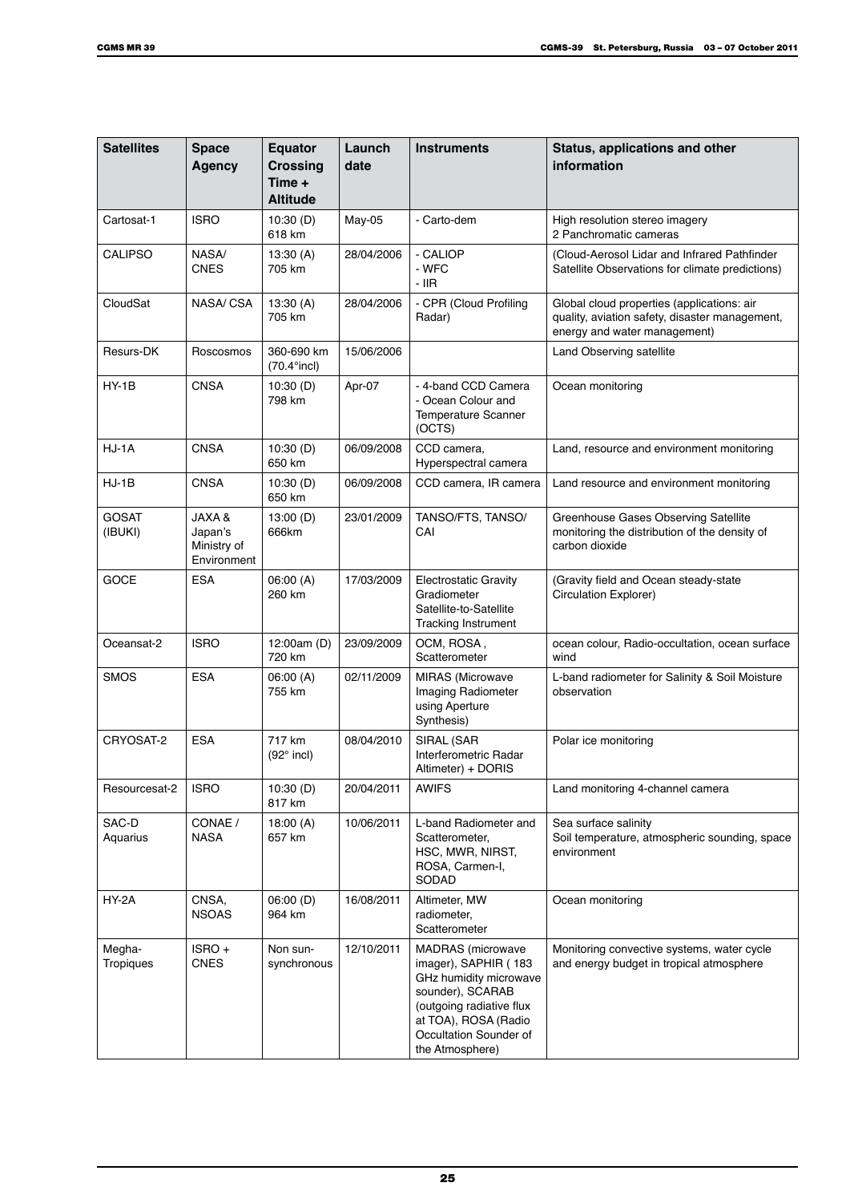| Satellites | Space Agency | Equator Crossing Time + Altitude | Launch date | Instruments | Status, applications and other information |
|---|---|---|---|---|---|
| Cartosat-1 | ISRO | 10:30 (D) 618 km | May-05 | - Carto-dem | High resolution stereo imagery 2 Panchromatic cameras |
| CALIPSO | NASA/ CNES | 13:30 (A) 705 km | 28/04/2006 | - CALIOP - WFC - IIR | (Cloud-Aerosol Lidar and Infrared Pathfinder Satellite Observations for climate predictions) |
| CloudSat | NASA/ CSA | 13:30 (A) 705 km | 28/04/2006 | - CPR (Cloud Profiling Radar) | Global cloud properties (applications: air quality, aviation safety, disaster management, energy and water management) |
| Resurs-DK | Roscosmos | 360-690 km (70.4°incl) | 15/06/2006 | | Land Observing satellite |
| HY-1B | CNSA | 10:30 (D) 798 km | Apr-07 | - 4-band CCD Camera - Ocean Colour and Temperature Scanner (OCTS) | Ocean monitoring |
| HJ-1A | CNSA | 10:30 (D) 650 km | 06/09/2008 | CCD camera, Hyperspectral camera | Land, resource and environment monitoring |
| HJ-1B | CNSA | 10:30 (D) 650 km | 06/09/2008 | CCD camera, IR camera | Land resource and environment monitoring |
| GOSAT (IBUKI) | JAXA & Japan's Ministry of Environment | 13:00 (D) 666km | 23/01/2009 | TANSO/FTS, TANSO/ CAI | Greenhouse Gases Observing Satellite monitoring the distribution of the density of carbon dioxide |
| GOCE | ESA | 06:00 (A) 260 km | 17/03/2009 | Electrostatic Gravity Gradiometer Satellite-to-Satellite Tracking Instrument | (Gravity field and Ocean steady-state Circulation Explorer) |
| Oceansat-2 | ISRO | 12:00am (D) 720 km | 23/09/2009 | OCM, ROSA , Scatterometer | ocean colour, Radio-occultation, ocean surface wind |
| SMOS | ESA | 06:00 (A) 755 km | 02/11/2009 | MIRAS (Microwave Imaging Radiometer using Aperture Synthesis) | L-band radiometer for Salinity & Soil Moisture observation |
| CRYOSAT-2 | ESA | 717 km (92° incl) | 08/04/2010 | SIRAL (SAR Interferometric Radar Altimeter) + DORIS | Polar ice monitoring |
| Resourcesat-2 | ISRO | 10:30 (D) 817 km | 20/04/2011 | AWIFS | Land monitoring 4-channel camera |
| SAC-D Aquarius | CONAE / NASA | 18:00 (A) 657 km | 10/06/2011 | L-band Radiometer and Scatterometer, HSC, MWR, NIRST, ROSA, Carmen-I, SODAD | Sea surface salinity Soil temperature, atmospheric sounding, space environment |
| HY-2A | CNSA, NSOAS | 06:00 (D) 964 km | 16/08/2011 | Altimeter, MW radiometer, Scatterometer | Ocean monitoring |
| Megha-Tropiques | ISRO + CNES | Non sun-synchronous | 12/10/2011 | MADRAS (microwave imager), SAPHIR ( 183 GHz humidity microwave sounder), SCARAB (outgoing radiative flux at TOA), ROSA (Radio Occultation Sounder of the Atmosphere) | Monitoring convective systems, water cycle and energy budget in tropical atmosphere |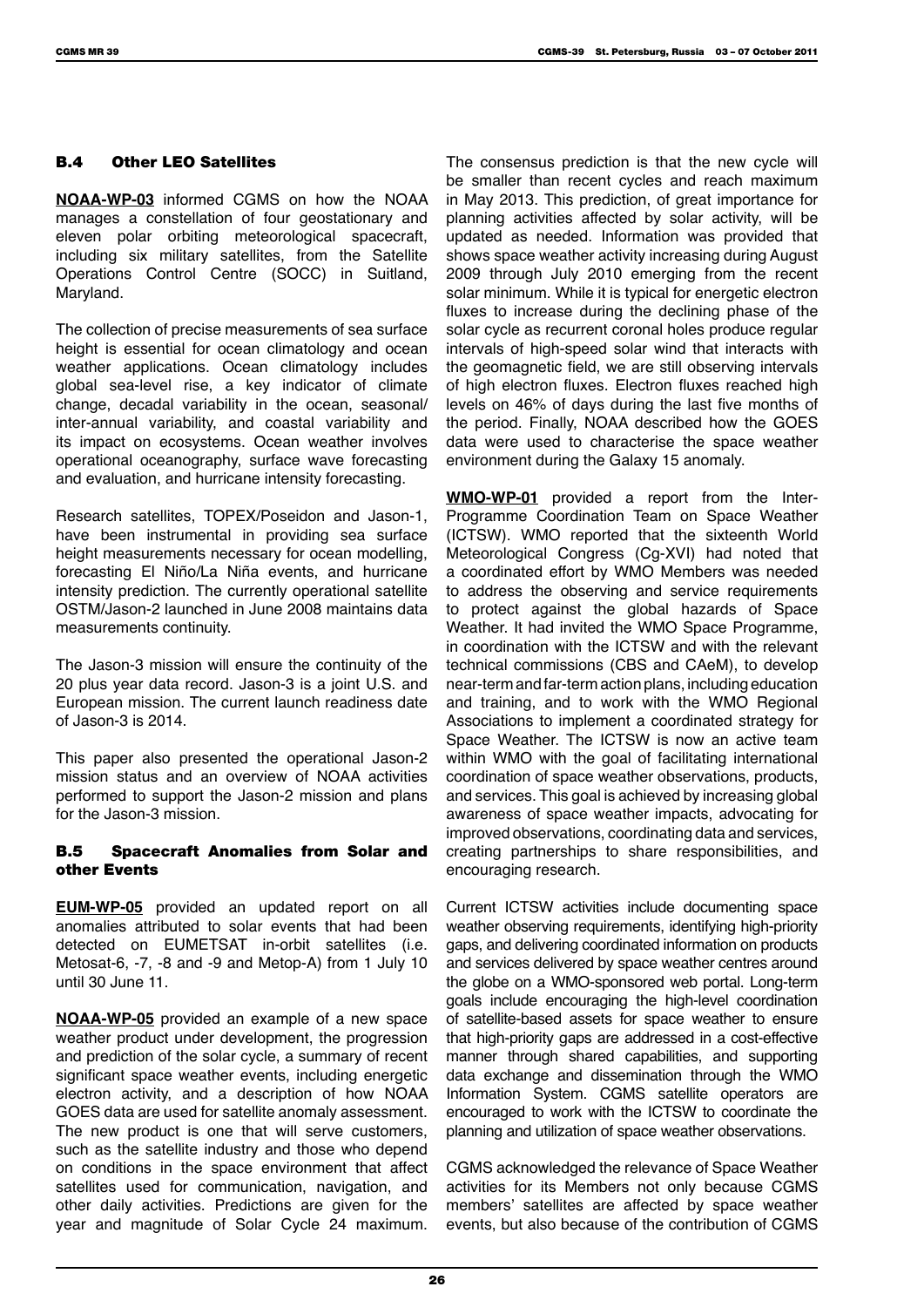### B.4 Other LEO Satellites

**NOAA-WP-03** informed CGMS on how the NOAA manages a constellation of four geostationary and eleven polar orbiting meteorological spacecraft, including six military satellites, from the Satellite Operations Control Centre (SOCC) in Suitland, Maryland.

The collection of precise measurements of sea surface height is essential for ocean climatology and ocean weather applications. Ocean climatology includes global sea-level rise, a key indicator of climate change, decadal variability in the ocean, seasonal/inter-annual variability, and coastal variability and its impact on ecosystems. Ocean weather involves operational oceanography, surface wave forecasting and evaluation, and hurricane intensity forecasting.

Research satellites, TOPEX/Poseidon and Jason-1, have been instrumental in providing sea surface height measurements necessary for ocean modelling, forecasting El Niño/La Niña events, and hurricane intensity prediction. The currently operational satellite OSTM/Jason-2 launched in June 2008 maintains data measurements continuity.

The Jason-3 mission will ensure the continuity of the 20 plus year data record. Jason-3 is a joint U.S. and European mission. The current launch readiness date of Jason-3 is 2014.

This paper also presented the operational Jason-2 mission status and an overview of NOAA activities performed to support the Jason-2 mission and plans for the Jason-3 mission.

### B.5 Spacecraft Anomalies from Solar and other Events

**EUM-WP-05** provided an updated report on all anomalies attributed to solar events that had been detected on EUMETSAT in-orbit satellites (i.e. Metosat-6, -7, -8 and -9 and Metop-A) from 1 July 10 until 30 June 11.

**NOAA-WP-05** provided an example of a new space weather product under development, the progression and prediction of the solar cycle, a summary of recent significant space weather events, including energetic electron activity, and a description of how NOAA GOES data are used for satellite anomaly assessment. The new product is one that will serve customers, such as the satellite industry and those who depend on conditions in the space environment that affect satellites used for communication, navigation, and other daily activities. Predictions are given for the year and magnitude of Solar Cycle 24 maximum. The consensus prediction is that the new cycle will be smaller than recent cycles and reach maximum in May 2013. This prediction, of great importance for planning activities affected by solar activity, will be updated as needed. Information was provided that shows space weather activity increasing during August 2009 through July 2010 emerging from the recent solar minimum. While it is typical for energetic electron fluxes to increase during the declining phase of the solar cycle as recurrent coronal holes produce regular intervals of high-speed solar wind that interacts with the geomagnetic field, we are still observing intervals of high electron fluxes. Electron fluxes reached high levels on 46% of days during the last five months of the period. Finally, NOAA described how the GOES data were used to characterise the space weather environment during the Galaxy 15 anomaly.

**WMO-WP-01** provided a report from the Inter-Programme Coordination Team on Space Weather (ICTSW). WMO reported that the sixteenth World Meteorological Congress (Cg-XVI) had noted that a coordinated effort by WMO Members was needed to address the observing and service requirements to protect against the global hazards of Space Weather. It had invited the WMO Space Programme, in coordination with the ICTSW and with the relevant technical commissions (CBS and CAeM), to develop near-term and far-term action plans, including education and training, and to work with the WMO Regional Associations to implement a coordinated strategy for Space Weather. The ICTSW is now an active team within WMO with the goal of facilitating international coordination of space weather observations, products, and services. This goal is achieved by increasing global awareness of space weather impacts, advocating for improved observations, coordinating data and services, creating partnerships to share responsibilities, and encouraging research.

Current ICTSW activities include documenting space weather observing requirements, identifying high-priority gaps, and delivering coordinated information on products and services delivered by space weather centres around the globe on a WMO-sponsored web portal. Long-term goals include encouraging the high-level coordination of satellite-based assets for space weather to ensure that high-priority gaps are addressed in a cost-effective manner through shared capabilities, and supporting data exchange and dissemination through the WMO Information System. CGMS satellite operators are encouraged to work with the ICTSW to coordinate the planning and utilization of space weather observations.

CGMS acknowledged the relevance of Space Weather activities for its Members not only because CGMS members' satellites are affected by space weather events, but also because of the contribution of CGMS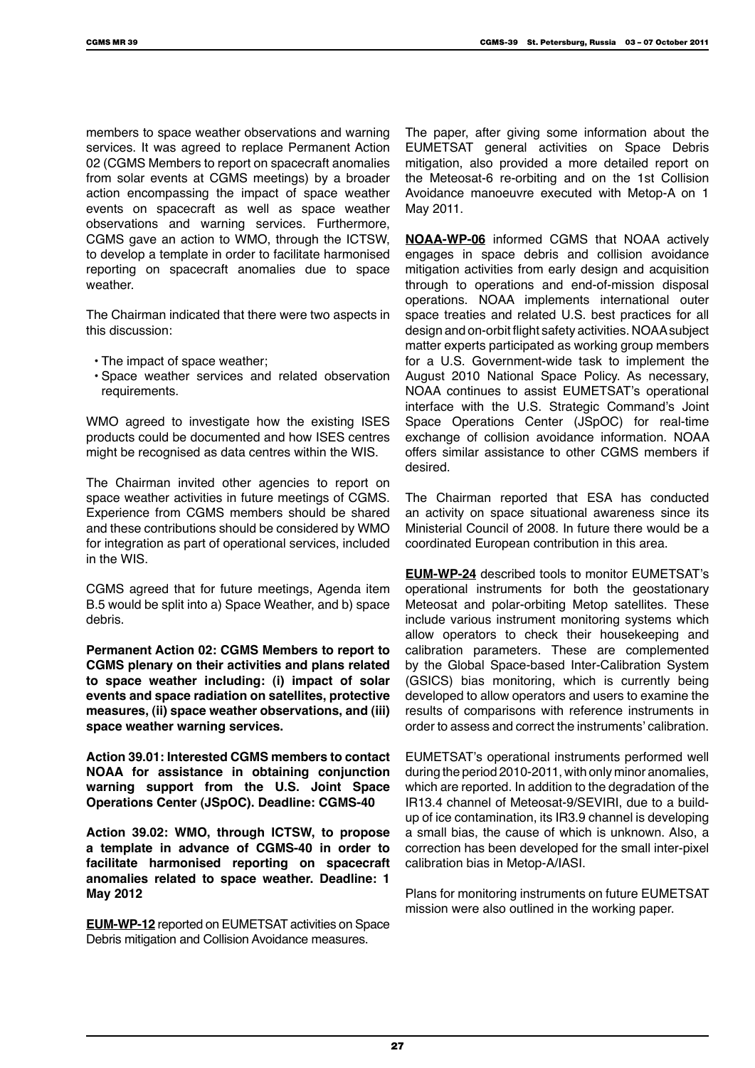members to space weather observations and warning services. It was agreed to replace Permanent Action 02 (CGMS Members to report on spacecraft anomalies from solar events at CGMS meetings) by a broader action encompassing the impact of space weather events on spacecraft as well as space weather observations and warning services. Furthermore, CGMS gave an action to WMO, through the ICTSW, to develop a template in order to facilitate harmonised reporting on spacecraft anomalies due to space weather.

The Chairman indicated that there were two aspects in this discussion:

- The impact of space weather;
- Space weather services and related observation requirements.

WMO agreed to investigate how the existing ISES products could be documented and how ISES centres might be recognised as data centres within the WIS.

The Chairman invited other agencies to report on space weather activities in future meetings of CGMS. Experience from CGMS members should be shared and these contributions should be considered by WMO for integration as part of operational services, included in the WIS.

CGMS agreed that for future meetings, Agenda item B.5 would be split into a) Space Weather, and b) space debris.

**Permanent Action 02: CGMS Members to report to CGMS plenary on their activities and plans related to space weather including: (i) impact of solar events and space radiation on satellites, protective measures, (ii) space weather observations, and (iii) space weather warning services.**

**Action 39.01: Interested CGMS members to contact NOAA for assistance in obtaining conjunction warning support from the U.S. Joint Space Operations Center (JSpOC). Deadline: CGMS-40**

**Action 39.02: WMO, through ICTSW, to propose a template in advance of CGMS-40 in order to facilitate harmonised reporting on spacecraft anomalies related to space weather. Deadline: 1 May 2012**

**EUM-WP-12** reported on EUMETSAT activities on Space Debris mitigation and Collision Avoidance measures.

The paper, after giving some information about the EUMETSAT general activities on Space Debris mitigation, also provided a more detailed report on the Meteosat-6 re-orbiting and on the 1st Collision Avoidance manoeuvre executed with Metop-A on 1 May 2011.

**NOAA-WP-06** informed CGMS that NOAA actively engages in space debris and collision avoidance mitigation activities from early design and acquisition through to operations and end-of-mission disposal operations. NOAA implements international outer space treaties and related U.S. best practices for all design and on-orbit flight safety activities. NOAA subject matter experts participated as working group members for a U.S. Government-wide task to implement the August 2010 National Space Policy. As necessary, NOAA continues to assist EUMETSAT's operational interface with the U.S. Strategic Command's Joint Space Operations Center (JSpOC) for real-time exchange of collision avoidance information. NOAA offers similar assistance to other CGMS members if desired.

The Chairman reported that ESA has conducted an activity on space situational awareness since its Ministerial Council of 2008. In future there would be a coordinated European contribution in this area.

**EUM-WP-24** described tools to monitor EUMETSAT's operational instruments for both the geostationary Meteosat and polar-orbiting Metop satellites. These include various instrument monitoring systems which allow operators to check their housekeeping and calibration parameters. These are complemented by the Global Space-based Inter-Calibration System (GSICS) bias monitoring, which is currently being developed to allow operators and users to examine the results of comparisons with reference instruments in order to assess and correct the instruments' calibration.

EUMETSAT's operational instruments performed well during the period 2010-2011, with only minor anomalies, which are reported. In addition to the degradation of the IR13.4 channel of Meteosat-9/SEVIRI, due to a build-up of ice contamination, its IR3.9 channel is developing a small bias, the cause of which is unknown. Also, a correction has been developed for the small inter-pixel calibration bias in Metop-A/IASI.

Plans for monitoring instruments on future EUMETSAT mission were also outlined in the working paper.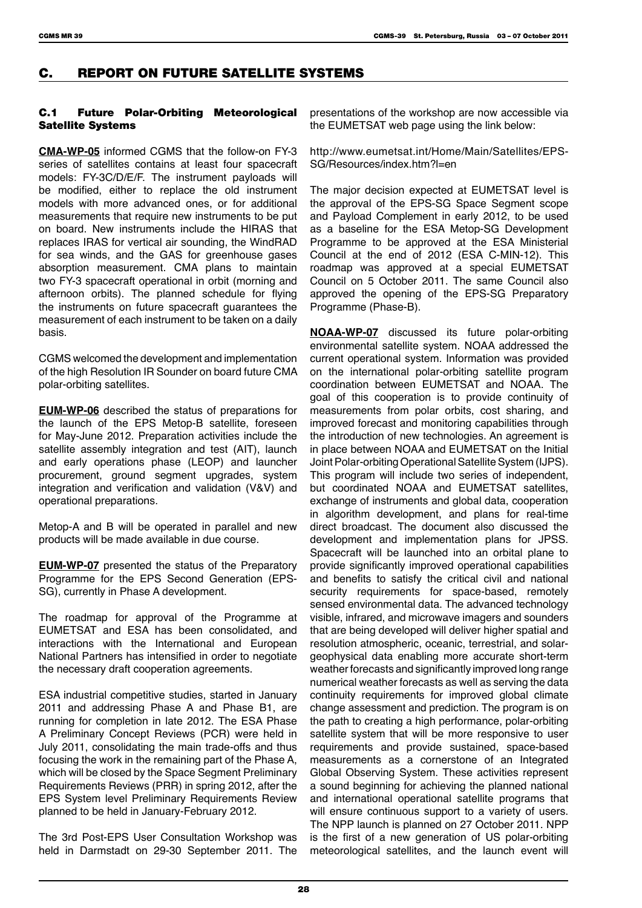# C. REPORT ON FUTURE SATELLITE SYSTEMS

## C.1 Future Polar-Orbiting Meteorological Satellite Systems

**CMA-WP-05** informed CGMS that the follow-on FY-3 series of satellites contains at least four spacecraft models: FY-3C/D/E/F. The instrument payloads will be modified, either to replace the old instrument models with more advanced ones, or for additional measurements that require new instruments to be put on board. New instruments include the HIRAS that replaces IRAS for vertical air sounding, the WindRAD for sea winds, and the GAS for greenhouse gases absorption measurement. CMA plans to maintain two FY-3 spacecraft operational in orbit (morning and afternoon orbits). The planned schedule for flying the instruments on future spacecraft guarantees the measurement of each instrument to be taken on a daily basis.

CGMS welcomed the development and implementation of the high Resolution IR Sounder on board future CMA polar-orbiting satellites.

**EUM-WP-06** described the status of preparations for the launch of the EPS Metop-B satellite, foreseen for May-June 2012. Preparation activities include the satellite assembly integration and test (AIT), launch and early operations phase (LEOP) and launcher procurement, ground segment upgrades, system integration and verification and validation (V&V) and operational preparations.

Metop-A and B will be operated in parallel and new products will be made available in due course.

**EUM-WP-07** presented the status of the Preparatory Programme for the EPS Second Generation (EPS-SG), currently in Phase A development.

The roadmap for approval of the Programme at EUMETSAT and ESA has been consolidated, and interactions with the International and European National Partners has intensified in order to negotiate the necessary draft cooperation agreements.

ESA industrial competitive studies, started in January 2011 and addressing Phase A and Phase B1, are running for completion in late 2012. The ESA Phase A Preliminary Concept Reviews (PCR) were held in July 2011, consolidating the main trade-offs and thus focusing the work in the remaining part of the Phase A, which will be closed by the Space Segment Preliminary Requirements Reviews (PRR) in spring 2012, after the EPS System level Preliminary Requirements Review planned to be held in January-February 2012.

The 3rd Post-EPS User Consultation Workshop was held in Darmstadt on 29-30 September 2011. The presentations of the workshop are now accessible via the EUMETSAT web page using the link below:

http://www.eumetsat.int/Home/Main/Satellites/EPS-SG/Resources/index.htm?l=en

The major decision expected at EUMETSAT level is the approval of the EPS-SG Space Segment scope and Payload Complement in early 2012, to be used as a baseline for the ESA Metop-SG Development Programme to be approved at the ESA Ministerial Council at the end of 2012 (ESA C-MIN-12). This roadmap was approved at a special EUMETSAT Council on 5 October 2011. The same Council also approved the opening of the EPS-SG Preparatory Programme (Phase-B).

**NOAA-WP-07** discussed its future polar-orbiting environmental satellite system. NOAA addressed the current operational system. Information was provided on the international polar-orbiting satellite program coordination between EUMETSAT and NOAA. The goal of this cooperation is to provide continuity of measurements from polar orbits, cost sharing, and improved forecast and monitoring capabilities through the introduction of new technologies. An agreement is in place between NOAA and EUMETSAT on the Initial Joint Polar-orbiting Operational Satellite System (IJPS). This program will include two series of independent, but coordinated NOAA and EUMETSAT satellites, exchange of instruments and global data, cooperation in algorithm development, and plans for real-time direct broadcast. The document also discussed the development and implementation plans for JPSS. Spacecraft will be launched into an orbital plane to provide significantly improved operational capabilities and benefits to satisfy the critical civil and national security requirements for space-based, remotely sensed environmental data. The advanced technology visible, infrared, and microwave imagers and sounders that are being developed will deliver higher spatial and resolution atmospheric, oceanic, terrestrial, and solar-geophysical data enabling more accurate short-term weather forecasts and significantly improved long range numerical weather forecasts as well as serving the data continuity requirements for improved global climate change assessment and prediction. The program is on the path to creating a high performance, polar-orbiting satellite system that will be more responsive to user requirements and provide sustained, space-based measurements as a cornerstone of an Integrated Global Observing System. These activities represent a sound beginning for achieving the planned national and international operational satellite programs that will ensure continuous support to a variety of users. The NPP launch is planned on 27 October 2011. NPP is the first of a new generation of US polar-orbiting meteorological satellites, and the launch event will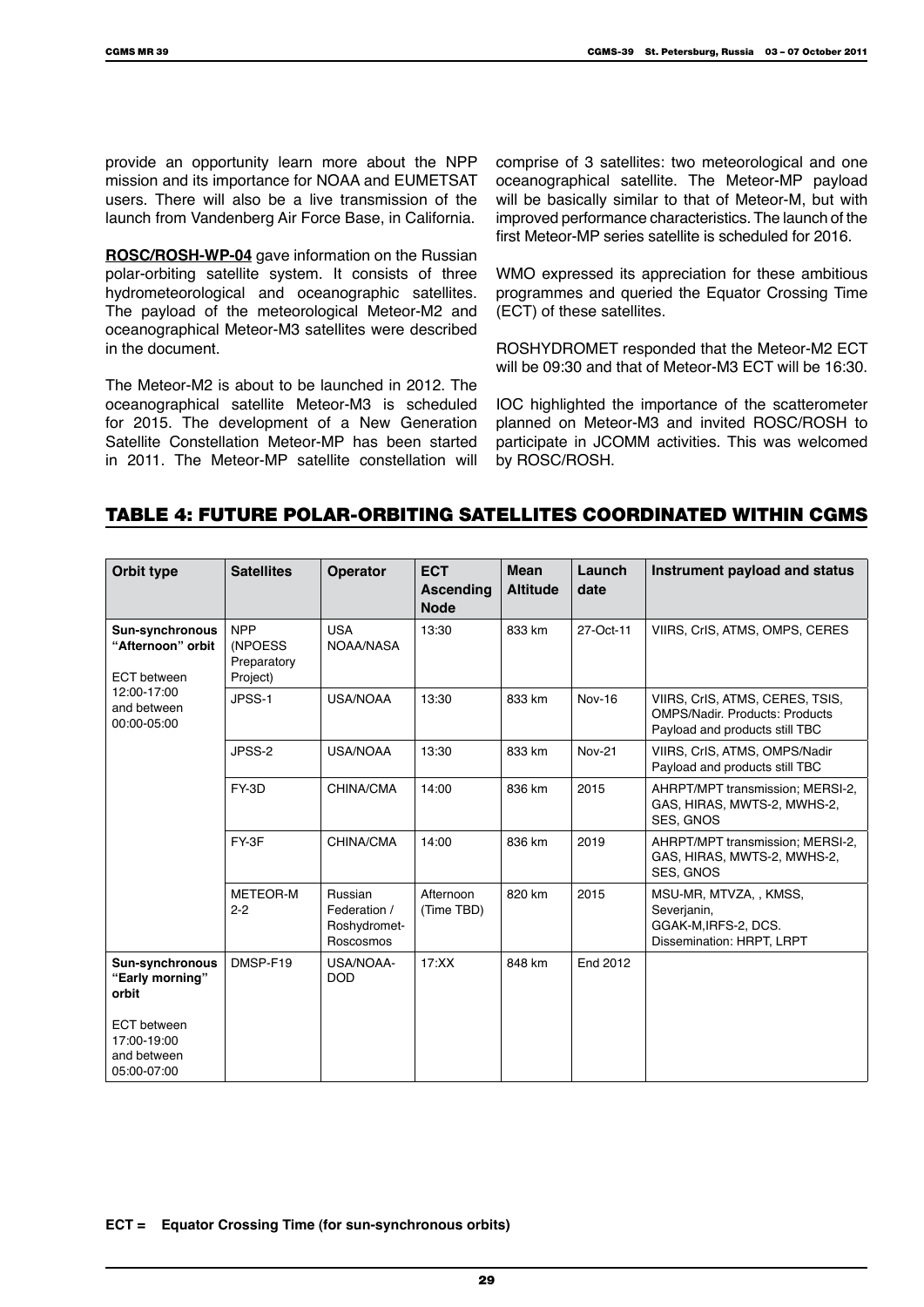provide an opportunity learn more about the NPP mission and its importance for NOAA and EUMETSAT users. There will also be a live transmission of the launch from Vandenberg Air Force Base, in California.

**ROSC/ROSH-WP-04** gave information on the Russian polar-orbiting satellite system. It consists of three hydrometeorological and oceanographic satellites. The payload of the meteorological Meteor-M2 and oceanographical Meteor-M3 satellites were described in the document.

The Meteor-M2 is about to be launched in 2012. The oceanographical satellite Meteor-M3 is scheduled for 2015. The development of a New Generation Satellite Constellation Meteor-MP has been started in 2011. The Meteor-MP satellite constellation will comprise of 3 satellites: two meteorological and one oceanographical satellite. The Meteor-MP payload will be basically similar to that of Meteor-M, but with improved performance characteristics. The launch of the first Meteor-MP series satellite is scheduled for 2016.

WMO expressed its appreciation for these ambitious programmes and queried the Equator Crossing Time (ECT) of these satellites.

ROSHYDROMET responded that the Meteor-M2 ECT will be 09:30 and that of Meteor-M3 ECT will be 16:30.

IOC highlighted the importance of the scatterometer planned on Meteor-M3 and invited ROSC/ROSH to participate in JCOMM activities. This was welcomed by ROSC/ROSH.

## TABLE 4: FUTURE POLAR-ORBITING SATELLITES COORDINATED WITHIN CGMS

| Orbit type | Satellites | Operator | ECT Ascending Node | Mean Altitude | Launch date | Instrument payload and status |
|---|---|---|---|---|---|---|
| **Sun-synchronous "Afternoon" orbit** ECT between 12:00-17:00 and between 00:00-05:00 | NPP (NPOESS Preparatory Project) | USA NOAA/NASA | 13:30 | 833 km | 27-Oct-11 | VIIRS, CrIS, ATMS, OMPS, CERES |
| | JPSS-1 | USA/NOAA | 13:30 | 833 km | Nov-16 | VIIRS, CrIS, ATMS, CERES, TSIS, OMPS/Nadir. Products: Products Payload and products still TBC |
| | JPSS-2 | USA/NOAA | 13:30 | 833 km | Nov-21 | VIIRS, CrIS, ATMS, OMPS/Nadir Payload and products still TBC |
| | FY-3D | CHINA/CMA | 14:00 | 836 km | 2015 | AHRPT/MPT transmission; MERSI-2, GAS, HIRAS, MWTS-2, MWHS-2, SES, GNOS |
| | FY-3F | CHINA/CMA | 14:00 | 836 km | 2019 | AHRPT/MPT transmission; MERSI-2, GAS, HIRAS, MWTS-2, MWHS-2, SES, GNOS |
| | METEOR-M 2-2 | Russian Federation / Roshydromet-Roscosmos | Afternoon (Time TBD) | 820 km | 2015 | MSU-MR, MTVZA, , KMSS, Severjanin, GGAK-M,IRFS-2, DCS. Dissemination: HRPT, LRPT |
| **Sun-synchronous "Early morning" orbit** ECT between 17:00-19:00 and between 05:00-07:00 | DMSP-F19 | USA/NOAA-DOD | 17:XX | 848 km | End 2012 | |

**ECT = Equator Crossing Time (for sun-synchronous orbits)**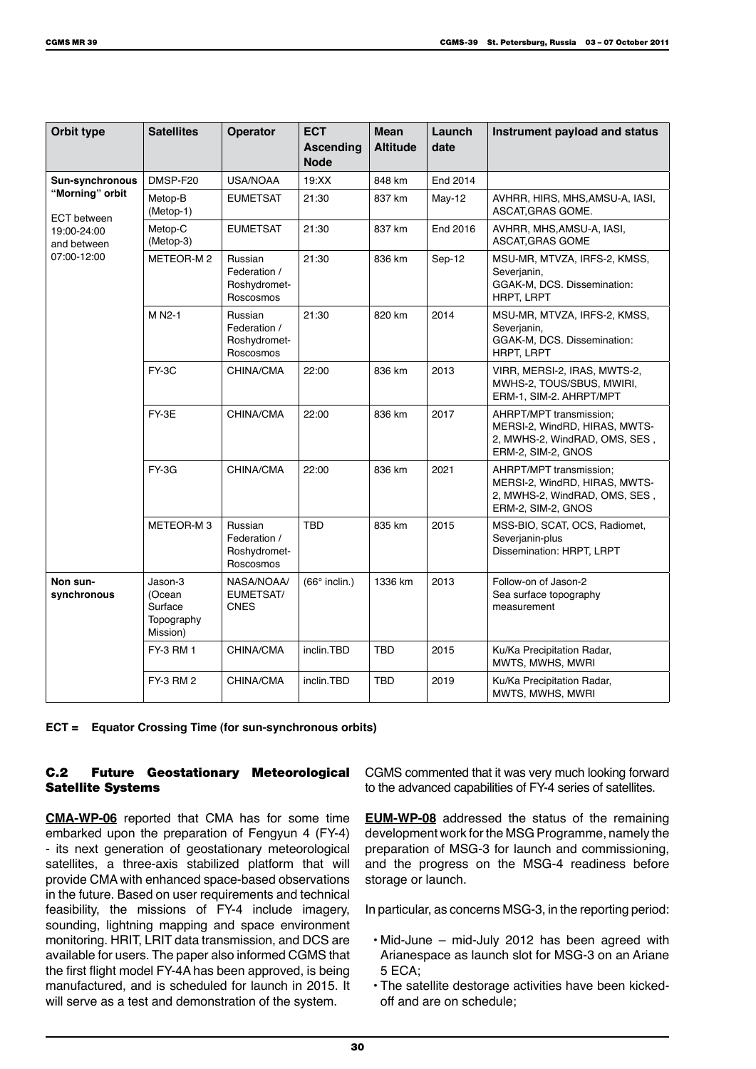| Orbit type | Satellites | Operator | ECT Ascending Node | Mean Altitude | Launch date | Instrument payload and status |
|---|---|---|---|---|---|---|
| **Sun-synchronous "Morning" orbit** ECT between 19:00-24:00 and between 07:00-12:00 | DMSP-F20 | USA/NOAA | 19:XX | 848 km | End 2014 | |
| | Metop-B (Metop-1) | EUMETSAT | 21:30 | 837 km | May-12 | AVHRR, HIRS, MHS,AMSU-A, IASI, ASCAT,GRAS GOME. |
| | Metop-C (Metop-3) | EUMETSAT | 21:30 | 837 km | End 2016 | AVHRR, MHS,AMSU-A, IASI, ASCAT,GRAS GOME |
| | METEOR-M 2 | Russian Federation / Roshydromet-Roscosmos | 21:30 | 836 km | Sep-12 | MSU-MR, MTVZA, IRFS-2, KMSS, Severjanin, GGAK-M, DCS. Dissemination: HRPT, LRPT |
| | M N2-1 | Russian Federation / Roshydromet-Roscosmos | 21:30 | 820 km | 2014 | MSU-MR, MTVZA, IRFS-2, KMSS, Severjanin, GGAK-M, DCS. Dissemination: HRPT, LRPT |
| | FY-3C | CHINA/CMA | 22:00 | 836 km | 2013 | VIRR, MERSI-2, IRAS, MWTS-2, MWHS-2, TOUS/SBUS, MWIRI, ERM-1, SIM-2. AHRPT/MPT |
| | FY-3E | CHINA/CMA | 22:00 | 836 km | 2017 | AHRPT/MPT transmission; MERSI-2, WindRD, HIRAS, MWTS-2, MWHS-2, WindRAD, OMS, SES , ERM-2, SIM-2, GNOS |
| | FY-3G | CHINA/CMA | 22:00 | 836 km | 2021 | AHRPT/MPT transmission; MERSI-2, WindRD, HIRAS, MWTS-2, MWHS-2, WindRAD, OMS, SES , ERM-2, SIM-2, GNOS |
| | METEOR-M 3 | Russian Federation / Roshydromet-Roscosmos | TBD | 835 km | 2015 | MSS-BIO, SCAT, OCS, Radiomet, Severjanin-plus Dissemination: HRPT, LRPT |
| **Non sun-synchronous** | Jason-3 (Ocean Surface Topography Mission) | NASA/NOAA/ EUMETSAT/ CNES | (66° inclin.) | 1336 km | 2013 | Follow-on of Jason-2 Sea surface topography measurement |
| | FY-3 RM 1 | CHINA/CMA | inclin.TBD | TBD | 2015 | Ku/Ka Precipitation Radar, MWTS, MWHS, MWRI |
| | FY-3 RM 2 | CHINA/CMA | inclin.TBD | TBD | 2019 | Ku/Ka Precipitation Radar, MWTS, MWHS, MWRI |

**ECT = Equator Crossing Time (for sun-synchronous orbits)**

## C.2 Future Geostationary Meteorological Satellite Systems

**CMA-WP-06** reported that CMA has for some time embarked upon the preparation of Fengyun 4 (FY-4) - its next generation of geostationary meteorological satellites, a three-axis stabilized platform that will provide CMA with enhanced space-based observations in the future. Based on user requirements and technical feasibility, the missions of FY-4 include imagery, sounding, lightning mapping and space environment monitoring. HRIT, LRIT data transmission, and DCS are available for users. The paper also informed CGMS that the first flight model FY-4A has been approved, is being manufactured, and is scheduled for launch in 2015. It will serve as a test and demonstration of the system.

CGMS commented that it was very much looking forward to the advanced capabilities of FY-4 series of satellites.

**EUM-WP-08** addressed the status of the remaining development work for the MSG Programme, namely the preparation of MSG-3 for launch and commissioning, and the progress on the MSG-4 readiness before storage or launch.

In particular, as concerns MSG-3, in the reporting period:

- Mid-June – mid-July 2012 has been agreed with Arianespace as launch slot for MSG-3 on an Ariane 5 ECA;
- The satellite destorage activities have been kicked-off and are on schedule;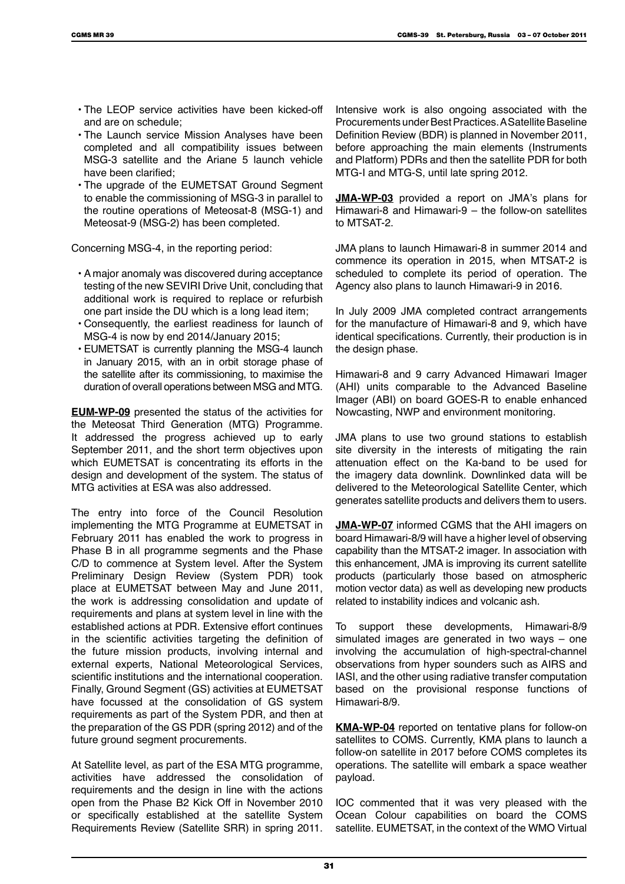- The LEOP service activities have been kicked-off and are on schedule;
- The Launch service Mission Analyses have been completed and all compatibility issues between MSG-3 satellite and the Ariane 5 launch vehicle have been clarified;
- The upgrade of the EUMETSAT Ground Segment to enable the commissioning of MSG-3 in parallel to the routine operations of Meteosat-8 (MSG-1) and Meteosat-9 (MSG-2) has been completed.

Concerning MSG-4, in the reporting period:

- A major anomaly was discovered during acceptance testing of the new SEVIRI Drive Unit, concluding that additional work is required to replace or refurbish one part inside the DU which is a long lead item;
- Consequently, the earliest readiness for launch of MSG-4 is now by end 2014/January 2015;
- EUMETSAT is currently planning the MSG-4 launch in January 2015, with an in orbit storage phase of the satellite after its commissioning, to maximise the duration of overall operations between MSG and MTG.

**EUM-WP-09** presented the status of the activities for the Meteosat Third Generation (MTG) Programme. It addressed the progress achieved up to early September 2011, and the short term objectives upon which EUMETSAT is concentrating its efforts in the design and development of the system. The status of MTG activities at ESA was also addressed.

The entry into force of the Council Resolution implementing the MTG Programme at EUMETSAT in February 2011 has enabled the work to progress in Phase B in all programme segments and the Phase C/D to commence at System level. After the System Preliminary Design Review (System PDR) took place at EUMETSAT between May and June 2011, the work is addressing consolidation and update of requirements and plans at system level in line with the established actions at PDR. Extensive effort continues in the scientific activities targeting the definition of the future mission products, involving internal and external experts, National Meteorological Services, scientific institutions and the international cooperation. Finally, Ground Segment (GS) activities at EUMETSAT have focussed at the consolidation of GS system requirements as part of the System PDR, and then at the preparation of the GS PDR (spring 2012) and of the future ground segment procurements.

At Satellite level, as part of the ESA MTG programme, activities have addressed the consolidation of requirements and the design in line with the actions open from the Phase B2 Kick Off in November 2010 or specifically established at the satellite System Requirements Review (Satellite SRR) in spring 2011. Intensive work is also ongoing associated with the Procurements under Best Practices. A Satellite Baseline Definition Review (BDR) is planned in November 2011, before approaching the main elements (Instruments and Platform) PDRs and then the satellite PDR for both MTG-I and MTG-S, until late spring 2012.

**JMA-WP-03** provided a report on JMA's plans for Himawari-8 and Himawari-9 – the follow-on satellites to MTSAT-2.

JMA plans to launch Himawari-8 in summer 2014 and commence its operation in 2015, when MTSAT-2 is scheduled to complete its period of operation. The Agency also plans to launch Himawari-9 in 2016.

In July 2009 JMA completed contract arrangements for the manufacture of Himawari-8 and 9, which have identical specifications. Currently, their production is in the design phase.

Himawari-8 and 9 carry Advanced Himawari Imager (AHI) units comparable to the Advanced Baseline Imager (ABI) on board GOES-R to enable enhanced Nowcasting, NWP and environment monitoring.

JMA plans to use two ground stations to establish site diversity in the interests of mitigating the rain attenuation effect on the Ka-band to be used for the imagery data downlink. Downlinked data will be delivered to the Meteorological Satellite Center, which generates satellite products and delivers them to users.

**JMA-WP-07** informed CGMS that the AHI imagers on board Himawari-8/9 will have a higher level of observing capability than the MTSAT-2 imager. In association with this enhancement, JMA is improving its current satellite products (particularly those based on atmospheric motion vector data) as well as developing new products related to instability indices and volcanic ash.

To support these developments, Himawari-8/9 simulated images are generated in two ways – one involving the accumulation of high-spectral-channel observations from hyper sounders such as AIRS and IASI, and the other using radiative transfer computation based on the provisional response functions of Himawari-8/9.

**KMA-WP-04** reported on tentative plans for follow-on satellites to COMS. Currently, KMA plans to launch a follow-on satellite in 2017 before COMS completes its operations. The satellite will embark a space weather payload.

IOC commented that it was very pleased with the Ocean Colour capabilities on board the COMS satellite. EUMETSAT, in the context of the WMO Virtual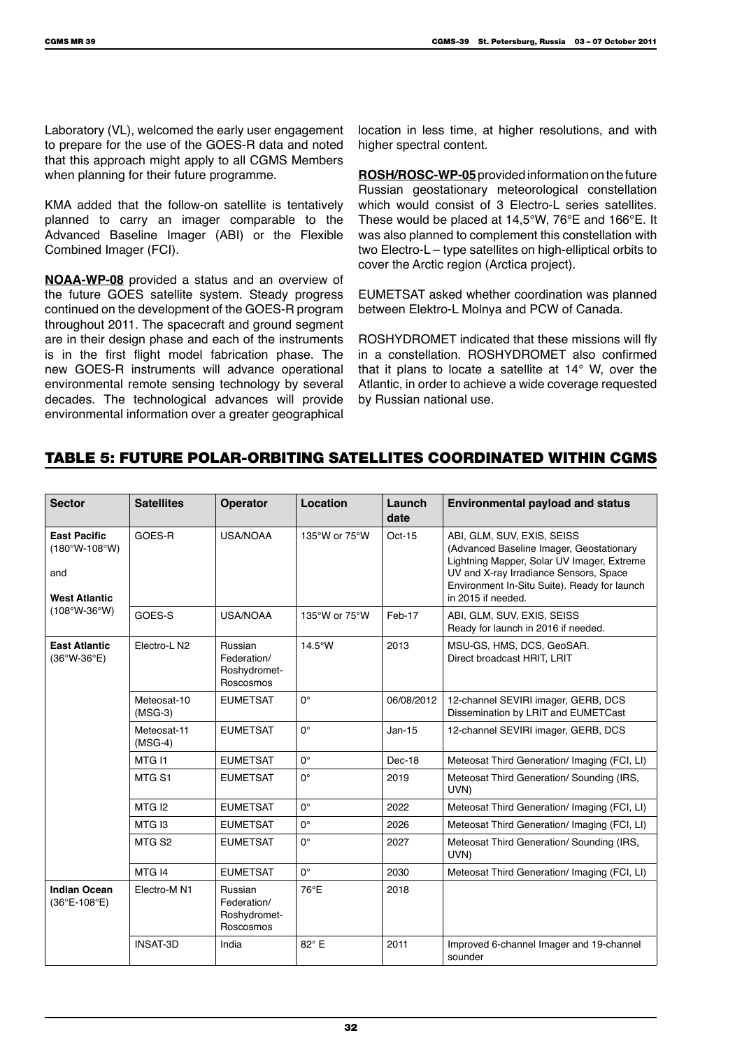Laboratory (VL), welcomed the early user engagement to prepare for the use of the GOES-R data and noted that this approach might apply to all CGMS Members when planning for their future programme.

KMA added that the follow-on satellite is tentatively planned to carry an imager comparable to the Advanced Baseline Imager (ABI) or the Flexible Combined Imager (FCI).

**NOAA-WP-08** provided a status and an overview of the future GOES satellite system. Steady progress continued on the development of the GOES-R program throughout 2011. The spacecraft and ground segment are in their design phase and each of the instruments is in the first flight model fabrication phase. The new GOES-R instruments will advance operational environmental remote sensing technology by several decades. The technological advances will provide environmental information over a greater geographical location in less time, at higher resolutions, and with higher spectral content.

**ROSH/ROSC-WP-05** provided information on the future Russian geostationary meteorological constellation which would consist of 3 Electro-L series satellites. These would be placed at 14,5°W, 76°E and 166°E. It was also planned to complement this constellation with two Electro-L – type satellites on high-elliptical orbits to cover the Arctic region (Arctica project).

EUMETSAT asked whether coordination was planned between Elektro-L Molnya and PCW of Canada.

ROSHYDROMET indicated that these missions will fly in a constellation. ROSHYDROMET also confirmed that it plans to locate a satellite at 14° W, over the Atlantic, in order to achieve a wide coverage requested by Russian national use.

## TABLE 5: FUTURE POLAR-ORBITING SATELLITES COORDINATED WITHIN CGMS

| Sector | Satellites | Operator | Location | Launch date | Environmental payload and status |
|---|---|---|---|---|---|
| **East Pacific** (180°W-108°W) and **West Atlantic** (108°W-36°W) | GOES-R | USA/NOAA | 135°W or 75°W | Oct-15 | ABI, GLM, SUV, EXIS, SEISS (Advanced Baseline Imager, Geostationary Lightning Mapper, Solar UV Imager, Extreme UV and X-ray Irradiance Sensors, Space Environment In-Situ Suite). Ready for launch in 2015 if needed. |
| | GOES-S | USA/NOAA | 135°W or 75°W | Feb-17 | ABI, GLM, SUV, EXIS, SEISS Ready for launch in 2016 if needed. |
| **East Atlantic** (36°W-36°E) | Electro-L N2 | Russian Federation/ Roshydromet-Roscosmos | 14.5°W | 2013 | MSU-GS, HMS, DCS, GeoSAR. Direct broadcast HRIT, LRIT |
| | Meteosat-10 (MSG-3) | EUMETSAT | 0° | 06/08/2012 | 12-channel SEVIRI imager, GERB, DCS Dissemination by LRIT and EUMETCast |
| | Meteosat-11 (MSG-4) | EUMETSAT | 0° | Jan-15 | 12-channel SEVIRI imager, GERB, DCS |
| | MTG I1 | EUMETSAT | 0° | Dec-18 | Meteosat Third Generation/ Imaging (FCI, LI) |
| | MTG S1 | EUMETSAT | 0° | 2019 | Meteosat Third Generation/ Sounding (IRS, UVN) |
| | MTG I2 | EUMETSAT | 0° | 2022 | Meteosat Third Generation/ Imaging (FCI, LI) |
| | MTG I3 | EUMETSAT | 0° | 2026 | Meteosat Third Generation/ Imaging (FCI, LI) |
| | MTG S2 | EUMETSAT | 0° | 2027 | Meteosat Third Generation/ Sounding (IRS, UVN) |
| | MTG I4 | EUMETSAT | 0° | 2030 | Meteosat Third Generation/ Imaging (FCI, LI) |
| **Indian Ocean** (36°E-108°E) | Electro-M N1 | Russian Federation/ Roshydromet-Roscosmos | 76°E | 2018 | |
| | INSAT-3D | India | 82° E | 2011 | Improved 6-channel Imager and 19-channel sounder |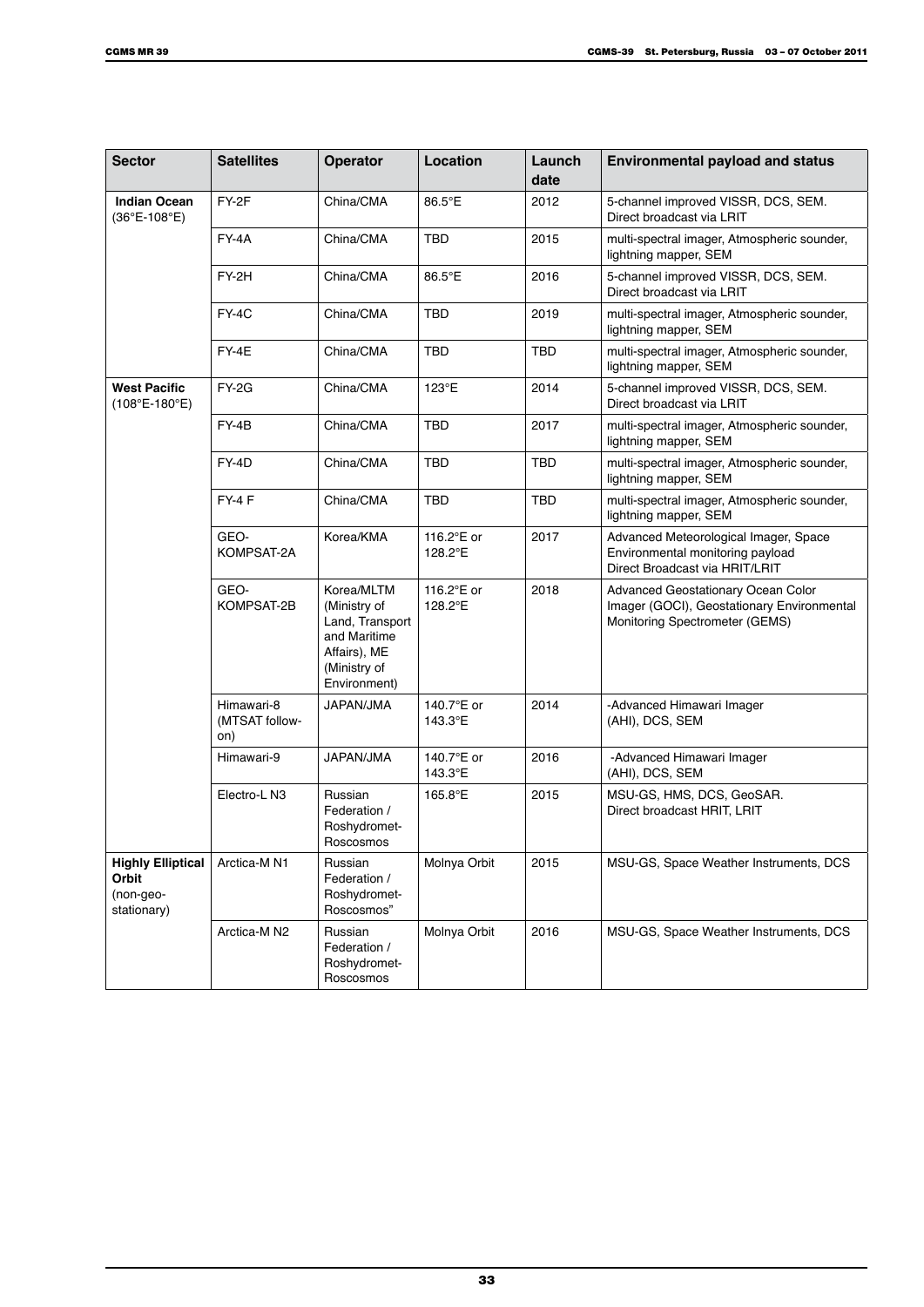| Sector | Satellites | Operator | Location | Launch date | Environmental payload and status |
|---|---|---|---|---|---|
| **Indian Ocean** (36°E-108°E) | FY-2F | China/CMA | 86.5°E | 2012 | 5-channel improved VISSR, DCS, SEM. Direct broadcast via LRIT |
| | FY-4A | China/CMA | TBD | 2015 | multi-spectral imager, Atmospheric sounder, lightning mapper, SEM |
| | FY-2H | China/CMA | 86.5°E | 2016 | 5-channel improved VISSR, DCS, SEM. Direct broadcast via LRIT |
| | FY-4C | China/CMA | TBD | 2019 | multi-spectral imager, Atmospheric sounder, lightning mapper, SEM |
| | FY-4E | China/CMA | TBD | TBD | multi-spectral imager, Atmospheric sounder, lightning mapper, SEM |
| **West Pacific** (108°E-180°E) | FY-2G | China/CMA | 123°E | 2014 | 5-channel improved VISSR, DCS, SEM. Direct broadcast via LRIT |
| | FY-4B | China/CMA | TBD | 2017 | multi-spectral imager, Atmospheric sounder, lightning mapper, SEM |
| | FY-4D | China/CMA | TBD | TBD | multi-spectral imager, Atmospheric sounder, lightning mapper, SEM |
| | FY-4 F | China/CMA | TBD | TBD | multi-spectral imager, Atmospheric sounder, lightning mapper, SEM |
| | GEO-KOMPSAT-2A | Korea/KMA | 116.2°E or 128.2°E | 2017 | Advanced Meteorological Imager, Space Environmental monitoring payload Direct Broadcast via HRIT/LRIT |
| | GEO-KOMPSAT-2B | Korea/MLTM (Ministry of Land, Transport and Maritime Affairs), ME (Ministry of Environment) | 116.2°E or 128.2°E | 2018 | Advanced Geostationary Ocean Color Imager (GOCI), Geostationary Environmental Monitoring Spectrometer (GEMS) |
| | Himawari-8 (MTSAT follow-on) | JAPAN/JMA | 140.7°E or 143.3°E | 2014 | -Advanced Himawari Imager (AHI), DCS, SEM |
| | Himawari-9 | JAPAN/JMA | 140.7°E or 143.3°E | 2016 | -Advanced Himawari Imager (AHI), DCS, SEM |
| | Electro-L N3 | Russian Federation / Roshydromet-Roscosmos | 165.8°E | 2015 | MSU-GS, HMS, DCS, GeoSAR. Direct broadcast HRIT, LRIT |
| **Highly Elliptical Orbit** (non-geo-stationary) | Arctica-M N1 | Russian Federation / Roshydromet-Roscosmos" | Molnya Orbit | 2015 | MSU-GS, Space Weather Instruments, DCS |
| | Arctica-M N2 | Russian Federation / Roshydromet-Roscosmos | Molnya Orbit | 2016 | MSU-GS, Space Weather Instruments, DCS |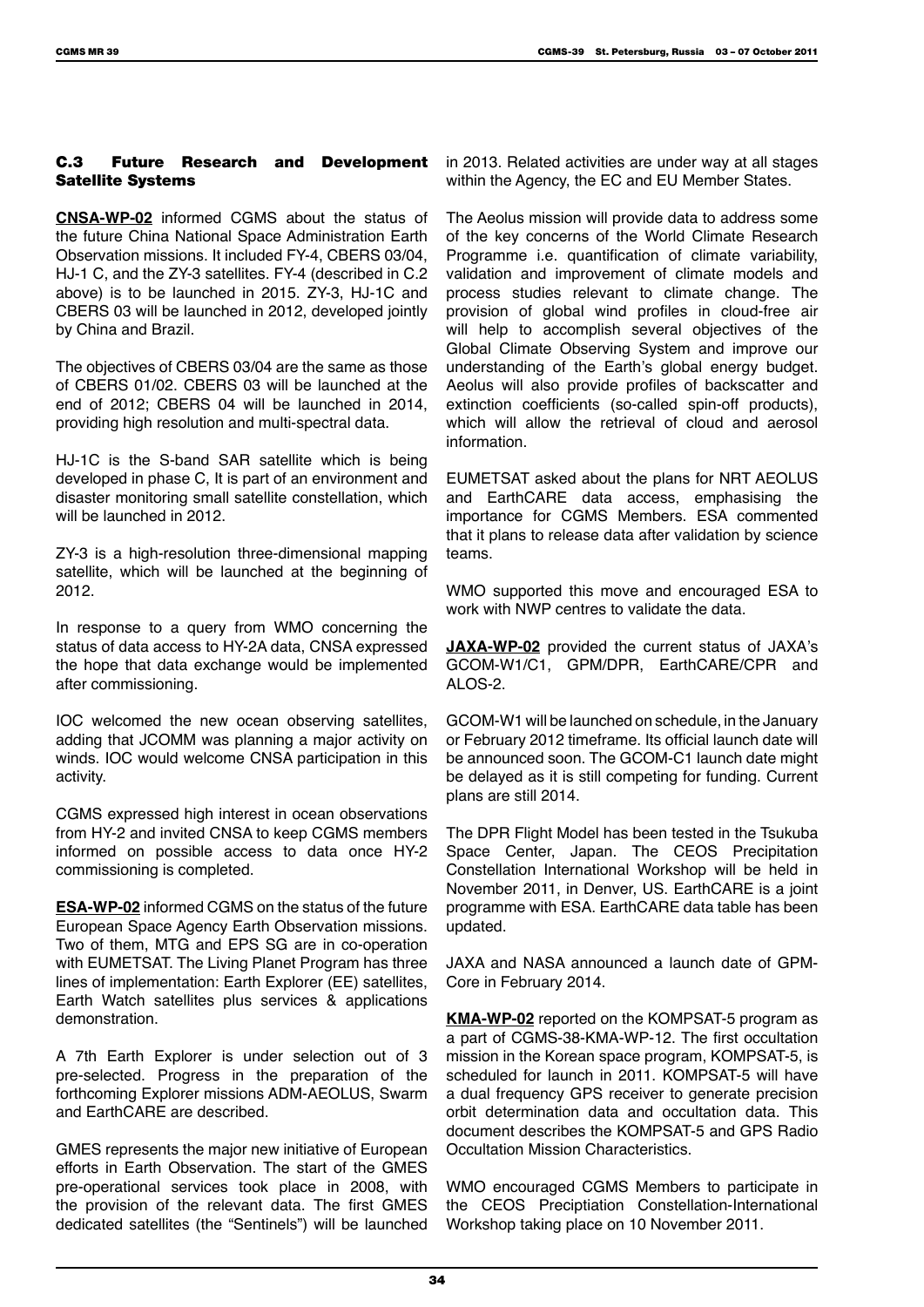### C.3 Future Research and Development Satellite Systems

**CNSA-WP-02** informed CGMS about the status of the future China National Space Administration Earth Observation missions. It included FY-4, CBERS 03/04, HJ-1 C, and the ZY-3 satellites. FY-4 (described in C.2 above) is to be launched in 2015. ZY-3, HJ-1C and CBERS 03 will be launched in 2012, developed jointly by China and Brazil.

The objectives of CBERS 03/04 are the same as those of CBERS 01/02. CBERS 03 will be launched at the end of 2012; CBERS 04 will be launched in 2014, providing high resolution and multi-spectral data.

HJ-1C is the S-band SAR satellite which is being developed in phase C, It is part of an environment and disaster monitoring small satellite constellation, which will be launched in 2012.

ZY-3 is a high-resolution three-dimensional mapping satellite, which will be launched at the beginning of 2012.

In response to a query from WMO concerning the status of data access to HY-2A data, CNSA expressed the hope that data exchange would be implemented after commissioning.

IOC welcomed the new ocean observing satellites, adding that JCOMM was planning a major activity on winds. IOC would welcome CNSA participation in this activity.

CGMS expressed high interest in ocean observations from HY-2 and invited CNSA to keep CGMS members informed on possible access to data once HY-2 commissioning is completed.

**ESA-WP-02** informed CGMS on the status of the future European Space Agency Earth Observation missions. Two of them, MTG and EPS SG are in co-operation with EUMETSAT. The Living Planet Program has three lines of implementation: Earth Explorer (EE) satellites, Earth Watch satellites plus services & applications demonstration.

A 7th Earth Explorer is under selection out of 3 pre-selected. Progress in the preparation of the forthcoming Explorer missions ADM-AEOLUS, Swarm and EarthCARE are described.

GMES represents the major new initiative of European efforts in Earth Observation. The start of the GMES pre-operational services took place in 2008, with the provision of the relevant data. The first GMES dedicated satellites (the "Sentinels") will be launched in 2013. Related activities are under way at all stages within the Agency, the EC and EU Member States.

The Aeolus mission will provide data to address some of the key concerns of the World Climate Research Programme i.e. quantification of climate variability, validation and improvement of climate models and process studies relevant to climate change. The provision of global wind profiles in cloud-free air will help to accomplish several objectives of the Global Climate Observing System and improve our understanding of the Earth's global energy budget. Aeolus will also provide profiles of backscatter and extinction coefficients (so-called spin-off products), which will allow the retrieval of cloud and aerosol information.

EUMETSAT asked about the plans for NRT AEOLUS and EarthCARE data access, emphasising the importance for CGMS Members. ESA commented that it plans to release data after validation by science teams.

WMO supported this move and encouraged ESA to work with NWP centres to validate the data.

**JAXA-WP-02** provided the current status of JAXA's GCOM-W1/C1, GPM/DPR, EarthCARE/CPR and ALOS-2.

GCOM-W1 will be launched on schedule, in the January or February 2012 timeframe. Its official launch date will be announced soon. The GCOM-C1 launch date might be delayed as it is still competing for funding. Current plans are still 2014.

The DPR Flight Model has been tested in the Tsukuba Space Center, Japan. The CEOS Precipitation Constellation International Workshop will be held in November 2011, in Denver, US. EarthCARE is a joint programme with ESA. EarthCARE data table has been updated.

JAXA and NASA announced a launch date of GPM-Core in February 2014.

**KMA-WP-02** reported on the KOMPSAT-5 program as a part of CGMS-38-KMA-WP-12. The first occultation mission in the Korean space program, KOMPSAT-5, is scheduled for launch in 2011. KOMPSAT-5 will have a dual frequency GPS receiver to generate precision orbit determination data and occultation data. This document describes the KOMPSAT-5 and GPS Radio Occultation Mission Characteristics.

WMO encouraged CGMS Members to participate in the CEOS Preciptiation Constellation-International Workshop taking place on 10 November 2011.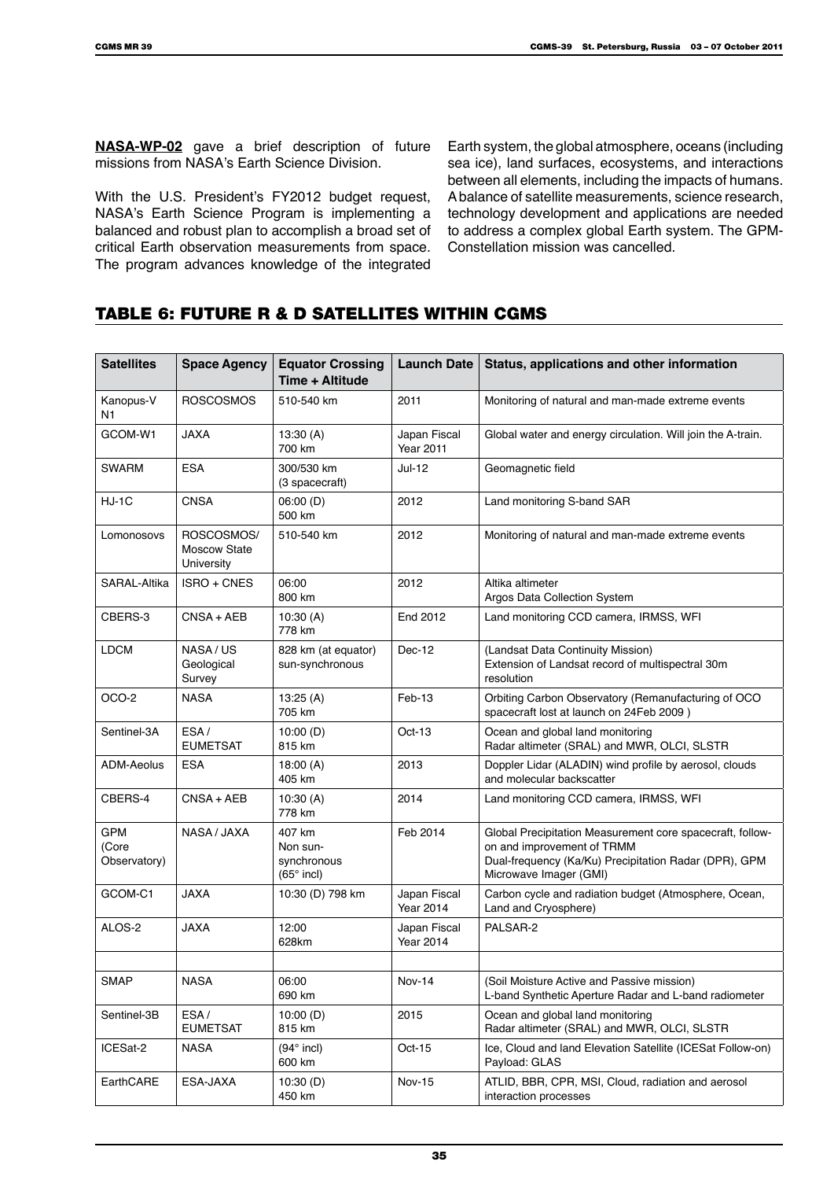**NASA-WP-02** gave a brief description of future missions from NASA's Earth Science Division.

With the U.S. President's FY2012 budget request, NASA's Earth Science Program is implementing a balanced and robust plan to accomplish a broad set of critical Earth observation measurements from space. The program advances knowledge of the integrated Earth system, the global atmosphere, oceans (including sea ice), land surfaces, ecosystems, and interactions between all elements, including the impacts of humans. A balance of satellite measurements, science research, technology development and applications are needed to address a complex global Earth system. The GPM-Constellation mission was cancelled.

## TABLE 6: FUTURE R & D SATELLITES WITHIN CGMS

| Satellites | Space Agency | Equator Crossing Time + Altitude | Launch Date | Status, applications and other information |
|---|---|---|---|---|
| Kanopus-V N1 | ROSCOSMOS | 510-540 km | 2011 | Monitoring of natural and man-made extreme events |
| GCOM-W1 | JAXA | 13:30 (A) 700 km | Japan Fiscal Year 2011 | Global water and energy circulation. Will join the A-train. |
| SWARM | ESA | 300/530 km (3 spacecraft) | Jul-12 | Geomagnetic field |
| HJ-1C | CNSA | 06:00 (D) 500 km | 2012 | Land monitoring S-band SAR |
| Lomonosovs | ROSCOSMOS/ Moscow State University | 510-540 km | 2012 | Monitoring of natural and man-made extreme events |
| SARAL-Altika | ISRO + CNES | 06:00 800 km | 2012 | Altika altimeter Argos Data Collection System |
| CBERS-3 | CNSA + AEB | 10:30 (A) 778 km | End 2012 | Land monitoring CCD camera, IRMSS, WFI |
| LDCM | NASA / US Geological Survey | 828 km (at equator) sun-synchronous | Dec-12 | (Landsat Data Continuity Mission) Extension of Landsat record of multispectral 30m resolution |
| OCO-2 | NASA | 13:25 (A) 705 km | Feb-13 | Orbiting Carbon Observatory (Remanufacturing of OCO spacecraft lost at launch on 24Feb 2009 ) |
| Sentinel-3A | ESA / EUMETSAT | 10:00 (D) 815 km | Oct-13 | Ocean and global land monitoring Radar altimeter (SRAL) and MWR, OLCI, SLSTR |
| ADM-Aeolus | ESA | 18:00 (A) 405 km | 2013 | Doppler Lidar (ALADIN) wind profile by aerosol, clouds and molecular backscatter |
| CBERS-4 | CNSA + AEB | 10:30 (A) 778 km | 2014 | Land monitoring CCD camera, IRMSS, WFI |
| GPM (Core Observatory) | NASA / JAXA | 407 km Non sun-synchronous (65° incl) | Feb 2014 | Global Precipitation Measurement core spacecraft, follow-on and improvement of TRMM Dual-frequency (Ka/Ku) Precipitation Radar (DPR), GPM Microwave Imager (GMI) |
| GCOM-C1 | JAXA | 10:30 (D) 798 km | Japan Fiscal Year 2014 | Carbon cycle and radiation budget (Atmosphere, Ocean, Land and Cryosphere) |
| ALOS-2 | JAXA | 12:00 628km | Japan Fiscal Year 2014 | PALSAR-2 |
| | | | | |
| SMAP | NASA | 06:00 690 km | Nov-14 | (Soil Moisture Active and Passive mission) L-band Synthetic Aperture Radar and L-band radiometer |
| Sentinel-3B | ESA / EUMETSAT | 10:00 (D) 815 km | 2015 | Ocean and global land monitoring Radar altimeter (SRAL) and MWR, OLCI, SLSTR |
| ICESat-2 | NASA | (94° incl) 600 km | Oct-15 | Ice, Cloud and land Elevation Satellite (ICESat Follow-on) Payload: GLAS |
| EarthCARE | ESA-JAXA | 10:30 (D) 450 km | Nov-15 | ATLID, BBR, CPR, MSI, Cloud, radiation and aerosol interaction processes |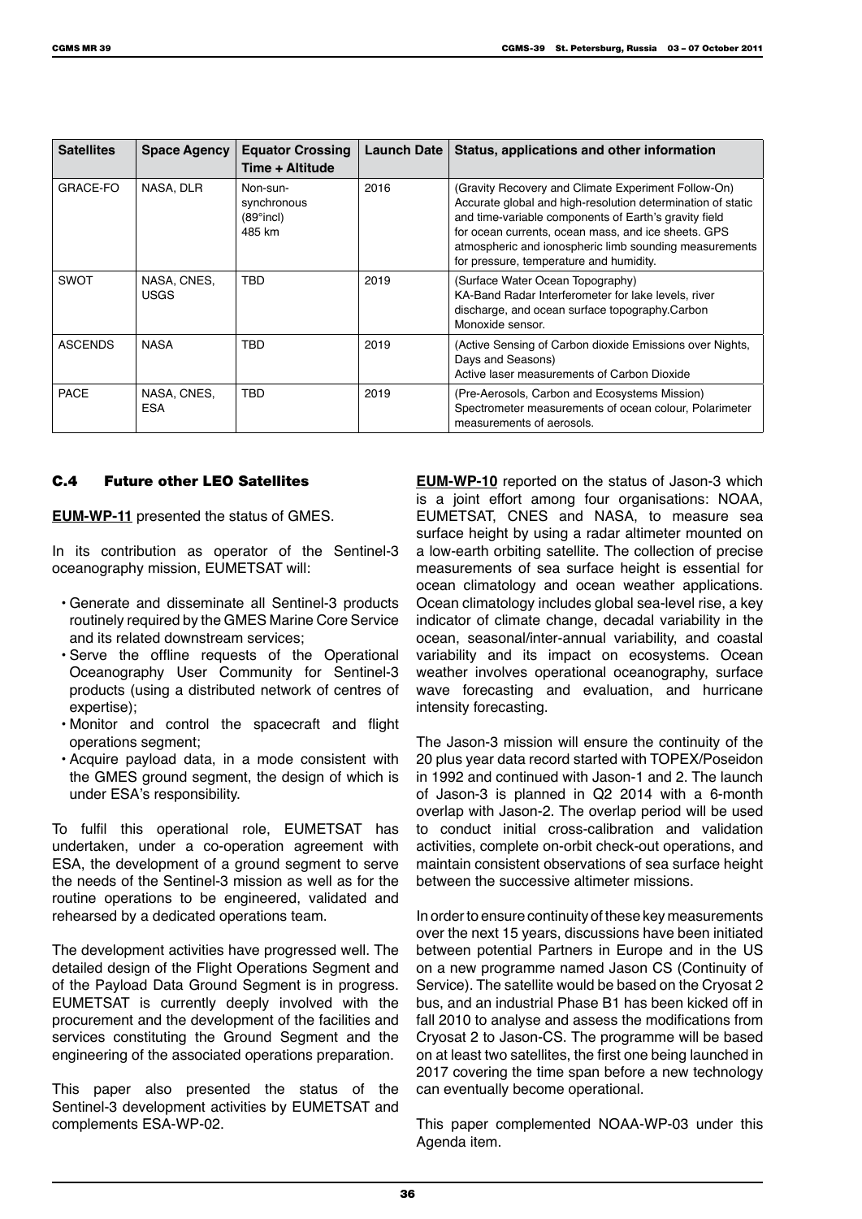| Satellites | Space Agency | Equator Crossing Time + Altitude | Launch Date | Status, applications and other information |
|---|---|---|---|---|
| GRACE-FO | NASA, DLR | Non-sun-synchronous (89°incl) 485 km | 2016 | (Gravity Recovery and Climate Experiment Follow-On) Accurate global and high-resolution determination of static and time-variable components of Earth's gravity field for ocean currents, ocean mass, and ice sheets. GPS atmospheric and ionospheric limb sounding measurements for pressure, temperature and humidity. |
| SWOT | NASA, CNES, USGS | TBD | 2019 | (Surface Water Ocean Topography) KA-Band Radar Interferometer for lake levels, river discharge, and ocean surface topography.Carbon Monoxide sensor. |
| ASCENDS | NASA | TBD | 2019 | (Active Sensing of Carbon dioxide Emissions over Nights, Days and Seasons) Active laser measurements of Carbon Dioxide |
| PACE | NASA, CNES, ESA | TBD | 2019 | (Pre-Aerosols, Carbon and Ecosystems Mission) Spectrometer measurements of ocean colour, Polarimeter measurements of aerosols. |

### C.4 Future other LEO Satellites

**EUM-WP-11** presented the status of GMES.

In its contribution as operator of the Sentinel-3 oceanography mission, EUMETSAT will:

- Generate and disseminate all Sentinel-3 products routinely required by the GMES Marine Core Service and its related downstream services;
- Serve the offline requests of the Operational Oceanography User Community for Sentinel-3 products (using a distributed network of centres of expertise);
- Monitor and control the spacecraft and flight operations segment;
- Acquire payload data, in a mode consistent with the GMES ground segment, the design of which is under ESA's responsibility.

To fulfil this operational role, EUMETSAT has undertaken, under a co-operation agreement with ESA, the development of a ground segment to serve the needs of the Sentinel-3 mission as well as for the routine operations to be engineered, validated and rehearsed by a dedicated operations team.

The development activities have progressed well. The detailed design of the Flight Operations Segment and of the Payload Data Ground Segment is in progress. EUMETSAT is currently deeply involved with the procurement and the development of the facilities and services constituting the Ground Segment and the engineering of the associated operations preparation.

This paper also presented the status of the Sentinel-3 development activities by EUMETSAT and complements ESA-WP-02.

**EUM-WP-10** reported on the status of Jason-3 which is a joint effort among four organisations: NOAA, EUMETSAT, CNES and NASA, to measure sea surface height by using a radar altimeter mounted on a low-earth orbiting satellite. The collection of precise measurements of sea surface height is essential for ocean climatology and ocean weather applications. Ocean climatology includes global sea-level rise, a key indicator of climate change, decadal variability in the ocean, seasonal/inter-annual variability, and coastal variability and its impact on ecosystems. Ocean weather involves operational oceanography, surface wave forecasting and evaluation, and hurricane intensity forecasting.

The Jason-3 mission will ensure the continuity of the 20 plus year data record started with TOPEX/Poseidon in 1992 and continued with Jason-1 and 2. The launch of Jason-3 is planned in Q2 2014 with a 6-month overlap with Jason-2. The overlap period will be used to conduct initial cross-calibration and validation activities, complete on-orbit check-out operations, and maintain consistent observations of sea surface height between the successive altimeter missions.

In order to ensure continuity of these key measurements over the next 15 years, discussions have been initiated between potential Partners in Europe and in the US on a new programme named Jason CS (Continuity of Service). The satellite would be based on the Cryosat 2 bus, and an industrial Phase B1 has been kicked off in fall 2010 to analyse and assess the modifications from Cryosat 2 to Jason-CS. The programme will be based on at least two satellites, the first one being launched in 2017 covering the time span before a new technology can eventually become operational.

This paper complemented NOAA-WP-03 under this Agenda item.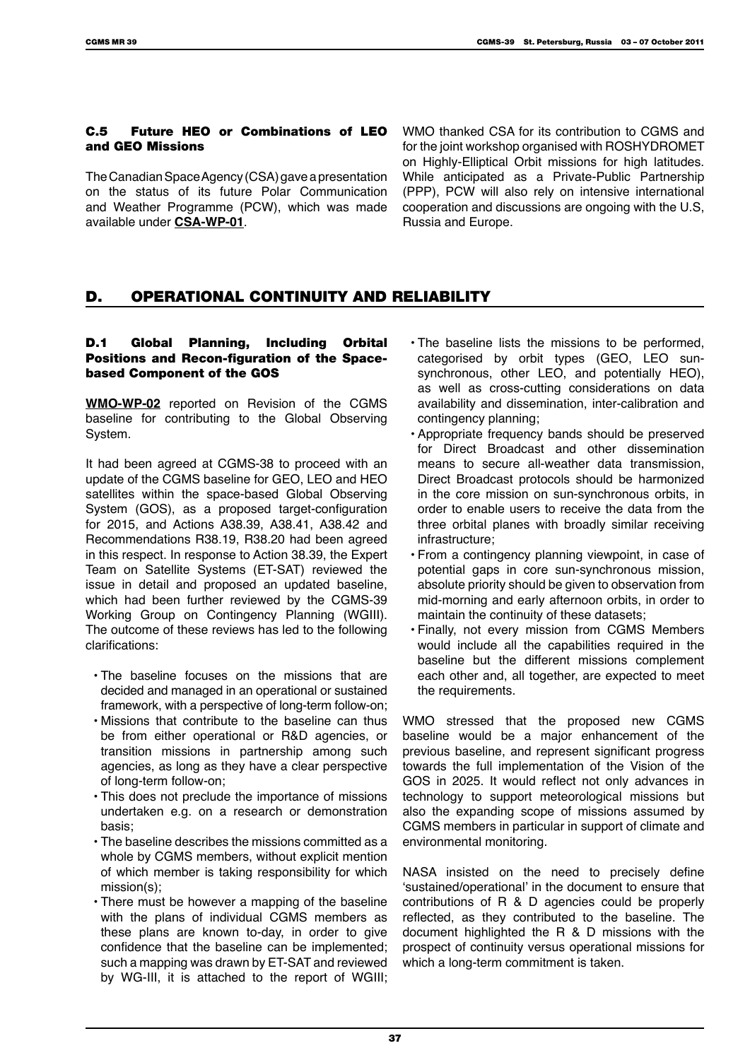### C.5 Future HEO or Combinations of LEO and GEO Missions

The Canadian Space Agency (CSA) gave a presentation on the status of its future Polar Communication and Weather Programme (PCW), which was made available under **CSA-WP-01**.

WMO thanked CSA for its contribution to CGMS and for the joint workshop organised with ROSHYDROMET on Highly-Elliptical Orbit missions for high latitudes. While anticipated as a Private-Public Partnership (PPP), PCW will also rely on intensive international cooperation and discussions are ongoing with the U.S, Russia and Europe.

## D. OPERATIONAL CONTINUITY AND RELIABILITY

### D.1 Global Planning, Including Orbital Positions and Recon-figuration of the Space-based Component of the GOS

**WMO-WP-02** reported on Revision of the CGMS baseline for contributing to the Global Observing System.

It had been agreed at CGMS-38 to proceed with an update of the CGMS baseline for GEO, LEO and HEO satellites within the space-based Global Observing System (GOS), as a proposed target-configuration for 2015, and Actions A38.39, A38.41, A38.42 and Recommendations R38.19, R38.20 had been agreed in this respect. In response to Action 38.39, the Expert Team on Satellite Systems (ET-SAT) reviewed the issue in detail and proposed an updated baseline, which had been further reviewed by the CGMS-39 Working Group on Contingency Planning (WGIII). The outcome of these reviews has led to the following clarifications:

- The baseline focuses on the missions that are decided and managed in an operational or sustained framework, with a perspective of long-term follow-on;
- Missions that contribute to the baseline can thus be from either operational or R&D agencies, or transition missions in partnership among such agencies, as long as they have a clear perspective of long-term follow-on;
- This does not preclude the importance of missions undertaken e.g. on a research or demonstration basis;
- The baseline describes the missions committed as a whole by CGMS members, without explicit mention of which member is taking responsibility for which mission(s);
- There must be however a mapping of the baseline with the plans of individual CGMS members as these plans are known to-day, in order to give confidence that the baseline can be implemented; such a mapping was drawn by ET-SAT and reviewed by WG-III, it is attached to the report of WGIII;
- The baseline lists the missions to be performed, categorised by orbit types (GEO, LEO sun-synchronous, other LEO, and potentially HEO), as well as cross-cutting considerations on data availability and dissemination, inter-calibration and contingency planning;
- Appropriate frequency bands should be preserved for Direct Broadcast and other dissemination means to secure all-weather data transmission, Direct Broadcast protocols should be harmonized in the core mission on sun-synchronous orbits, in order to enable users to receive the data from the three orbital planes with broadly similar receiving infrastructure;
- From a contingency planning viewpoint, in case of potential gaps in core sun-synchronous mission, absolute priority should be given to observation from mid-morning and early afternoon orbits, in order to maintain the continuity of these datasets;
- Finally, not every mission from CGMS Members would include all the capabilities required in the baseline but the different missions complement each other and, all together, are expected to meet the requirements.

WMO stressed that the proposed new CGMS baseline would be a major enhancement of the previous baseline, and represent significant progress towards the full implementation of the Vision of the GOS in 2025. It would reflect not only advances in technology to support meteorological missions but also the expanding scope of missions assumed by CGMS members in particular in support of climate and environmental monitoring.

NASA insisted on the need to precisely define 'sustained/operational' in the document to ensure that contributions of R & D agencies could be properly reflected, as they contributed to the baseline. The document highlighted the R & D missions with the prospect of continuity versus operational missions for which a long-term commitment is taken.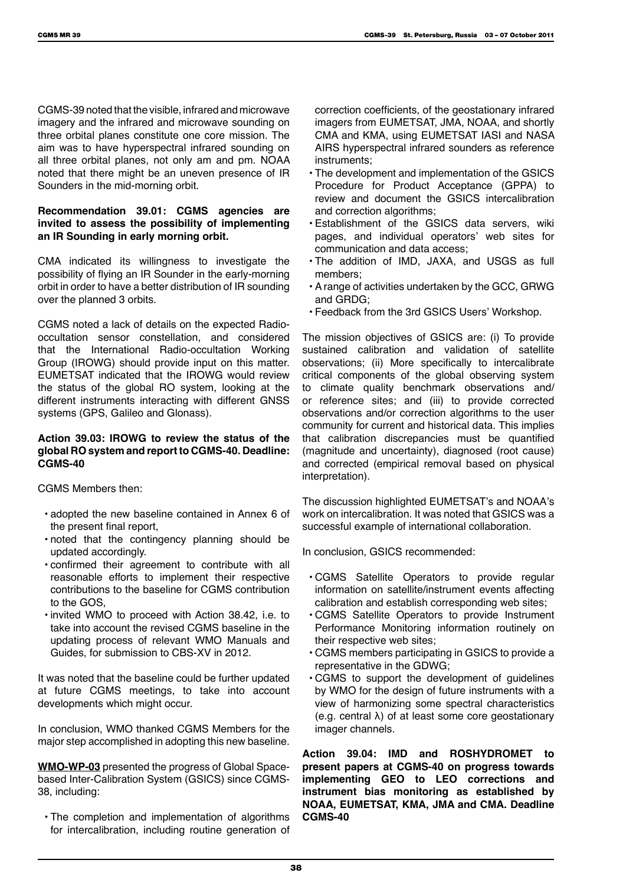CGMS-39 noted that the visible, infrared and microwave imagery and the infrared and microwave sounding on three orbital planes constitute one core mission. The aim was to have hyperspectral infrared sounding on all three orbital planes, not only am and pm. NOAA noted that there might be an uneven presence of IR Sounders in the mid-morning orbit.

**Recommendation 39.01: CGMS agencies are invited to assess the possibility of implementing an IR Sounding in early morning orbit.**

CMA indicated its willingness to investigate the possibility of flying an IR Sounder in the early-morning orbit in order to have a better distribution of IR sounding over the planned 3 orbits.

CGMS noted a lack of details on the expected Radio-occultation sensor constellation, and considered that the International Radio-occultation Working Group (IROWG) should provide input on this matter. EUMETSAT indicated that the IROWG would review the status of the global RO system, looking at the different instruments interacting with different GNSS systems (GPS, Galileo and Glonass).

**Action 39.03: IROWG to review the status of the global RO system and report to CGMS-40. Deadline: CGMS-40**

CGMS Members then:

- adopted the new baseline contained in Annex 6 of the present final report,
- noted that the contingency planning should be updated accordingly.
- confirmed their agreement to contribute with all reasonable efforts to implement their respective contributions to the baseline for CGMS contribution to the GOS,
- invited WMO to proceed with Action 38.42, i.e. to take into account the revised CGMS baseline in the updating process of relevant WMO Manuals and Guides, for submission to CBS-XV in 2012.

It was noted that the baseline could be further updated at future CGMS meetings, to take into account developments which might occur.

In conclusion, WMO thanked CGMS Members for the major step accomplished in adopting this new baseline.

**WMO-WP-03** presented the progress of Global Space-based Inter-Calibration System (GSICS) since CGMS-38, including:

- The completion and implementation of algorithms for intercalibration, including routine generation of correction coefficients, of the geostationary infrared imagers from EUMETSAT, JMA, NOAA, and shortly CMA and KMA, using EUMETSAT IASI and NASA AIRS hyperspectral infrared sounders as reference instruments;
- The development and implementation of the GSICS Procedure for Product Acceptance (GPPA) to review and document the GSICS intercalibration and correction algorithms;
- Establishment of the GSICS data servers, wiki pages, and individual operators' web sites for communication and data access;
- The addition of IMD, JAXA, and USGS as full members;
- A range of activities undertaken by the GCC, GRWG and GRDG;
- Feedback from the 3rd GSICS Users' Workshop.

The mission objectives of GSICS are: (i) To provide sustained calibration and validation of satellite observations; (ii) More specifically to intercalibrate critical components of the global observing system to climate quality benchmark observations and/or reference sites; and (iii) to provide corrected observations and/or correction algorithms to the user community for current and historical data. This implies that calibration discrepancies must be quantified (magnitude and uncertainty), diagnosed (root cause) and corrected (empirical removal based on physical interpretation).

The discussion highlighted EUMETSAT's and NOAA's work on intercalibration. It was noted that GSICS was a successful example of international collaboration.

In conclusion, GSICS recommended:

- CGMS Satellite Operators to provide regular information on satellite/instrument events affecting calibration and establish corresponding web sites;
- CGMS Satellite Operators to provide Instrument Performance Monitoring information routinely on their respective web sites;
- CGMS members participating in GSICS to provide a representative in the GDWG;
- CGMS to support the development of guidelines by WMO for the design of future instruments with a view of harmonizing some spectral characteristics (e.g. central $\lambda$) of at least some core geostationary imager channels.

**Action 39.04: IMD and ROSHYDROMET to present papers at CGMS-40 on progress towards implementing GEO to LEO corrections and instrument bias monitoring as established by NOAA, EUMETSAT, KMA, JMA and CMA. Deadline CGMS-40**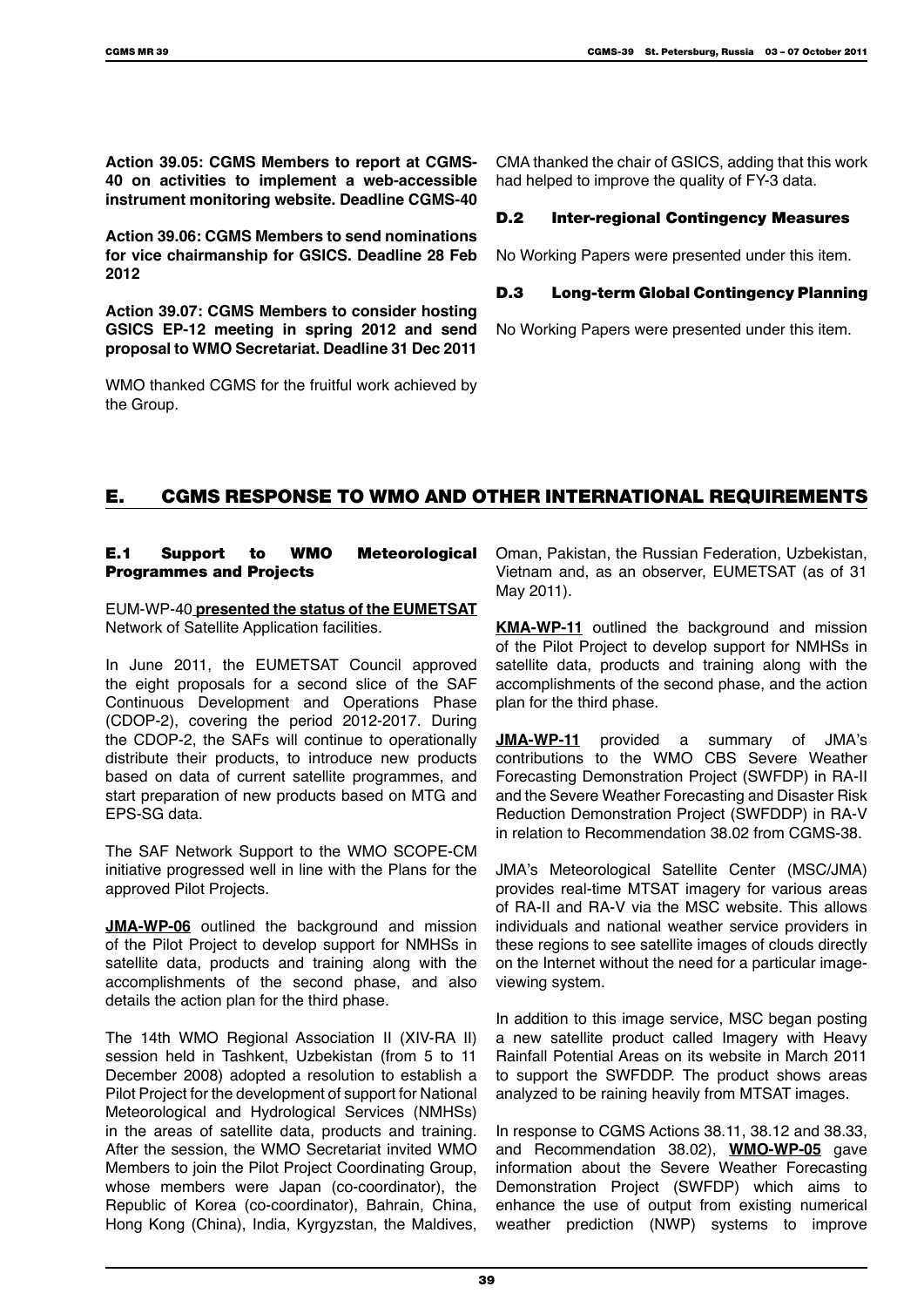**Action 39.05: CGMS Members to report at CGMS-40 on activities to implement a web-accessible instrument monitoring website. Deadline CGMS-40**

**Action 39.06: CGMS Members to send nominations for vice chairmanship for GSICS. Deadline 28 Feb 2012**

**Action 39.07: CGMS Members to consider hosting GSICS EP-12 meeting in spring 2012 and send proposal to WMO Secretariat. Deadline 31 Dec 2011**

WMO thanked CGMS for the fruitful work achieved by the Group.

CMA thanked the chair of GSICS, adding that this work had helped to improve the quality of FY-3 data.

### D.2 Inter-regional Contingency Measures

No Working Papers were presented under this item.

### D.3 Long-term Global Contingency Planning

No Working Papers were presented under this item.

## E. CGMS RESPONSE TO WMO AND OTHER INTERNATIONAL REQUIREMENTS

### E.1 Support to WMO Meteorological Programmes and Projects

EUM-WP-40 **presented the status of the EUMETSAT** Network of Satellite Application facilities.

In June 2011, the EUMETSAT Council approved the eight proposals for a second slice of the SAF Continuous Development and Operations Phase (CDOP-2), covering the period 2012-2017. During the CDOP-2, the SAFs will continue to operationally distribute their products, to introduce new products based on data of current satellite programmes, and start preparation of new products based on MTG and EPS-SG data.

The SAF Network Support to the WMO SCOPE-CM initiative progressed well in line with the Plans for the approved Pilot Projects.

**JMA-WP-06** outlined the background and mission of the Pilot Project to develop support for NMHSs in satellite data, products and training along with the accomplishments of the second phase, and also details the action plan for the third phase.

The 14th WMO Regional Association II (XIV-RA II) session held in Tashkent, Uzbekistan (from 5 to 11 December 2008) adopted a resolution to establish a Pilot Project for the development of support for National Meteorological and Hydrological Services (NMHSs) in the areas of satellite data, products and training. After the session, the WMO Secretariat invited WMO Members to join the Pilot Project Coordinating Group, whose members were Japan (co-coordinator), the Republic of Korea (co-coordinator), Bahrain, China, Hong Kong (China), India, Kyrgyzstan, the Maldives, Oman, Pakistan, the Russian Federation, Uzbekistan, Vietnam and, as an observer, EUMETSAT (as of 31 May 2011).

**KMA-WP-11** outlined the background and mission of the Pilot Project to develop support for NMHSs in satellite data, products and training along with the accomplishments of the second phase, and the action plan for the third phase.

**JMA-WP-11** provided a summary of JMA's contributions to the WMO CBS Severe Weather Forecasting Demonstration Project (SWFDP) in RA-II and the Severe Weather Forecasting and Disaster Risk Reduction Demonstration Project (SWFDDP) in RA-V in relation to Recommendation 38.02 from CGMS-38.

JMA's Meteorological Satellite Center (MSC/JMA) provides real-time MTSAT imagery for various areas of RA-II and RA-V via the MSC website. This allows individuals and national weather service providers in these regions to see satellite images of clouds directly on the Internet without the need for a particular image-viewing system.

In addition to this image service, MSC began posting a new satellite product called Imagery with Heavy Rainfall Potential Areas on its website in March 2011 to support the SWFDDP. The product shows areas analyzed to be raining heavily from MTSAT images.

In response to CGMS Actions 38.11, 38.12 and 38.33, and Recommendation 38.02), **WMO-WP-05** gave information about the Severe Weather Forecasting Demonstration Project (SWFDP) which aims to enhance the use of output from existing numerical weather prediction (NWP) systems to improve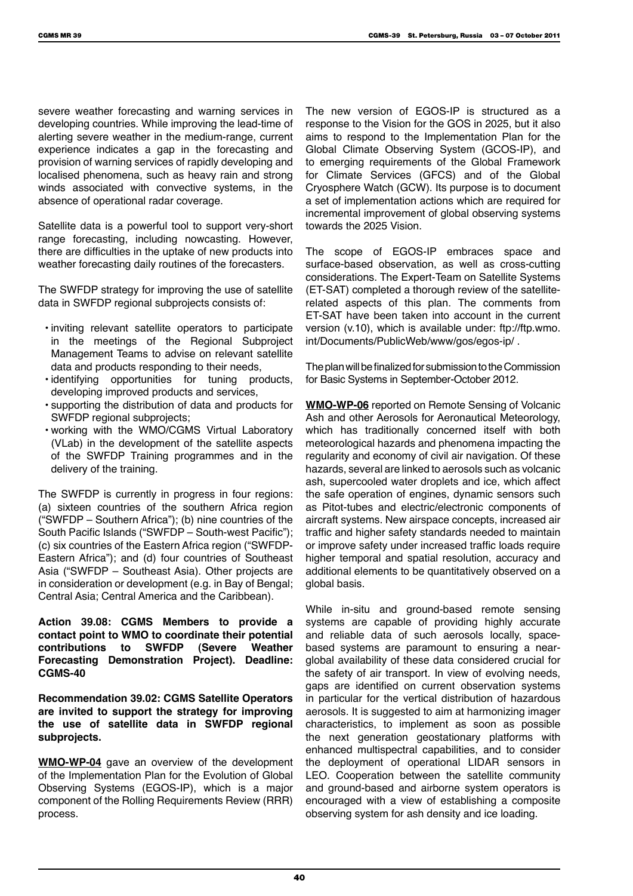severe weather forecasting and warning services in developing countries. While improving the lead-time of alerting severe weather in the medium-range, current experience indicates a gap in the forecasting and provision of warning services of rapidly developing and localised phenomena, such as heavy rain and strong winds associated with convective systems, in the absence of operational radar coverage.

Satellite data is a powerful tool to support very-short range forecasting, including nowcasting. However, there are difficulties in the uptake of new products into weather forecasting daily routines of the forecasters.

The SWFDP strategy for improving the use of satellite data in SWFDP regional subprojects consists of:

- inviting relevant satellite operators to participate in the meetings of the Regional Subproject Management Teams to advise on relevant satellite data and products responding to their needs,
- identifying opportunities for tuning products, developing improved products and services,
- supporting the distribution of data and products for SWFDP regional subprojects;
- working with the WMO/CGMS Virtual Laboratory (VLab) in the development of the satellite aspects of the SWFDP Training programmes and in the delivery of the training.

The SWFDP is currently in progress in four regions: (a) sixteen countries of the southern Africa region ("SWFDP – Southern Africa"); (b) nine countries of the South Pacific Islands ("SWFDP – South-west Pacific"); (c) six countries of the Eastern Africa region ("SWFDP-Eastern Africa"); and (d) four countries of Southeast Asia ("SWFDP – Southeast Asia). Other projects are in consideration or development (e.g. in Bay of Bengal; Central Asia; Central America and the Caribbean).

**Action 39.08: CGMS Members to provide a contact point to WMO to coordinate their potential contributions to SWFDP (Severe Weather Forecasting Demonstration Project). Deadline: CGMS-40**

**Recommendation 39.02: CGMS Satellite Operators are invited to support the strategy for improving the use of satellite data in SWFDP regional subprojects.**

**WMO-WP-04** gave an overview of the development of the Implementation Plan for the Evolution of Global Observing Systems (EGOS-IP), which is a major component of the Rolling Requirements Review (RRR) process.

The new version of EGOS-IP is structured as a response to the Vision for the GOS in 2025, but it also aims to respond to the Implementation Plan for the Global Climate Observing System (GCOS-IP), and to emerging requirements of the Global Framework for Climate Services (GFCS) and of the Global Cryosphere Watch (GCW). Its purpose is to document a set of implementation actions which are required for incremental improvement of global observing systems towards the 2025 Vision.

The scope of EGOS-IP embraces space and surface-based observation, as well as cross-cutting considerations. The Expert-Team on Satellite Systems (ET-SAT) completed a thorough review of the satellite-related aspects of this plan. The comments from ET-SAT have been taken into account in the current version (v.10), which is available under: ftp://ftp.wmo.int/Documents/PublicWeb/www/gos/egos-ip/ .

The plan will be finalized for submission to the Commission for Basic Systems in September-October 2012.

**WMO-WP-06** reported on Remote Sensing of Volcanic Ash and other Aerosols for Aeronautical Meteorology, which has traditionally concerned itself with both meteorological hazards and phenomena impacting the regularity and economy of civil air navigation. Of these hazards, several are linked to aerosols such as volcanic ash, supercooled water droplets and ice, which affect the safe operation of engines, dynamic sensors such as Pitot-tubes and electric/electronic components of aircraft systems. New airspace concepts, increased air traffic and higher safety standards needed to maintain or improve safety under increased traffic loads require higher temporal and spatial resolution, accuracy and additional elements to be quantitatively observed on a global basis.

While in-situ and ground-based remote sensing systems are capable of providing highly accurate and reliable data of such aerosols locally, space-based systems are paramount to ensuring a near-global availability of these data considered crucial for the safety of air transport. In view of evolving needs, gaps are identified on current observation systems in particular for the vertical distribution of hazardous aerosols. It is suggested to aim at harmonizing imager characteristics, to implement as soon as possible the next generation geostationary platforms with enhanced multispectral capabilities, and to consider the deployment of operational LIDAR sensors in LEO. Cooperation between the satellite community and ground-based and airborne system operators is encouraged with a view of establishing a composite observing system for ash density and ice loading.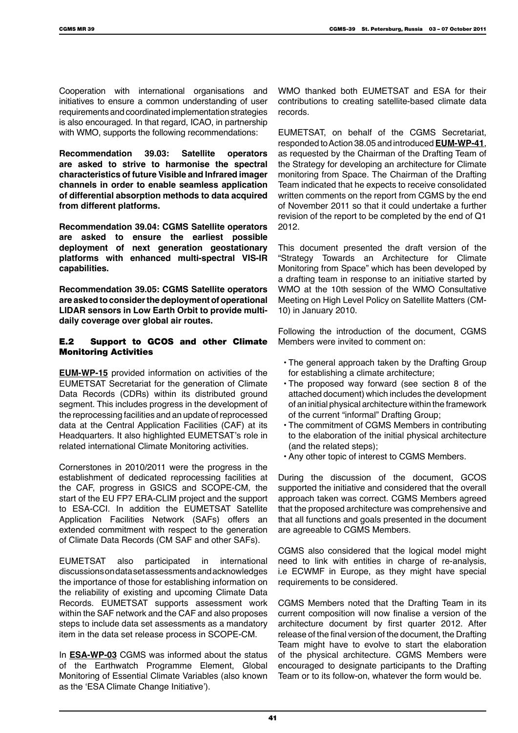Cooperation with international organisations and initiatives to ensure a common understanding of user requirements and coordinated implementation strategies is also encouraged. In that regard, ICAO, in partnership with WMO, supports the following recommendations:

**Recommendation 39.03: Satellite operators are asked to strive to harmonise the spectral characteristics of future Visible and Infrared imager channels in order to enable seamless application of differential absorption methods to data acquired from different platforms.**

**Recommendation 39.04: CGMS Satellite operators are asked to ensure the earliest possible deployment of next generation geostationary platforms with enhanced multi-spectral VIS-IR capabilities.**

**Recommendation 39.05: CGMS Satellite operators are asked to consider the deployment of operational LIDAR sensors in Low Earth Orbit to provide multi-daily coverage over global air routes.**

### E.2 Support to GCOS and other Climate Monitoring Activities

**EUM-WP-15** provided information on activities of the EUMETSAT Secretariat for the generation of Climate Data Records (CDRs) within its distributed ground segment. This includes progress in the development of the reprocessing facilities and an update of reprocessed data at the Central Application Facilities (CAF) at its Headquarters. It also highlighted EUMETSAT's role in related international Climate Monitoring activities.

Cornerstones in 2010/2011 were the progress in the establishment of dedicated reprocessing facilities at the CAF, progress in GSICS and SCOPE-CM, the start of the EU FP7 ERA-CLIM project and the support to ESA-CCI. In addition the EUMETSAT Satellite Application Facilities Network (SAFs) offers an extended commitment with respect to the generation of Climate Data Records (CM SAF and other SAFs).

EUMETSAT also participated in international discussions on data set assessments and acknowledges the importance of those for establishing information on the reliability of existing and upcoming Climate Data Records. EUMETSAT supports assessment work within the SAF network and the CAF and also proposes steps to include data set assessments as a mandatory item in the data set release process in SCOPE-CM.

In **ESA-WP-03** CGMS was informed about the status of the Earthwatch Programme Element, Global Monitoring of Essential Climate Variables (also known as the 'ESA Climate Change Initiative').

WMO thanked both EUMETSAT and ESA for their contributions to creating satellite-based climate data records.

EUMETSAT, on behalf of the CGMS Secretariat, responded to Action 38.05 and introduced **EUM-WP-41**, as requested by the Chairman of the Drafting Team of the Strategy for developing an architecture for Climate monitoring from Space. The Chairman of the Drafting Team indicated that he expects to receive consolidated written comments on the report from CGMS by the end of November 2011 so that it could undertake a further revision of the report to be completed by the end of Q1 2012.

This document presented the draft version of the "Strategy Towards an Architecture for Climate Monitoring from Space" which has been developed by a drafting team in response to an initiative started by WMO at the 10th session of the WMO Consultative Meeting on High Level Policy on Satellite Matters (CM-10) in January 2010.

Following the introduction of the document, CGMS Members were invited to comment on:

- The general approach taken by the Drafting Group for establishing a climate architecture;
- The proposed way forward (see section 8 of the attached document) which includes the development of an initial physical architecture within the framework of the current "informal" Drafting Group;
- The commitment of CGMS Members in contributing to the elaboration of the initial physical architecture (and the related steps);
- Any other topic of interest to CGMS Members.

During the discussion of the document, GCOS supported the initiative and considered that the overall approach taken was correct. CGMS Members agreed that the proposed architecture was comprehensive and that all functions and goals presented in the document are agreeable to CGMS Members.

CGMS also considered that the logical model might need to link with entities in charge of re-analysis, i.e ECWMF in Europe, as they might have special requirements to be considered.

CGMS Members noted that the Drafting Team in its current composition will now finalise a version of the architecture document by first quarter 2012. After release of the final version of the document, the Drafting Team might have to evolve to start the elaboration of the physical architecture. CGMS Members were encouraged to designate participants to the Drafting Team or to its follow-on, whatever the form would be.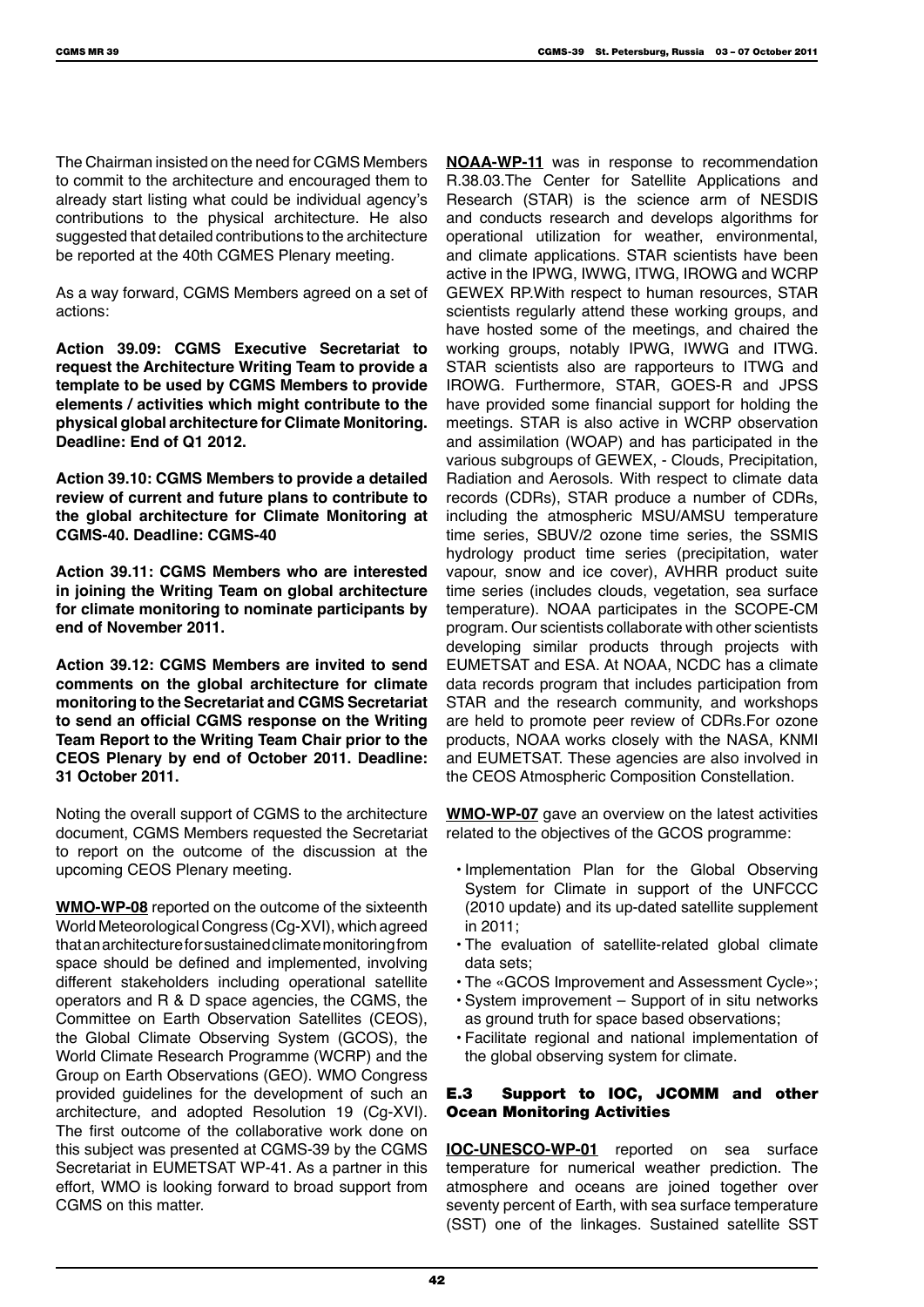The Chairman insisted on the need for CGMS Members to commit to the architecture and encouraged them to already start listing what could be individual agency's contributions to the physical architecture. He also suggested that detailed contributions to the architecture be reported at the 40th CGMES Plenary meeting.

As a way forward, CGMS Members agreed on a set of actions:

**Action 39.09: CGMS Executive Secretariat to request the Architecture Writing Team to provide a template to be used by CGMS Members to provide elements / activities which might contribute to the physical global architecture for Climate Monitoring. Deadline: End of Q1 2012.**

**Action 39.10: CGMS Members to provide a detailed review of current and future plans to contribute to the global architecture for Climate Monitoring at CGMS-40. Deadline: CGMS-40**

**Action 39.11: CGMS Members who are interested in joining the Writing Team on global architecture for climate monitoring to nominate participants by end of November 2011.**

**Action 39.12: CGMS Members are invited to send comments on the global architecture for climate monitoring to the Secretariat and CGMS Secretariat to send an official CGMS response on the Writing Team Report to the Writing Team Chair prior to the CEOS Plenary by end of October 2011. Deadline: 31 October 2011.**

Noting the overall support of CGMS to the architecture document, CGMS Members requested the Secretariat to report on the outcome of the discussion at the upcoming CEOS Plenary meeting.

**WMO-WP-08** reported on the outcome of the sixteenth World Meteorological Congress (Cg-XVI), which agreed that an architecture for sustained climate monitoring from space should be defined and implemented, involving different stakeholders including operational satellite operators and R & D space agencies, the CGMS, the Committee on Earth Observation Satellites (CEOS), the Global Climate Observing System (GCOS), the World Climate Research Programme (WCRP) and the Group on Earth Observations (GEO). WMO Congress provided guidelines for the development of such an architecture, and adopted Resolution 19 (Cg-XVI). The first outcome of the collaborative work done on this subject was presented at CGMS-39 by the CGMS Secretariat in EUMETSAT WP-41. As a partner in this effort, WMO is looking forward to broad support from CGMS on this matter.

**NOAA-WP-11** was in response to recommendation R.38.03.The Center for Satellite Applications and Research (STAR) is the science arm of NESDIS and conducts research and develops algorithms for operational utilization for weather, environmental, and climate applications. STAR scientists have been active in the IPWG, IWWG, ITWG, IROWG and WCRP GEWEX RP.With respect to human resources, STAR scientists regularly attend these working groups, and have hosted some of the meetings, and chaired the working groups, notably IPWG, IWWG and ITWG. STAR scientists also are rapporteurs to ITWG and IROWG. Furthermore, STAR, GOES-R and JPSS have provided some financial support for holding the meetings. STAR is also active in WCRP observation and assimilation (WOAP) and has participated in the various subgroups of GEWEX, - Clouds, Precipitation, Radiation and Aerosols. With respect to climate data records (CDRs), STAR produce a number of CDRs, including the atmospheric MSU/AMSU temperature time series, SBUV/2 ozone time series, the SSMIS hydrology product time series (precipitation, water vapour, snow and ice cover), AVHRR product suite time series (includes clouds, vegetation, sea surface temperature). NOAA participates in the SCOPE-CM program. Our scientists collaborate with other scientists developing similar products through projects with EUMETSAT and ESA. At NOAA, NCDC has a climate data records program that includes participation from STAR and the research community, and workshops are held to promote peer review of CDRs.For ozone products, NOAA works closely with the NASA, KNMI and EUMETSAT. These agencies are also involved in the CEOS Atmospheric Composition Constellation.

**WMO-WP-07** gave an overview on the latest activities related to the objectives of the GCOS programme:

- Implementation Plan for the Global Observing System for Climate in support of the UNFCCC (2010 update) and its up-dated satellite supplement in 2011;
- The evaluation of satellite-related global climate data sets;
- The «GCOS Improvement and Assessment Cycle»;
- System improvement – Support of in situ networks as ground truth for space based observations;
- Facilitate regional and national implementation of the global observing system for climate.

### E.3 Support to IOC, JCOMM and other Ocean Monitoring Activities

**IOC-UNESCO-WP-01** reported on sea surface temperature for numerical weather prediction. The atmosphere and oceans are joined together over seventy percent of Earth, with sea surface temperature (SST) one of the linkages. Sustained satellite SST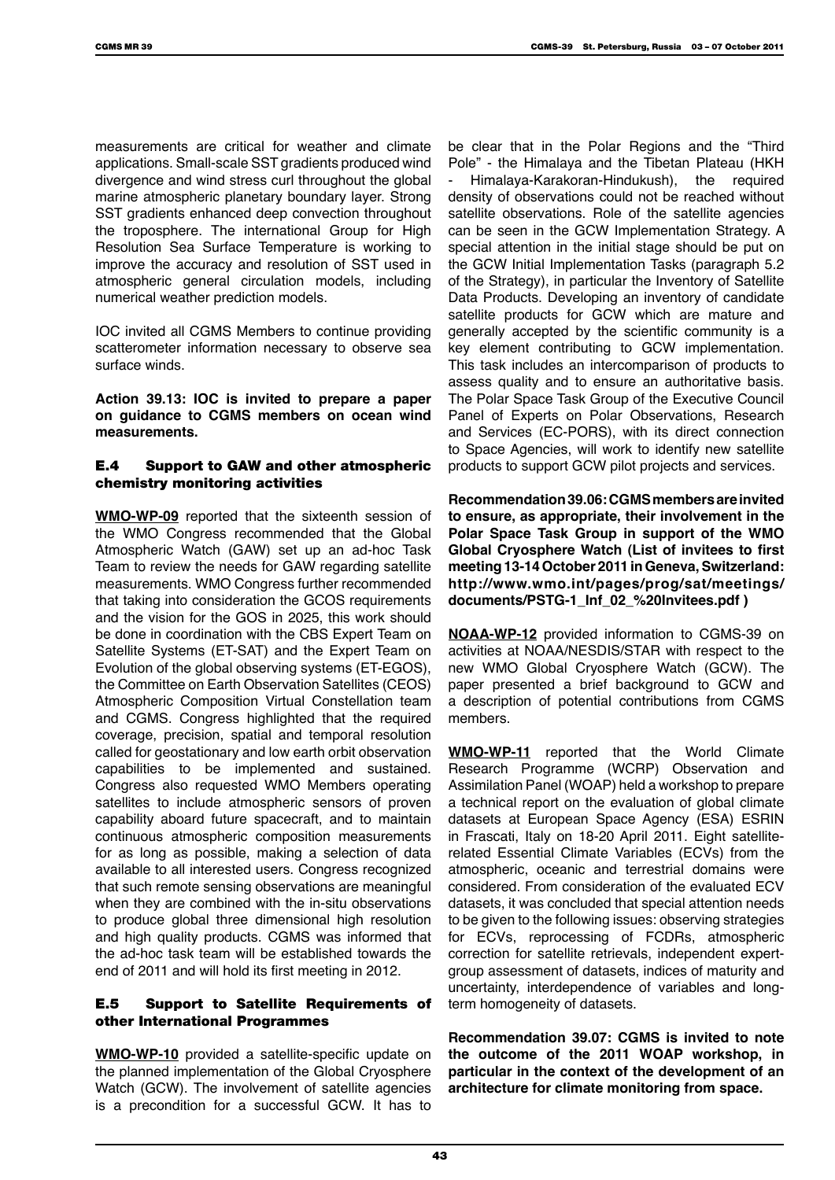measurements are critical for weather and climate applications. Small-scale SST gradients produced wind divergence and wind stress curl throughout the global marine atmospheric planetary boundary layer. Strong SST gradients enhanced deep convection throughout the troposphere. The international Group for High Resolution Sea Surface Temperature is working to improve the accuracy and resolution of SST used in atmospheric general circulation models, including numerical weather prediction models.

IOC invited all CGMS Members to continue providing scatterometer information necessary to observe sea surface winds.

**Action 39.13: IOC is invited to prepare a paper on guidance to CGMS members on ocean wind measurements.**

### E.4 Support to GAW and other atmospheric chemistry monitoring activities

**WMO-WP-09** reported that the sixteenth session of the WMO Congress recommended that the Global Atmospheric Watch (GAW) set up an ad-hoc Task Team to review the needs for GAW regarding satellite measurements. WMO Congress further recommended that taking into consideration the GCOS requirements and the vision for the GOS in 2025, this work should be done in coordination with the CBS Expert Team on Satellite Systems (ET-SAT) and the Expert Team on Evolution of the global observing systems (ET-EGOS), the Committee on Earth Observation Satellites (CEOS) Atmospheric Composition Virtual Constellation team and CGMS. Congress highlighted that the required coverage, precision, spatial and temporal resolution called for geostationary and low earth orbit observation capabilities to be implemented and sustained. Congress also requested WMO Members operating satellites to include atmospheric sensors of proven capability aboard future spacecraft, and to maintain continuous atmospheric composition measurements for as long as possible, making a selection of data available to all interested users. Congress recognized that such remote sensing observations are meaningful when they are combined with the in-situ observations to produce global three dimensional high resolution and high quality products. CGMS was informed that the ad-hoc task team will be established towards the end of 2011 and will hold its first meeting in 2012.

### E.5 Support to Satellite Requirements of other International Programmes

**WMO-WP-10** provided a satellite-specific update on the planned implementation of the Global Cryosphere Watch (GCW). The involvement of satellite agencies is a precondition for a successful GCW. It has to be clear that in the Polar Regions and the "Third Pole" - the Himalaya and the Tibetan Plateau (HKH - Himalaya-Karakoran-Hindukush), the required density of observations could not be reached without satellite observations. Role of the satellite agencies can be seen in the GCW Implementation Strategy. A special attention in the initial stage should be put on the GCW Initial Implementation Tasks (paragraph 5.2 of the Strategy), in particular the Inventory of Satellite Data Products. Developing an inventory of candidate satellite products for GCW which are mature and generally accepted by the scientific community is a key element contributing to GCW implementation. This task includes an intercomparison of products to assess quality and to ensure an authoritative basis. The Polar Space Task Group of the Executive Council Panel of Experts on Polar Observations, Research and Services (EC-PORS), with its direct connection to Space Agencies, will work to identify new satellite products to support GCW pilot projects and services.

**Recommendation 39.06: CGMS members are invited to ensure, as appropriate, their involvement in the Polar Space Task Group in support of the WMO Global Cryosphere Watch (List of invitees to first meeting 13-14 October 2011 in Geneva, Switzerland: http://www.wmo.int/pages/prog/sat/meetings/documents/PSTG-1_Inf_02_%20Invitees.pdf )**

**NOAA-WP-12** provided information to CGMS-39 on activities at NOAA/NESDIS/STAR with respect to the new WMO Global Cryosphere Watch (GCW). The paper presented a brief background to GCW and a description of potential contributions from CGMS members.

**WMO-WP-11** reported that the World Climate Research Programme (WCRP) Observation and Assimilation Panel (WOAP) held a workshop to prepare a technical report on the evaluation of global climate datasets at European Space Agency (ESA) ESRIN in Frascati, Italy on 18-20 April 2011. Eight satellite-related Essential Climate Variables (ECVs) from the atmospheric, oceanic and terrestrial domains were considered. From consideration of the evaluated ECV datasets, it was concluded that special attention needs to be given to the following issues: observing strategies for ECVs, reprocessing of FCDRs, atmospheric correction for satellite retrievals, independent expert-group assessment of datasets, indices of maturity and uncertainty, interdependence of variables and long-term homogeneity of datasets.

**Recommendation 39.07: CGMS is invited to note the outcome of the 2011 WOAP workshop, in particular in the context of the development of an architecture for climate monitoring from space.**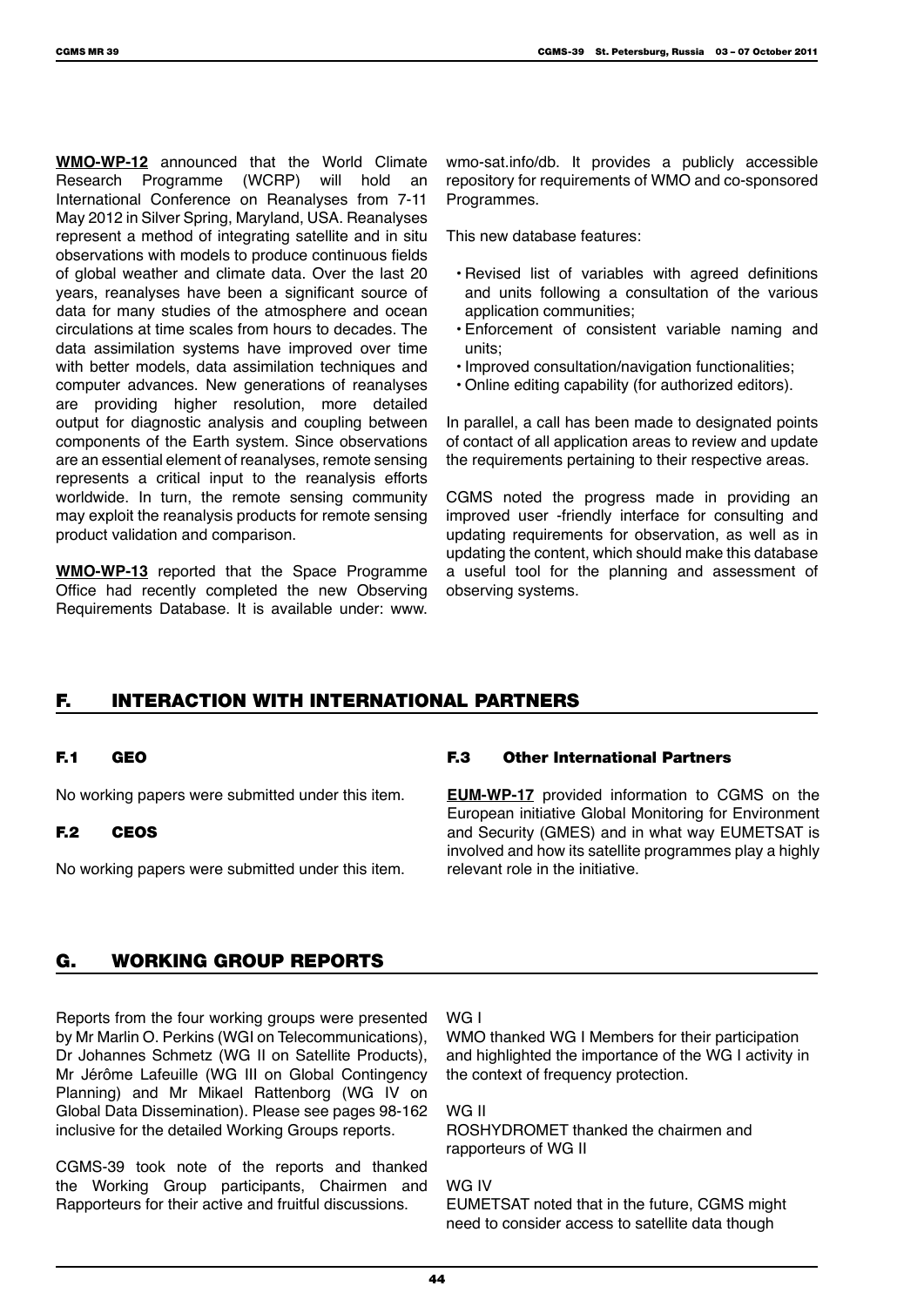**WMO-WP-12** announced that the World Climate Research Programme (WCRP) will hold an International Conference on Reanalyses from 7-11 May 2012 in Silver Spring, Maryland, USA. Reanalyses represent a method of integrating satellite and in situ observations with models to produce continuous fields of global weather and climate data. Over the last 20 years, reanalyses have been a significant source of data for many studies of the atmosphere and ocean circulations at time scales from hours to decades. The data assimilation systems have improved over time with better models, data assimilation techniques and computer advances. New generations of reanalyses are providing higher resolution, more detailed output for diagnostic analysis and coupling between components of the Earth system. Since observations are an essential element of reanalyses, remote sensing represents a critical input to the reanalysis efforts worldwide. In turn, the remote sensing community may exploit the reanalysis products for remote sensing product validation and comparison.

**WMO-WP-13** reported that the Space Programme Office had recently completed the new Observing Requirements Database. It is available under: www.wmo-sat.info/db. It provides a publicly accessible repository for requirements of WMO and co-sponsored Programmes.

This new database features:

- Revised list of variables with agreed definitions and units following a consultation of the various application communities;
- Enforcement of consistent variable naming and units;
- Improved consultation/navigation functionalities;
- Online editing capability (for authorized editors).

In parallel, a call has been made to designated points of contact of all application areas to review and update the requirements pertaining to their respective areas.

CGMS noted the progress made in providing an improved user -friendly interface for consulting and updating requirements for observation, as well as in updating the content, which should make this database a useful tool for the planning and assessment of observing systems.

## F. INTERACTION WITH INTERNATIONAL PARTNERS

### F.1 GEO

No working papers were submitted under this item.

### F.2 CEOS

No working papers were submitted under this item.

### F.3 Other International Partners

**EUM-WP-17** provided information to CGMS on the European initiative Global Monitoring for Environment and Security (GMES) and in what way EUMETSAT is involved and how its satellite programmes play a highly relevant role in the initiative.

## G. WORKING GROUP REPORTS

Reports from the four working groups were presented by Mr Marlin O. Perkins (WGI on Telecommunications), Dr Johannes Schmetz (WG II on Satellite Products), Mr Jérôme Lafeuille (WG III on Global Contingency Planning) and Mr Mikael Rattenborg (WG IV on Global Data Dissemination). Please see pages 98-162 inclusive for the detailed Working Groups reports.

CGMS-39 took note of the reports and thanked the Working Group participants, Chairmen and Rapporteurs for their active and fruitful discussions.

WG I
WMO thanked WG I Members for their participation and highlighted the importance of the WG I activity in the context of frequency protection.

WG II
ROSHYDROMET thanked the chairmen and rapporteurs of WG II

WG IV
EUMETSAT noted that in the future, CGMS might need to consider access to satellite data though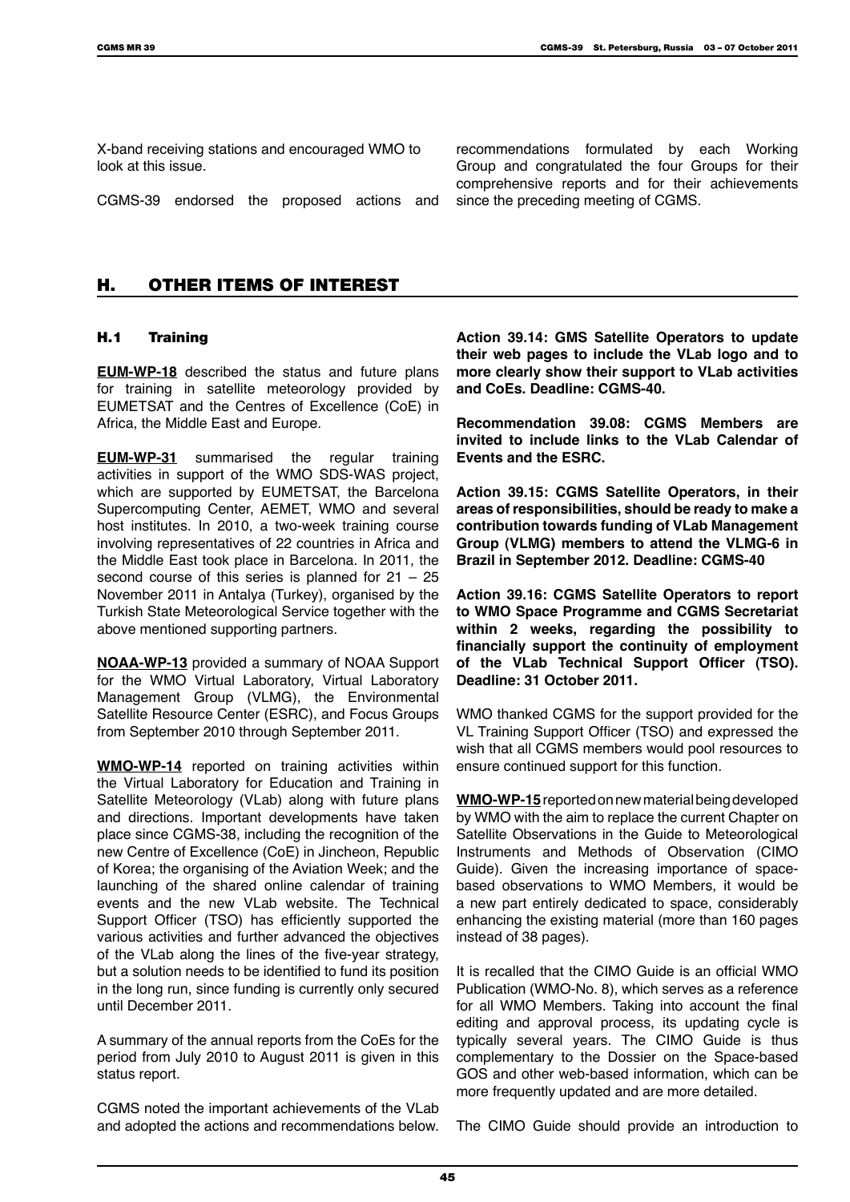X-band receiving stations and encouraged WMO to look at this issue.

CGMS-39 endorsed the proposed actions and recommendations formulated by each Working Group and congratulated the four Groups for their comprehensive reports and for their achievements since the preceding meeting of CGMS.

# H. OTHER ITEMS OF INTEREST

## H.1 Training

**EUM-WP-18** described the status and future plans for training in satellite meteorology provided by EUMETSAT and the Centres of Excellence (CoE) in Africa, the Middle East and Europe.

**EUM-WP-31** summarised the regular training activities in support of the WMO SDS-WAS project, which are supported by EUMETSAT, the Barcelona Supercomputing Center, AEMET, WMO and several host institutes. In 2010, a two-week training course involving representatives of 22 countries in Africa and the Middle East took place in Barcelona. In 2011, the second course of this series is planned for 21 – 25 November 2011 in Antalya (Turkey), organised by the Turkish State Meteorological Service together with the above mentioned supporting partners.

**NOAA-WP-13** provided a summary of NOAA Support for the WMO Virtual Laboratory, Virtual Laboratory Management Group (VLMG), the Environmental Satellite Resource Center (ESRC), and Focus Groups from September 2010 through September 2011.

**WMO-WP-14** reported on training activities within the Virtual Laboratory for Education and Training in Satellite Meteorology (VLab) along with future plans and directions. Important developments have taken place since CGMS-38, including the recognition of the new Centre of Excellence (CoE) in Jincheon, Republic of Korea; the organising of the Aviation Week; and the launching of the shared online calendar of training events and the new VLab website. The Technical Support Officer (TSO) has efficiently supported the various activities and further advanced the objectives of the VLab along the lines of the five-year strategy, but a solution needs to be identified to fund its position in the long run, since funding is currently only secured until December 2011.

A summary of the annual reports from the CoEs for the period from July 2010 to August 2011 is given in this status report.

CGMS noted the important achievements of the VLab and adopted the actions and recommendations below.

**Action 39.14: GMS Satellite Operators to update their web pages to include the VLab logo and to more clearly show their support to VLab activities and CoEs. Deadline: CGMS-40.**

**Recommendation 39.08: CGMS Members are invited to include links to the VLab Calendar of Events and the ESRC.**

**Action 39.15: CGMS Satellite Operators, in their areas of responsibilities, should be ready to make a contribution towards funding of VLab Management Group (VLMG) members to attend the VLMG-6 in Brazil in September 2012. Deadline: CGMS-40**

**Action 39.16: CGMS Satellite Operators to report to WMO Space Programme and CGMS Secretariat within 2 weeks, regarding the possibility to financially support the continuity of employment of the VLab Technical Support Officer (TSO). Deadline: 31 October 2011.**

WMO thanked CGMS for the support provided for the VL Training Support Officer (TSO) and expressed the wish that all CGMS members would pool resources to ensure continued support for this function.

**WMO-WP-15** reported on new material being developed by WMO with the aim to replace the current Chapter on Satellite Observations in the Guide to Meteorological Instruments and Methods of Observation (CIMO Guide). Given the increasing importance of space-based observations to WMO Members, it would be a new part entirely dedicated to space, considerably enhancing the existing material (more than 160 pages instead of 38 pages).

It is recalled that the CIMO Guide is an official WMO Publication (WMO-No. 8), which serves as a reference for all WMO Members. Taking into account the final editing and approval process, its updating cycle is typically several years. The CIMO Guide is thus complementary to the Dossier on the Space-based GOS and other web-based information, which can be more frequently updated and are more detailed.

The CIMO Guide should provide an introduction to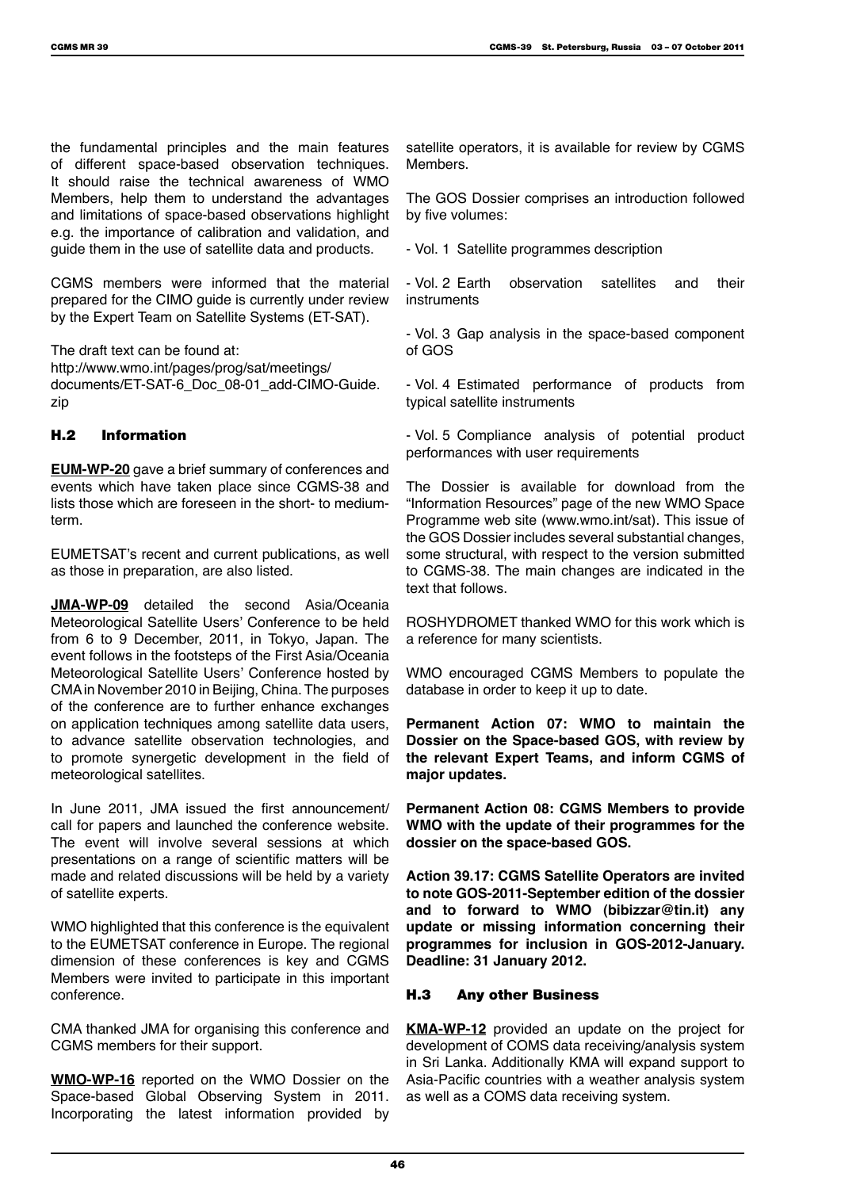the fundamental principles and the main features of different space-based observation techniques. It should raise the technical awareness of WMO Members, help them to understand the advantages and limitations of space-based observations highlight e.g. the importance of calibration and validation, and guide them in the use of satellite data and products.

CGMS members were informed that the material prepared for the CIMO guide is currently under review by the Expert Team on Satellite Systems (ET-SAT).

The draft text can be found at:
http://www.wmo.int/pages/prog/sat/meetings/documents/ET-SAT-6_Doc_08-01_add-CIMO-Guide.zip

### H.2 Information

**EUM-WP-20** gave a brief summary of conferences and events which have taken place since CGMS-38 and lists those which are foreseen in the short- to medium-term.

EUMETSAT's recent and current publications, as well as those in preparation, are also listed.

**JMA-WP-09** detailed the second Asia/Oceania Meteorological Satellite Users' Conference to be held from 6 to 9 December, 2011, in Tokyo, Japan. The event follows in the footsteps of the First Asia/Oceania Meteorological Satellite Users' Conference hosted by CMA in November 2010 in Beijing, China. The purposes of the conference are to further enhance exchanges on application techniques among satellite data users, to advance satellite observation technologies, and to promote synergetic development in the field of meteorological satellites.

In June 2011, JMA issued the first announcement/call for papers and launched the conference website. The event will involve several sessions at which presentations on a range of scientific matters will be made and related discussions will be held by a variety of satellite experts.

WMO highlighted that this conference is the equivalent to the EUMETSAT conference in Europe. The regional dimension of these conferences is key and CGMS Members were invited to participate in this important conference.

CMA thanked JMA for organising this conference and CGMS members for their support.

**WMO-WP-16** reported on the WMO Dossier on the Space-based Global Observing System in 2011. Incorporating the latest information provided by satellite operators, it is available for review by CGMS Members.

The GOS Dossier comprises an introduction followed by five volumes:

- Vol. 1 Satellite programmes description
- Vol. 2 Earth observation satellites and their instruments
- Vol. 3 Gap analysis in the space-based component of GOS
- Vol. 4 Estimated performance of products from typical satellite instruments
- Vol. 5 Compliance analysis of potential product performances with user requirements

The Dossier is available for download from the "Information Resources" page of the new WMO Space Programme web site (www.wmo.int/sat). This issue of the GOS Dossier includes several substantial changes, some structural, with respect to the version submitted to CGMS-38. The main changes are indicated in the text that follows.

ROSHYDROMET thanked WMO for this work which is a reference for many scientists.

WMO encouraged CGMS Members to populate the database in order to keep it up to date.

**Permanent Action 07: WMO to maintain the Dossier on the Space-based GOS, with review by the relevant Expert Teams, and inform CGMS of major updates.**

**Permanent Action 08: CGMS Members to provide WMO with the update of their programmes for the dossier on the space-based GOS.**

**Action 39.17: CGMS Satellite Operators are invited to note GOS-2011-September edition of the dossier and to forward to WMO (bibizzar@tin.it) any update or missing information concerning their programmes for inclusion in GOS-2012-January. Deadline: 31 January 2012.**

### H.3 Any other Business

**KMA-WP-12** provided an update on the project for development of COMS data receiving/analysis system in Sri Lanka. Additionally KMA will expand support to Asia-Pacific countries with a weather analysis system as well as a COMS data receiving system.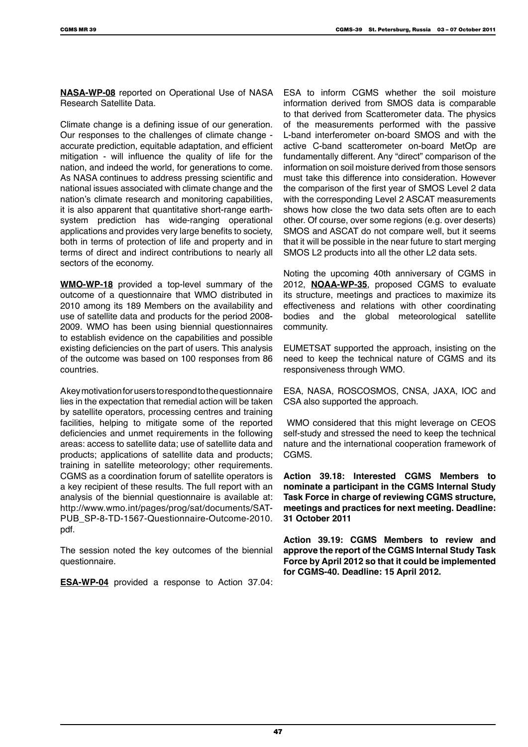**NASA-WP-08** reported on Operational Use of NASA Research Satellite Data.

Climate change is a defining issue of our generation. Our responses to the challenges of climate change - accurate prediction, equitable adaptation, and efficient mitigation - will influence the quality of life for the nation, and indeed the world, for generations to come. As NASA continues to address pressing scientific and national issues associated with climate change and the nation's climate research and monitoring capabilities, it is also apparent that quantitative short-range earth-system prediction has wide-ranging operational applications and provides very large benefits to society, both in terms of protection of life and property and in terms of direct and indirect contributions to nearly all sectors of the economy.

**WMO-WP-18** provided a top-level summary of the outcome of a questionnaire that WMO distributed in 2010 among its 189 Members on the availability and use of satellite data and products for the period 2008-2009. WMO has been using biennial questionnaires to establish evidence on the capabilities and possible existing deficiencies on the part of users. This analysis of the outcome was based on 100 responses from 86 countries.

A key motivation for users to respond to the questionnaire lies in the expectation that remedial action will be taken by satellite operators, processing centres and training facilities, helping to mitigate some of the reported deficiencies and unmet requirements in the following areas: access to satellite data; use of satellite data and products; applications of satellite data and products; training in satellite meteorology; other requirements. CGMS as a coordination forum of satellite operators is a key recipient of these results. The full report with an analysis of the biennial questionnaire is available at: http://www.wmo.int/pages/prog/sat/documents/SAT-PUB_SP-8-TD-1567-Questionnaire-Outcome-2010.pdf.

The session noted the key outcomes of the biennial questionnaire.

**ESA-WP-04** provided a response to Action 37.04: ESA to inform CGMS whether the soil moisture information derived from SMOS data is comparable to that derived from Scatterometer data. The physics of the measurements performed with the passive L-band interferometer on-board SMOS and with the active C-band scatterometer on-board MetOp are fundamentally different. Any "direct" comparison of the information on soil moisture derived from those sensors must take this difference into consideration. However the comparison of the first year of SMOS Level 2 data with the corresponding Level 2 ASCAT measurements shows how close the two data sets often are to each other. Of course, over some regions (e.g. over deserts) SMOS and ASCAT do not compare well, but it seems that it will be possible in the near future to start merging SMOS L2 products into all the other L2 data sets.

Noting the upcoming 40th anniversary of CGMS in 2012, **NOAA-WP-35**, proposed CGMS to evaluate its structure, meetings and practices to maximize its effectiveness and relations with other coordinating bodies and the global meteorological satellite community.

EUMETSAT supported the approach, insisting on the need to keep the technical nature of CGMS and its responsiveness through WMO.

ESA, NASA, ROSCOSMOS, CNSA, JAXA, IOC and CSA also supported the approach.

WMO considered that this might leverage on CEOS self-study and stressed the need to keep the technical nature and the international cooperation framework of CGMS.

**Action 39.18: Interested CGMS Members to nominate a participant in the CGMS Internal Study Task Force in charge of reviewing CGMS structure, meetings and practices for next meeting. Deadline: 31 October 2011**

**Action 39.19: CGMS Members to review and approve the report of the CGMS Internal Study Task Force by April 2012 so that it could be implemented for CGMS-40. Deadline: 15 April 2012.**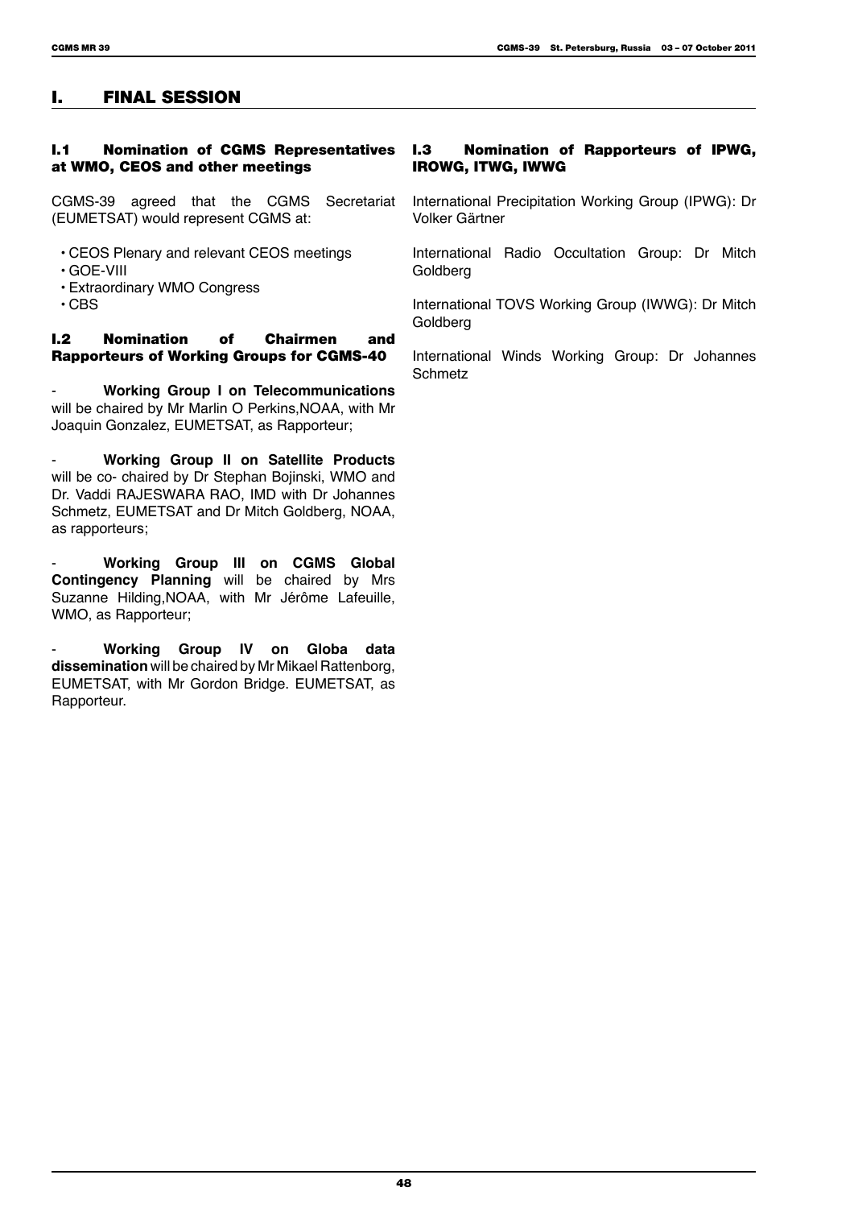# I. FINAL SESSION

## I.1 Nomination of CGMS Representatives at WMO, CEOS and other meetings

CGMS-39 agreed that the CGMS Secretariat (EUMETSAT) would represent CGMS at:

- CEOS Plenary and relevant CEOS meetings
- GOE-VIII
- Extraordinary WMO Congress
- CBS

## I.2 Nomination of Chairmen and Rapporteurs of Working Groups for CGMS-40

- **Working Group I on Telecommunications** will be chaired by Mr Marlin O Perkins,NOAA, with Mr Joaquin Gonzalez, EUMETSAT, as Rapporteur;

- **Working Group II on Satellite Products** will be co- chaired by Dr Stephan Bojinski, WMO and Dr. Vaddi RAJESWARA RAO, IMD with Dr Johannes Schmetz, EUMETSAT and Dr Mitch Goldberg, NOAA, as rapporteurs;

- **Working Group III on CGMS Global Contingency Planning** will be chaired by Mrs Suzanne Hilding,NOAA, with Mr Jérôme Lafeuille, WMO, as Rapporteur;

- **Working Group IV on Globa data dissemination** will be chaired by Mr Mikael Rattenborg, EUMETSAT, with Mr Gordon Bridge. EUMETSAT, as Rapporteur.

## I.3 Nomination of Rapporteurs of IPWG, IROWG, ITWG, IWWG

International Precipitation Working Group (IPWG): Dr Volker Gärtner

International Radio Occultation Group: Dr Mitch Goldberg

International TOVS Working Group (IWWG): Dr Mitch Goldberg

International Winds Working Group: Dr Johannes Schmetz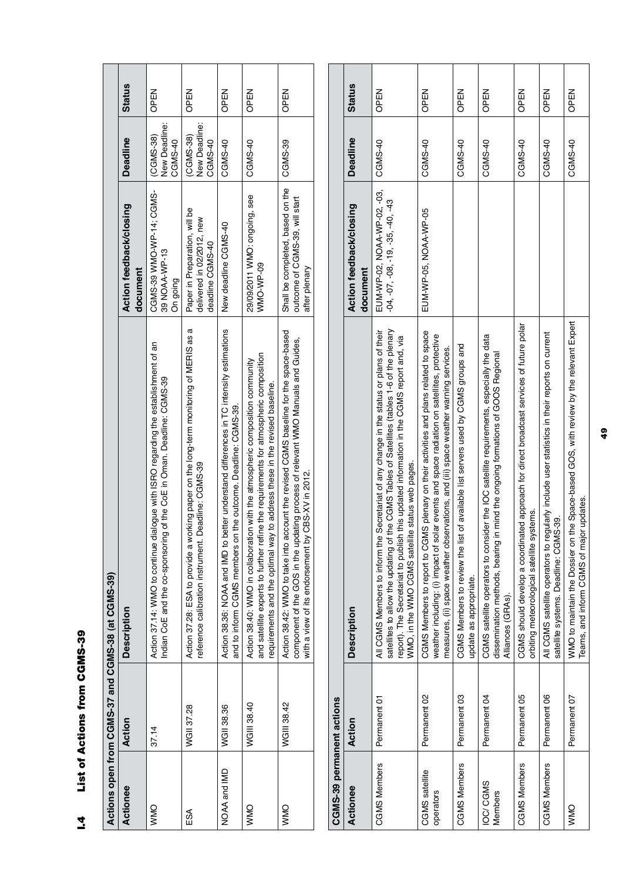## I.4 List of Actions from CGMS-39

| Actions open from CGMS-37 and CGMS-38 (at CGMS-39) | | | | | |
|---|---|---|---|---|---|
| **Actionee** | **Action** | **Description** | **Action feedback/closing document** | **Deadline** | **Status** |
| WMO | 37.14 | Action 37.14: WMO to continue dialogue with ISRO regarding the establishment of an Indian CoE and the co-sponsoring of the CoE in Oman. Deadline: CGMS-39 | CGMS-39 WMO-WP-14; CGMS-39 NOAA-WP-13 On going | (CGMS-38) New Deadline: CGMS-40 | OPEN |
| ESA | WGII 37.28 | Action 37.28: ESA to provide a working paper on the long-term monitoring of MERIS as a reference calibration instrument. Deadline: CGMS-39 | Paper in Preparation, will be delivered in 02/2012, new deadline CGMS-40 | (CGMS-38) New Deadline: CGMS-40 | OPEN |
| NOAA and IMD | WGII 38.36 | Action 38.36: NOAA and IMD to better understand differences in TC intensity estimations and to inform CGMS members on the outcome. Deadline: CGMS-39. | New deadline CGMS-40 | CGMS-40 | OPEN |
| WMO | WGIII 38.40 | Action 38.40: WMO in collaboration with the atmospheric composition community and satellite experts to further refine the requirements for atmospheric composition requirements and the optimal way to address these in the revised baseline. | 29/09/2011 WMO: ongoing, see WMO-WP-09 | CGMS-40 | OPEN |
| WMO | WGIII 38.42 | Action 38.42: WMO to take into account the revised CGMS baseline for the space-based component of the GOS in the updating process of relevant WMO Manuals and Guides, with a view of its endorsement by CBS-XV in 2012. | Shall be completed, based on the outcome of CGMS-39, will start after plenary | CGMS-39 | OPEN |

| CGMS-39 permanent actions | | | | | |
|---|---|---|---|---|---|
| **Actionee** | **Action** | **Description** | **Action feedback/closing document** | **Deadline** | **Status** |
| CGMS Members | Permanent 01 | All CGMS Members to inform the Secretariat of any change in the status or plans of their satellites to allow the updating of the CGMS Tables of Satellites (tables 1-6 of the plenary report). The Secretariat to publish this updated information in the CGMS report and, via WMO, in the WMO CGMS satellite status web pages. | EUM-WP-02, NOAA-WP-02, -03, -04, -07, -08, -19, -35, -40, -43 | CGMS-40 | OPEN |
| CGMS satellite operators | Permanent 02 | CGMS Members to report to CGMS plenary on their activities and plans related to space weather including: (i) impact of solar events and space radiation on satellites, protective measures, (ii) space weather observations, and (iii) space weather warning services. | EUM-WP-05, NOAA-WP-05 | CGMS-40 | OPEN |
| CGMS Members | Permanent 03 | CGMS Members to review the list of available list servers used by CGMS groups and update as appropriate. | | CGMS-40 | OPEN |
| IOC/ CGMS Members | Permanent 04 | CGMS satellite operators to consider the IOC satellite requirements, especially the data dissemination methods, bearing in mind the ongoing formations of GOOS Regional Alliances (GRAs). | | CGMS-40 | OPEN |
| CGMS Members | Permanent 05 | CGMS should develop a coordinated approach for direct broadcast services of future polar orbiting meteorological satellite systems. | | CGMS-40 | OPEN |
| CGMS Members | Permanent 06 | All CGMS satellite operators to regularly include user statistics in their reports on current satellite systems. Deadline: CGMS-39. | | CGMS-40 | OPEN |
| WMO | Permanent 07 | WMO to maintain the Dossier on the Space-based GOS, with review by the relevant Expert Teams, and inform CGMS of major updates. | | CGMS-40 | OPEN |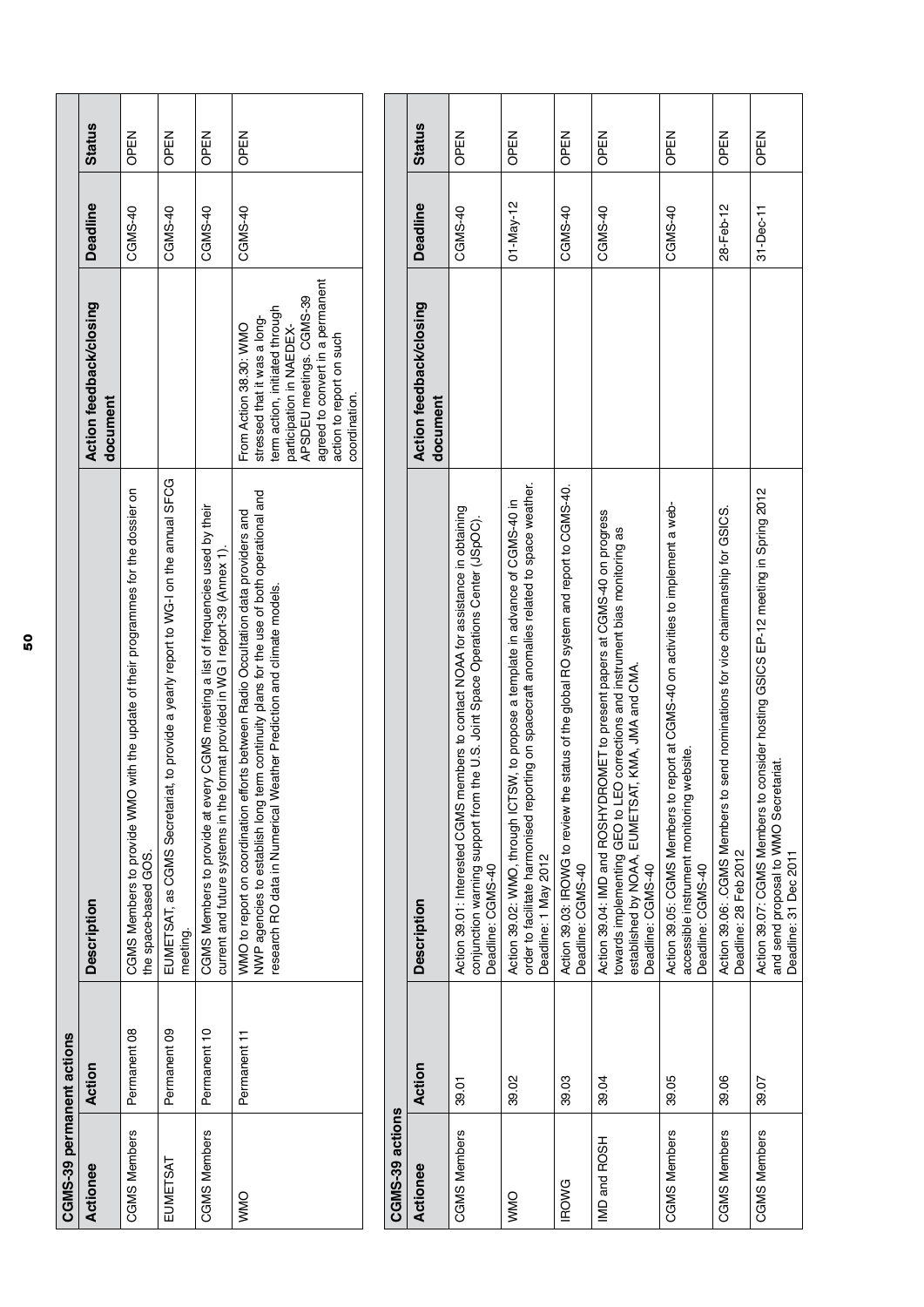**CGMS-39 permanent actions**

| Actionee | Action | Description | Action feedback/closing document | Deadline | Status |
|---|---|---|---|---|---|
| CGMS Members | Permanent 08 | CGMS Members to provide WMO with the update of their programmes for the dossier on the space-based GOS. | | CGMS-40 | OPEN |
| EUMETSAT | Permanent 09 | EUMETSAT, as CGMS Secretariat, to provide a yearly report to WG-I on the annual SFCG meeting. | | CGMS-40 | OPEN |
| CGMS Members | Permanent 10 | CGMS Members to provide at every CGMS meeting a list of frequencies used by their current and future systems in the format provided in WG I report-39 (Annex 1). | | CGMS-40 | OPEN |
| WMO | Permanent 11 | WMO to report on coordination efforts between Radio Occultation data providers and NWP agencies to establish long term continuity plans for the use of both operational and research RO data in Numerical Weather Prediction and climate models. | From Action 38.30: WMO stressed that it was a long-term action, initiated through participation in NAEDEX-APSDEU meetings. CGMS-39 agreed to convert in a permanent action to report on such coordination. | CGMS-40 | OPEN |

**CGMS-39 actions**

| Actionee | Action | Description | Action feedback/closing document | Deadline | Status |
|---|---|---|---|---|---|
| CGMS Members | 39.01 | Action 39.01: Interested CGMS members to contact NOAA for assistance in obtaining conjunction warning support from the U.S. Joint Space Operations Center (JSpOC). Deadline: CGMS-40 | | CGMS-40 | OPEN |
| WMO | 39.02 | Action 39.02: WMO, through ICTSW, to propose a template in advance of CGMS-40 in order to facilitate harmonised reporting on spacecraft anomalies related to space weather. Deadline: 1 May 2012 | | 01-May-12 | OPEN |
| IROWG | 39.03 | Action 39.03: IROWG to review the status of the global RO system and report to CGMS-40. Deadline: CGMS-40 | | CGMS-40 | OPEN |
| IMD and ROSH | 39.04 | Action 39.04: IMD and ROSHYDROMET to present papers at CGMS-40 on progress towards implementing GEO to LEO corrections and instrument bias monitoring as established by NOAA, EUMETSAT, KMA, JMA and CMA. Deadline: CGMS-40 | | CGMS-40 | OPEN |
| CGMS Members | 39.05 | Action 39.05: CGMS Members to report at CGMS-40 on activities to implement a web-accessible instrument monitoring website. Deadline: CGMS-40 | | CGMS-40 | OPEN |
| CGMS Members | 39.06 | Action 39.06: .CGMS Members to send nominations for vice chairmanship for GSICS. Deadline: 28 Feb 2012 | | 28-Feb-12 | OPEN |
| CGMS Members | 39.07 | Action 39.07: CGMS Members to consider hosting GSICS EP-12 meeting in Spring 2012 and send proposal to WMO Secretariat. Deadline: 31 Dec 2011 | | 31-Dec-11 | OPEN |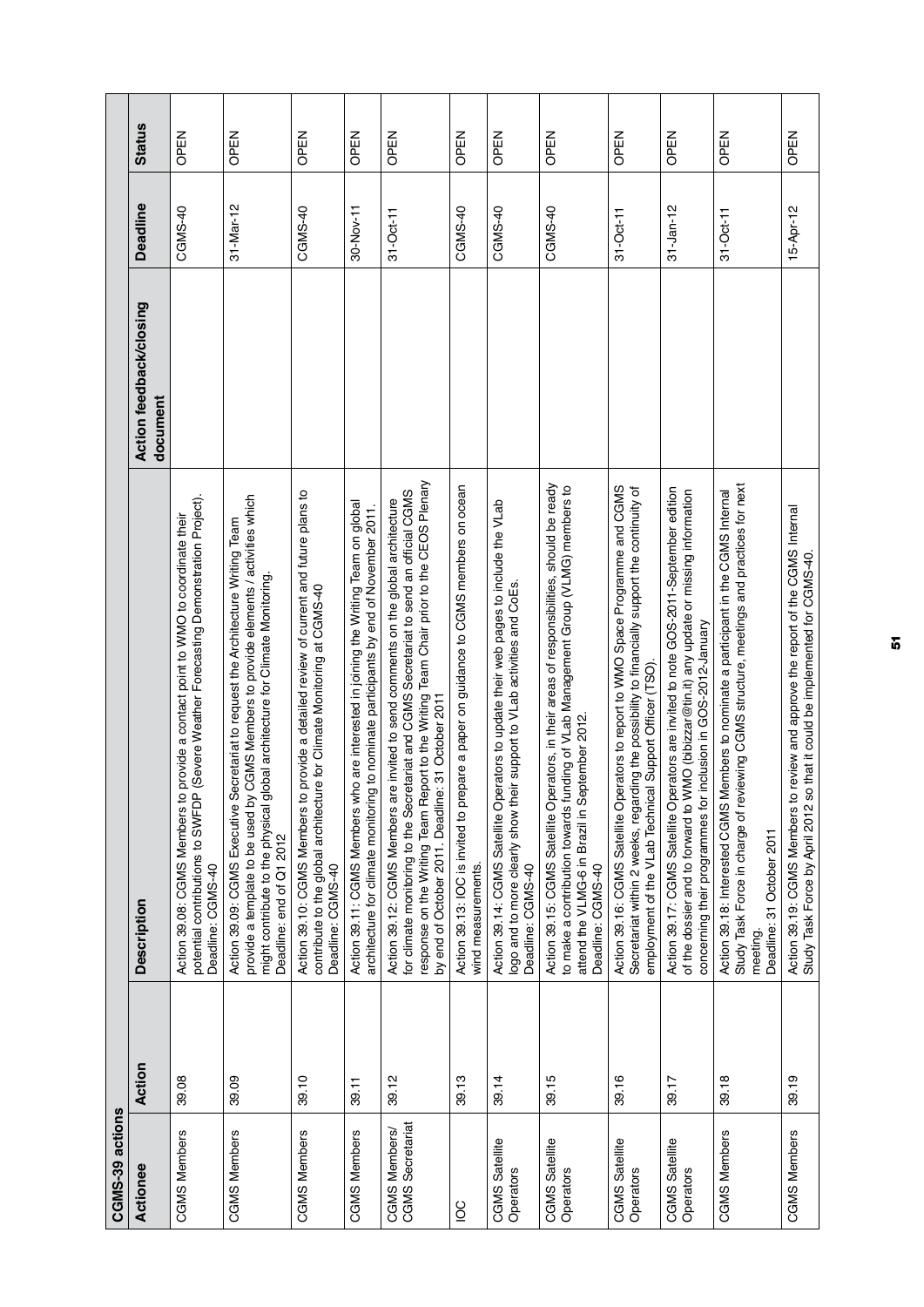| CGMS-39 actions | | | | | |
|---|---|---|---|---|---|
| **Actionee** | **Action** | **Description** | **Action feedback/closing document** | **Deadline** | **Status** |
| CGMS Members | 39.08 | Action 39.08: CGMS Members to provide a contact point to WMO to coordinate their potential contributions to SWFDP (Severe Weather Forecasting Demonstration Project). Deadline: CGMS-40 | | CGMS-40 | OPEN |
| CGMS Members | 39.09 | Action 39.09: CGMS Executive Secretariat to request the Architecture Writing Team provide a template to be used by CGMS Members to provide elements / activities which might contribute to the physical global architecture for Climate Monitoring. Deadline: end of Q1 2012 | | 31-Mar-12 | OPEN |
| CGMS Members | 39.10 | Action 39.10: CGMS Members to provide a detailed review of current and future plans to contribute to the global architecture for Climate Monitoring at CGMS-40 Deadline: CGMS-40 | | CGMS-40 | OPEN |
| CGMS Members | 39.11 | Action 39.11: CGMS Members who are interested in joining the Writing Team on global architecture for climate monitoring to nominate participants by end of November 2011. | | 30-Nov-11 | OPEN |
| CGMS Members/ CGMS Secretariat | 39.12 | Action 39.12: CGMS Members are invited to send comments on the global architecture for climate monitoring to the Secretariat and CGMS Secretariat to send an official CGMS response on the Writing Team Report to the Writing Team Chair prior to the CEOS Plenary by end of October 2011. Deadline: 31 October 2011 | | 31-Oct-11 | OPEN |
| IOC | 39.13 | Action 39.13: IOC is invited to prepare a paper on guidance to CGMS members on ocean wind measurements. | | CGMS-40 | OPEN |
| CGMS Satellite Operators | 39.14 | Action 39.14: CGMS Satellite Operators to update their web pages to include the VLab logo and to more clearly show their support to VLab activities and CoEs. Deadline: CGMS-40 | | CGMS-40 | OPEN |
| CGMS Satellite Operators | 39.15 | Action 39.15: CGMS Satellite Operators, in their areas of responsibilities, should be ready to make a contribution towards funding of VLab Management Group (VLMG) members to attend the VLMG-6 in Brazil in September 2012. Deadline: CGMS-40 | | CGMS-40 | OPEN |
| CGMS Satellite Operators | 39.16 | Action 39.16: CGMS Satellite Operators to report to WMO Space Programme and CGMS Secretariat within 2 weeks, regarding the possibility to financially support the continuity of employment of the VLab Technical Support Officer (TSO). | | 31-Oct-11 | OPEN |
| CGMS Satellite Operators | 39.17 | Action 39.17: CGMS Satellite Operators are invited to note GOS-2011-September edition of the dossier and to forward to WMO (bbizzar@tin.it) any update or missing information concerning their programmes for inclusion in GOS-2012-January | | 31-Jan-12 | OPEN |
| CGMS Members | 39.18 | Action 39.18: Interested CGMS Members to nominate a participant in the CGMS Internal Study Task Force in charge of reviewing CGMS structure, meetings and practices for next meeting. Deadline: 31 October 2011 | | 31-Oct-11 | OPEN |
| CGMS Members | 39.19 | Action 39.19: CGMS Members to review and approve the report of the CGMS Internal Study Task Force by April 2012 so that it could be implemented for CGMS-40. | | 15-Apr-12 | OPEN |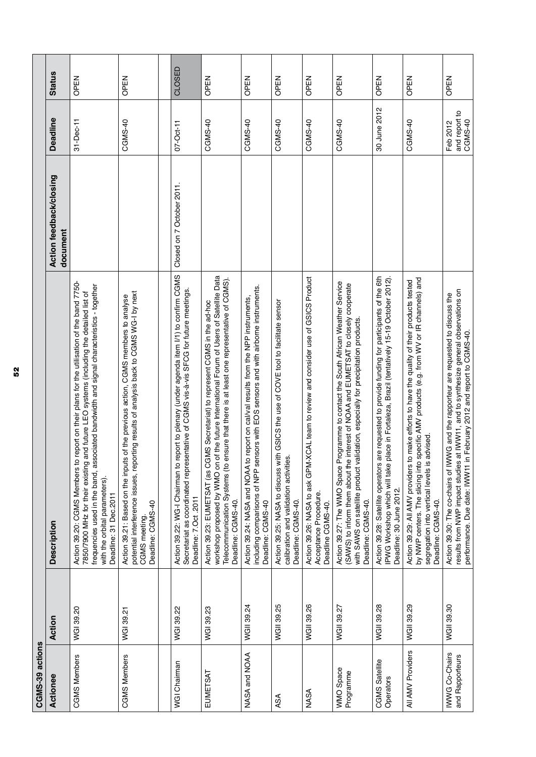| CGMS-39 actions | | | | | |
|---|---|---|---|---|---|
| **Actionee** | **Action** | **Description** | **Action feedback/closing document** | **Deadline** | **Status** |
| CGMS Members | WGI 39.20 | Action 39.20: CGMS Members to report on their plans for the utilisation of the band 7750-7850/7900 MHz for their existing and future LEO systems (including the detailed list of frequencies used in the band, associated bandwidth and signal characteristics - together with the orbital parameters).<br>Deadline: 31 Dec.2011 | | 31-Dec-11 | OPEN |
| CGMS Members | WGI 39.21 | Action 39.21: Based on the inputs of the previous action, CGMS members to analyse potential interference issues, reporting results of analysis back to CGMS WG-I by next CGMS meeting.<br>Deadline: CGMS-40 | | CGMS-40 | OPEN |
| | | | | | |
| WGI Chairman | WGI 39.22 | Action 39.22: WG-I Chairman to report to plenary (under agenda item I/1) to confirm CGMS Secretariat as coordinated representative of CGMS vis-à-vis SFCG for future meetings.<br>Deadline: 7.Oct .2011 | Closed on 7 October 2011. | 07-Oct-11 | CLOSED |
| EUMETSAT | WGI 39.23 | Action 39.23: EUMETSAT (as CGMS Secretariat) to represent CGMS in the ad-hoc workshop proposed by WMO on of the future International Forum of Users of Satellite Data Telecommunication Systems (to ensure that there is at least one representative of CGMS).<br>Deadline: CGMS-40. | | CGMS-40 | OPEN |
| NASA and NOAA | WGII 39.24 | Action 39.24: NASA and NOAA to report on cal/val results from the NPP instruments, including comparisons of NPP sensors with EOS sensors and with airborne instruments.<br>Deadline: CGMS-40 | | CGMS-40 | OPEN |
| ASA | WGII 39.25 | Action 39.25: NASA to discuss with GSICS the use of COVE tool to facilitate sensor calibration and validation activities.<br>Deadline: CGMS-40. | | CGMS-40 | OPEN |
| NASA | WGII 39.26 | Action 39.26: NASA to ask GPM-XCAL team to review and consider use of GSICS Product Acceptance Procedure.<br>Deadline CGMS-40. | | CGMS-40 | OPEN |
| WMO Space Programme | WGII 39.27 | Action 39.27: The WMO Space Programme to contact the South African Weather Service (SAWS) to inform them about the interest of NOAA and EUMETSAT to closely cooperate with SAWS on satellite product validation, especially for precipitation products.<br>Deadline: CGMS-40. | | CGMS-40 | OPEN |
| CGMS Satellite Operators | WGII 39.28 | Action 39.28: Satellite operators are requested to provide funding for participants of the 6th IPWG Workshop which will take place in Fortaleza, Brazil (tentatively 15-19 October 2012).<br>Deadline: 30 June 2012. | | 30 June 2012 | OPEN |
| All AMV Providers | WGII 39.29 | Action 39.29: All AMV providers to make efforts to have the quality of their products tested by NWP centers. The slicing into specific AMV products (e.g. from WV or IR channels) and segregation into vertical levels is advised.<br>Deadline: CGMS-40. | | CGMS-40 | OPEN |
| IWWG Co-Chairs and Rapporteurs | WGII 39.30 | Action 39.30: The co-chairs of IWWG and the rapporteur are requested to discuss the results from NWP impact studies at IWW11, and to synthesize general observations on performance. Due date: IWW11 in February 2012 and report to CGMS-40. | | Feb 2012 and report to CGMS-40 | OPEN |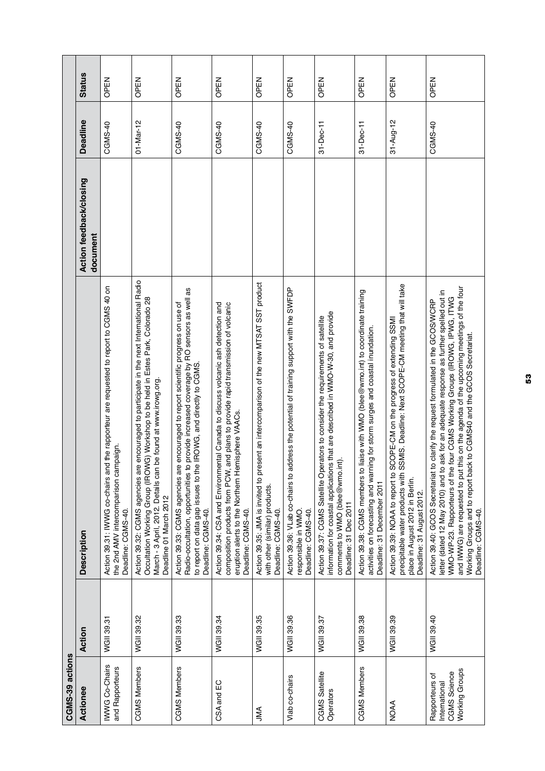| CGMS-39 actions | | | | | |
|---|---|---|---|---|---|
| **Actionee** | **Action** | **Description** | **Action feedback/closing document** | **Deadline** | **Status** |
| IWWG Co-Chairs and Rapporteurs | WGII 39.31 | Action 39.31: IWWG co-chairs and the rapporteur are requested to report to CGMS 40 on the 2nd AMV intercomparison campaign. Deadline: CGMS-40. | | CGMS-40 | OPEN |
| CGMS Members | WGII 39.32 | Action 39.32: CGMS agencies are encouraged to participate in the next International Radio Occultation Working Group (IROWG) Workshop to be held in Estes Park, Colorado 28 March - 3 April, 2012. Details can be found at www.irowg.org. Deadline 01 March 2012 | | 01-Mar-12 | OPEN |
| CGMS Members | WGII 39.33 | Action 39.33: CGMS agencies are encouraged to report scientific progress on use of Radio-occultation, opportunities to provide increased coverage by RO sensors as well as to report on data gap issues to the IROWG, and directly to CGMS. Deadline: CGMS-40. | | CGMS-40 | OPEN |
| CSA and EC | WGII 39.34 | Action 39.34: CSA and Environmental Canada to discuss volcanic ash detection and composition products from PCW, and plans to provide rapid transmission of volcanic eruption alerts to the Northern Hemisphere VAACs. Deadline: CGMS-40. | | CGMS-40 | OPEN |
| JMA | WGII 39.35 | Action 39.35: JMA is invited to present an intercomparison of the new MTSAT SST product with other (similar) products. Deadline: CGMS-40. | | CGMS-40 | OPEN |
| Vlab co-chairs | WGII 39.36 | Action 39.36: VLab co-chairs to address the potential of training support with the SWFDP responsible in WMO. Deadline: CGMS-40. | | CGMS-40 | OPEN |
| CGMS Satellite Operators | WGII 39.37 | Action 39.37: CGMS Satellite Operators to consider the requirements of satellite information for coastal applications that are described in WMO-W-30, and provide comments to WMO (blee@wmo.int). Deadline: 31 Dec 2011 | | 31-Dec-11 | OPEN |
| CGMS Members | WGII 39.38 | Action 39.38: CGMS members to liaise with WMO (blee@wmo.int) to coordinate training activities on forecasting and warning for storm surges and coastal inundation. Deadline: 31 December 2011 | | 31-Dec-11 | OPEN |
| NOAA | WGII 39.39 | Action 39.39: NOAA to report to SCOPE-CM on the progress of extending SSMI precipitable water products with SSMIS. Deadline: Next SCOPE-CM meeting that will take place in August 2012 in Berlin. Deadline: 31 August 2012. | | 31-Aug-12 | OPEN |
| Rapporteurs of International CGMS Science Working Groups | WGII 39.40 | Action 39.40: GCOS Secretariat to clarify the request formulated in the GCOS/WCRP letter (dated 12 May 2010) and to ask for an adequate response as further spelled out in WMO-WP-23. Rapporteurs of the four CGMS Working Groups (IROWG, IPWG, ITWG and IWWG) are requested to put this on the agenda of the upcoming meetings of the four Working Groups and to report back to CGMS40 and the GCOS Secretariat. Deadline: CGMS-40. | | CGMS-40 | OPEN |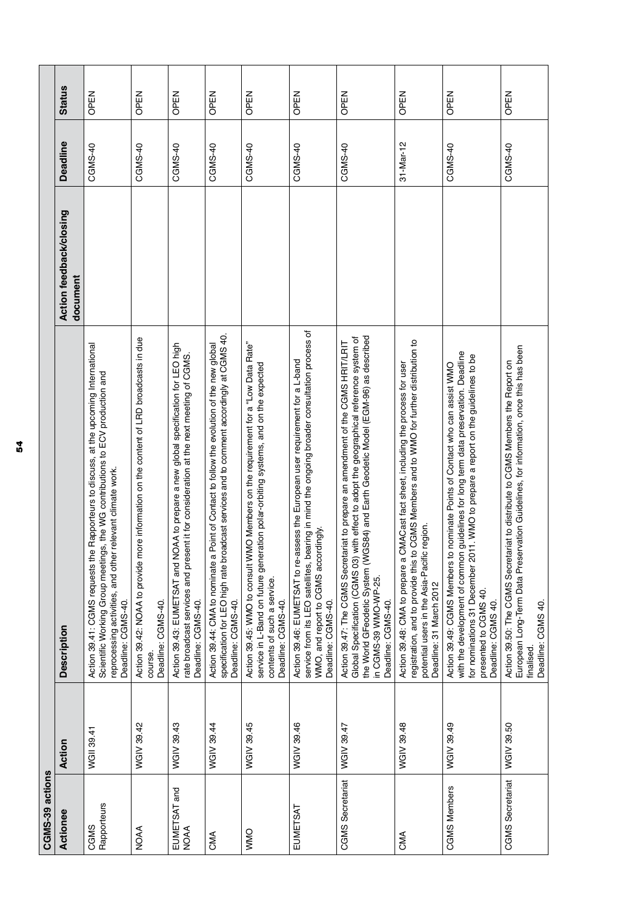| CGMS-39 actions | | | | | |
|---|---|---|---|---|---|
| **Actionee** | **Action** | **Description** | **Action feedback/closing document** | **Deadline** | **Status** |
| CGMS Rapporteurs | WGII 39.41 | Action 39.41: CGMS requests the Rapporteurs to discuss, at the upcoming International Scientific Working Group meetings, the WG contributions to ECV production and reprocessing activities, and other relevant climate work. Deadline: CGMS-40. | | CGMS-40 | OPEN |
| NOAA | WGIV 39.42 | Action 39.42: NOAA to provide more information on the content of LRD broadcasts in due course. Deadline: CGMS-40. | | CGMS-40 | OPEN |
| EUMETSAT and NOAA | WGIV 39.43 | Action 39.43: EUMETSAT and NOAA to prepare a new global specification for LEO high rate broadcast services and present it for consideration at the next meeting of CGMS. Deadline: CGMS-40. | | CGMS-40 | OPEN |
| CMA | WGIV 39.44 | Action 39.44: CMA to nominate a Point of Contact to follow the evolution of the new global specification for LEO high rate broadcast services and to comment accordingly at CGMS 40. Deadline: CGMS-40. | | CGMS-40 | OPEN |
| WMO | WGIV 39.45 | Action 39.45: WMO to consult WMO Members on the requirement for a "Low Data Rate" service in L-Band on future generation polar-orbiting systems, and on the expected contents of such a service. Deadline: CGMS-40. | | CGMS-40 | OPEN |
| EUMETSAT | WGIV 39.46 | Action 39.46: EUMETSAT to re-assess the European user requirement for a L-band service from its LEO satellites, bearing in mind the ongoing broader consultation process of WMO, and report to CGMS accordingly. Deadline: CGMS-40. | | CGMS-40 | OPEN |
| CGMS Secretariat | WGIV 39.47 | Action 39.47: The CGMS Secretariat to prepare an amendment of the CGMS HRIT/LRIT Global Specification (CGMS 03) with effect to adopt the geographical reference system of the World GFeodetic System (WGS84) and Earth Geodetic Model (EGM-96) as described in CGMS-39 WMO-WP-25. Deadline: CGMS-40. | | CGMS-40 | OPEN |
| CMA | WGIV 39.48 | Action 39.48: CMA to prepare a CMACast fact sheet, including the process for user registration, and to provide this to CGMS Members and to WMO for further distribution to potential users in the Asia-Pacific region. Deadline: 31 March 2012 | | 31-Mar-12 | OPEN |
| CGMS Members | WGIV 39.49 | Action 39.49: CGMS Members to nominate Points of Contact who can assist WMO with the development of common guidelines for long term data preservation. Deadline for nominations 31 December 2011. WMO to prepare a report on the guidelines to be presented to CGMS 40. Deadline: CGMS 40. | | CGMS-40 | OPEN |
| CGMS Secretariat | WGIV 39.50 | Action 39.50: The CGMS Secretariat to distribute to CGMS Members the Report on European Long-Term Data Preservation Guidelines, for information, once this has been finalised. Deadline: CGMS 40. | | CGMS-40 | OPEN |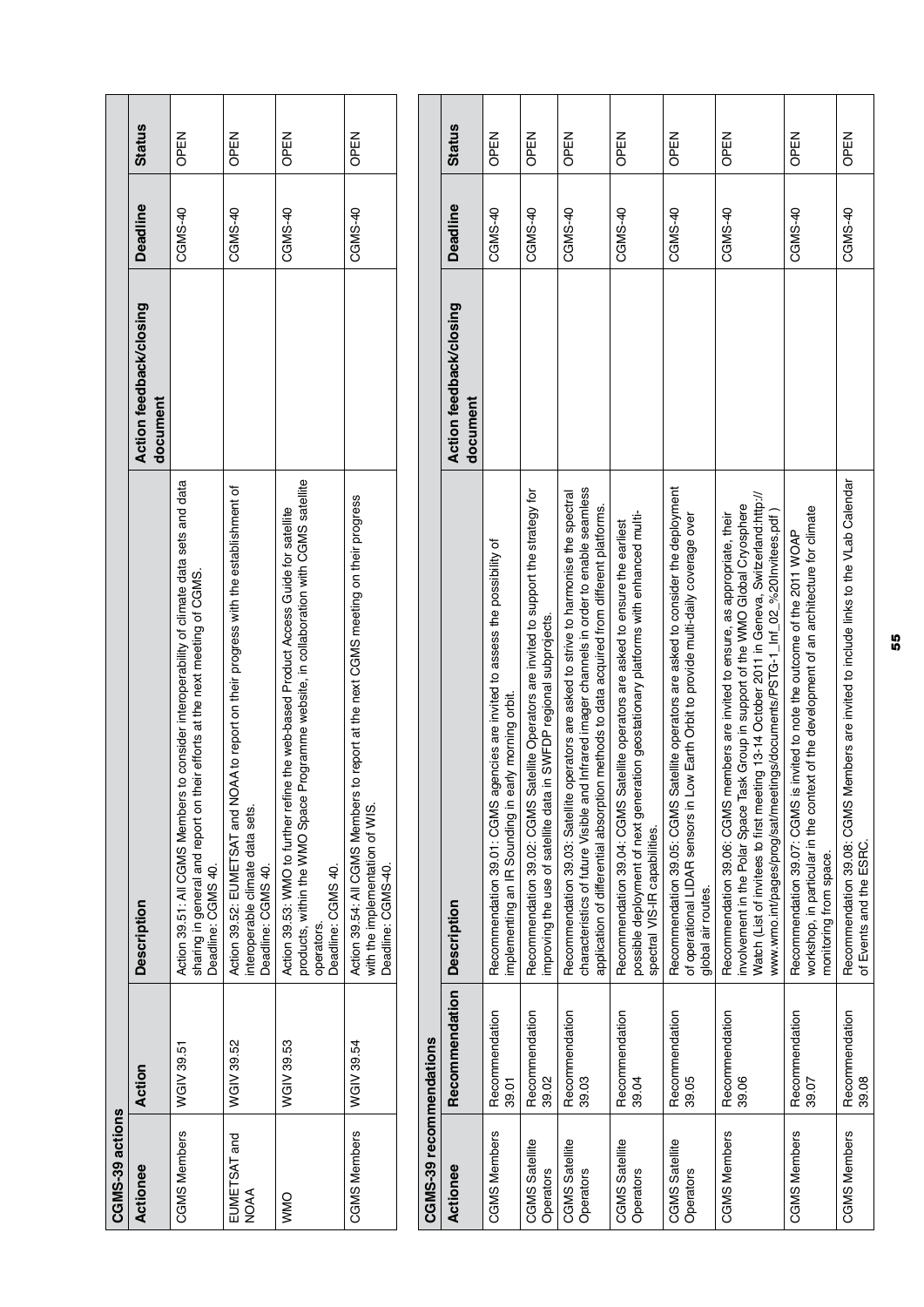**CGMS-39 actions**

| Actionee | Action | Description | Action feedback/closing document | Deadline | Status |
|---|---|---|---|---|---|
| CGMS Members | WGIV 39.51 | Action 39.51: All CGMS Members to consider interoperability of climate data sets and data sharing in general and report on their efforts at the next meeting of CGMS. Deadline: CGMS 40. | | CGMS-40 | OPEN |
| EUMETSAT and NOAA | WGIV 39.52 | Action 39.52: EUMETSAT and NOAA to report on their progress with the establishment of interoperable climate data sets. Deadline: CGMS 40. | | CGMS-40 | OPEN |
| WMO | WGIV 39.53 | Action 39.53: WMO to further refine the web-based Product Access Guide for satellite products, within the WMO Space Programme website, in collaboration with CGMS satellite operators. Deadline: CGMS 40. | | CGMS-40 | OPEN |
| CGMS Members | WGIV 39.54 | Action 39.54: All CGMS Members to report at the next CGMS meeting on their progress with the implementation of WIS. Deadline: CGMS-40. | | CGMS-40 | OPEN |

**CGMS-39 recommendations**

| Actionee | Recommendation | Description | Action feedback/closing document | Deadline | Status |
|---|---|---|---|---|---|
| CGMS Members | Recommendation 39.01 | Recommendation 39.01: CGMS agencies are invited to assess the possibility of implementing an IR Sounding in early morning orbit. | | CGMS-40 | OPEN |
| CGMS Satellite Operators | Recommendation 39.02 | Recommendation 39.02: CGMS Satellite Operators are invited to support the strategy for improving the use of satellite data in SWFDP regional subprojects. | | CGMS-40 | OPEN |
| CGMS Satellite Operators | Recommendation 39.03 | Recommendation 39.03: Satellite operators are asked to strive to harmonise the spectral characteristics of future Visible and Infrared imager channels in order to enable seamless application of differential absorption methods to data acquired from different platforms. | | CGMS-40 | OPEN |
| CGMS Satellite Operators | Recommendation 39.04 | Recommendation 39.04: CGMS Satellite operators are asked to ensure the earliest possible deployment of next generation geostationary platforms with enhanced multi-spectral VIS-IR capabilities. | | CGMS-40 | OPEN |
| CGMS Satellite Operators | Recommendation 39.05 | Recommendation 39.05: CGMS Satellite operators are asked to consider the deployment of operational LIDAR sensors in Low Earth Orbit to provide multi-daily coverage over global air routes. | | CGMS-40 | OPEN |
| CGMS Members | Recommendation 39.06 | Recommendation 39.06: CGMS members are invited to ensure, as appropriate, their involvement in the Polar Space Task Group in support of the WMO Global Cryosphere Watch (List of invitees to first meeting 13-14 October 2011 in Geneva, Switzerland:http://www.wmo.int/pages/prog/sat/meetings/documents/PSTG-1_Inf_02_%20Invitees.pdf ) | | CGMS-40 | OPEN |
| CGMS Members | Recommendation 39.07 | Recommendation 39.07: CGMS is invited to note the outcome of the 2011 WOAP workshop, in particular in the context of the development of an architecture for climate monitoring from space. | | CGMS-40 | OPEN |
| CGMS Members | Recommendation 39.08 | Recommendation 39.08: CGMS Members are invited to include links to the VLab Calendar of Events and the ESRC. | | CGMS-40 | OPEN |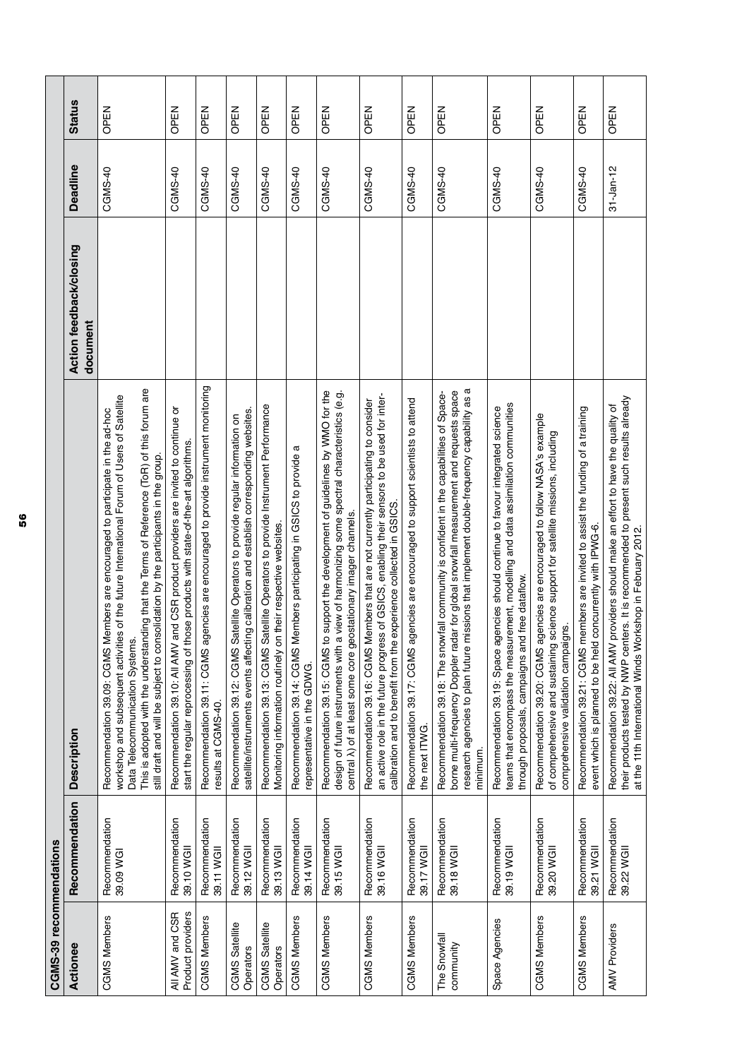| CGMS-39 recommendations | | | | | |
|---|---|---|---|---|---|
| **Actionee** | **Recommendation** | **Description** | **Action feedback/closing document** | **Deadline** | **Status** |
| CGMS Members | Recommendation 39.09 WGI | Recommendation 39.09: CGMS Members are encouraged to participate in the ad-hoc workshop and subsequent activities of the future International Forum of Users of Satellite Data Telecommunication Systems. This is adopted with the understanding that the Terms of Reference (ToR) of this forum are still draft and will be subject to consolidation by the participants in the group. | | CGMS-40 | OPEN |
| All AMV and CSR Product providers | Recommendation 39.10 WGII | Recommendation 39.10: All AMV and CSR product providers are invited to continue or start the regular reprocessing of those products with state-of-the-art algorithms. | | CGMS-40 | OPEN |
| CGMS Members | Recommendation 39.11 WGII | Recommendation 39.11: CGMS agencies are encouraged to provide instrument monitoring results at CGMS-40. | | CGMS-40 | OPEN |
| CGMS Satellite Operators | Recommendation 39.12 WGII | Recommendation 39.12: CGMS Satellite Operators to provide regular information on satellite/instruments events affecting calibration and establish corresponding websites. | | CGMS-40 | OPEN |
| CGMS Satellite Operators | Recommendation 39.13 WGII | Recommendation 39.13: CGMS Satellite Operators to provide Instrument Performance Monitoring information routinely on their respective websites. | | CGMS-40 | OPEN |
| CGMS Members | Recommendation 39.14 WGII | Recommendation 39.14: CGMS Members participating in GSICS to provide a representative in the GDWG. | | CGMS-40 | OPEN |
| CGMS Members | Recommendation 39.15 WGII | Recommendation 39.15: CGMS to support the development of guidelines by WMO for the design of future instruments with a view of harmonizing some spectral characteristics (e.g. central λ) of at least some core geostationary imager channels. | | CGMS-40 | OPEN |
| CGMS Members | Recommendation 39.16 WGII | Recommendation 39.16: CGMS Members that are not currently participating to consider an active role in the future progress of GSICS, enabling their sensors to be used for inter-calibration and to benefit from the experience collected in GSICS. | | CGMS-40 | OPEN |
| CGMS Members | Recommendation 39.17 WGII | Recommendation 39.17: CGMS agencies are encouraged to support scientists to attend the next ITWG. | | CGMS-40 | OPEN |
| The Snowfall community | Recommendation 39.18 WGII | Recommendation 39.18: The snowfall community is confident in the capabilities of Space-borne multi-frequency Doppler radar for global snowfall measurement and requests space research agencies to plan future missions that implement double-frequency capability as a minimum. | | CGMS-40 | OPEN |
| Space Agencies | Recommendation 39.19 WGII | Recommendation 39.19: Space agencies should continue to favour integrated science teams that encompass the measurement, modelling and data assimilation communities through proposals, campaigns and free dataflow. | | CGMS-40 | OPEN |
| CGMS Members | Recommendation 39.20 WGII | Recommendation 39.20: CGMS agencies are encouraged to follow NASA's example of comprehensive and sustaining science support for satellite missions, including comprehensive validation campaigns. | | CGMS-40 | OPEN |
| CGMS Members | Recommendation 39.21 WGII | Recommendation 39.21: CGMS members are invited to assist the funding of a training event which is planned to be held concurrently with IPWG-6. | | CGMS-40 | OPEN |
| AMV Providers | Recommendation 39.22 WGII | Recommendation 39.22: All AMV providers should make an effort to have the quality of their products tested by NWP centers. It is recommended to present such results already at the 11th International Winds Workshop in February 2012. | | 31-Jan-12 | OPEN |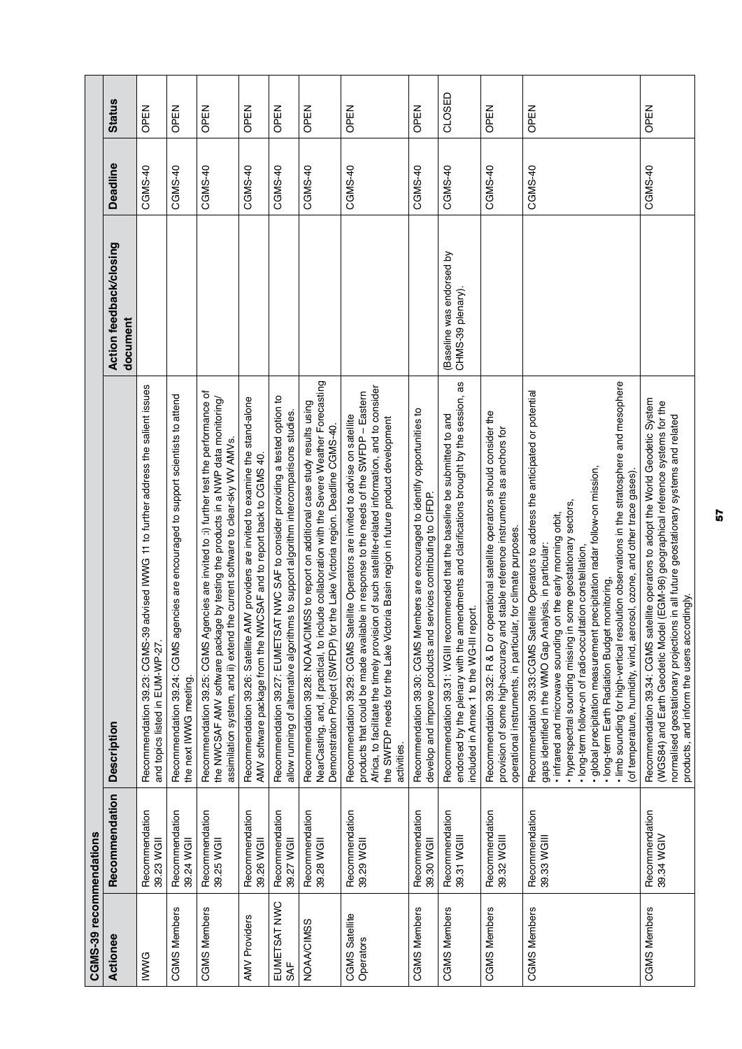| CGMS-39 recommendations | | | | | |
|---|---|---|---|---|---|
| **Actionee** | **Recommendation** | **Description** | **Action feedback/closing document** | **Deadline** | **Status** |
| IWWG | Recommendation 39.23 WGII | Recommendation 39.23: CGMS-39 advised IWWG 11 to further address the salient issues and topics listed in EUM-WP-27. | | CGMS-40 | OPEN |
| CGMS Members | Recommendation 39.24 WGII | Recommendation 39.24: CGMS agencies are encouraged to support scientists to attend the next IWWG meeting. | | CGMS-40 | OPEN |
| CGMS Members | Recommendation 39.25 WGII | Recommendation 39.25: CGMS Agencies are invited to :i) further test the performance of the NWCSAF AMV software package by testing the products in a NWP data monitoring/ assimilation system, and ii) extend the current software to clear-sky WV AMVs. | | CGMS-40 | OPEN |
| AMV Providers | Recommendation 39.26 WGII | Recommendation 39.26: Satellite AMV providers are invited to examine the stand-alone AMV software package from the NWCSAF and to report back to CGMS 40. | | CGMS-40 | OPEN |
| EUMETSAT NWC SAF | Recommendation 39.27 WGII | Recommendation 39.27: EUMETSAT NWC SAF to consider providing a tested option to allow running of alternative algorithms to support algorithm intercomparisons studies. | | CGMS-40 | OPEN |
| NOAA/CIMSS | Recommendation 39.28 WGII | Recommendation 39.28: NOAA/CIMSS to report on additional case study results using NearCasting, and, if practical, to include collaboration with the Severe Weather Forecasting Demonstration Project (SWFDP) for the Lake Victoria region. Deadline CGMS-40. | | CGMS-40 | OPEN |
| CGMS Satellite Operators | Recommendation 39.29 WGII | Recommendation 39.29: CGMS Satellite Operators are invited to advise on satellite products that could be made available in response to the needs of the SWFDP – Eastern Africa, to facilitate the timely provision of such satellite-related information, and to consider the SWFDP needs for the Lake Victoria Basin region in future product development activities. | | CGMS-40 | OPEN |
| CGMS Members | Recommendation 39.30 WGII | Recommendation 39.30: CGMS Members are encouraged to identify opportunities to develop and improve products and services contributing to CIFDP. | | CGMS-40 | OPEN |
| CGMS Members | Recommendation 39.31 WGIII | Recommendation 39.31: WGIII recommended that the baseline be submitted to and endorsed by the plenary with the amendments and clarifications brought by the session, as included in Annex 1 to the WG-III report. | (Baseline was endorsed by CHMS-39 plenary). | CGMS-40 | CLOSED |
| CGMS Members | Recommendation 39.32 WGIII | Recommendation 39.32: R & D or operational satellite operators should consider the provision of some high-accuracy and stable reference instruments as anchors for operational instruments, in particular, for climate purposes. | | CGMS-40 | OPEN |
| CGMS Members | Recommendation 39.33 WGIII | Recommendation 39.33:CGMS Satellite Operators to address the anticipated or potential gaps identified in the WMO Gap Analysis, in particular:<br>• infrared and microwave sounding on the early morning orbit,<br>• hyperspectral sounding missing in some geostationary sectors,<br>• long-term follow-on of radio-occultation constellation,<br>• global precipitation measurement precipitation radar follow-on mission,<br>• long-term Earth Radiation Budget monitoring,<br>• limb sounding for high-vertical resolution observations in the stratosphere and mesophere (of temperature, humidity, wind, aerosol, ozone, and other trace gases). | | CGMS-40 | OPEN |
| CGMS Members | Recommendation 39.34 WGIV | Recommendation 39.34: CGMS satellite operators to adopt the World Geodetic System (WGS84) and Earth Geodetic Model (EGM-96) geographical reference systems for the normalised geostationary projections in all future geostationary systems and related products, and inform the users accordingly. | | CGMS-40 | OPEN |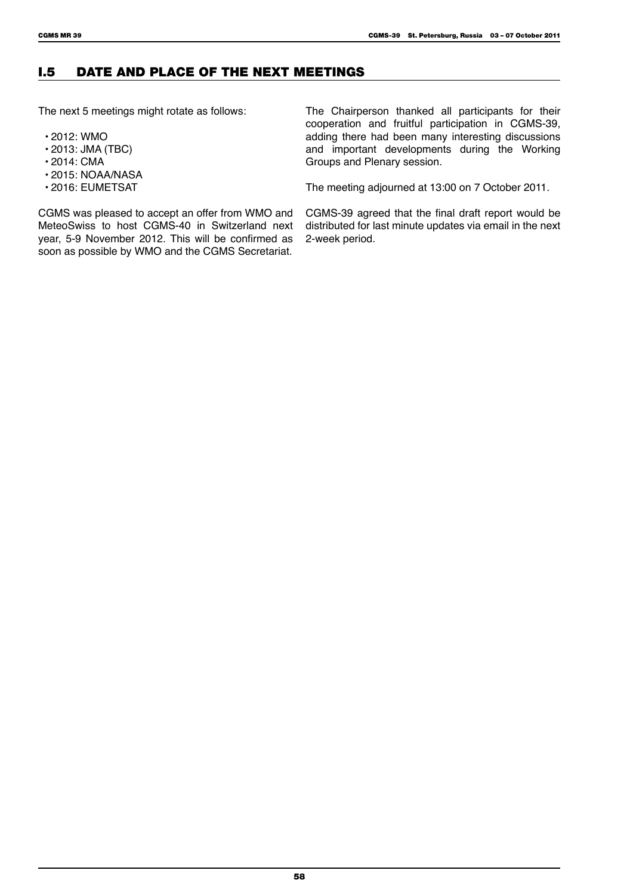## I.5 DATE AND PLACE OF THE NEXT MEETINGS

The next 5 meetings might rotate as follows:

- 2012: WMO
- 2013: JMA (TBC)
- 2014: CMA
- 2015: NOAA/NASA
- 2016: EUMETSAT

CGMS was pleased to accept an offer from WMO and MeteoSwiss to host CGMS-40 in Switzerland next year, 5-9 November 2012. This will be confirmed as soon as possible by WMO and the CGMS Secretariat.

The Chairperson thanked all participants for their cooperation and fruitful participation in CGMS-39, adding there had been many interesting discussions and important developments during the Working Groups and Plenary session.

The meeting adjourned at 13:00 on 7 October 2011.

CGMS-39 agreed that the final draft report would be distributed for last minute updates via email in the next 2-week period.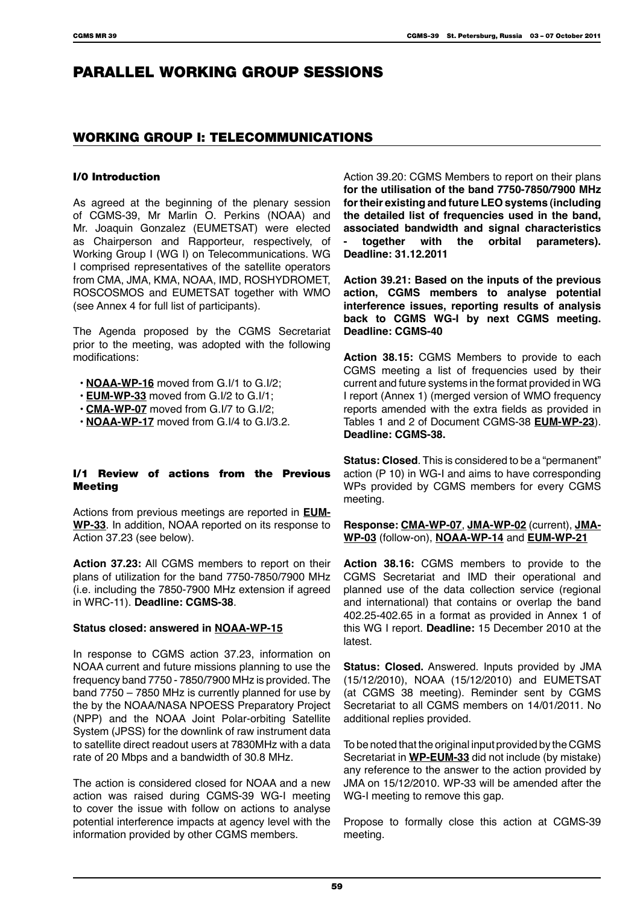# PARALLEL WORKING GROUP SESSIONS

## WORKING GROUP I: TELECOMMUNICATIONS

### I/0 Introduction

As agreed at the beginning of the plenary session of CGMS-39, Mr Marlin O. Perkins (NOAA) and Mr. Joaquin Gonzalez (EUMETSAT) were elected as Chairperson and Rapporteur, respectively, of Working Group I (WG I) on Telecommunications. WG I comprised representatives of the satellite operators from CMA, JMA, KMA, NOAA, IMD, ROSHYDROMET, ROSCOSMOS and EUMETSAT together with WMO (see Annex 4 for full list of participants).

The Agenda proposed by the CGMS Secretariat prior to the meeting, was adopted with the following modifications:

- **NOAA-WP-16** moved from G.I/1 to G.I/2;
- **EUM-WP-33** moved from G.I/2 to G.I/1;
- **CMA-WP-07** moved from G.I/7 to G.I/2;
- **NOAA-WP-17** moved from G.I/4 to G.I/3.2.

### I/1 Review of actions from the Previous Meeting

Actions from previous meetings are reported in **EUM-WP-33**. In addition, NOAA reported on its response to Action 37.23 (see below).

**Action 37.23:** All CGMS members to report on their plans of utilization for the band 7750-7850/7900 MHz (i.e. including the 7850-7900 MHz extension if agreed in WRC-11). **Deadline: CGMS-38**.

**Status closed: answered in NOAA-WP-15**

In response to CGMS action 37.23, information on NOAA current and future missions planning to use the frequency band 7750 - 7850/7900 MHz is provided. The band 7750 – 7850 MHz is currently planned for use by the by the NOAA/NASA NPOESS Preparatory Project (NPP) and the NOAA Joint Polar-orbiting Satellite System (JPSS) for the downlink of raw instrument data to satellite direct readout users at 7830MHz with a data rate of 20 Mbps and a bandwidth of 30.8 MHz.

The action is considered closed for NOAA and a new action was raised during CGMS-39 WG-I meeting to cover the issue with follow on actions to analyse potential interference impacts at agency level with the information provided by other CGMS members.

Action 39.20: CGMS Members to report on their plans **for the utilisation of the band 7750-7850/7900 MHz for their existing and future LEO systems (including the detailed list of frequencies used in the band, associated bandwidth and signal characteristics - together with the orbital parameters). Deadline: 31.12.2011**

**Action 39.21: Based on the inputs of the previous action, CGMS members to analyse potential interference issues, reporting results of analysis back to CGMS WG-I by next CGMS meeting. Deadline: CGMS-40**

**Action 38.15:** CGMS Members to provide to each CGMS meeting a list of frequencies used by their current and future systems in the format provided in WG I report (Annex 1) (merged version of WMO frequency reports amended with the extra fields as provided in Tables 1 and 2 of Document CGMS-38 **EUM-WP-23**). **Deadline: CGMS-38.**

**Status: Closed**. This is considered to be a "permanent" action (P 10) in WG-I and aims to have corresponding WPs provided by CGMS members for every CGMS meeting.

**Response: CMA-WP-07**, **JMA-WP-02** (current), **JMA-WP-03** (follow-on), **NOAA-WP-14** and **EUM-WP-21**

**Action 38.16:** CGMS members to provide to the CGMS Secretariat and IMD their operational and planned use of the data collection service (regional and international) that contains or overlap the band 402.25-402.65 in a format as provided in Annex 1 of this WG I report. **Deadline:** 15 December 2010 at the latest.

**Status: Closed.** Answered. Inputs provided by JMA (15/12/2010), NOAA (15/12/2010) and EUMETSAT (at CGMS 38 meeting). Reminder sent by CGMS Secretariat to all CGMS members on 14/01/2011. No additional replies provided.

To be noted that the original input provided by the CGMS Secretariat in **WP-EUM-33** did not include (by mistake) any reference to the answer to the action provided by JMA on 15/12/2010. WP-33 will be amended after the WG-I meeting to remove this gap.

Propose to formally close this action at CGMS-39 meeting.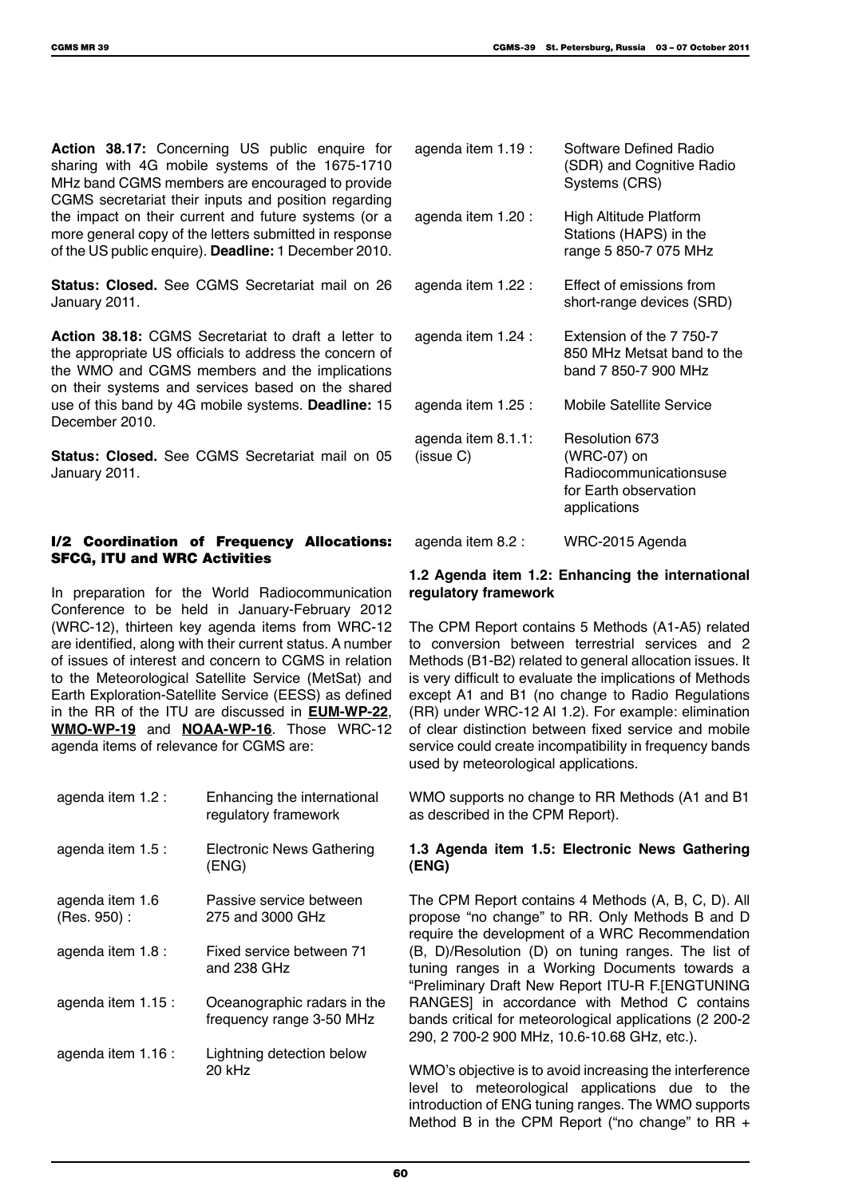**Action 38.17:** Concerning US public enquire for sharing with 4G mobile systems of the 1675-1710 MHz band CGMS members are encouraged to provide CGMS secretariat their inputs and position regarding the impact on their current and future systems (or a more general copy of the letters submitted in response of the US public enquire). **Deadline:** 1 December 2010.

**Status: Closed.** See CGMS Secretariat mail on 26 January 2011.

**Action 38.18:** CGMS Secretariat to draft a letter to the appropriate US officials to address the concern of the WMO and CGMS members and the implications on their systems and services based on the shared use of this band by 4G mobile systems. **Deadline:** 15 December 2010.

**Status: Closed.** See CGMS Secretariat mail on 05 January 2011.

## I/2 Coordination of Frequency Allocations: SFCG, ITU and WRC Activities

In preparation for the World Radiocommunication Conference to be held in January-February 2012 (WRC-12), thirteen key agenda items from WRC-12 are identified, along with their current status. A number of issues of interest and concern to CGMS in relation to the Meteorological Satellite Service (MetSat) and Earth Exploration-Satellite Service (EESS) as defined in the RR of the ITU are discussed in **EUM-WP-22**, **WMO-WP-19** and **NOAA-WP-16**. Those WRC-12 agenda items of relevance for CGMS are:

| | |
|---|---|
| agenda item 1.2 : | Enhancing the international regulatory framework |
| agenda item 1.5 : | Electronic News Gathering (ENG) |
| agenda item 1.6 (Res. 950) : | Passive service between 275 and 3000 GHz |
| agenda item 1.8 : | Fixed service between 71 and 238 GHz |
| agenda item 1.15 : | Oceanographic radars in the frequency range 3-50 MHz |
| agenda item 1.16 : | Lightning detection below 20 kHz |
| agenda item 1.19 : | Software Defined Radio (SDR) and Cognitive Radio Systems (CRS) |
| agenda item 1.20 : | High Altitude Platform Stations (HAPS) in the range 5 850-7 075 MHz |
| agenda item 1.22 : | Effect of emissions from short-range devices (SRD) |
| agenda item 1.24 : | Extension of the 7 750-7 850 MHz Metsat band to the band 7 850-7 900 MHz |
| agenda item 1.25 : | Mobile Satellite Service |
| agenda item 8.1.1: (issue C) | Resolution 673 (WRC-07) on Radiocommunicationsuse for Earth observation applications |
| agenda item 8.2 : | WRC-2015 Agenda |

### 1.2 Agenda item 1.2: Enhancing the international regulatory framework

The CPM Report contains 5 Methods (A1-A5) related to conversion between terrestrial services and 2 Methods (B1-B2) related to general allocation issues. It is very difficult to evaluate the implications of Methods except A1 and B1 (no change to Radio Regulations (RR) under WRC-12 AI 1.2). For example: elimination of clear distinction between fixed service and mobile service could create incompatibility in frequency bands used by meteorological applications.

WMO supports no change to RR Methods (A1 and B1 as described in the CPM Report).

### 1.3 Agenda item 1.5: Electronic News Gathering (ENG)

The CPM Report contains 4 Methods (A, B, C, D). All propose "no change" to RR. Only Methods B and D require the development of a WRC Recommendation (B, D)/Resolution (D) on tuning ranges. The list of tuning ranges in a Working Documents towards a "Preliminary Draft New Report ITU-R F.[ENGTUNING RANGES] in accordance with Method C contains bands critical for meteorological applications (2 200-2 290, 2 700-2 900 MHz, 10.6-10.68 GHz, etc.).

WMO's objective is to avoid increasing the interference level to meteorological applications due to the introduction of ENG tuning ranges. The WMO supports Method B in the CPM Report ("no change" to RR +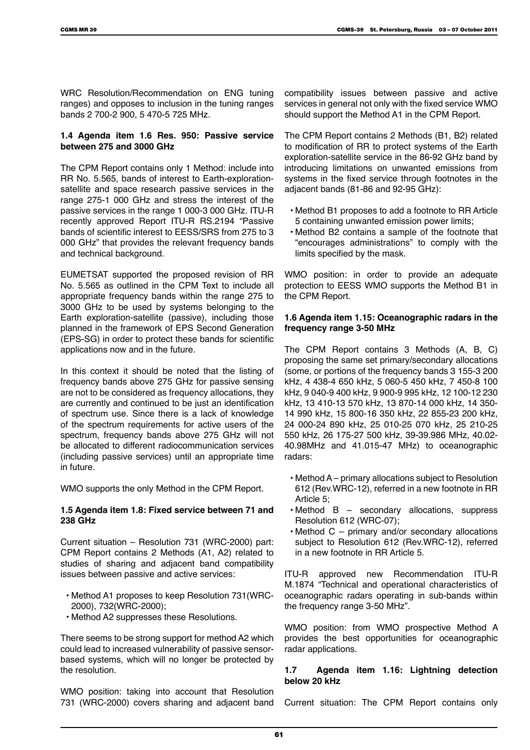WRC Resolution/Recommendation on ENG tuning ranges) and opposes to inclusion in the tuning ranges bands 2 700-2 900, 5 470-5 725 MHz.

### 1.4 Agenda item 1.6 Res. 950: Passive service between 275 and 3000 GHz

The CPM Report contains only 1 Method: include into RR No. 5.565, bands of interest to Earth-exploration-satellite and space research passive services in the range 275-1 000 GHz and stress the interest of the passive services in the range 1 000-3 000 GHz. ITU-R recently approved Report ITU-R RS.2194 "Passive bands of scientific interest to EESS/SRS from 275 to 3 000 GHz" that provides the relevant frequency bands and technical background.

EUMETSAT supported the proposed revision of RR No. 5.565 as outlined in the CPM Text to include all appropriate frequency bands within the range 275 to 3000 GHz to be used by systems belonging to the Earth exploration-satellite (passive), including those planned in the framework of EPS Second Generation (EPS-SG) in order to protect these bands for scientific applications now and in the future.

In this context it should be noted that the listing of frequency bands above 275 GHz for passive sensing are not to be considered as frequency allocations, they are currently and continued to be just an identification of spectrum use. Since there is a lack of knowledge of the spectrum requirements for active users of the spectrum, frequency bands above 275 GHz will not be allocated to different radiocommunication services (including passive services) until an appropriate time in future.

WMO supports the only Method in the CPM Report.

### 1.5 Agenda item 1.8: Fixed service between 71 and 238 GHz

Current situation – Resolution 731 (WRC-2000) part: CPM Report contains 2 Methods (A1, A2) related to studies of sharing and adjacent band compatibility issues between passive and active services:

- Method A1 proposes to keep Resolution 731(WRC-2000), 732(WRC-2000);
- Method A2 suppresses these Resolutions.

There seems to be strong support for method A2 which could lead to increased vulnerability of passive sensor-based systems, which will no longer be protected by the resolution.

WMO position: taking into account that Resolution 731 (WRC-2000) covers sharing and adjacent band compatibility issues between passive and active services in general not only with the fixed service WMO should support the Method A1 in the CPM Report.

The CPM Report contains 2 Methods (B1, B2) related to modification of RR to protect systems of the Earth exploration-satellite service in the 86-92 GHz band by introducing limitations on unwanted emissions from systems in the fixed service through footnotes in the adjacent bands (81-86 and 92-95 GHz):

- Method B1 proposes to add a footnote to RR Article 5 containing unwanted emission power limits;
- Method B2 contains a sample of the footnote that "encourages administrations" to comply with the limits specified by the mask.

WMO position: in order to provide an adequate protection to EESS WMO supports the Method B1 in the CPM Report.

### 1.6 Agenda item 1.15: Oceanographic radars in the frequency range 3-50 MHz

The CPM Report contains 3 Methods (A, B, C) proposing the same set primary/secondary allocations (some, or portions of the frequency bands 3 155-3 200 kHz, 4 438-4 650 kHz, 5 060-5 450 kHz, 7 450-8 100 kHz, 9 040-9 400 kHz, 9 900-9 995 kHz, 12 100-12 230 kHz, 13 410-13 570 kHz, 13 870-14 000 kHz, 14 350-14 990 kHz, 15 800-16 350 kHz, 22 855-23 200 kHz, 24 000-24 890 kHz, 25 010-25 070 kHz, 25 210-25 550 kHz, 26 175-27 500 kHz, 39-39.986 MHz, 40.02-40.98MHz and 41.015-47 MHz) to oceanographic radars:

- Method A – primary allocations subject to Resolution 612 (Rev.WRC-12), referred in a new footnote in RR Article 5;
- Method B – secondary allocations, suppress Resolution 612 (WRC-07);
- Method C – primary and/or secondary allocations subject to Resolution 612 (Rev.WRC-12), referred in a new footnote in RR Article 5.

ITU-R approved new Recommendation ITU-R M.1874 "Technical and operational characteristics of oceanographic radars operating in sub-bands within the frequency range 3-50 MHz".

WMO position: from WMO prospective Method A provides the best opportunities for oceanographic radar applications.

### 1.7 Agenda item 1.16: Lightning detection below 20 kHz

Current situation: The CPM Report contains only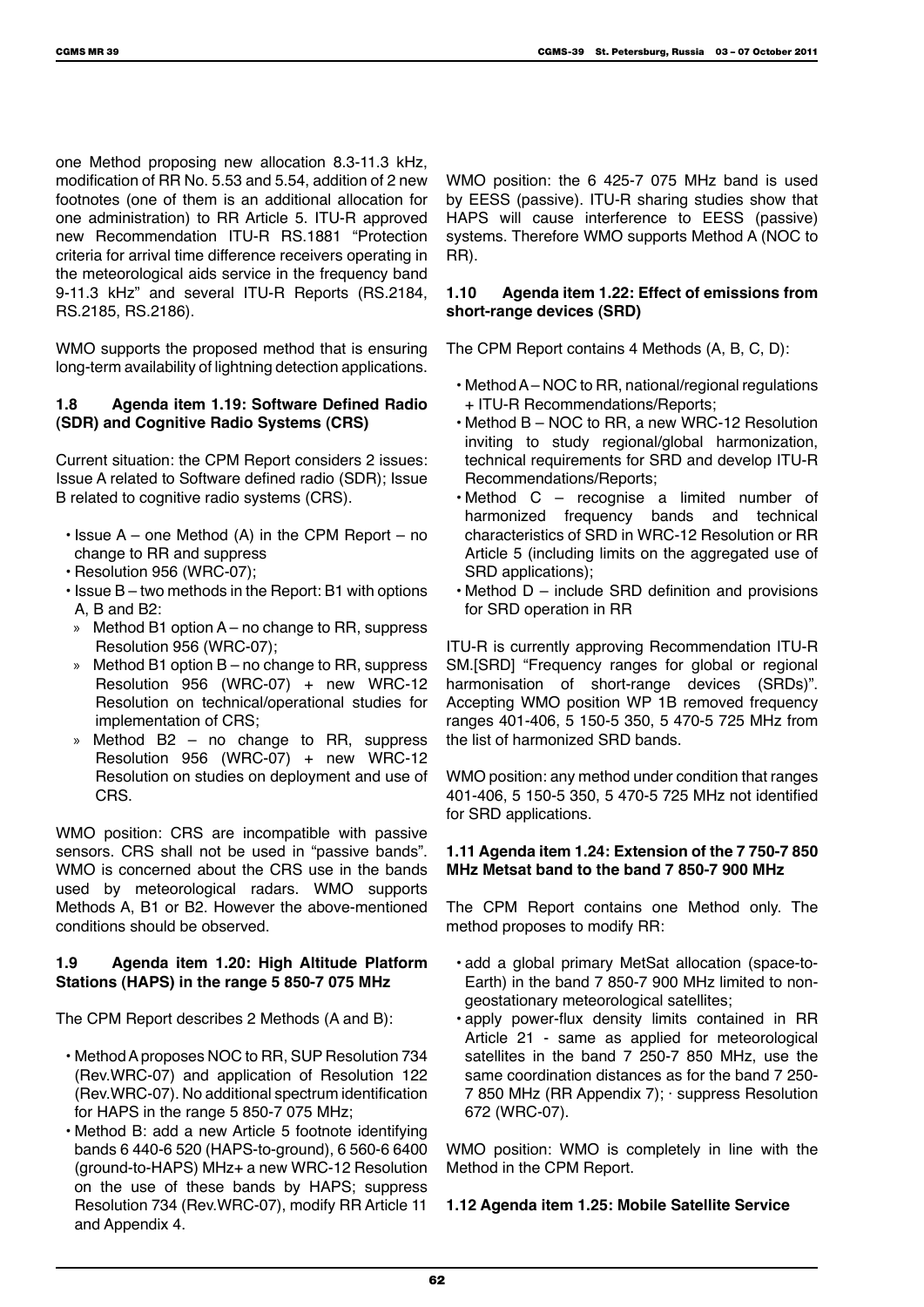one Method proposing new allocation 8.3-11.3 kHz, modification of RR No. 5.53 and 5.54, addition of 2 new footnotes (one of them is an additional allocation for one administration) to RR Article 5. ITU-R approved new Recommendation ITU-R RS.1881 "Protection criteria for arrival time difference receivers operating in the meteorological aids service in the frequency band 9-11.3 kHz" and several ITU-R Reports (RS.2184, RS.2185, RS.2186).

WMO supports the proposed method that is ensuring long-term availability of lightning detection applications.

### 1.8 Agenda item 1.19: Software Defined Radio (SDR) and Cognitive Radio Systems (CRS)

Current situation: the CPM Report considers 2 issues: Issue A related to Software defined radio (SDR); Issue B related to cognitive radio systems (CRS).

- Issue A – one Method (A) in the CPM Report – no change to RR and suppress
- Resolution 956 (WRC-07);
- Issue B – two methods in the Report: B1 with options A, B and B2:
  - Method B1 option A – no change to RR, suppress Resolution 956 (WRC-07);
  - Method B1 option B – no change to RR, suppress Resolution 956 (WRC-07) + new WRC-12 Resolution on technical/operational studies for implementation of CRS;
  - Method B2 – no change to RR, suppress Resolution 956 (WRC-07) + new WRC-12 Resolution on studies on deployment and use of CRS.

WMO position: CRS are incompatible with passive sensors. CRS shall not be used in "passive bands". WMO is concerned about the CRS use in the bands used by meteorological radars. WMO supports Methods A, B1 or B2. However the above-mentioned conditions should be observed.

### 1.9 Agenda item 1.20: High Altitude Platform Stations (HAPS) in the range 5 850-7 075 MHz

The CPM Report describes 2 Methods (A and B):

- Method A proposes NOC to RR, SUP Resolution 734 (Rev.WRC-07) and application of Resolution 122 (Rev.WRC-07). No additional spectrum identification for HAPS in the range 5 850-7 075 MHz;
- Method B: add a new Article 5 footnote identifying bands 6 440-6 520 (HAPS-to-ground), 6 560-6 6400 (ground-to-HAPS) MHz+ a new WRC-12 Resolution on the use of these bands by HAPS; suppress Resolution 734 (Rev.WRC-07), modify RR Article 11 and Appendix 4.

WMO position: the 6 425-7 075 MHz band is used by EESS (passive). ITU-R sharing studies show that HAPS will cause interference to EESS (passive) systems. Therefore WMO supports Method A (NOC to RR).

### 1.10 Agenda item 1.22: Effect of emissions from short-range devices (SRD)

The CPM Report contains 4 Methods (A, B, C, D):

- Method A – NOC to RR, national/regional regulations + ITU-R Recommendations/Reports;
- Method B – NOC to RR, a new WRC-12 Resolution inviting to study regional/global harmonization, technical requirements for SRD and develop ITU-R Recommendations/Reports;
- Method C – recognise a limited number of harmonized frequency bands and technical characteristics of SRD in WRC-12 Resolution or RR Article 5 (including limits on the aggregated use of SRD applications);
- Method D – include SRD definition and provisions for SRD operation in RR

ITU-R is currently approving Recommendation ITU-R SM.[SRD] "Frequency ranges for global or regional harmonisation of short-range devices (SRDs)". Accepting WMO position WP 1B removed frequency ranges 401-406, 5 150-5 350, 5 470-5 725 MHz from the list of harmonized SRD bands.

WMO position: any method under condition that ranges 401-406, 5 150-5 350, 5 470-5 725 MHz not identified for SRD applications.

### 1.11 Agenda item 1.24: Extension of the 7 750-7 850 MHz Metsat band to the band 7 850-7 900 MHz

The CPM Report contains one Method only. The method proposes to modify RR:

- add a global primary MetSat allocation (space-to-Earth) in the band 7 850-7 900 MHz limited to non-geostationary meteorological satellites;
- apply power-flux density limits contained in RR Article 21 - same as applied for meteorological satellites in the band 7 250-7 850 MHz, use the same coordination distances as for the band 7 250-7 850 MHz (RR Appendix 7); · suppress Resolution 672 (WRC-07).

WMO position: WMO is completely in line with the Method in the CPM Report.

### 1.12 Agenda item 1.25: Mobile Satellite Service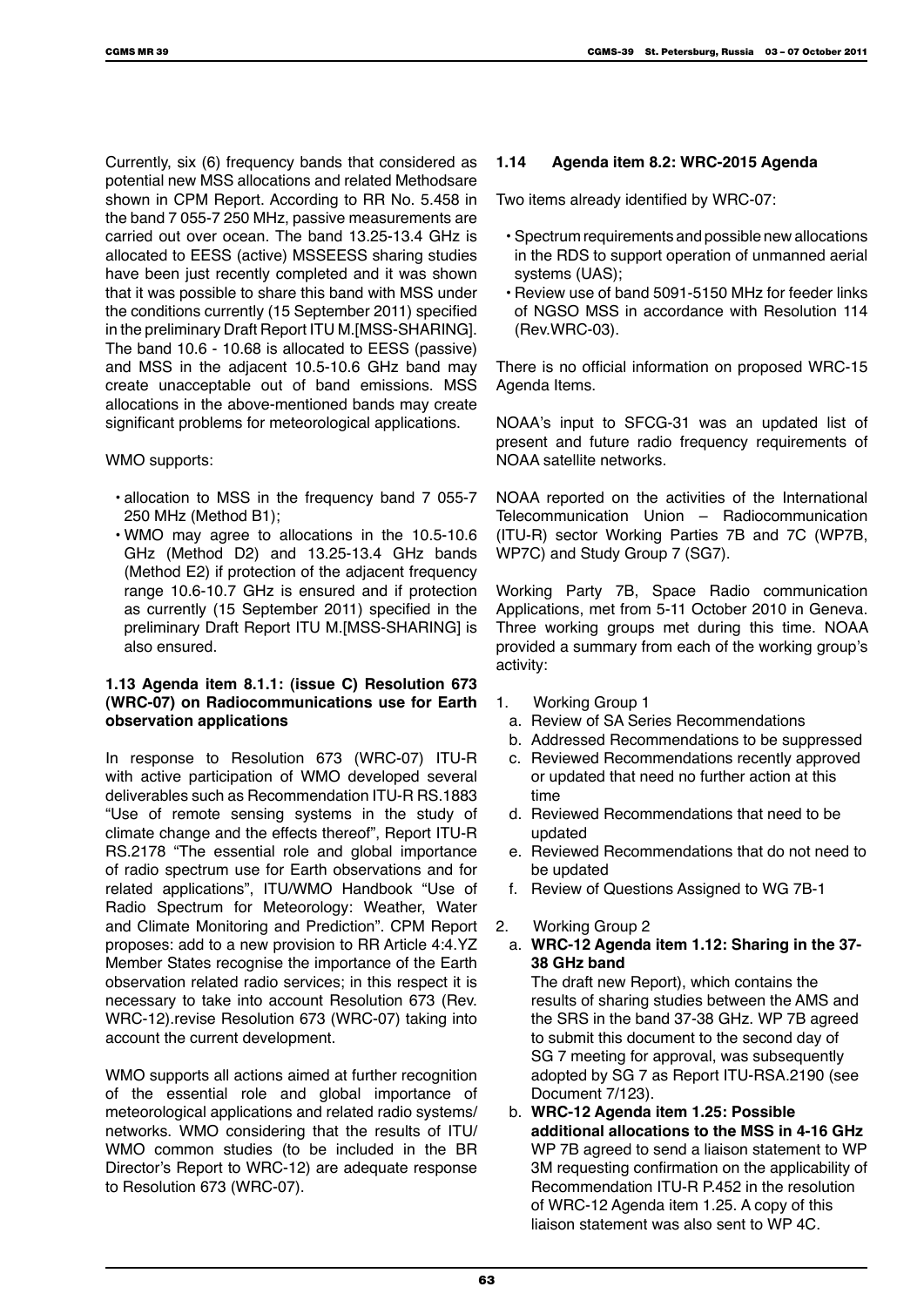Currently, six (6) frequency bands that considered as potential new MSS allocations and related Methodsare shown in CPM Report. According to RR No. 5.458 in the band 7 055-7 250 MHz, passive measurements are carried out over ocean. The band 13.25-13.4 GHz is allocated to EESS (active) MSSEESS sharing studies have been just recently completed and it was shown that it was possible to share this band with MSS under the conditions currently (15 September 2011) specified in the preliminary Draft Report ITU M.[MSS-SHARING]. The band 10.6 - 10.68 is allocated to EESS (passive) and MSS in the adjacent 10.5-10.6 GHz band may create unacceptable out of band emissions. MSS allocations in the above-mentioned bands may create significant problems for meteorological applications.

WMO supports:

- allocation to MSS in the frequency band 7 055-7 250 MHz (Method B1);
- WMO may agree to allocations in the 10.5-10.6 GHz (Method D2) and 13.25-13.4 GHz bands (Method E2) if protection of the adjacent frequency range 10.6-10.7 GHz is ensured and if protection as currently (15 September 2011) specified in the preliminary Draft Report ITU M.[MSS-SHARING] is also ensured.

### 1.13 Agenda item 8.1.1: (issue C) Resolution 673 (WRC-07) on Radiocommunications use for Earth observation applications

In response to Resolution 673 (WRC-07) ITU-R with active participation of WMO developed several deliverables such as Recommendation ITU-R RS.1883 "Use of remote sensing systems in the study of climate change and the effects thereof", Report ITU-R RS.2178 "The essential role and global importance of radio spectrum use for Earth observations and for related applications", ITU/WMO Handbook "Use of Radio Spectrum for Meteorology: Weather, Water and Climate Monitoring and Prediction". CPM Report proposes: add to a new provision to RR Article 4:4.YZ Member States recognise the importance of the Earth observation related radio services; in this respect it is necessary to take into account Resolution 673 (Rev. WRC-12).revise Resolution 673 (WRC-07) taking into account the current development.

WMO supports all actions aimed at further recognition of the essential role and global importance of meteorological applications and related radio systems/ networks. WMO considering that the results of ITU/ WMO common studies (to be included in the BR Director's Report to WRC-12) are adequate response to Resolution 673 (WRC-07).

### 1.14 Agenda item 8.2: WRC-2015 Agenda

Two items already identified by WRC-07:

- Spectrum requirements and possible new allocations in the RDS to support operation of unmanned aerial systems (UAS);
- Review use of band 5091-5150 MHz for feeder links of NGSO MSS in accordance with Resolution 114 (Rev.WRC-03).

There is no official information on proposed WRC-15 Agenda Items.

NOAA's input to SFCG-31 was an updated list of present and future radio frequency requirements of NOAA satellite networks.

NOAA reported on the activities of the International Telecommunication Union – Radiocommunication (ITU-R) sector Working Parties 7B and 7C (WP7B, WP7C) and Study Group 7 (SG7).

Working Party 7B, Space Radio communication Applications, met from 5-11 October 2010 in Geneva. Three working groups met during this time. NOAA provided a summary from each of the working group's activity:

1. Working Group 1
   a. Review of SA Series Recommendations
   b. Addressed Recommendations to be suppressed
   c. Reviewed Recommendations recently approved or updated that need no further action at this time
   d. Reviewed Recommendations that need to be updated
   e. Reviewed Recommendations that do not need to be updated
   f. Review of Questions Assigned to WG 7B-1
2. Working Group 2
   a. **WRC-12 Agenda item 1.12: Sharing in the 37-38 GHz band**
      The draft new Report), which contains the results of sharing studies between the AMS and the SRS in the band 37-38 GHz. WP 7B agreed to submit this document to the second day of SG 7 meeting for approval, was subsequently adopted by SG 7 as Report ITU-RSA.2190 (see Document 7/123).
   b. **WRC-12 Agenda item 1.25: Possible additional allocations to the MSS in 4-16 GHz**
      WP 7B agreed to send a liaison statement to WP 3M requesting confirmation on the applicability of Recommendation ITU-R P.452 in the resolution of WRC-12 Agenda item 1.25. A copy of this liaison statement was also sent to WP 4C.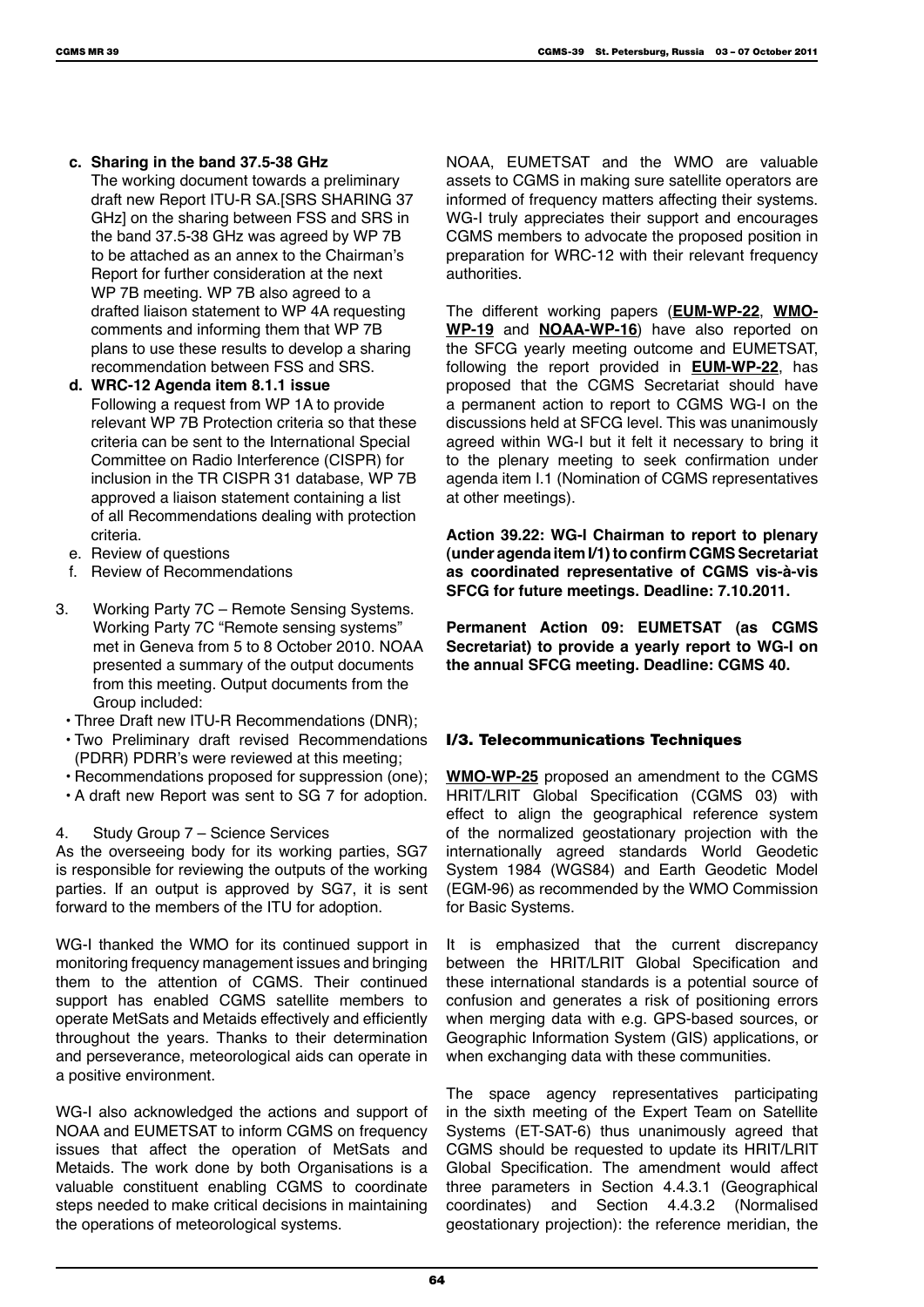c. **Sharing in the band 37.5-38 GHz**
   The working document towards a preliminary draft new Report ITU-R SA.[SRS SHARING 37 GHz] on the sharing between FSS and SRS in the band 37.5-38 GHz was agreed by WP 7B to be attached as an annex to the Chairman's Report for further consideration at the next WP 7B meeting. WP 7B also agreed to a drafted liaison statement to WP 4A requesting comments and informing them that WP 7B plans to use these results to develop a sharing recommendation between FSS and SRS.
d. **WRC-12 Agenda item 8.1.1 issue**
   Following a request from WP 1A to provide relevant WP 7B Protection criteria so that these criteria can be sent to the International Special Committee on Radio Interference (CISPR) for inclusion in the TR CISPR 31 database, WP 7B approved a liaison statement containing a list of all Recommendations dealing with protection criteria.
e. Review of questions
f. Review of Recommendations

3. Working Party 7C – Remote Sensing Systems. Working Party 7C "Remote sensing systems" met in Geneva from 5 to 8 October 2010. NOAA presented a summary of the output documents from this meeting. Output documents from the Group included:
   - Three Draft new ITU-R Recommendations (DNR);
   - Two Preliminary draft revised Recommendations (PDRR) PDRR's were reviewed at this meeting;
   - Recommendations proposed for suppression (one);
   - A draft new Report was sent to SG 7 for adoption.

4. Study Group 7 – Science Services

As the overseeing body for its working parties, SG7 is responsible for reviewing the outputs of the working parties. If an output is approved by SG7, it is sent forward to the members of the ITU for adoption.

WG-I thanked the WMO for its continued support in monitoring frequency management issues and bringing them to the attention of CGMS. Their continued support has enabled CGMS satellite members to operate MetSats and Metaids effectively and efficiently throughout the years. Thanks to their determination and perseverance, meteorological aids can operate in a positive environment.

WG-I also acknowledged the actions and support of NOAA and EUMETSAT to inform CGMS on frequency issues that affect the operation of MetSats and Metaids. The work done by both Organisations is a valuable constituent enabling CGMS to coordinate steps needed to make critical decisions in maintaining the operations of meteorological systems.

NOAA, EUMETSAT and the WMO are valuable assets to CGMS in making sure satellite operators are informed of frequency matters affecting their systems. WG-I truly appreciates their support and encourages CGMS members to advocate the proposed position in preparation for WRC-12 with their relevant frequency authorities.

The different working papers (**EUM-WP-22**, **WMO-WP-19** and **NOAA-WP-16**) have also reported on the SFCG yearly meeting outcome and EUMETSAT, following the report provided in **EUM-WP-22**, has proposed that the CGMS Secretariat should have a permanent action to report to CGMS WG-I on the discussions held at SFCG level. This was unanimously agreed within WG-I but it felt it necessary to bring it to the plenary meeting to seek confirmation under agenda item I.1 (Nomination of CGMS representatives at other meetings).

**Action 39.22: WG-I Chairman to report to plenary (under agenda item I/1) to confirm CGMS Secretariat as coordinated representative of CGMS vis-à-vis SFCG for future meetings. Deadline: 7.10.2011.**

**Permanent Action 09: EUMETSAT (as CGMS Secretariat) to provide a yearly report to WG-I on the annual SFCG meeting. Deadline: CGMS 40.**

### I/3. Telecommunications Techniques

**WMO-WP-25** proposed an amendment to the CGMS HRIT/LRIT Global Specification (CGMS 03) with effect to align the geographical reference system of the normalized geostationary projection with the internationally agreed standards World Geodetic System 1984 (WGS84) and Earth Geodetic Model (EGM-96) as recommended by the WMO Commission for Basic Systems.

It is emphasized that the current discrepancy between the HRIT/LRIT Global Specification and these international standards is a potential source of confusion and generates a risk of positioning errors when merging data with e.g. GPS-based sources, or Geographic Information System (GIS) applications, or when exchanging data with these communities.

The space agency representatives participating in the sixth meeting of the Expert Team on Satellite Systems (ET-SAT-6) thus unanimously agreed that CGMS should be requested to update its HRIT/LRIT Global Specification. The amendment would affect three parameters in Section 4.4.3.1 (Geographical coordinates) and Section 4.4.3.2 (Normalised geostationary projection): the reference meridian, the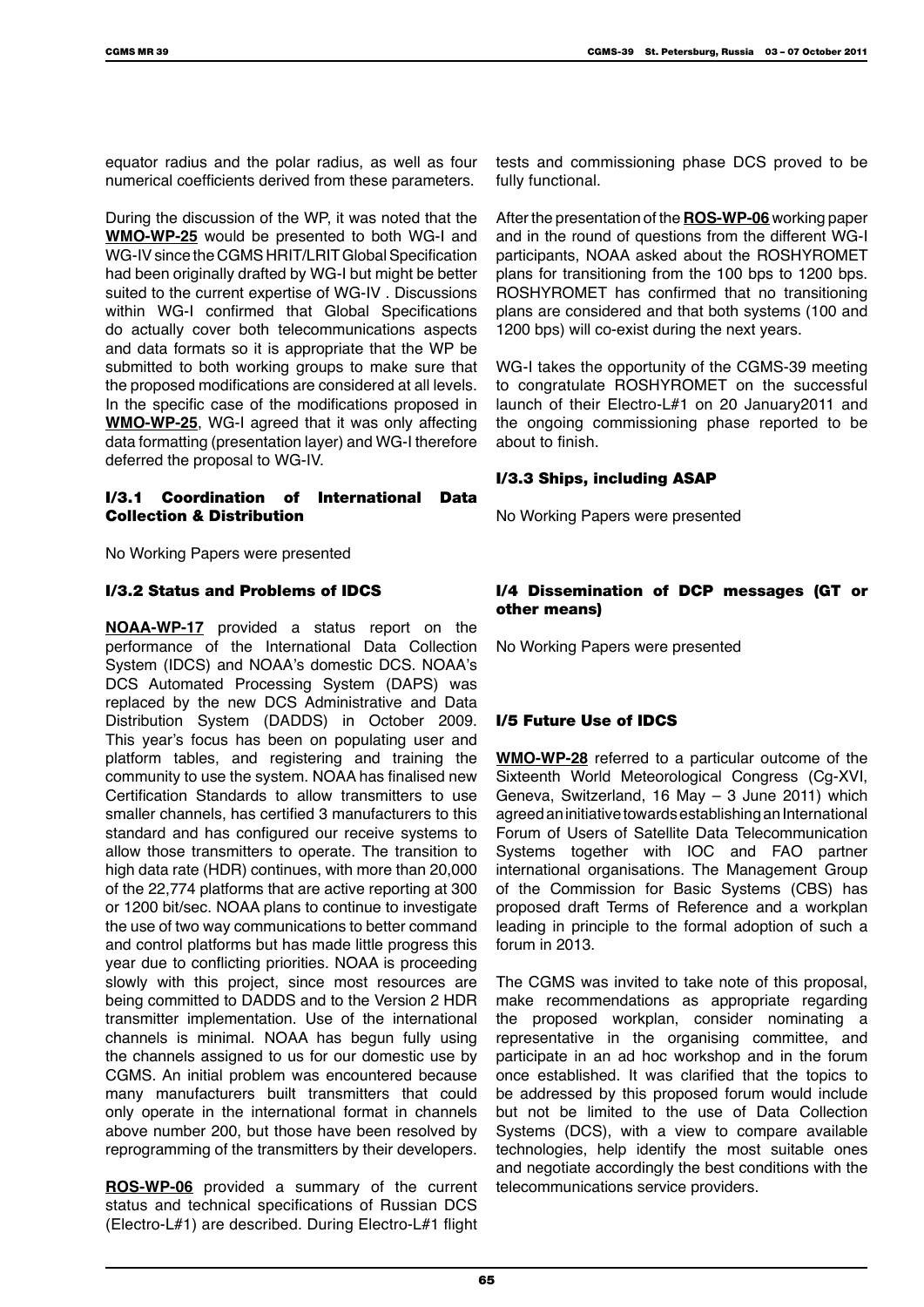equator radius and the polar radius, as well as four numerical coefficients derived from these parameters.

During the discussion of the WP, it was noted that the **WMO-WP-25** would be presented to both WG-I and WG-IV since the CGMS HRIT/LRIT Global Specification had been originally drafted by WG-I but might be better suited to the current expertise of WG-IV . Discussions within WG-I confirmed that Global Specifications do actually cover both telecommunications aspects and data formats so it is appropriate that the WP be submitted to both working groups to make sure that the proposed modifications are considered at all levels. In the specific case of the modifications proposed in **WMO-WP-25**, WG-I agreed that it was only affecting data formatting (presentation layer) and WG-I therefore deferred the proposal to WG-IV.

### I/3.1 Coordination of International Data Collection & Distribution

No Working Papers were presented

### I/3.2 Status and Problems of IDCS

**NOAA-WP-17** provided a status report on the performance of the International Data Collection System (IDCS) and NOAA's domestic DCS. NOAA's DCS Automated Processing System (DAPS) was replaced by the new DCS Administrative and Data Distribution System (DADDS) in October 2009. This year's focus has been on populating user and platform tables, and registering and training the community to use the system. NOAA has finalised new Certification Standards to allow transmitters to use smaller channels, has certified 3 manufacturers to this standard and has configured our receive systems to allow those transmitters to operate. The transition to high data rate (HDR) continues, with more than 20,000 of the 22,774 platforms that are active reporting at 300 or 1200 bit/sec. NOAA plans to continue to investigate the use of two way communications to better command and control platforms but has made little progress this year due to conflicting priorities. NOAA is proceeding slowly with this project, since most resources are being committed to DADDS and to the Version 2 HDR transmitter implementation. Use of the international channels is minimal. NOAA has begun fully using the channels assigned to us for our domestic use by CGMS. An initial problem was encountered because many manufacturers built transmitters that could only operate in the international format in channels above number 200, but those have been resolved by reprogramming of the transmitters by their developers.

**ROS-WP-06** provided a summary of the current status and technical specifications of Russian DCS (Electro-L#1) are described. During Electro-L#1 flight tests and commissioning phase DCS proved to be fully functional.

After the presentation of the **ROS-WP-06** working paper and in the round of questions from the different WG-I participants, NOAA asked about the ROSHYROMET plans for transitioning from the 100 bps to 1200 bps. ROSHYROMET has confirmed that no transitioning plans are considered and that both systems (100 and 1200 bps) will co-exist during the next years.

WG-I takes the opportunity of the CGMS-39 meeting to congratulate ROSHYROMET on the successful launch of their Electro-L#1 on 20 January2011 and the ongoing commissioning phase reported to be about to finish.

### I/3.3 Ships, including ASAP

No Working Papers were presented

### I/4 Dissemination of DCP messages (GT or other means)

No Working Papers were presented

### I/5 Future Use of IDCS

**WMO-WP-28** referred to a particular outcome of the Sixteenth World Meteorological Congress (Cg-XVI, Geneva, Switzerland, 16 May – 3 June 2011) which agreed an initiative towards establishing an International Forum of Users of Satellite Data Telecommunication Systems together with IOC and FAO partner international organisations. The Management Group of the Commission for Basic Systems (CBS) has proposed draft Terms of Reference and a workplan leading in principle to the formal adoption of such a forum in 2013.

The CGMS was invited to take note of this proposal, make recommendations as appropriate regarding the proposed workplan, consider nominating a representative in the organising committee, and participate in an ad hoc workshop and in the forum once established. It was clarified that the topics to be addressed by this proposed forum would include but not be limited to the use of Data Collection Systems (DCS), with a view to compare available technologies, help identify the most suitable ones and negotiate accordingly the best conditions with the telecommunications service providers.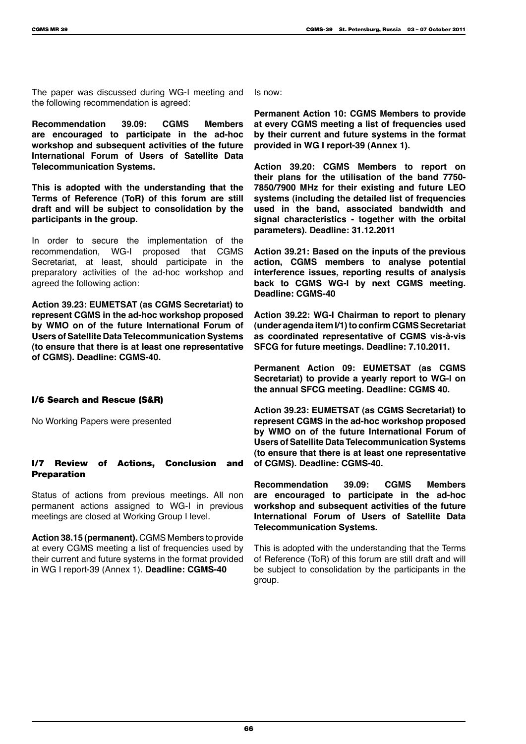The paper was discussed during WG-I meeting and the following recommendation is agreed:

**Recommendation 39.09: CGMS Members are encouraged to participate in the ad-hoc workshop and subsequent activities of the future International Forum of Users of Satellite Data Telecommunication Systems.**

**This is adopted with the understanding that the Terms of Reference (ToR) of this forum are still draft and will be subject to consolidation by the participants in the group.**

In order to secure the implementation of the recommendation, WG-I proposed that CGMS Secretariat, at least, should participate in the preparatory activities of the ad-hoc workshop and agreed the following action:

**Action 39.23: EUMETSAT (as CGMS Secretariat) to represent CGMS in the ad-hoc workshop proposed by WMO on of the future International Forum of Users of Satellite Data Telecommunication Systems (to ensure that there is at least one representative of CGMS). Deadline: CGMS-40.**

### I/6 Search and Rescue (S&R)

No Working Papers were presented

### I/7 Review of Actions, Conclusion and Preparation

Status of actions from previous meetings. All non permanent actions assigned to WG-I in previous meetings are closed at Working Group I level.

**Action 38.15 (permanent).** CGMS Members to provide at every CGMS meeting a list of frequencies used by their current and future systems in the format provided in WG I report-39 (Annex 1). **Deadline: CGMS-40**

Is now:

**Permanent Action 10: CGMS Members to provide at every CGMS meeting a list of frequencies used by their current and future systems in the format provided in WG I report-39 (Annex 1).**

**Action 39.20: CGMS Members to report on their plans for the utilisation of the band 7750-7850/7900 MHz for their existing and future LEO systems (including the detailed list of frequencies used in the band, associated bandwidth and signal characteristics - together with the orbital parameters). Deadline: 31.12.2011**

**Action 39.21: Based on the inputs of the previous action, CGMS members to analyse potential interference issues, reporting results of analysis back to CGMS WG-I by next CGMS meeting. Deadline: CGMS-40**

**Action 39.22: WG-I Chairman to report to plenary (under agenda item I/1) to confirm CGMS Secretariat as coordinated representative of CGMS vis-à-vis SFCG for future meetings. Deadline: 7.10.2011.**

**Permanent Action 09: EUMETSAT (as CGMS Secretariat) to provide a yearly report to WG-I on the annual SFCG meeting. Deadline: CGMS 40.**

**Action 39.23: EUMETSAT (as CGMS Secretariat) to represent CGMS in the ad-hoc workshop proposed by WMO on of the future International Forum of Users of Satellite Data Telecommunication Systems (to ensure that there is at least one representative of CGMS). Deadline: CGMS-40.**

**Recommendation 39.09: CGMS Members are encouraged to participate in the ad-hoc workshop and subsequent activities of the future International Forum of Users of Satellite Data Telecommunication Systems.**

This is adopted with the understanding that the Terms of Reference (ToR) of this forum are still draft and will be subject to consolidation by the participants in the group.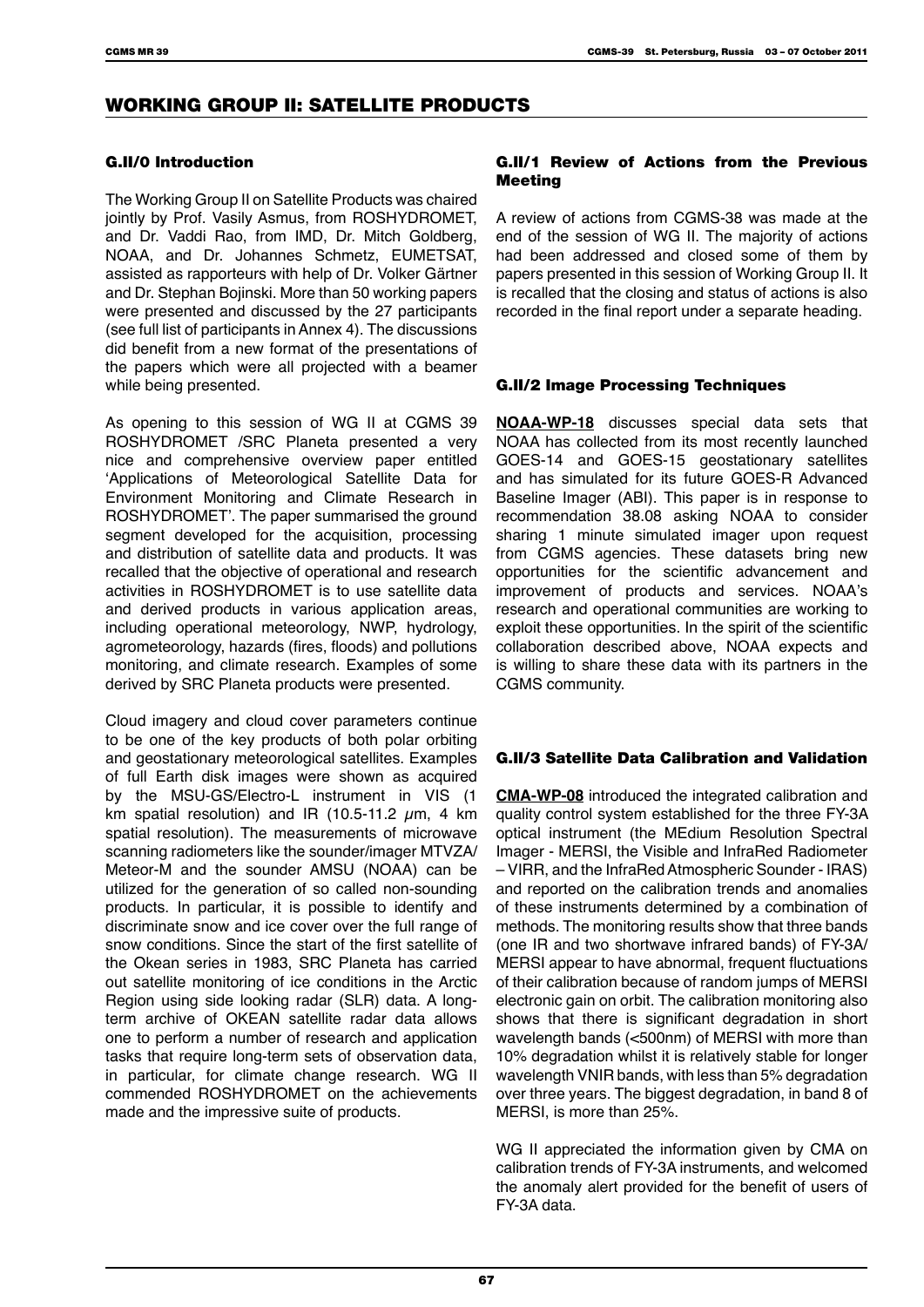# WORKING GROUP II: SATELLITE PRODUCTS

## G.II/0 Introduction

The Working Group II on Satellite Products was chaired jointly by Prof. Vasily Asmus, from ROSHYDROMET, and Dr. Vaddi Rao, from IMD, Dr. Mitch Goldberg, NOAA, and Dr. Johannes Schmetz, EUMETSAT, assisted as rapporteurs with help of Dr. Volker Gärtner and Dr. Stephan Bojinski. More than 50 working papers were presented and discussed by the 27 participants (see full list of participants in Annex 4). The discussions did benefit from a new format of the presentations of the papers which were all projected with a beamer while being presented.

As opening to this session of WG II at CGMS 39 ROSHYDROMET /SRC Planeta presented a very nice and comprehensive overview paper entitled 'Applications of Meteorological Satellite Data for Environment Monitoring and Climate Research in ROSHYDROMET'. The paper summarised the ground segment developed for the acquisition, processing and distribution of satellite data and products. It was recalled that the objective of operational and research activities in ROSHYDROMET is to use satellite data and derived products in various application areas, including operational meteorology, NWP, hydrology, agrometeorology, hazards (fires, floods) and pollutions monitoring, and climate research. Examples of some derived by SRC Planeta products were presented.

Cloud imagery and cloud cover parameters continue to be one of the key products of both polar orbiting and geostationary meteorological satellites. Examples of full Earth disk images were shown as acquired by the MSU-GS/Electro-L instrument in VIS (1 km spatial resolution) and IR (10.5-11.2 $\mu$m, 4 km spatial resolution). The measurements of microwave scanning radiometers like the sounder/imager MTVZA/Meteor-M and the sounder AMSU (NOAA) can be utilized for the generation of so called non-sounding products. In particular, it is possible to identify and discriminate snow and ice cover over the full range of snow conditions. Since the start of the first satellite of the Okean series in 1983, SRC Planeta has carried out satellite monitoring of ice conditions in the Arctic Region using side looking radar (SLR) data. A long-term archive of OKEAN satellite radar data allows one to perform a number of research and application tasks that require long-term sets of observation data, in particular, for climate change research. WG II commended ROSHYDROMET on the achievements made and the impressive suite of products.

## G.II/1 Review of Actions from the Previous Meeting

A review of actions from CGMS-38 was made at the end of the session of WG II. The majority of actions had been addressed and closed some of them by papers presented in this session of Working Group II. It is recalled that the closing and status of actions is also recorded in the final report under a separate heading.

## G.II/2 Image Processing Techniques

**NOAA-WP-18** discusses special data sets that NOAA has collected from its most recently launched GOES-14 and GOES-15 geostationary satellites and has simulated for its future GOES-R Advanced Baseline Imager (ABI). This paper is in response to recommendation 38.08 asking NOAA to consider sharing 1 minute simulated imager upon request from CGMS agencies. These datasets bring new opportunities for the scientific advancement and improvement of products and services. NOAA's research and operational communities are working to exploit these opportunities. In the spirit of the scientific collaboration described above, NOAA expects and is willing to share these data with its partners in the CGMS community.

## G.II/3 Satellite Data Calibration and Validation

**CMA-WP-08** introduced the integrated calibration and quality control system established for the three FY-3A optical instrument (the MEdium Resolution Spectral Imager - MERSI, the Visible and InfraRed Radiometer – VIRR, and the InfraRed Atmospheric Sounder - IRAS) and reported on the calibration trends and anomalies of these instruments determined by a combination of methods. The monitoring results show that three bands (one IR and two shortwave infrared bands) of FY-3A/MERSI appear to have abnormal, frequent fluctuations of their calibration because of random jumps of MERSI electronic gain on orbit. The calibration monitoring also shows that there is significant degradation in short wavelength bands (<500nm) of MERSI with more than 10% degradation whilst it is relatively stable for longer wavelength VNIR bands, with less than 5% degradation over three years. The biggest degradation, in band 8 of MERSI, is more than 25%.

WG II appreciated the information given by CMA on calibration trends of FY-3A instruments, and welcomed the anomaly alert provided for the benefit of users of FY-3A data.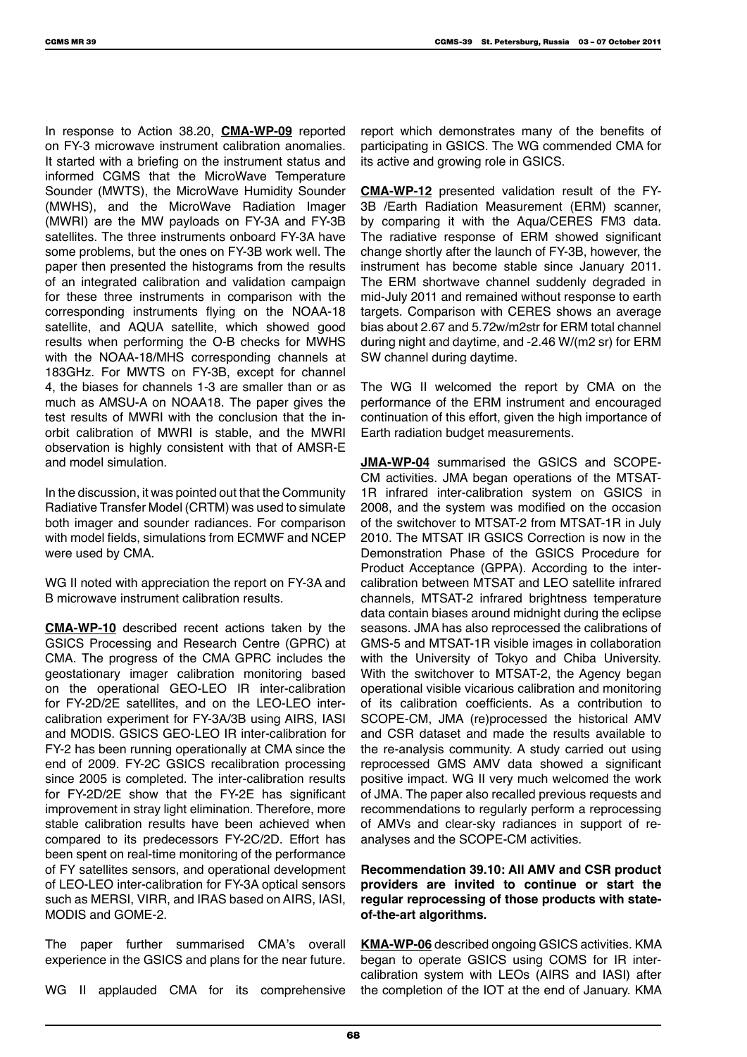In response to Action 38.20, **CMA-WP-09** reported on FY-3 microwave instrument calibration anomalies. It started with a briefing on the instrument status and informed CGMS that the MicroWave Temperature Sounder (MWTS), the MicroWave Humidity Sounder (MWHS), and the MicroWave Radiation Imager (MWRI) are the MW payloads on FY-3A and FY-3B satellites. The three instruments onboard FY-3A have some problems, but the ones on FY-3B work well. The paper then presented the histograms from the results of an integrated calibration and validation campaign for these three instruments in comparison with the corresponding instruments flying on the NOAA-18 satellite, and AQUA satellite, which showed good results when performing the O-B checks for MWHS with the NOAA-18/MHS corresponding channels at 183GHz. For MWTS on FY-3B, except for channel 4, the biases for channels 1-3 are smaller than or as much as AMSU-A on NOAA18. The paper gives the test results of MWRI with the conclusion that the in-orbit calibration of MWRI is stable, and the MWRI observation is highly consistent with that of AMSR-E and model simulation.

In the discussion, it was pointed out that the Community Radiative Transfer Model (CRTM) was used to simulate both imager and sounder radiances. For comparison with model fields, simulations from ECMWF and NCEP were used by CMA.

WG II noted with appreciation the report on FY-3A and B microwave instrument calibration results.

**CMA-WP-10** described recent actions taken by the GSICS Processing and Research Centre (GPRC) at CMA. The progress of the CMA GPRC includes the geostationary imager calibration monitoring based on the operational GEO-LEO IR inter-calibration for FY-2D/2E satellites, and on the LEO-LEO inter-calibration experiment for FY-3A/3B using AIRS, IASI and MODIS. GSICS GEO-LEO IR inter-calibration for FY-2 has been running operationally at CMA since the end of 2009. FY-2C GSICS recalibration processing since 2005 is completed. The inter-calibration results for FY-2D/2E show that the FY-2E has significant improvement in stray light elimination. Therefore, more stable calibration results have been achieved when compared to its predecessors FY-2C/2D. Effort has been spent on real-time monitoring of the performance of FY satellites sensors, and operational development of LEO-LEO inter-calibration for FY-3A optical sensors such as MERSI, VIRR, and IRAS based on AIRS, IASI, MODIS and GOME-2.

The paper further summarised CMA's overall experience in the GSICS and plans for the near future.

WG II applauded CMA for its comprehensive report which demonstrates many of the benefits of participating in GSICS. The WG commended CMA for its active and growing role in GSICS.

**CMA-WP-12** presented validation result of the FY-3B /Earth Radiation Measurement (ERM) scanner, by comparing it with the Aqua/CERES FM3 data. The radiative response of ERM showed significant change shortly after the launch of FY-3B, however, the instrument has become stable since January 2011. The ERM shortwave channel suddenly degraded in mid-July 2011 and remained without response to earth targets. Comparison with CERES shows an average bias about 2.67 and 5.72w/m2str for ERM total channel during night and daytime, and -2.46 W/(m2 sr) for ERM SW channel during daytime.

The WG II welcomed the report by CMA on the performance of the ERM instrument and encouraged continuation of this effort, given the high importance of Earth radiation budget measurements.

**JMA-WP-04** summarised the GSICS and SCOPE-CM activities. JMA began operations of the MTSAT-1R infrared inter-calibration system on GSICS in 2008, and the system was modified on the occasion of the switchover to MTSAT-2 from MTSAT-1R in July 2010. The MTSAT IR GSICS Correction is now in the Demonstration Phase of the GSICS Procedure for Product Acceptance (GPPA). According to the inter-calibration between MTSAT and LEO satellite infrared channels, MTSAT-2 infrared brightness temperature data contain biases around midnight during the eclipse seasons. JMA has also reprocessed the calibrations of GMS-5 and MTSAT-1R visible images in collaboration with the University of Tokyo and Chiba University. With the switchover to MTSAT-2, the Agency began operational visible vicarious calibration and monitoring of its calibration coefficients. As a contribution to SCOPE-CM, JMA (re)processed the historical AMV and CSR dataset and made the results available to the re-analysis community. A study carried out using reprocessed GMS AMV data showed a significant positive impact. WG II very much welcomed the work of JMA. The paper also recalled previous requests and recommendations to regularly perform a reprocessing of AMVs and clear-sky radiances in support of re-analyses and the SCOPE-CM activities.

**Recommendation 39.10: All AMV and CSR product providers are invited to continue or start the regular reprocessing of those products with state-of-the-art algorithms.**

**KMA-WP-06** described ongoing GSICS activities. KMA began to operate GSICS using COMS for IR inter-calibration system with LEOs (AIRS and IASI) after the completion of the IOT at the end of January. KMA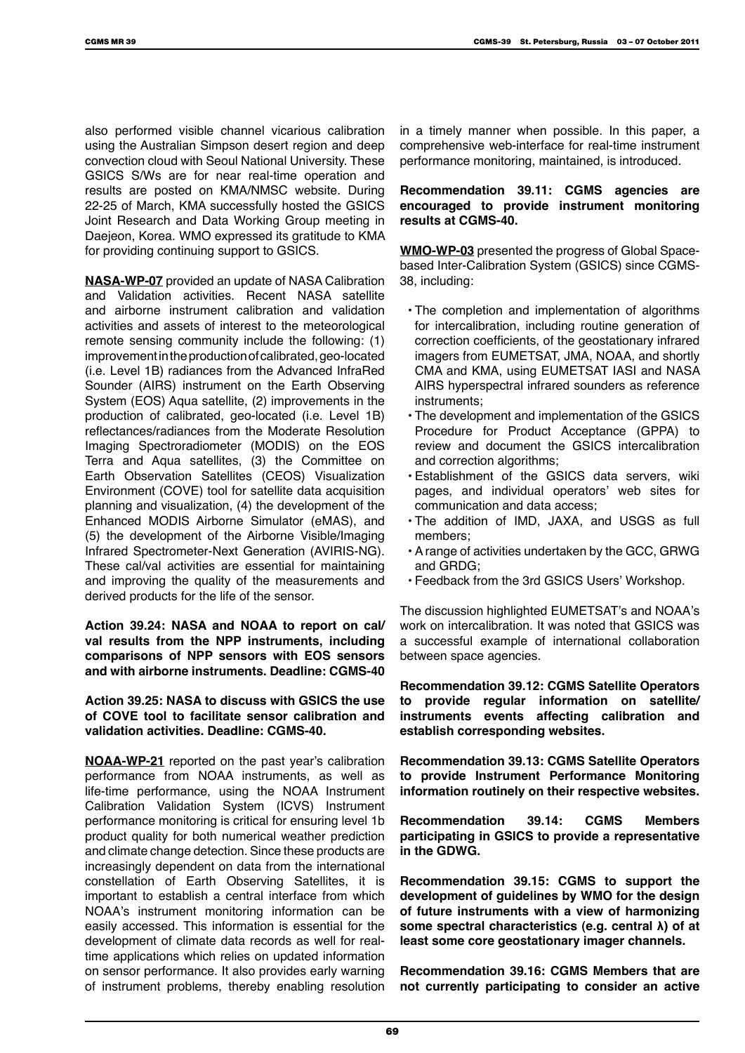also performed visible channel vicarious calibration using the Australian Simpson desert region and deep convection cloud with Seoul National University. These GSICS S/Ws are for near real-time operation and results are posted on KMA/NMSC website. During 22-25 of March, KMA successfully hosted the GSICS Joint Research and Data Working Group meeting in Daejeon, Korea. WMO expressed its gratitude to KMA for providing continuing support to GSICS.

**NASA-WP-07** provided an update of NASA Calibration and Validation activities. Recent NASA satellite and airborne instrument calibration and validation activities and assets of interest to the meteorological remote sensing community include the following: (1) improvement in the production of calibrated, geo-located (i.e. Level 1B) radiances from the Advanced InfraRed Sounder (AIRS) instrument on the Earth Observing System (EOS) Aqua satellite, (2) improvements in the production of calibrated, geo-located (i.e. Level 1B) reflectances/radiances from the Moderate Resolution Imaging Spectroradiometer (MODIS) on the EOS Terra and Aqua satellites, (3) the Committee on Earth Observation Satellites (CEOS) Visualization Environment (COVE) tool for satellite data acquisition planning and visualization, (4) the development of the Enhanced MODIS Airborne Simulator (eMAS), and (5) the development of the Airborne Visible/Imaging Infrared Spectrometer-Next Generation (AVIRIS-NG). These cal/val activities are essential for maintaining and improving the quality of the measurements and derived products for the life of the sensor.

**Action 39.24: NASA and NOAA to report on cal/val results from the NPP instruments, including comparisons of NPP sensors with EOS sensors and with airborne instruments. Deadline: CGMS-40**

**Action 39.25: NASA to discuss with GSICS the use of COVE tool to facilitate sensor calibration and validation activities. Deadline: CGMS-40.**

**NOAA-WP-21** reported on the past year's calibration performance from NOAA instruments, as well as life-time performance, using the NOAA Instrument Calibration Validation System (ICVS) Instrument performance monitoring is critical for ensuring level 1b product quality for both numerical weather prediction and climate change detection. Since these products are increasingly dependent on data from the international constellation of Earth Observing Satellites, it is important to establish a central interface from which NOAA's instrument monitoring information can be easily accessed. This information is essential for the development of climate data records as well for real-time applications which relies on updated information on sensor performance. It also provides early warning of instrument problems, thereby enabling resolution in a timely manner when possible. In this paper, a comprehensive web-interface for real-time instrument performance monitoring, maintained, is introduced.

**Recommendation 39.11: CGMS agencies are encouraged to provide instrument monitoring results at CGMS-40.**

**WMO-WP-03** presented the progress of Global Space-based Inter-Calibration System (GSICS) since CGMS-38, including:

- The completion and implementation of algorithms for intercalibration, including routine generation of correction coefficients, of the geostationary infrared imagers from EUMETSAT, JMA, NOAA, and shortly CMA and KMA, using EUMETSAT IASI and NASA AIRS hyperspectral infrared sounders as reference instruments;
- The development and implementation of the GSICS Procedure for Product Acceptance (GPPA) to review and document the GSICS intercalibration and correction algorithms;
- Establishment of the GSICS data servers, wiki pages, and individual operators' web sites for communication and data access;
- The addition of IMD, JAXA, and USGS as full members;
- A range of activities undertaken by the GCC, GRWG and GRDG;
- Feedback from the 3rd GSICS Users' Workshop.

The discussion highlighted EUMETSAT's and NOAA's work on intercalibration. It was noted that GSICS was a successful example of international collaboration between space agencies.

**Recommendation 39.12: CGMS Satellite Operators to provide regular information on satellite/instruments events affecting calibration and establish corresponding websites.**

**Recommendation 39.13: CGMS Satellite Operators to provide Instrument Performance Monitoring information routinely on their respective websites.**

**Recommendation 39.14: CGMS Members participating in GSICS to provide a representative in the GDWG.**

**Recommendation 39.15: CGMS to support the development of guidelines by WMO for the design of future instruments with a view of harmonizing some spectral characteristics (e.g. central $\lambda$) of at least some core geostationary imager channels.**

**Recommendation 39.16: CGMS Members that are not currently participating to consider an active**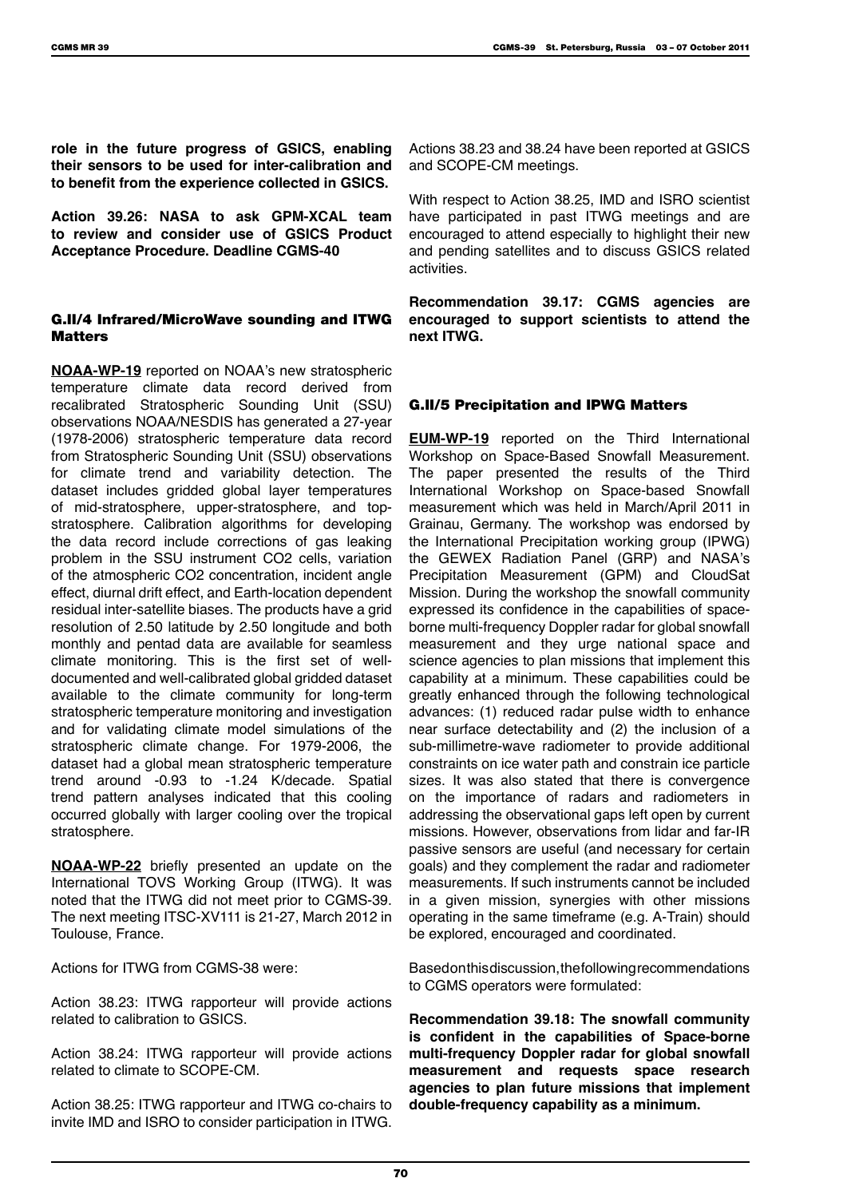**role in the future progress of GSICS, enabling their sensors to be used for inter-calibration and to benefit from the experience collected in GSICS.**

**Action 39.26: NASA to ask GPM-XCAL team to review and consider use of GSICS Product Acceptance Procedure. Deadline CGMS-40**

## G.II/4 Infrared/MicroWave sounding and ITWG Matters

**NOAA-WP-19** reported on NOAA's new stratospheric temperature climate data record derived from recalibrated Stratospheric Sounding Unit (SSU) observations NOAA/NESDIS has generated a 27-year (1978-2006) stratospheric temperature data record from Stratospheric Sounding Unit (SSU) observations for climate trend and variability detection. The dataset includes gridded global layer temperatures of mid-stratosphere, upper-stratosphere, and top-stratosphere. Calibration algorithms for developing the data record include corrections of gas leaking problem in the SSU instrument CO2 cells, variation of the atmospheric CO2 concentration, incident angle effect, diurnal drift effect, and Earth-location dependent residual inter-satellite biases. The products have a grid resolution of 2.50 latitude by 2.50 longitude and both monthly and pentad data are available for seamless climate monitoring. This is the first set of well-documented and well-calibrated global gridded dataset available to the climate community for long-term stratospheric temperature monitoring and investigation and for validating climate model simulations of the stratospheric climate change. For 1979-2006, the dataset had a global mean stratospheric temperature trend around -0.93 to -1.24 K/decade. Spatial trend pattern analyses indicated that this cooling occurred globally with larger cooling over the tropical stratosphere.

**NOAA-WP-22** briefly presented an update on the International TOVS Working Group (ITWG). It was noted that the ITWG did not meet prior to CGMS-39. The next meeting ITSC-XV111 is 21-27, March 2012 in Toulouse, France.

Actions for ITWG from CGMS-38 were:

Action 38.23: ITWG rapporteur will provide actions related to calibration to GSICS.

Action 38.24: ITWG rapporteur will provide actions related to climate to SCOPE-CM.

Action 38.25: ITWG rapporteur and ITWG co-chairs to invite IMD and ISRO to consider participation in ITWG.

Actions 38.23 and 38.24 have been reported at GSICS and SCOPE-CM meetings.

With respect to Action 38.25, IMD and ISRO scientist have participated in past ITWG meetings and are encouraged to attend especially to highlight their new and pending satellites and to discuss GSICS related activities.

**Recommendation 39.17: CGMS agencies are encouraged to support scientists to attend the next ITWG.**

## G.II/5 Precipitation and IPWG Matters

**EUM-WP-19** reported on the Third International Workshop on Space-Based Snowfall Measurement. The paper presented the results of the Third International Workshop on Space-based Snowfall measurement which was held in March/April 2011 in Grainau, Germany. The workshop was endorsed by the International Precipitation working group (IPWG) the GEWEX Radiation Panel (GRP) and NASA's Precipitation Measurement (GPM) and CloudSat Mission. During the workshop the snowfall community expressed its confidence in the capabilities of space-borne multi-frequency Doppler radar for global snowfall measurement and they urge national space and science agencies to plan missions that implement this capability at a minimum. These capabilities could be greatly enhanced through the following technological advances: (1) reduced radar pulse width to enhance near surface detectability and (2) the inclusion of a sub-millimetre-wave radiometer to provide additional constraints on ice water path and constrain ice particle sizes. It was also stated that there is convergence on the importance of radars and radiometers in addressing the observational gaps left open by current missions. However, observations from lidar and far-IR passive sensors are useful (and necessary for certain goals) and they complement the radar and radiometer measurements. If such instruments cannot be included in a given mission, synergies with other missions operating in the same timeframe (e.g. A-Train) should be explored, encouraged and coordinated.

Based on this discussion, the following recommendations to CGMS operators were formulated:

**Recommendation 39.18: The snowfall community is confident in the capabilities of Space-borne multi-frequency Doppler radar for global snowfall measurement and requests space research agencies to plan future missions that implement double-frequency capability as a minimum.**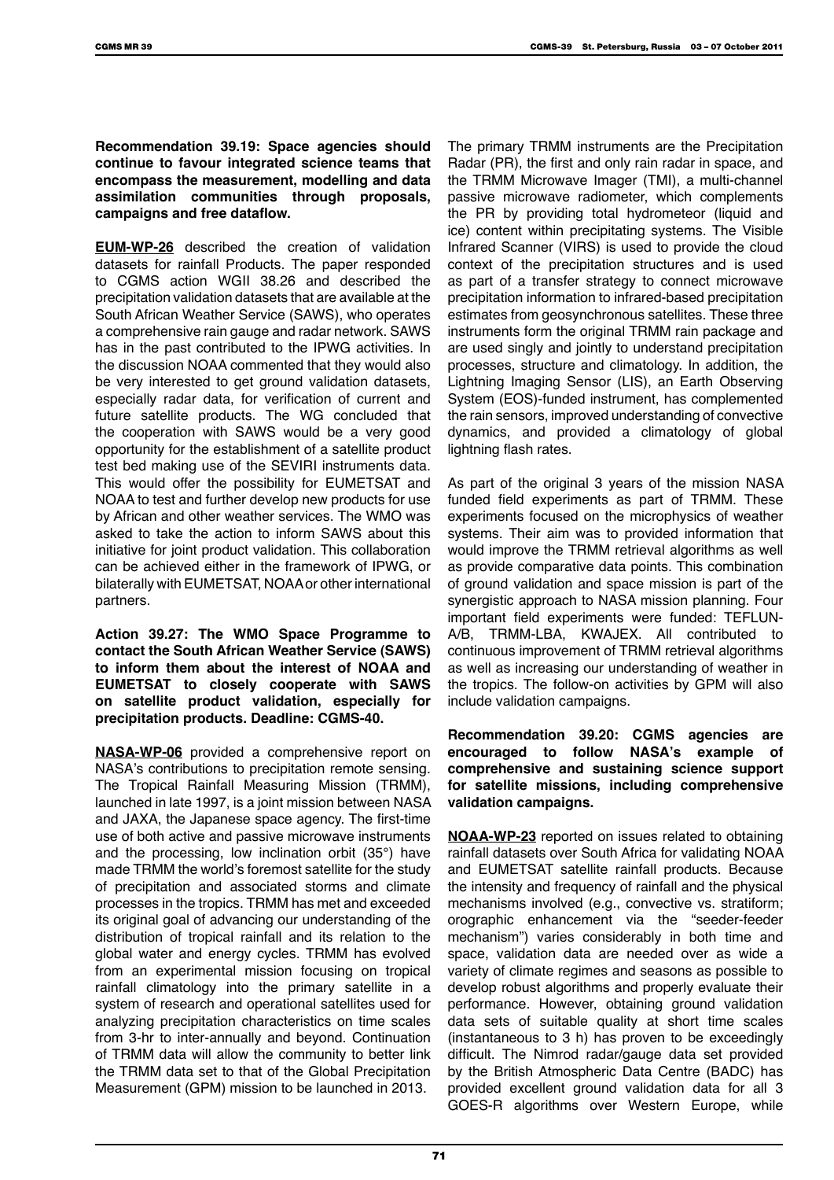**Recommendation 39.19: Space agencies should continue to favour integrated science teams that encompass the measurement, modelling and data assimilation communities through proposals, campaigns and free dataflow.**

**EUM-WP-26** described the creation of validation datasets for rainfall Products. The paper responded to CGMS action WGII 38.26 and described the precipitation validation datasets that are available at the South African Weather Service (SAWS), who operates a comprehensive rain gauge and radar network. SAWS has in the past contributed to the IPWG activities. In the discussion NOAA commented that they would also be very interested to get ground validation datasets, especially radar data, for verification of current and future satellite products. The WG concluded that the cooperation with SAWS would be a very good opportunity for the establishment of a satellite product test bed making use of the SEVIRI instruments data. This would offer the possibility for EUMETSAT and NOAA to test and further develop new products for use by African and other weather services. The WMO was asked to take the action to inform SAWS about this initiative for joint product validation. This collaboration can be achieved either in the framework of IPWG, or bilaterally with EUMETSAT, NOAA or other international partners.

**Action 39.27: The WMO Space Programme to contact the South African Weather Service (SAWS) to inform them about the interest of NOAA and EUMETSAT to closely cooperate with SAWS on satellite product validation, especially for precipitation products. Deadline: CGMS-40.**

**NASA-WP-06** provided a comprehensive report on NASA's contributions to precipitation remote sensing. The Tropical Rainfall Measuring Mission (TRMM), launched in late 1997, is a joint mission between NASA and JAXA, the Japanese space agency. The first-time use of both active and passive microwave instruments and the processing, low inclination orbit (35°) have made TRMM the world's foremost satellite for the study of precipitation and associated storms and climate processes in the tropics. TRMM has met and exceeded its original goal of advancing our understanding of the distribution of tropical rainfall and its relation to the global water and energy cycles. TRMM has evolved from an experimental mission focusing on tropical rainfall climatology into the primary satellite in a system of research and operational satellites used for analyzing precipitation characteristics on time scales from 3-hr to inter-annually and beyond. Continuation of TRMM data will allow the community to better link the TRMM data set to that of the Global Precipitation Measurement (GPM) mission to be launched in 2013.

The primary TRMM instruments are the Precipitation Radar (PR), the first and only rain radar in space, and the TRMM Microwave Imager (TMI), a multi-channel passive microwave radiometer, which complements the PR by providing total hydrometeor (liquid and ice) content within precipitating systems. The Visible Infrared Scanner (VIRS) is used to provide the cloud context of the precipitation structures and is used as part of a transfer strategy to connect microwave precipitation information to infrared-based precipitation estimates from geosynchronous satellites. These three instruments form the original TRMM rain package and are used singly and jointly to understand precipitation processes, structure and climatology. In addition, the Lightning Imaging Sensor (LIS), an Earth Observing System (EOS)-funded instrument, has complemented the rain sensors, improved understanding of convective dynamics, and provided a climatology of global lightning flash rates.

As part of the original 3 years of the mission NASA funded field experiments as part of TRMM. These experiments focused on the microphysics of weather systems. Their aim was to provided information that would improve the TRMM retrieval algorithms as well as provide comparative data points. This combination of ground validation and space mission is part of the synergistic approach to NASA mission planning. Four important field experiments were funded: TEFLUN-A/B, TRMM-LBA, KWAJEX. All contributed to continuous improvement of TRMM retrieval algorithms as well as increasing our understanding of weather in the tropics. The follow-on activities by GPM will also include validation campaigns.

**Recommendation 39.20: CGMS agencies are encouraged to follow NASA's example of comprehensive and sustaining science support for satellite missions, including comprehensive validation campaigns.**

**NOAA-WP-23** reported on issues related to obtaining rainfall datasets over South Africa for validating NOAA and EUMETSAT satellite rainfall products. Because the intensity and frequency of rainfall and the physical mechanisms involved (e.g., convective vs. stratiform; orographic enhancement via the "seeder-feeder mechanism") varies considerably in both time and space, validation data are needed over as wide a variety of climate regimes and seasons as possible to develop robust algorithms and properly evaluate their performance. However, obtaining ground validation data sets of suitable quality at short time scales (instantaneous to 3 h) has proven to be exceedingly difficult. The Nimrod radar/gauge data set provided by the British Atmospheric Data Centre (BADC) has provided excellent ground validation data for all 3 GOES-R algorithms over Western Europe, while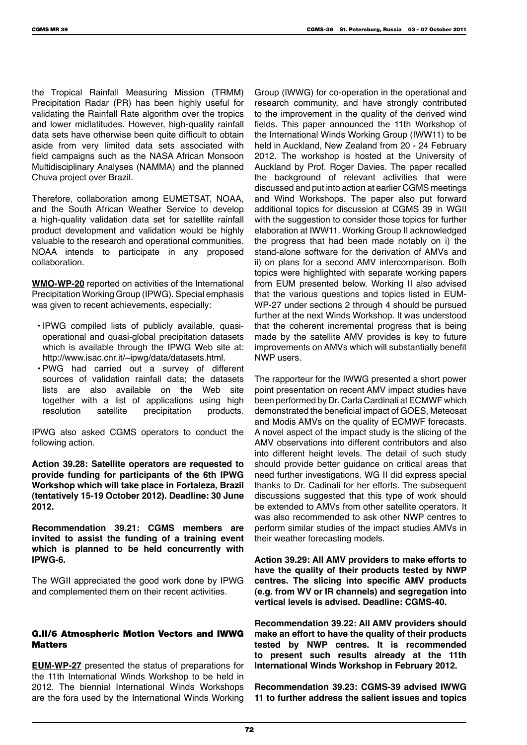the Tropical Rainfall Measuring Mission (TRMM) Precipitation Radar (PR) has been highly useful for validating the Rainfall Rate algorithm over the tropics and lower midlatitudes. However, high-quality rainfall data sets have otherwise been quite difficult to obtain aside from very limited data sets associated with field campaigns such as the NASA African Monsoon Multidisciplinary Analyses (NAMMA) and the planned Chuva project over Brazil.

Therefore, collaboration among EUMETSAT, NOAA, and the South African Weather Service to develop a high-quality validation data set for satellite rainfall product development and validation would be highly valuable to the research and operational communities. NOAA intends to participate in any proposed collaboration.

**WMO-WP-20** reported on activities of the International Precipitation Working Group (IPWG). Special emphasis was given to recent achievements, especially:

- IPWG compiled lists of publicly available, quasi-operational and quasi-global precipitation datasets which is available through the IPWG Web site at: http://www.isac.cnr.it/~ipwg/data/datasets.html.
- PWG had carried out a survey of different sources of validation rainfall data; the datasets lists are also available on the Web site together with a list of applications using high resolution satellite precipitation products.

IPWG also asked CGMS operators to conduct the following action.

**Action 39.28: Satellite operators are requested to provide funding for participants of the 6th IPWG Workshop which will take place in Fortaleza, Brazil (tentatively 15-19 October 2012). Deadline: 30 June 2012.**

**Recommendation 39.21: CGMS members are invited to assist the funding of a training event which is planned to be held concurrently with IPWG-6.**

The WGII appreciated the good work done by IPWG and complemented them on their recent activities.

## G.II/6 Atmospheric Motion Vectors and IWWG Matters

**EUM-WP-27** presented the status of preparations for the 11th International Winds Workshop to be held in 2012. The biennial International Winds Workshops are the fora used by the International Winds Working Group (IWWG) for co-operation in the operational and research community, and have strongly contributed to the improvement in the quality of the derived wind fields. This paper announced the 11th Workshop of the International Winds Working Group (IWW11) to be held in Auckland, New Zealand from 20 - 24 February 2012. The workshop is hosted at the University of Auckland by Prof. Roger Davies. The paper recalled the background of relevant activities that were discussed and put into action at earlier CGMS meetings and Wind Workshops. The paper also put forward additional topics for discussion at CGMS 39 in WGII with the suggestion to consider those topics for further elaboration at IWW11. Working Group II acknowledged the progress that had been made notably on i) the stand-alone software for the derivation of AMVs and ii) on plans for a second AMV intercomparison. Both topics were highlighted with separate working papers from EUM presented below. Working II also advised that the various questions and topics listed in EUM-WP-27 under sections 2 through 4 should be pursued further at the next Winds Workshop. It was understood that the coherent incremental progress that is being made by the satellite AMV provides is key to future improvements on AMVs which will substantially benefit NWP users.

The rapporteur for the IWWG presented a short power point presentation on recent AMV impact studies have been performed by Dr. Carla Cardinali at ECMWF which demonstrated the beneficial impact of GOES, Meteosat and Modis AMVs on the quality of ECMWF forecasts. A novel aspect of the impact study is the slicing of the AMV observations into different contributors and also into different height levels. The detail of such study should provide better guidance on critical areas that need further investigations. WG II did express special thanks to Dr. Cadinali for her efforts. The subsequent discussions suggested that this type of work should be extended to AMVs from other satellite operators. It was also recommended to ask other NWP centres to perform similar studies of the impact studies AMVs in their weather forecasting models.

**Action 39.29: All AMV providers to make efforts to have the quality of their products tested by NWP centres. The slicing into specific AMV products (e.g. from WV or IR channels) and segregation into vertical levels is advised. Deadline: CGMS-40.**

**Recommendation 39.22: All AMV providers should make an effort to have the quality of their products tested by NWP centres. It is recommended to present such results already at the 11th International Winds Workshop in February 2012.**

**Recommendation 39.23: CGMS-39 advised IWWG 11 to further address the salient issues and topics**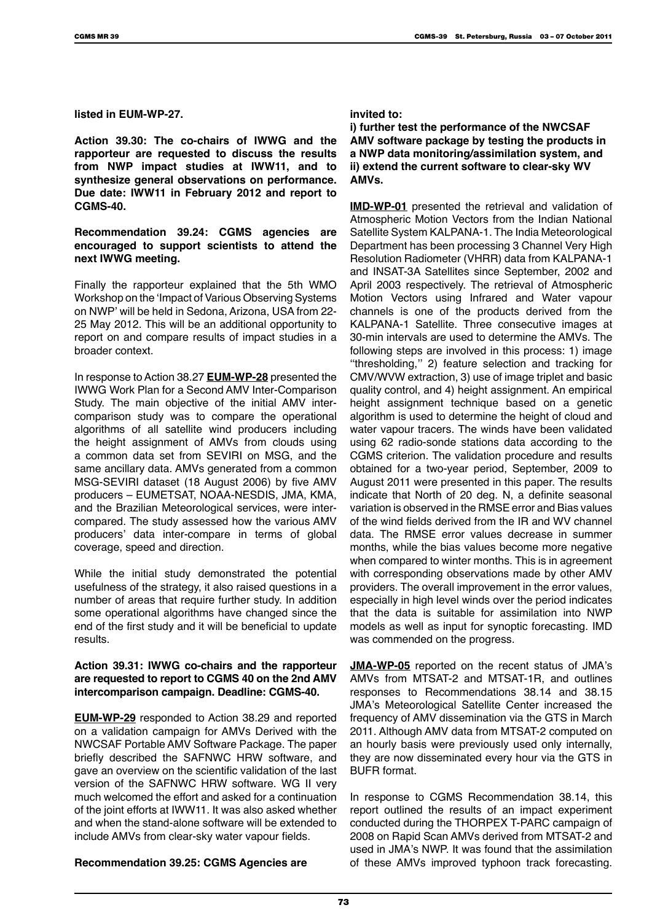**listed in EUM-WP-27.**

**Action 39.30: The co-chairs of IWWG and the rapporteur are requested to discuss the results from NWP impact studies at IWW11, and to synthesize general observations on performance. Due date: IWW11 in February 2012 and report to CGMS-40.**

**Recommendation 39.24: CGMS agencies are encouraged to support scientists to attend the next IWWG meeting.**

Finally the rapporteur explained that the 5th WMO Workshop on the 'Impact of Various Observing Systems on NWP' will be held in Sedona, Arizona, USA from 22-25 May 2012. This will be an additional opportunity to report on and compare results of impact studies in a broader context.

In response to Action 38.27 **EUM-WP-28** presented the IWWG Work Plan for a Second AMV Inter-Comparison Study. The main objective of the initial AMV inter-comparison study was to compare the operational algorithms of all satellite wind producers including the height assignment of AMVs from clouds using a common data set from SEVIRI on MSG, and the same ancillary data. AMVs generated from a common MSG-SEVIRI dataset (18 August 2006) by five AMV producers – EUMETSAT, NOAA-NESDIS, JMA, KMA, and the Brazilian Meteorological services, were inter-compared. The study assessed how the various AMV producers' data inter-compare in terms of global coverage, speed and direction.

While the initial study demonstrated the potential usefulness of the strategy, it also raised questions in a number of areas that require further study. In addition some operational algorithms have changed since the end of the first study and it will be beneficial to update results.

**Action 39.31: IWWG co-chairs and the rapporteur are requested to report to CGMS 40 on the 2nd AMV intercomparison campaign. Deadline: CGMS-40.**

**EUM-WP-29** responded to Action 38.29 and reported on a validation campaign for AMVs Derived with the NWCSAF Portable AMV Software Package. The paper briefly described the SAFNWC HRW software, and gave an overview on the scientific validation of the last version of the SAFNWC HRW software. WG II very much welcomed the effort and asked for a continuation of the joint efforts at IWW11. It was also asked whether and when the stand-alone software will be extended to include AMVs from clear-sky water vapour fields.

**Recommendation 39.25: CGMS Agencies are invited to:**
**i) further test the performance of the NWCSAF AMV software package by testing the products in a NWP data monitoring/assimilation system, and**
**ii) extend the current software to clear-sky WV AMVs.**

**IMD-WP-01** presented the retrieval and validation of Atmospheric Motion Vectors from the Indian National Satellite System KALPANA-1. The India Meteorological Department has been processing 3 Channel Very High Resolution Radiometer (VHRR) data from KALPANA-1 and INSAT-3A Satellites since September, 2002 and April 2003 respectively. The retrieval of Atmospheric Motion Vectors using Infrared and Water vapour channels is one of the products derived from the KALPANA-1 Satellite. Three consecutive images at 30-min intervals are used to determine the AMVs. The following steps are involved in this process: 1) image ''thresholding,'' 2) feature selection and tracking for CMV/WVW extraction, 3) use of image triplet and basic quality control, and 4) height assignment. An empirical height assignment technique based on a genetic algorithm is used to determine the height of cloud and water vapour tracers. The winds have been validated using 62 radio-sonde stations data according to the CGMS criterion. The validation procedure and results obtained for a two-year period, September, 2009 to August 2011 were presented in this paper. The results indicate that North of 20 deg. N, a definite seasonal variation is observed in the RMSE error and Bias values of the wind fields derived from the IR and WV channel data. The RMSE error values decrease in summer months, while the bias values become more negative when compared to winter months. This is in agreement with corresponding observations made by other AMV providers. The overall improvement in the error values, especially in high level winds over the period indicates that the data is suitable for assimilation into NWP models as well as input for synoptic forecasting. IMD was commended on the progress.

**JMA-WP-05** reported on the recent status of JMA's AMVs from MTSAT-2 and MTSAT-1R, and outlines responses to Recommendations 38.14 and 38.15 JMA's Meteorological Satellite Center increased the frequency of AMV dissemination via the GTS in March 2011. Although AMV data from MTSAT-2 computed on an hourly basis were previously used only internally, they are now disseminated every hour via the GTS in BUFR format.

In response to CGMS Recommendation 38.14, this report outlined the results of an impact experiment conducted during the THORPEX T-PARC campaign of 2008 on Rapid Scan AMVs derived from MTSAT-2 and used in JMA's NWP. It was found that the assimilation of these AMVs improved typhoon track forecasting.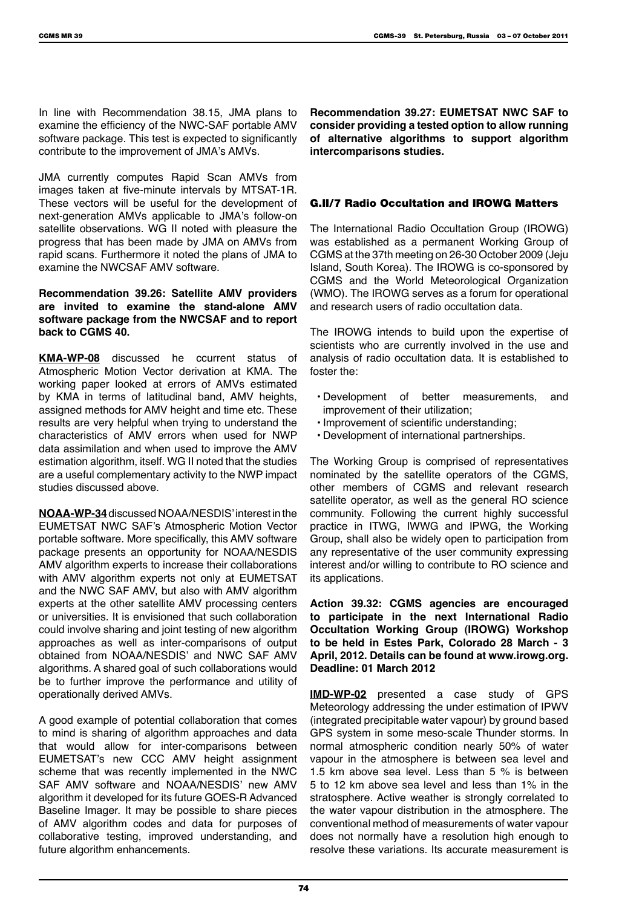In line with Recommendation 38.15, JMA plans to examine the efficiency of the NWC-SAF portable AMV software package. This test is expected to significantly contribute to the improvement of JMA's AMVs.

JMA currently computes Rapid Scan AMVs from images taken at five-minute intervals by MTSAT-1R. These vectors will be useful for the development of next-generation AMVs applicable to JMA's follow-on satellite observations. WG II noted with pleasure the progress that has been made by JMA on AMVs from rapid scans. Furthermore it noted the plans of JMA to examine the NWCSAF AMV software.

**Recommendation 39.26: Satellite AMV providers are invited to examine the stand-alone AMV software package from the NWCSAF and to report back to CGMS 40.**

**KMA-WP-08** discussed he ccurrent status of Atmospheric Motion Vector derivation at KMA. The working paper looked at errors of AMVs estimated by KMA in terms of latitudinal band, AMV heights, assigned methods for AMV height and time etc. These results are very helpful when trying to understand the characteristics of AMV errors when used for NWP data assimilation and when used to improve the AMV estimation algorithm, itself. WG II noted that the studies are a useful complementary activity to the NWP impact studies discussed above.

**NOAA-WP-34** discussed NOAA/NESDIS' interest in the EUMETSAT NWC SAF's Atmospheric Motion Vector portable software. More specifically, this AMV software package presents an opportunity for NOAA/NESDIS AMV algorithm experts to increase their collaborations with AMV algorithm experts not only at EUMETSAT and the NWC SAF AMV, but also with AMV algorithm experts at the other satellite AMV processing centers or universities. It is envisioned that such collaboration could involve sharing and joint testing of new algorithm approaches as well as inter-comparisons of output obtained from NOAA/NESDIS' and NWC SAF AMV algorithms. A shared goal of such collaborations would be to further improve the performance and utility of operationally derived AMVs.

A good example of potential collaboration that comes to mind is sharing of algorithm approaches and data that would allow for inter-comparisons between EUMETSAT's new CCC AMV height assignment scheme that was recently implemented in the NWC SAF AMV software and NOAA/NESDIS' new AMV algorithm it developed for its future GOES-R Advanced Baseline Imager. It may be possible to share pieces of AMV algorithm codes and data for purposes of collaborative testing, improved understanding, and future algorithm enhancements.

**Recommendation 39.27: EUMETSAT NWC SAF to consider providing a tested option to allow running of alternative algorithms to support algorithm intercomparisons studies.**

## G.II/7 Radio Occultation and IROWG Matters

The International Radio Occultation Group (IROWG) was established as a permanent Working Group of CGMS at the 37th meeting on 26-30 October 2009 (Jeju Island, South Korea). The IROWG is co-sponsored by CGMS and the World Meteorological Organization (WMO). The IROWG serves as a forum for operational and research users of radio occultation data.

The IROWG intends to build upon the expertise of scientists who are currently involved in the use and analysis of radio occultation data. It is established to foster the:

- Development of better measurements, and improvement of their utilization;
- Improvement of scientific understanding;
- Development of international partnerships.

The Working Group is comprised of representatives nominated by the satellite operators of the CGMS, other members of CGMS and relevant research satellite operator, as well as the general RO science community. Following the current highly successful practice in ITWG, IWWG and IPWG, the Working Group, shall also be widely open to participation from any representative of the user community expressing interest and/or willing to contribute to RO science and its applications.

**Action 39.32: CGMS agencies are encouraged to participate in the next International Radio Occultation Working Group (IROWG) Workshop to be held in Estes Park, Colorado 28 March - 3 April, 2012. Details can be found at www.irowg.org. Deadline: 01 March 2012**

**IMD-WP-02** presented a case study of GPS Meteorology addressing the under estimation of IPWV (integrated precipitable water vapour) by ground based GPS system in some meso-scale Thunder storms. In normal atmospheric condition nearly 50% of water vapour in the atmosphere is between sea level and 1.5 km above sea level. Less than 5 % is between 5 to 12 km above sea level and less than 1% in the stratosphere. Active weather is strongly correlated to the water vapour distribution in the atmosphere. The conventional method of measurements of water vapour does not normally have a resolution high enough to resolve these variations. Its accurate measurement is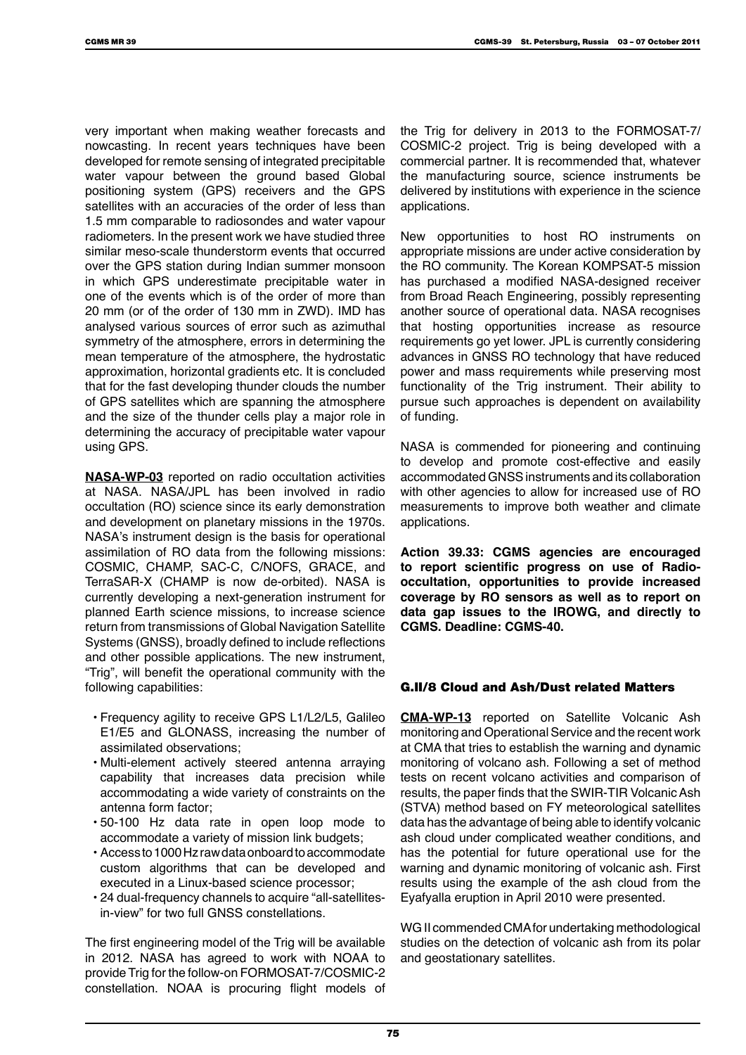very important when making weather forecasts and nowcasting. In recent years techniques have been developed for remote sensing of integrated precipitable water vapour between the ground based Global positioning system (GPS) receivers and the GPS satellites with an accuracies of the order of less than 1.5 mm comparable to radiosondes and water vapour radiometers. In the present work we have studied three similar meso-scale thunderstorm events that occurred over the GPS station during Indian summer monsoon in which GPS underestimate precipitable water in one of the events which is of the order of more than 20 mm (or of the order of 130 mm in ZWD). IMD has analysed various sources of error such as azimuthal symmetry of the atmosphere, errors in determining the mean temperature of the atmosphere, the hydrostatic approximation, horizontal gradients etc. It is concluded that for the fast developing thunder clouds the number of GPS satellites which are spanning the atmosphere and the size of the thunder cells play a major role in determining the accuracy of precipitable water vapour using GPS.

**NASA-WP-03** reported on radio occultation activities at NASA. NASA/JPL has been involved in radio occultation (RO) science since its early demonstration and development on planetary missions in the 1970s. NASA's instrument design is the basis for operational assimilation of RO data from the following missions: COSMIC, CHAMP, SAC-C, C/NOFS, GRACE, and TerraSAR-X (CHAMP is now de-orbited). NASA is currently developing a next-generation instrument for planned Earth science missions, to increase science return from transmissions of Global Navigation Satellite Systems (GNSS), broadly defined to include reflections and other possible applications. The new instrument, "Trig", will benefit the operational community with the following capabilities:

- Frequency agility to receive GPS L1/L2/L5, Galileo E1/E5 and GLONASS, increasing the number of assimilated observations;
- Multi-element actively steered antenna arraying capability that increases data precision while accommodating a wide variety of constraints on the antenna form factor;
- 50-100 Hz data rate in open loop mode to accommodate a variety of mission link budgets;
- Access to 1000 Hz raw data onboard to accommodate custom algorithms that can be developed and executed in a Linux-based science processor;
- 24 dual-frequency channels to acquire "all-satellites-in-view" for two full GNSS constellations.

The first engineering model of the Trig will be available in 2012. NASA has agreed to work with NOAA to provide Trig for the follow-on FORMOSAT-7/COSMIC-2 constellation. NOAA is procuring flight models of the Trig for delivery in 2013 to the FORMOSAT-7/COSMIC-2 project. Trig is being developed with a commercial partner. It is recommended that, whatever the manufacturing source, science instruments be delivered by institutions with experience in the science applications.

New opportunities to host RO instruments on appropriate missions are under active consideration by the RO community. The Korean KOMPSAT-5 mission has purchased a modified NASA-designed receiver from Broad Reach Engineering, possibly representing another source of operational data. NASA recognises that hosting opportunities increase as resource requirements go yet lower. JPL is currently considering advances in GNSS RO technology that have reduced power and mass requirements while preserving most functionality of the Trig instrument. Their ability to pursue such approaches is dependent on availability of funding.

NASA is commended for pioneering and continuing to develop and promote cost-effective and easily accommodated GNSS instruments and its collaboration with other agencies to allow for increased use of RO measurements to improve both weather and climate applications.

**Action 39.33: CGMS agencies are encouraged to report scientific progress on use of Radio-occultation, opportunities to provide increased coverage by RO sensors as well as to report on data gap issues to the IROWG, and directly to CGMS. Deadline: CGMS-40.**

## G.II/8 Cloud and Ash/Dust related Matters

**CMA-WP-13** reported on Satellite Volcanic Ash monitoring and Operational Service and the recent work at CMA that tries to establish the warning and dynamic monitoring of volcano ash. Following a set of method tests on recent volcano activities and comparison of results, the paper finds that the SWIR-TIR Volcanic Ash (STVA) method based on FY meteorological satellites data has the advantage of being able to identify volcanic ash cloud under complicated weather conditions, and has the potential for future operational use for the warning and dynamic monitoring of volcanic ash. First results using the example of the ash cloud from the Eyafyalla eruption in April 2010 were presented.

WG II commended CMA for undertaking methodological studies on the detection of volcanic ash from its polar and geostationary satellites.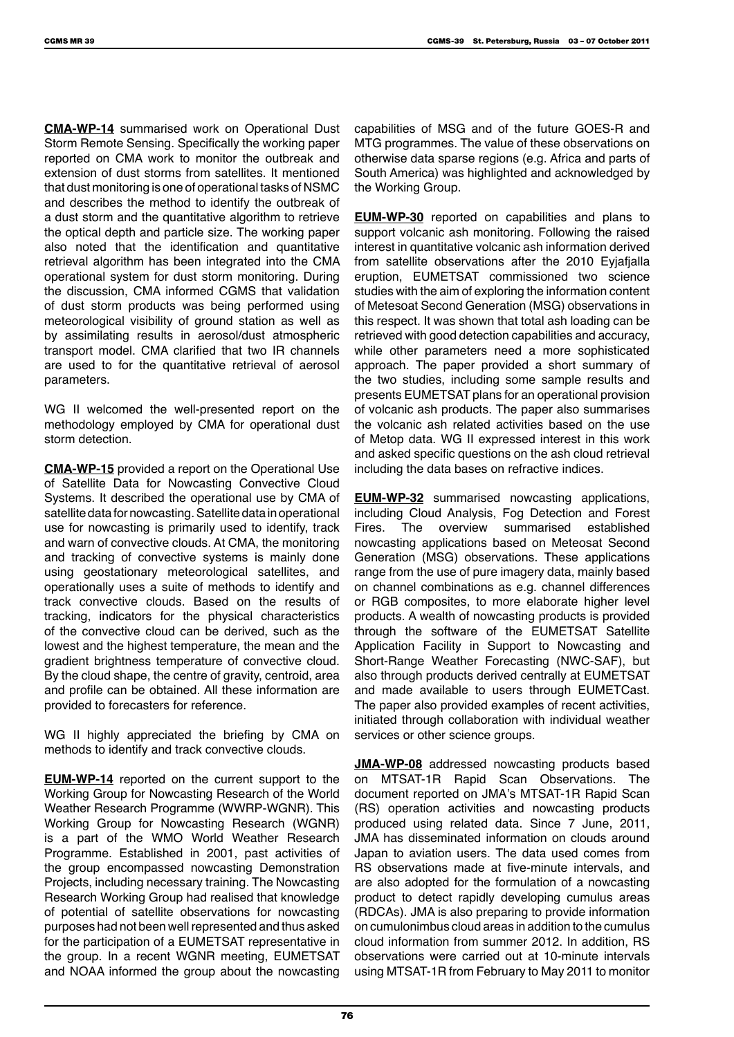**CMA-WP-14** summarised work on Operational Dust Storm Remote Sensing. Specifically the working paper reported on CMA work to monitor the outbreak and extension of dust storms from satellites. It mentioned that dust monitoring is one of operational tasks of NSMC and describes the method to identify the outbreak of a dust storm and the quantitative algorithm to retrieve the optical depth and particle size. The working paper also noted that the identification and quantitative retrieval algorithm has been integrated into the CMA operational system for dust storm monitoring. During the discussion, CMA informed CGMS that validation of dust storm products was being performed using meteorological visibility of ground station as well as by assimilating results in aerosol/dust atmospheric transport model. CMA clarified that two IR channels are used to for the quantitative retrieval of aerosol parameters.

WG II welcomed the well-presented report on the methodology employed by CMA for operational dust storm detection.

**CMA-WP-15** provided a report on the Operational Use of Satellite Data for Nowcasting Convective Cloud Systems. It described the operational use by CMA of satellite data for nowcasting. Satellite data in operational use for nowcasting is primarily used to identify, track and warn of convective clouds. At CMA, the monitoring and tracking of convective systems is mainly done using geostationary meteorological satellites, and operationally uses a suite of methods to identify and track convective clouds. Based on the results of tracking, indicators for the physical characteristics of the convective cloud can be derived, such as the lowest and the highest temperature, the mean and the gradient brightness temperature of convective cloud. By the cloud shape, the centre of gravity, centroid, area and profile can be obtained. All these information are provided to forecasters for reference.

WG II highly appreciated the briefing by CMA on methods to identify and track convective clouds.

**EUM-WP-14** reported on the current support to the Working Group for Nowcasting Research of the World Weather Research Programme (WWRP-WGNR). This Working Group for Nowcasting Research (WGNR) is a part of the WMO World Weather Research Programme. Established in 2001, past activities of the group encompassed nowcasting Demonstration Projects, including necessary training. The Nowcasting Research Working Group had realised that knowledge of potential of satellite observations for nowcasting purposes had not been well represented and thus asked for the participation of a EUMETSAT representative in the group. In a recent WGNR meeting, EUMETSAT and NOAA informed the group about the nowcasting capabilities of MSG and of the future GOES-R and MTG programmes. The value of these observations on otherwise data sparse regions (e.g. Africa and parts of South America) was highlighted and acknowledged by the Working Group.

**EUM-WP-30** reported on capabilities and plans to support volcanic ash monitoring. Following the raised interest in quantitative volcanic ash information derived from satellite observations after the 2010 Eyjafjalla eruption, EUMETSAT commissioned two science studies with the aim of exploring the information content of Metesoat Second Generation (MSG) observations in this respect. It was shown that total ash loading can be retrieved with good detection capabilities and accuracy, while other parameters need a more sophisticated approach. The paper provided a short summary of the two studies, including some sample results and presents EUMETSAT plans for an operational provision of volcanic ash products. The paper also summarises the volcanic ash related activities based on the use of Metop data. WG II expressed interest in this work and asked specific questions on the ash cloud retrieval including the data bases on refractive indices.

**EUM-WP-32** summarised nowcasting applications, including Cloud Analysis, Fog Detection and Forest Fires. The overview summarised established nowcasting applications based on Meteosat Second Generation (MSG) observations. These applications range from the use of pure imagery data, mainly based on channel combinations as e.g. channel differences or RGB composites, to more elaborate higher level products. A wealth of nowcasting products is provided through the software of the EUMETSAT Satellite Application Facility in Support to Nowcasting and Short-Range Weather Forecasting (NWC-SAF), but also through products derived centrally at EUMETSAT and made available to users through EUMETCast. The paper also provided examples of recent activities, initiated through collaboration with individual weather services or other science groups.

**JMA-WP-08** addressed nowcasting products based on MTSAT-1R Rapid Scan Observations. The document reported on JMA's MTSAT-1R Rapid Scan (RS) operation activities and nowcasting products produced using related data. Since 7 June, 2011, JMA has disseminated information on clouds around Japan to aviation users. The data used comes from RS observations made at five-minute intervals, and are also adopted for the formulation of a nowcasting product to detect rapidly developing cumulus areas (RDCAs). JMA is also preparing to provide information on cumulonimbus cloud areas in addition to the cumulus cloud information from summer 2012. In addition, RS observations were carried out at 10-minute intervals using MTSAT-1R from February to May 2011 to monitor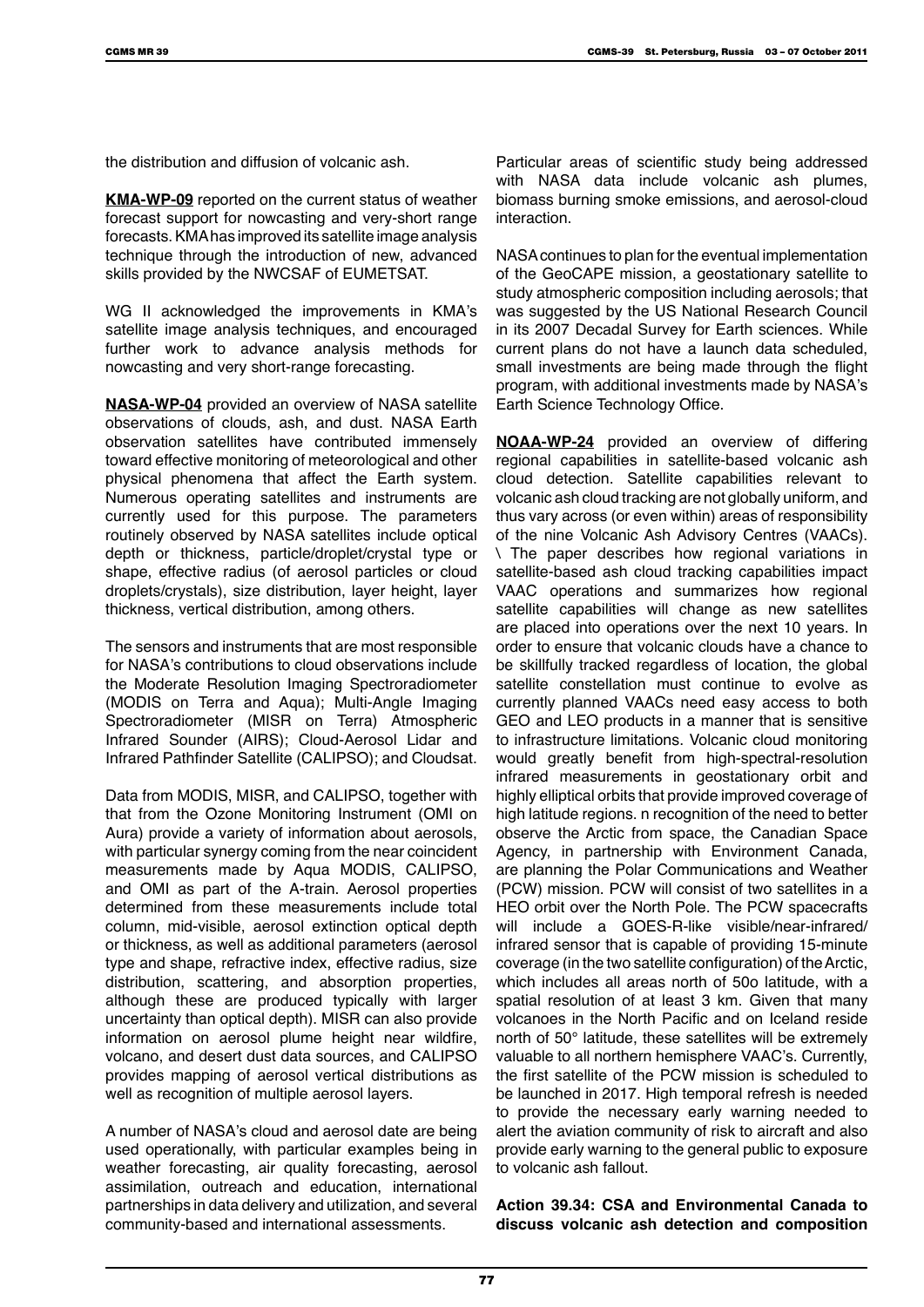the distribution and diffusion of volcanic ash.

**KMA-WP-09** reported on the current status of weather forecast support for nowcasting and very-short range forecasts. KMA has improved its satellite image analysis technique through the introduction of new, advanced skills provided by the NWCSAF of EUMETSAT.

WG II acknowledged the improvements in KMA's satellite image analysis techniques, and encouraged further work to advance analysis methods for nowcasting and very short-range forecasting.

**NASA-WP-04** provided an overview of NASA satellite observations of clouds, ash, and dust. NASA Earth observation satellites have contributed immensely toward effective monitoring of meteorological and other physical phenomena that affect the Earth system. Numerous operating satellites and instruments are currently used for this purpose. The parameters routinely observed by NASA satellites include optical depth or thickness, particle/droplet/crystal type or shape, effective radius (of aerosol particles or cloud droplets/crystals), size distribution, layer height, layer thickness, vertical distribution, among others.

The sensors and instruments that are most responsible for NASA's contributions to cloud observations include the Moderate Resolution Imaging Spectroradiometer (MODIS on Terra and Aqua); Multi-Angle Imaging Spectroradiometer (MISR on Terra) Atmospheric Infrared Sounder (AIRS); Cloud-Aerosol Lidar and Infrared Pathfinder Satellite (CALIPSO); and Cloudsat.

Data from MODIS, MISR, and CALIPSO, together with that from the Ozone Monitoring Instrument (OMI on Aura) provide a variety of information about aerosols, with particular synergy coming from the near coincident measurements made by Aqua MODIS, CALIPSO, and OMI as part of the A-train. Aerosol properties determined from these measurements include total column, mid-visible, aerosol extinction optical depth or thickness, as well as additional parameters (aerosol type and shape, refractive index, effective radius, size distribution, scattering, and absorption properties, although these are produced typically with larger uncertainty than optical depth). MISR can also provide information on aerosol plume height near wildfire, volcano, and desert dust data sources, and CALIPSO provides mapping of aerosol vertical distributions as well as recognition of multiple aerosol layers.

A number of NASA's cloud and aerosol date are being used operationally, with particular examples being in weather forecasting, air quality forecasting, aerosol assimilation, outreach and education, international partnerships in data delivery and utilization, and several community-based and international assessments.

Particular areas of scientific study being addressed with NASA data include volcanic ash plumes, biomass burning smoke emissions, and aerosol-cloud interaction.

NASA continues to plan for the eventual implementation of the GeoCAPE mission, a geostationary satellite to study atmospheric composition including aerosols; that was suggested by the US National Research Council in its 2007 Decadal Survey for Earth sciences. While current plans do not have a launch data scheduled, small investments are being made through the flight program, with additional investments made by NASA's Earth Science Technology Office.

**NOAA-WP-24** provided an overview of differing regional capabilities in satellite-based volcanic ash cloud detection. Satellite capabilities relevant to volcanic ash cloud tracking are not globally uniform, and thus vary across (or even within) areas of responsibility of the nine Volcanic Ash Advisory Centres (VAACs). \ The paper describes how regional variations in satellite-based ash cloud tracking capabilities impact VAAC operations and summarizes how regional satellite capabilities will change as new satellites are placed into operations over the next 10 years. In order to ensure that volcanic clouds have a chance to be skillfully tracked regardless of location, the global satellite constellation must continue to evolve as currently planned VAACs need easy access to both GEO and LEO products in a manner that is sensitive to infrastructure limitations. Volcanic cloud monitoring would greatly benefit from high-spectral-resolution infrared measurements in geostationary orbit and highly elliptical orbits that provide improved coverage of high latitude regions. n recognition of the need to better observe the Arctic from space, the Canadian Space Agency, in partnership with Environment Canada, are planning the Polar Communications and Weather (PCW) mission. PCW will consist of two satellites in a HEO orbit over the North Pole. The PCW spacecrafts will include a GOES-R-like visible/near-infrared/ infrared sensor that is capable of providing 15-minute coverage (in the two satellite configuration) of the Arctic, which includes all areas north of 50o latitude, with a spatial resolution of at least 3 km. Given that many volcanoes in the North Pacific and on Iceland reside north of 50° latitude, these satellites will be extremely valuable to all northern hemisphere VAAC's. Currently, the first satellite of the PCW mission is scheduled to be launched in 2017. High temporal refresh is needed to provide the necessary early warning needed to alert the aviation community of risk to aircraft and also provide early warning to the general public to exposure to volcanic ash fallout.

**Action 39.34: CSA and Environmental Canada to discuss volcanic ash detection and composition**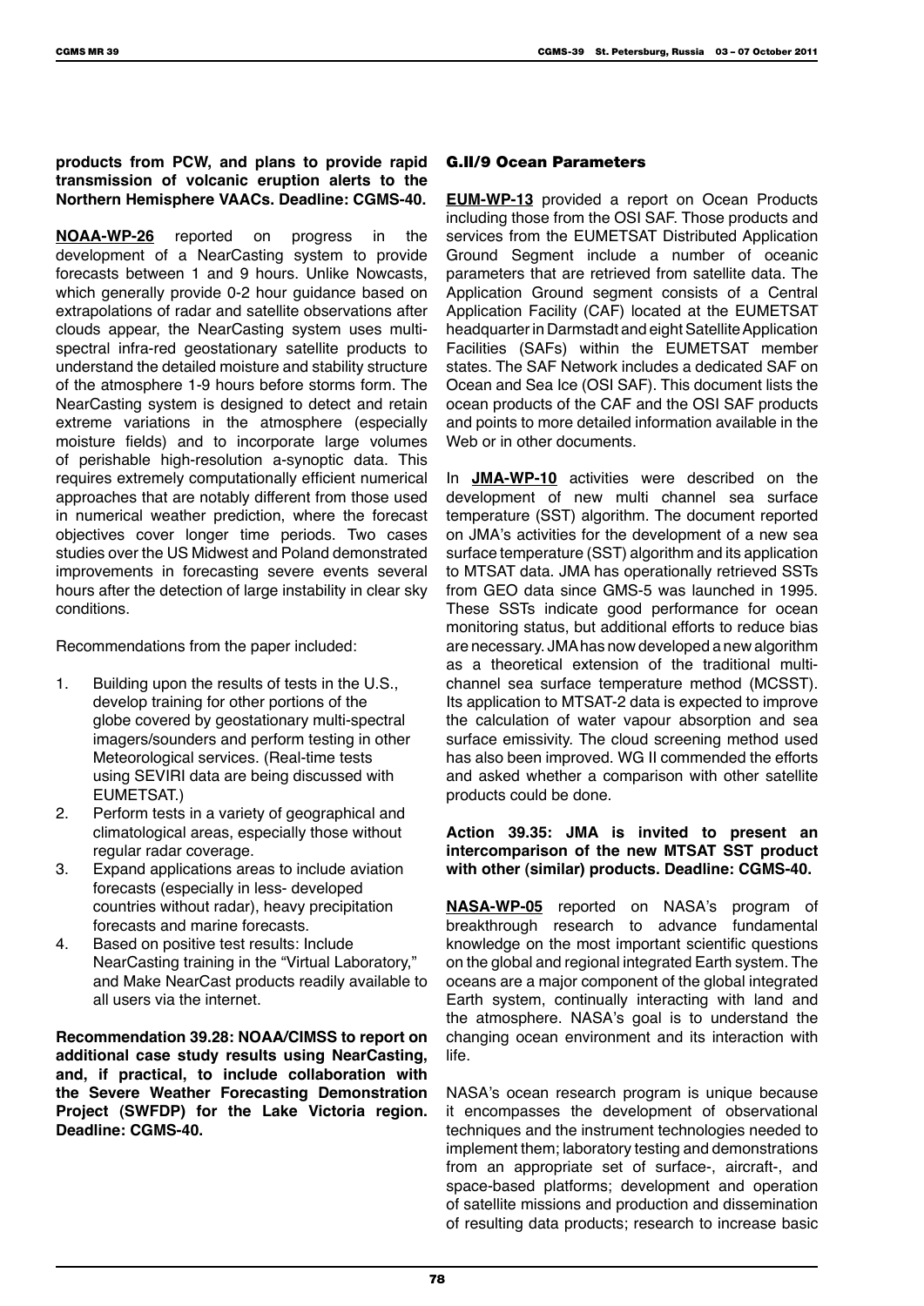**products from PCW, and plans to provide rapid transmission of volcanic eruption alerts to the Northern Hemisphere VAACs. Deadline: CGMS-40.**

**NOAA-WP-26** reported on progress in the development of a NearCasting system to provide forecasts between 1 and 9 hours. Unlike Nowcasts, which generally provide 0-2 hour guidance based on extrapolations of radar and satellite observations after clouds appear, the NearCasting system uses multi-spectral infra-red geostationary satellite products to understand the detailed moisture and stability structure of the atmosphere 1-9 hours before storms form. The NearCasting system is designed to detect and retain extreme variations in the atmosphere (especially moisture fields) and to incorporate large volumes of perishable high-resolution a-synoptic data. This requires extremely computationally efficient numerical approaches that are notably different from those used in numerical weather prediction, where the forecast objectives cover longer time periods. Two cases studies over the US Midwest and Poland demonstrated improvements in forecasting severe events several hours after the detection of large instability in clear sky conditions.

Recommendations from the paper included:

1. Building upon the results of tests in the U.S., develop training for other portions of the globe covered by geostationary multi-spectral imagers/sounders and perform testing in other Meteorological services. (Real-time tests using SEVIRI data are being discussed with EUMETSAT.)
2. Perform tests in a variety of geographical and climatological areas, especially those without regular radar coverage.
3. Expand applications areas to include aviation forecasts (especially in less- developed countries without radar), heavy precipitation forecasts and marine forecasts.
4. Based on positive test results: Include NearCasting training in the "Virtual Laboratory," and Make NearCast products readily available to all users via the internet.

**Recommendation 39.28: NOAA/CIMSS to report on additional case study results using NearCasting, and, if practical, to include collaboration with the Severe Weather Forecasting Demonstration Project (SWFDP) for the Lake Victoria region. Deadline: CGMS-40.**

### G.II/9 Ocean Parameters

**EUM-WP-13** provided a report on Ocean Products including those from the OSI SAF. Those products and services from the EUMETSAT Distributed Application Ground Segment include a number of oceanic parameters that are retrieved from satellite data. The Application Ground segment consists of a Central Application Facility (CAF) located at the EUMETSAT headquarter in Darmstadt and eight Satellite Application Facilities (SAFs) within the EUMETSAT member states. The SAF Network includes a dedicated SAF on Ocean and Sea Ice (OSI SAF). This document lists the ocean products of the CAF and the OSI SAF products and points to more detailed information available in the Web or in other documents.

In **JMA-WP-10** activities were described on the development of new multi channel sea surface temperature (SST) algorithm. The document reported on JMA's activities for the development of a new sea surface temperature (SST) algorithm and its application to MTSAT data. JMA has operationally retrieved SSTs from GEO data since GMS-5 was launched in 1995. These SSTs indicate good performance for ocean monitoring status, but additional efforts to reduce bias are necessary. JMA has now developed a new algorithm as a theoretical extension of the traditional multi-channel sea surface temperature method (MCSST). Its application to MTSAT-2 data is expected to improve the calculation of water vapour absorption and sea surface emissivity. The cloud screening method used has also been improved. WG II commended the efforts and asked whether a comparison with other satellite products could be done.

**Action 39.35: JMA is invited to present an intercomparison of the new MTSAT SST product with other (similar) products. Deadline: CGMS-40.**

**NASA-WP-05** reported on NASA's program of breakthrough research to advance fundamental knowledge on the most important scientific questions on the global and regional integrated Earth system. The oceans are a major component of the global integrated Earth system, continually interacting with land and the atmosphere. NASA's goal is to understand the changing ocean environment and its interaction with life.

NASA's ocean research program is unique because it encompasses the development of observational techniques and the instrument technologies needed to implement them; laboratory testing and demonstrations from an appropriate set of surface-, aircraft-, and space-based platforms; development and operation of satellite missions and production and dissemination of resulting data products; research to increase basic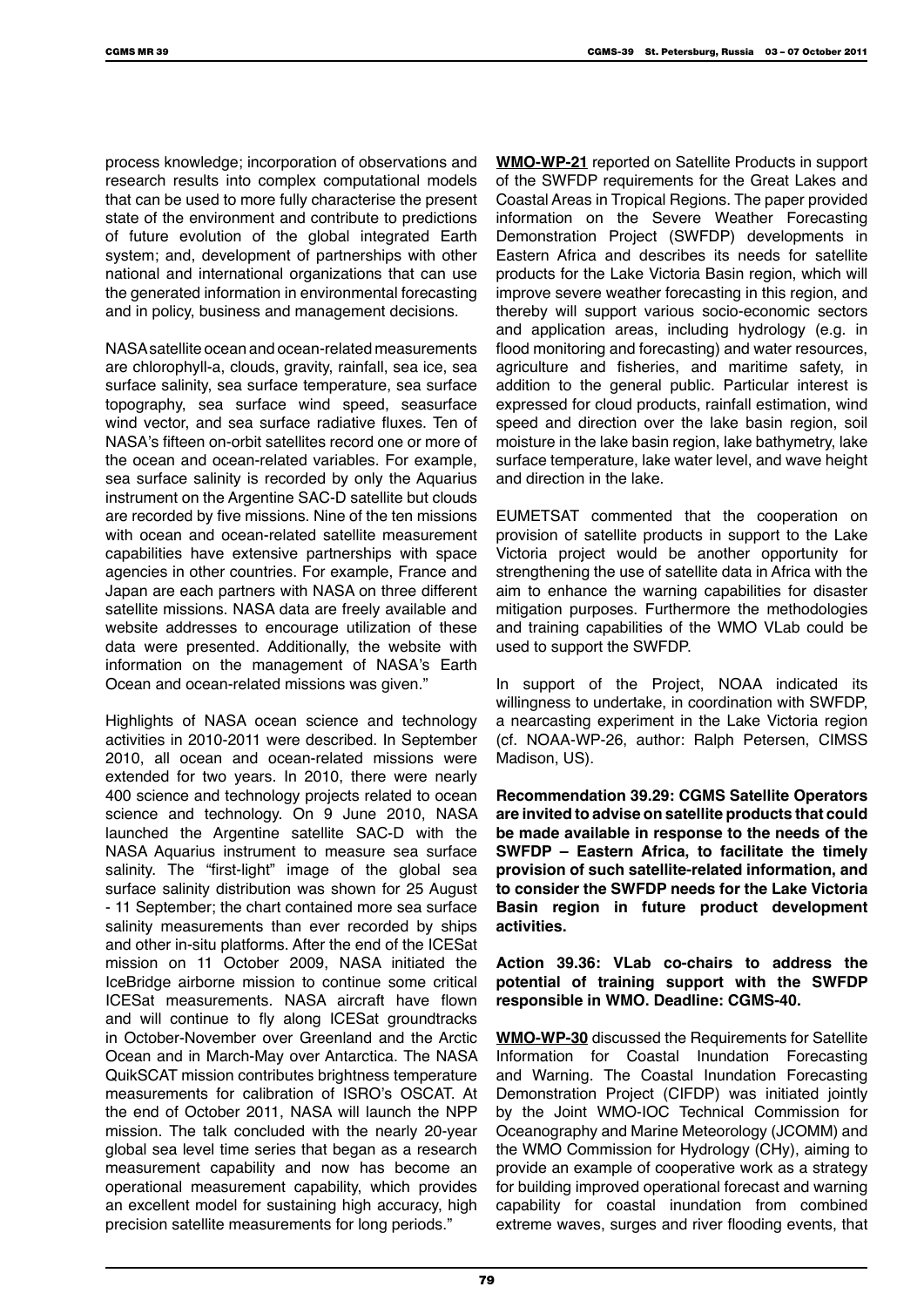process knowledge; incorporation of observations and research results into complex computational models that can be used to more fully characterise the present state of the environment and contribute to predictions of future evolution of the global integrated Earth system; and, development of partnerships with other national and international organizations that can use the generated information in environmental forecasting and in policy, business and management decisions.

NASA satellite ocean and ocean-related measurements are chlorophyll-a, clouds, gravity, rainfall, sea ice, sea surface salinity, sea surface temperature, sea surface topography, sea surface wind speed, seasurface wind vector, and sea surface radiative fluxes. Ten of NASA's fifteen on-orbit satellites record one or more of the ocean and ocean-related variables. For example, sea surface salinity is recorded by only the Aquarius instrument on the Argentine SAC-D satellite but clouds are recorded by five missions. Nine of the ten missions with ocean and ocean-related satellite measurement capabilities have extensive partnerships with space agencies in other countries. For example, France and Japan are each partners with NASA on three different satellite missions. NASA data are freely available and website addresses to encourage utilization of these data were presented. Additionally, the website with information on the management of NASA's Earth Ocean and ocean-related missions was given."

Highlights of NASA ocean science and technology activities in 2010-2011 were described. In September 2010, all ocean and ocean-related missions were extended for two years. In 2010, there were nearly 400 science and technology projects related to ocean science and technology. On 9 June 2010, NASA launched the Argentine satellite SAC-D with the NASA Aquarius instrument to measure sea surface salinity. The "first-light" image of the global sea surface salinity distribution was shown for 25 August - 11 September; the chart contained more sea surface salinity measurements than ever recorded by ships and other in-situ platforms. After the end of the ICESat mission on 11 October 2009, NASA initiated the IceBridge airborne mission to continue some critical ICESat measurements. NASA aircraft have flown and will continue to fly along ICESat groundtracks in October-November over Greenland and the Arctic Ocean and in March-May over Antarctica. The NASA QuikSCAT mission contributes brightness temperature measurements for calibration of ISRO's OSCAT. At the end of October 2011, NASA will launch the NPP mission. The talk concluded with the nearly 20-year global sea level time series that began as a research measurement capability and now has become an operational measurement capability, which provides an excellent model for sustaining high accuracy, high precision satellite measurements for long periods."

**WMO-WP-21** reported on Satellite Products in support of the SWFDP requirements for the Great Lakes and Coastal Areas in Tropical Regions. The paper provided information on the Severe Weather Forecasting Demonstration Project (SWFDP) developments in Eastern Africa and describes its needs for satellite products for the Lake Victoria Basin region, which will improve severe weather forecasting in this region, and thereby will support various socio-economic sectors and application areas, including hydrology (e.g. in flood monitoring and forecasting) and water resources, agriculture and fisheries, and maritime safety, in addition to the general public. Particular interest is expressed for cloud products, rainfall estimation, wind speed and direction over the lake basin region, soil moisture in the lake basin region, lake bathymetry, lake surface temperature, lake water level, and wave height and direction in the lake.

EUMETSAT commented that the cooperation on provision of satellite products in support to the Lake Victoria project would be another opportunity for strengthening the use of satellite data in Africa with the aim to enhance the warning capabilities for disaster mitigation purposes. Furthermore the methodologies and training capabilities of the WMO VLab could be used to support the SWFDP.

In support of the Project, NOAA indicated its willingness to undertake, in coordination with SWFDP, a nearcasting experiment in the Lake Victoria region (cf. NOAA-WP-26, author: Ralph Petersen, CIMSS Madison, US).

**Recommendation 39.29: CGMS Satellite Operators are invited to advise on satellite products that could be made available in response to the needs of the SWFDP – Eastern Africa, to facilitate the timely provision of such satellite-related information, and to consider the SWFDP needs for the Lake Victoria Basin region in future product development activities.**

**Action 39.36: VLab co-chairs to address the potential of training support with the SWFDP responsible in WMO. Deadline: CGMS-40.**

**WMO-WP-30** discussed the Requirements for Satellite Information for Coastal Inundation Forecasting and Warning. The Coastal Inundation Forecasting Demonstration Project (CIFDP) was initiated jointly by the Joint WMO-IOC Technical Commission for Oceanography and Marine Meteorology (JCOMM) and the WMO Commission for Hydrology (CHy), aiming to provide an example of cooperative work as a strategy for building improved operational forecast and warning capability for coastal inundation from combined extreme waves, surges and river flooding events, that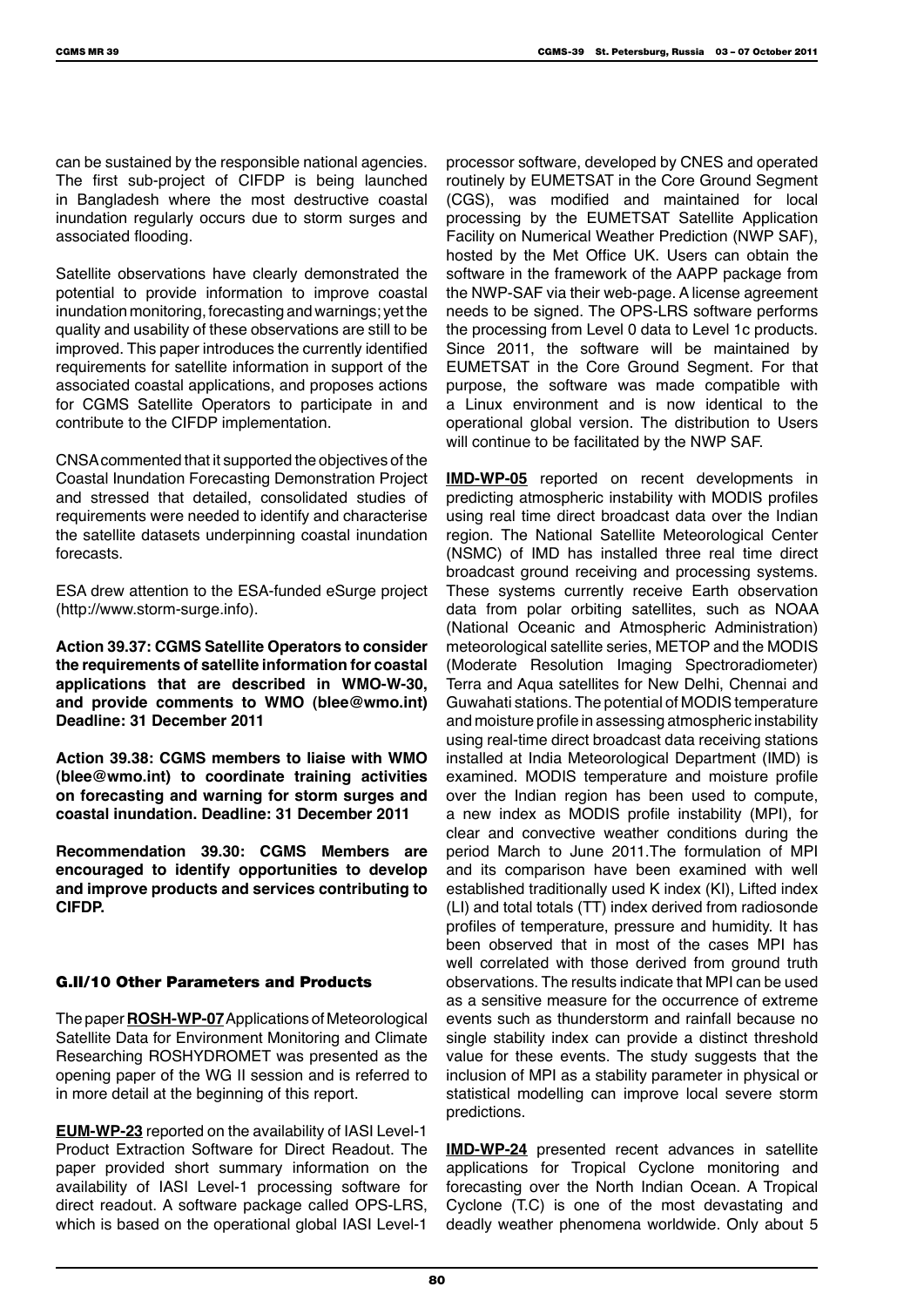can be sustained by the responsible national agencies. The first sub-project of CIFDP is being launched in Bangladesh where the most destructive coastal inundation regularly occurs due to storm surges and associated flooding.

Satellite observations have clearly demonstrated the potential to provide information to improve coastal inundation monitoring, forecasting and warnings; yet the quality and usability of these observations are still to be improved. This paper introduces the currently identified requirements for satellite information in support of the associated coastal applications, and proposes actions for CGMS Satellite Operators to participate in and contribute to the CIFDP implementation.

CNSA commented that it supported the objectives of the Coastal Inundation Forecasting Demonstration Project and stressed that detailed, consolidated studies of requirements were needed to identify and characterise the satellite datasets underpinning coastal inundation forecasts.

ESA drew attention to the ESA-funded eSurge project (http://www.storm-surge.info).

**Action 39.37: CGMS Satellite Operators to consider the requirements of satellite information for coastal applications that are described in WMO-W-30, and provide comments to WMO (blee@wmo.int) Deadline: 31 December 2011**

**Action 39.38: CGMS members to liaise with WMO (blee@wmo.int) to coordinate training activities on forecasting and warning for storm surges and coastal inundation. Deadline: 31 December 2011**

**Recommendation 39.30: CGMS Members are encouraged to identify opportunities to develop and improve products and services contributing to CIFDP.**

### G.II/10 Other Parameters and Products

The paper **ROSH-WP-07** Applications of Meteorological Satellite Data for Environment Monitoring and Climate Researching ROSHYDROMET was presented as the opening paper of the WG II session and is referred to in more detail at the beginning of this report.

**EUM-WP-23** reported on the availability of IASI Level-1 Product Extraction Software for Direct Readout. The paper provided short summary information on the availability of IASI Level-1 processing software for direct readout. A software package called OPS-LRS, which is based on the operational global IASI Level-1 processor software, developed by CNES and operated routinely by EUMETSAT in the Core Ground Segment (CGS), was modified and maintained for local processing by the EUMETSAT Satellite Application Facility on Numerical Weather Prediction (NWP SAF), hosted by the Met Office UK. Users can obtain the software in the framework of the AAPP package from the NWP-SAF via their web-page. A license agreement needs to be signed. The OPS-LRS software performs the processing from Level 0 data to Level 1c products. Since 2011, the software will be maintained by EUMETSAT in the Core Ground Segment. For that purpose, the software was made compatible with a Linux environment and is now identical to the operational global version. The distribution to Users will continue to be facilitated by the NWP SAF.

**IMD-WP-05** reported on recent developments in predicting atmospheric instability with MODIS profiles using real time direct broadcast data over the Indian region. The National Satellite Meteorological Center (NSMC) of IMD has installed three real time direct broadcast ground receiving and processing systems. These systems currently receive Earth observation data from polar orbiting satellites, such as NOAA (National Oceanic and Atmospheric Administration) meteorological satellite series, METOP and the MODIS (Moderate Resolution Imaging Spectroradiometer) Terra and Aqua satellites for New Delhi, Chennai and Guwahati stations. The potential of MODIS temperature and moisture profile in assessing atmospheric instability using real-time direct broadcast data receiving stations installed at India Meteorological Department (IMD) is examined. MODIS temperature and moisture profile over the Indian region has been used to compute, a new index as MODIS profile instability (MPI), for clear and convective weather conditions during the period March to June 2011.The formulation of MPI and its comparison have been examined with well established traditionally used K index (KI), Lifted index (LI) and total totals (TT) index derived from radiosonde profiles of temperature, pressure and humidity. It has been observed that in most of the cases MPI has well correlated with those derived from ground truth observations. The results indicate that MPI can be used as a sensitive measure for the occurrence of extreme events such as thunderstorm and rainfall because no single stability index can provide a distinct threshold value for these events. The study suggests that the inclusion of MPI as a stability parameter in physical or statistical modelling can improve local severe storm predictions.

**IMD-WP-24** presented recent advances in satellite applications for Tropical Cyclone monitoring and forecasting over the North Indian Ocean. A Tropical Cyclone (T.C) is one of the most devastating and deadly weather phenomena worldwide. Only about 5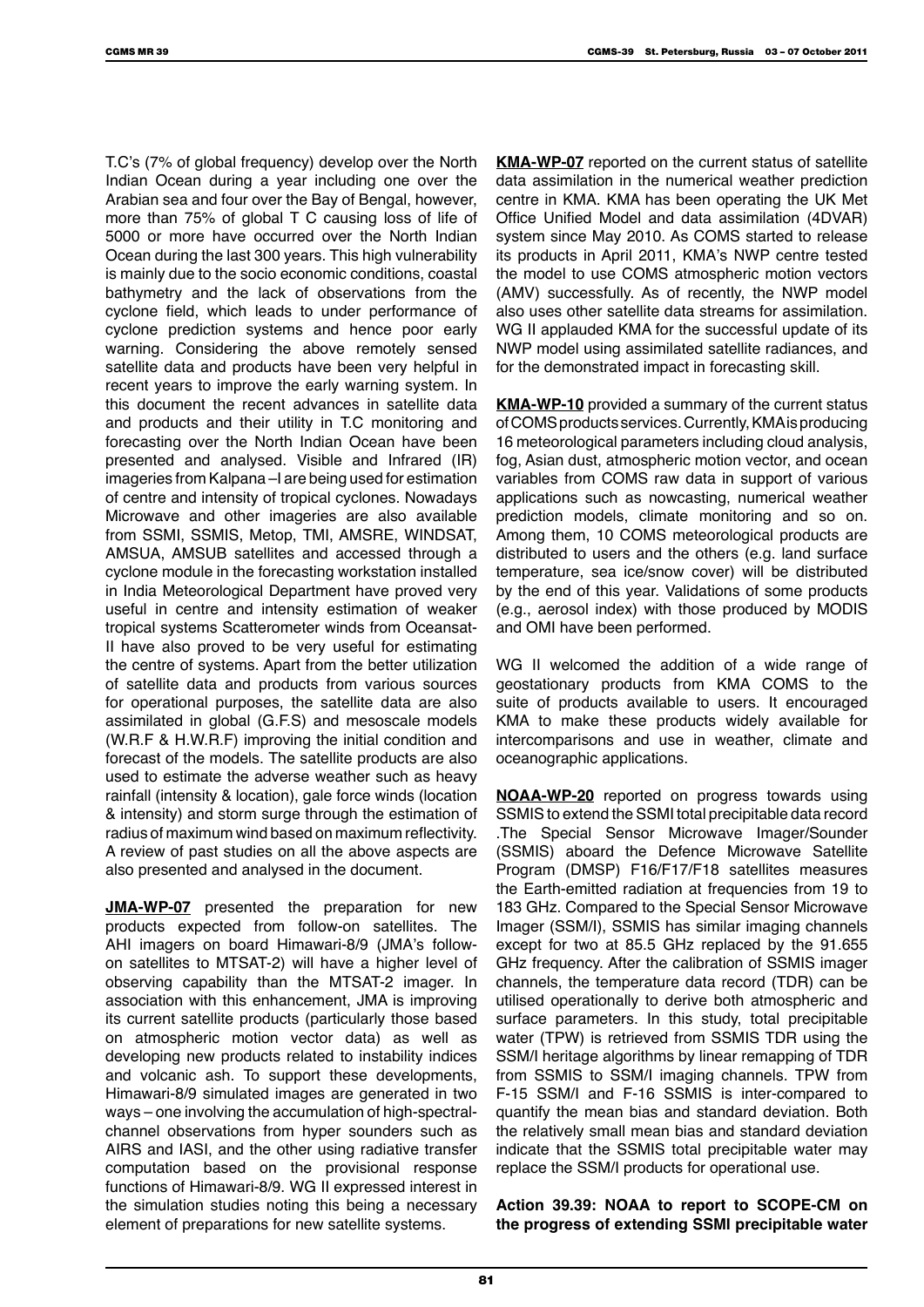T.C's (7% of global frequency) develop over the North Indian Ocean during a year including one over the Arabian sea and four over the Bay of Bengal, however, more than 75% of global T C causing loss of life of 5000 or more have occurred over the North Indian Ocean during the last 300 years. This high vulnerability is mainly due to the socio economic conditions, coastal bathymetry and the lack of observations from the cyclone field, which leads to under performance of cyclone prediction systems and hence poor early warning. Considering the above remotely sensed satellite data and products have been very helpful in recent years to improve the early warning system. In this document the recent advances in satellite data and products and their utility in T.C monitoring and forecasting over the North Indian Ocean have been presented and analysed. Visible and Infrared (IR) imageries from Kalpana –I are being used for estimation of centre and intensity of tropical cyclones. Nowadays Microwave and other imageries are also available from SSMI, SSMIS, Metop, TMI, AMSRE, WINDSAT, AMSUA, AMSUB satellites and accessed through a cyclone module in the forecasting workstation installed in India Meteorological Department have proved very useful in centre and intensity estimation of weaker tropical systems Scatterometer winds from Oceansat-II have also proved to be very useful for estimating the centre of systems. Apart from the better utilization of satellite data and products from various sources for operational purposes, the satellite data are also assimilated in global (G.F.S) and mesoscale models (W.R.F & H.W.R.F) improving the initial condition and forecast of the models. The satellite products are also used to estimate the adverse weather such as heavy rainfall (intensity & location), gale force winds (location & intensity) and storm surge through the estimation of radius of maximum wind based on maximum reflectivity. A review of past studies on all the above aspects are also presented and analysed in the document.

**JMA-WP-07** presented the preparation for new products expected from follow-on satellites. The AHI imagers on board Himawari-8/9 (JMA's follow-on satellites to MTSAT-2) will have a higher level of observing capability than the MTSAT-2 imager. In association with this enhancement, JMA is improving its current satellite products (particularly those based on atmospheric motion vector data) as well as developing new products related to instability indices and volcanic ash. To support these developments, Himawari-8/9 simulated images are generated in two ways – one involving the accumulation of high-spectral-channel observations from hyper sounders such as AIRS and IASI, and the other using radiative transfer computation based on the provisional response functions of Himawari-8/9. WG II expressed interest in the simulation studies noting this being a necessary element of preparations for new satellite systems.

**KMA-WP-07** reported on the current status of satellite data assimilation in the numerical weather prediction centre in KMA. KMA has been operating the UK Met Office Unified Model and data assimilation (4DVAR) system since May 2010. As COMS started to release its products in April 2011, KMA's NWP centre tested the model to use COMS atmospheric motion vectors (AMV) successfully. As of recently, the NWP model also uses other satellite data streams for assimilation. WG II applauded KMA for the successful update of its NWP model using assimilated satellite radiances, and for the demonstrated impact in forecasting skill.

**KMA-WP-10** provided a summary of the current status of COMS products services. Currently, KMA is producing 16 meteorological parameters including cloud analysis, fog, Asian dust, atmospheric motion vector, and ocean variables from COMS raw data in support of various applications such as nowcasting, numerical weather prediction models, climate monitoring and so on. Among them, 10 COMS meteorological products are distributed to users and the others (e.g. land surface temperature, sea ice/snow cover) will be distributed by the end of this year. Validations of some products (e.g., aerosol index) with those produced by MODIS and OMI have been performed.

WG II welcomed the addition of a wide range of geostationary products from KMA COMS to the suite of products available to users. It encouraged KMA to make these products widely available for intercomparisons and use in weather, climate and oceanographic applications.

**NOAA-WP-20** reported on progress towards using SSMIS to extend the SSMI total precipitable data record .The Special Sensor Microwave Imager/Sounder (SSMIS) aboard the Defence Microwave Satellite Program (DMSP) F16/F17/F18 satellites measures the Earth-emitted radiation at frequencies from 19 to 183 GHz. Compared to the Special Sensor Microwave Imager (SSM/I), SSMIS has similar imaging channels except for two at 85.5 GHz replaced by the 91.655 GHz frequency. After the calibration of SSMIS imager channels, the temperature data record (TDR) can be utilised operationally to derive both atmospheric and surface parameters. In this study, total precipitable water (TPW) is retrieved from SSMIS TDR using the SSM/I heritage algorithms by linear remapping of TDR from SSMIS to SSM/I imaging channels. TPW from F-15 SSM/I and F-16 SSMIS is inter-compared to quantify the mean bias and standard deviation. Both the relatively small mean bias and standard deviation indicate that the SSMIS total precipitable water may replace the SSM/I products for operational use.

**Action 39.39: NOAA to report to SCOPE-CM on the progress of extending SSMI precipitable water**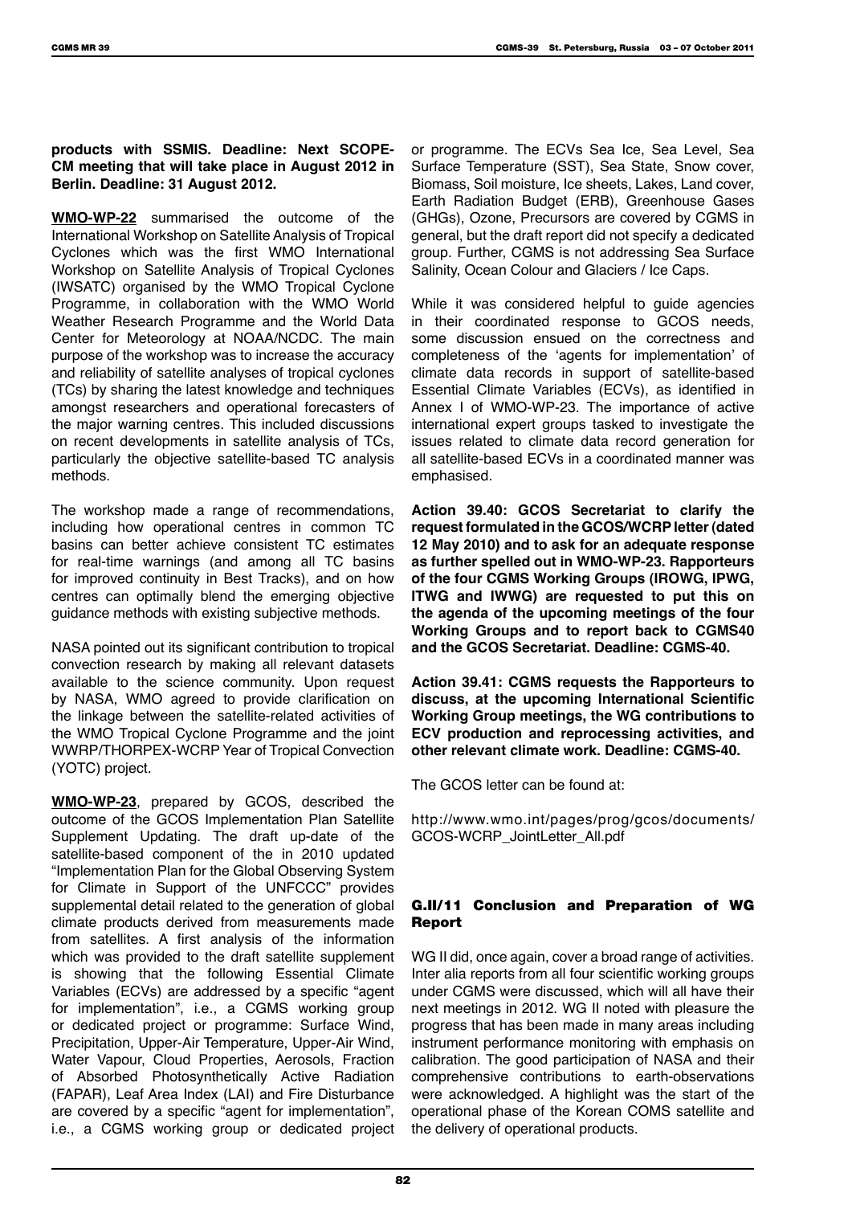**products with SSMIS. Deadline: Next SCOPE-CM meeting that will take place in August 2012 in Berlin. Deadline: 31 August 2012.**

**WMO-WP-22** summarised the outcome of the International Workshop on Satellite Analysis of Tropical Cyclones which was the first WMO International Workshop on Satellite Analysis of Tropical Cyclones (IWSATC) organised by the WMO Tropical Cyclone Programme, in collaboration with the WMO World Weather Research Programme and the World Data Center for Meteorology at NOAA/NCDC. The main purpose of the workshop was to increase the accuracy and reliability of satellite analyses of tropical cyclones (TCs) by sharing the latest knowledge and techniques amongst researchers and operational forecasters of the major warning centres. This included discussions on recent developments in satellite analysis of TCs, particularly the objective satellite-based TC analysis methods.

The workshop made a range of recommendations, including how operational centres in common TC basins can better achieve consistent TC estimates for real-time warnings (and among all TC basins for improved continuity in Best Tracks), and on how centres can optimally blend the emerging objective guidance methods with existing subjective methods.

NASA pointed out its significant contribution to tropical convection research by making all relevant datasets available to the science community. Upon request by NASA, WMO agreed to provide clarification on the linkage between the satellite-related activities of the WMO Tropical Cyclone Programme and the joint WWRP/THORPEX-WCRP Year of Tropical Convection (YOTC) project.

**WMO-WP-23**, prepared by GCOS, described the outcome of the GCOS Implementation Plan Satellite Supplement Updating. The draft up-date of the satellite-based component of the in 2010 updated "Implementation Plan for the Global Observing System for Climate in Support of the UNFCCC" provides supplemental detail related to the generation of global climate products derived from measurements made from satellites. A first analysis of the information which was provided to the draft satellite supplement is showing that the following Essential Climate Variables (ECVs) are addressed by a specific "agent for implementation", i.e., a CGMS working group or dedicated project or programme: Surface Wind, Precipitation, Upper-Air Temperature, Upper-Air Wind, Water Vapour, Cloud Properties, Aerosols, Fraction of Absorbed Photosynthetically Active Radiation (FAPAR), Leaf Area Index (LAI) and Fire Disturbance are covered by a specific "agent for implementation", i.e., a CGMS working group or dedicated project or programme. The ECVs Sea Ice, Sea Level, Sea Surface Temperature (SST), Sea State, Snow cover, Biomass, Soil moisture, Ice sheets, Lakes, Land cover, Earth Radiation Budget (ERB), Greenhouse Gases (GHGs), Ozone, Precursors are covered by CGMS in general, but the draft report did not specify a dedicated group. Further, CGMS is not addressing Sea Surface Salinity, Ocean Colour and Glaciers / Ice Caps.

While it was considered helpful to guide agencies in their coordinated response to GCOS needs, some discussion ensued on the correctness and completeness of the 'agents for implementation' of climate data records in support of satellite-based Essential Climate Variables (ECVs), as identified in Annex I of WMO-WP-23. The importance of active international expert groups tasked to investigate the issues related to climate data record generation for all satellite-based ECVs in a coordinated manner was emphasised.

**Action 39.40: GCOS Secretariat to clarify the request formulated in the GCOS/WCRP letter (dated 12 May 2010) and to ask for an adequate response as further spelled out in WMO-WP-23. Rapporteurs of the four CGMS Working Groups (IROWG, IPWG, ITWG and IWWG) are requested to put this on the agenda of the upcoming meetings of the four Working Groups and to report back to CGMS40 and the GCOS Secretariat. Deadline: CGMS-40.**

**Action 39.41: CGMS requests the Rapporteurs to discuss, at the upcoming International Scientific Working Group meetings, the WG contributions to ECV production and reprocessing activities, and other relevant climate work. Deadline: CGMS-40.**

The GCOS letter can be found at:

http://www.wmo.int/pages/prog/gcos/documents/GCOS-WCRP_JointLetter_All.pdf

## G.II/11 Conclusion and Preparation of WG Report

WG II did, once again, cover a broad range of activities. Inter alia reports from all four scientific working groups under CGMS were discussed, which will all have their next meetings in 2012. WG II noted with pleasure the progress that has been made in many areas including instrument performance monitoring with emphasis on calibration. The good participation of NASA and their comprehensive contributions to earth-observations were acknowledged. A highlight was the start of the operational phase of the Korean COMS satellite and the delivery of operational products.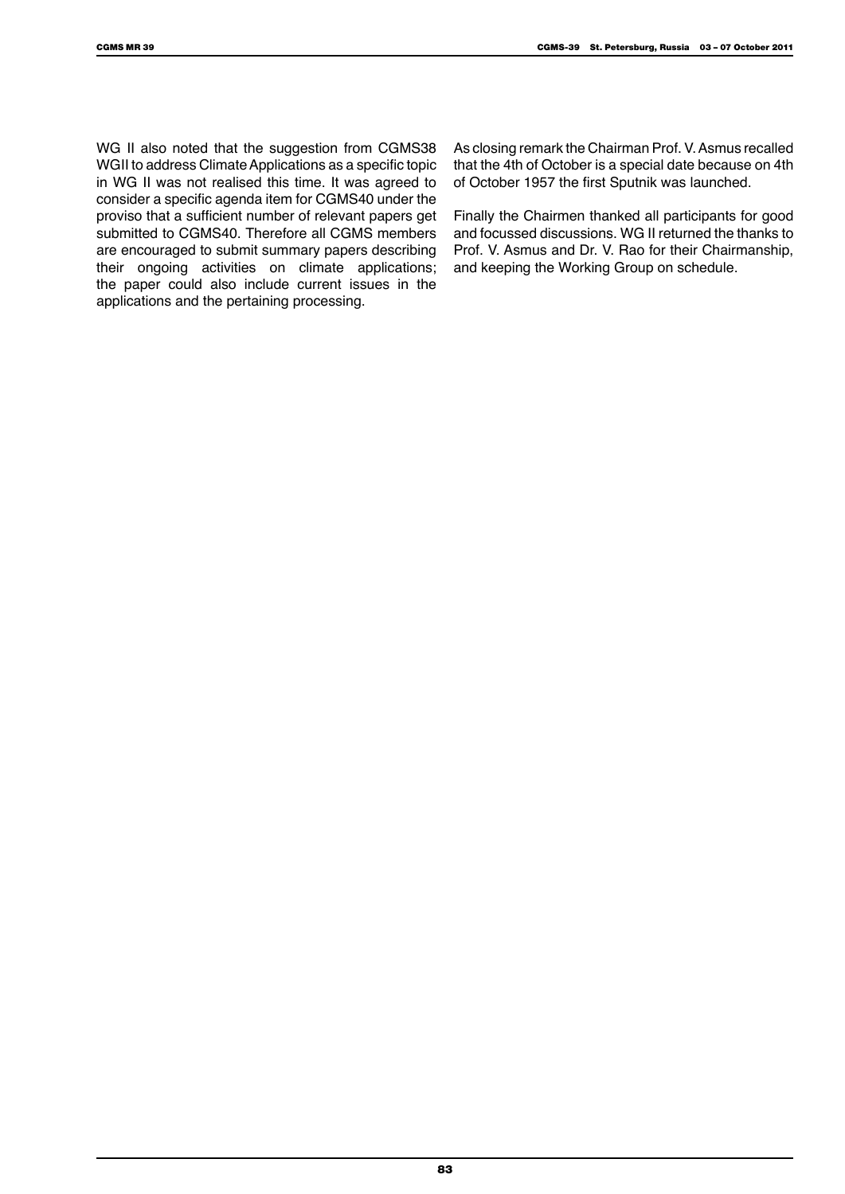WG II also noted that the suggestion from CGMS38 WGII to address Climate Applications as a specific topic in WG II was not realised this time. It was agreed to consider a specific agenda item for CGMS40 under the proviso that a sufficient number of relevant papers get submitted to CGMS40. Therefore all CGMS members are encouraged to submit summary papers describing their ongoing activities on climate applications; the paper could also include current issues in the applications and the pertaining processing.

As closing remark the Chairman Prof. V. Asmus recalled that the 4th of October is a special date because on 4th of October 1957 the first Sputnik was launched.

Finally the Chairmen thanked all participants for good and focussed discussions. WG II returned the thanks to Prof. V. Asmus and Dr. V. Rao for their Chairmanship, and keeping the Working Group on schedule.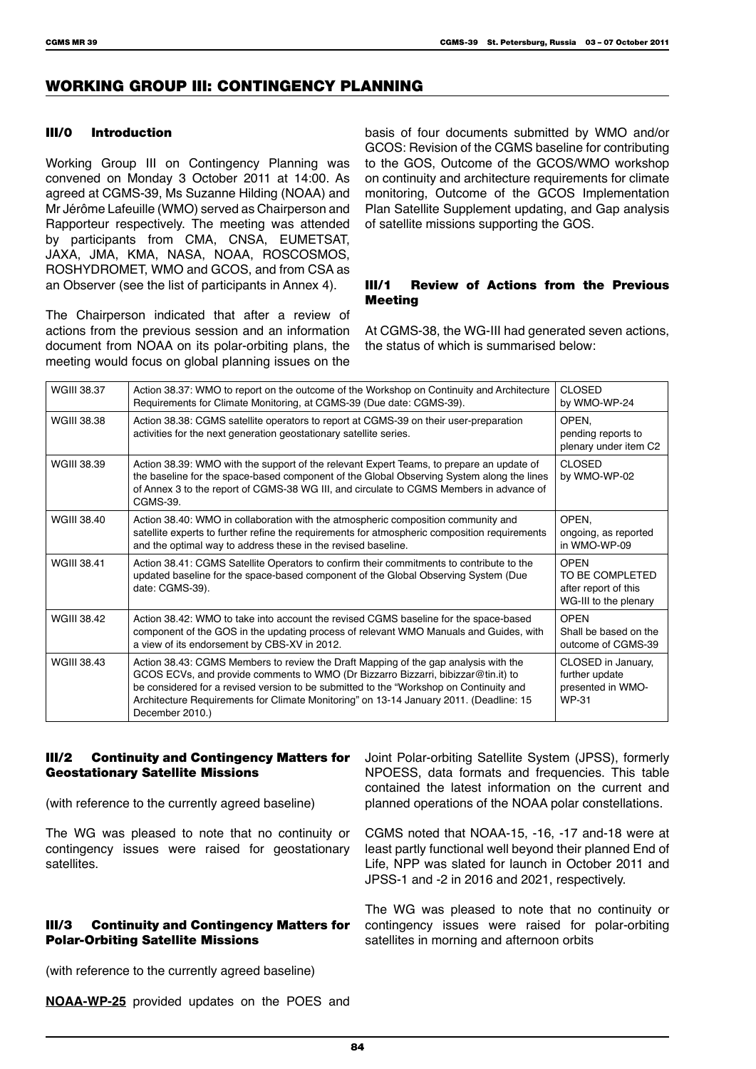## WORKING GROUP III: CONTINGENCY PLANNING

### III/0 Introduction

Working Group III on Contingency Planning was convened on Monday 3 October 2011 at 14:00. As agreed at CGMS-39, Ms Suzanne Hilding (NOAA) and Mr Jérôme Lafeuille (WMO) served as Chairperson and Rapporteur respectively. The meeting was attended by participants from CMA, CNSA, EUMETSAT, JAXA, JMA, KMA, NASA, NOAA, ROSCOSMOS, ROSHYDROMET, WMO and GCOS, and from CSA as an Observer (see the list of participants in Annex 4).

The Chairperson indicated that after a review of actions from the previous session and an information document from NOAA on its polar-orbiting plans, the meeting would focus on global planning issues on the basis of four documents submitted by WMO and/or GCOS: Revision of the CGMS baseline for contributing to the GOS, Outcome of the GCOS/WMO workshop on continuity and architecture requirements for climate monitoring, Outcome of the GCOS Implementation Plan Satellite Supplement updating, and Gap analysis of satellite missions supporting the GOS.

### III/1 Review of Actions from the Previous Meeting

At CGMS-38, the WG-III had generated seven actions, the status of which is summarised below:

| | | |
|---|---|---|
| WGIII 38.37 | Action 38.37: WMO to report on the outcome of the Workshop on Continuity and Architecture Requirements for Climate Monitoring, at CGMS-39 (Due date: CGMS-39). | CLOSED by WMO-WP-24 |
| WGIII 38.38 | Action 38.38: CGMS satellite operators to report at CGMS-39 on their user-preparation activities for the next generation geostationary satellite series. | OPEN, pending reports to plenary under item C2 |
| WGIII 38.39 | Action 38.39: WMO with the support of the relevant Expert Teams, to prepare an update of the baseline for the space-based component of the Global Observing System along the lines of Annex 3 to the report of CGMS-38 WG III, and circulate to CGMS Members in advance of CGMS-39. | CLOSED by WMO-WP-02 |
| WGIII 38.40 | Action 38.40: WMO in collaboration with the atmospheric composition community and satellite experts to further refine the requirements for atmospheric composition requirements and the optimal way to address these in the revised baseline. | OPEN, ongoing, as reported in WMO-WP-09 |
| WGIII 38.41 | Action 38.41: CGMS Satellite Operators to confirm their commitments to contribute to the updated baseline for the space-based component of the Global Observing System (Due date: CGMS-39). | OPEN TO BE COMPLETED after report of this WG-III to the plenary |
| WGIII 38.42 | Action 38.42: WMO to take into account the revised CGMS baseline for the space-based component of the GOS in the updating process of relevant WMO Manuals and Guides, with a view of its endorsement by CBS-XV in 2012. | OPEN Shall be based on the outcome of CGMS-39 |
| WGIII 38.43 | Action 38.43: CGMS Members to review the Draft Mapping of the gap analysis with the GCOS ECVs, and provide comments to WMO (Dr Bizzarro Bizzarri, bibizzar@tin.it) to be considered for a revised version to be submitted to the "Workshop on Continuity and Architecture Requirements for Climate Monitoring" on 13-14 January 2011. (Deadline: 15 December 2010.) | CLOSED in January, further update presented in WMO-WP-31 |

### III/2 Continuity and Contingency Matters for Geostationary Satellite Missions

(with reference to the currently agreed baseline)

The WG was pleased to note that no continuity or contingency issues were raised for geostationary satellites.

### III/3 Continuity and Contingency Matters for Polar-Orbiting Satellite Missions

(with reference to the currently agreed baseline)

**NOAA-WP-25** provided updates on the POES and Joint Polar-orbiting Satellite System (JPSS), formerly NPOESS, data formats and frequencies. This table contained the latest information on the current and planned operations of the NOAA polar constellations.

CGMS noted that NOAA-15, -16, -17 and-18 were at least partly functional well beyond their planned End of Life, NPP was slated for launch in October 2011 and JPSS-1 and -2 in 2016 and 2021, respectively.

The WG was pleased to note that no continuity or contingency issues were raised for polar-orbiting satellites in morning and afternoon orbits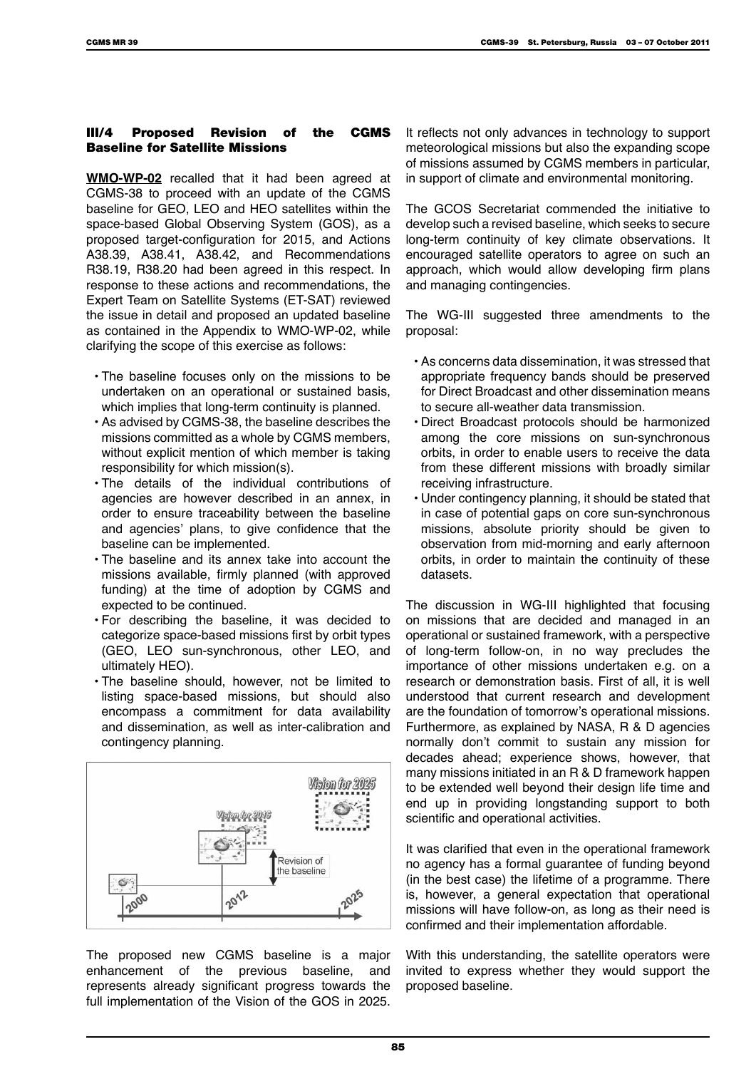### III/4 Proposed Revision of the CGMS Baseline for Satellite Missions

**WMO-WP-02** recalled that it had been agreed at CGMS-38 to proceed with an update of the CGMS baseline for GEO, LEO and HEO satellites within the space-based Global Observing System (GOS), as a proposed target-configuration for 2015, and Actions A38.39, A38.41, A38.42, and Recommendations R38.19, R38.20 had been agreed in this respect. In response to these actions and recommendations, the Expert Team on Satellite Systems (ET-SAT) reviewed the issue in detail and proposed an updated baseline as contained in the Appendix to WMO-WP-02, while clarifying the scope of this exercise as follows:

- The baseline focuses only on the missions to be undertaken on an operational or sustained basis, which implies that long-term continuity is planned.
- As advised by CGMS-38, the baseline describes the missions committed as a whole by CGMS members, without explicit mention of which member is taking responsibility for which mission(s).
- The details of the individual contributions of agencies are however described in an annex, in order to ensure traceability between the baseline and agencies' plans, to give confidence that the baseline can be implemented.
- The baseline and its annex take into account the missions available, firmly planned (with approved funding) at the time of adoption by CGMS and expected to be continued.
- For describing the baseline, it was decided to categorize space-based missions first by orbit types (GEO, LEO sun-synchronous, other LEO, and ultimately HEO).
- The baseline should, however, not be limited to listing space-based missions, but should also encompass a commitment for data availability and dissemination, as well as inter-calibration and contingency planning.

The proposed new CGMS baseline is a major enhancement of the previous baseline, and represents already significant progress towards the full implementation of the Vision of the GOS in 2025. It reflects not only advances in technology to support meteorological missions but also the expanding scope of missions assumed by CGMS members in particular, in support of climate and environmental monitoring.

The GCOS Secretariat commended the initiative to develop such a revised baseline, which seeks to secure long-term continuity of key climate observations. It encouraged satellite operators to agree on such an approach, which would allow developing firm plans and managing contingencies.

The WG-III suggested three amendments to the proposal:

- As concerns data dissemination, it was stressed that appropriate frequency bands should be preserved for Direct Broadcast and other dissemination means to secure all-weather data transmission.
- Direct Broadcast protocols should be harmonized among the core missions on sun-synchronous orbits, in order to enable users to receive the data from these different missions with broadly similar receiving infrastructure.
- Under contingency planning, it should be stated that in case of potential gaps on core sun-synchronous missions, absolute priority should be given to observation from mid-morning and early afternoon orbits, in order to maintain the continuity of these datasets.

The discussion in WG-III highlighted that focusing on missions that are decided and managed in an operational or sustained framework, with a perspective of long-term follow-on, in no way precludes the importance of other missions undertaken e.g. on a research or demonstration basis. First of all, it is well understood that current research and development are the foundation of tomorrow's operational missions. Furthermore, as explained by NASA, R & D agencies normally don't commit to sustain any mission for decades ahead; experience shows, however, that many missions initiated in an R & D framework happen to be extended well beyond their design life time and end up in providing longstanding support to both scientific and operational activities.

It was clarified that even in the operational framework no agency has a formal guarantee of funding beyond (in the best case) the lifetime of a programme. There is, however, a general expectation that operational missions will have follow-on, as long as their need is confirmed and their implementation affordable.

With this understanding, the satellite operators were invited to express whether they would support the proposed baseline.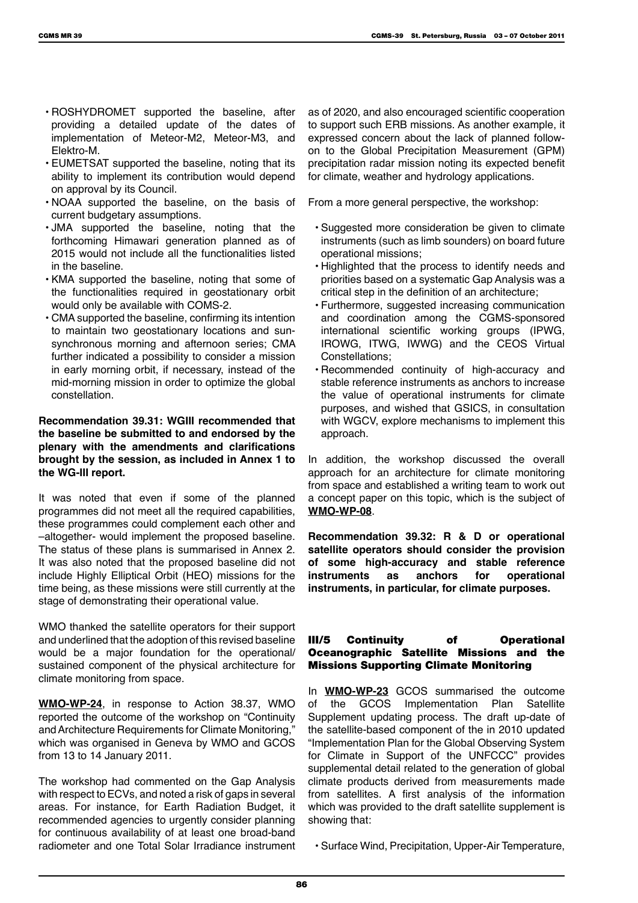- ROSHYDROMET supported the baseline, after providing a detailed update of the dates of implementation of Meteor-M2, Meteor-M3, and Elektro-M.
- EUMETSAT supported the baseline, noting that its ability to implement its contribution would depend on approval by its Council.
- NOAA supported the baseline, on the basis of current budgetary assumptions.
- JMA supported the baseline, noting that the forthcoming Himawari generation planned as of 2015 would not include all the functionalities listed in the baseline.
- KMA supported the baseline, noting that some of the functionalities required in geostationary orbit would only be available with COMS-2.
- CMA supported the baseline, confirming its intention to maintain two geostationary locations and sun-synchronous morning and afternoon series; CMA further indicated a possibility to consider a mission in early morning orbit, if necessary, instead of the mid-morning mission in order to optimize the global constellation.

**Recommendation 39.31: WGIII recommended that the baseline be submitted to and endorsed by the plenary with the amendments and clarifications brought by the session, as included in Annex 1 to the WG-III report.**

It was noted that even if some of the planned programmes did not meet all the required capabilities, these programmes could complement each other and –altogether- would implement the proposed baseline. The status of these plans is summarised in Annex 2. It was also noted that the proposed baseline did not include Highly Elliptical Orbit (HEO) missions for the time being, as these missions were still currently at the stage of demonstrating their operational value.

WMO thanked the satellite operators for their support and underlined that the adoption of this revised baseline would be a major foundation for the operational/ sustained component of the physical architecture for climate monitoring from space.

**WMO-WP-24**, in response to Action 38.37, WMO reported the outcome of the workshop on "Continuity and Architecture Requirements for Climate Monitoring," which was organised in Geneva by WMO and GCOS from 13 to 14 January 2011.

The workshop had commented on the Gap Analysis with respect to ECVs, and noted a risk of gaps in several areas. For instance, for Earth Radiation Budget, it recommended agencies to urgently consider planning for continuous availability of at least one broad-band radiometer and one Total Solar Irradiance instrument as of 2020, and also encouraged scientific cooperation to support such ERB missions. As another example, it expressed concern about the lack of planned follow-on to the Global Precipitation Measurement (GPM) precipitation radar mission noting its expected benefit for climate, weather and hydrology applications.

From a more general perspective, the workshop:

- Suggested more consideration be given to climate instruments (such as limb sounders) on board future operational missions;
- Highlighted that the process to identify needs and priorities based on a systematic Gap Analysis was a critical step in the definition of an architecture;
- Furthermore, suggested increasing communication and coordination among the CGMS-sponsored international scientific working groups (IPWG, IROWG, ITWG, IWWG) and the CEOS Virtual Constellations;
- Recommended continuity of high-accuracy and stable reference instruments as anchors to increase the value of operational instruments for climate purposes, and wished that GSICS, in consultation with WGCV, explore mechanisms to implement this approach.

In addition, the workshop discussed the overall approach for an architecture for climate monitoring from space and established a writing team to work out a concept paper on this topic, which is the subject of **WMO-WP-08**.

**Recommendation 39.32: R & D or operational satellite operators should consider the provision of some high-accuracy and stable reference instruments as anchors for operational instruments, in particular, for climate purposes.**

### III/5 Continuity of Operational Oceanographic Satellite Missions and the Missions Supporting Climate Monitoring

In **WMO-WP-23** GCOS summarised the outcome of the GCOS Implementation Plan Satellite Supplement updating process. The draft up-date of the satellite-based component of the in 2010 updated "Implementation Plan for the Global Observing System for Climate in Support of the UNFCCC" provides supplemental detail related to the generation of global climate products derived from measurements made from satellites. A first analysis of the information which was provided to the draft satellite supplement is showing that:

- Surface Wind, Precipitation, Upper-Air Temperature,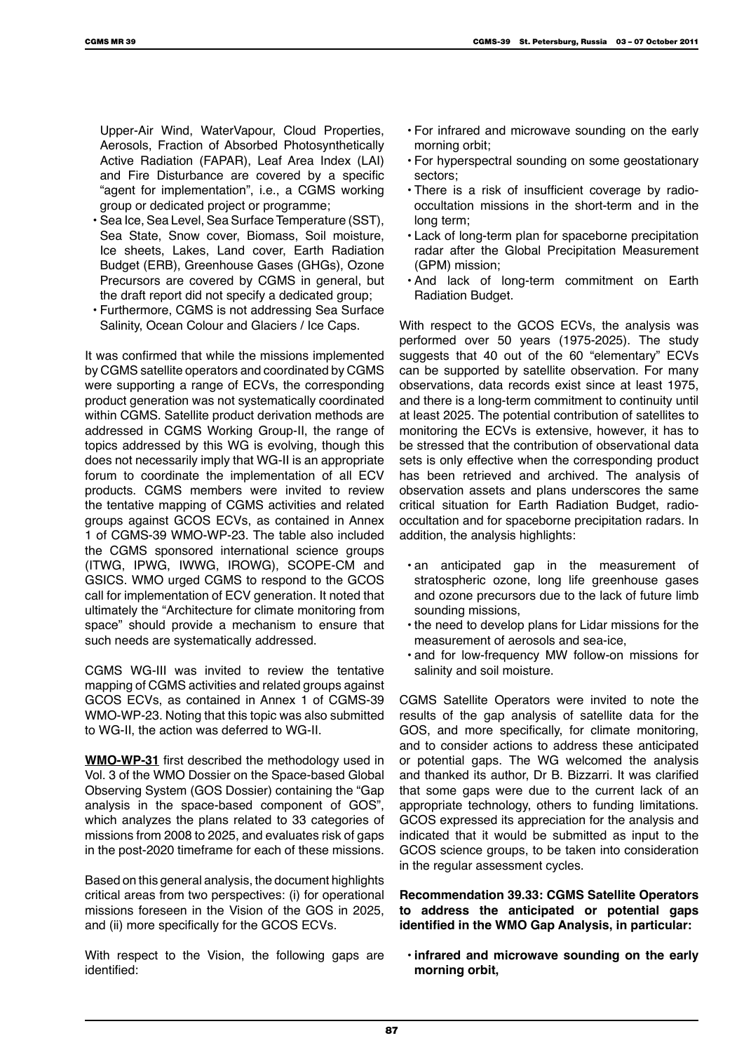Upper-Air Wind, WaterVapour, Cloud Properties, Aerosols, Fraction of Absorbed Photosynthetically Active Radiation (FAPAR), Leaf Area Index (LAI) and Fire Disturbance are covered by a specific "agent for implementation", i.e., a CGMS working group or dedicated project or programme;
- Sea Ice, Sea Level, Sea Surface Temperature (SST), Sea State, Snow cover, Biomass, Soil moisture, Ice sheets, Lakes, Land cover, Earth Radiation Budget (ERB), Greenhouse Gases (GHGs), Ozone Precursors are covered by CGMS in general, but the draft report did not specify a dedicated group;
- Furthermore, CGMS is not addressing Sea Surface Salinity, Ocean Colour and Glaciers / Ice Caps.

It was confirmed that while the missions implemented by CGMS satellite operators and coordinated by CGMS were supporting a range of ECVs, the corresponding product generation was not systematically coordinated within CGMS. Satellite product derivation methods are addressed in CGMS Working Group-II, the range of topics addressed by this WG is evolving, though this does not necessarily imply that WG-II is an appropriate forum to coordinate the implementation of all ECV products. CGMS members were invited to review the tentative mapping of CGMS activities and related groups against GCOS ECVs, as contained in Annex 1 of CGMS-39 WMO-WP-23. The table also included the CGMS sponsored international science groups (ITWG, IPWG, IWWG, IROWG), SCOPE-CM and GSICS. WMO urged CGMS to respond to the GCOS call for implementation of ECV generation. It noted that ultimately the "Architecture for climate monitoring from space" should provide a mechanism to ensure that such needs are systematically addressed.

CGMS WG-III was invited to review the tentative mapping of CGMS activities and related groups against GCOS ECVs, as contained in Annex 1 of CGMS-39 WMO-WP-23. Noting that this topic was also submitted to WG-II, the action was deferred to WG-II.

**WMO-WP-31** first described the methodology used in Vol. 3 of the WMO Dossier on the Space-based Global Observing System (GOS Dossier) containing the "Gap analysis in the space-based component of GOS", which analyzes the plans related to 33 categories of missions from 2008 to 2025, and evaluates risk of gaps in the post-2020 timeframe for each of these missions.

Based on this general analysis, the document highlights critical areas from two perspectives: (i) for operational missions foreseen in the Vision of the GOS in 2025, and (ii) more specifically for the GCOS ECVs.

With respect to the Vision, the following gaps are identified:

- For infrared and microwave sounding on the early morning orbit;
- For hyperspectral sounding on some geostationary sectors;
- There is a risk of insufficient coverage by radio-occultation missions in the short-term and in the long term;
- Lack of long-term plan for spaceborne precipitation radar after the Global Precipitation Measurement (GPM) mission;
- And lack of long-term commitment on Earth Radiation Budget.

With respect to the GCOS ECVs, the analysis was performed over 50 years (1975-2025). The study suggests that 40 out of the 60 "elementary" ECVs can be supported by satellite observation. For many observations, data records exist since at least 1975, and there is a long-term commitment to continuity until at least 2025. The potential contribution of satellites to monitoring the ECVs is extensive, however, it has to be stressed that the contribution of observational data sets is only effective when the corresponding product has been retrieved and archived. The analysis of observation assets and plans underscores the same critical situation for Earth Radiation Budget, radio-occultation and for spaceborne precipitation radars. In addition, the analysis highlights:

- an anticipated gap in the measurement of stratospheric ozone, long life greenhouse gases and ozone precursors due to the lack of future limb sounding missions,
- the need to develop plans for Lidar missions for the measurement of aerosols and sea-ice,
- and for low-frequency MW follow-on missions for salinity and soil moisture.

CGMS Satellite Operators were invited to note the results of the gap analysis of satellite data for the GOS, and more specifically, for climate monitoring, and to consider actions to address these anticipated or potential gaps. The WG welcomed the analysis and thanked its author, Dr B. Bizzarri. It was clarified that some gaps were due to the current lack of an appropriate technology, others to funding limitations. GCOS expressed its appreciation for the analysis and indicated that it would be submitted as input to the GCOS science groups, to be taken into consideration in the regular assessment cycles.

**Recommendation 39.33: CGMS Satellite Operators to address the anticipated or potential gaps identified in the WMO Gap Analysis, in particular:**

- **infrared and microwave sounding on the early morning orbit,**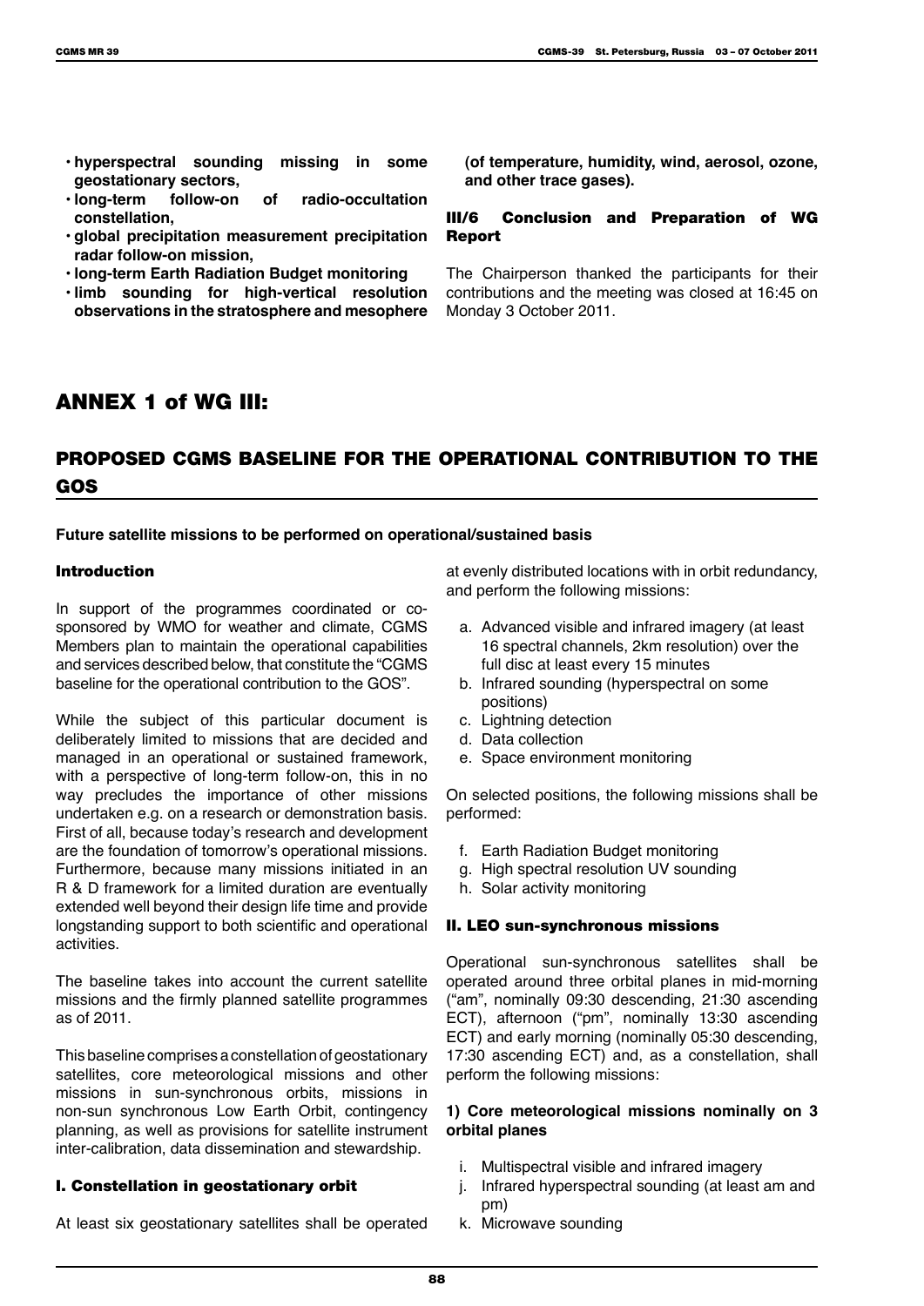- **hyperspectral sounding missing in some geostationary sectors,**
- **long-term follow-on of radio-occultation constellation,**
- **global precipitation measurement precipitation radar follow-on mission,**
- **long-term Earth Radiation Budget monitoring**
- **limb sounding for high-vertical resolution observations in the stratosphere and mesophere (of temperature, humidity, wind, aerosol, ozone, and other trace gases).**

### III/6 Conclusion and Preparation of WG Report

The Chairperson thanked the participants for their contributions and the meeting was closed at 16:45 on Monday 3 October 2011.

## ANNEX 1 of WG III:

## PROPOSED CGMS BASELINE FOR THE OPERATIONAL CONTRIBUTION TO THE GOS

**Future satellite missions to be performed on operational/sustained basis**

### Introduction

In support of the programmes coordinated or co-sponsored by WMO for weather and climate, CGMS Members plan to maintain the operational capabilities and services described below, that constitute the "CGMS baseline for the operational contribution to the GOS".

While the subject of this particular document is deliberately limited to missions that are decided and managed in an operational or sustained framework, with a perspective of long-term follow-on, this in no way precludes the importance of other missions undertaken e.g. on a research or demonstration basis. First of all, because today's research and development are the foundation of tomorrow's operational missions. Furthermore, because many missions initiated in an R & D framework for a limited duration are eventually extended well beyond their design life time and provide longstanding support to both scientific and operational activities.

The baseline takes into account the current satellite missions and the firmly planned satellite programmes as of 2011.

This baseline comprises a constellation of geostationary satellites, core meteorological missions and other missions in sun-synchronous orbits, missions in non-sun synchronous Low Earth Orbit, contingency planning, as well as provisions for satellite instrument inter-calibration, data dissemination and stewardship.

### I. Constellation in geostationary orbit

At least six geostationary satellites shall be operated at evenly distributed locations with in orbit redundancy, and perform the following missions:

a. Advanced visible and infrared imagery (at least 16 spectral channels, 2km resolution) over the full disc at least every 15 minutes
b. Infrared sounding (hyperspectral on some positions)
c. Lightning detection
d. Data collection
e. Space environment monitoring

On selected positions, the following missions shall be performed:

f. Earth Radiation Budget monitoring
g. High spectral resolution UV sounding
h. Solar activity monitoring

### II. LEO sun-synchronous missions

Operational sun-synchronous satellites shall be operated around three orbital planes in mid-morning ("am", nominally 09:30 descending, 21:30 ascending ECT), afternoon ("pm", nominally 13:30 ascending ECT) and early morning (nominally 05:30 descending, 17:30 ascending ECT) and, as a constellation, shall perform the following missions:

#### 1) Core meteorological missions nominally on 3 orbital planes

i. Multispectral visible and infrared imagery
j. Infrared hyperspectral sounding (at least am and pm)
k. Microwave sounding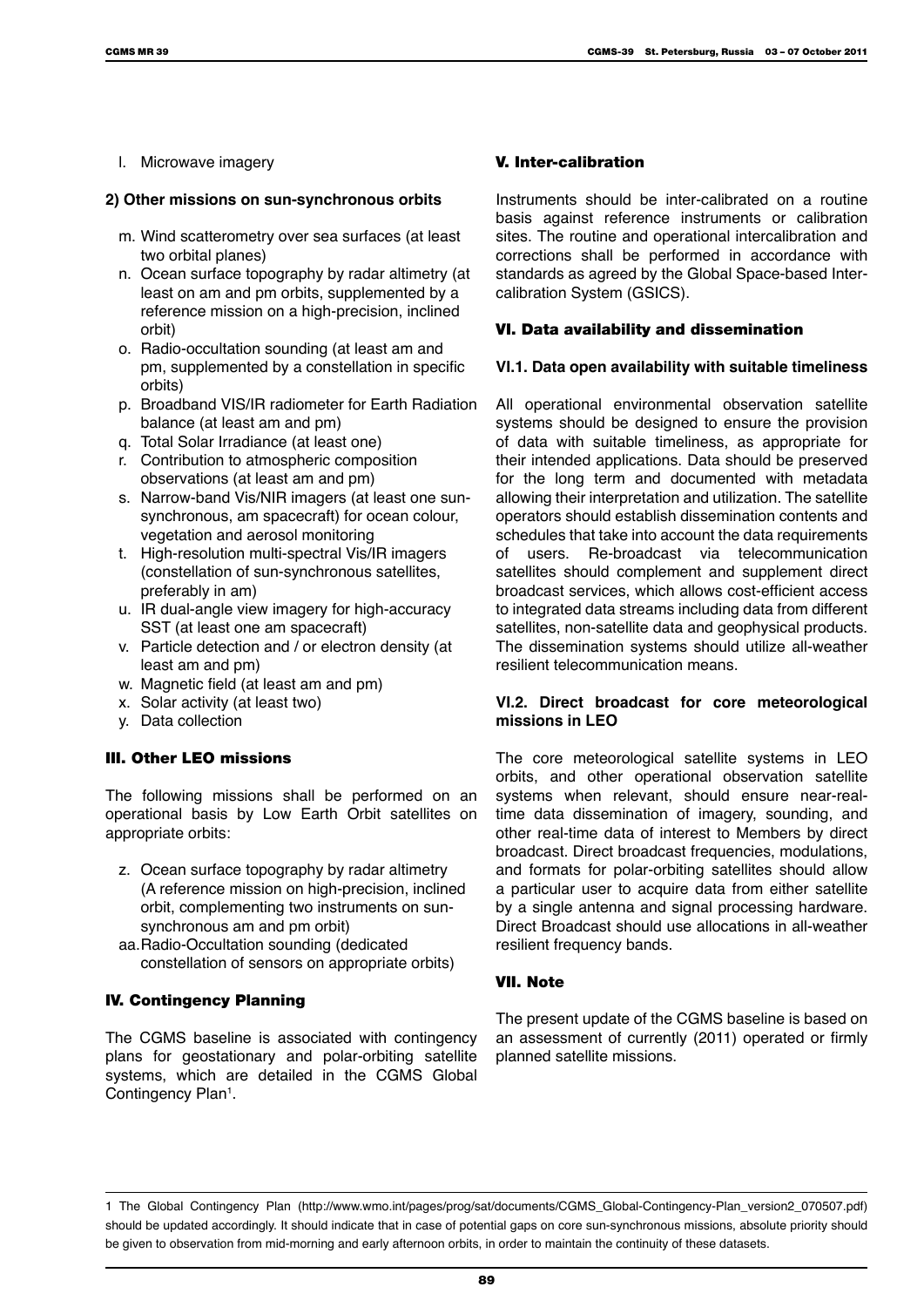l. Microwave imagery

**2) Other missions on sun-synchronous orbits**

m. Wind scatterometry over sea surfaces (at least two orbital planes)
n. Ocean surface topography by radar altimetry (at least on am and pm orbits, supplemented by a reference mission on a high-precision, inclined orbit)
o. Radio-occultation sounding (at least am and pm, supplemented by a constellation in specific orbits)
p. Broadband VIS/IR radiometer for Earth Radiation balance (at least am and pm)
q. Total Solar Irradiance (at least one)
r. Contribution to atmospheric composition observations (at least am and pm)
s. Narrow-band Vis/NIR imagers (at least one sun-synchronous, am spacecraft) for ocean colour, vegetation and aerosol monitoring
t. High-resolution multi-spectral Vis/IR imagers (constellation of sun-synchronous satellites, preferably in am)
u. IR dual-angle view imagery for high-accuracy SST (at least one am spacecraft)
v. Particle detection and / or electron density (at least am and pm)
w. Magnetic field (at least am and pm)
x. Solar activity (at least two)
y. Data collection

## III. Other LEO missions

The following missions shall be performed on an operational basis by Low Earth Orbit satellites on appropriate orbits:

z. Ocean surface topography by radar altimetry (A reference mission on high-precision, inclined orbit, complementing two instruments on sun-synchronous am and pm orbit)
aa. Radio-Occultation sounding (dedicated constellation of sensors on appropriate orbits)

## IV. Contingency Planning

The CGMS baseline is associated with contingency plans for geostationary and polar-orbiting satellite systems, which are detailed in the CGMS Global Contingency Plan[1].

## V. Inter-calibration

Instruments should be inter-calibrated on a routine basis against reference instruments or calibration sites. The routine and operational intercalibration and corrections shall be performed in accordance with standards as agreed by the Global Space-based Inter-calibration System (GSICS).

## VI. Data availability and dissemination

### VI.1. Data open availability with suitable timeliness

All operational environmental observation satellite systems should be designed to ensure the provision of data with suitable timeliness, as appropriate for their intended applications. Data should be preserved for the long term and documented with metadata allowing their interpretation and utilization. The satellite operators should establish dissemination contents and schedules that take into account the data requirements of users. Re-broadcast via telecommunication satellites should complement and supplement direct broadcast services, which allows cost-efficient access to integrated data streams including data from different satellites, non-satellite data and geophysical products. The dissemination systems should utilize all-weather resilient telecommunication means.

### VI.2. Direct broadcast for core meteorological missions in LEO

The core meteorological satellite systems in LEO orbits, and other operational observation satellite systems when relevant, should ensure near-real-time data dissemination of imagery, sounding, and other real-time data of interest to Members by direct broadcast. Direct broadcast frequencies, modulations, and formats for polar-orbiting satellites should allow a particular user to acquire data from either satellite by a single antenna and signal processing hardware. Direct Broadcast should use allocations in all-weather resilient frequency bands.

## VII. Note

The present update of the CGMS baseline is based on an assessment of currently (2011) operated or firmly planned satellite missions.

---

1 The Global Contingency Plan (http://www.wmo.int/pages/prog/sat/documents/CGMS_Global-Contingency-Plan_version2_070507.pdf) should be updated accordingly. It should indicate that in case of potential gaps on core sun-synchronous missions, absolute priority should be given to observation from mid-morning and early afternoon orbits, in order to maintain the continuity of these datasets.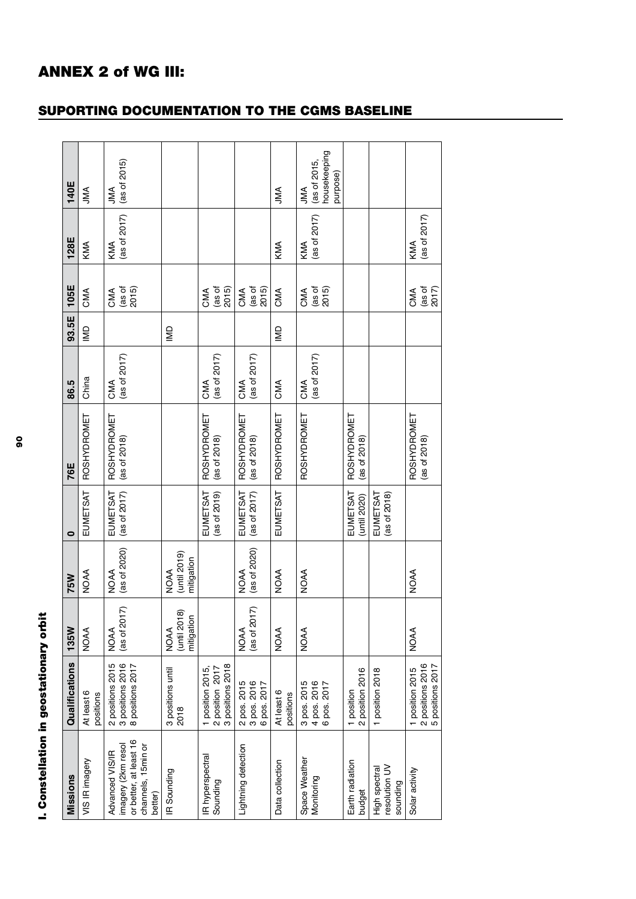# ANNEX 2 of WG III:

## SUPORTING DOCUMENTATION TO THE CGMS BASELINE

### I. Constellation in geostationary orbit

| Missions | Qualifications | 135W | 75W | 0 | 76E | 86.5 | 93.5E | 105E | 128E | 140E |
|---|---|---|---|---|---|---|---|---|---|---|
| VIS IR imagery | At least 6 positions | NOAA | NOAA | EUMETSAT | ROSHYDROMET | China | IMD | CMA | KMA | JMA |
| Advanced VIS/IR imagery (2km resol or better, at least 16 channels, 15min or better) | 2 positions 2015 3 positions 2016 8 positions 2017 | NOAA (as of 2017) | NOAA (as of 2020) | EUMETSAT (as of 2017) | ROSHYDROMET (as of 2018) | CMA (as of 2017) | | CMA (as of 2015) | KMA (as of 2017) | JMA (as of 2015) |
| IR Sounding | 3 positions until 2018 | NOAA (until 2018) mitigation | NOAA (until 2019) mitigation | | | | IMD | | | |
| IR hyperspectral Sounding | 1 position 2015, 2 position 2017 3 positions 2018 | | | EUMETSAT (as of 2019) | ROSHYDROMET (as of 2018) | CMA (as of 2017) | | CMA (as of 2015) | | |
| Lightning detection | 2 pos. 2015 3 pos. 2016 6 pos. 2017 | NOAA (as of 2017) | NOAA (as of 2020) | EUMETSAT (as of 2017) | ROSHYDROMET (as of 2018) | CMA (as of 2017) | | CMA (as of 2015) | | |
| Data collection | At least 6 positions | NOAA | NOAA | EUMETSAT | ROSHYDROMET | CMA | IMD | CMA | KMA | JMA |
| Space Weather Monitoring | 3 pos. 2015 4 pos. 2016 6 pos. 2017 | NOAA | NOAA | | ROSHYDROMET | CMA (as of 2017) | | CMA (as of 2015) | KMA (as of 2017) | JMA (as of 2015, housekeeping purpose) |
| Earth radiation budget | 1 position 2 position 2016 | | | EUMETSAT (until 2020) | ROSHYDROMET (as of 2018) | | | | | |
| High spectral resolution UV sounding | 1 position 2018 | | | EUMETSAT (as of 2018) | | | | | | |
| Solar activity | 1 position 2015 2 positions 2016 5 positions 2017 | NOAA | NOAA | | ROSHYDROMET (as of 2018) | | | CMA (as of 2017) | KMA (as of 2017) | |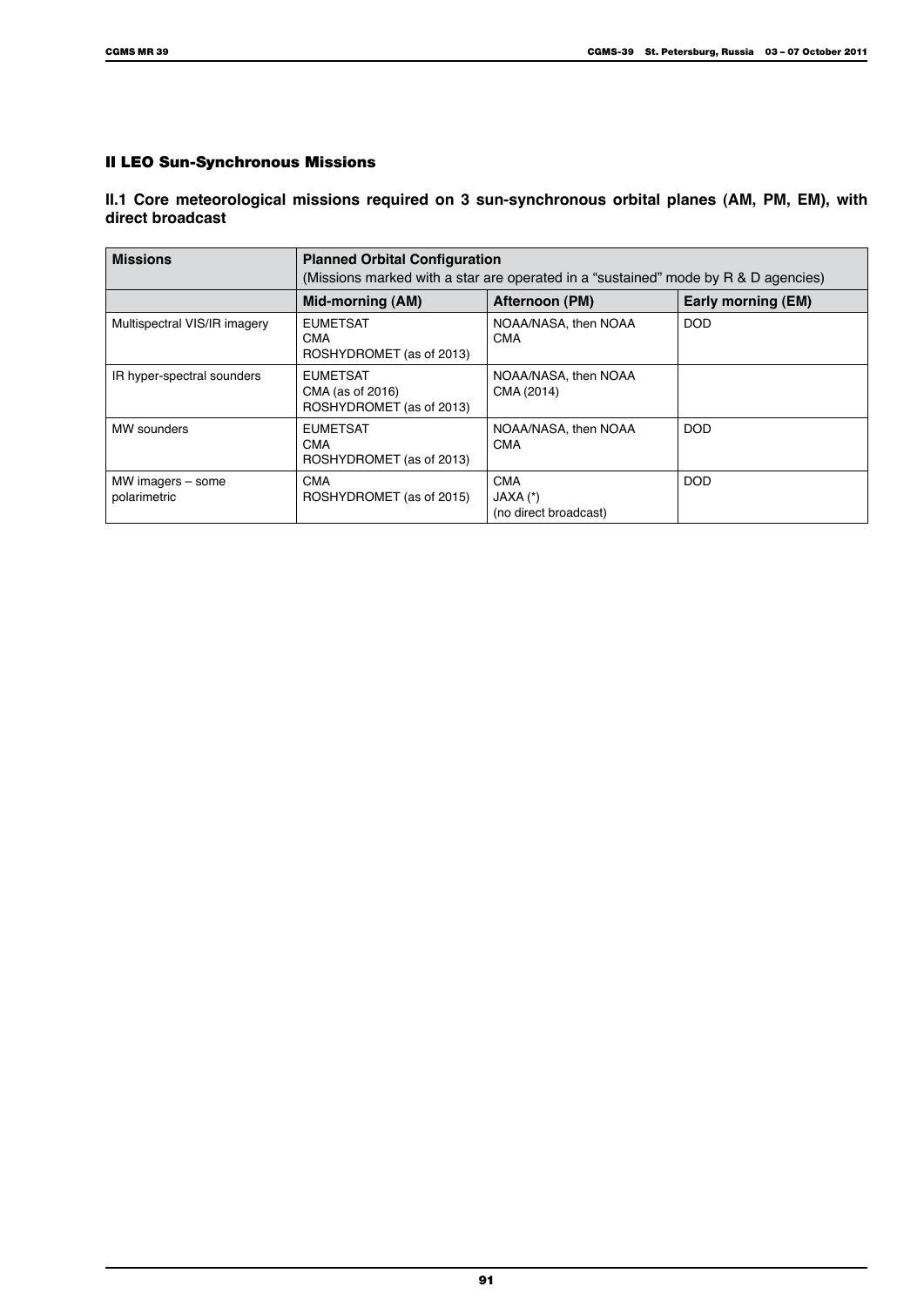## II LEO Sun-Synchronous Missions

### II.1 Core meteorological missions required on 3 sun-synchronous orbital planes (AM, PM, EM), with direct broadcast

| Missions | Planned Orbital Configuration<br>(Missions marked with a star are operated in a "sustained" mode by R & D agencies) | | |
|---|---|---|---|
| | **Mid-morning (AM)** | **Afternoon (PM)** | **Early morning (EM)** |
| Multispectral VIS/IR imagery | EUMETSAT<br>CMA<br>ROSHYDROMET (as of 2013) | NOAA/NASA, then NOAA<br>CMA | DOD |
| IR hyper-spectral sounders | EUMETSAT<br>CMA (as of 2016)<br>ROSHYDROMET (as of 2013) | NOAA/NASA, then NOAA<br>CMA (2014) | |
| MW sounders | EUMETSAT<br>CMA<br>ROSHYDROMET (as of 2013) | NOAA/NASA, then NOAA<br>CMA | DOD |
| MW imagers – some polarimetric | CMA<br>ROSHYDROMET (as of 2015) | CMA<br>JAXA (*)<br>(no direct broadcast) | DOD |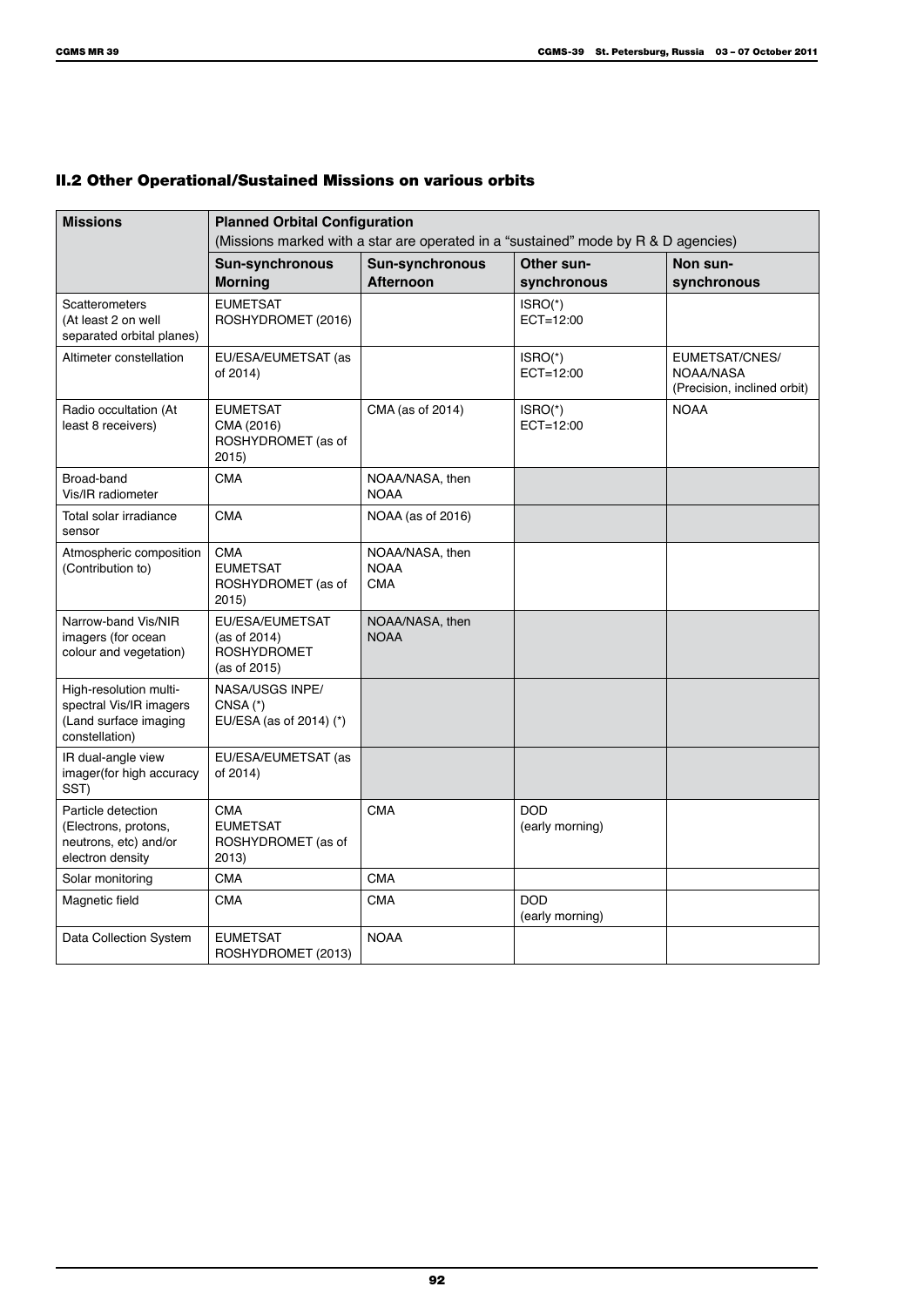## II.2 Other Operational/Sustained Missions on various orbits

| Missions | Planned Orbital Configuration (Missions marked with a star are operated in a "sustained" mode by R & D agencies) | | | |
|---|---|---|---|---|
| | **Sun-synchronous Morning** | **Sun-synchronous Afternoon** | **Other sun-synchronous** | **Non sun-synchronous** |
| Scatterometers (At least 2 on well separated orbital planes) | EUMETSAT ROSHYDROMET (2016) | | ISRO(*) ECT=12:00 | |
| Altimeter constellation | EU/ESA/EUMETSAT (as of 2014) | | ISRO(*) ECT=12:00 | EUMETSAT/CNES/ NOAA/NASA (Precision, inclined orbit) |
| Radio occultation (At least 8 receivers) | EUMETSAT CMA (2016) ROSHYDROMET (as of 2015) | CMA (as of 2014) | ISRO(*) ECT=12:00 | NOAA |
| Broad-band Vis/IR radiometer | CMA | NOAA/NASA, then NOAA | | |
| Total solar irradiance sensor | CMA | NOAA (as of 2016) | | |
| Atmospheric composition (Contribution to) | CMA EUMETSAT ROSHYDROMET (as of 2015) | NOAA/NASA, then NOAA CMA | | |
| Narrow-band Vis/NIR imagers (for ocean colour and vegetation) | EU/ESA/EUMETSAT (as of 2014) ROSHYDROMET (as of 2015) | NOAA/NASA, then NOAA | | |
| High-resolution multi-spectral Vis/IR imagers (Land surface imaging constellation) | NASA/USGS INPE/ CNSA (*) EU/ESA (as of 2014) (*) | | | |
| IR dual-angle view imager(for high accuracy SST) | EU/ESA/EUMETSAT (as of 2014) | | | |
| Particle detection (Electrons, protons, neutrons, etc) and/or electron density | CMA EUMETSAT ROSHYDROMET (as of 2013) | CMA | DOD (early morning) | |
| Solar monitoring | CMA | CMA | | |
| Magnetic field | CMA | CMA | DOD (early morning) | |
| Data Collection System | EUMETSAT ROSHYDROMET (2013) | NOAA | | |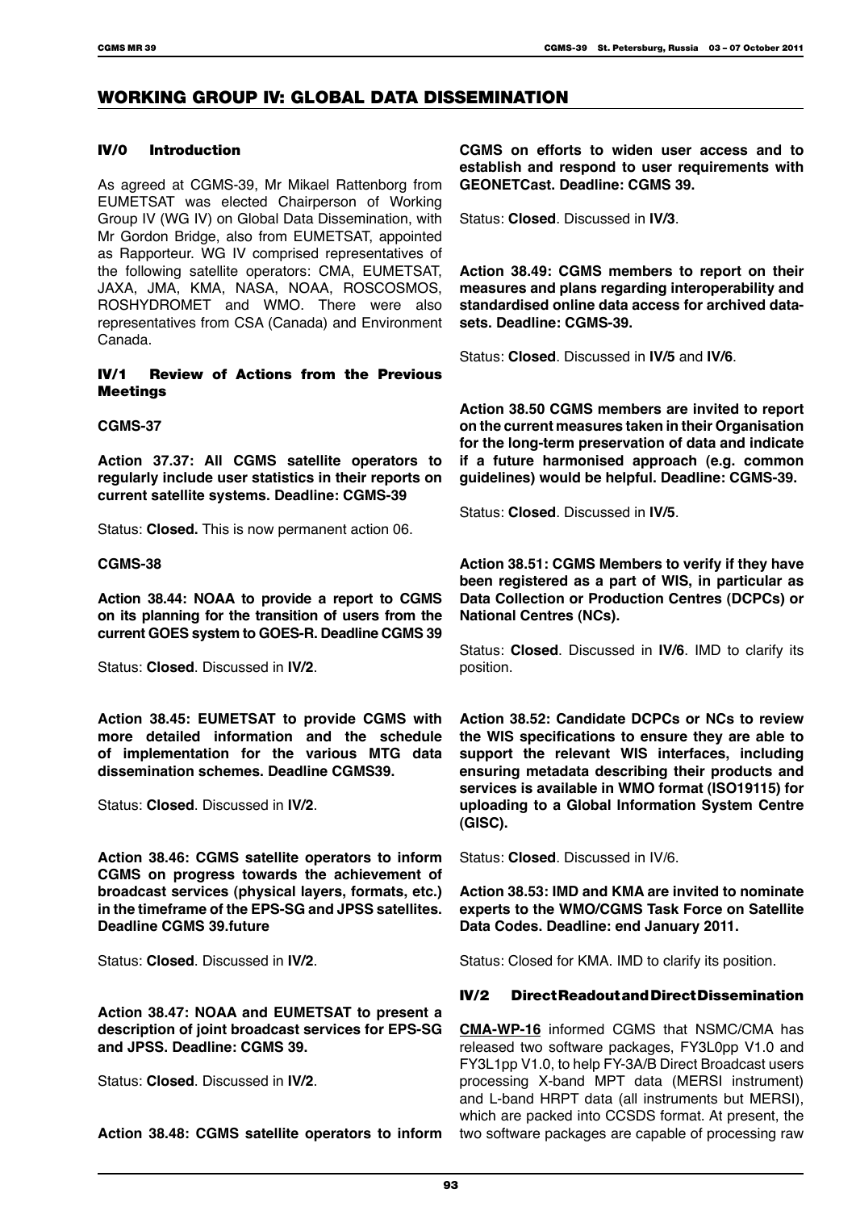## WORKING GROUP IV: GLOBAL DATA DISSEMINATION

### IV/0 Introduction

As agreed at CGMS-39, Mr Mikael Rattenborg from EUMETSAT was elected Chairperson of Working Group IV (WG IV) on Global Data Dissemination, with Mr Gordon Bridge, also from EUMETSAT, appointed as Rapporteur. WG IV comprised representatives of the following satellite operators: CMA, EUMETSAT, JAXA, JMA, KMA, NASA, NOAA, ROSCOSMOS, ROSHYDROMET and WMO. There were also representatives from CSA (Canada) and Environment Canada.

### IV/1 Review of Actions from the Previous Meetings

**CGMS-37**

**Action 37.37: All CGMS satellite operators to regularly include user statistics in their reports on current satellite systems. Deadline: CGMS-39**

Status: **Closed.** This is now permanent action 06.

**CGMS-38**

**Action 38.44: NOAA to provide a report to CGMS on its planning for the transition of users from the current GOES system to GOES-R. Deadline CGMS 39**

Status: **Closed**. Discussed in **IV/2**.

**Action 38.45: EUMETSAT to provide CGMS with more detailed information and the schedule of implementation for the various MTG data dissemination schemes. Deadline CGMS39.**

Status: **Closed**. Discussed in **IV/2**.

**Action 38.46: CGMS satellite operators to inform CGMS on progress towards the achievement of broadcast services (physical layers, formats, etc.) in the timeframe of the EPS-SG and JPSS satellites. Deadline CGMS 39.future**

Status: **Closed**. Discussed in **IV/2**.

**Action 38.47: NOAA and EUMETSAT to present a description of joint broadcast services for EPS-SG and JPSS. Deadline: CGMS 39.**

Status: **Closed**. Discussed in **IV/2**.

**Action 38.48: CGMS satellite operators to inform CGMS on efforts to widen user access and to establish and respond to user requirements with GEONETCast. Deadline: CGMS 39.**

Status: **Closed**. Discussed in **IV/3**.

**Action 38.49: CGMS members to report on their measures and plans regarding interoperability and standardised online data access for archived datasets. Deadline: CGMS-39.**

Status: **Closed**. Discussed in **IV/5** and **IV/6**.

**Action 38.50 CGMS members are invited to report on the current measures taken in their Organisation for the long-term preservation of data and indicate if a future harmonised approach (e.g. common guidelines) would be helpful. Deadline: CGMS-39.**

Status: **Closed**. Discussed in **IV/5**.

**Action 38.51: CGMS Members to verify if they have been registered as a part of WIS, in particular as Data Collection or Production Centres (DCPCs) or National Centres (NCs).**

Status: **Closed**. Discussed in **IV/6**. IMD to clarify its position.

**Action 38.52: Candidate DCPCs or NCs to review the WIS specifications to ensure they are able to support the relevant WIS interfaces, including ensuring metadata describing their products and services is available in WMO format (ISO19115) for uploading to a Global Information System Centre (GISC).**

Status: **Closed**. Discussed in IV/6.

**Action 38.53: IMD and KMA are invited to nominate experts to the WMO/CGMS Task Force on Satellite Data Codes. Deadline: end January 2011.**

Status: Closed for KMA. IMD to clarify its position.

### IV/2 Direct Readout and Direct Dissemination

**CMA-WP-16** informed CGMS that NSMC/CMA has released two software packages, FY3L0pp V1.0 and FY3L1pp V1.0, to help FY-3A/B Direct Broadcast users processing X-band MPT data (MERSI instrument) and L-band HRPT data (all instruments but MERSI), which are packed into CCSDS format. At present, the two software packages are capable of processing raw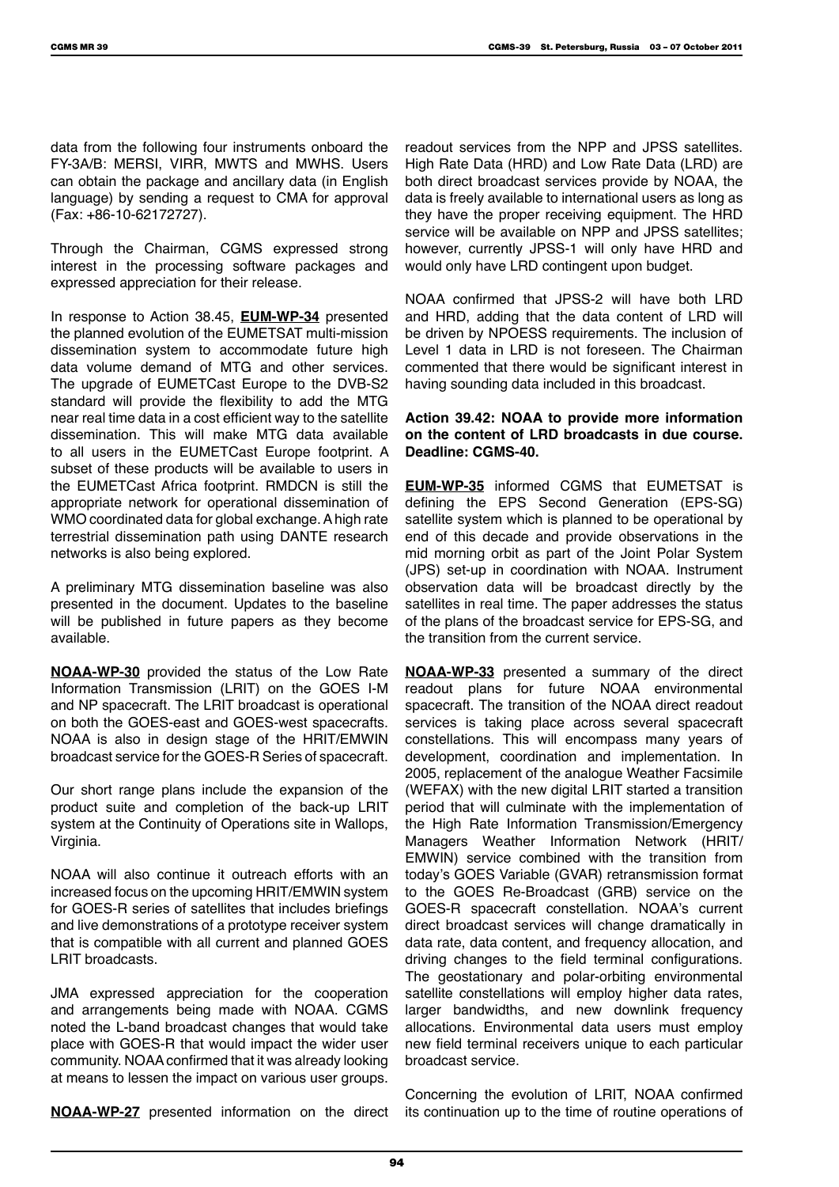data from the following four instruments onboard the FY-3A/B: MERSI, VIRR, MWTS and MWHS. Users can obtain the package and ancillary data (in English language) by sending a request to CMA for approval (Fax: +86-10-62172727).

Through the Chairman, CGMS expressed strong interest in the processing software packages and expressed appreciation for their release.

In response to Action 38.45, **EUM-WP-34** presented the planned evolution of the EUMETSAT multi-mission dissemination system to accommodate future high data volume demand of MTG and other services. The upgrade of EUMETCast Europe to the DVB-S2 standard will provide the flexibility to add the MTG near real time data in a cost efficient way to the satellite dissemination. This will make MTG data available to all users in the EUMETCast Europe footprint. A subset of these products will be available to users in the EUMETCast Africa footprint. RMDCN is still the appropriate network for operational dissemination of WMO coordinated data for global exchange. A high rate terrestrial dissemination path using DANTE research networks is also being explored.

A preliminary MTG dissemination baseline was also presented in the document. Updates to the baseline will be published in future papers as they become available.

**NOAA-WP-30** provided the status of the Low Rate Information Transmission (LRIT) on the GOES I-M and NP spacecraft. The LRIT broadcast is operational on both the GOES-east and GOES-west spacecrafts. NOAA is also in design stage of the HRIT/EMWIN broadcast service for the GOES-R Series of spacecraft.

Our short range plans include the expansion of the product suite and completion of the back-up LRIT system at the Continuity of Operations site in Wallops, Virginia.

NOAA will also continue it outreach efforts with an increased focus on the upcoming HRIT/EMWIN system for GOES-R series of satellites that includes briefings and live demonstrations of a prototype receiver system that is compatible with all current and planned GOES LRIT broadcasts.

JMA expressed appreciation for the cooperation and arrangements being made with NOAA. CGMS noted the L-band broadcast changes that would take place with GOES-R that would impact the wider user community. NOAA confirmed that it was already looking at means to lessen the impact on various user groups.

**NOAA-WP-27** presented information on the direct readout services from the NPP and JPSS satellites. High Rate Data (HRD) and Low Rate Data (LRD) are both direct broadcast services provide by NOAA, the data is freely available to international users as long as they have the proper receiving equipment. The HRD service will be available on NPP and JPSS satellites; however, currently JPSS-1 will only have HRD and would only have LRD contingent upon budget.

NOAA confirmed that JPSS-2 will have both LRD and HRD, adding that the data content of LRD will be driven by NPOESS requirements. The inclusion of Level 1 data in LRD is not foreseen. The Chairman commented that there would be significant interest in having sounding data included in this broadcast.

**Action 39.42: NOAA to provide more information on the content of LRD broadcasts in due course. Deadline: CGMS-40.**

**EUM-WP-35** informed CGMS that EUMETSAT is defining the EPS Second Generation (EPS-SG) satellite system which is planned to be operational by end of this decade and provide observations in the mid morning orbit as part of the Joint Polar System (JPS) set-up in coordination with NOAA. Instrument observation data will be broadcast directly by the satellites in real time. The paper addresses the status of the plans of the broadcast service for EPS-SG, and the transition from the current service.

**NOAA-WP-33** presented a summary of the direct readout plans for future NOAA environmental spacecraft. The transition of the NOAA direct readout services is taking place across several spacecraft constellations. This will encompass many years of development, coordination and implementation. In 2005, replacement of the analogue Weather Facsimile (WEFAX) with the new digital LRIT started a transition period that will culminate with the implementation of the High Rate Information Transmission/Emergency Managers Weather Information Network (HRIT/EMWIN) service combined with the transition from today's GOES Variable (GVAR) retransmission format to the GOES Re-Broadcast (GRB) service on the GOES-R spacecraft constellation. NOAA's current direct broadcast services will change dramatically in data rate, data content, and frequency allocation, and driving changes to the field terminal configurations. The geostationary and polar-orbiting environmental satellite constellations will employ higher data rates, larger bandwidths, and new downlink frequency allocations. Environmental data users must employ new field terminal receivers unique to each particular broadcast service.

Concerning the evolution of LRIT, NOAA confirmed its continuation up to the time of routine operations of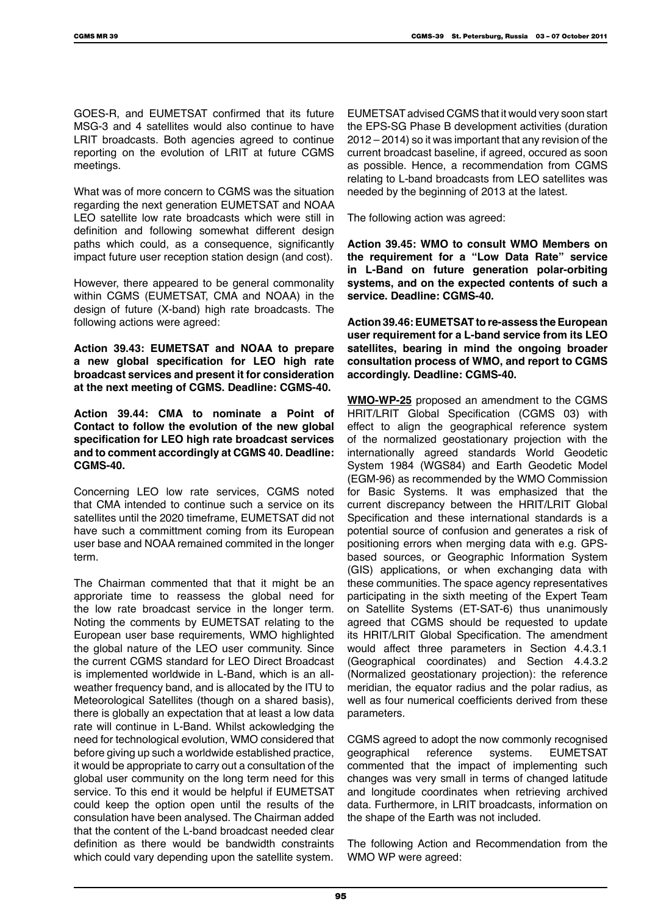GOES-R, and EUMETSAT confirmed that its future MSG-3 and 4 satellites would also continue to have LRIT broadcasts. Both agencies agreed to continue reporting on the evolution of LRIT at future CGMS meetings.

What was of more concern to CGMS was the situation regarding the next generation EUMETSAT and NOAA LEO satellite low rate broadcasts which were still in definition and following somewhat different design paths which could, as a consequence, significantly impact future user reception station design (and cost).

However, there appeared to be general commonality within CGMS (EUMETSAT, CMA and NOAA) in the design of future (X-band) high rate broadcasts. The following actions were agreed:

**Action 39.43: EUMETSAT and NOAA to prepare a new global specification for LEO high rate broadcast services and present it for consideration at the next meeting of CGMS. Deadline: CGMS-40.**

**Action 39.44: CMA to nominate a Point of Contact to follow the evolution of the new global specification for LEO high rate broadcast services and to comment accordingly at CGMS 40. Deadline: CGMS-40.**

Concerning LEO low rate services, CGMS noted that CMA intended to continue such a service on its satellites until the 2020 timeframe, EUMETSAT did not have such a committment coming from its European user base and NOAA remained commited in the longer term.

The Chairman commented that that it might be an approriate time to reassess the global need for the low rate broadcast service in the longer term. Noting the comments by EUMETSAT relating to the European user base requirements, WMO highlighted the global nature of the LEO user community. Since the current CGMS standard for LEO Direct Broadcast is implemented worldwide in L-Band, which is an all-weather frequency band, and is allocated by the ITU to Meteorological Satellites (though on a shared basis), there is globally an expectation that at least a low data rate will continue in L-Band. Whilst ackowledging the need for technological evolution, WMO considered that before giving up such a worldwide established practice, it would be appropriate to carry out a consultation of the global user community on the long term need for this service. To this end it would be helpful if EUMETSAT could keep the option open until the results of the consulation have been analysed. The Chairman added that the content of the L-band broadcast needed clear definition as there would be bandwidth constraints which could vary depending upon the satellite system.

EUMETSAT advised CGMS that it would very soon start the EPS-SG Phase B development activities (duration 2012 – 2014) so it was important that any revision of the current broadcast baseline, if agreed, occured as soon as possible. Hence, a recommendation from CGMS relating to L-band broadcasts from LEO satellites was needed by the beginning of 2013 at the latest.

The following action was agreed:

**Action 39.45: WMO to consult WMO Members on the requirement for a "Low Data Rate" service in L-Band on future generation polar-orbiting systems, and on the expected contents of such a service. Deadline: CGMS-40.**

**Action 39.46: EUMETSAT to re-assess the European user requirement for a L-band service from its LEO satellites, bearing in mind the ongoing broader consultation process of WMO, and report to CGMS accordingly. Deadline: CGMS-40.**

**WMO-WP-25** proposed an amendment to the CGMS HRIT/LRIT Global Specification (CGMS 03) with effect to align the geographical reference system of the normalized geostationary projection with the internationally agreed standards World Geodetic System 1984 (WGS84) and Earth Geodetic Model (EGM-96) as recommended by the WMO Commission for Basic Systems. It was emphasized that the current discrepancy between the HRIT/LRIT Global Specification and these international standards is a potential source of confusion and generates a risk of positioning errors when merging data with e.g. GPS-based sources, or Geographic Information System (GIS) applications, or when exchanging data with these communities. The space agency representatives participating in the sixth meeting of the Expert Team on Satellite Systems (ET-SAT-6) thus unanimously agreed that CGMS should be requested to update its HRIT/LRIT Global Specification. The amendment would affect three parameters in Section 4.4.3.1 (Geographical coordinates) and Section 4.4.3.2 (Normalized geostationary projection): the reference meridian, the equator radius and the polar radius, as well as four numerical coefficients derived from these parameters.

CGMS agreed to adopt the now commonly recognised geographical reference systems. EUMETSAT commented that the impact of implementing such changes was very small in terms of changed latitude and longitude coordinates when retrieving archived data. Furthermore, in LRIT broadcasts, information on the shape of the Earth was not included.

The following Action and Recommendation from the WMO WP were agreed: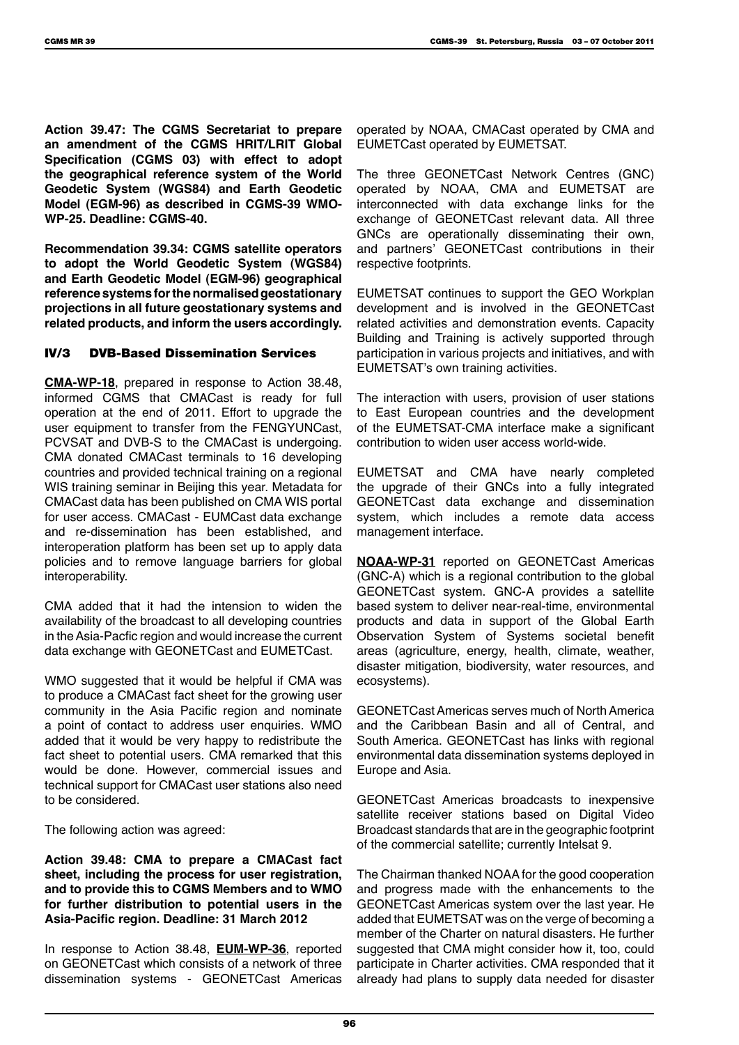**Action 39.47: The CGMS Secretariat to prepare an amendment of the CGMS HRIT/LRIT Global Specification (CGMS 03) with effect to adopt the geographical reference system of the World Geodetic System (WGS84) and Earth Geodetic Model (EGM-96) as described in CGMS-39 WMO-WP-25. Deadline: CGMS-40.**

**Recommendation 39.34: CGMS satellite operators to adopt the World Geodetic System (WGS84) and Earth Geodetic Model (EGM-96) geographical reference systems for the normalised geostationary projections in all future geostationary systems and related products, and inform the users accordingly.**

### IV/3 DVB-Based Dissemination Services

**CMA-WP-18**, prepared in response to Action 38.48, informed CGMS that CMACast is ready for full operation at the end of 2011. Effort to upgrade the user equipment to transfer from the FENGYUNCast, PCVSAT and DVB-S to the CMACast is undergoing. CMA donated CMACast terminals to 16 developing countries and provided technical training on a regional WIS training seminar in Beijing this year. Metadata for CMACast data has been published on CMA WIS portal for user access. CMACast - EUMCast data exchange and re-dissemination has been established, and interoperation platform has been set up to apply data policies and to remove language barriers for global interoperability.

CMA added that it had the intension to widen the availability of the broadcast to all developing countries in the Asia-Pacfic region and would increase the current data exchange with GEONETCast and EUMETCast.

WMO suggested that it would be helpful if CMA was to produce a CMACast fact sheet for the growing user community in the Asia Pacific region and nominate a point of contact to address user enquiries. WMO added that it would be very happy to redistribute the fact sheet to potential users. CMA remarked that this would be done. However, commercial issues and technical support for CMACast user stations also need to be considered.

The following action was agreed:

**Action 39.48: CMA to prepare a CMACast fact sheet, including the process for user registration, and to provide this to CGMS Members and to WMO for further distribution to potential users in the Asia-Pacific region. Deadline: 31 March 2012**

In response to Action 38.48, **EUM-WP-36**, reported on GEONETCast which consists of a network of three dissemination systems - GEONETCast Americas operated by NOAA, CMACast operated by CMA and EUMETCast operated by EUMETSAT.

The three GEONETCast Network Centres (GNC) operated by NOAA, CMA and EUMETSAT are interconnected with data exchange links for the exchange of GEONETCast relevant data. All three GNCs are operationally disseminating their own, and partners' GEONETCast contributions in their respective footprints.

EUMETSAT continues to support the GEO Workplan development and is involved in the GEONETCast related activities and demonstration events. Capacity Building and Training is actively supported through participation in various projects and initiatives, and with EUMETSAT's own training activities.

The interaction with users, provision of user stations to East European countries and the development of the EUMETSAT-CMA interface make a significant contribution to widen user access world-wide.

EUMETSAT and CMA have nearly completed the upgrade of their GNCs into a fully integrated GEONETCast data exchange and dissemination system, which includes a remote data access management interface.

**NOAA-WP-31** reported on GEONETCast Americas (GNC-A) which is a regional contribution to the global GEONETCast system. GNC-A provides a satellite based system to deliver near-real-time, environmental products and data in support of the Global Earth Observation System of Systems societal benefit areas (agriculture, energy, health, climate, weather, disaster mitigation, biodiversity, water resources, and ecosystems).

GEONETCast Americas serves much of North America and the Caribbean Basin and all of Central, and South America. GEONETCast has links with regional environmental data dissemination systems deployed in Europe and Asia.

GEONETCast Americas broadcasts to inexpensive satellite receiver stations based on Digital Video Broadcast standards that are in the geographic footprint of the commercial satellite; currently Intelsat 9.

The Chairman thanked NOAA for the good cooperation and progress made with the enhancements to the GEONETCast Americas system over the last year. He added that EUMETSAT was on the verge of becoming a member of the Charter on natural disasters. He further suggested that CMA might consider how it, too, could participate in Charter activities. CMA responded that it already had plans to supply data needed for disaster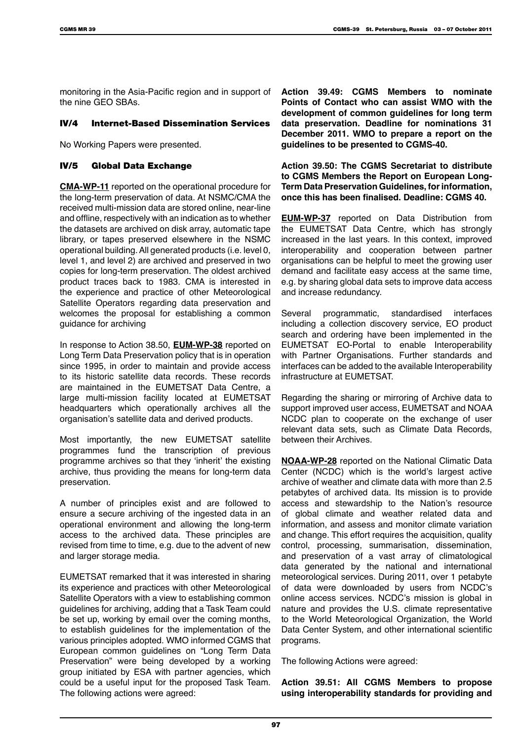monitoring in the Asia-Pacific region and in support of the nine GEO SBAs.

### IV/4 Internet-Based Dissemination Services

No Working Papers were presented.

### IV/5 Global Data Exchange

**CMA-WP-11** reported on the operational procedure for the long-term preservation of data. At NSMC/CMA the received multi-mission data are stored online, near-line and offline, respectively with an indication as to whether the datasets are archived on disk array, automatic tape library, or tapes preserved elsewhere in the NSMC operational building. All generated products (i.e. level 0, level 1, and level 2) are archived and preserved in two copies for long-term preservation. The oldest archived product traces back to 1983. CMA is interested in the experience and practice of other Meteorological Satellite Operators regarding data preservation and welcomes the proposal for establishing a common guidance for archiving

In response to Action 38.50, **EUM-WP-38** reported on Long Term Data Preservation policy that is in operation since 1995, in order to maintain and provide access to its historic satellite data records. These records are maintained in the EUMETSAT Data Centre, a large multi-mission facility located at EUMETSAT headquarters which operationally archives all the organisation's satellite data and derived products.

Most importantly, the new EUMETSAT satellite programmes fund the transcription of previous programme archives so that they 'inherit' the existing archive, thus providing the means for long-term data preservation.

A number of principles exist and are followed to ensure a secure archiving of the ingested data in an operational environment and allowing the long-term access to the archived data. These principles are revised from time to time, e.g. due to the advent of new and larger storage media.

EUMETSAT remarked that it was interested in sharing its experience and practices with other Meteorological Satellite Operators with a view to establishing common guidelines for archiving, adding that a Task Team could be set up, working by email over the coming months, to establish guidelines for the implementation of the various principles adopted. WMO informed CGMS that European common guidelines on "Long Term Data Preservation" were being developed by a working group initiated by ESA with partner agencies, which could be a useful input for the proposed Task Team. The following actions were agreed:

**Action 39.49: CGMS Members to nominate Points of Contact who can assist WMO with the development of common guidelines for long term data preservation. Deadline for nominations 31 December 2011. WMO to prepare a report on the guidelines to be presented to CGMS-40.**

**Action 39.50: The CGMS Secretariat to distribute to CGMS Members the Report on European Long-Term Data Preservation Guidelines, for information, once this has been finalised. Deadline: CGMS 40.**

**EUM-WP-37** reported on Data Distribution from the EUMETSAT Data Centre, which has strongly increased in the last years. In this context, improved interoperability and cooperation between partner organisations can be helpful to meet the growing user demand and facilitate easy access at the same time, e.g. by sharing global data sets to improve data access and increase redundancy.

Several programmatic, standardised interfaces including a collection discovery service, EO product search and ordering have been implemented in the EUMETSAT EO-Portal to enable Interoperability with Partner Organisations. Further standards and interfaces can be added to the available Interoperability infrastructure at EUMETSAT.

Regarding the sharing or mirroring of Archive data to support improved user access, EUMETSAT and NOAA NCDC plan to cooperate on the exchange of user relevant data sets, such as Climate Data Records, between their Archives.

**NOAA-WP-28** reported on the National Climatic Data Center (NCDC) which is the world's largest active archive of weather and climate data with more than 2.5 petabytes of archived data. Its mission is to provide access and stewardship to the Nation's resource of global climate and weather related data and information, and assess and monitor climate variation and change. This effort requires the acquisition, quality control, processing, summarisation, dissemination, and preservation of a vast array of climatological data generated by the national and international meteorological services. During 2011, over 1 petabyte of data were downloaded by users from NCDC's online access services. NCDC's mission is global in nature and provides the U.S. climate representative to the World Meteorological Organization, the World Data Center System, and other international scientific programs.

The following Actions were agreed:

**Action 39.51: All CGMS Members to propose using interoperability standards for providing and**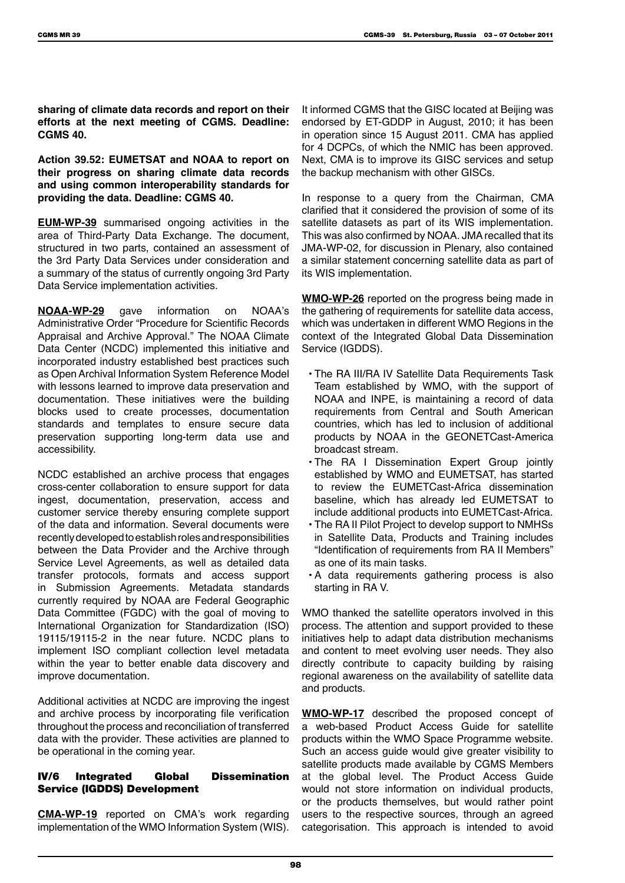**sharing of climate data records and report on their efforts at the next meeting of CGMS. Deadline: CGMS 40.**

**Action 39.52: EUMETSAT and NOAA to report on their progress on sharing climate data records and using common interoperability standards for providing the data. Deadline: CGMS 40.**

**EUM-WP-39** summarised ongoing activities in the area of Third-Party Data Exchange. The document, structured in two parts, contained an assessment of the 3rd Party Data Services under consideration and a summary of the status of currently ongoing 3rd Party Data Service implementation activities.

**NOAA-WP-29** gave information on NOAA's Administrative Order "Procedure for Scientific Records Appraisal and Archive Approval." The NOAA Climate Data Center (NCDC) implemented this initiative and incorporated industry established best practices such as Open Archival Information System Reference Model with lessons learned to improve data preservation and documentation. These initiatives were the building blocks used to create processes, documentation standards and templates to ensure secure data preservation supporting long-term data use and accessibility.

NCDC established an archive process that engages cross-center collaboration to ensure support for data ingest, documentation, preservation, access and customer service thereby ensuring complete support of the data and information. Several documents were recently developed to establish roles and responsibilities between the Data Provider and the Archive through Service Level Agreements, as well as detailed data transfer protocols, formats and access support in Submission Agreements. Metadata standards currently required by NOAA are Federal Geographic Data Committee (FGDC) with the goal of moving to International Organization for Standardization (ISO) 19115/19115-2 in the near future. NCDC plans to implement ISO compliant collection level metadata within the year to better enable data discovery and improve documentation.

Additional activities at NCDC are improving the ingest and archive process by incorporating file verification throughout the process and reconciliation of transferred data with the provider. These activities are planned to be operational in the coming year.

## IV/6 Integrated Global Dissemination Service (IGDDS) Development

**CMA-WP-19** reported on CMA's work regarding implementation of the WMO Information System (WIS). It informed CGMS that the GISC located at Beijing was endorsed by ET-GDDP in August, 2010; it has been in operation since 15 August 2011. CMA has applied for 4 DCPCs, of which the NMIC has been approved. Next, CMA is to improve its GISC services and setup the backup mechanism with other GISCs.

In response to a query from the Chairman, CMA clarified that it considered the provision of some of its satellite datasets as part of its WIS implementation. This was also confirmed by NOAA. JMA recalled that its JMA-WP-02, for discussion in Plenary, also contained a similar statement concerning satellite data as part of its WIS implementation.

**WMO-WP-26** reported on the progress being made in the gathering of requirements for satellite data access, which was undertaken in different WMO Regions in the context of the Integrated Global Data Dissemination Service (IGDDS).

- The RA III/RA IV Satellite Data Requirements Task Team established by WMO, with the support of NOAA and INPE, is maintaining a record of data requirements from Central and South American countries, which has led to inclusion of additional products by NOAA in the GEONETCast-America broadcast stream.
- The RA I Dissemination Expert Group jointly established by WMO and EUMETSAT, has started to review the EUMETCast-Africa dissemination baseline, which has already led EUMETSAT to include additional products into EUMETCast-Africa.
- The RA II Pilot Project to develop support to NMHSs in Satellite Data, Products and Training includes "Identification of requirements from RA II Members" as one of its main tasks.
- A data requirements gathering process is also starting in RA V.

WMO thanked the satellite operators involved in this process. The attention and support provided to these initiatives help to adapt data distribution mechanisms and content to meet evolving user needs. They also directly contribute to capacity building by raising regional awareness on the availability of satellite data and products.

**WMO-WP-17** described the proposed concept of a web-based Product Access Guide for satellite products within the WMO Space Programme website. Such an access guide would give greater visibility to satellite products made available by CGMS Members at the global level. The Product Access Guide would not store information on individual products, or the products themselves, but would rather point users to the respective sources, through an agreed categorisation. This approach is intended to avoid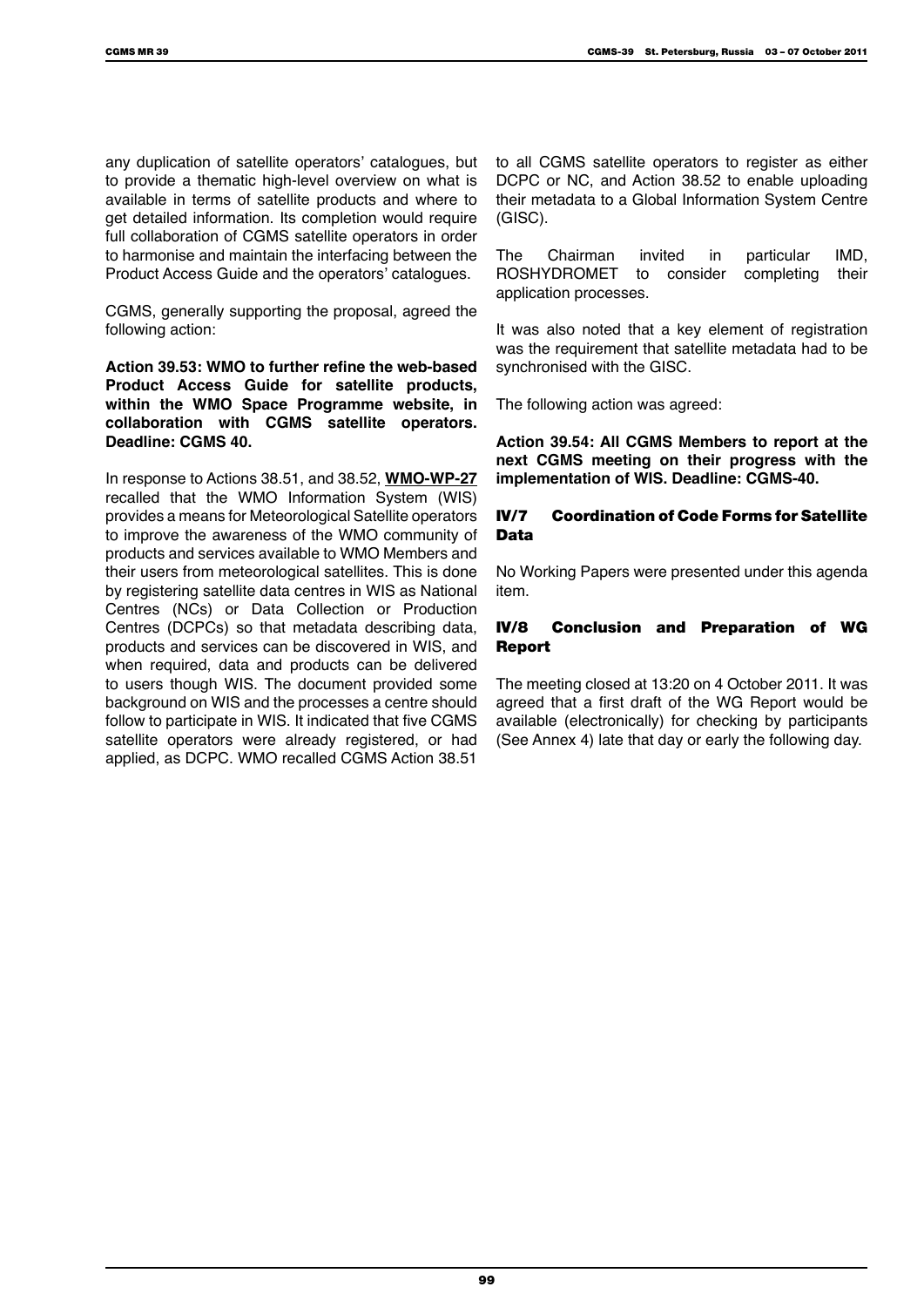any duplication of satellite operators' catalogues, but to provide a thematic high-level overview on what is available in terms of satellite products and where to get detailed information. Its completion would require full collaboration of CGMS satellite operators in order to harmonise and maintain the interfacing between the Product Access Guide and the operators' catalogues.

CGMS, generally supporting the proposal, agreed the following action:

**Action 39.53: WMO to further refine the web-based Product Access Guide for satellite products, within the WMO Space Programme website, in collaboration with CGMS satellite operators. Deadline: CGMS 40.**

In response to Actions 38.51, and 38.52, **WMO-WP-27** recalled that the WMO Information System (WIS) provides a means for Meteorological Satellite operators to improve the awareness of the WMO community of products and services available to WMO Members and their users from meteorological satellites. This is done by registering satellite data centres in WIS as National Centres (NCs) or Data Collection or Production Centres (DCPCs) so that metadata describing data, products and services can be discovered in WIS, and when required, data and products can be delivered to users though WIS. The document provided some background on WIS and the processes a centre should follow to participate in WIS. It indicated that five CGMS satellite operators were already registered, or had applied, as DCPC. WMO recalled CGMS Action 38.51 to all CGMS satellite operators to register as either DCPC or NC, and Action 38.52 to enable uploading their metadata to a Global Information System Centre (GISC).

The Chairman invited in particular IMD, ROSHYDROMET to consider completing their application processes.

It was also noted that a key element of registration was the requirement that satellite metadata had to be synchronised with the GISC.

The following action was agreed:

**Action 39.54: All CGMS Members to report at the next CGMS meeting on their progress with the implementation of WIS. Deadline: CGMS-40.**

## IV/7 Coordination of Code Forms for Satellite Data

No Working Papers were presented under this agenda item.

## IV/8 Conclusion and Preparation of WG Report

The meeting closed at 13:20 on 4 October 2011. It was agreed that a first draft of the WG Report would be available (electronically) for checking by participants (See Annex 4) late that day or early the following day.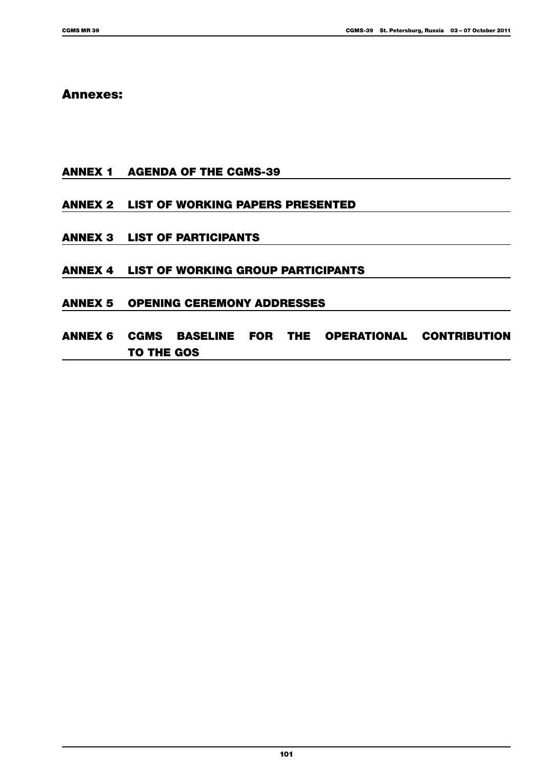# Annexes:

## ANNEX 1 AGENDA OF THE CGMS-39

## ANNEX 2 LIST OF WORKING PAPERS PRESENTED

## ANNEX 3 LIST OF PARTICIPANTS

## ANNEX 4 LIST OF WORKING GROUP PARTICIPANTS

## ANNEX 5 OPENING CEREMONY ADDRESSES

## ANNEX 6 CGMS BASELINE FOR THE OPERATIONAL CONTRIBUTION TO THE GOS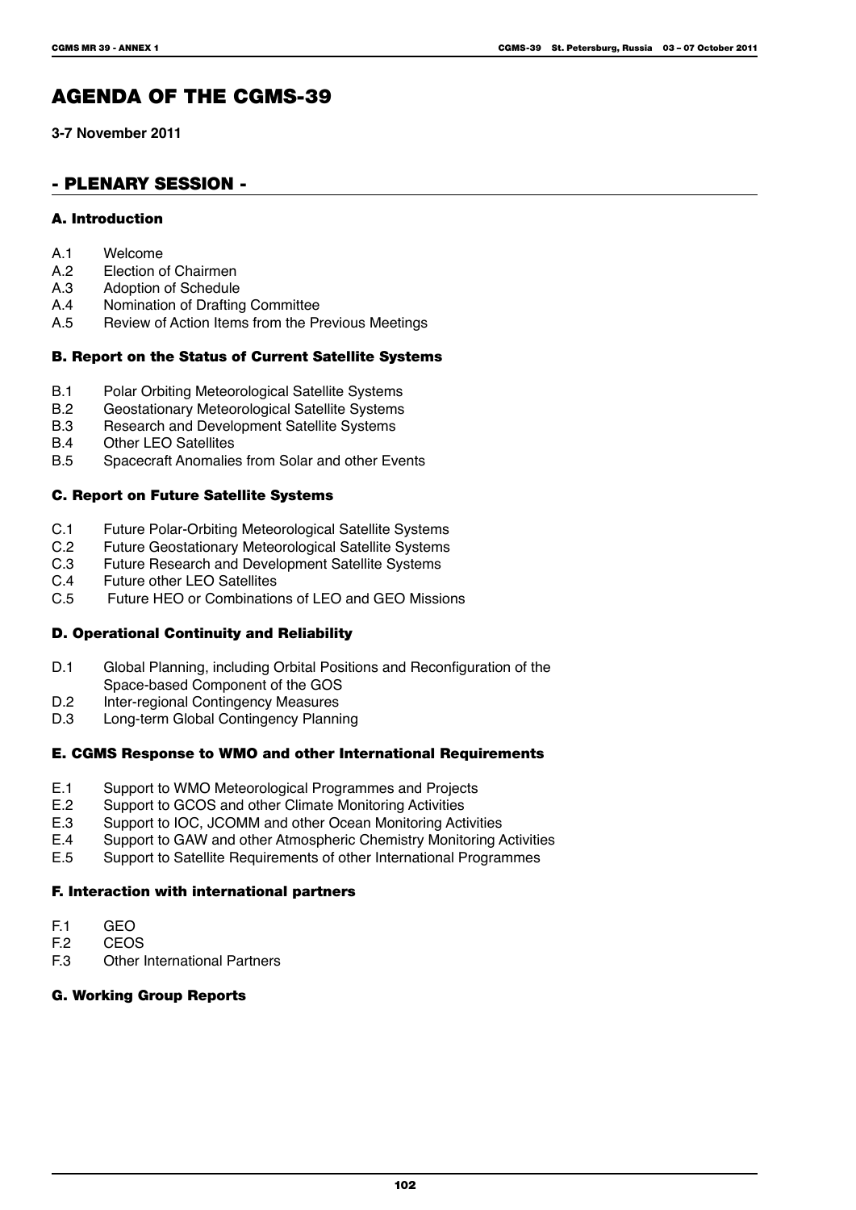# AGENDA OF THE CGMS-39

**3-7 November 2011**

## - PLENARY SESSION -

### A. Introduction

- A.1 Welcome
- A.2 Election of Chairmen
- A.3 Adoption of Schedule
- A.4 Nomination of Drafting Committee
- A.5 Review of Action Items from the Previous Meetings

### B. Report on the Status of Current Satellite Systems

- B.1 Polar Orbiting Meteorological Satellite Systems
- B.2 Geostationary Meteorological Satellite Systems
- B.3 Research and Development Satellite Systems
- B.4 Other LEO Satellites
- B.5 Spacecraft Anomalies from Solar and other Events

### C. Report on Future Satellite Systems

- C.1 Future Polar-Orbiting Meteorological Satellite Systems
- C.2 Future Geostationary Meteorological Satellite Systems
- C.3 Future Research and Development Satellite Systems
- C.4 Future other LEO Satellites
- C.5 Future HEO or Combinations of LEO and GEO Missions

### D. Operational Continuity and Reliability

- D.1 Global Planning, including Orbital Positions and Reconfiguration of the Space-based Component of the GOS
- D.2 Inter-regional Contingency Measures
- D.3 Long-term Global Contingency Planning

### E. CGMS Response to WMO and other International Requirements

- E.1 Support to WMO Meteorological Programmes and Projects
- E.2 Support to GCOS and other Climate Monitoring Activities
- E.3 Support to IOC, JCOMM and other Ocean Monitoring Activities
- E.4 Support to GAW and other Atmospheric Chemistry Monitoring Activities
- E.5 Support to Satellite Requirements of other International Programmes

### F. Interaction with international partners

- F.1 GEO
- F.2 CEOS
- F.3 Other International Partners

### G. Working Group Reports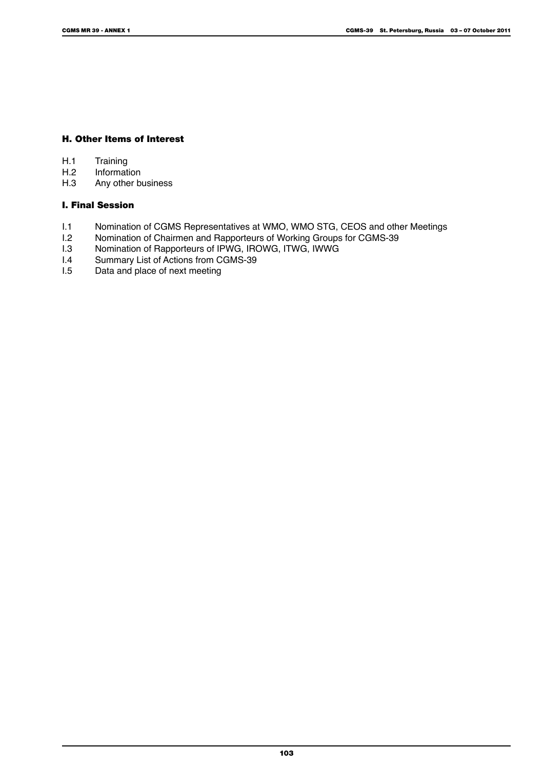## H. Other Items of Interest

H.1 Training
H.2 Information
H.3 Any other business

## I. Final Session

I.1 Nomination of CGMS Representatives at WMO, WMO STG, CEOS and other Meetings
I.2 Nomination of Chairmen and Rapporteurs of Working Groups for CGMS-39
I.3 Nomination of Rapporteurs of IPWG, IROWG, ITWG, IWWG
I.4 Summary List of Actions from CGMS-39
I.5 Data and place of next meeting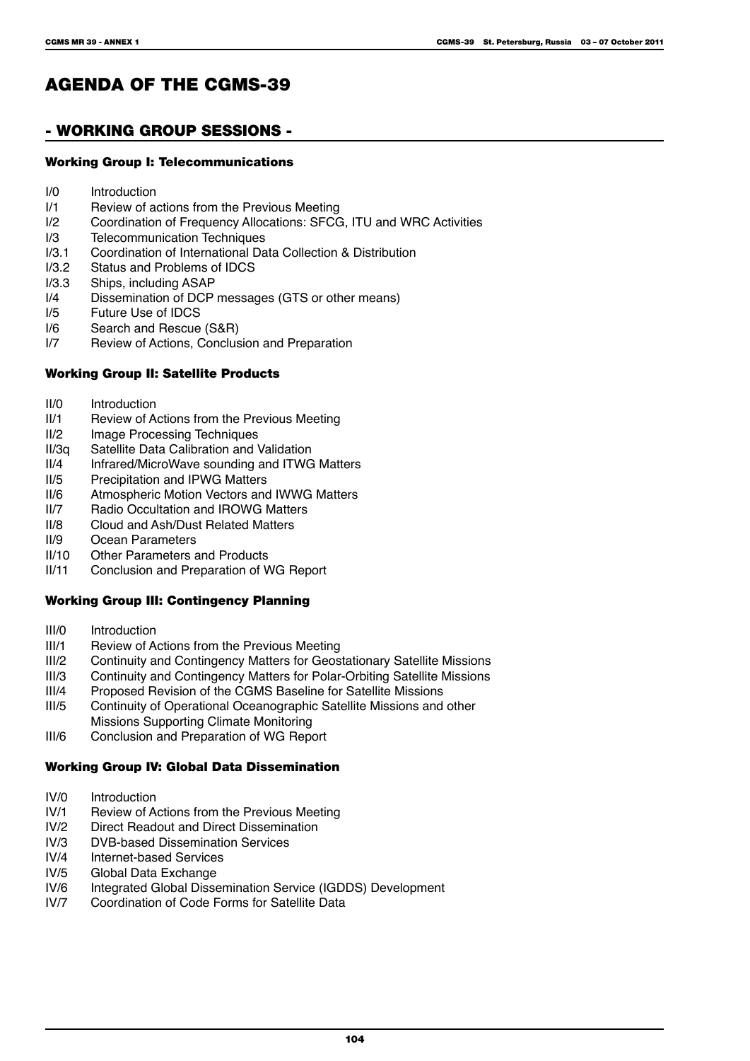# AGENDA OF THE CGMS-39

## - WORKING GROUP SESSIONS -

### Working Group I: Telecommunications

- I/0 Introduction
- I/1 Review of actions from the Previous Meeting
- I/2 Coordination of Frequency Allocations: SFCG, ITU and WRC Activities
- I/3 Telecommunication Techniques
- I/3.1 Coordination of International Data Collection & Distribution
- I/3.2 Status and Problems of IDCS
- I/3.3 Ships, including ASAP
- I/4 Dissemination of DCP messages (GTS or other means)
- I/5 Future Use of IDCS
- I/6 Search and Rescue (S&R)
- I/7 Review of Actions, Conclusion and Preparation

### Working Group II: Satellite Products

- II/0 Introduction
- II/1 Review of Actions from the Previous Meeting
- II/2 Image Processing Techniques
- II/3q Satellite Data Calibration and Validation
- II/4 Infrared/MicroWave sounding and ITWG Matters
- II/5 Precipitation and IPWG Matters
- II/6 Atmospheric Motion Vectors and IWWG Matters
- II/7 Radio Occultation and IROWG Matters
- II/8 Cloud and Ash/Dust Related Matters
- II/9 Ocean Parameters
- II/10 Other Parameters and Products
- II/11 Conclusion and Preparation of WG Report

### Working Group III: Contingency Planning

- III/0 Introduction
- III/1 Review of Actions from the Previous Meeting
- III/2 Continuity and Contingency Matters for Geostationary Satellite Missions
- III/3 Continuity and Contingency Matters for Polar-Orbiting Satellite Missions
- III/4 Proposed Revision of the CGMS Baseline for Satellite Missions
- III/5 Continuity of Operational Oceanographic Satellite Missions and other Missions Supporting Climate Monitoring
- III/6 Conclusion and Preparation of WG Report

### Working Group IV: Global Data Dissemination

- IV/0 Introduction
- IV/1 Review of Actions from the Previous Meeting
- IV/2 Direct Readout and Direct Dissemination
- IV/3 DVB-based Dissemination Services
- IV/4 Internet-based Services
- IV/5 Global Data Exchange
- IV/6 Integrated Global Dissemination Service (IGDDS) Development
- IV/7 Coordination of Code Forms for Satellite Data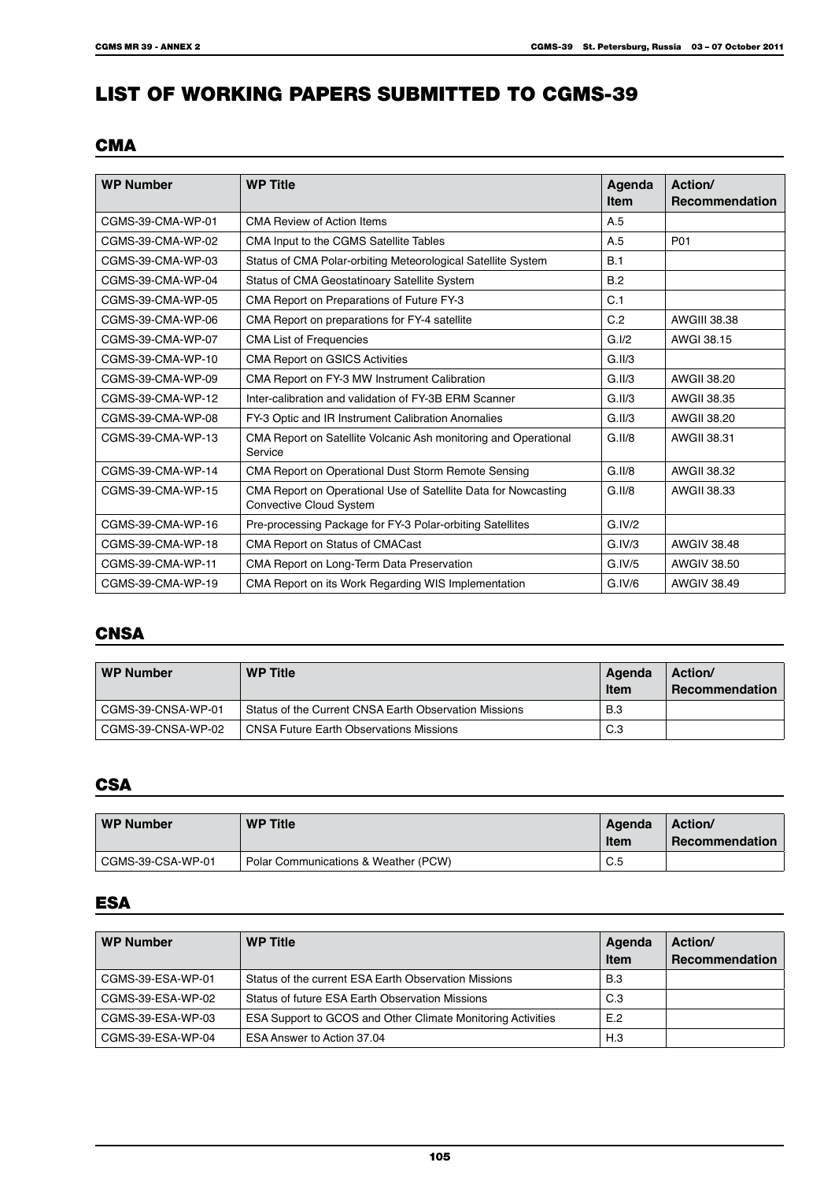# LIST OF WORKING PAPERS SUBMITTED TO CGMS-39

## CMA

| WP Number | WP Title | Agenda Item | Action/ Recommendation |
|---|---|---|---|
| CGMS-39-CMA-WP-01 | CMA Review of Action Items | A.5 | |
| CGMS-39-CMA-WP-02 | CMA Input to the CGMS Satellite Tables | A.5 | P01 |
| CGMS-39-CMA-WP-03 | Status of CMA Polar-orbiting Meteorological Satellite System | B.1 | |
| CGMS-39-CMA-WP-04 | Status of CMA Geostatinoary Satellite System | B.2 | |
| CGMS-39-CMA-WP-05 | CMA Report on Preparations of Future FY-3 | C.1 | |
| CGMS-39-CMA-WP-06 | CMA Report on preparations for FY-4 satellite | C.2 | AWGIII 38.38 |
| CGMS-39-CMA-WP-07 | CMA List of Frequencies | G.I/2 | AWGI 38.15 |
| CGMS-39-CMA-WP-10 | CMA Report on GSICS Activities | G.II/3 | |
| CGMS-39-CMA-WP-09 | CMA Report on FY-3 MW Instrument Calibration | G.II/3 | AWGII 38.20 |
| CGMS-39-CMA-WP-12 | Inter-calibration and validation of FY-3B ERM Scanner | G.II/3 | AWGII 38.35 |
| CGMS-39-CMA-WP-08 | FY-3 Optic and IR Instrument Calibration Anomalies | G.II/3 | AWGII 38.20 |
| CGMS-39-CMA-WP-13 | CMA Report on Satellite Volcanic Ash monitoring and Operational Service | G.II/8 | AWGII 38.31 |
| CGMS-39-CMA-WP-14 | CMA Report on Operational Dust Storm Remote Sensing | G.II/8 | AWGII 38.32 |
| CGMS-39-CMA-WP-15 | CMA Report on Operational Use of Satellite Data for Nowcasting Convective Cloud System | G.II/8 | AWGII 38.33 |
| CGMS-39-CMA-WP-16 | Pre-processing Package for FY-3 Polar-orbiting Satellites | G.IV/2 | |
| CGMS-39-CMA-WP-18 | CMA Report on Status of CMACast | G.IV/3 | AWGIV 38.48 |
| CGMS-39-CMA-WP-11 | CMA Report on Long-Term Data Preservation | G.IV/5 | AWGIV 38.50 |
| CGMS-39-CMA-WP-19 | CMA Report on its Work Regarding WIS Implementation | G.IV/6 | AWGIV 38.49 |

## CNSA

| WP Number | WP Title | Agenda Item | Action/ Recommendation |
|---|---|---|---|
| CGMS-39-CNSA-WP-01 | Status of the Current CNSA Earth Observation Missions | B.3 | |
| CGMS-39-CNSA-WP-02 | CNSA Future Earth Observations Missions | C.3 | |

## CSA

| WP Number | WP Title | Agenda Item | Action/ Recommendation |
|---|---|---|---|
| CGMS-39-CSA-WP-01 | Polar Communications & Weather (PCW) | C.5 | |

## ESA

| WP Number | WP Title | Agenda Item | Action/ Recommendation |
|---|---|---|---|
| CGMS-39-ESA-WP-01 | Status of the current ESA Earth Observation Missions | B.3 | |
| CGMS-39-ESA-WP-02 | Status of future ESA Earth Observation Missions | C.3 | |
| CGMS-39-ESA-WP-03 | ESA Support to GCOS and Other Climate Monitoring Activities | E.2 | |
| CGMS-39-ESA-WP-04 | ESA Answer to Action 37.04 | H.3 | |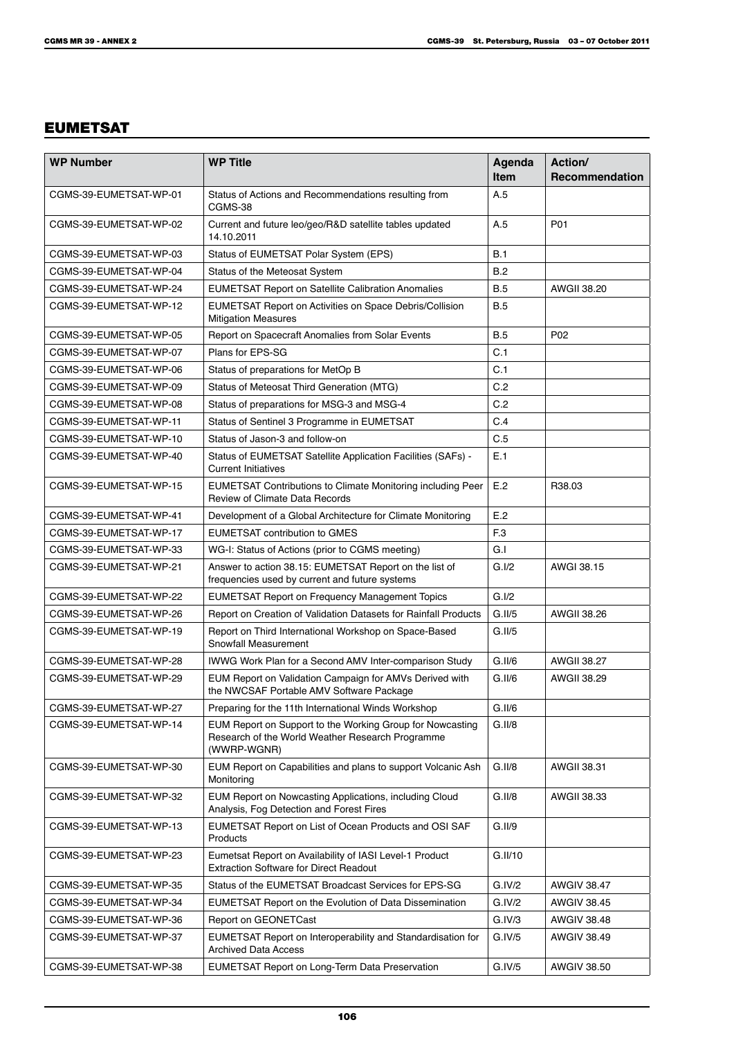## EUMETSAT

| WP Number | WP Title | Agenda Item | Action/ Recommendation |
|---|---|---|---|
| CGMS-39-EUMETSAT-WP-01 | Status of Actions and Recommendations resulting from CGMS-38 | A.5 | |
| CGMS-39-EUMETSAT-WP-02 | Current and future leo/geo/R&D satellite tables updated 14.10.2011 | A.5 | P01 |
| CGMS-39-EUMETSAT-WP-03 | Status of EUMETSAT Polar System (EPS) | B.1 | |
| CGMS-39-EUMETSAT-WP-04 | Status of the Meteosat System | B.2 | |
| CGMS-39-EUMETSAT-WP-24 | EUMETSAT Report on Satellite Calibration Anomalies | B.5 | AWGII 38.20 |
| CGMS-39-EUMETSAT-WP-12 | EUMETSAT Report on Activities on Space Debris/Collision Mitigation Measures | B.5 | |
| CGMS-39-EUMETSAT-WP-05 | Report on Spacecraft Anomalies from Solar Events | B.5 | P02 |
| CGMS-39-EUMETSAT-WP-07 | Plans for EPS-SG | C.1 | |
| CGMS-39-EUMETSAT-WP-06 | Status of preparations for MetOp B | C.1 | |
| CGMS-39-EUMETSAT-WP-09 | Status of Meteosat Third Generation (MTG) | C.2 | |
| CGMS-39-EUMETSAT-WP-08 | Status of preparations for MSG-3 and MSG-4 | C.2 | |
| CGMS-39-EUMETSAT-WP-11 | Status of Sentinel 3 Programme in EUMETSAT | C.4 | |
| CGMS-39-EUMETSAT-WP-10 | Status of Jason-3 and follow-on | C.5 | |
| CGMS-39-EUMETSAT-WP-40 | Status of EUMETSAT Satellite Application Facilities (SAFs) - Current Initiatives | E.1 | |
| CGMS-39-EUMETSAT-WP-15 | EUMETSAT Contributions to Climate Monitoring including Peer Review of Climate Data Records | E.2 | R38.03 |
| CGMS-39-EUMETSAT-WP-41 | Development of a Global Architecture for Climate Monitoring | E.2 | |
| CGMS-39-EUMETSAT-WP-17 | EUMETSAT contribution to GMES | F.3 | |
| CGMS-39-EUMETSAT-WP-33 | WG-I: Status of Actions (prior to CGMS meeting) | G.I | |
| CGMS-39-EUMETSAT-WP-21 | Answer to action 38.15: EUMETSAT Report on the list of frequencies used by current and future systems | G.I/2 | AWGI 38.15 |
| CGMS-39-EUMETSAT-WP-22 | EUMETSAT Report on Frequency Management Topics | G.I/2 | |
| CGMS-39-EUMETSAT-WP-26 | Report on Creation of Validation Datasets for Rainfall Products | G.II/5 | AWGII 38.26 |
| CGMS-39-EUMETSAT-WP-19 | Report on Third International Workshop on Space-Based Snowfall Measurement | G.II/5 | |
| CGMS-39-EUMETSAT-WP-28 | IWWG Work Plan for a Second AMV Inter-comparison Study | G.II/6 | AWGII 38.27 |
| CGMS-39-EUMETSAT-WP-29 | EUM Report on Validation Campaign for AMVs Derived with the NWCSAF Portable AMV Software Package | G.II/6 | AWGII 38.29 |
| CGMS-39-EUMETSAT-WP-27 | Preparing for the 11th International Winds Workshop | G.II/6 | |
| CGMS-39-EUMETSAT-WP-14 | EUM Report on Support to the Working Group for Nowcasting Research of the World Weather Research Programme (WWRP-WGNR) | G.II/8 | |
| CGMS-39-EUMETSAT-WP-30 | EUM Report on Capabilities and plans to support Volcanic Ash Monitoring | G.II/8 | AWGII 38.31 |
| CGMS-39-EUMETSAT-WP-32 | EUM Report on Nowcasting Applications, including Cloud Analysis, Fog Detection and Forest Fires | G.II/8 | AWGII 38.33 |
| CGMS-39-EUMETSAT-WP-13 | EUMETSAT Report on List of Ocean Products and OSI SAF Products | G.II/9 | |
| CGMS-39-EUMETSAT-WP-23 | Eumetsat Report on Availability of IASI Level-1 Product Extraction Software for Direct Readout | G.II/10 | |
| CGMS-39-EUMETSAT-WP-35 | Status of the EUMETSAT Broadcast Services for EPS-SG | G.IV/2 | AWGIV 38.47 |
| CGMS-39-EUMETSAT-WP-34 | EUMETSAT Report on the Evolution of Data Dissemination | G.IV/2 | AWGIV 38.45 |
| CGMS-39-EUMETSAT-WP-36 | Report on GEONETCast | G.IV/3 | AWGIV 38.48 |
| CGMS-39-EUMETSAT-WP-37 | EUMETSAT Report on Interoperability and Standardisation for Archived Data Access | G.IV/5 | AWGIV 38.49 |
| CGMS-39-EUMETSAT-WP-38 | EUMETSAT Report on Long-Term Data Preservation | G.IV/5 | AWGIV 38.50 |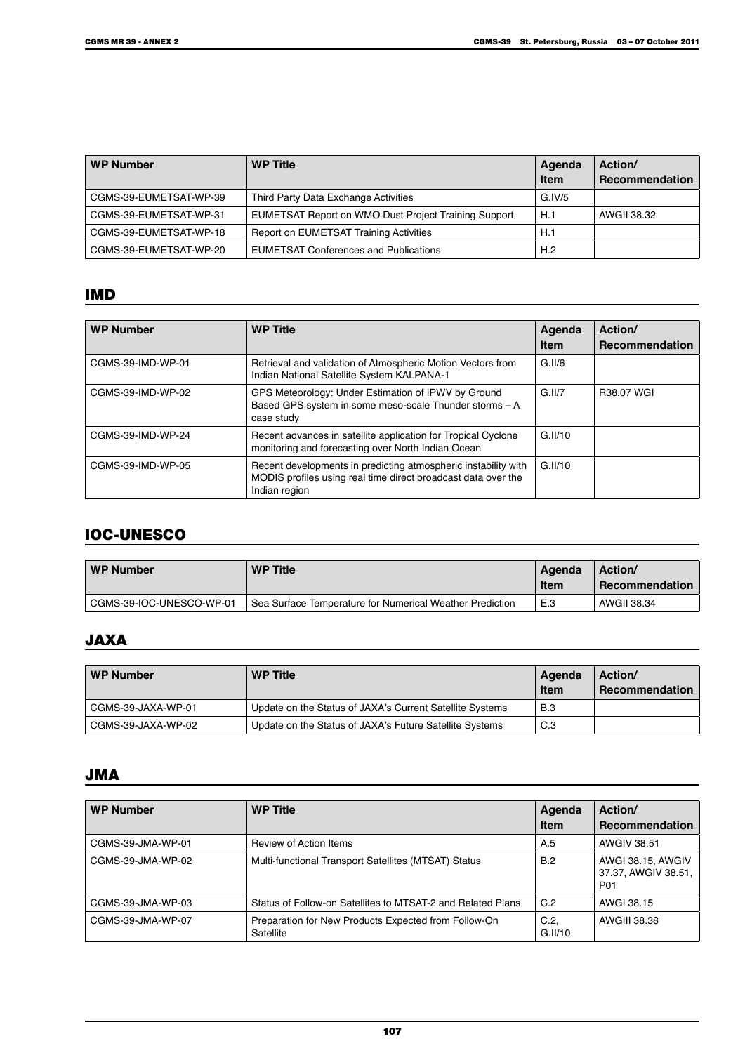| WP Number | WP Title | Agenda Item | Action/ Recommendation |
|---|---|---|---|
| CGMS-39-EUMETSAT-WP-39 | Third Party Data Exchange Activities | G.IV/5 | |
| CGMS-39-EUMETSAT-WP-31 | EUMETSAT Report on WMO Dust Project Training Support | H.1 | AWGII 38.32 |
| CGMS-39-EUMETSAT-WP-18 | Report on EUMETSAT Training Activities | H.1 | |
| CGMS-39-EUMETSAT-WP-20 | EUMETSAT Conferences and Publications | H.2 | |

## IMD

| WP Number | WP Title | Agenda Item | Action/ Recommendation |
|---|---|---|---|
| CGMS-39-IMD-WP-01 | Retrieval and validation of Atmospheric Motion Vectors from Indian National Satellite System KALPANA-1 | G.II/6 | |
| CGMS-39-IMD-WP-02 | GPS Meteorology: Under Estimation of IPWV by Ground Based GPS system in some meso-scale Thunder storms – A case study | G.II/7 | R38.07 WGI |
| CGMS-39-IMD-WP-24 | Recent advances in satellite application for Tropical Cyclone monitoring and forecasting over North Indian Ocean | G.II/10 | |
| CGMS-39-IMD-WP-05 | Recent developments in predicting atmospheric instability with MODIS profiles using real time direct broadcast data over the Indian region | G.II/10 | |

## IOC-UNESCO

| WP Number | WP Title | Agenda Item | Action/ Recommendation |
|---|---|---|---|
| CGMS-39-IOC-UNESCO-WP-01 | Sea Surface Temperature for Numerical Weather Prediction | E.3 | AWGII 38.34 |

## JAXA

| WP Number | WP Title | Agenda Item | Action/ Recommendation |
|---|---|---|---|
| CGMS-39-JAXA-WP-01 | Update on the Status of JAXA's Current Satellite Systems | B.3 | |
| CGMS-39-JAXA-WP-02 | Update on the Status of JAXA's Future Satellite Systems | C.3 | |

## JMA

| WP Number | WP Title | Agenda Item | Action/ Recommendation |
|---|---|---|---|
| CGMS-39-JMA-WP-01 | Review of Action Items | A.5 | AWGIV 38.51 |
| CGMS-39-JMA-WP-02 | Multi-functional Transport Satellites (MTSAT) Status | B.2 | AWGI 38.15, AWGIV 37.37, AWGIV 38.51, P01 |
| CGMS-39-JMA-WP-03 | Status of Follow-on Satellites to MTSAT-2 and Related Plans | C.2 | AWGI 38.15 |
| CGMS-39-JMA-WP-07 | Preparation for New Products Expected from Follow-On Satellite | C.2, G.II/10 | AWGIII 38.38 |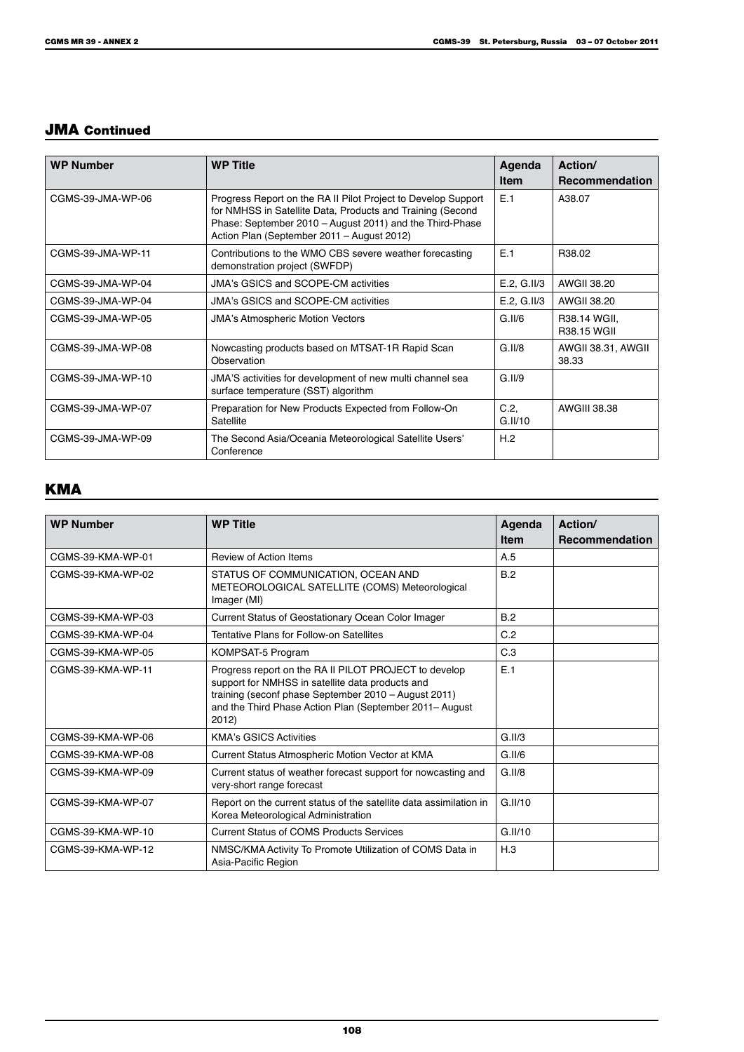## JMA Continued

| WP Number | WP Title | Agenda Item | Action/ Recommendation |
|---|---|---|---|
| CGMS-39-JMA-WP-06 | Progress Report on the RA II Pilot Project to Develop Support for NMHSS in Satellite Data, Products and Training (Second Phase: September 2010 – August 2011) and the Third-Phase Action Plan (September 2011 – August 2012) | E.1 | A38.07 |
| CGMS-39-JMA-WP-11 | Contributions to the WMO CBS severe weather forecasting demonstration project (SWFDP) | E.1 | R38.02 |
| CGMS-39-JMA-WP-04 | JMA's GSICS and SCOPE-CM activities | E.2, G.II/3 | AWGII 38.20 |
| CGMS-39-JMA-WP-04 | JMA's GSICS and SCOPE-CM activities | E.2, G.II/3 | AWGII 38.20 |
| CGMS-39-JMA-WP-05 | JMA's Atmospheric Motion Vectors | G.II/6 | R38.14 WGII, R38.15 WGII |
| CGMS-39-JMA-WP-08 | Nowcasting products based on MTSAT-1R Rapid Scan Observation | G.II/8 | AWGII 38.31, AWGII 38.33 |
| CGMS-39-JMA-WP-10 | JMA'S activities for development of new multi channel sea surface temperature (SST) algorithm | G.II/9 | |
| CGMS-39-JMA-WP-07 | Preparation for New Products Expected from Follow-On Satellite | C.2, G.II/10 | AWGIII 38.38 |
| CGMS-39-JMA-WP-09 | The Second Asia/Oceania Meteorological Satellite Users' Conference | H.2 | |

## KMA

| WP Number | WP Title | Agenda Item | Action/ Recommendation |
|---|---|---|---|
| CGMS-39-KMA-WP-01 | Review of Action Items | A.5 | |
| CGMS-39-KMA-WP-02 | STATUS OF COMMUNICATION, OCEAN AND METEOROLOGICAL SATELLITE (COMS) Meteorological Imager (MI) | B.2 | |
| CGMS-39-KMA-WP-03 | Current Status of Geostationary Ocean Color Imager | B.2 | |
| CGMS-39-KMA-WP-04 | Tentative Plans for Follow-on Satellites | C.2 | |
| CGMS-39-KMA-WP-05 | KOMPSAT-5 Program | C.3 | |
| CGMS-39-KMA-WP-11 | Progress report on the RA II PILOT PROJECT to develop support for NMHSS in satellite data products and training (seconf phase September 2010 – August 2011) and the Third Phase Action Plan (September 2011– August 2012) | E.1 | |
| CGMS-39-KMA-WP-06 | KMA's GSICS Activities | G.II/3 | |
| CGMS-39-KMA-WP-08 | Current Status Atmospheric Motion Vector at KMA | G.II/6 | |
| CGMS-39-KMA-WP-09 | Current status of weather forecast support for nowcasting and very-short range forecast | G.II/8 | |
| CGMS-39-KMA-WP-07 | Report on the current status of the satellite data assimilation in Korea Meteorological Administration | G.II/10 | |
| CGMS-39-KMA-WP-10 | Current Status of COMS Products Services | G.II/10 | |
| CGMS-39-KMA-WP-12 | NMSC/KMA Activity To Promote Utilization of COMS Data in Asia-Pacific Region | H.3 | |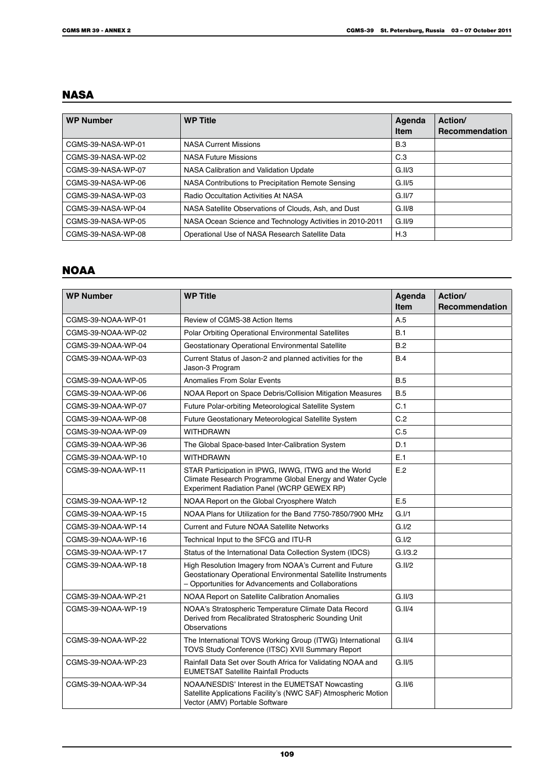## NASA

| WP Number | WP Title | Agenda Item | Action/ Recommendation |
|---|---|---|---|
| CGMS-39-NASA-WP-01 | NASA Current Missions | B.3 | |
| CGMS-39-NASA-WP-02 | NASA Future Missions | C.3 | |
| CGMS-39-NASA-WP-07 | NASA Calibration and Validation Update | G.II/3 | |
| CGMS-39-NASA-WP-06 | NASA Contributions to Precipitation Remote Sensing | G.II/5 | |
| CGMS-39-NASA-WP-03 | Radio Occultation Activities At NASA | G.II/7 | |
| CGMS-39-NASA-WP-04 | NASA Satellite Observations of Clouds, Ash, and Dust | G.II/8 | |
| CGMS-39-NASA-WP-05 | NASA Ocean Science and Technology Activities in 2010-2011 | G.II/9 | |
| CGMS-39-NASA-WP-08 | Operational Use of NASA Research Satellite Data | H.3 | |

## NOAA

| WP Number | WP Title | Agenda Item | Action/ Recommendation |
|---|---|---|---|
| CGMS-39-NOAA-WP-01 | Review of CGMS-38 Action Items | A.5 | |
| CGMS-39-NOAA-WP-02 | Polar Orbiting Operational Environmental Satellites | B.1 | |
| CGMS-39-NOAA-WP-04 | Geostationary Operational Environmental Satellite | B.2 | |
| CGMS-39-NOAA-WP-03 | Current Status of Jason-2 and planned activities for the Jason-3 Program | B.4 | |
| CGMS-39-NOAA-WP-05 | Anomalies From Solar Events | B.5 | |
| CGMS-39-NOAA-WP-06 | NOAA Report on Space Debris/Collision Mitigation Measures | B.5 | |
| CGMS-39-NOAA-WP-07 | Future Polar-orbiting Meteorological Satellite System | C.1 | |
| CGMS-39-NOAA-WP-08 | Future Geostationary Meteorological Satellite System | C.2 | |
| CGMS-39-NOAA-WP-09 | WITHDRAWN | C.5 | |
| CGMS-39-NOAA-WP-36 | The Global Space-based Inter-Calibration System | D.1 | |
| CGMS-39-NOAA-WP-10 | WITHDRAWN | E.1 | |
| CGMS-39-NOAA-WP-11 | STAR Participation in IPWG, IWWG, ITWG and the World Climate Research Programme Global Energy and Water Cycle Experiment Radiation Panel (WCRP GEWEX RP) | E.2 | |
| CGMS-39-NOAA-WP-12 | NOAA Report on the Global Cryosphere Watch | E.5 | |
| CGMS-39-NOAA-WP-15 | NOAA Plans for Utilization for the Band 7750-7850/7900 MHz | G.I/1 | |
| CGMS-39-NOAA-WP-14 | Current and Future NOAA Satellite Networks | G.I/2 | |
| CGMS-39-NOAA-WP-16 | Technical Input to the SFCG and ITU-R | G.I/2 | |
| CGMS-39-NOAA-WP-17 | Status of the International Data Collection System (IDCS) | G.I/3.2 | |
| CGMS-39-NOAA-WP-18 | High Resolution Imagery from NOAA's Current and Future Geostationary Operational Environmental Satellite Instruments – Opportunities for Advancements and Collaborations | G.II/2 | |
| CGMS-39-NOAA-WP-21 | NOAA Report on Satellite Calibration Anomalies | G.II/3 | |
| CGMS-39-NOAA-WP-19 | NOAA's Stratospheric Temperature Climate Data Record Derived from Recalibrated Stratospheric Sounding Unit Observations | G.II/4 | |
| CGMS-39-NOAA-WP-22 | The International TOVS Working Group (ITWG) International TOVS Study Conference (ITSC) XVII Summary Report | G.II/4 | |
| CGMS-39-NOAA-WP-23 | Rainfall Data Set over South Africa for Validating NOAA and EUMETSAT Satellite Rainfall Products | G.II/5 | |
| CGMS-39-NOAA-WP-34 | NOAA/NESDIS' Interest in the EUMETSAT Nowcasting Satellite Applications Facility's (NWC SAF) Atmospheric Motion Vector (AMV) Portable Software | G.II/6 | |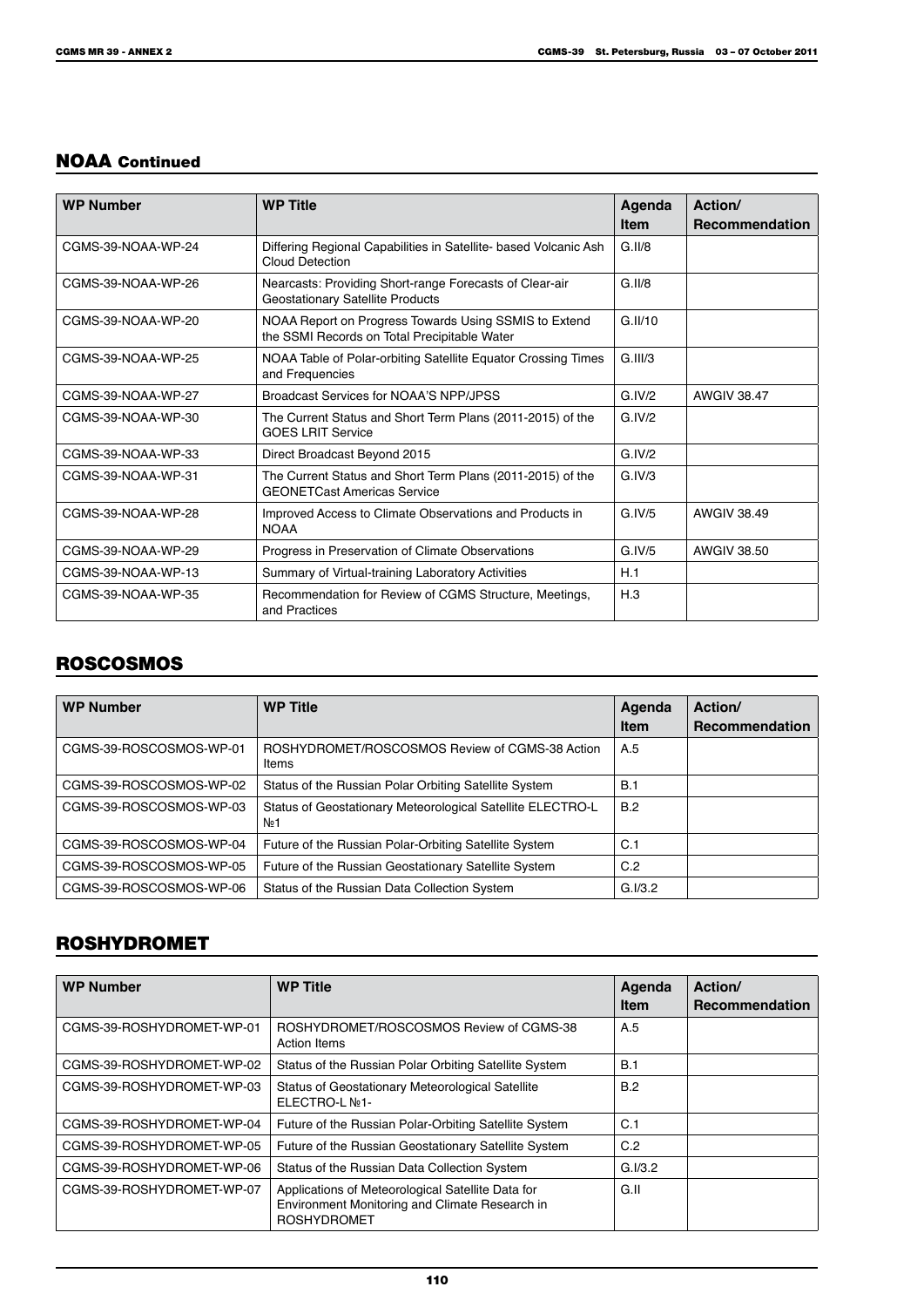## NOAA Continued

| WP Number | WP Title | Agenda Item | Action/ Recommendation |
|---|---|---|---|
| CGMS-39-NOAA-WP-24 | Differing Regional Capabilities in Satellite- based Volcanic Ash Cloud Detection | G.II/8 | |
| CGMS-39-NOAA-WP-26 | Nearcasts: Providing Short-range Forecasts of Clear-air Geostationary Satellite Products | G.II/8 | |
| CGMS-39-NOAA-WP-20 | NOAA Report on Progress Towards Using SSMIS to Extend the SSMI Records on Total Precipitable Water | G.II/10 | |
| CGMS-39-NOAA-WP-25 | NOAA Table of Polar-orbiting Satellite Equator Crossing Times and Frequencies | G.III/3 | |
| CGMS-39-NOAA-WP-27 | Broadcast Services for NOAA'S NPP/JPSS | G.IV/2 | AWGIV 38.47 |
| CGMS-39-NOAA-WP-30 | The Current Status and Short Term Plans (2011-2015) of the GOES LRIT Service | G.IV/2 | |
| CGMS-39-NOAA-WP-33 | Direct Broadcast Beyond 2015 | G.IV/2 | |
| CGMS-39-NOAA-WP-31 | The Current Status and Short Term Plans (2011-2015) of the GEONETCast Americas Service | G.IV/3 | |
| CGMS-39-NOAA-WP-28 | Improved Access to Climate Observations and Products in NOAA | G.IV/5 | AWGIV 38.49 |
| CGMS-39-NOAA-WP-29 | Progress in Preservation of Climate Observations | G.IV/5 | AWGIV 38.50 |
| CGMS-39-NOAA-WP-13 | Summary of Virtual-training Laboratory Activities | H.1 | |
| CGMS-39-NOAA-WP-35 | Recommendation for Review of CGMS Structure, Meetings, and Practices | H.3 | |

## ROSCOSMOS

| WP Number | WP Title | Agenda Item | Action/ Recommendation |
|---|---|---|---|
| CGMS-39-ROSCOSMOS-WP-01 | ROSHYDROMET/ROSCOSMOS Review of CGMS-38 Action Items | A.5 | |
| CGMS-39-ROSCOSMOS-WP-02 | Status of the Russian Polar Orbiting Satellite System | B.1 | |
| CGMS-39-ROSCOSMOS-WP-03 | Status of Geostationary Meteorological Satellite ELECTRO-L №1 | B.2 | |
| CGMS-39-ROSCOSMOS-WP-04 | Future of the Russian Polar-Orbiting Satellite System | C.1 | |
| CGMS-39-ROSCOSMOS-WP-05 | Future of the Russian Geostationary Satellite System | C.2 | |
| CGMS-39-ROSCOSMOS-WP-06 | Status of the Russian Data Collection System | G.I/3.2 | |

## ROSHYDROMET

| WP Number | WP Title | Agenda Item | Action/ Recommendation |
|---|---|---|---|
| CGMS-39-ROSHYDROMET-WP-01 | ROSHYDROMET/ROSCOSMOS Review of CGMS-38 Action Items | A.5 | |
| CGMS-39-ROSHYDROMET-WP-02 | Status of the Russian Polar Orbiting Satellite System | B.1 | |
| CGMS-39-ROSHYDROMET-WP-03 | Status of Geostationary Meteorological Satellite ELECTRO-L №1- | B.2 | |
| CGMS-39-ROSHYDROMET-WP-04 | Future of the Russian Polar-Orbiting Satellite System | C.1 | |
| CGMS-39-ROSHYDROMET-WP-05 | Future of the Russian Geostationary Satellite System | C.2 | |
| CGMS-39-ROSHYDROMET-WP-06 | Status of the Russian Data Collection System | G.I/3.2 | |
| CGMS-39-ROSHYDROMET-WP-07 | Applications of Meteorological Satellite Data for Environment Monitoring and Climate Research in ROSHYDROMET | G.II | |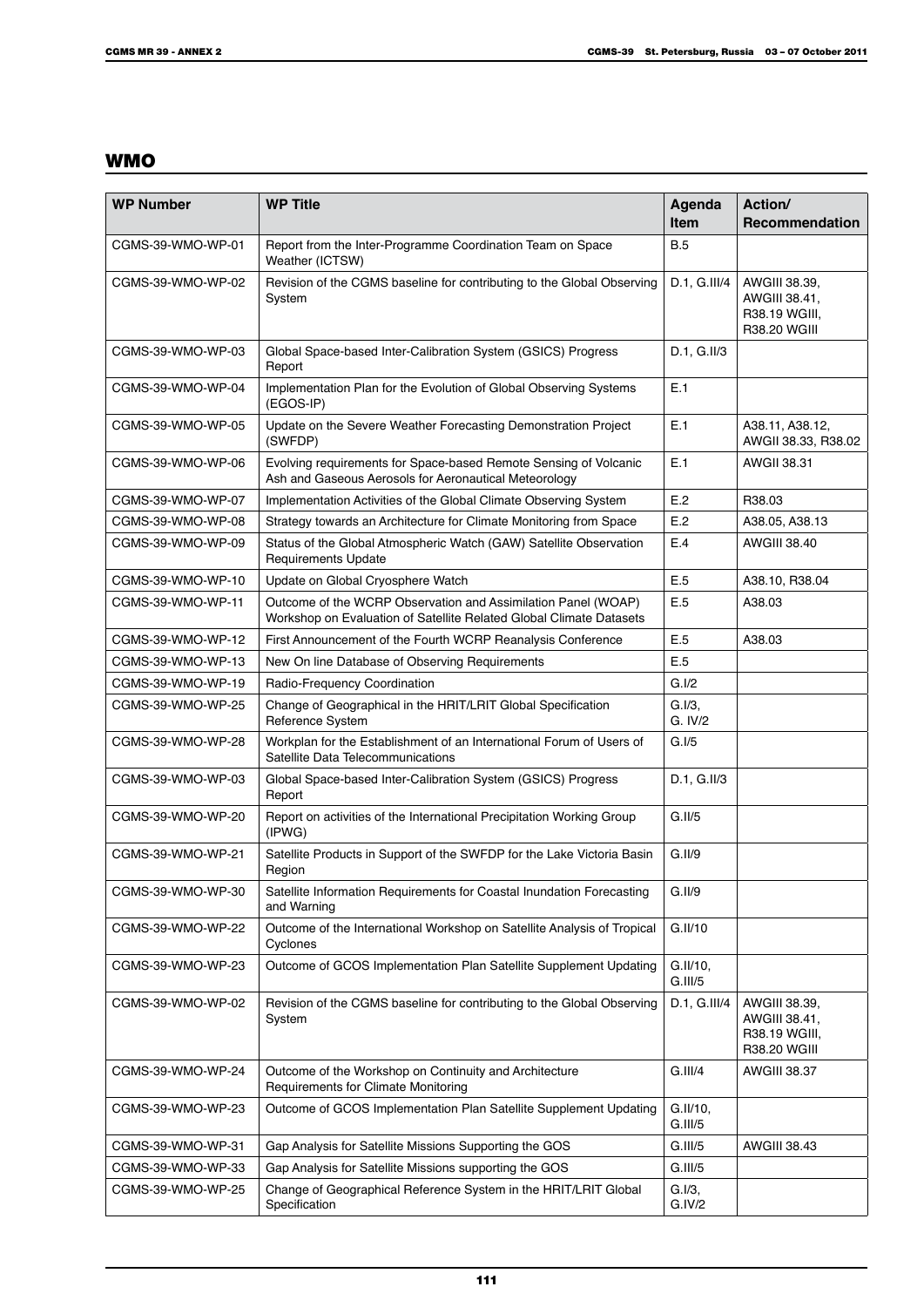## WMO

| WP Number | WP Title | Agenda Item | Action/ Recommendation |
|---|---|---|---|
| CGMS-39-WMO-WP-01 | Report from the Inter-Programme Coordination Team on Space Weather (ICTSW) | B.5 | |
| CGMS-39-WMO-WP-02 | Revision of the CGMS baseline for contributing to the Global Observing System | D.1, G.III/4 | AWGIII 38.39, AWGIII 38.41, R38.19 WGIII, R38.20 WGIII |
| CGMS-39-WMO-WP-03 | Global Space-based Inter-Calibration System (GSICS) Progress Report | D.1, G.II/3 | |
| CGMS-39-WMO-WP-04 | Implementation Plan for the Evolution of Global Observing Systems (EGOS-IP) | E.1 | |
| CGMS-39-WMO-WP-05 | Update on the Severe Weather Forecasting Demonstration Project (SWFDP) | E.1 | A38.11, A38.12, AWGII 38.33, R38.02 |
| CGMS-39-WMO-WP-06 | Evolving requirements for Space-based Remote Sensing of Volcanic Ash and Gaseous Aerosols for Aeronautical Meteorology | E.1 | AWGII 38.31 |
| CGMS-39-WMO-WP-07 | Implementation Activities of the Global Climate Observing System | E.2 | R38.03 |
| CGMS-39-WMO-WP-08 | Strategy towards an Architecture for Climate Monitoring from Space | E.2 | A38.05, A38.13 |
| CGMS-39-WMO-WP-09 | Status of the Global Atmospheric Watch (GAW) Satellite Observation Requirements Update | E.4 | AWGIII 38.40 |
| CGMS-39-WMO-WP-10 | Update on Global Cryosphere Watch | E.5 | A38.10, R38.04 |
| CGMS-39-WMO-WP-11 | Outcome of the WCRP Observation and Assimilation Panel (WOAP) Workshop on Evaluation of Satellite Related Global Climate Datasets | E.5 | A38.03 |
| CGMS-39-WMO-WP-12 | First Announcement of the Fourth WCRP Reanalysis Conference | E.5 | A38.03 |
| CGMS-39-WMO-WP-13 | New On line Database of Observing Requirements | E.5 | |
| CGMS-39-WMO-WP-19 | Radio-Frequency Coordination | G.I/2 | |
| CGMS-39-WMO-WP-25 | Change of Geographical in the HRIT/LRIT Global Specification Reference System | G.I/3, G. IV/2 | |
| CGMS-39-WMO-WP-28 | Workplan for the Establishment of an International Forum of Users of Satellite Data Telecommunications | G.I/5 | |
| CGMS-39-WMO-WP-03 | Global Space-based Inter-Calibration System (GSICS) Progress Report | D.1, G.II/3 | |
| CGMS-39-WMO-WP-20 | Report on activities of the International Precipitation Working Group (IPWG) | G.II/5 | |
| CGMS-39-WMO-WP-21 | Satellite Products in Support of the SWFDP for the Lake Victoria Basin Region | G.II/9 | |
| CGMS-39-WMO-WP-30 | Satellite Information Requirements for Coastal Inundation Forecasting and Warning | G.II/9 | |
| CGMS-39-WMO-WP-22 | Outcome of the International Workshop on Satellite Analysis of Tropical Cyclones | G.II/10 | |
| CGMS-39-WMO-WP-23 | Outcome of GCOS Implementation Plan Satellite Supplement Updating | G.II/10, G.III/5 | |
| CGMS-39-WMO-WP-02 | Revision of the CGMS baseline for contributing to the Global Observing System | D.1, G.III/4 | AWGIII 38.39, AWGIII 38.41, R38.19 WGIII, R38.20 WGIII |
| CGMS-39-WMO-WP-24 | Outcome of the Workshop on Continuity and Architecture Requirements for Climate Monitoring | G.III/4 | AWGIII 38.37 |
| CGMS-39-WMO-WP-23 | Outcome of GCOS Implementation Plan Satellite Supplement Updating | G.II/10, G.III/5 | |
| CGMS-39-WMO-WP-31 | Gap Analysis for Satellite Missions Supporting the GOS | G.III/5 | AWGIII 38.43 |
| CGMS-39-WMO-WP-33 | Gap Analysis for Satellite Missions supporting the GOS | G.III/5 | |
| CGMS-39-WMO-WP-25 | Change of Geographical Reference System in the HRIT/LRIT Global Specification | G.I/3, G.IV/2 | |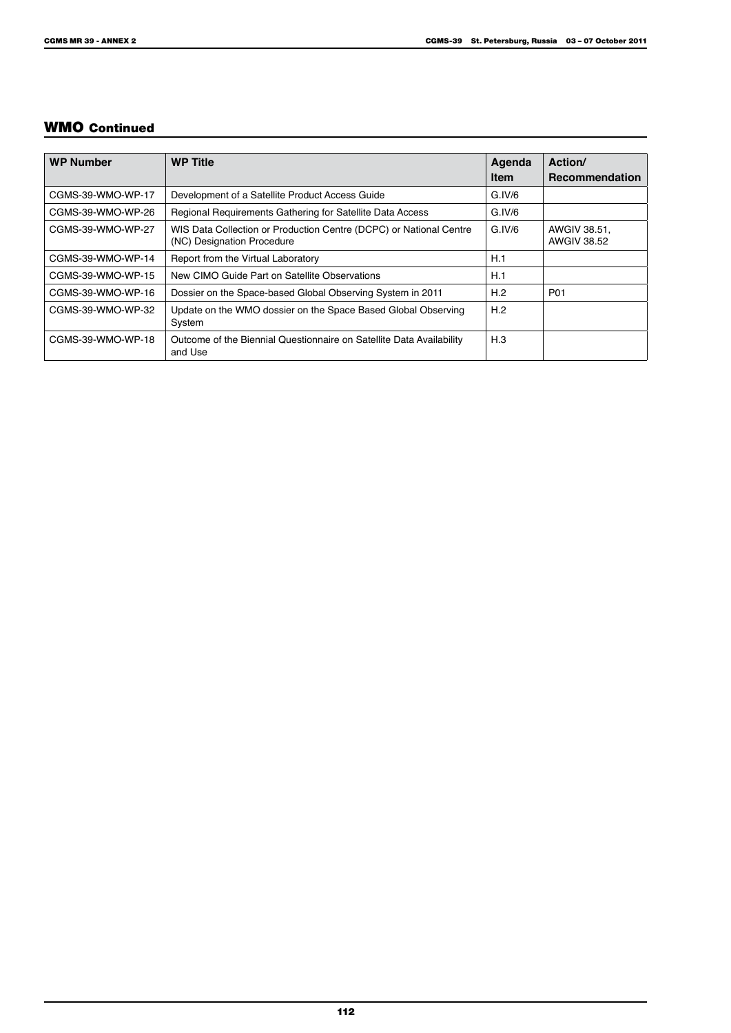## WMO Continued

| WP Number | WP Title | Agenda Item | Action/ Recommendation |
|---|---|---|---|
| CGMS-39-WMO-WP-17 | Development of a Satellite Product Access Guide | G.IV/6 | |
| CGMS-39-WMO-WP-26 | Regional Requirements Gathering for Satellite Data Access | G.IV/6 | |
| CGMS-39-WMO-WP-27 | WIS Data Collection or Production Centre (DCPC) or National Centre (NC) Designation Procedure | G.IV/6 | AWGIV 38.51, AWGIV 38.52 |
| CGMS-39-WMO-WP-14 | Report from the Virtual Laboratory | H.1 | |
| CGMS-39-WMO-WP-15 | New CIMO Guide Part on Satellite Observations | H.1 | |
| CGMS-39-WMO-WP-16 | Dossier on the Space-based Global Observing System in 2011 | H.2 | P01 |
| CGMS-39-WMO-WP-32 | Update on the WMO dossier on the Space Based Global Observing System | H.2 | |
| CGMS-39-WMO-WP-18 | Outcome of the Biennial Questionnaire on Satellite Data Availability and Use | H.3 | |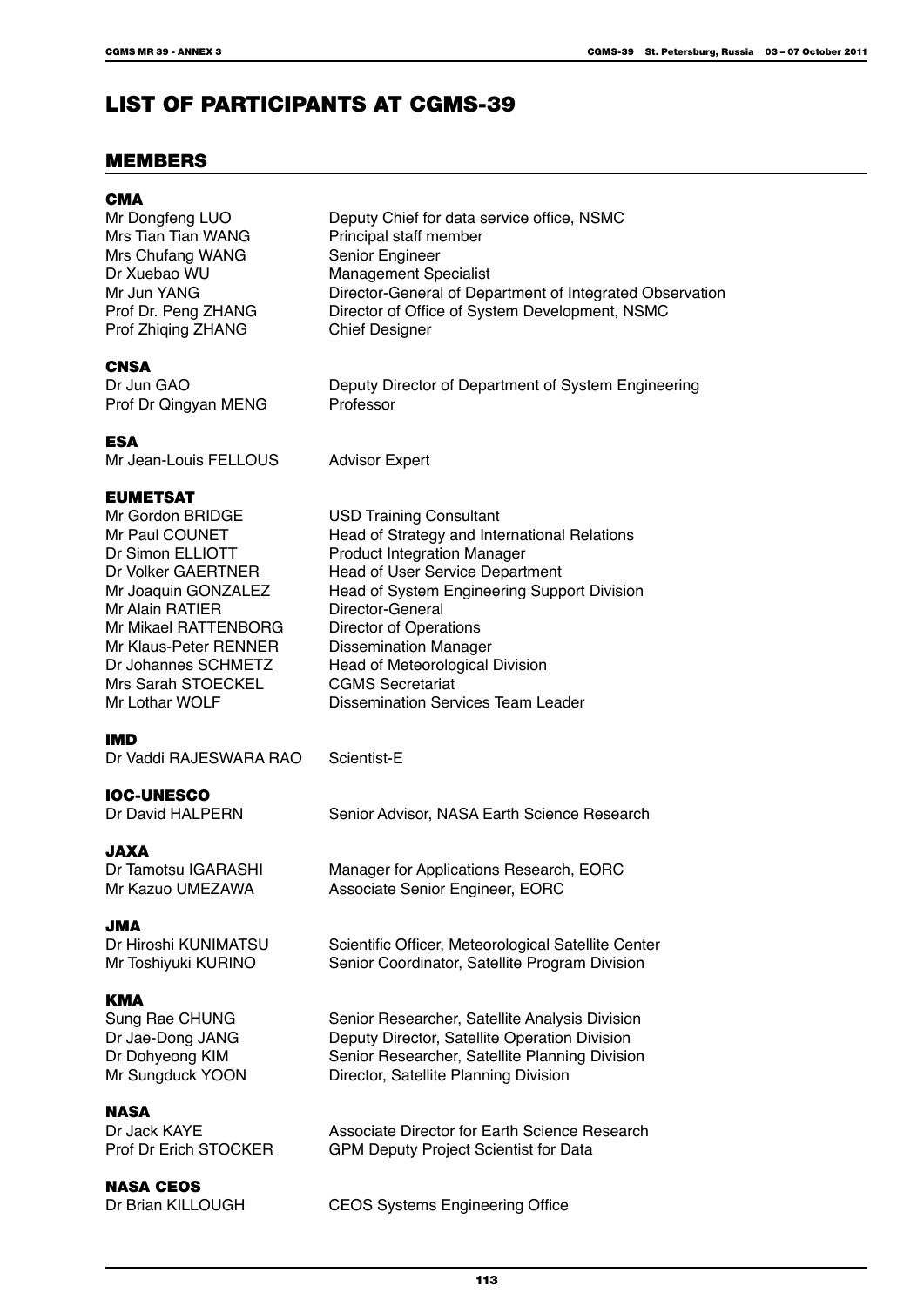# LIST OF PARTICIPANTS AT CGMS-39

## MEMBERS

### CMA

| | |
|---|---|
| Mr Dongfeng LUO | Deputy Chief for data service office, NSMC |
| Mrs Tian Tian WANG | Principal staff member |
| Mrs Chufang WANG | Senior Engineer |
| Dr Xuebao WU | Management Specialist |
| Mr Jun YANG | Director-General of Department of Integrated Observation |
| Prof Dr. Peng ZHANG | Director of Office of System Development, NSMC |
| Prof Zhiqing ZHANG | Chief Designer |

### CNSA

| | |
|---|---|
| Dr Jun GAO | Deputy Director of Department of System Engineering |
| Prof Dr Qingyan MENG | Professor |

### ESA

| | |
|---|---|
| Mr Jean-Louis FELLOUS | Advisor Expert |

### EUMETSAT

| | |
|---|---|
| Mr Gordon BRIDGE | USD Training Consultant |
| Mr Paul COUNET | Head of Strategy and International Relations |
| Dr Simon ELLIOTT | Product Integration Manager |
| Dr Volker GAERTNER | Head of User Service Department |
| Mr Joaquin GONZALEZ | Head of System Engineering Support Division |
| Mr Alain RATIER | Director-General |
| Mr Mikael RATTENBORG | Director of Operations |
| Mr Klaus-Peter RENNER | Dissemination Manager |
| Dr Johannes SCHMETZ | Head of Meteorological Division |
| Mrs Sarah STOECKEL | CGMS Secretariat |
| Mr Lothar WOLF | Dissemination Services Team Leader |

### IMD

| | |
|---|---|
| Dr Vaddi RAJESWARA RAO | Scientist-E |

### IOC-UNESCO

| | |
|---|---|
| Dr David HALPERN | Senior Advisor, NASA Earth Science Research |

### JAXA

| | |
|---|---|
| Dr Tamotsu IGARASHI | Manager for Applications Research, EORC |
| Mr Kazuo UMEZAWA | Associate Senior Engineer, EORC |

### JMA

| | |
|---|---|
| Dr Hiroshi KUNIMATSU | Scientific Officer, Meteorological Satellite Center |
| Mr Toshiyuki KURINO | Senior Coordinator, Satellite Program Division |

### KMA

| | |
|---|---|
| Sung Rae CHUNG | Senior Researcher, Satellite Analysis Division |
| Dr Jae-Dong JANG | Deputy Director, Satellite Operation Division |
| Dr Dohyeong KIM | Senior Researcher, Satellite Planning Division |
| Mr Sungduck YOON | Director, Satellite Planning Division |

### NASA

| | |
|---|---|
| Dr Jack KAYE | Associate Director for Earth Science Research |
| Prof Dr Erich STOCKER | GPM Deputy Project Scientist for Data |

### NASA CEOS

| | |
|---|---|
| Dr Brian KILLOUGH | CEOS Systems Engineering Office |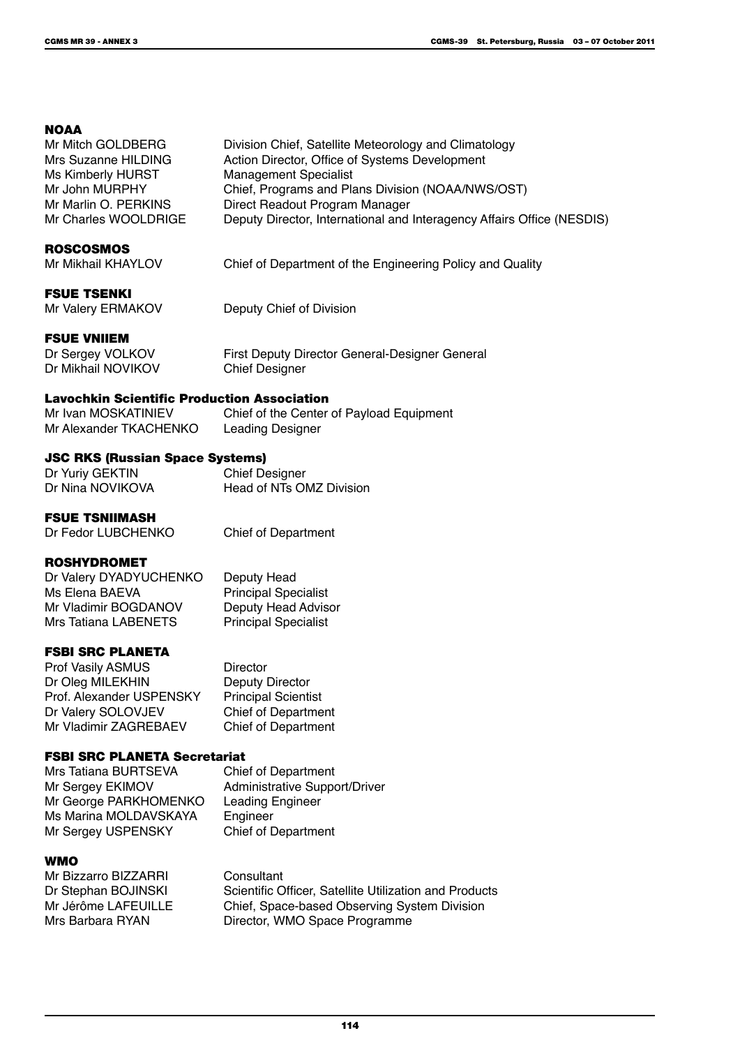### NOAA

| | |
|---|---|
| Mr Mitch GOLDBERG | Division Chief, Satellite Meteorology and Climatology |
| Mrs Suzanne HILDING | Action Director, Office of Systems Development |
| Ms Kimberly HURST | Management Specialist |
| Mr John MURPHY | Chief, Programs and Plans Division (NOAA/NWS/OST) |
| Mr Marlin O. PERKINS | Direct Readout Program Manager |
| Mr Charles WOOLDRIGE | Deputy Director, International and Interagency Affairs Office (NESDIS) |

### ROSCOSMOS

| | |
|---|---|
| Mr Mikhail KHAYLOV | Chief of Department of the Engineering Policy and Quality |

### FSUE TSENKI

| | |
|---|---|
| Mr Valery ERMAKOV | Deputy Chief of Division |

### FSUE VNIIEM

| | |
|---|---|
| Dr Sergey VOLKOV | First Deputy Director General-Designer General |
| Dr Mikhail NOVIKOV | Chief Designer |

### Lavochkin Scientific Production Association

| | |
|---|---|
| Mr Ivan MOSKATINIEV | Chief of the Center of Payload Equipment |
| Mr Alexander TKACHENKO | Leading Designer |

### JSC RKS (Russian Space Systems)

| | |
|---|---|
| Dr Yuriy GEKTIN | Chief Designer |
| Dr Nina NOVIKOVA | Head of NTs OMZ Division |

### FSUE TSNIIMASH

| | |
|---|---|
| Dr Fedor LUBCHENKO | Chief of Department |

### ROSHYDROMET

| | |
|---|---|
| Dr Valery DYADYUCHENKO | Deputy Head |
| Ms Elena BAEVA | Principal Specialist |
| Mr Vladimir BOGDANOV | Deputy Head Advisor |
| Mrs Tatiana LABENETS | Principal Specialist |

### FSBI SRC PLANETA

| | |
|---|---|
| Prof Vasily ASMUS | Director |
| Dr Oleg MILEKHIN | Deputy Director |
| Prof. Alexander USPENSKY | Principal Scientist |
| Dr Valery SOLOVJEV | Chief of Department |
| Mr Vladimir ZAGREBAEV | Chief of Department |

### FSBI SRC PLANETA Secretariat

| | |
|---|---|
| Mrs Tatiana BURTSEVA | Chief of Department |
| Mr Sergey EKIMOV | Administrative Support/Driver |
| Mr George PARKHOMENKO | Leading Engineer |
| Ms Marina MOLDAVSKAYA | Engineer |
| Mr Sergey USPENSKY | Chief of Department |

### WMO

| | |
|---|---|
| Mr Bizzarro BIZZARRI | Consultant |
| Dr Stephan BOJINSKI | Scientific Officer, Satellite Utilization and Products |
| Mr Jérôme LAFEUILLE | Chief, Space-based Observing System Division |
| Mrs Barbara RYAN | Director, WMO Space Programme |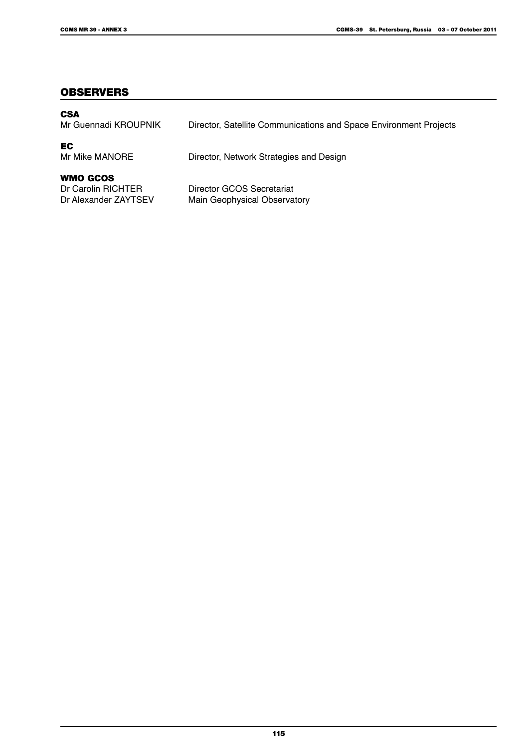## OBSERVERS

**CSA**

| | |
|---|---|
| Mr Guennadi KROUPNIK | Director, Satellite Communications and Space Environment Projects |

**EC**

| | |
|---|---|
| Mr Mike MANORE | Director, Network Strategies and Design |

**WMO GCOS**

| | |
|---|---|
| Dr Carolin RICHTER | Director GCOS Secretariat |
| Dr Alexander ZAYTSEV | Main Geophysical Observatory |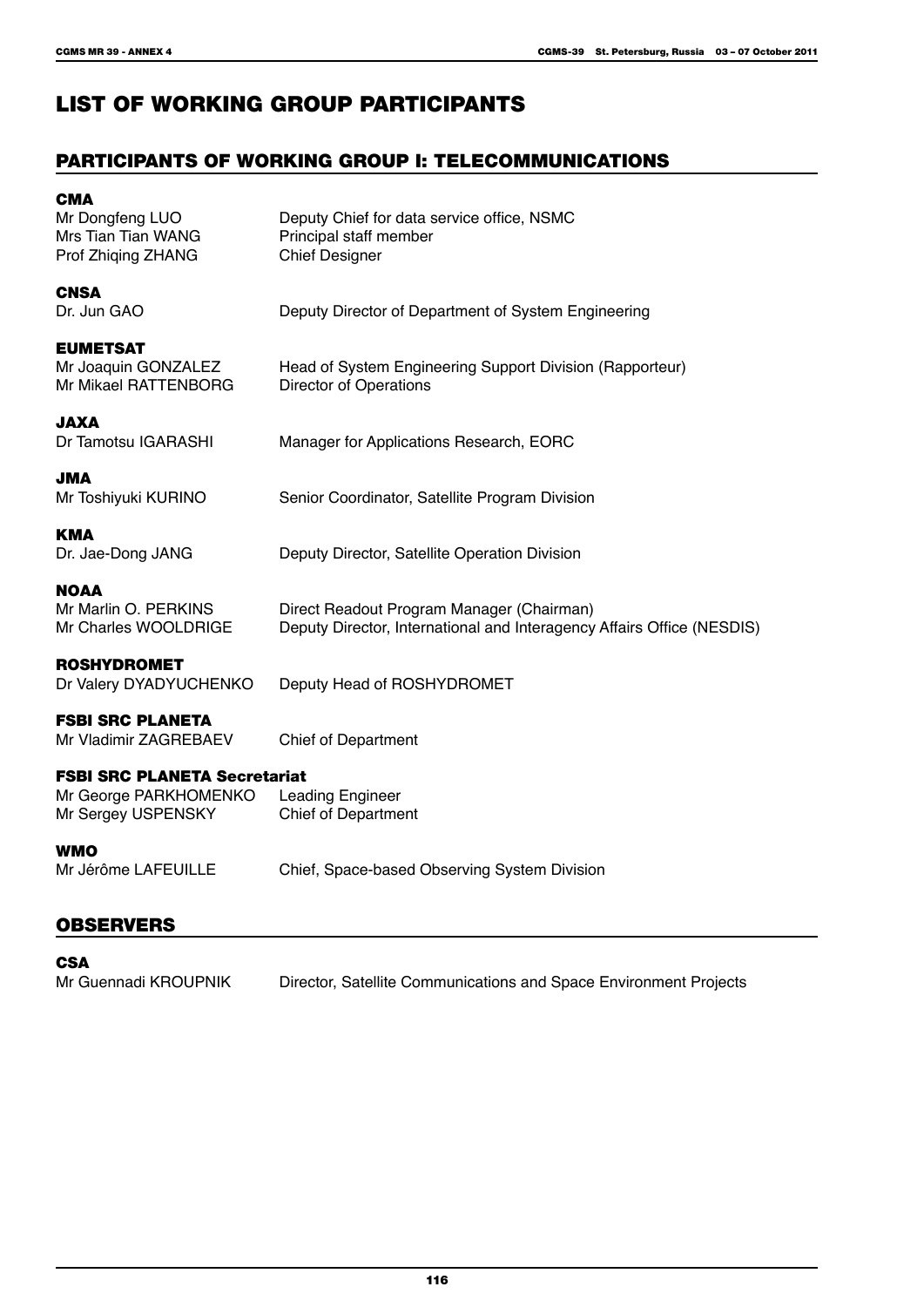# LIST OF WORKING GROUP PARTICIPANTS

## PARTICIPANTS OF WORKING GROUP I: TELECOMMUNICATIONS

### CMA

| | |
|---|---|
| Mr Dongfeng LUO | Deputy Chief for data service office, NSMC |
| Mrs Tian Tian WANG | Principal staff member |
| Prof Zhiqing ZHANG | Chief Designer |

### CNSA

| | |
|---|---|
| Dr. Jun GAO | Deputy Director of Department of System Engineering |

### EUMETSAT

| | |
|---|---|
| Mr Joaquin GONZALEZ | Head of System Engineering Support Division (Rapporteur) |
| Mr Mikael RATTENBORG | Director of Operations |

### JAXA

| | |
|---|---|
| Dr Tamotsu IGARASHI | Manager for Applications Research, EORC |

### JMA

| | |
|---|---|
| Mr Toshiyuki KURINO | Senior Coordinator, Satellite Program Division |

### KMA

| | |
|---|---|
| Dr. Jae-Dong JANG | Deputy Director, Satellite Operation Division |

### NOAA

| | |
|---|---|
| Mr Marlin O. PERKINS | Direct Readout Program Manager (Chairman) |
| Mr Charles WOOLDRIGE | Deputy Director, International and Interagency Affairs Office (NESDIS) |

### ROSHYDROMET

| | |
|---|---|
| Dr Valery DYADYUCHENKO | Deputy Head of ROSHYDROMET |

### FSBI SRC PLANETA

| | |
|---|---|
| Mr Vladimir ZAGREBAEV | Chief of Department |

### FSBI SRC PLANETA Secretariat

| | |
|---|---|
| Mr George PARKHOMENKO | Leading Engineer |
| Mr Sergey USPENSKY | Chief of Department |

### WMO

| | |
|---|---|
| Mr Jérôme LAFEUILLE | Chief, Space-based Observing System Division |

## OBSERVERS

### CSA

| | |
|---|---|
| Mr Guennadi KROUPNIK | Director, Satellite Communications and Space Environment Projects |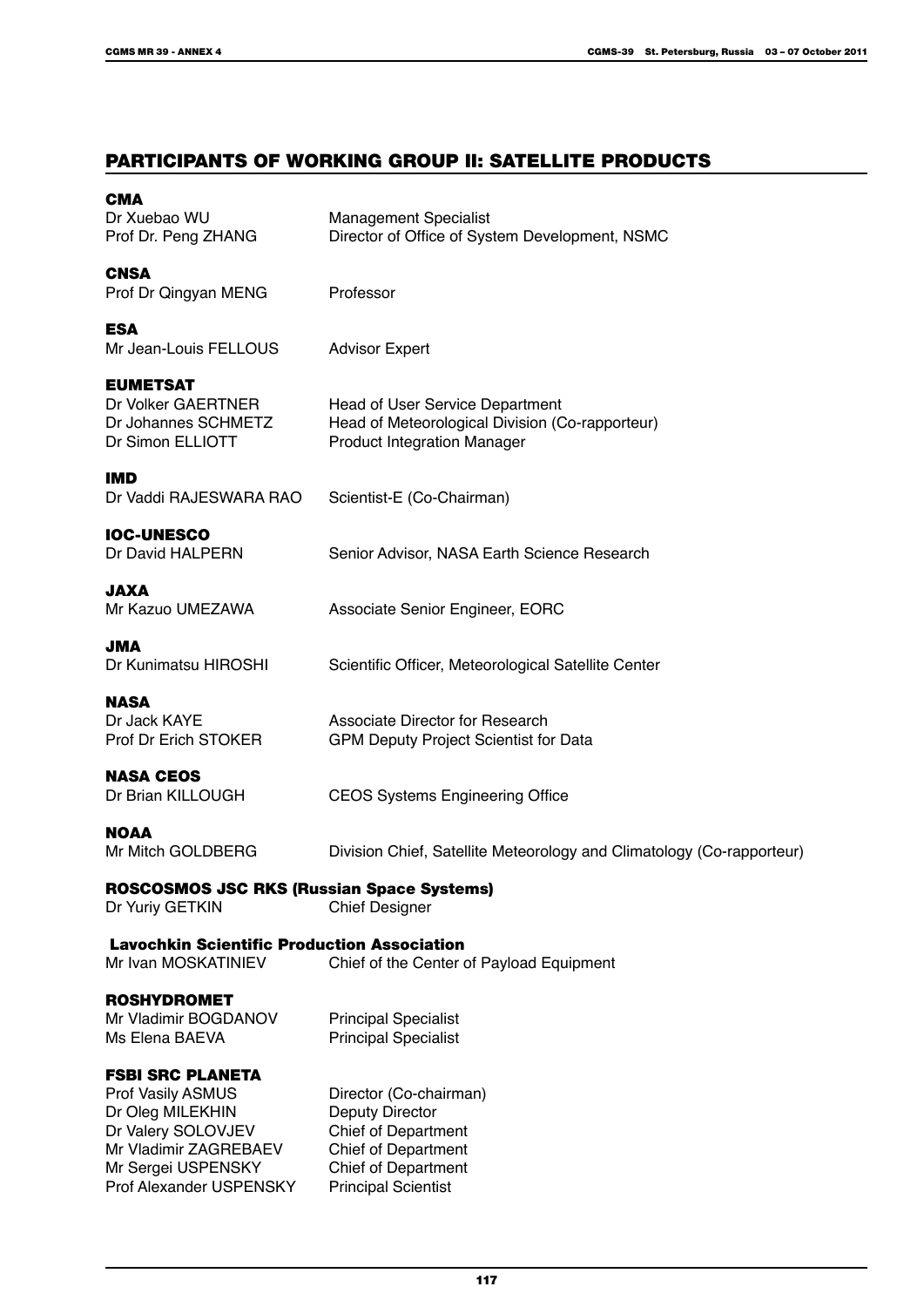## PARTICIPANTS OF WORKING GROUP II: SATELLITE PRODUCTS

**CMA**

| | |
|---|---|
| Dr Xuebao WU | Management Specialist |
| Prof Dr. Peng ZHANG | Director of Office of System Development, NSMC |

**CNSA**

| | |
|---|---|
| Prof Dr Qingyan MENG | Professor |

**ESA**

| | |
|---|---|
| Mr Jean-Louis FELLOUS | Advisor Expert |

**EUMETSAT**

| | |
|---|---|
| Dr Volker GAERTNER | Head of User Service Department |
| Dr Johannes SCHMETZ | Head of Meteorological Division (Co-rapporteur) |
| Dr Simon ELLIOTT | Product Integration Manager |

**IMD**

| | |
|---|---|
| Dr Vaddi RAJESWARA RAO | Scientist-E (Co-Chairman) |

**IOC-UNESCO**

| | |
|---|---|
| Dr David HALPERN | Senior Advisor, NASA Earth Science Research |

**JAXA**

| | |
|---|---|
| Mr Kazuo UMEZAWA | Associate Senior Engineer, EORC |

**JMA**

| | |
|---|---|
| Dr Kunimatsu HIROSHI | Scientific Officer, Meteorological Satellite Center |

**NASA**

| | |
|---|---|
| Dr Jack KAYE | Associate Director for Research |
| Prof Dr Erich STOKER | GPM Deputy Project Scientist for Data |

**NASA CEOS**

| | |
|---|---|
| Dr Brian KILLOUGH | CEOS Systems Engineering Office |

**NOAA**

| | |
|---|---|
| Mr Mitch GOLDBERG | Division Chief, Satellite Meteorology and Climatology (Co-rapporteur) |

**ROSCOSMOS JSC RKS (Russian Space Systems)**

| | |
|---|---|
| Dr Yuriy GETKIN | Chief Designer |

**Lavochkin Scientific Production Association**

| | |
|---|---|
| Mr Ivan MOSKATINIEV | Chief of the Center of Payload Equipment |

**ROSHYDROMET**

| | |
|---|---|
| Mr Vladimir BOGDANOV | Principal Specialist |
| Ms Elena BAEVA | Principal Specialist |

**FSBI SRC PLANETA**

| | |
|---|---|
| Prof Vasily ASMUS | Director (Co-chairman) |
| Dr Oleg MILEKHIN | Deputy Director |
| Dr Valery SOLOVJEV | Chief of Department |
| Mr Vladimir ZAGREBAEV | Chief of Department |
| Mr Sergei USPENSKY | Chief of Department |
| Prof Alexander USPENSKY | Principal Scientist |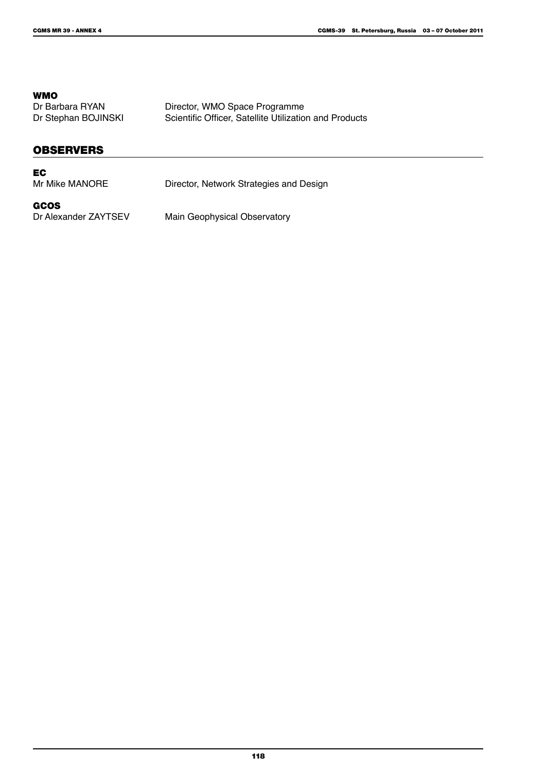**WMO**

| | |
|---|---|
| Dr Barbara RYAN | Director, WMO Space Programme |
| Dr Stephan BOJINSKI | Scientific Officer, Satellite Utilization and Products |

## OBSERVERS

**EC**

| | |
|---|---|
| Mr Mike MANORE | Director, Network Strategies and Design |

**GCOS**

| | |
|---|---|
| Dr Alexander ZAYTSEV | Main Geophysical Observatory |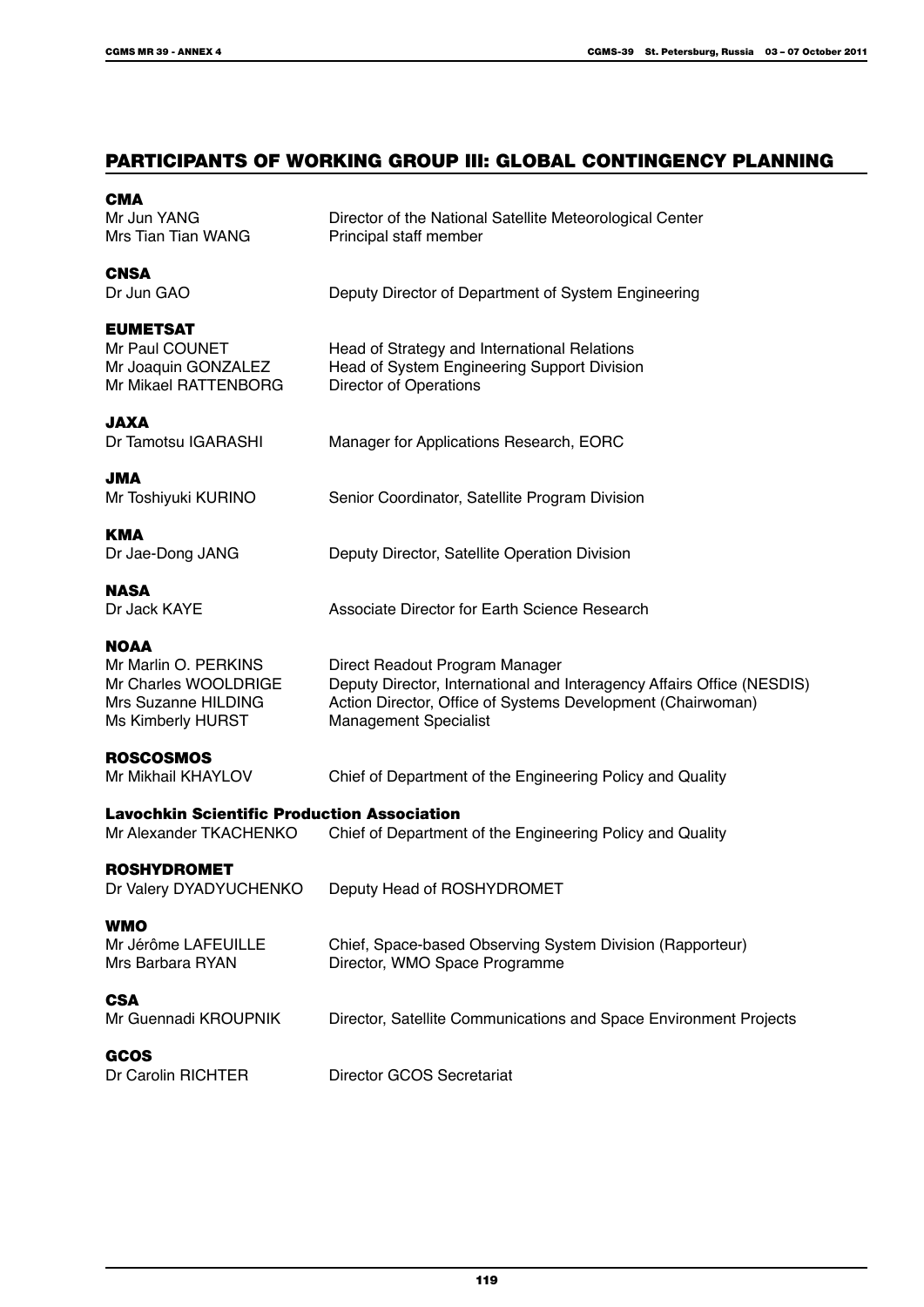## PARTICIPANTS OF WORKING GROUP III: GLOBAL CONTINGENCY PLANNING

### CMA

| | |
|---|---|
| Mr Jun YANG | Director of the National Satellite Meteorological Center |
| Mrs Tian Tian WANG | Principal staff member |

### CNSA

| | |
|---|---|
| Dr Jun GAO | Deputy Director of Department of System Engineering |

### EUMETSAT

| | |
|---|---|
| Mr Paul COUNET | Head of Strategy and International Relations |
| Mr Joaquin GONZALEZ | Head of System Engineering Support Division |
| Mr Mikael RATTENBORG | Director of Operations |

### JAXA

| | |
|---|---|
| Dr Tamotsu IGARASHI | Manager for Applications Research, EORC |

### JMA

| | |
|---|---|
| Mr Toshiyuki KURINO | Senior Coordinator, Satellite Program Division |

### KMA

| | |
|---|---|
| Dr Jae-Dong JANG | Deputy Director, Satellite Operation Division |

### NASA

| | |
|---|---|
| Dr Jack KAYE | Associate Director for Earth Science Research |

### NOAA

| | |
|---|---|
| Mr Marlin O. PERKINS | Direct Readout Program Manager |
| Mr Charles WOOLDRIGE | Deputy Director, International and Interagency Affairs Office (NESDIS) |
| Mrs Suzanne HILDING | Action Director, Office of Systems Development (Chairwoman) |
| Ms Kimberly HURST | Management Specialist |

### ROSCOSMOS

| | |
|---|---|
| Mr Mikhail KHAYLOV | Chief of Department of the Engineering Policy and Quality |

### Lavochkin Scientific Production Association

| | |
|---|---|
| Mr Alexander TKACHENKO | Chief of Department of the Engineering Policy and Quality |

### ROSHYDROMET

| | |
|---|---|
| Dr Valery DYADYUCHENKO | Deputy Head of ROSHYDROMET |

### WMO

| | |
|---|---|
| Mr Jérôme LAFEUILLE | Chief, Space-based Observing System Division (Rapporteur) |
| Mrs Barbara RYAN | Director, WMO Space Programme |

### CSA

| | |
|---|---|
| Mr Guennadi KROUPNIK | Director, Satellite Communications and Space Environment Projects |

### GCOS

| | |
|---|---|
| Dr Carolin RICHTER | Director GCOS Secretariat |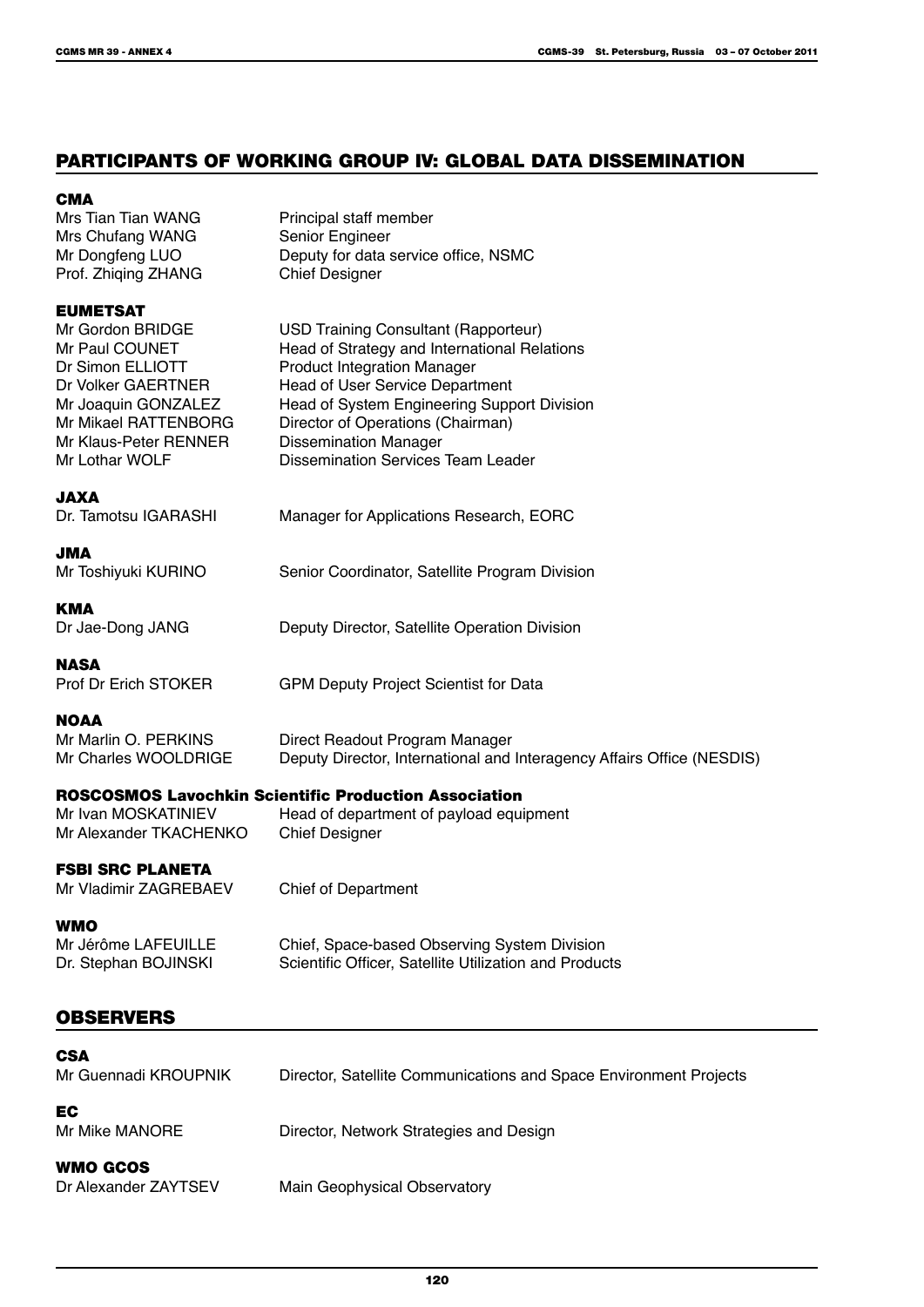## PARTICIPANTS OF WORKING GROUP IV: GLOBAL DATA DISSEMINATION

### CMA

| | |
|---|---|
| Mrs Tian Tian WANG | Principal staff member |
| Mrs Chufang WANG | Senior Engineer |
| Mr Dongfeng LUO | Deputy for data service office, NSMC |
| Prof. Zhiqing ZHANG | Chief Designer |

### EUMETSAT

| | |
|---|---|
| Mr Gordon BRIDGE | USD Training Consultant (Rapporteur) |
| Mr Paul COUNET | Head of Strategy and International Relations |
| Dr Simon ELLIOTT | Product Integration Manager |
| Dr Volker GAERTNER | Head of User Service Department |
| Mr Joaquin GONZALEZ | Head of System Engineering Support Division |
| Mr Mikael RATTENBORG | Director of Operations (Chairman) |
| Mr Klaus-Peter RENNER | Dissemination Manager |
| Mr Lothar WOLF | Dissemination Services Team Leader |

### JAXA

| | |
|---|---|
| Dr. Tamotsu IGARASHI | Manager for Applications Research, EORC |

### JMA

| | |
|---|---|
| Mr Toshiyuki KURINO | Senior Coordinator, Satellite Program Division |

### KMA

| | |
|---|---|
| Dr Jae-Dong JANG | Deputy Director, Satellite Operation Division |

### NASA

| | |
|---|---|
| Prof Dr Erich STOKER | GPM Deputy Project Scientist for Data |

### NOAA

| | |
|---|---|
| Mr Marlin O. PERKINS | Direct Readout Program Manager |
| Mr Charles WOOLDRIGE | Deputy Director, International and Interagency Affairs Office (NESDIS) |

### ROSCOSMOS Lavochkin Scientific Production Association

| | |
|---|---|
| Mr Ivan MOSKATINIEV | Head of department of payload equipment |
| Mr Alexander TKACHENKO | Chief Designer |

### FSBI SRC PLANETA

| | |
|---|---|
| Mr Vladimir ZAGREBAEV | Chief of Department |

### WMO

| | |
|---|---|
| Mr Jérôme LAFEUILLE | Chief, Space-based Observing System Division |
| Dr. Stephan BOJINSKI | Scientific Officer, Satellite Utilization and Products |

## OBSERVERS

### CSA

| | |
|---|---|
| Mr Guennadi KROUPNIK | Director, Satellite Communications and Space Environment Projects |

### EC

| | |
|---|---|
| Mr Mike MANORE | Director, Network Strategies and Design |

### WMO GCOS

| | |
|---|---|
| Dr Alexander ZAYTSEV | Main Geophysical Observatory |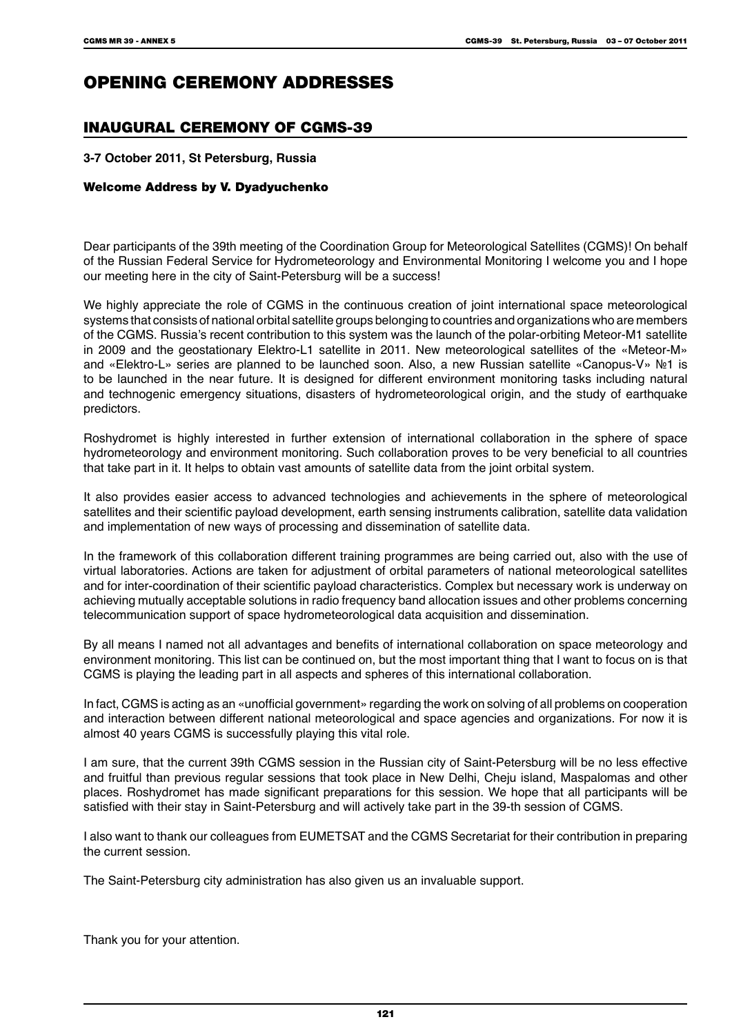# OPENING CEREMONY ADDRESSES

## INAUGURAL CEREMONY OF CGMS-39

**3-7 October 2011, St Petersburg, Russia**

### Welcome Address by V. Dyadyuchenko

Dear participants of the 39th meeting of the Coordination Group for Meteorological Satellites (CGMS)! On behalf of the Russian Federal Service for Hydrometeorology and Environmental Monitoring I welcome you and I hope our meeting here in the city of Saint-Petersburg will be a success!

We highly appreciate the role of CGMS in the continuous creation of joint international space meteorological systems that consists of national orbital satellite groups belonging to countries and organizations who are members of the CGMS. Russia's recent contribution to this system was the launch of the polar-orbiting Meteor-M1 satellite in 2009 and the geostationary Elektro-L1 satellite in 2011. New meteorological satellites of the «Meteor-M» and «Elektro-L» series are planned to be launched soon. Also, a new Russian satellite «Canopus-V» №1 is to be launched in the near future. It is designed for different environment monitoring tasks including natural and technogenic emergency situations, disasters of hydrometeorological origin, and the study of earthquake predictors.

Roshydromet is highly interested in further extension of international collaboration in the sphere of space hydrometeorology and environment monitoring. Such collaboration proves to be very beneficial to all countries that take part in it. It helps to obtain vast amounts of satellite data from the joint orbital system.

It also provides easier access to advanced technologies and achievements in the sphere of meteorological satellites and their scientific payload development, earth sensing instruments calibration, satellite data validation and implementation of new ways of processing and dissemination of satellite data.

In the framework of this collaboration different training programmes are being carried out, also with the use of virtual laboratories. Actions are taken for adjustment of orbital parameters of national meteorological satellites and for inter-coordination of their scientific payload characteristics. Complex but necessary work is underway on achieving mutually acceptable solutions in radio frequency band allocation issues and other problems concerning telecommunication support of space hydrometeorological data acquisition and dissemination.

By all means I named not all advantages and benefits of international collaboration on space meteorology and environment monitoring. This list can be continued on, but the most important thing that I want to focus on is that CGMS is playing the leading part in all aspects and spheres of this international collaboration.

In fact, CGMS is acting as an «unofficial government» regarding the work on solving of all problems on cooperation and interaction between different national meteorological and space agencies and organizations. For now it is almost 40 years CGMS is successfully playing this vital role.

I am sure, that the current 39th CGMS session in the Russian city of Saint-Petersburg will be no less effective and fruitful than previous regular sessions that took place in New Delhi, Cheju island, Maspalomas and other places. Roshydromet has made significant preparations for this session. We hope that all participants will be satisfied with their stay in Saint-Petersburg and will actively take part in the 39-th session of CGMS.

I also want to thank our colleagues from EUMETSAT and the CGMS Secretariat for their contribution in preparing the current session.

The Saint-Petersburg city administration has also given us an invaluable support.

Thank you for your attention.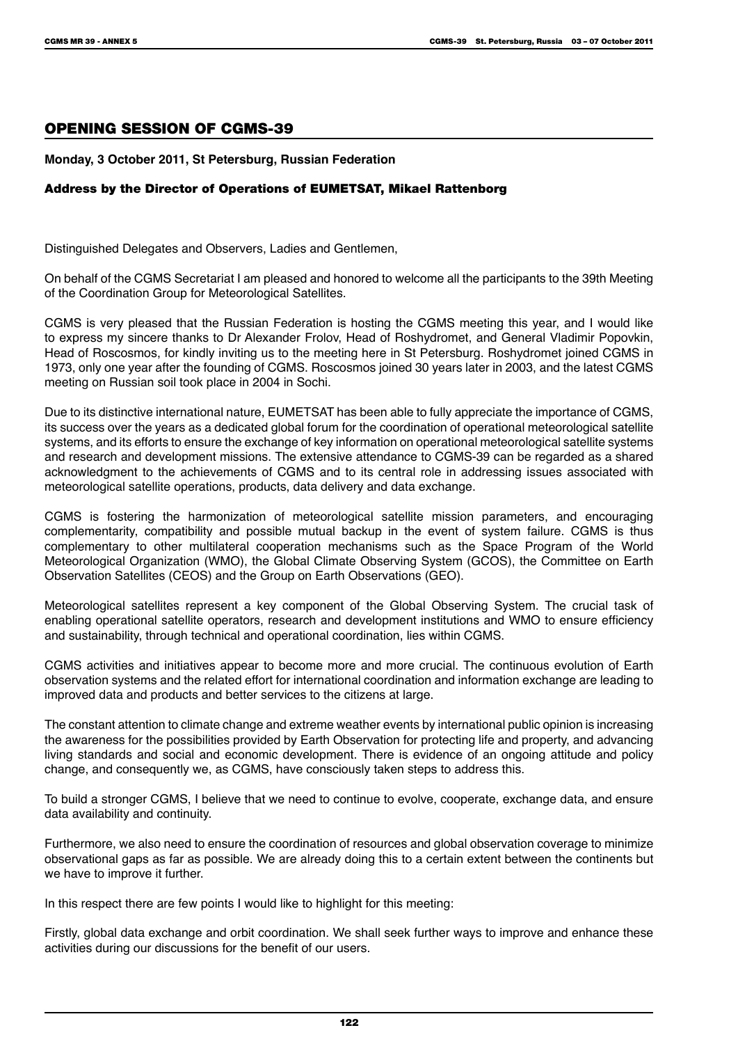## OPENING SESSION OF CGMS-39

**Monday, 3 October 2011, St Petersburg, Russian Federation**

### Address by the Director of Operations of EUMETSAT, Mikael Rattenborg

Distinguished Delegates and Observers, Ladies and Gentlemen,

On behalf of the CGMS Secretariat I am pleased and honored to welcome all the participants to the 39th Meeting of the Coordination Group for Meteorological Satellites.

CGMS is very pleased that the Russian Federation is hosting the CGMS meeting this year, and I would like to express my sincere thanks to Dr Alexander Frolov, Head of Roshydromet, and General Vladimir Popovkin, Head of Roscosmos, for kindly inviting us to the meeting here in St Petersburg. Roshydromet joined CGMS in 1973, only one year after the founding of CGMS. Roscosmos joined 30 years later in 2003, and the latest CGMS meeting on Russian soil took place in 2004 in Sochi.

Due to its distinctive international nature, EUMETSAT has been able to fully appreciate the importance of CGMS, its success over the years as a dedicated global forum for the coordination of operational meteorological satellite systems, and its efforts to ensure the exchange of key information on operational meteorological satellite systems and research and development missions. The extensive attendance to CGMS-39 can be regarded as a shared acknowledgment to the achievements of CGMS and to its central role in addressing issues associated with meteorological satellite operations, products, data delivery and data exchange.

CGMS is fostering the harmonization of meteorological satellite mission parameters, and encouraging complementarity, compatibility and possible mutual backup in the event of system failure. CGMS is thus complementary to other multilateral cooperation mechanisms such as the Space Program of the World Meteorological Organization (WMO), the Global Climate Observing System (GCOS), the Committee on Earth Observation Satellites (CEOS) and the Group on Earth Observations (GEO).

Meteorological satellites represent a key component of the Global Observing System. The crucial task of enabling operational satellite operators, research and development institutions and WMO to ensure efficiency and sustainability, through technical and operational coordination, lies within CGMS.

CGMS activities and initiatives appear to become more and more crucial. The continuous evolution of Earth observation systems and the related effort for international coordination and information exchange are leading to improved data and products and better services to the citizens at large.

The constant attention to climate change and extreme weather events by international public opinion is increasing the awareness for the possibilities provided by Earth Observation for protecting life and property, and advancing living standards and social and economic development. There is evidence of an ongoing attitude and policy change, and consequently we, as CGMS, have consciously taken steps to address this.

To build a stronger CGMS, I believe that we need to continue to evolve, cooperate, exchange data, and ensure data availability and continuity.

Furthermore, we also need to ensure the coordination of resources and global observation coverage to minimize observational gaps as far as possible. We are already doing this to a certain extent between the continents but we have to improve it further.

In this respect there are few points I would like to highlight for this meeting:

Firstly, global data exchange and orbit coordination. We shall seek further ways to improve and enhance these activities during our discussions for the benefit of our users.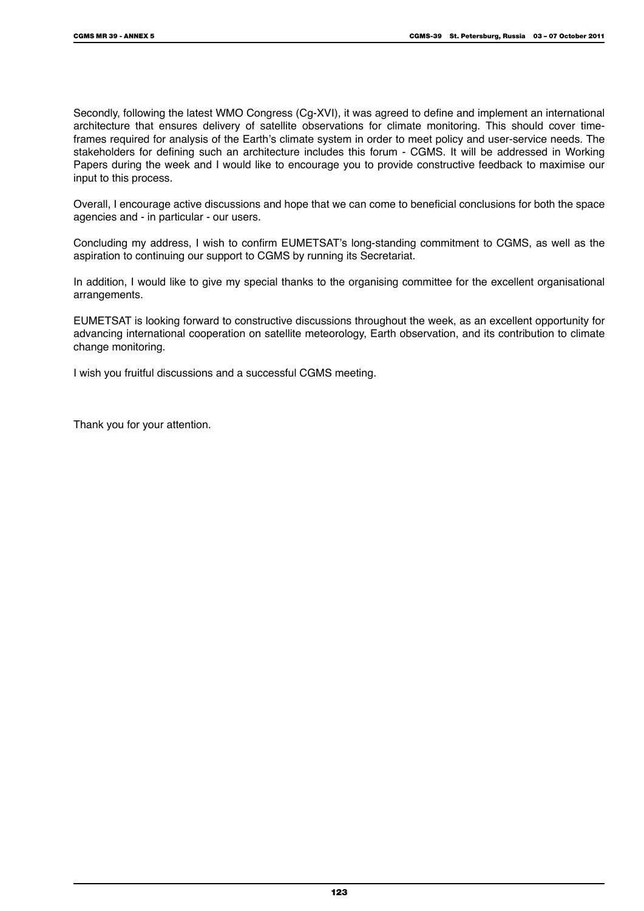Secondly, following the latest WMO Congress (Cg-XVI), it was agreed to define and implement an international architecture that ensures delivery of satellite observations for climate monitoring. This should cover time-frames required for analysis of the Earth's climate system in order to meet policy and user-service needs. The stakeholders for defining such an architecture includes this forum - CGMS. It will be addressed in Working Papers during the week and I would like to encourage you to provide constructive feedback to maximise our input to this process.

Overall, I encourage active discussions and hope that we can come to beneficial conclusions for both the space agencies and - in particular - our users.

Concluding my address, I wish to confirm EUMETSAT's long-standing commitment to CGMS, as well as the aspiration to continuing our support to CGMS by running its Secretariat.

In addition, I would like to give my special thanks to the organising committee for the excellent organisational arrangements.

EUMETSAT is looking forward to constructive discussions throughout the week, as an excellent opportunity for advancing international cooperation on satellite meteorology, Earth observation, and its contribution to climate change monitoring.

I wish you fruitful discussions and a successful CGMS meeting.

Thank you for your attention.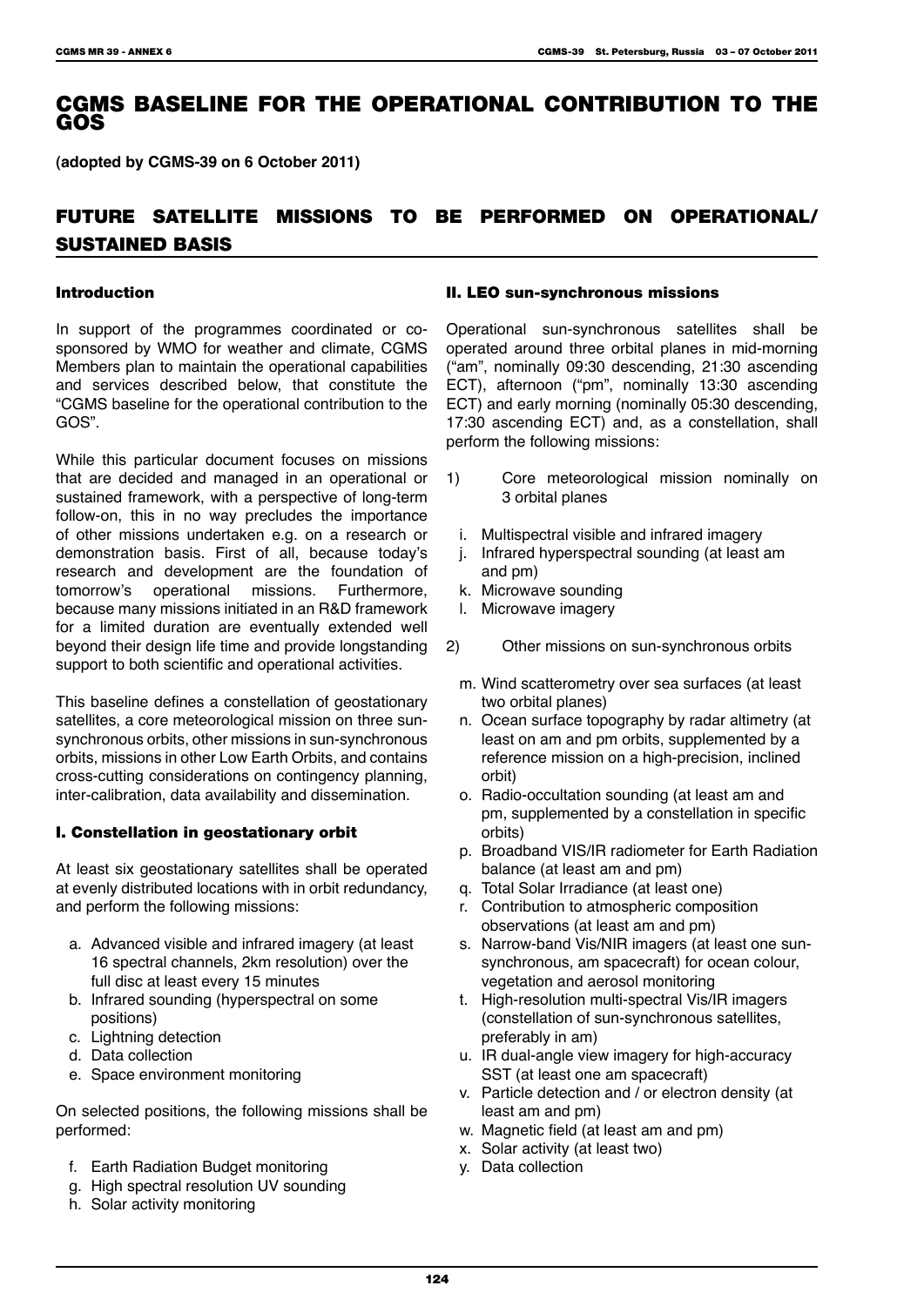# CGMS BASELINE FOR THE OPERATIONAL CONTRIBUTION TO THE GOS

**(adopted by CGMS-39 on 6 October 2011)**

## FUTURE SATELLITE MISSIONS TO BE PERFORMED ON OPERATIONAL/ SUSTAINED BASIS

### Introduction

In support of the programmes coordinated or co-sponsored by WMO for weather and climate, CGMS Members plan to maintain the operational capabilities and services described below, that constitute the "CGMS baseline for the operational contribution to the GOS".

While this particular document focuses on missions that are decided and managed in an operational or sustained framework, with a perspective of long-term follow-on, this in no way precludes the importance of other missions undertaken e.g. on a research or demonstration basis. First of all, because today's research and development are the foundation of tomorrow's operational missions. Furthermore, because many missions initiated in an R&D framework for a limited duration are eventually extended well beyond their design life time and provide longstanding support to both scientific and operational activities.

This baseline defines a constellation of geostationary satellites, a core meteorological mission on three sun-synchronous orbits, other missions in sun-synchronous orbits, missions in other Low Earth Orbits, and contains cross-cutting considerations on contingency planning, inter-calibration, data availability and dissemination.

### I. Constellation in geostationary orbit

At least six geostationary satellites shall be operated at evenly distributed locations with in orbit redundancy, and perform the following missions:

a. Advanced visible and infrared imagery (at least 16 spectral channels, 2km resolution) over the full disc at least every 15 minutes
b. Infrared sounding (hyperspectral on some positions)
c. Lightning detection
d. Data collection
e. Space environment monitoring

On selected positions, the following missions shall be performed:

f. Earth Radiation Budget monitoring
g. High spectral resolution UV sounding
h. Solar activity monitoring

### II. LEO sun-synchronous missions

Operational sun-synchronous satellites shall be operated around three orbital planes in mid-morning ("am", nominally 09:30 descending, 21:30 ascending ECT), afternoon ("pm", nominally 13:30 ascending ECT) and early morning (nominally 05:30 descending, 17:30 ascending ECT) and, as a constellation, shall perform the following missions:

1) Core meteorological mission nominally on 3 orbital planes

   i. Multispectral visible and infrared imagery
   j. Infrared hyperspectral sounding (at least am and pm)
   k. Microwave sounding
   l. Microwave imagery

2) Other missions on sun-synchronous orbits

   m. Wind scatterometry over sea surfaces (at least two orbital planes)
   n. Ocean surface topography by radar altimetry (at least on am and pm orbits, supplemented by a reference mission on a high-precision, inclined orbit)
   o. Radio-occultation sounding (at least am and pm, supplemented by a constellation in specific orbits)
   p. Broadband VIS/IR radiometer for Earth Radiation balance (at least am and pm)
   q. Total Solar Irradiance (at least one)
   r. Contribution to atmospheric composition observations (at least am and pm)
   s. Narrow-band Vis/NIR imagers (at least one sun-synchronous, am spacecraft) for ocean colour, vegetation and aerosol monitoring
   t. High-resolution multi-spectral Vis/IR imagers (constellation of sun-synchronous satellites, preferably in am)
   u. IR dual-angle view imagery for high-accuracy SST (at least one am spacecraft)
   v. Particle detection and / or electron density (at least am and pm)
   w. Magnetic field (at least am and pm)
   x. Solar activity (at least two)
   y. Data collection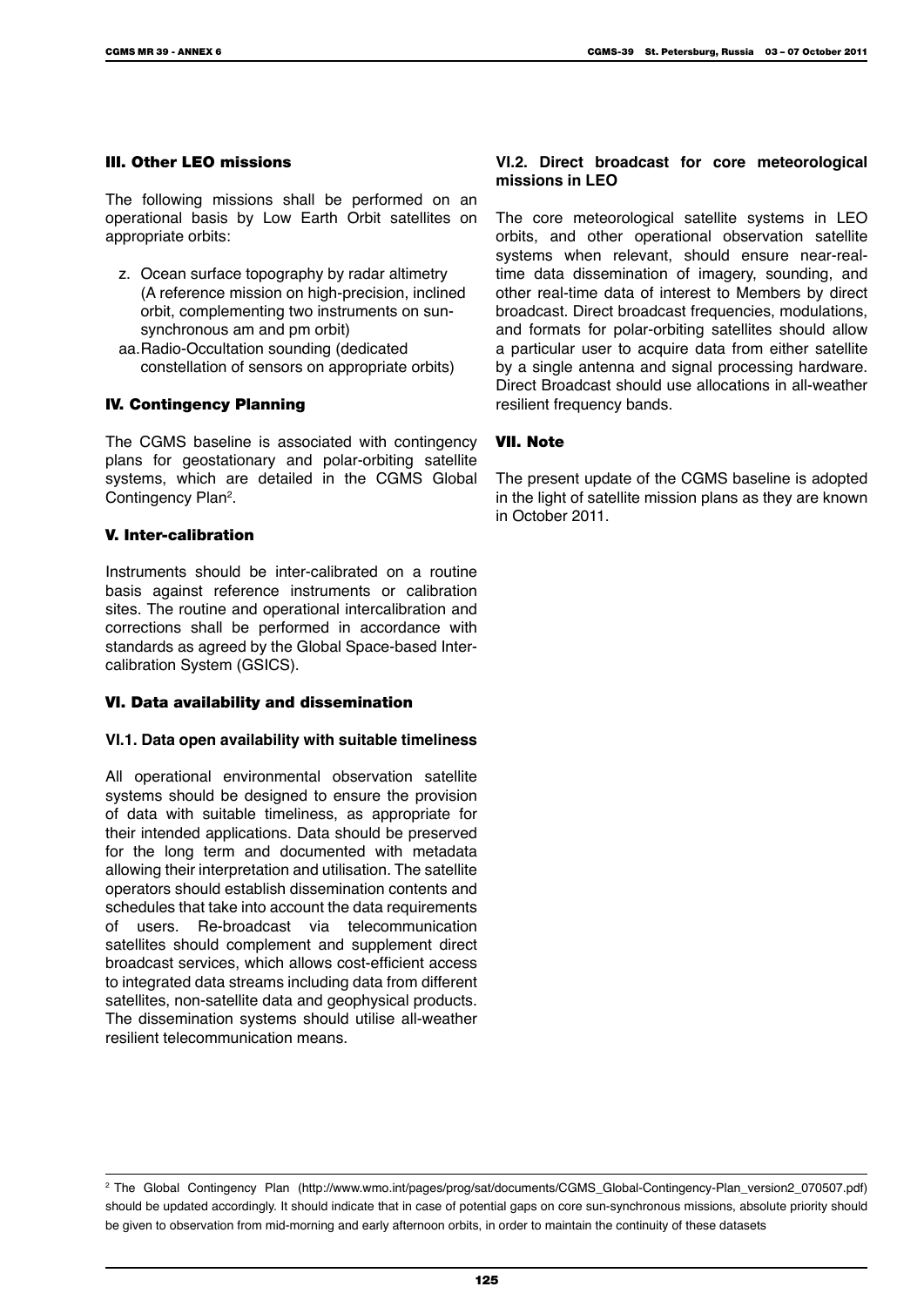## III. Other LEO missions

The following missions shall be performed on an operational basis by Low Earth Orbit satellites on appropriate orbits:

z. Ocean surface topography by radar altimetry (A reference mission on high-precision, inclined orbit, complementing two instruments on sun-synchronous am and pm orbit)

aa. Radio-Occultation sounding (dedicated constellation of sensors on appropriate orbits)

## IV. Contingency Planning

The CGMS baseline is associated with contingency plans for geostationary and polar-orbiting satellite systems, which are detailed in the CGMS Global Contingency Plan[2].

## V. Inter-calibration

Instruments should be inter-calibrated on a routine basis against reference instruments or calibration sites. The routine and operational intercalibration and corrections shall be performed in accordance with standards as agreed by the Global Space-based Inter-calibration System (GSICS).

## VI. Data availability and dissemination

### VI.1. Data open availability with suitable timeliness

All operational environmental observation satellite systems should be designed to ensure the provision of data with suitable timeliness, as appropriate for their intended applications. Data should be preserved for the long term and documented with metadata allowing their interpretation and utilisation. The satellite operators should establish dissemination contents and schedules that take into account the data requirements of users. Re-broadcast via telecommunication satellites should complement and supplement direct broadcast services, which allows cost-efficient access to integrated data streams including data from different satellites, non-satellite data and geophysical products. The dissemination systems should utilise all-weather resilient telecommunication means.

### VI.2. Direct broadcast for core meteorological missions in LEO

The core meteorological satellite systems in LEO orbits, and other operational observation satellite systems when relevant, should ensure near-real-time data dissemination of imagery, sounding, and other real-time data of interest to Members by direct broadcast. Direct broadcast frequencies, modulations, and formats for polar-orbiting satellites should allow a particular user to acquire data from either satellite by a single antenna and signal processing hardware. Direct Broadcast should use allocations in all-weather resilient frequency bands.

## VII. Note

The present update of the CGMS baseline is adopted in the light of satellite mission plans as they are known in October 2011.

---

[2] The Global Contingency Plan (http://www.wmo.int/pages/prog/sat/documents/CGMS_Global-Contingency-Plan_version2_070507.pdf) should be updated accordingly. It should indicate that in case of potential gaps on core sun-synchronous missions, absolute priority should be given to observation from mid-morning and early afternoon orbits, in order to maintain the continuity of these datasets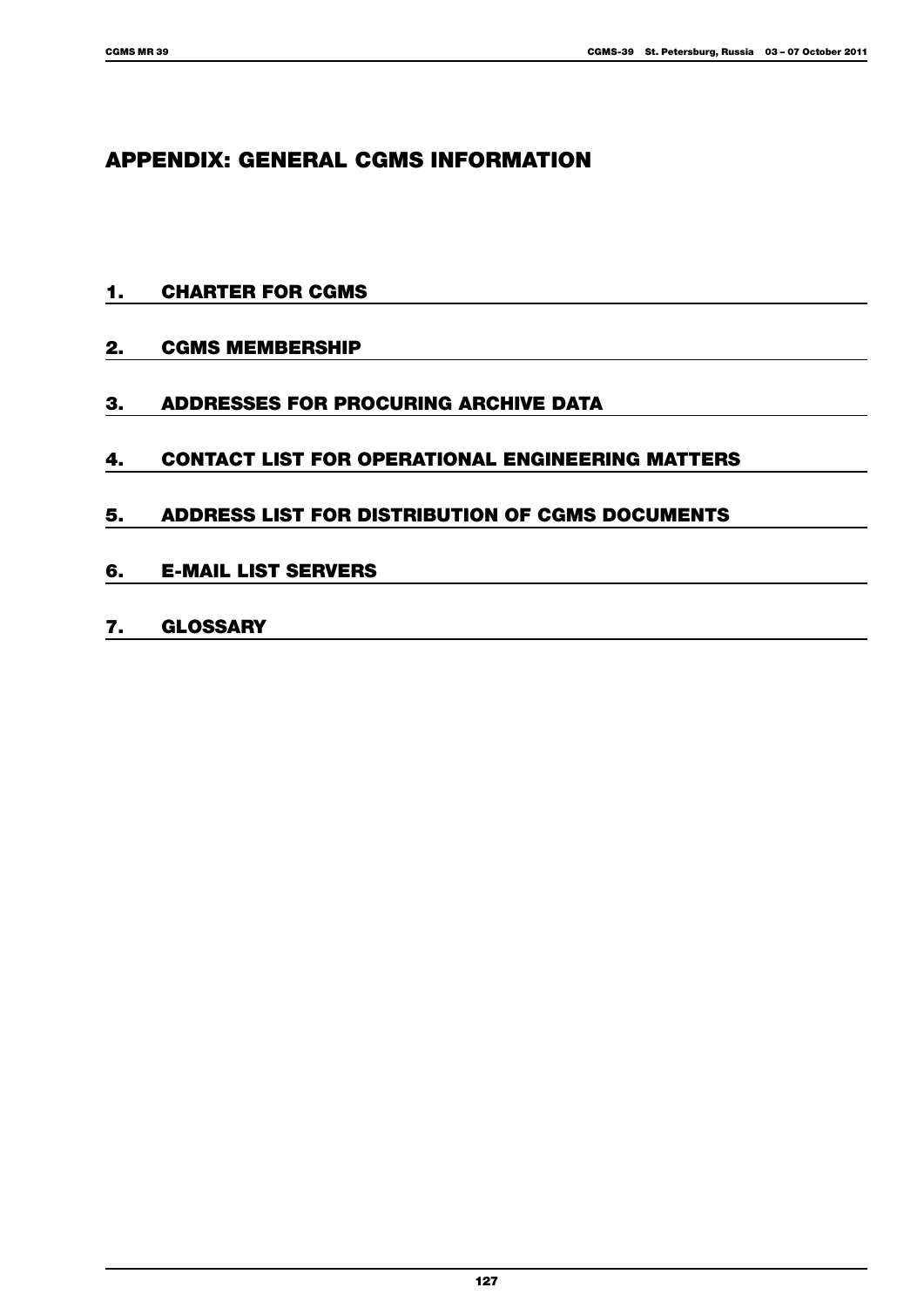# APPENDIX: GENERAL CGMS INFORMATION

## 1. CHARTER FOR CGMS

## 2. CGMS MEMBERSHIP

## 3. ADDRESSES FOR PROCURING ARCHIVE DATA

## 4. CONTACT LIST FOR OPERATIONAL ENGINEERING MATTERS

## 5. ADDRESS LIST FOR DISTRIBUTION OF CGMS DOCUMENTS

## 6. E-MAIL LIST SERVERS

## 7. GLOSSARY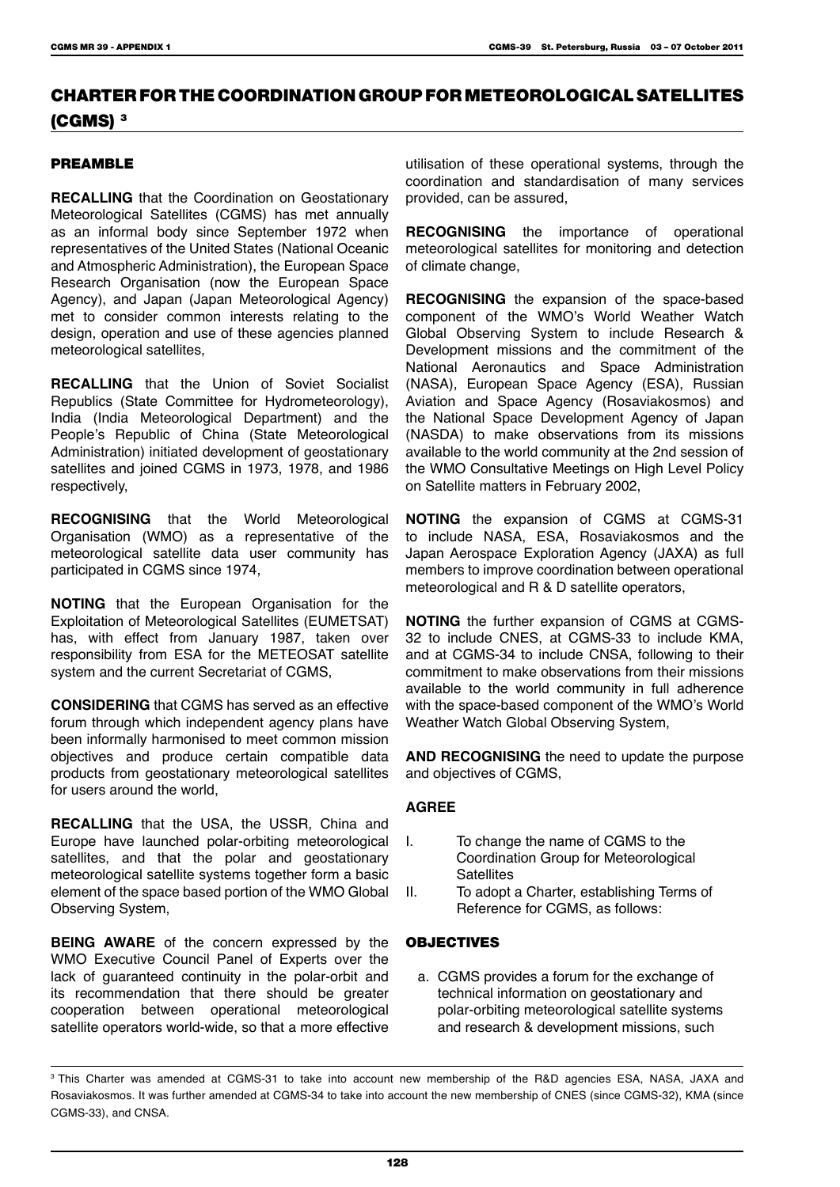# CHARTER FOR THE COORDINATION GROUP FOR METEOROLOGICAL SATELLITES (CGMS) [3]

## PREAMBLE

**RECALLING** that the Coordination on Geostationary Meteorological Satellites (CGMS) has met annually as an informal body since September 1972 when representatives of the United States (National Oceanic and Atmospheric Administration), the European Space Research Organisation (now the European Space Agency), and Japan (Japan Meteorological Agency) met to consider common interests relating to the design, operation and use of these agencies planned meteorological satellites,

**RECALLING** that the Union of Soviet Socialist Republics (State Committee for Hydrometeorology), India (India Meteorological Department) and the People's Republic of China (State Meteorological Administration) initiated development of geostationary satellites and joined CGMS in 1973, 1978, and 1986 respectively,

**RECOGNISING** that the World Meteorological Organisation (WMO) as a representative of the meteorological satellite data user community has participated in CGMS since 1974,

**NOTING** that the European Organisation for the Exploitation of Meteorological Satellites (EUMETSAT) has, with effect from January 1987, taken over responsibility from ESA for the METEOSAT satellite system and the current Secretariat of CGMS,

**CONSIDERING** that CGMS has served as an effective forum through which independent agency plans have been informally harmonised to meet common mission objectives and produce certain compatible data products from geostationary meteorological satellites for users around the world,

**RECALLING** that the USA, the USSR, China and Europe have launched polar-orbiting meteorological satellites, and that the polar and geostationary meteorological satellite systems together form a basic element of the space based portion of the WMO Global Observing System,

**BEING AWARE** of the concern expressed by the WMO Executive Council Panel of Experts over the lack of guaranteed continuity in the polar-orbit and its recommendation that there should be greater cooperation between operational meteorological satellite operators world-wide, so that a more effective utilisation of these operational systems, through the coordination and standardisation of many services provided, can be assured,

**RECOGNISING** the importance of operational meteorological satellites for monitoring and detection of climate change,

**RECOGNISING** the expansion of the space-based component of the WMO's World Weather Watch Global Observing System to include Research & Development missions and the commitment of the National Aeronautics and Space Administration (NASA), European Space Agency (ESA), Russian Aviation and Space Agency (Rosaviakosmos) and the National Space Development Agency of Japan (NASDA) to make observations from its missions available to the world community at the 2nd session of the WMO Consultative Meetings on High Level Policy on Satellite matters in February 2002,

**NOTING** the expansion of CGMS at CGMS-31 to include NASA, ESA, Rosaviakosmos and the Japan Aerospace Exploration Agency (JAXA) as full members to improve coordination between operational meteorological and R & D satellite operators,

**NOTING** the further expansion of CGMS at CGMS-32 to include CNES, at CGMS-33 to include KMA, and at CGMS-34 to include CNSA, following to their commitment to make observations from their missions available to the world community in full adherence with the space-based component of the WMO's World Weather Watch Global Observing System,

**AND RECOGNISING** the need to update the purpose and objectives of CGMS,

**AGREE**

I. To change the name of CGMS to the Coordination Group for Meteorological Satellites

II. To adopt a Charter, establishing Terms of Reference for CGMS, as follows:

## OBJECTIVES

a. CGMS provides a forum for the exchange of technical information on geostationary and polar-orbiting meteorological satellite systems and research & development missions, such

---

[3] This Charter was amended at CGMS-31 to take into account new membership of the R&D agencies ESA, NASA, JAXA and Rosaviakosmos. It was further amended at CGMS-34 to take into account the new membership of CNES (since CGMS-32), KMA (since CGMS-33), and CNSA.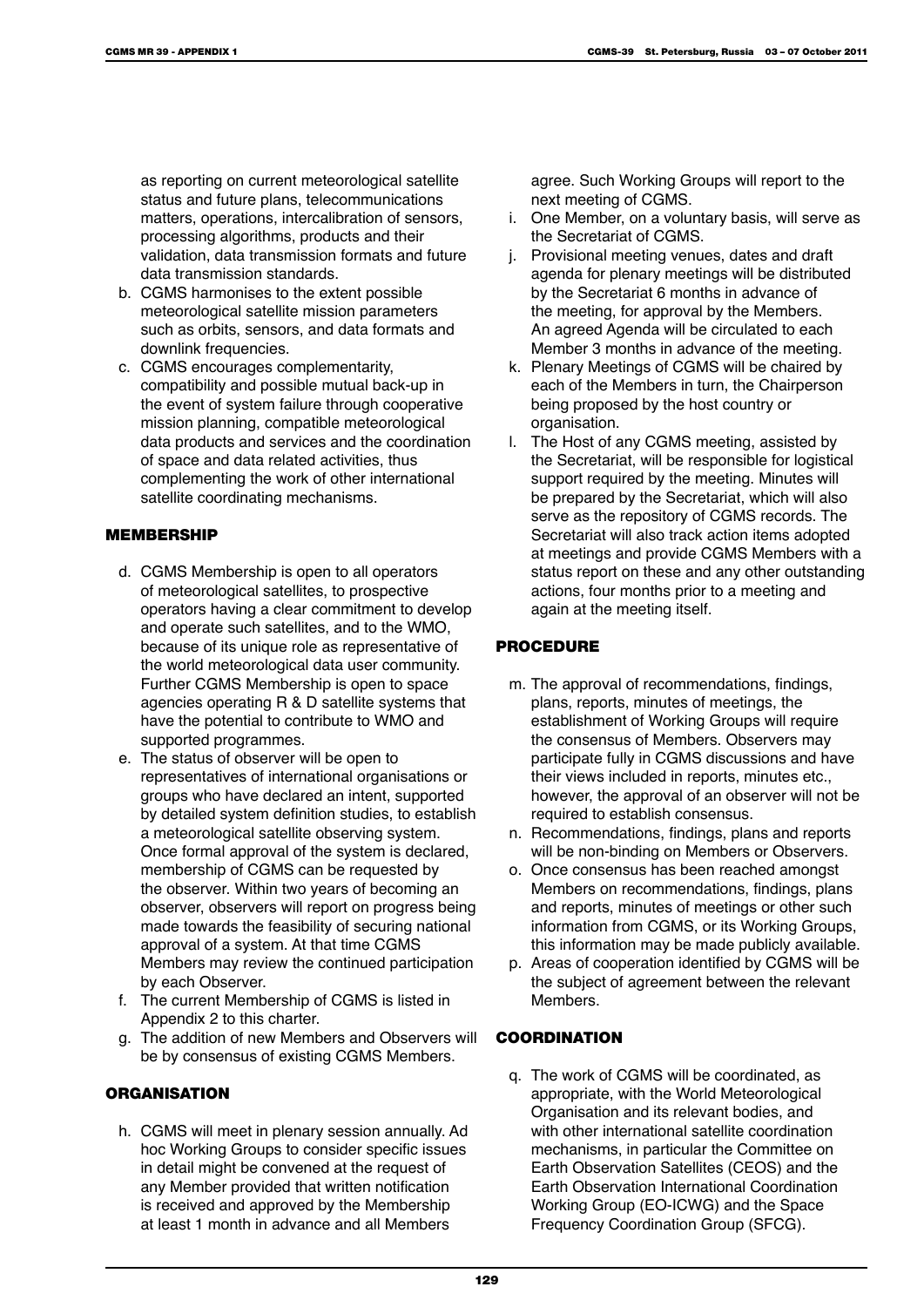as reporting on current meteorological satellite status and future plans, telecommunications matters, operations, intercalibration of sensors, processing algorithms, products and their validation, data transmission formats and future data transmission standards.

b. CGMS harmonises to the extent possible meteorological satellite mission parameters such as orbits, sensors, and data formats and downlink frequencies.
c. CGMS encourages complementarity, compatibility and possible mutual back-up in the event of system failure through cooperative mission planning, compatible meteorological data products and services and the coordination of space and data related activities, thus complementing the work of other international satellite coordinating mechanisms.

## MEMBERSHIP

d. CGMS Membership is open to all operators of meteorological satellites, to prospective operators having a clear commitment to develop and operate such satellites, and to the WMO, because of its unique role as representative of the world meteorological data user community. Further CGMS Membership is open to space agencies operating R & D satellite systems that have the potential to contribute to WMO and supported programmes.
e. The status of observer will be open to representatives of international organisations or groups who have declared an intent, supported by detailed system definition studies, to establish a meteorological satellite observing system. Once formal approval of the system is declared, membership of CGMS can be requested by the observer. Within two years of becoming an observer, observers will report on progress being made towards the feasibility of securing national approval of a system. At that time CGMS Members may review the continued participation by each Observer.
f. The current Membership of CGMS is listed in Appendix 2 to this charter.
g. The addition of new Members and Observers will be by consensus of existing CGMS Members.

## ORGANISATION

h. CGMS will meet in plenary session annually. Ad hoc Working Groups to consider specific issues in detail might be convened at the request of any Member provided that written notification is received and approved by the Membership at least 1 month in advance and all Members agree. Such Working Groups will report to the next meeting of CGMS.
i. One Member, on a voluntary basis, will serve as the Secretariat of CGMS.
j. Provisional meeting venues, dates and draft agenda for plenary meetings will be distributed by the Secretariat 6 months in advance of the meeting, for approval by the Members. An agreed Agenda will be circulated to each Member 3 months in advance of the meeting.
k. Plenary Meetings of CGMS will be chaired by each of the Members in turn, the Chairperson being proposed by the host country or organisation.
l. The Host of any CGMS meeting, assisted by the Secretariat, will be responsible for logistical support required by the meeting. Minutes will be prepared by the Secretariat, which will also serve as the repository of CGMS records. The Secretariat will also track action items adopted at meetings and provide CGMS Members with a status report on these and any other outstanding actions, four months prior to a meeting and again at the meeting itself.

## PROCEDURE

m. The approval of recommendations, findings, plans, reports, minutes of meetings, the establishment of Working Groups will require the consensus of Members. Observers may participate fully in CGMS discussions and have their views included in reports, minutes etc., however, the approval of an observer will not be required to establish consensus.
n. Recommendations, findings, plans and reports will be non-binding on Members or Observers.
o. Once consensus has been reached amongst Members on recommendations, findings, plans and reports, minutes of meetings or other such information from CGMS, or its Working Groups, this information may be made publicly available.
p. Areas of cooperation identified by CGMS will be the subject of agreement between the relevant Members.

## COORDINATION

q. The work of CGMS will be coordinated, as appropriate, with the World Meteorological Organisation and its relevant bodies, and with other international satellite coordination mechanisms, in particular the Committee on Earth Observation Satellites (CEOS) and the Earth Observation International Coordination Working Group (EO-ICWG) and the Space Frequency Coordination Group (SFCG).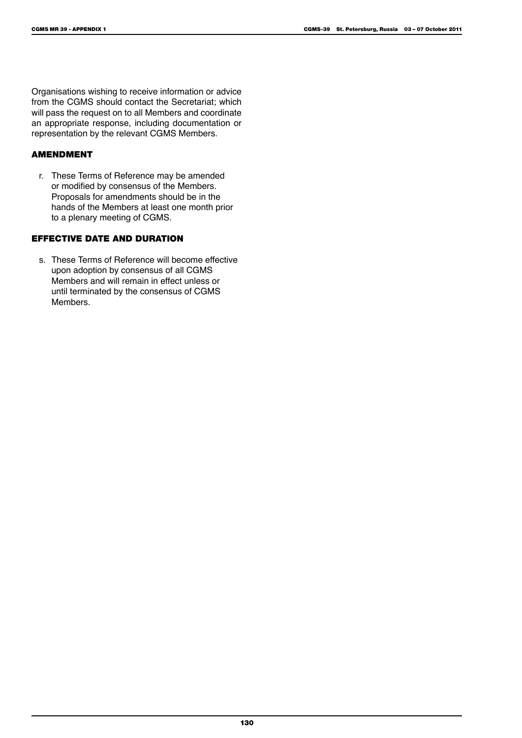Organisations wishing to receive information or advice from the CGMS should contact the Secretariat; which will pass the request on to all Members and coordinate an appropriate response, including documentation or representation by the relevant CGMS Members.

## AMENDMENT

r. These Terms of Reference may be amended or modified by consensus of the Members. Proposals for amendments should be in the hands of the Members at least one month prior to a plenary meeting of CGMS.

## EFFECTIVE DATE AND DURATION

s. These Terms of Reference will become effective upon adoption by consensus of all CGMS Members and will remain in effect unless or until terminated by the consensus of CGMS Members.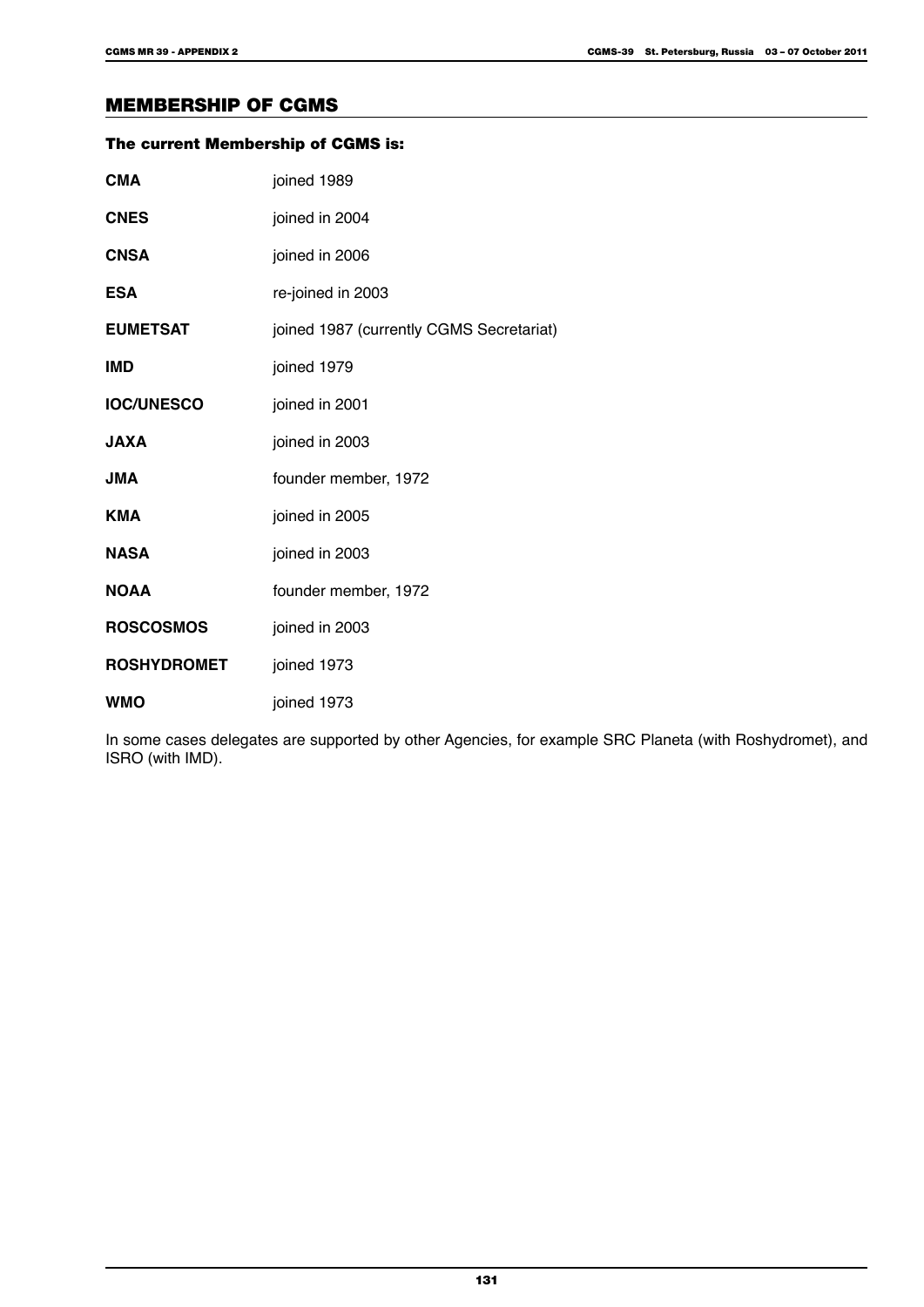## MEMBERSHIP OF CGMS

### The current Membership of CGMS is:

| | |
|---|---|
| **CMA** | joined 1989 |
| **CNES** | joined in 2004 |
| **CNSA** | joined in 2006 |
| **ESA** | re-joined in 2003 |
| **EUMETSAT** | joined 1987 (currently CGMS Secretariat) |
| **IMD** | joined 1979 |
| **IOC/UNESCO** | joined in 2001 |
| **JAXA** | joined in 2003 |
| **JMA** | founder member, 1972 |
| **KMA** | joined in 2005 |
| **NASA** | joined in 2003 |
| **NOAA** | founder member, 1972 |
| **ROSCOSMOS** | joined in 2003 |
| **ROSHYDROMET** | joined 1973 |
| **WMO** | joined 1973 |

In some cases delegates are supported by other Agencies, for example SRC Planeta (with Roshydromet), and ISRO (with IMD).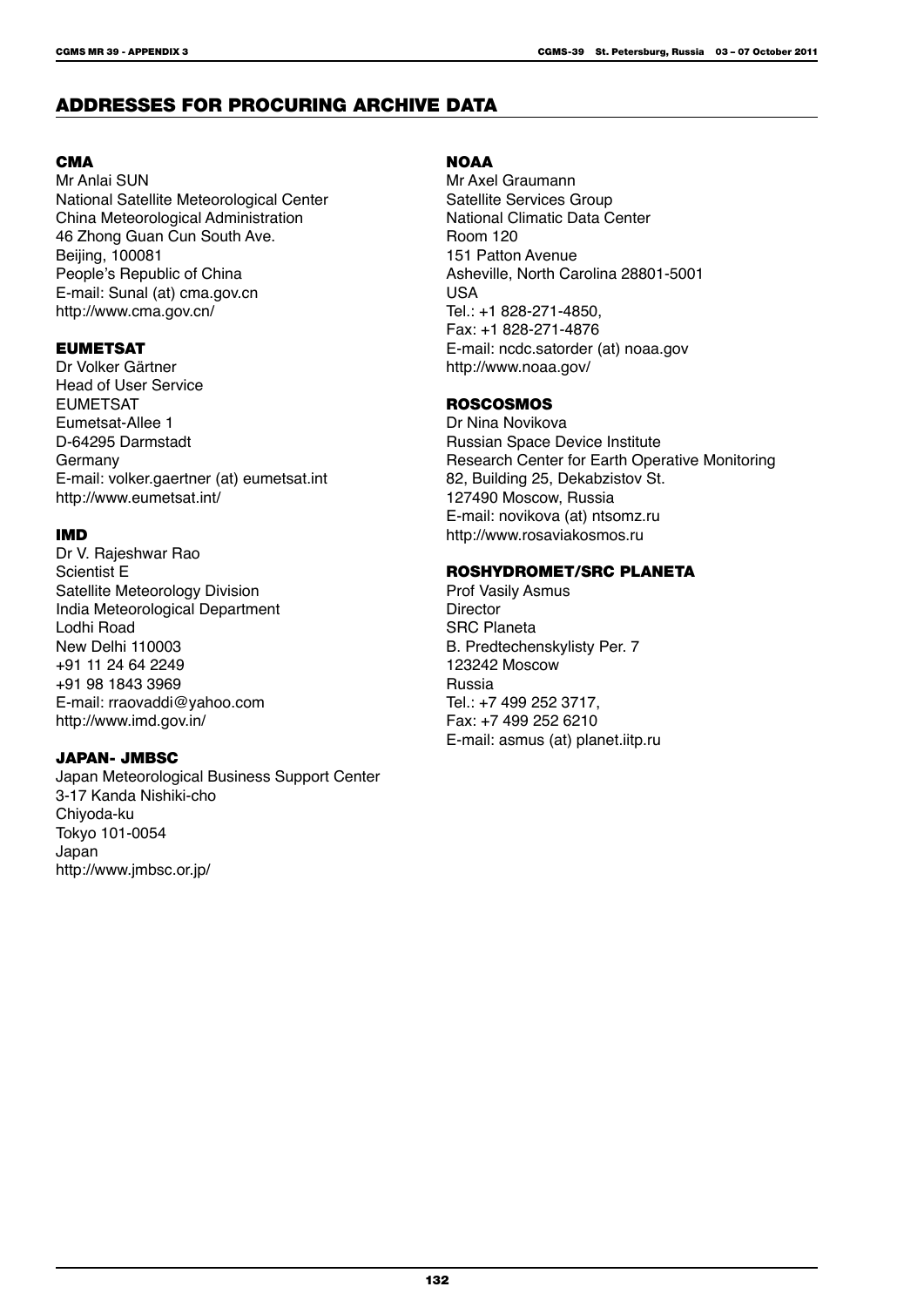## ADDRESSES FOR PROCURING ARCHIVE DATA

### CMA

Mr Anlai SUN
National Satellite Meteorological Center
China Meteorological Administration
46 Zhong Guan Cun South Ave.
Beijing, 100081
People's Republic of China
E-mail: Sunal (at) cma.gov.cn
http://www.cma.gov.cn/

### EUMETSAT

Dr Volker Gärtner
Head of User Service
EUMETSAT
Eumetsat-Allee 1
D-64295 Darmstadt
Germany
E-mail: volker.gaertner (at) eumetsat.int
http://www.eumetsat.int/

### IMD

Dr V. Rajeshwar Rao
Scientist E
Satellite Meteorology Division
India Meteorological Department
Lodhi Road
New Delhi 110003
+91 11 24 64 2249
+91 98 1843 3969
E-mail: rraovaddi@yahoo.com
http://www.imd.gov.in/

### JAPAN- JMBSC

Japan Meteorological Business Support Center
3-17 Kanda Nishiki-cho
Chiyoda-ku
Tokyo 101-0054
Japan
http://www.jmbsc.or.jp/

### NOAA

Mr Axel Graumann
Satellite Services Group
National Climatic Data Center
Room 120
151 Patton Avenue
Asheville, North Carolina 28801-5001
USA
Tel.: +1 828-271-4850,
Fax: +1 828-271-4876
E-mail: ncdc.satorder (at) noaa.gov
http://www.noaa.gov/

### ROSCOSMOS

Dr Nina Novikova
Russian Space Device Institute
Research Center for Earth Operative Monitoring
82, Building 25, Dekabzistov St.
127490 Moscow, Russia
E-mail: novikova (at) ntsomz.ru
http://www.rosaviakosmos.ru

### ROSHYDROMET/SRC PLANETA

Prof Vasily Asmus
Director
SRC Planeta
B. Predtechenskylisty Per. 7
123242 Moscow
Russia
Tel.: +7 499 252 3717,
Fax: +7 499 252 6210
E-mail: asmus (at) planet.iitp.ru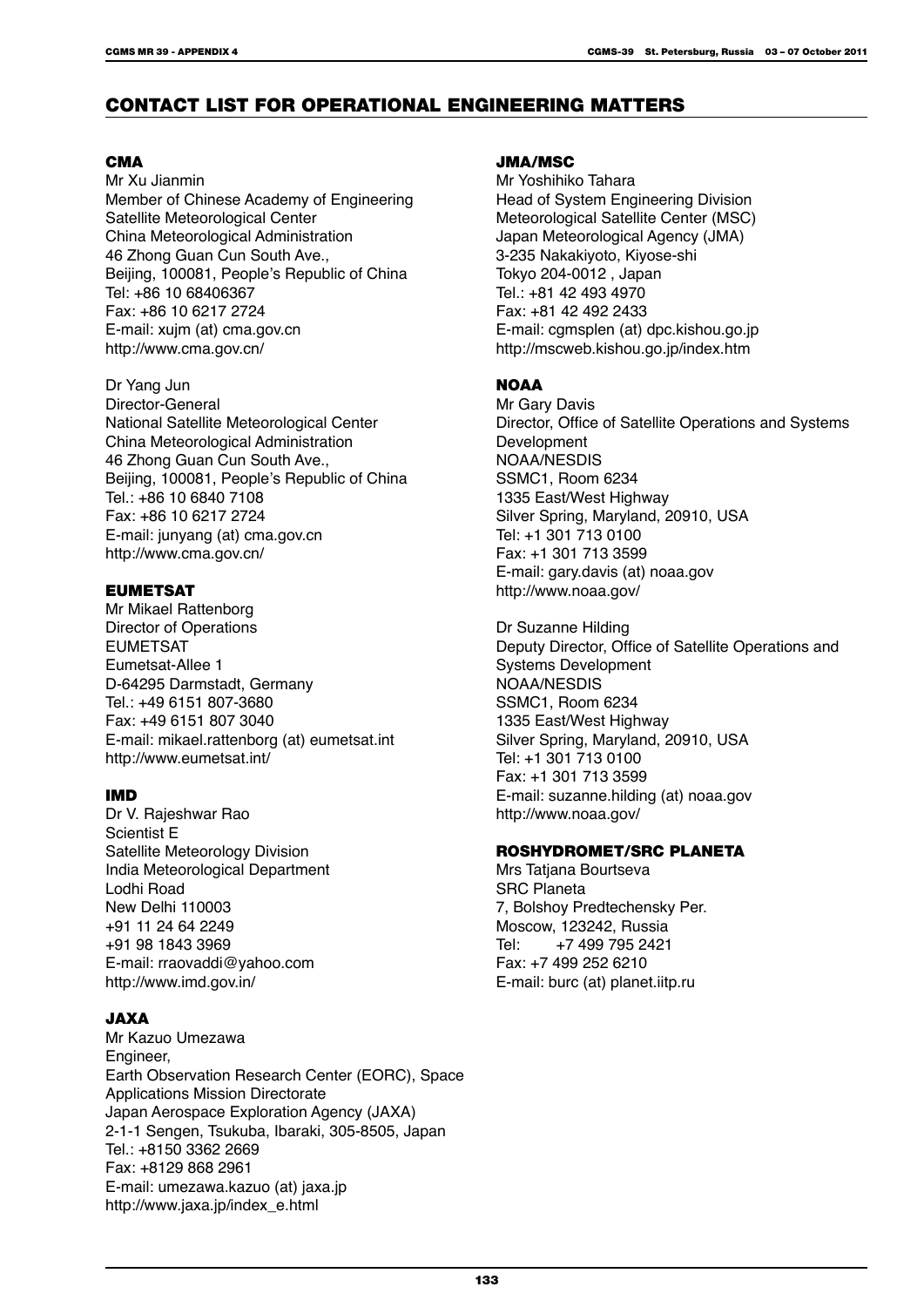# CONTACT LIST FOR OPERATIONAL ENGINEERING MATTERS

### CMA

Mr Xu Jianmin
Member of Chinese Academy of Engineering
Satellite Meteorological Center
China Meteorological Administration
46 Zhong Guan Cun South Ave.,
Beijing, 100081, People's Republic of China
Tel: +86 10 68406367
Fax: +86 10 6217 2724
E-mail: xujm (at) cma.gov.cn
http://www.cma.gov.cn/

Dr Yang Jun
Director-General
National Satellite Meteorological Center
China Meteorological Administration
46 Zhong Guan Cun South Ave.,
Beijing, 100081, People's Republic of China
Tel.: +86 10 6840 7108
Fax: +86 10 6217 2724
E-mail: junyang (at) cma.gov.cn
http://www.cma.gov.cn/

### EUMETSAT

Mr Mikael Rattenborg
Director of Operations
EUMETSAT
Eumetsat-Allee 1
D-64295 Darmstadt, Germany
Tel.: +49 6151 807-3680
Fax: +49 6151 807 3040
E-mail: mikael.rattenborg (at) eumetsat.int
http://www.eumetsat.int/

### IMD

Dr V. Rajeshwar Rao
Scientist E
Satellite Meteorology Division
India Meteorological Department
Lodhi Road
New Delhi 110003
+91 11 24 64 2249
+91 98 1843 3969
E-mail: rraovaddi@yahoo.com
http://www.imd.gov.in/

### JAXA

Mr Kazuo Umezawa
Engineer,
Earth Observation Research Center (EORC), Space Applications Mission Directorate
Japan Aerospace Exploration Agency (JAXA)
2-1-1 Sengen, Tsukuba, Ibaraki, 305-8505, Japan
Tel.: +8150 3362 2669
Fax: +8129 868 2961
E-mail: umezawa.kazuo (at) jaxa.jp
http://www.jaxa.jp/index_e.html

### JMA/MSC

Mr Yoshihiko Tahara
Head of System Engineering Division
Meteorological Satellite Center (MSC)
Japan Meteorological Agency (JMA)
3-235 Nakakiyoto, Kiyose-shi
Tokyo 204-0012 , Japan
Tel.: +81 42 493 4970
Fax: +81 42 492 2433
E-mail: cgmsplen (at) dpc.kishou.go.jp
http://mscweb.kishou.go.jp/index.htm

### NOAA

Mr Gary Davis
Director, Office of Satellite Operations and Systems Development
NOAA/NESDIS
SSMC1, Room 6234
1335 East/West Highway
Silver Spring, Maryland, 20910, USA
Tel: +1 301 713 0100
Fax: +1 301 713 3599
E-mail: gary.davis (at) noaa.gov
http://www.noaa.gov/

Dr Suzanne Hilding
Deputy Director, Office of Satellite Operations and Systems Development
NOAA/NESDIS
SSMC1, Room 6234
1335 East/West Highway
Silver Spring, Maryland, 20910, USA
Tel: +1 301 713 0100
Fax: +1 301 713 3599
E-mail: suzanne.hilding (at) noaa.gov
http://www.noaa.gov/

### ROSHYDROMET/SRC PLANETA

Mrs Tatjana Bourtseva
SRC Planeta
7, Bolshoy Predtechensky Per.
Moscow, 123242, Russia
Tel: +7 499 795 2421
Fax: +7 499 252 6210
E-mail: burc (at) planet.iitp.ru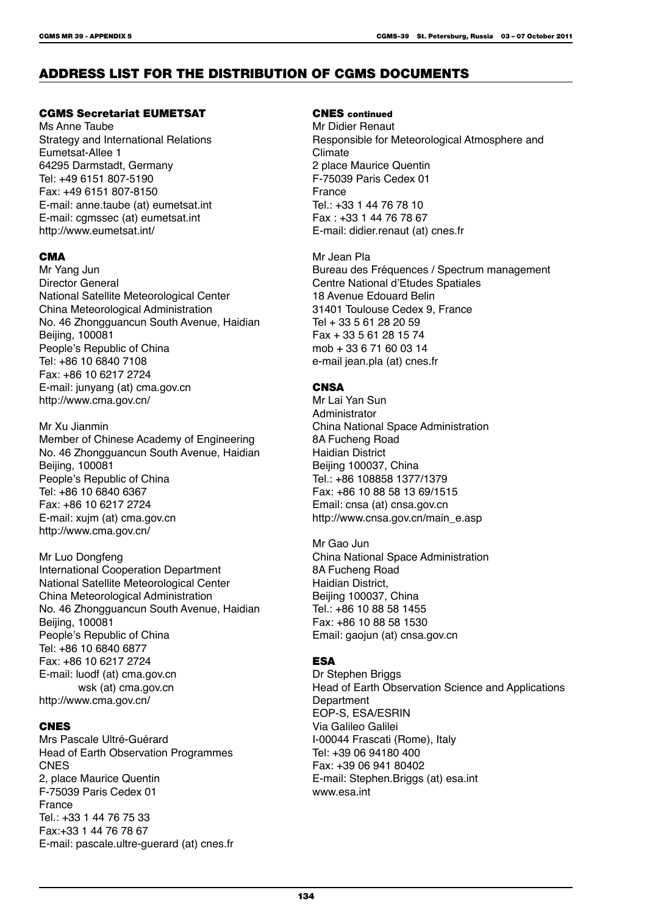## ADDRESS LIST FOR THE DISTRIBUTION OF CGMS DOCUMENTS

### CGMS Secretariat EUMETSAT

Ms Anne Taube
Strategy and International Relations
Eumetsat-Allee 1
64295 Darmstadt, Germany
Tel: +49 6151 807-5190
Fax: +49 6151 807-8150
E-mail: anne.taube (at) eumetsat.int
E-mail: cgmssec (at) eumetsat.int
http://www.eumetsat.int/

### CMA

Mr Yang Jun
Director General
National Satellite Meteorological Center
China Meteorological Administration
No. 46 Zhongguancun South Avenue, Haidian
Beijing, 100081
People's Republic of China
Tel: +86 10 6840 7108
Fax: +86 10 6217 2724
E-mail: junyang (at) cma.gov.cn
http://www.cma.gov.cn/

Mr Xu Jianmin
Member of Chinese Academy of Engineering
No. 46 Zhongguancun South Avenue, Haidian
Beijing, 100081
People's Republic of China
Tel: +86 10 6840 6367
Fax: +86 10 6217 2724
E-mail: xujm (at) cma.gov.cn
http://www.cma.gov.cn/

Mr Luo Dongfeng
International Cooperation Department
National Satellite Meteorological Center
China Meteorological Administration
No. 46 Zhongguancun South Avenue, Haidian
Beijing, 100081
People's Republic of China
Tel: +86 10 6840 6877
Fax: +86 10 6217 2724
E-mail: luodf (at) cma.gov.cn
wsk (at) cma.gov.cn
http://www.cma.gov.cn/

### CNES

Mrs Pascale Ultré-Guérard
Head of Earth Observation Programmes
CNES
2, place Maurice Quentin
F-75039 Paris Cedex 01
France
Tel.: +33 1 44 76 75 33
Fax:+33 1 44 76 78 67
E-mail: pascale.ultre-guerard (at) cnes.fr

### CNES continued

Mr Didier Renaut
Responsible for Meteorological Atmosphere and Climate
2 place Maurice Quentin
F-75039 Paris Cedex 01
France
Tel.: +33 1 44 76 78 10
Fax : +33 1 44 76 78 67
E-mail: didier.renaut (at) cnes.fr

Mr Jean Pla
Bureau des Fréquences / Spectrum management
Centre National d'Etudes Spatiales
18 Avenue Edouard Belin
31401 Toulouse Cedex 9, France
Tel + 33 5 61 28 20 59
Fax + 33 5 61 28 15 74
mob + 33 6 71 60 03 14
e-mail jean.pla (at) cnes.fr

### CNSA

Mr Lai Yan Sun
Administrator
China National Space Administration
8A Fucheng Road
Haidian District
Beijing 100037, China
Tel.: +86 108858 1377/1379
Fax: +86 10 88 58 13 69/1515
Email: cnsa (at) cnsa.gov.cn
http://www.cnsa.gov.cn/main_e.asp

Mr Gao Jun
China National Space Administration
8A Fucheng Road
Haidian District,
Beijing 100037, China
Tel.: +86 10 88 58 1455
Fax: +86 10 88 58 1530
Email: gaojun (at) cnsa.gov.cn

### ESA

Dr Stephen Briggs
Head of Earth Observation Science and Applications Department
EOP-S, ESA/ESRIN
Via Galileo Galilei
I-00044 Frascati (Rome), Italy
Tel: +39 06 94180 400
Fax: +39 06 941 80402
E-mail: Stephen.Briggs (at) esa.int
www.esa.int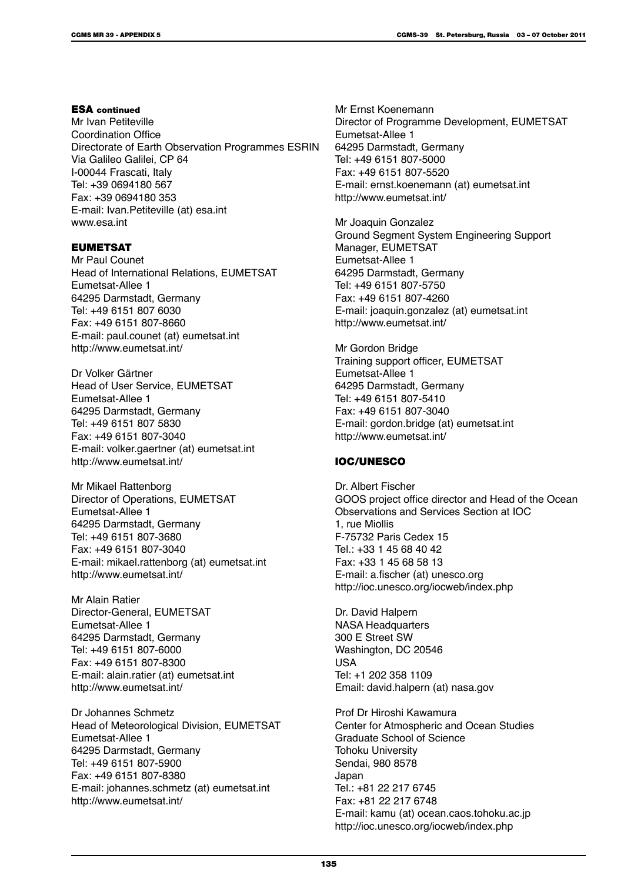#### ESA continued

Mr Ivan Petiteville
Coordination Office
Directorate of Earth Observation Programmes ESRIN
Via Galileo Galilei, CP 64
I-00044 Frascati, Italy
Tel: +39 0694180 567
Fax: +39 0694180 353
E-mail: Ivan.Petiteville (at) esa.int
www.esa.int

#### EUMETSAT

Mr Paul Counet
Head of International Relations, EUMETSAT
Eumetsat-Allee 1
64295 Darmstadt, Germany
Tel: +49 6151 807 6030
Fax: +49 6151 807-8660
E-mail: paul.counet (at) eumetsat.int
http://www.eumetsat.int/

Dr Volker Gärtner
Head of User Service, EUMETSAT
Eumetsat-Allee 1
64295 Darmstadt, Germany
Tel: +49 6151 807 5830
Fax: +49 6151 807-3040
E-mail: volker.gaertner (at) eumetsat.int
http://www.eumetsat.int/

Mr Mikael Rattenborg
Director of Operations, EUMETSAT
Eumetsat-Allee 1
64295 Darmstadt, Germany
Tel: +49 6151 807-3680
Fax: +49 6151 807-3040
E-mail: mikael.rattenborg (at) eumetsat.int
http://www.eumetsat.int/

Mr Alain Ratier
Director-General, EUMETSAT
Eumetsat-Allee 1
64295 Darmstadt, Germany
Tel: +49 6151 807-6000
Fax: +49 6151 807-8300
E-mail: alain.ratier (at) eumetsat.int
http://www.eumetsat.int/

Dr Johannes Schmetz
Head of Meteorological Division, EUMETSAT
Eumetsat-Allee 1
64295 Darmstadt, Germany
Tel: +49 6151 807-5900
Fax: +49 6151 807-8380
E-mail: johannes.schmetz (at) eumetsat.int
http://www.eumetsat.int/

Mr Ernst Koenemann
Director of Programme Development, EUMETSAT
Eumetsat-Allee 1
64295 Darmstadt, Germany
Tel: +49 6151 807-5000
Fax: +49 6151 807-5520
E-mail: ernst.koenemann (at) eumetsat.int
http://www.eumetsat.int/

Mr Joaquin Gonzalez
Ground Segment System Engineering Support Manager, EUMETSAT
Eumetsat-Allee 1
64295 Darmstadt, Germany
Tel: +49 6151 807-5750
Fax: +49 6151 807-4260
E-mail: joaquin.gonzalez (at) eumetsat.int
http://www.eumetsat.int/

Mr Gordon Bridge
Training support officer, EUMETSAT
Eumetsat-Allee 1
64295 Darmstadt, Germany
Tel: +49 6151 807-5410
Fax: +49 6151 807-3040
E-mail: gordon.bridge (at) eumetsat.int
http://www.eumetsat.int/

#### IOC/UNESCO

Dr. Albert Fischer
GOOS project office director and Head of the Ocean Observations and Services Section at IOC
1, rue Miollis
F-75732 Paris Cedex 15
Tel.: +33 1 45 68 40 42
Fax: +33 1 45 68 58 13
E-mail: a.fischer (at) unesco.org
http://ioc.unesco.org/iocweb/index.php

Dr. David Halpern
NASA Headquarters
300 E Street SW
Washington, DC 20546
USA
Tel: +1 202 358 1109
Email: david.halpern (at) nasa.gov

Prof Dr Hiroshi Kawamura
Center for Atmospheric and Ocean Studies
Graduate School of Science
Tohoku University
Sendai, 980 8578
Japan
Tel.: +81 22 217 6745
Fax: +81 22 217 6748
E-mail: kamu (at) ocean.caos.tohoku.ac.jp
http://ioc.unesco.org/iocweb/index.php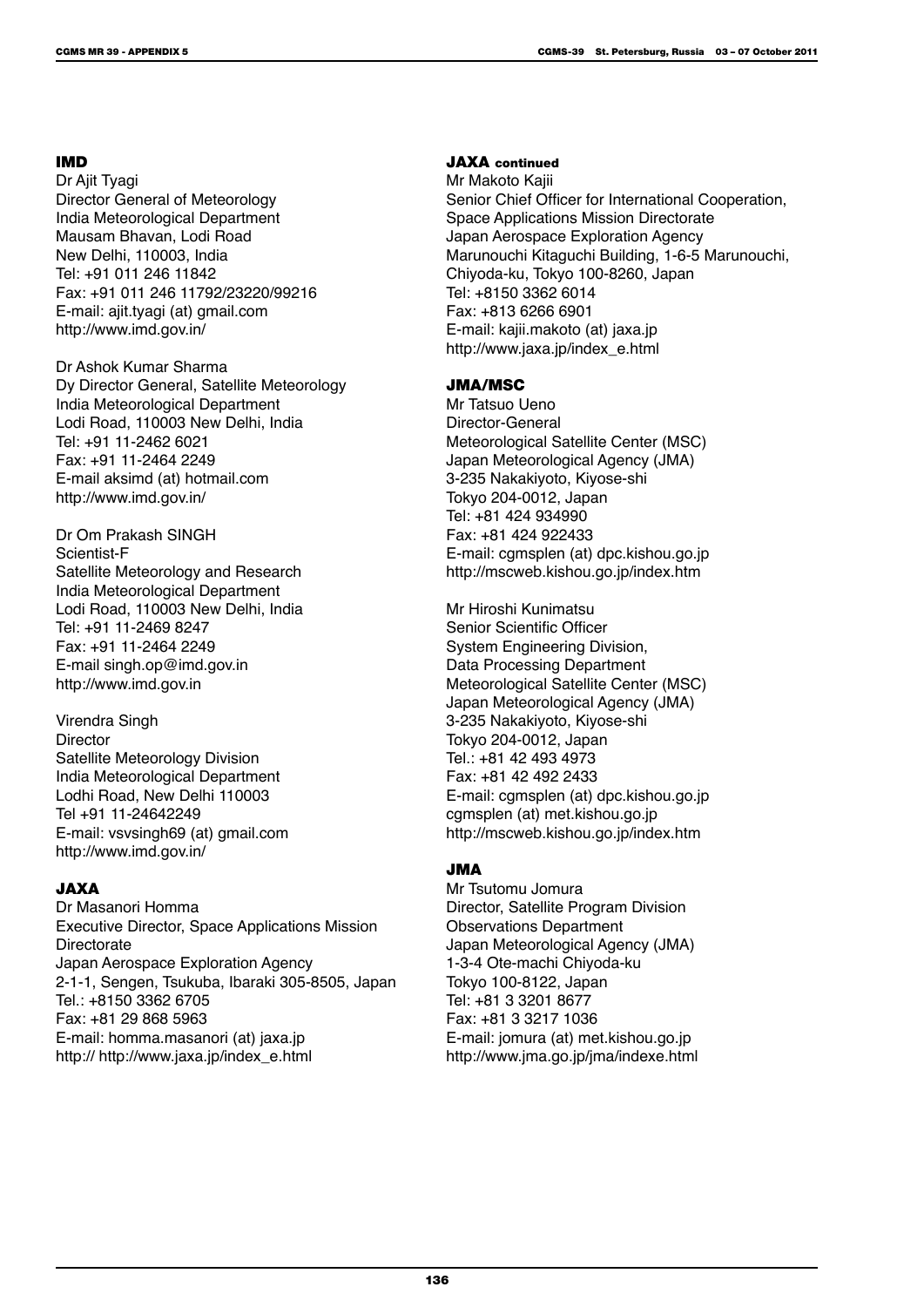**IMD**

Dr Ajit Tyagi
Director General of Meteorology
India Meteorological Department
Mausam Bhavan, Lodi Road
New Delhi, 110003, India
Tel: +91 011 246 11842
Fax: +91 011 246 11792/23220/99216
E-mail: ajit.tyagi (at) gmail.com
http://www.imd.gov.in/

Dr Ashok Kumar Sharma
Dy Director General, Satellite Meteorology
India Meteorological Department
Lodi Road, 110003 New Delhi, India
Tel: +91 11-2462 6021
Fax: +91 11-2464 2249
E-mail aksimd (at) hotmail.com
http://www.imd.gov.in/

Dr Om Prakash SINGH
Scientist-F
Satellite Meteorology and Research
India Meteorological Department
Lodi Road, 110003 New Delhi, India
Tel: +91 11-2469 8247
Fax: +91 11-2464 2249
E-mail singh.op@imd.gov.in
http://www.imd.gov.in

Virendra Singh
Director
Satellite Meteorology Division
India Meteorological Department
Lodhi Road, New Delhi 110003
Tel +91 11-24642249
E-mail: vsvsingh69 (at) gmail.com
http://www.imd.gov.in/

**JAXA**

Dr Masanori Homma
Executive Director, Space Applications Mission Directorate
Japan Aerospace Exploration Agency
2-1-1, Sengen, Tsukuba, Ibaraki 305-8505, Japan
Tel.: +8150 3362 6705
Fax: +81 29 868 5963
E-mail: homma.masanori (at) jaxa.jp
http:// http://www.jaxa.jp/index_e.html

**JAXA continued**

Mr Makoto Kajii
Senior Chief Officer for International Cooperation,
Space Applications Mission Directorate
Japan Aerospace Exploration Agency
Marunouchi Kitaguchi Building, 1-6-5 Marunouchi,
Chiyoda-ku, Tokyo 100-8260, Japan
Tel: +8150 3362 6014
Fax: +813 6266 6901
E-mail: kajii.makoto (at) jaxa.jp
http://www.jaxa.jp/index_e.html

**JMA/MSC**

Mr Tatsuo Ueno
Director-General
Meteorological Satellite Center (MSC)
Japan Meteorological Agency (JMA)
3-235 Nakakiyoto, Kiyose-shi
Tokyo 204-0012, Japan
Tel: +81 424 934990
Fax: +81 424 922433
E-mail: cgmsplen (at) dpc.kishou.go.jp
http://mscweb.kishou.go.jp/index.htm

Mr Hiroshi Kunimatsu
Senior Scientific Officer
System Engineering Division,
Data Processing Department
Meteorological Satellite Center (MSC)
Japan Meteorological Agency (JMA)
3-235 Nakakiyoto, Kiyose-shi
Tokyo 204-0012, Japan
Tel.: +81 42 493 4973
Fax: +81 42 492 2433
E-mail: cgmsplen (at) dpc.kishou.go.jp
cgmsplen (at) met.kishou.go.jp
http://mscweb.kishou.go.jp/index.htm

**JMA**

Mr Tsutomu Jomura
Director, Satellite Program Division
Observations Department
Japan Meteorological Agency (JMA)
1-3-4 Ote-machi Chiyoda-ku
Tokyo 100-8122, Japan
Tel: +81 3 3201 8677
Fax: +81 3 3217 1036
E-mail: jomura (at) met.kishou.go.jp
http://www.jma.go.jp/jma/indexe.html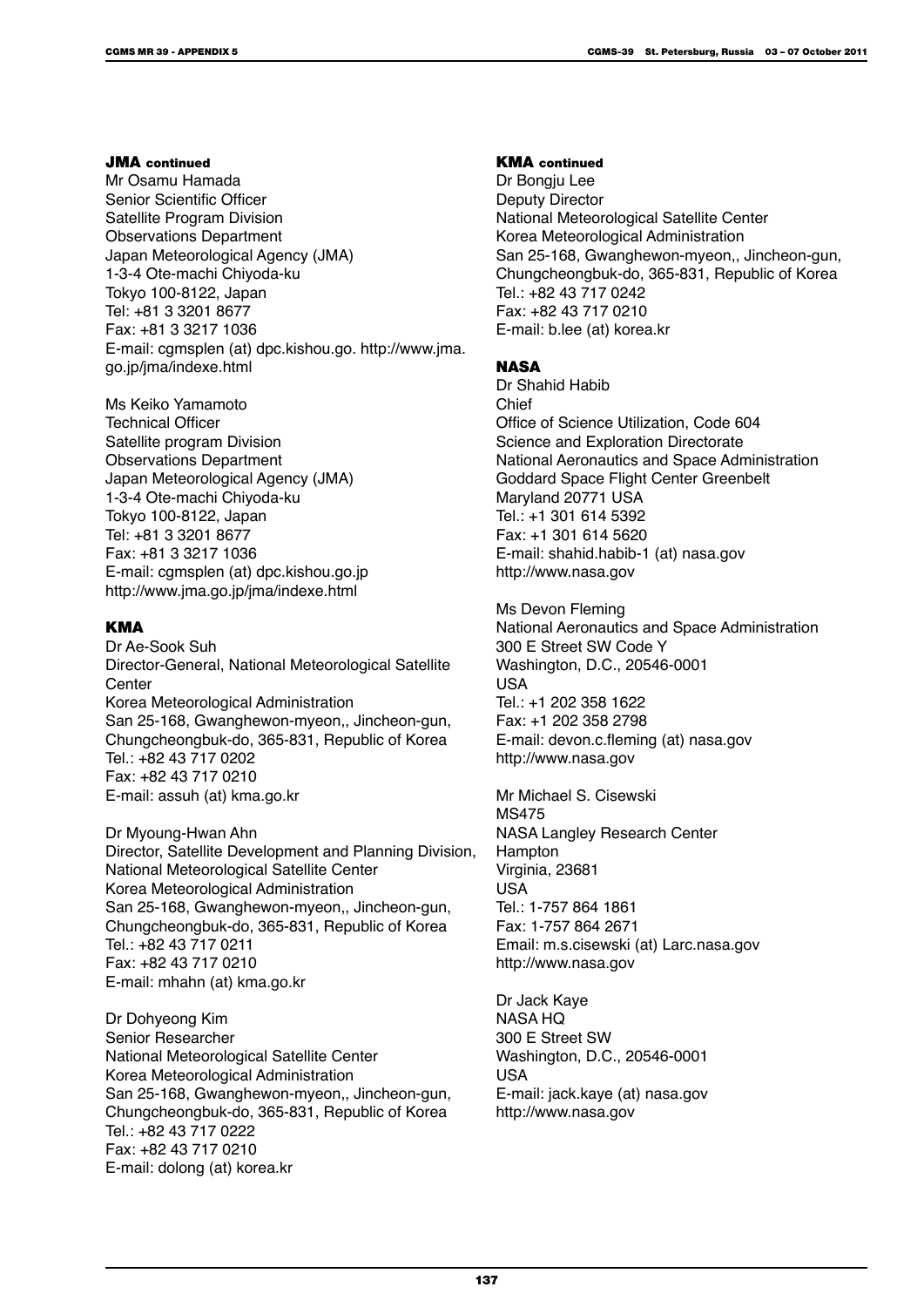**JMA continued**

Mr Osamu Hamada
Senior Scientific Officer
Satellite Program Division
Observations Department
Japan Meteorological Agency (JMA)
1-3-4 Ote-machi Chiyoda-ku
Tokyo 100-8122, Japan
Tel: +81 3 3201 8677
Fax: +81 3 3217 1036
E-mail: cgmsplen (at) dpc.kishou.go. http://www.jma.go.jp/jma/indexe.html

Ms Keiko Yamamoto
Technical Officer
Satellite program Division
Observations Department
Japan Meteorological Agency (JMA)
1-3-4 Ote-machi Chiyoda-ku
Tokyo 100-8122, Japan
Tel: +81 3 3201 8677
Fax: +81 3 3217 1036
E-mail: cgmsplen (at) dpc.kishou.go.jp
http://www.jma.go.jp/jma/indexe.html

**KMA**

Dr Ae-Sook Suh
Director-General, National Meteorological Satellite Center
Korea Meteorological Administration
San 25-168, Gwanghewon-myeon,, Jincheon-gun, Chungcheongbuk-do, 365-831, Republic of Korea
Tel.: +82 43 717 0202
Fax: +82 43 717 0210
E-mail: assuh (at) kma.go.kr

Dr Myoung-Hwan Ahn
Director, Satellite Development and Planning Division, National Meteorological Satellite Center
Korea Meteorological Administration
San 25-168, Gwanghewon-myeon,, Jincheon-gun, Chungcheongbuk-do, 365-831, Republic of Korea
Tel.: +82 43 717 0211
Fax: +82 43 717 0210
E-mail: mhahn (at) kma.go.kr

Dr Dohyeong Kim
Senior Researcher
National Meteorological Satellite Center
Korea Meteorological Administration
San 25-168, Gwanghewon-myeon,, Jincheon-gun, Chungcheongbuk-do, 365-831, Republic of Korea
Tel.: +82 43 717 0222
Fax: +82 43 717 0210
E-mail: dolong (at) korea.kr

**KMA continued**

Dr Bongju Lee
Deputy Director
National Meteorological Satellite Center
Korea Meteorological Administration
San 25-168, Gwanghewon-myeon,, Jincheon-gun, Chungcheongbuk-do, 365-831, Republic of Korea
Tel.: +82 43 717 0242
Fax: +82 43 717 0210
E-mail: b.lee (at) korea.kr

**NASA**

Dr Shahid Habib
Chief
Office of Science Utilization, Code 604
Science and Exploration Directorate
National Aeronautics and Space Administration
Goddard Space Flight Center Greenbelt
Maryland 20771 USA
Tel.: +1 301 614 5392
Fax: +1 301 614 5620
E-mail: shahid.habib-1 (at) nasa.gov
http://www.nasa.gov

Ms Devon Fleming
National Aeronautics and Space Administration
300 E Street SW Code Y
Washington, D.C., 20546-0001
USA
Tel.: +1 202 358 1622
Fax: +1 202 358 2798
E-mail: devon.c.fleming (at) nasa.gov
http://www.nasa.gov

Mr Michael S. Cisewski
MS475
NASA Langley Research Center
Hampton
Virginia, 23681
USA
Tel.: 1-757 864 1861
Fax: 1-757 864 2671
Email: m.s.cisewski (at) Larc.nasa.gov
http://www.nasa.gov

Dr Jack Kaye
NASA HQ
300 E Street SW
Washington, D.C., 20546-0001
USA
E-mail: jack.kaye (at) nasa.gov
http://www.nasa.gov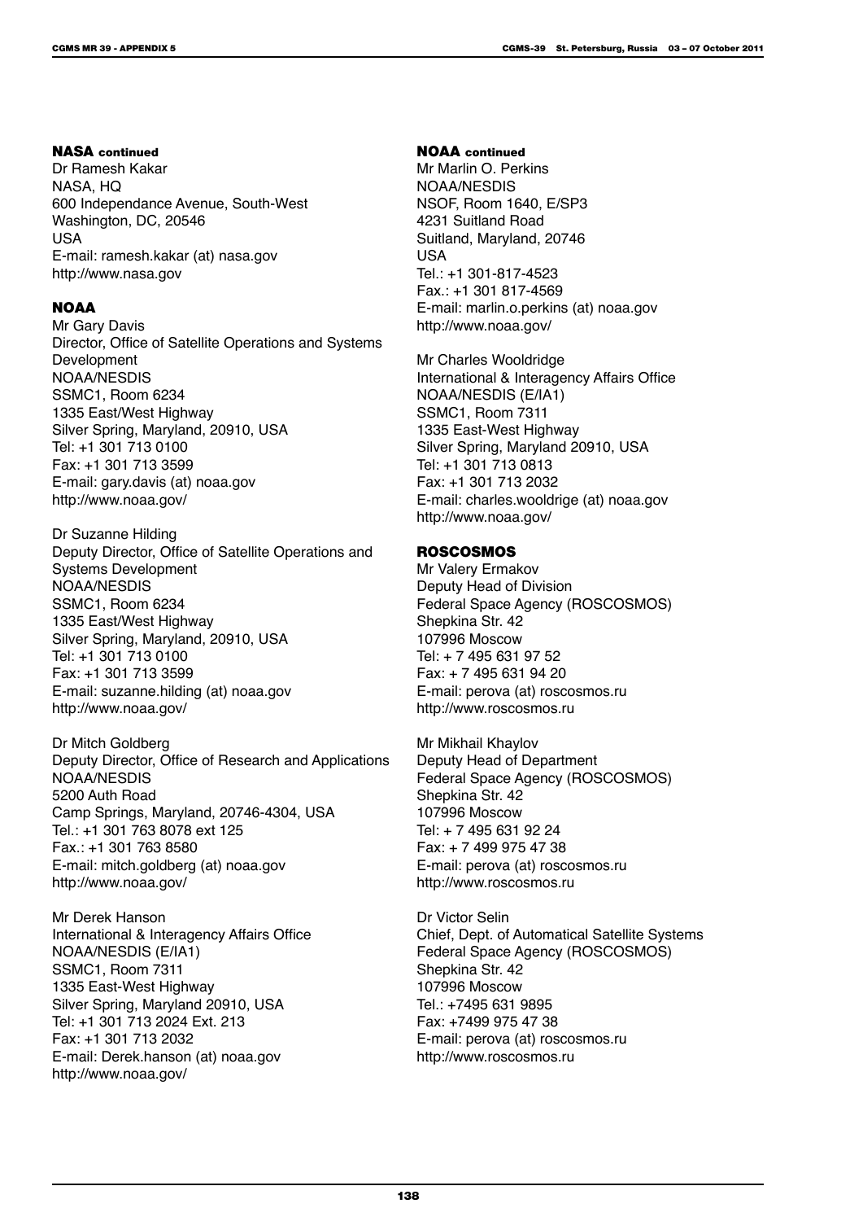**NASA continued**

Dr Ramesh Kakar
NASA, HQ
600 Independance Avenue, South-West
Washington, DC, 20546
USA
E-mail: ramesh.kakar (at) nasa.gov
http://www.nasa.gov

**NOAA**

Mr Gary Davis
Director, Office of Satellite Operations and Systems Development
NOAA/NESDIS
SSMC1, Room 6234
1335 East/West Highway
Silver Spring, Maryland, 20910, USA
Tel: +1 301 713 0100
Fax: +1 301 713 3599
E-mail: gary.davis (at) noaa.gov
http://www.noaa.gov/

Dr Suzanne Hilding
Deputy Director, Office of Satellite Operations and Systems Development
NOAA/NESDIS
SSMC1, Room 6234
1335 East/West Highway
Silver Spring, Maryland, 20910, USA
Tel: +1 301 713 0100
Fax: +1 301 713 3599
E-mail: suzanne.hilding (at) noaa.gov
http://www.noaa.gov/

Dr Mitch Goldberg
Deputy Director, Office of Research and Applications
NOAA/NESDIS
5200 Auth Road
Camp Springs, Maryland, 20746-4304, USA
Tel.: +1 301 763 8078 ext 125
Fax.: +1 301 763 8580
E-mail: mitch.goldberg (at) noaa.gov
http://www.noaa.gov/

Mr Derek Hanson
International & Interagency Affairs Office
NOAA/NESDIS (E/IA1)
SSMC1, Room 7311
1335 East-West Highway
Silver Spring, Maryland 20910, USA
Tel: +1 301 713 2024 Ext. 213
Fax: +1 301 713 2032
E-mail: Derek.hanson (at) noaa.gov
http://www.noaa.gov/

**NOAA continued**

Mr Marlin O. Perkins
NOAA/NESDIS
NSOF, Room 1640, E/SP3
4231 Suitland Road
Suitland, Maryland, 20746
USA
Tel.: +1 301-817-4523
Fax.: +1 301 817-4569
E-mail: marlin.o.perkins (at) noaa.gov
http://www.noaa.gov/

Mr Charles Wooldridge
International & Interagency Affairs Office
NOAA/NESDIS (E/IA1)
SSMC1, Room 7311
1335 East-West Highway
Silver Spring, Maryland 20910, USA
Tel: +1 301 713 0813
Fax: +1 301 713 2032
E-mail: charles.wooldrige (at) noaa.gov
http://www.noaa.gov/

**ROSCOSMOS**

Mr Valery Ermakov
Deputy Head of Division
Federal Space Agency (ROSCOSMOS)
Shepkina Str. 42
107996 Moscow
Tel: + 7 495 631 97 52
Fax: + 7 495 631 94 20
E-mail: perova (at) roscosmos.ru
http://www.roscosmos.ru

Mr Mikhail Khaylov
Deputy Head of Department
Federal Space Agency (ROSCOSMOS)
Shepkina Str. 42
107996 Moscow
Tel: + 7 495 631 92 24
Fax: + 7 499 975 47 38
E-mail: perova (at) roscosmos.ru
http://www.roscosmos.ru

Dr Victor Selin
Chief, Dept. of Automatical Satellite Systems
Federal Space Agency (ROSCOSMOS)
Shepkina Str. 42
107996 Moscow
Tel.: +7495 631 9895
Fax: +7499 975 47 38
E-mail: perova (at) roscosmos.ru
http://www.roscosmos.ru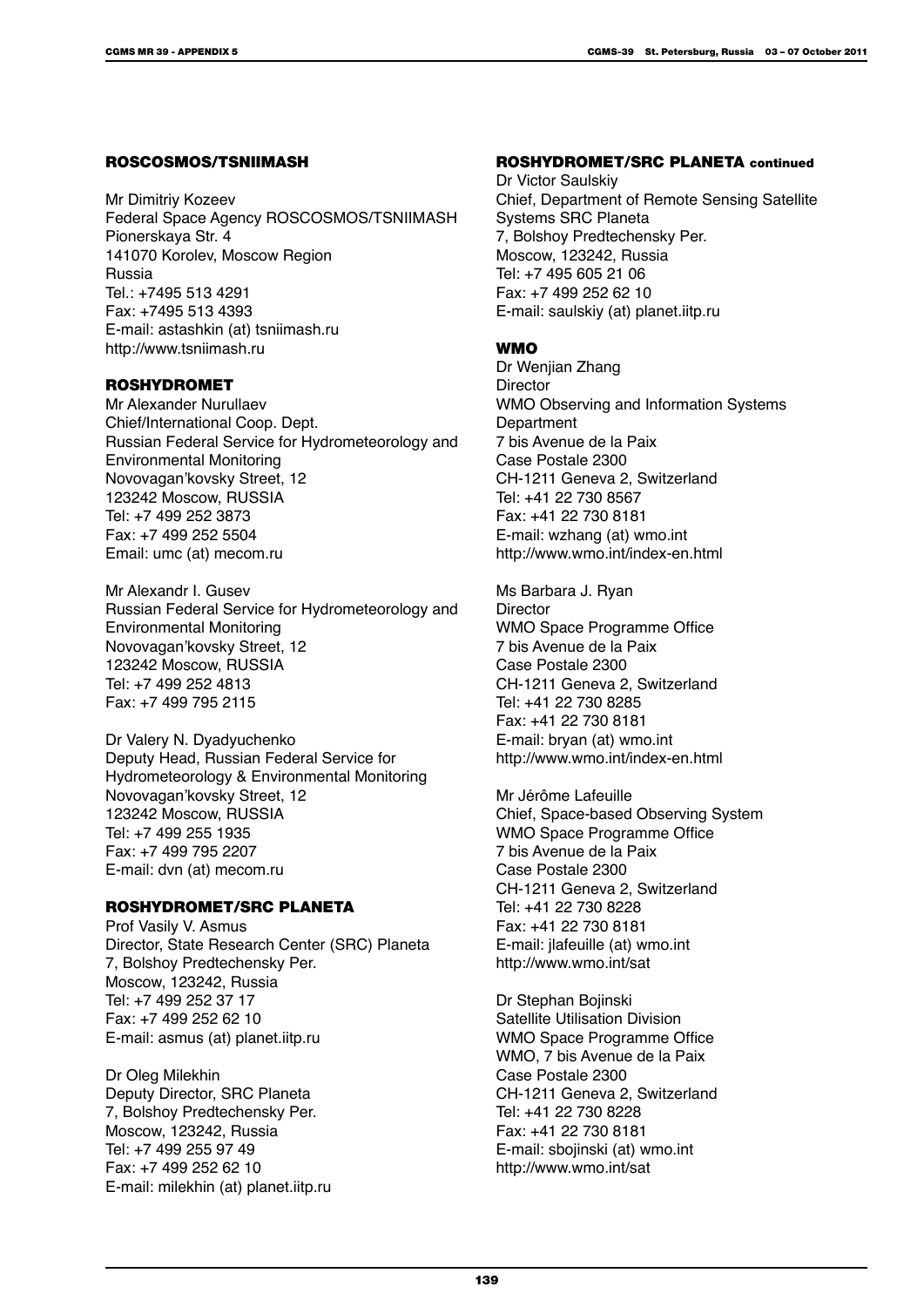### ROSCOSMOS/TSNIIMASH

Mr Dimitriy Kozeev
Federal Space Agency ROSCOSMOS/TSNIIMASH
Pionerskaya Str. 4
141070 Korolev, Moscow Region
Russia
Tel.: +7495 513 4291
Fax: +7495 513 4393
E-mail: astashkin (at) tsniimash.ru
http://www.tsniimash.ru

### ROSHYDROMET

Mr Alexander Nurullaev
Chief/International Coop. Dept.
Russian Federal Service for Hydrometeorology and Environmental Monitoring
Novovagan'kovsky Street, 12
123242 Moscow, RUSSIA
Tel: +7 499 252 3873
Fax: +7 499 252 5504
Email: umc (at) mecom.ru

Mr Alexandr I. Gusev
Russian Federal Service for Hydrometeorology and Environmental Monitoring
Novovagan'kovsky Street, 12
123242 Moscow, RUSSIA
Tel: +7 499 252 4813
Fax: +7 499 795 2115

Dr Valery N. Dyadyuchenko
Deputy Head, Russian Federal Service for Hydrometeorology & Environmental Monitoring
Novovagan'kovsky Street, 12
123242 Moscow, RUSSIA
Tel: +7 499 255 1935
Fax: +7 499 795 2207
E-mail: dvn (at) mecom.ru

### ROSHYDROMET/SRC PLANETA

Prof Vasily V. Asmus
Director, State Research Center (SRC) Planeta
7, Bolshoy Predtechensky Per.
Moscow, 123242, Russia
Tel: +7 499 252 37 17
Fax: +7 499 252 62 10
E-mail: asmus (at) planet.iitp.ru

Dr Oleg Milekhin
Deputy Director, SRC Planeta
7, Bolshoy Predtechensky Per.
Moscow, 123242, Russia
Tel: +7 499 255 97 49
Fax: +7 499 252 62 10
E-mail: milekhin (at) planet.iitp.ru

### ROSHYDROMET/SRC PLANETA continued

Dr Victor Saulskiy
Chief, Department of Remote Sensing Satellite Systems SRC Planeta
7, Bolshoy Predtechensky Per.
Moscow, 123242, Russia
Tel: +7 495 605 21 06
Fax: +7 499 252 62 10
E-mail: saulskiy (at) planet.iitp.ru

### WMO

Dr Wenjian Zhang
Director
WMO Observing and Information Systems Department
7 bis Avenue de la Paix
Case Postale 2300
CH-1211 Geneva 2, Switzerland
Tel: +41 22 730 8567
Fax: +41 22 730 8181
E-mail: wzhang (at) wmo.int
http://www.wmo.int/index-en.html

Ms Barbara J. Ryan
Director
WMO Space Programme Office
7 bis Avenue de la Paix
Case Postale 2300
CH-1211 Geneva 2, Switzerland
Tel: +41 22 730 8285
Fax: +41 22 730 8181
E-mail: bryan (at) wmo.int
http://www.wmo.int/index-en.html

Mr Jérôme Lafeuille
Chief, Space-based Observing System
WMO Space Programme Office
7 bis Avenue de la Paix
Case Postale 2300
CH-1211 Geneva 2, Switzerland
Tel: +41 22 730 8228
Fax: +41 22 730 8181
E-mail: jlafeuille (at) wmo.int
http://www.wmo.int/sat

Dr Stephan Bojinski
Satellite Utilisation Division
WMO Space Programme Office
WMO, 7 bis Avenue de la Paix
Case Postale 2300
CH-1211 Geneva 2, Switzerland
Tel: +41 22 730 8228
Fax: +41 22 730 8181
E-mail: sbojinski (at) wmo.int
http://www.wmo.int/sat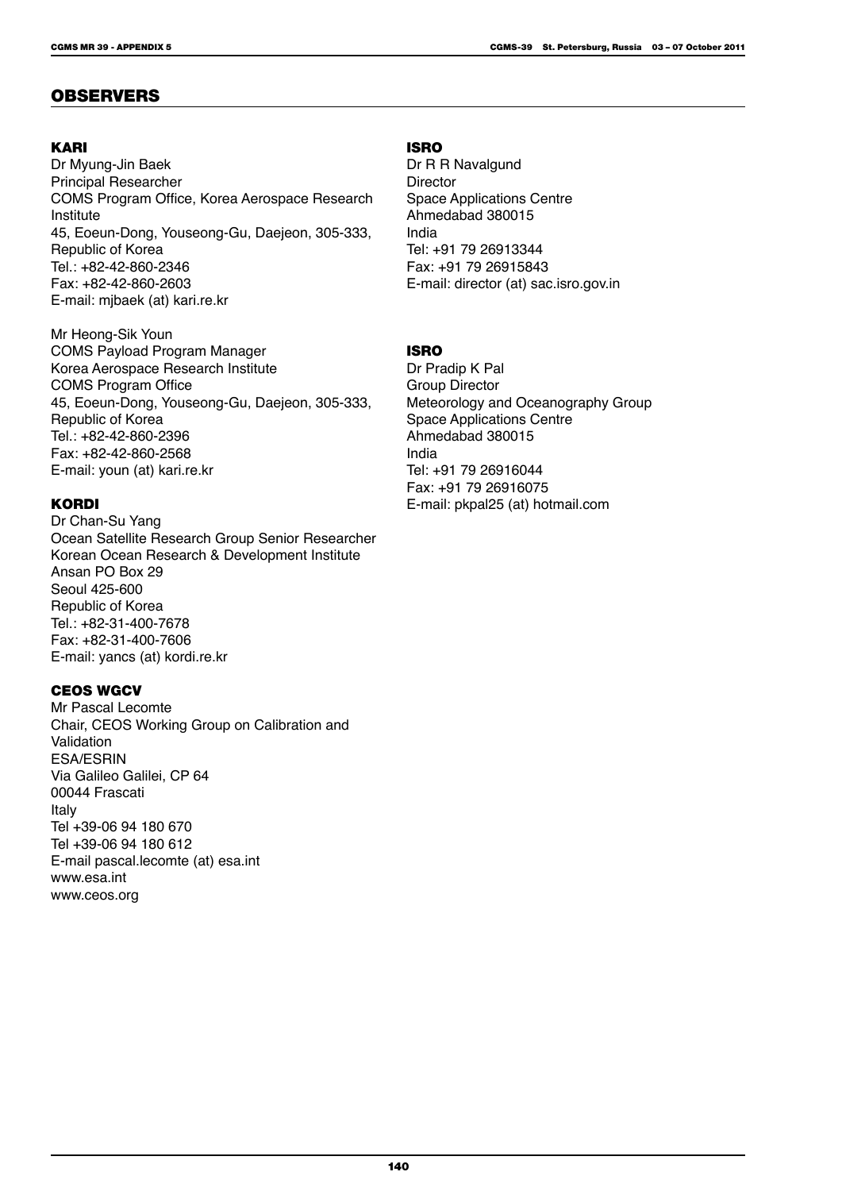## OBSERVERS

### KARI

Dr Myung-Jin Baek
Principal Researcher
COMS Program Office, Korea Aerospace Research Institute
45, Eoeun-Dong, Youseong-Gu, Daejeon, 305-333, Republic of Korea
Tel.: +82-42-860-2346
Fax: +82-42-860-2603
E-mail: mjbaek (at) kari.re.kr

Mr Heong-Sik Youn
COMS Payload Program Manager
Korea Aerospace Research Institute
COMS Program Office
45, Eoeun-Dong, Youseong-Gu, Daejeon, 305-333, Republic of Korea
Tel.: +82-42-860-2396
Fax: +82-42-860-2568
E-mail: youn (at) kari.re.kr

### KORDI

Dr Chan-Su Yang
Ocean Satellite Research Group Senior Researcher
Korean Ocean Research & Development Institute
Ansan PO Box 29
Seoul 425-600
Republic of Korea
Tel.: +82-31-400-7678
Fax: +82-31-400-7606
E-mail: yancs (at) kordi.re.kr

### CEOS WGCV

Mr Pascal Lecomte
Chair, CEOS Working Group on Calibration and Validation
ESA/ESRIN
Via Galileo Galilei, CP 64
00044 Frascati
Italy
Tel +39-06 94 180 670
Tel +39-06 94 180 612
E-mail pascal.lecomte (at) esa.int
www.esa.int
www.ceos.org

### ISRO

Dr R R Navalgund
Director
Space Applications Centre
Ahmedabad 380015
India
Tel: +91 79 26913344
Fax: +91 79 26915843
E-mail: director (at) sac.isro.gov.in

### ISRO

Dr Pradip K Pal
Group Director
Meteorology and Oceanography Group
Space Applications Centre
Ahmedabad 380015
India
Tel: +91 79 26916044
Fax: +91 79 26916075
E-mail: pkpal25 (at) hotmail.com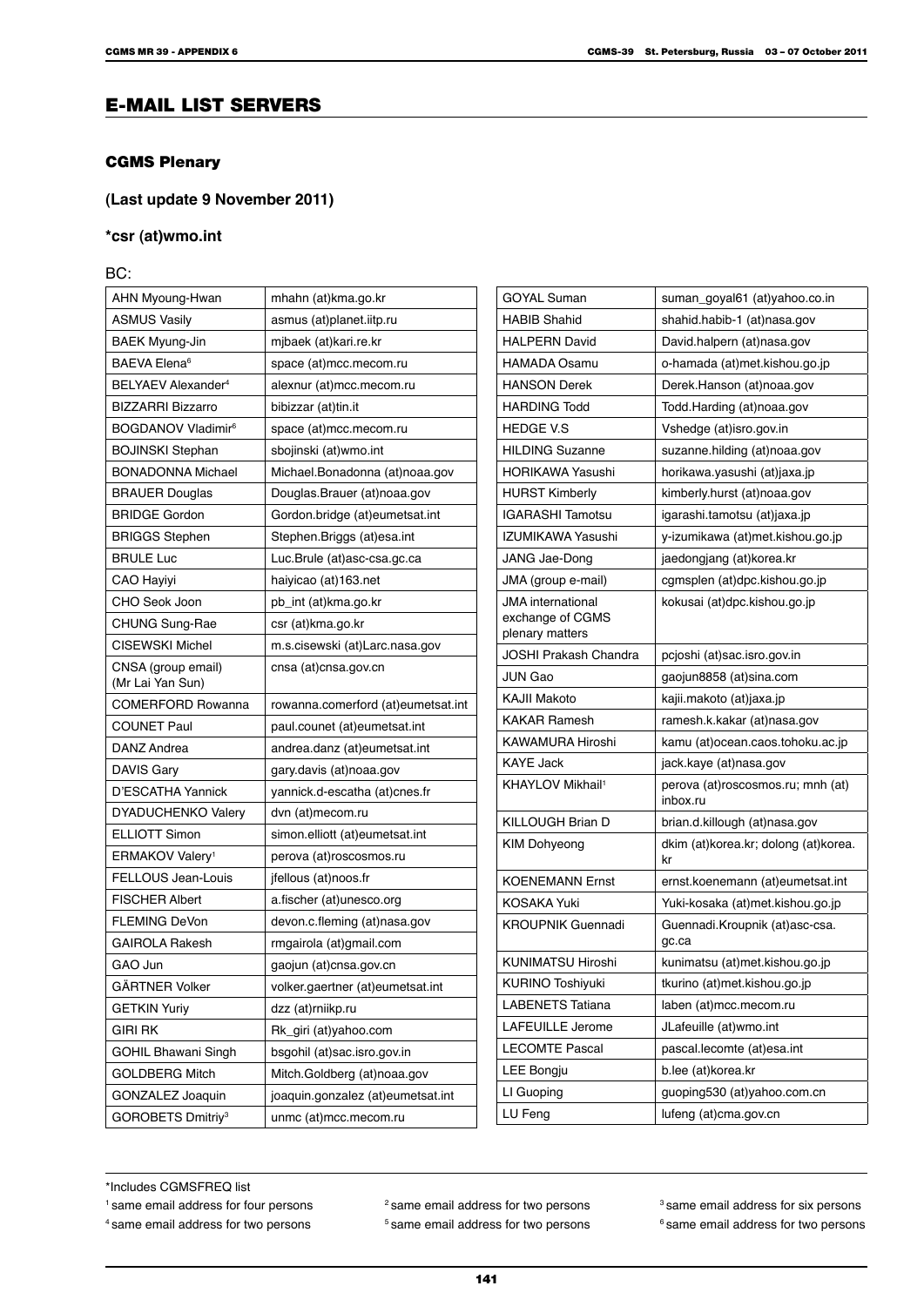# E-MAIL LIST SERVERS

### CGMS Plenary

**(Last update 9 November 2011)**

**\*csr (at)wmo.int**

BC:

| | |
|---|---|
| AHN Myoung-Hwan | mhahn (at)kma.go.kr |
| ASMUS Vasily | asmus (at)planet.iitp.ru |
| BAEK Myung-Jin | mjbaek (at)kari.re.kr |
| BAEVA Elena[6] | space (at)mcc.mecom.ru |
| BELYAEV Alexander[4] | alexnur (at)mcc.mecom.ru |
| BIZZARRI Bizzarro | bibizzar (at)tin.it |
| BOGDANOV Vladimir[6] | space (at)mcc.mecom.ru |
| BOJINSKI Stephan | sbojinski (at)wmo.int |
| BONADONNA Michael | Michael.Bonadonna (at)noaa.gov |
| BRAUER Douglas | Douglas.Brauer (at)noaa.gov |
| BRIDGE Gordon | Gordon.bridge (at)eumetsat.int |
| BRIGGS Stephen | Stephen.Briggs (at)esa.int |
| BRULE Luc | Luc.Brule (at)asc-csa.gc.ca |
| CAO Hayiyi | haiyicao (at)163.net |
| CHO Seok Joon | pb_int (at)kma.go.kr |
| CHUNG Sung-Rae | csr (at)kma.go.kr |
| CISEWSKI Michel | m.s.cisewski (at)Larc.nasa.gov |
| CNSA (group email) (Mr Lai Yan Sun) | cnsa (at)cnsa.gov.cn |
| COMERFORD Rowanna | rowanna.comerford (at)eumetsat.int |
| COUNET Paul | paul.counet (at)eumetsat.int |
| DANZ Andrea | andrea.danz (at)eumetsat.int |
| DAVIS Gary | gary.davis (at)noaa.gov |
| D'ESCATHA Yannick | yannick.d-escatha (at)cnes.fr |
| DYADUCHENKO Valery | dvn (at)mecom.ru |
| ELLIOTT Simon | simon.elliott (at)eumetsat.int |
| ERMAKOV Valery[1] | perova (at)roscosmos.ru |
| FELLOUS Jean-Louis | jfellous (at)noos.fr |
| FISCHER Albert | a.fischer (at)unesco.org |
| FLEMING DeVon | devon.c.fleming (at)nasa.gov |
| GAIROLA Rakesh | rmgairola (at)gmail.com |
| GAO Jun | gaojun (at)cnsa.gov.cn |
| GÄRTNER Volker | volker.gaertner (at)eumetsat.int |
| GETKIN Yuriy | dzz (at)rniikp.ru |
| GIRI RK | Rk_giri (at)yahoo.com |
| GOHIL Bhawani Singh | bsgohil (at)sac.isro.gov.in |
| GOLDBERG Mitch | Mitch.Goldberg (at)noaa.gov |
| GONZALEZ Joaquin | joaquin.gonzalez (at)eumetsat.int |
| GOROBETS Dmitriy[3] | unmc (at)mcc.mecom.ru |
| GOYAL Suman | suman_goyal61 (at)yahoo.co.in |
| HABIB Shahid | shahid.habib-1 (at)nasa.gov |
| HALPERN David | David.halpern (at)nasa.gov |
| HAMADA Osamu | o-hamada (at)met.kishou.go.jp |
| HANSON Derek | Derek.Hanson (at)noaa.gov |
| HARDING Todd | Todd.Harding (at)noaa.gov |
| HEDGE V.S | Vshedge (at)isro.gov.in |
| HILDING Suzanne | suzanne.hilding (at)noaa.gov |
| HORIKAWA Yasushi | horikawa.yasushi (at)jaxa.jp |
| HURST Kimberly | kimberly.hurst (at)noaa.gov |
| IGARASHI Tamotsu | igarashi.tamotsu (at)jaxa.jp |
| IZUMIKAWA Yasushi | y-izumikawa (at)met.kishou.go.jp |
| JANG Jae-Dong | jaedongjang (at)korea.kr |
| JMA (group e-mail) | cgmsplen (at)dpc.kishou.go.jp |
| JMA international exchange of CGMS plenary matters | kokusai (at)dpc.kishou.go.jp |
| JOSHI Prakash Chandra | pcjoshi (at)sac.isro.gov.in |
| JUN Gao | gaojun8858 (at)sina.com |
| KAJII Makoto | kajii.makoto (at)jaxa.jp |
| KAKAR Ramesh | ramesh.k.kakar (at)nasa.gov |
| KAWAMURA Hiroshi | kamu (at)ocean.caos.tohoku.ac.jp |
| KAYE Jack | jack.kaye (at)nasa.gov |
| KHAYLOV Mikhail[1] | perova (at)roscosmos.ru; mnh (at)inbox.ru |
| KILLOUGH Brian D | brian.d.killough (at)nasa.gov |
| KIM Dohyeong | dkim (at)korea.kr; dolong (at)korea.kr |
| KOENEMANN Ernst | ernst.koenemann (at)eumetsat.int |
| KOSAKA Yuki | Yuki-kosaka (at)met.kishou.go.jp |
| KROUPNIK Guennadi | Guennadi.Kroupnik (at)asc-csa.gc.ca |
| KUNIMATSU Hiroshi | kunimatsu (at)met.kishou.go.jp |
| KURINO Toshiyuki | tkurino (at)met.kishou.go.jp |
| LABENETS Tatiana | laben (at)mcc.mecom.ru |
| LAFEUILLE Jerome | JLafeuille (at)wmo.int |
| LECOMTE Pascal | pascal.lecomte (at)esa.int |
| LEE Bongju | b.lee (at)korea.kr |
| LI Guoping | guoping530 (at)yahoo.com.cn |
| LU Feng | lufeng (at)cma.gov.cn |

\*Includes CGMSFREQ list

[1] same email address for four persons
[2] same email address for two persons
[3] same email address for six persons
[4] same email address for two persons
[5] same email address for two persons
[6] same email address for two persons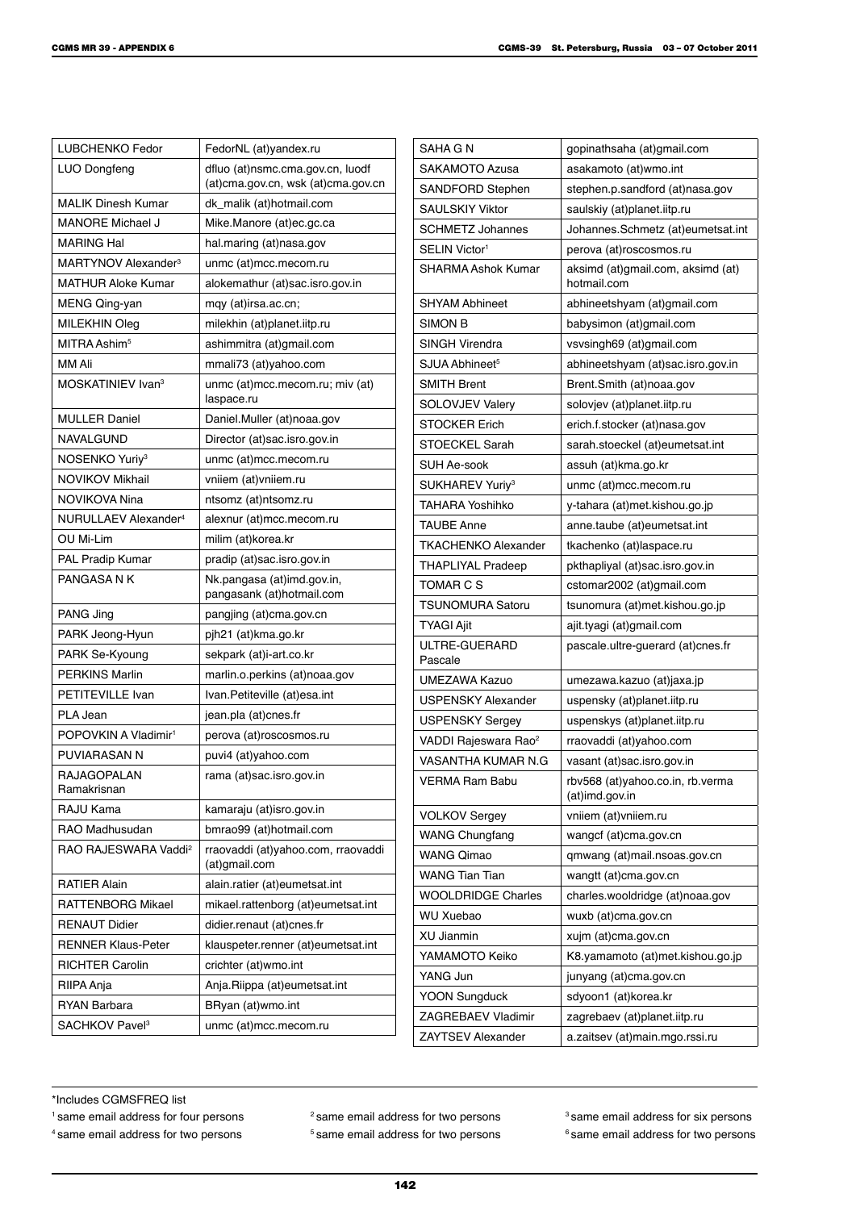| | |
|---|---|
| LUBCHENKO Fedor | FedorNL (at)yandex.ru |
| LUO Dongfeng | dfluo (at)nsmc.cma.gov.cn, luodf (at)cma.gov.cn, wsk (at)cma.gov.cn |
| MALIK Dinesh Kumar | dk_malik (at)hotmail.com |
| MANORE Michael J | Mike.Manore (at)ec.gc.ca |
| MARING Hal | hal.maring (at)nasa.gov |
| MARTYNOV Alexander[3] | unmc (at)mcc.mecom.ru |
| MATHUR Aloke Kumar | alokemathur (at)sac.isro.gov.in |
| MENG Qing-yan | mqy (at)irsa.ac.cn; |
| MILEKHIN Oleg | milekhin (at)planet.iitp.ru |
| MITRA Ashim[5] | ashimmitra (at)gmail.com |
| MM Ali | mmali73 (at)yahoo.com |
| MOSKATINIEV Ivan[3] | unmc (at)mcc.mecom.ru; miv (at) laspace.ru |
| MULLER Daniel | Daniel.Muller (at)noaa.gov |
| NAVALGUND | Director (at)sac.isro.gov.in |
| NOSENKO Yuriy[3] | unmc (at)mcc.mecom.ru |
| NOVIKOV Mikhail | vniiem (at)vniiem.ru |
| NOVIKOVA Nina | ntsomz (at)ntsomz.ru |
| NURULLAEV Alexander[4] | alexnur (at)mcc.mecom.ru |
| OU Mi-Lim | milim (at)korea.kr |
| PAL Pradip Kumar | pradip (at)sac.isro.gov.in |
| PANGASA N K | Nk.pangasa (at)imd.gov.in, pangasank (at)hotmail.com |
| PANG Jing | pangjing (at)cma.gov.cn |
| PARK Jeong-Hyun | pjh21 (at)kma.go.kr |
| PARK Se-Kyoung | sekpark (at)i-art.co.kr |
| PERKINS Marlin | marlin.o.perkins (at)noaa.gov |
| PETITEVILLE Ivan | Ivan.Petiteville (at)esa.int |
| PLA Jean | jean.pla (at)cnes.fr |
| POPOVKIN A Vladimir[1] | perova (at)roscosmos.ru |
| PUVIARASAN N | puvi4 (at)yahoo.com |
| RAJAGOPALAN Ramakrisnan | rama (at)sac.isro.gov.in |
| RAJU Kama | kamaraju (at)isro.gov.in |
| RAO Madhusudan | bmrao99 (at)hotmail.com |
| RAO RAJESWARA Vaddi[2] | rraovaddi (at)yahoo.com, rraovaddi (at)gmail.com |
| RATIER Alain | alain.ratier (at)eumetsat.int |
| RATTENBORG Mikael | mikael.rattenborg (at)eumetsat.int |
| RENAUT Didier | didier.renaut (at)cnes.fr |
| RENNER Klaus-Peter | klauspeter.renner (at)eumetsat.int |
| RICHTER Carolin | crichter (at)wmo.int |
| RIIPA Anja | Anja.Riippa (at)eumetsat.int |
| RYAN Barbara | BRyan (at)wmo.int |
| SACHKOV Pavel[3] | unmc (at)mcc.mecom.ru |
| SAHA G N | gopinathsaha (at)gmail.com |
| SAKAMOTO Azusa | asakamoto (at)wmo.int |
| SANDFORD Stephen | stephen.p.sandford (at)nasa.gov |
| SAULSKIY Viktor | saulskiy (at)planet.iitp.ru |
| SCHMETZ Johannes | Johannes.Schmetz (at)eumetsat.int |
| SELIN Victor[1] | perova (at)roscosmos.ru |
| SHARMA Ashok Kumar | aksimd (at)gmail.com, aksimd (at) hotmail.com |
| SHYAM Abhineet | abhineetshyam (at)gmail.com |
| SIMON B | babysimon (at)gmail.com |
| SINGH Virendra | vsvsingh69 (at)gmail.com |
| SJUA Abhineet[5] | abhineetshyam (at)sac.isro.gov.in |
| SMITH Brent | Brent.Smith (at)noaa.gov |
| SOLOVJEV Valery | solovjev (at)planet.iitp.ru |
| STOCKER Erich | erich.f.stocker (at)nasa.gov |
| STOECKEL Sarah | sarah.stoeckel (at)eumetsat.int |
| SUH Ae-sook | assuh (at)kma.go.kr |
| SUKHAREV Yuriy[3] | unmc (at)mcc.mecom.ru |
| TAHARA Yoshihko | y-tahara (at)met.kishou.go.jp |
| TAUBE Anne | anne.taube (at)eumetsat.int |
| TKACHENKO Alexander | tkachenko (at)laspace.ru |
| THAPLIYAL Pradeep | pkthapliyal (at)sac.isro.gov.in |
| TOMAR C S | cstomar2002 (at)gmail.com |
| TSUNOMURA Satoru | tsunomura (at)met.kishou.go.jp |
| TYAGI Ajit | ajit.tyagi (at)gmail.com |
| ULTRE-GUERARD Pascale | pascale.ultre-guerard (at)cnes.fr |
| UMEZAWA Kazuo | umezawa.kazuo (at)jaxa.jp |
| USPENSKY Alexander | uspensky (at)planet.iitp.ru |
| USPENSKY Sergey | uspenskys (at)planet.iitp.ru |
| VADDI Rajeswara Rao[2] | rraovaddi (at)yahoo.com |
| VASANTHA KUMAR N.G | vasant (at)sac.isro.gov.in |
| VERMA Ram Babu | rbv568 (at)yahoo.co.in, rb.verma (at)imd.gov.in |
| VOLKOV Sergey | vniiem (at)vniiem.ru |
| WANG Chungfang | wangcf (at)cma.gov.cn |
| WANG Qimao | qmwang (at)mail.nsoas.gov.cn |
| WANG Tian Tian | wangtt (at)cma.gov.cn |
| WOOLDRIDGE Charles | charles.wooldridge (at)noaa.gov |
| WU Xuebao | wuxb (at)cma.gov.cn |
| XU Jianmin | xujm (at)cma.gov.cn |
| YAMAMOTO Keiko | K8.yamamoto (at)met.kishou.go.jp |
| YANG Jun | junyang (at)cma.gov.cn |
| YOON Sungduck | sdyoon1 (at)korea.kr |
| ZAGREBAEV Vladimir | zagrebaev (at)planet.iitp.ru |
| ZAYTSEV Alexander | a.zaitsev (at)main.mgo.rssi.ru |

*Includes CGMSFREQ list

[1] same email address for four persons
[2] same email address for two persons
[3] same email address for six persons
[4] same email address for two persons
[5] same email address for two persons
[6] same email address for two persons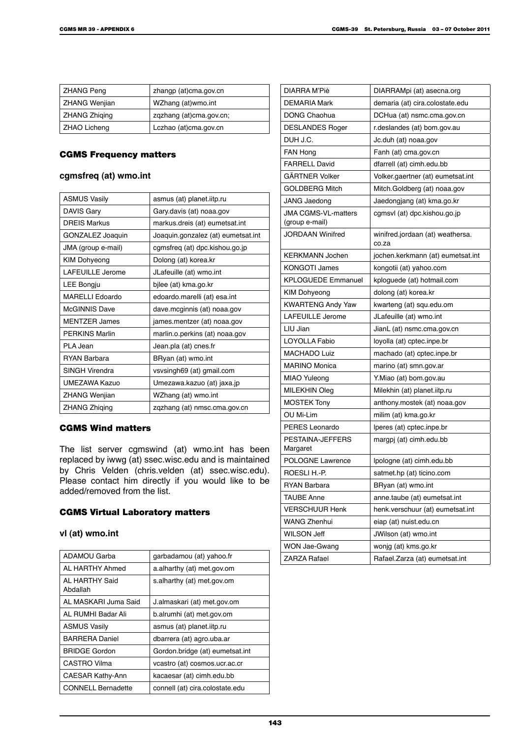| | |
|---|---|
| ZHANG Peng | zhangp (at)cma.gov.cn |
| ZHANG Wenjian | WZhang (at)wmo.int |
| ZHANG Zhiqing | zqzhang (at)cma.gov.cn; |
| ZHAO Licheng | Lczhao (at)cma.gov.cn |

### CGMS Frequency matters

#### cgmsfreq (at) wmo.int

| | |
|---|---|
| ASMUS Vasily | asmus (at) planet.iitp.ru |
| DAVIS Gary | Gary.davis (at) noaa.gov |
| DREIS Markus | markus.dreis (at) eumetsat.int |
| GONZALEZ Joaquin | Joaquin.gonzalez (at) eumetsat.int |
| JMA (group e-mail) | cgmsfreq (at) dpc.kishou.go.jp |
| KIM Dohyeong | Dolong (at) korea.kr |
| LAFEUILLE Jerome | JLafeuille (at) wmo.int |
| LEE Bongju | bjlee (at) kma.go.kr |
| MARELLI Edoardo | edoardo.marelli (at) esa.int |
| McGINNIS Dave | dave.mcginnis (at) noaa.gov |
| MENTZER James | james.mentzer (at) noaa.gov |
| PERKINS Marlin | marlin.o.perkins (at) noaa.gov |
| PLA Jean | Jean.pla (at) cnes.fr |
| RYAN Barbara | BRyan (at) wmo.int |
| SINGH Virendra | vsvsingh69 (at) gmail.com |
| UMEZAWA Kazuo | Umezawa.kazuo (at) jaxa.jp |
| ZHANG Wenjian | WZhang (at) wmo.int |
| ZHANG Zhiqing | zqzhang (at) nmsc.cma.gov.cn |

### CGMS Wind matters

The list server cgmswind (at) wmo.int has been replaced by iwwg (at) ssec.wisc.edu and is maintained by Chris Velden (chris.velden (at) ssec.wisc.edu). Please contact him directly if you would like to be added/removed from the list.

### CGMS Virtual Laboratory matters

#### vl (at) wmo.int

| | |
|---|---|
| ADAMOU Garba | garbadamou (at) yahoo.fr |
| AL HARTHY Ahmed | a.alharthy (at) met.gov.om |
| AL HARTHY Said Abdallah | s.alharthy (at) met.gov.om |
| AL MASKARI Juma Said | J.almaskari (at) met.gov.om |
| AL RUMHI Badar Ali | b.alrumhi (at) met.gov.om |
| ASMUS Vasily | asmus (at) planet.iitp.ru |
| BARRERA Daniel | dbarrera (at) agro.uba.ar |
| BRIDGE Gordon | Gordon.bridge (at) eumetsat.int |
| CASTRO Vilma | vcastro (at) cosmos.ucr.ac.cr |
| CAESAR Kathy-Ann | kacaesar (at) cimh.edu.bb |
| CONNELL Bernadette | connell (at) cira.colostate.edu |
| DIARRA M'Piè | DIARRAMpi (at) asecna.org |
| DEMARIA Mark | demaria (at) cira.colostate.edu |
| DONG Chaohua | DCHua (at) nsmc.cma.gov.cn |
| DESLANDES Roger | r.deslandes (at) bom.gov.au |
| DUH J.C. | Jc.duh (at) noaa.gov |
| FAN Hong | Fanh (at) cma.gov.cn |
| FARRELL David | dfarrell (at) cimh.edu.bb |
| GÄRTNER Volker | Volker.gaertner (at) eumetsat.int |
| GOLDBERG Mitch | Mitch.Goldberg (at) noaa.gov |
| JANG Jaedong | Jaedongjang (at) kma.go.kr |
| JMA CGMS-VL-matters (group e-mail) | cgmsvl (at) dpc.kishou.go.jp |
| JORDAAN Winifred | winifred.jordaan (at) weathersa.co.za |
| KERKMANN Jochen | jochen.kerkmann (at) eumetsat.int |
| KONGOTI James | kongotii (at) yahoo.com |
| KPLOGUEDE Emmanuel | kploguede (at) hotmail.com |
| KIM Dohyeong | dolong (at) korea.kr |
| KWARTENG Andy Yaw | kwarteng (at) squ.edu.om |
| LAFEUILLE Jerome | JLafeuille (at) wmo.int |
| LIU Jian | JianL (at) nsmc.cma.gov.cn |
| LOYOLLA Fabio | loyolla (at) cptec.inpe.br |
| MACHADO Luiz | machado (at) cptec.inpe.br |
| MARINO Monica | marino (at) smn.gov.ar |
| MIAO Yuleong | Y.Miao (at) bom.gov.au |
| MILEKHIN Oleg | Milekhin (at) planet.iitp.ru |
| MOSTEK Tony | anthony.mostek (at) noaa.gov |
| OU Mi-Lim | milim (at) kma.go.kr |
| PERES Leonardo | lperes (at) cptec.inpe.br |
| PESTAINA-JEFFERS Margaret | margpj (at) cimh.edu.bb |
| POLOGNE Lawrence | lpologne (at) cimh.edu.bb |
| ROESLI H.-P. | satmet.hp (at) ticino.com |
| RYAN Barbara | BRyan (at) wmo.int |
| TAUBE Anne | anne.taube (at) eumetsat.int |
| VERSCHUUR Henk | henk.verschuur (at) eumetsat.int |
| WANG Zhenhui | eiap (at) nuist.edu.cn |
| WILSON Jeff | JWilson (at) wmo.int |
| WON Jae-Gwang | wonjg (at) kms.go.kr |
| ZARZA Rafael | Rafael.Zarza (at) eumetsat.int |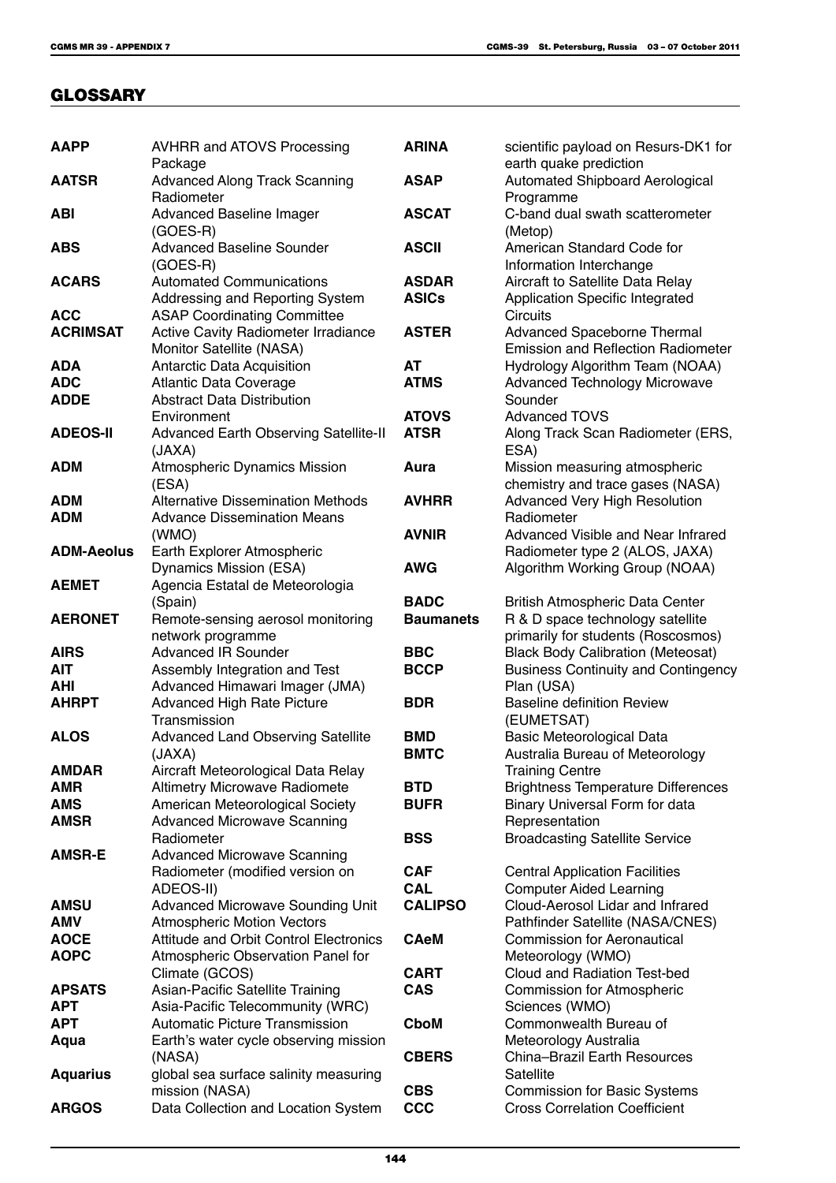## GLOSSARY

| | |
|---|---|
| **AAPP** | AVHRR and ATOVS Processing Package |
| **AATSR** | Advanced Along Track Scanning Radiometer |
| **ABI** | Advanced Baseline Imager (GOES-R) |
| **ABS** | Advanced Baseline Sounder (GOES-R) |
| **ACARS** | Automated Communications Addressing and Reporting System |
| **ACC** | ASAP Coordinating Committee |
| **ACRIMSAT** | Active Cavity Radiometer Irradiance Monitor Satellite (NASA) |
| **ADA** | Antarctic Data Acquisition |
| **ADC** | Atlantic Data Coverage |
| **ADDE** | Abstract Data Distribution Environment |
| **ADEOS-II** | Advanced Earth Observing Satellite-II (JAXA) |
| **ADM** | Atmospheric Dynamics Mission (ESA) |
| **ADM** | Alternative Dissemination Methods |
| **ADM** | Advance Dissemination Means (WMO) |
| **ADM-Aeolus** | Earth Explorer Atmospheric Dynamics Mission (ESA) |
| **AEMET** | Agencia Estatal de Meteorologia (Spain) |
| **AERONET** | Remote-sensing aerosol monitoring network programme |
| **AIRS** | Advanced IR Sounder |
| **AIT** | Assembly Integration and Test |
| **AHI** | Advanced Himawari Imager (JMA) |
| **AHRPT** | Advanced High Rate Picture Transmission |
| **ALOS** | Advanced Land Observing Satellite (JAXA) |
| **AMDAR** | Aircraft Meteorological Data Relay |
| **AMR** | Altimetry Microwave Radiomete |
| **AMS** | American Meteorological Society |
| **AMSR** | Advanced Microwave Scanning Radiometer |
| **AMSR-E** | Advanced Microwave Scanning Radiometer (modified version on ADEOS-II) |
| **AMSU** | Advanced Microwave Sounding Unit |
| **AMV** | Atmospheric Motion Vectors |
| **AOCE** | Attitude and Orbit Control Electronics |
| **AOPC** | Atmospheric Observation Panel for Climate (GCOS) |
| **APSATS** | Asian-Pacific Satellite Training |
| **APT** | Asia-Pacific Telecommunity (WRC) |
| **APT** | Automatic Picture Transmission |
| **Aqua** | Earth's water cycle observing mission (NASA) |
| **Aquarius** | global sea surface salinity measuring mission (NASA) |
| **ARGOS** | Data Collection and Location System |
| **ARINA** | scientific payload on Resurs-DK1 for earth quake prediction |
| **ASAP** | Automated Shipboard Aerological Programme |
| **ASCAT** | C-band dual swath scatterometer (Metop) |
| **ASCII** | American Standard Code for Information Interchange |
| **ASDAR** | Aircraft to Satellite Data Relay |
| **ASICs** | Application Specific Integrated Circuits |
| **ASTER** | Advanced Spaceborne Thermal Emission and Reflection Radiometer |
| **AT** | Hydrology Algorithm Team (NOAA) |
| **ATMS** | Advanced Technology Microwave Sounder |
| **ATOVS** | Advanced TOVS |
| **ATSR** | Along Track Scan Radiometer (ERS, ESA) |
| **Aura** | Mission measuring atmospheric chemistry and trace gases (NASA) |
| **AVHRR** | Advanced Very High Resolution Radiometer |
| **AVNIR** | Advanced Visible and Near Infrared Radiometer type 2 (ALOS, JAXA) |
| **AWG** | Algorithm Working Group (NOAA) |
| **BADC** | British Atmospheric Data Center |
| **Baumanets** | R & D space technology satellite primarily for students (Roscosmos) |
| **BBC** | Black Body Calibration (Meteosat) |
| **BCCP** | Business Continuity and Contingency Plan (USA) |
| **BDR** | Baseline definition Review (EUMETSAT) |
| **BMD** | Basic Meteorological Data |
| **BMTC** | Australia Bureau of Meteorology Training Centre |
| **BTD** | Brightness Temperature Differences |
| **BUFR** | Binary Universal Form for data Representation |
| **BSS** | Broadcasting Satellite Service |
| **CAF** | Central Application Facilities |
| **CAL** | Computer Aided Learning |
| **CALIPSO** | Cloud-Aerosol Lidar and Infrared Pathfinder Satellite (NASA/CNES) |
| **CAeM** | Commission for Aeronautical Meteorology (WMO) |
| **CART** | Cloud and Radiation Test-bed |
| **CAS** | Commission for Atmospheric Sciences (WMO) |
| **CboM** | Commonwealth Bureau of Meteorology Australia |
| **CBERS** | China–Brazil Earth Resources Satellite |
| **CBS** | Commission for Basic Systems |
| **CCC** | Cross Correlation Coefficient |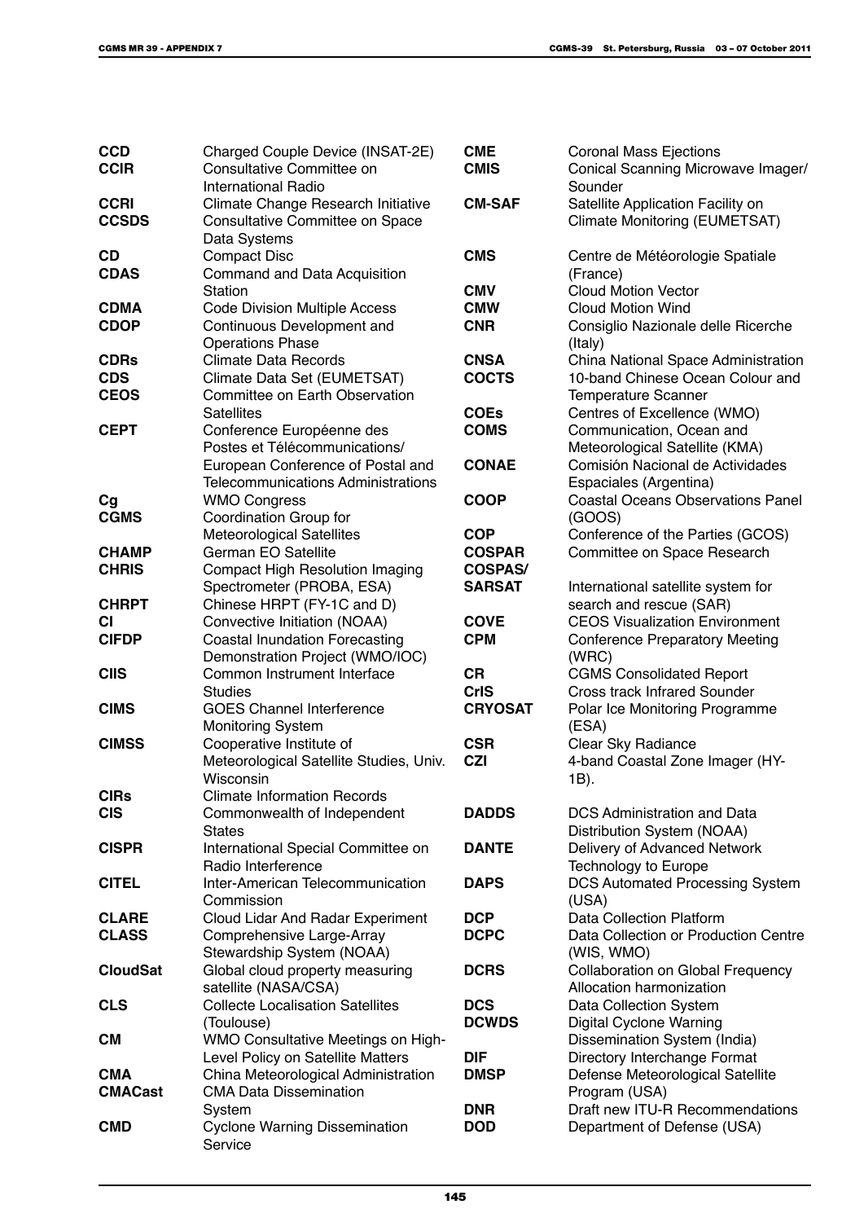| | |
|---|---|
| **CCD** | Charged Couple Device (INSAT-2E) |
| **CCIR** | Consultative Committee on International Radio |
| **CCRI** | Climate Change Research Initiative |
| **CCSDS** | Consultative Committee on Space Data Systems |
| **CD** | Compact Disc |
| **CDAS** | Command and Data Acquisition Station |
| **CDMA** | Code Division Multiple Access |
| **CDOP** | Continuous Development and Operations Phase |
| **CDRs** | Climate Data Records |
| **CDS** | Climate Data Set (EUMETSAT) |
| **CEOS** | Committee on Earth Observation Satellites |
| **CEPT** | Conference Européenne des Postes et Télécommunications/ European Conference of Postal and Telecommunications Administrations |
| **Cg** | WMO Congress |
| **CGMS** | Coordination Group for Meteorological Satellites |
| **CHAMP** | German EO Satellite |
| **CHRIS** | Compact High Resolution Imaging Spectrometer (PROBA, ESA) |
| **CHRPT** | Chinese HRPT (FY-1C and D) |
| **CI** | Convective Initiation (NOAA) |
| **CIFDP** | Coastal Inundation Forecasting Demonstration Project (WMO/IOC) |
| **CIIS** | Common Instrument Interface Studies |
| **CIMS** | GOES Channel Interference Monitoring System |
| **CIMSS** | Cooperative Institute of Meteorological Satellite Studies, Univ. Wisconsin |
| **CIRs** | Climate Information Records |
| **CIS** | Commonwealth of Independent States |
| **CISPR** | International Special Committee on Radio Interference |
| **CITEL** | Inter-American Telecommunication Commission |
| **CLARE** | Cloud Lidar And Radar Experiment |
| **CLASS** | Comprehensive Large-Array Stewardship System (NOAA) |
| **CloudSat** | Global cloud property measuring satellite (NASA/CSA) |
| **CLS** | Collecte Localisation Satellites (Toulouse) |
| **CM** | WMO Consultative Meetings on High-Level Policy on Satellite Matters |
| **CMA** | China Meteorological Administration |
| **CMACast** | CMA Data Dissemination System |
| **CMD** | Cyclone Warning Dissemination Service |
| **CME** | Coronal Mass Ejections |
| **CMIS** | Conical Scanning Microwave Imager/ Sounder |
| **CM-SAF** | Satellite Application Facility on Climate Monitoring (EUMETSAT) |
| **CMS** | Centre de Météorologie Spatiale (France) |
| **CMV** | Cloud Motion Vector |
| **CMW** | Cloud Motion Wind |
| **CNR** | Consiglio Nazionale delle Ricerche (Italy) |
| **CNSA** | China National Space Administration |
| **COCTS** | 10-band Chinese Ocean Colour and Temperature Scanner |
| **COEs** | Centres of Excellence (WMO) |
| **COMS** | Communication, Ocean and Meteorological Satellite (KMA) |
| **CONAE** | Comisión Nacional de Actividades Espaciales (Argentina) |
| **COOP** | Coastal Oceans Observations Panel (GOOS) |
| **COP** | Conference of the Parties (GCOS) |
| **COSPAR** | Committee on Space Research |
| **COSPAS/ SARSAT** | International satellite system for search and rescue (SAR) |
| **COVE** | CEOS Visualization Environment |
| **CPM** | Conference Preparatory Meeting (WRC) |
| **CR** | CGMS Consolidated Report |
| **CrIS** | Cross track Infrared Sounder |
| **CRYOSAT** | Polar Ice Monitoring Programme (ESA) |
| **CSR** | Clear Sky Radiance |
| **CZI** | 4-band Coastal Zone Imager (HY-1B). |
| **DADDS** | DCS Administration and Data Distribution System (NOAA) |
| **DANTE** | Delivery of Advanced Network Technology to Europe |
| **DAPS** | DCS Automated Processing System (USA) |
| **DCP** | Data Collection Platform |
| **DCPC** | Data Collection or Production Centre (WIS, WMO) |
| **DCRS** | Collaboration on Global Frequency Allocation harmonization |
| **DCS** | Data Collection System |
| **DCWDS** | Digital Cyclone Warning Dissemination System (India) |
| **DIF** | Directory Interchange Format |
| **DMSP** | Defense Meteorological Satellite Program (USA) |
| **DNR** | Draft new ITU-R Recommendations |
| **DOD** | Department of Defense (USA) |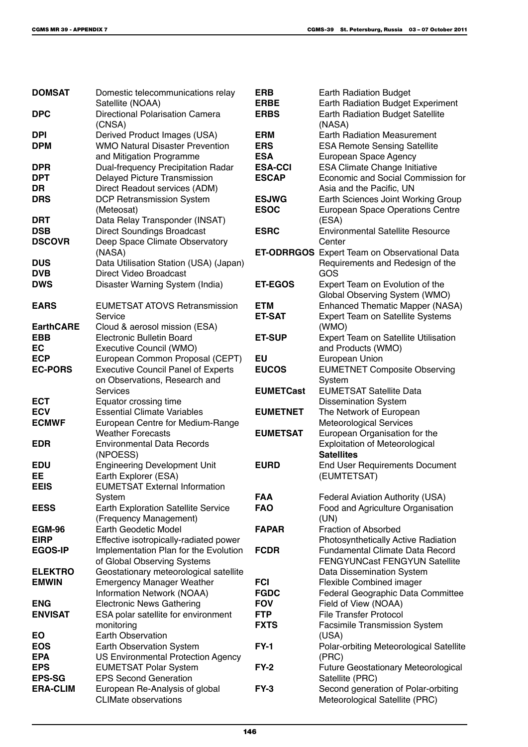| | |
|---|---|
| **DOMSAT** | Domestic telecommunications relay Satellite (NOAA) |
| **DPC** | Directional Polarisation Camera (CNSA) |
| **DPI** | Derived Product Images (USA) |
| **DPM** | WMO Natural Disaster Prevention and Mitigation Programme |
| **DPR** | Dual-frequency Precipitation Radar |
| **DPT** | Delayed Picture Transmission |
| **DR** | Direct Readout services (ADM) |
| **DRS** | DCP Retransmission System (Meteosat) |
| **DRT** | Data Relay Transponder (INSAT) |
| **DSB** | Direct Soundings Broadcast |
| **DSCOVR** | Deep Space Climate Observatory (NASA) |
| **DUS** | Data Utilisation Station (USA) (Japan) |
| **DVB** | Direct Video Broadcast |
| **DWS** | Disaster Warning System (India) |
| **EARS** | EUMETSAT ATOVS Retransmission Service |
| **EarthCARE** | Cloud & aerosol mission (ESA) |
| **EBB** | Electronic Bulletin Board |
| **EC** | Executive Council (WMO) |
| **ECP** | European Common Proposal (CEPT) |
| **EC-PORS** | Executive Council Panel of Experts on Observations, Research and Services |
| **ECT** | Equator crossing time |
| **ECV** | Essential Climate Variables |
| **ECMWF** | European Centre for Medium-Range Weather Forecasts |
| **EDR** | Environmental Data Records (NPOESS) |
| **EDU** | Engineering Development Unit |
| **EE** | Earth Explorer (ESA) |
| **EEIS** | EUMETSAT External Information System |
| **EESS** | Earth Exploration Satellite Service (Frequency Management) |
| **EGM-96** | Earth Geodetic Model |
| **EIRP** | Effective isotropically-radiated power |
| **EGOS-IP** | Implementation Plan for the Evolution of Global Observing Systems |
| **ELEKTRO** | Geostationary meteorological satellite |
| **EMWIN** | Emergency Manager Weather Information Network (NOAA) |
| **ENG** | Electronic News Gathering |
| **ENVISAT** | ESA polar satellite for environment monitoring |
| **EO** | Earth Observation |
| **EOS** | Earth Observation System |
| **EPA** | US Environmental Protection Agency |
| **EPS** | EUMETSAT Polar System |
| **EPS-SG** | EPS Second Generation |
| **ERA-CLIM** | European Re-Analysis of global CLIMate observations |
| **ERB** | Earth Radiation Budget |
| **ERBE** | Earth Radiation Budget Experiment |
| **ERBS** | Earth Radiation Budget Satellite (NASA) |
| **ERM** | Earth Radiation Measurement |
| **ERS** | ESA Remote Sensing Satellite |
| **ESA** | European Space Agency |
| **ESA-CCI** | ESA Climate Change Initiative |
| **ESCAP** | Economic and Social Commission for Asia and the Pacific, UN |
| **ESJWG** | Earth Sciences Joint Working Group |
| **ESOC** | European Space Operations Centre (ESA) |
| **ESRC** | Environmental Satellite Resource Center |
| **ET-ODRRGOS** | Expert Team on Observational Data Requirements and Redesign of the GOS |
| **ET-EGOS** | Expert Team on Evolution of the Global Observing System (WMO) |
| **ETM** | Enhanced Thematic Mapper (NASA) |
| **ET-SAT** | Expert Team on Satellite Systems (WMO) |
| **ET-SUP** | Expert Team on Satellite Utilisation and Products (WMO) |
| **EU** | European Union |
| **EUCOS** | EUMETNET Composite Observing System |
| **EUMETCast** | EUMETSAT Satellite Data Dissemination System |
| **EUMETNET** | The Network of European Meteorological Services |
| **EUMETSAT** | European Organisation for the Exploitation of Meteorological **Satellites** |
| **EURD** | End User Requirements Document (EUMTETSAT) |
| **FAA** | Federal Aviation Authority (USA) |
| **FAO** | Food and Agriculture Organisation (UN) |
| **FAPAR** | Fraction of Absorbed Photosynthetically Active Radiation |
| **FCDR** | Fundamental Climate Data Record FENGYUNCast FENGYUN Satellite Data Dissemination System |
| **FCI** | Flexible Combined imager |
| **FGDC** | Federal Geographic Data Committee |
| **FOV** | Field of View (NOAA) |
| **FTP** | File Transfer Protocol |
| **FXTS** | Facsimile Transmission System (USA) |
| **FY-1** | Polar-orbiting Meteorological Satellite (PRC) |
| **FY-2** | Future Geostationary Meteorological Satellite (PRC) |
| **FY-3** | Second generation of Polar-orbiting Meteorological Satellite (PRC) |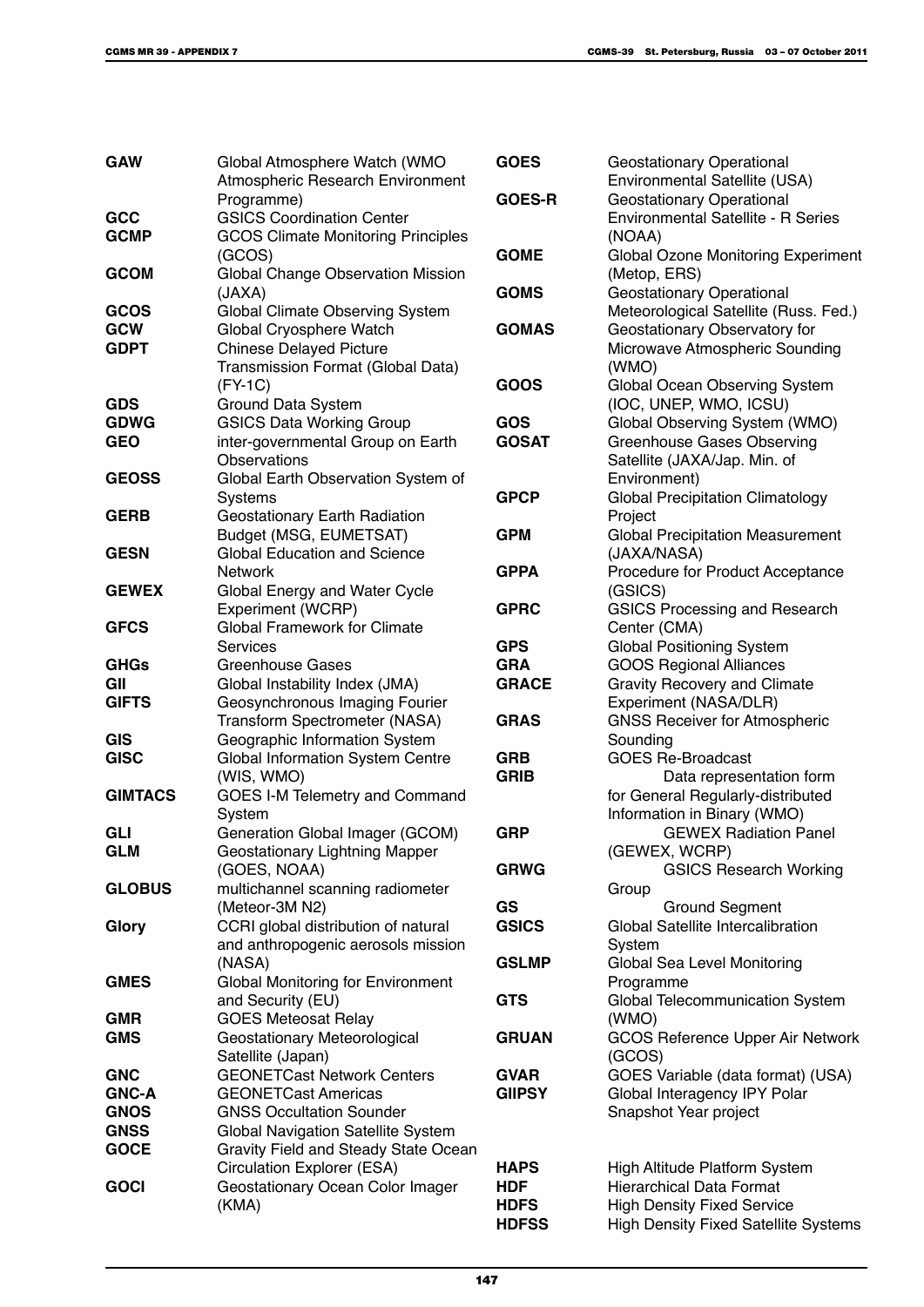| | |
|---|---|
| **GAW** | Global Atmosphere Watch (WMO Atmospheric Research Environment Programme) |
| **GCC** | GSICS Coordination Center |
| **GCMP** | GCOS Climate Monitoring Principles (GCOS) |
| **GCOM** | Global Change Observation Mission (JAXA) |
| **GCOS** | Global Climate Observing System |
| **GCW** | Global Cryosphere Watch |
| **GDPT** | Chinese Delayed Picture Transmission Format (Global Data) (FY-1C) |
| **GDS** | Ground Data System |
| **GDWG** | GSICS Data Working Group |
| **GEO** | inter-governmental Group on Earth Observations |
| **GEOSS** | Global Earth Observation System of Systems |
| **GERB** | Geostationary Earth Radiation Budget (MSG, EUMETSAT) |
| **GESN** | Global Education and Science Network |
| **GEWEX** | Global Energy and Water Cycle Experiment (WCRP) |
| **GFCS** | Global Framework for Climate Services |
| **GHGs** | Greenhouse Gases |
| **GII** | Global Instability Index (JMA) |
| **GIFTS** | Geosynchronous Imaging Fourier Transform Spectrometer (NASA) |
| **GIS** | Geographic Information System |
| **GISC** | Global Information System Centre (WIS, WMO) |
| **GIMTACS** | GOES I-M Telemetry and Command System |
| **GLI** | Generation Global Imager (GCOM) |
| **GLM** | Geostationary Lightning Mapper (GOES, NOAA) |
| **GLOBUS** | multichannel scanning radiometer (Meteor-3M N2) |
| **Glory** | CCRI global distribution of natural and anthropogenic aerosols mission (NASA) |
| **GMES** | Global Monitoring for Environment and Security (EU) |
| **GMR** | GOES Meteosat Relay |
| **GMS** | Geostationary Meteorological Satellite (Japan) |
| **GNC** | GEONETCast Network Centers |
| **GNC-A** | GEONETCast Americas |
| **GNOS** | GNSS Occultation Sounder |
| **GNSS** | Global Navigation Satellite System |
| **GOCE** | Gravity Field and Steady State Ocean Circulation Explorer (ESA) |
| **GOCI** | Geostationary Ocean Color Imager (KMA) |
| **GOES** | Geostationary Operational Environmental Satellite (USA) |
| **GOES-R** | Geostationary Operational Environmental Satellite - R Series (NOAA) |
| **GOME** | Global Ozone Monitoring Experiment (Metop, ERS) |
| **GOMS** | Geostationary Operational Meteorological Satellite (Russ. Fed.) |
| **GOMAS** | Geostationary Observatory for Microwave Atmospheric Sounding (WMO) |
| **GOOS** | Global Ocean Observing System (IOC, UNEP, WMO, ICSU) |
| **GOS** | Global Observing System (WMO) |
| **GOSAT** | Greenhouse Gases Observing Satellite (JAXA/Jap. Min. of Environment) |
| **GPCP** | Global Precipitation Climatology Project |
| **GPM** | Global Precipitation Measurement (JAXA/NASA) |
| **GPPA** | Procedure for Product Acceptance (GSICS) |
| **GPRC** | GSICS Processing and Research Center (CMA) |
| **GPS** | Global Positioning System |
| **GRA** | GOOS Regional Alliances |
| **GRACE** | Gravity Recovery and Climate Experiment (NASA/DLR) |
| **GRAS** | GNSS Receiver for Atmospheric Sounding |
| **GRB** | GOES Re-Broadcast |
| **GRIB** | Data representation form for General Regularly-distributed Information in Binary (WMO) |
| **GRP** | GEWEX Radiation Panel (GEWEX, WCRP) |
| **GRWG** | GSICS Research Working Group |
| **GS** | Ground Segment |
| **GSICS** | Global Satellite Intercalibration System |
| **GSLMP** | Global Sea Level Monitoring Programme |
| **GTS** | Global Telecommunication System (WMO) |
| **GRUAN** | GCOS Reference Upper Air Network (GCOS) |
| **GVAR** | GOES Variable (data format) (USA) |
| **GIIPSY** | Global Interagency IPY Polar Snapshot Year project |
| **HAPS** | High Altitude Platform System |
| **HDF** | Hierarchical Data Format |
| **HDFS** | High Density Fixed Service |
| **HDFSS** | High Density Fixed Satellite Systems |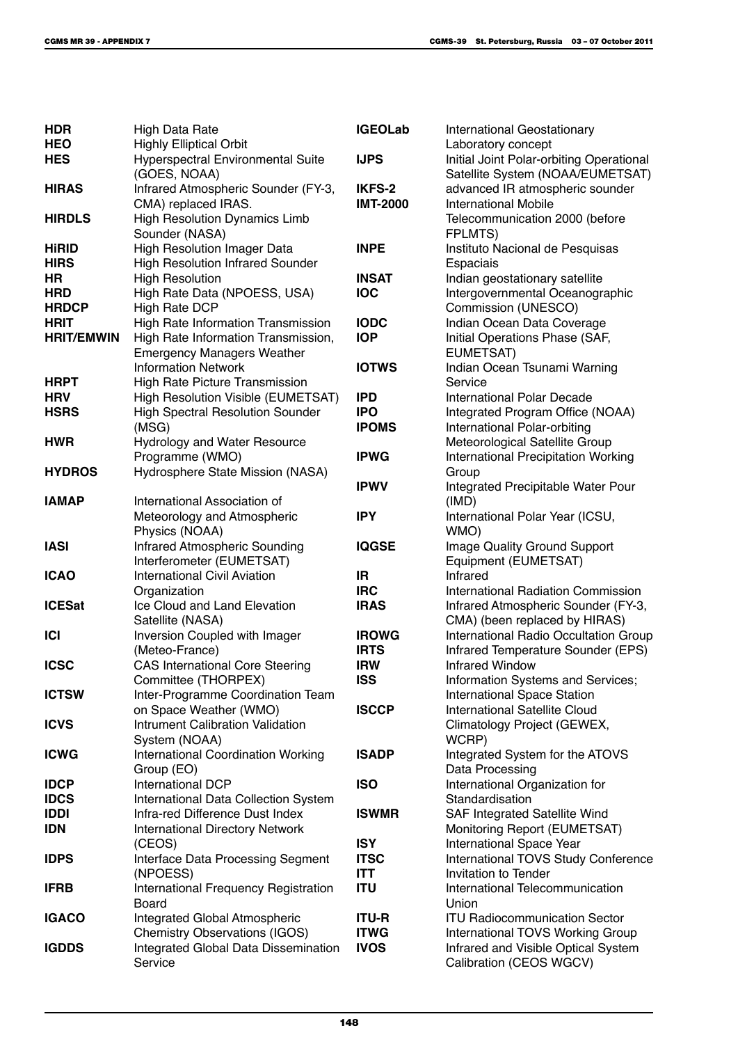| | |
|---|---|
| **HDR** | High Data Rate |
| **HEO** | Highly Elliptical Orbit |
| **HES** | Hyperspectral Environmental Suite (GOES, NOAA) |
| **HIRAS** | Infrared Atmospheric Sounder (FY-3, CMA) replaced IRAS. |
| **HIRDLS** | High Resolution Dynamics Limb Sounder (NASA) |
| **HiRID** | High Resolution Imager Data |
| **HIRS** | High Resolution Infrared Sounder |
| **HR** | High Resolution |
| **HRD** | High Rate Data (NPOESS, USA) |
| **HRDCP** | High Rate DCP |
| **HRIT** | High Rate Information Transmission |
| **HRIT/EMWIN** | High Rate Information Transmission, Emergency Managers Weather Information Network |
| **HRPT** | High Rate Picture Transmission |
| **HRV** | High Resolution Visible (EUMETSAT) |
| **HSRS** | High Spectral Resolution Sounder (MSG) |
| **HWR** | Hydrology and Water Resource Programme (WMO) |
| **HYDROS** | Hydrosphere State Mission (NASA) |
| **IAMAP** | International Association of Meteorology and Atmospheric Physics (NOAA) |
| **IASI** | Infrared Atmospheric Sounding Interferometer (EUMETSAT) |
| **ICAO** | International Civil Aviation Organization |
| **ICESat** | Ice Cloud and Land Elevation Satellite (NASA) |
| **ICI** | Inversion Coupled with Imager (Meteo-France) |
| **ICSC** | CAS International Core Steering Committee (THORPEX) |
| **ICTSW** | Inter-Programme Coordination Team on Space Weather (WMO) |
| **ICVS** | Intrument Calibration Validation System (NOAA) |
| **ICWG** | International Coordination Working Group (EO) |
| **IDCP** | International DCP |
| **IDCS** | International Data Collection System |
| **IDDI** | Infra-red Difference Dust Index |
| **IDN** | International Directory Network (CEOS) |
| **IDPS** | Interface Data Processing Segment (NPOESS) |
| **IFRB** | International Frequency Registration Board |
| **IGACO** | Integrated Global Atmospheric Chemistry Observations (IGOS) |
| **IGDDS** | Integrated Global Data Dissemination Service |
| **IGEOLab** | International Geostationary Laboratory concept |
| **IJPS** | Initial Joint Polar-orbiting Operational Satellite System (NOAA/EUMETSAT) |
| **IKFS-2** | advanced IR atmospheric sounder |
| **IMT-2000** | International Mobile Telecommunication 2000 (before FPLMTS) |
| **INPE** | Instituto Nacional de Pesquisas Espaciais |
| **INSAT** | Indian geostationary satellite |
| **IOC** | Intergovernmental Oceanographic Commission (UNESCO) |
| **IODC** | Indian Ocean Data Coverage |
| **IOP** | Initial Operations Phase (SAF, EUMETSAT) |
| **IOTWS** | Indian Ocean Tsunami Warning Service |
| **IPD** | International Polar Decade |
| **IPO** | Integrated Program Office (NOAA) |
| **IPOMS** | International Polar-orbiting Meteorological Satellite Group |
| **IPWG** | International Precipitation Working Group |
| **IPWV** | Integrated Precipitable Water Pour (IMD) |
| **IPY** | International Polar Year (ICSU, WMO) |
| **IQGSE** | Image Quality Ground Support Equipment (EUMETSAT) |
| **IR** | Infrared |
| **IRC** | International Radiation Commission |
| **IRAS** | Infrared Atmospheric Sounder (FY-3, CMA) (been replaced by HIRAS) |
| **IROWG** | International Radio Occultation Group |
| **IRTS** | Infrared Temperature Sounder (EPS) |
| **IRW** | Infrared Window |
| **ISS** | Information Systems and Services; International Space Station |
| **ISCCP** | International Satellite Cloud Climatology Project (GEWEX, WCRP) |
| **ISADP** | Integrated System for the ATOVS Data Processing |
| **ISO** | International Organization for Standardisation |
| **ISWMR** | SAF Integrated Satellite Wind Monitoring Report (EUMETSAT) |
| **ISY** | International Space Year |
| **ITSC** | International TOVS Study Conference |
| **ITT** | Invitation to Tender |
| **ITU** | International Telecommunication Union |
| **ITU-R** | ITU Radiocommunication Sector |
| **ITWG** | International TOVS Working Group |
| **IVOS** | Infrared and Visible Optical System Calibration (CEOS WGCV) |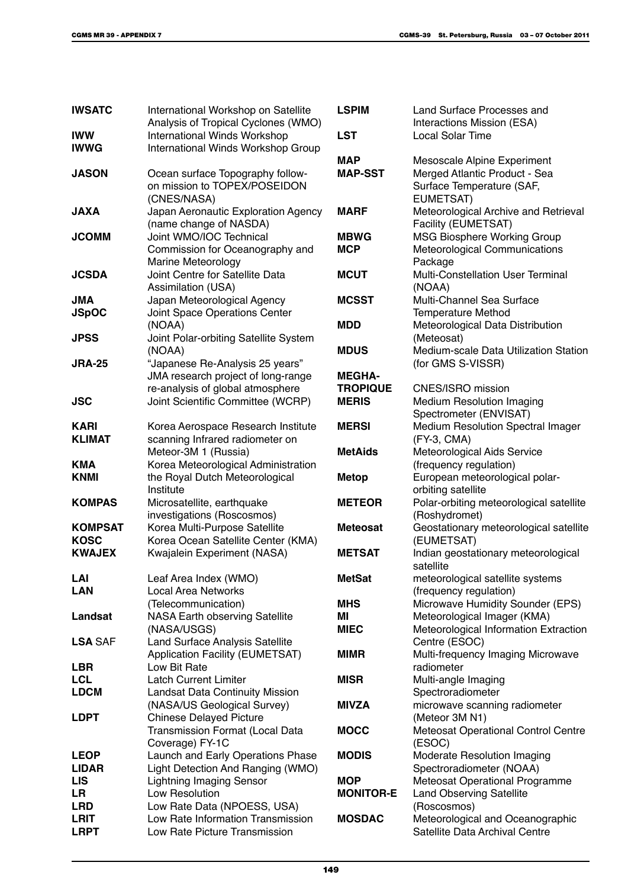| | |
|---|---|
| **IWSATC** | International Workshop on Satellite Analysis of Tropical Cyclones (WMO) |
| **IWW** | International Winds Workshop |
| **IWWG** | International Winds Workshop Group |
| **JASON** | Ocean surface Topography follow-on mission to TOPEX/POSEIDON (CNES/NASA) |
| **JAXA** | Japan Aeronautic Exploration Agency (name change of NASDA) |
| **JCOMM** | Joint WMO/IOC Technical Commission for Oceanography and Marine Meteorology |
| **JCSDA** | Joint Centre for Satellite Data Assimilation (USA) |
| **JMA** | Japan Meteorological Agency |
| **JSpOC** | Joint Space Operations Center (NOAA) |
| **JPSS** | Joint Polar-orbiting Satellite System (NOAA) |
| **JRA-25** | "Japanese Re-Analysis 25 years" JMA research project of long-range re-analysis of global atmosphere |
| **JSC** | Joint Scientific Committee (WCRP) |
| **KARI** | Korea Aerospace Research Institute |
| **KLIMAT** | scanning Infrared radiometer on Meteor-3M 1 (Russia) |
| **KMA** | Korea Meteorological Administration |
| **KNMI** | the Royal Dutch Meteorological Institute |
| **KOMPAS** | Microsatellite, earthquake investigations (Roscosmos) |
| **KOMPSAT** | Korea Multi-Purpose Satellite |
| **KOSC** | Korea Ocean Satellite Center (KMA) |
| **KWAJEX** | Kwajalein Experiment (NASA) |
| **LAI** | Leaf Area Index (WMO) |
| **LAN** | Local Area Networks (Telecommunication) |
| **Landsat** | NASA Earth observing Satellite (NASA/USGS) |
| **LSA** SAF | Land Surface Analysis Satellite Application Facility (EUMETSAT) |
| **LBR** | Low Bit Rate |
| **LCL** | Latch Current Limiter |
| **LDCM** | Landsat Data Continuity Mission (NASA/US Geological Survey) |
| **LDPT** | Chinese Delayed Picture Transmission Format (Local Data Coverage) FY-1C |
| **LEOP** | Launch and Early Operations Phase |
| **LIDAR** | Light Detection And Ranging (WMO) |
| **LIS** | Lightning Imaging Sensor |
| **LR** | Low Resolution |
| **LRD** | Low Rate Data (NPOESS, USA) |
| **LRIT** | Low Rate Information Transmission |
| **LRPT** | Low Rate Picture Transmission |
| **LSPIM** | Land Surface Processes and Interactions Mission (ESA) |
| **LST** | Local Solar Time |
| **MAP** | Mesoscale Alpine Experiment |
| **MAP-SST** | Merged Atlantic Product - Sea Surface Temperature (SAF, EUMETSAT) |
| **MARF** | Meteorological Archive and Retrieval Facility (EUMETSAT) |
| **MBWG** | MSG Biosphere Working Group |
| **MCP** | Meteorological Communications Package |
| **MCUT** | Multi-Constellation User Terminal (NOAA) |
| **MCSST** | Multi-Channel Sea Surface Temperature Method |
| **MDD** | Meteorological Data Distribution (Meteosat) |
| **MDUS** | Medium-scale Data Utilization Station (for GMS S-VISSR) |
| **MEGHA-TROPIQUE** | CNES/ISRO mission |
| **MERIS** | Medium Resolution Imaging Spectrometer (ENVISAT) |
| **MERSI** | Medium Resolution Spectral Imager (FY-3, CMA) |
| **MetAids** | Meteorological Aids Service (frequency regulation) |
| **Metop** | European meteorological polar-orbiting satellite |
| **METEOR** | Polar-orbiting meteorological satellite (Roshydromet) |
| **Meteosat** | Geostationary meteorological satellite (EUMETSAT) |
| **METSAT** | Indian geostationary meteorological satellite |
| **MetSat** | meteorological satellite systems (frequency regulation) |
| **MHS** | Microwave Humidity Sounder (EPS) |
| **MI** | Meteorological Imager (KMA) |
| **MIEC** | Meteorological Information Extraction Centre (ESOC) |
| **MIMR** | Multi-frequency Imaging Microwave radiometer |
| **MISR** | Multi-angle Imaging Spectroradiometer |
| **MIVZA** | microwave scanning radiometer (Meteor 3M N1) |
| **MOCC** | Meteosat Operational Control Centre (ESOC) |
| **MODIS** | Moderate Resolution Imaging Spectroradiometer (NOAA) |
| **MOP** | Meteosat Operational Programme |
| **MONITOR-E** | Land Observing Satellite (Roscosmos) |
| **MOSDAC** | Meteorological and Oceanographic Satellite Data Archival Centre |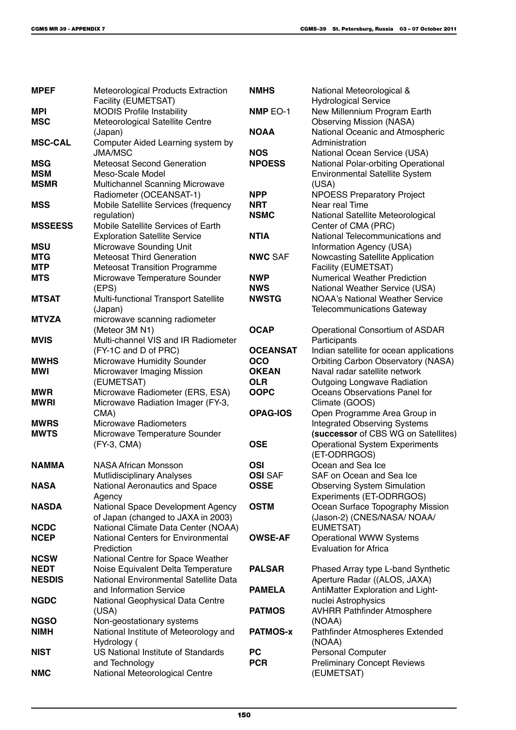| | |
|---|---|
| **MPEF** | Meteorological Products Extraction Facility (EUMETSAT) |
| **MPI** | MODIS Profile Instability |
| **MSC** | Meteorological Satellite Centre (Japan) |
| **MSC-CAL** | Computer Aided Learning system by JMA/MSC |
| **MSG** | Meteosat Second Generation |
| **MSM** | Meso-Scale Model |
| **MSMR** | Multichannel Scanning Microwave Radiometer (OCEANSAT-1) |
| **MSS** | Mobile Satellite Services (frequency regulation) |
| **MSSEESS** | Mobile Satellite Services of Earth Exploration Satellite Service |
| **MSU** | Microwave Sounding Unit |
| **MTG** | Meteosat Third Generation |
| **MTP** | Meteosat Transition Programme |
| **MTS** | Microwave Temperature Sounder (EPS) |
| **MTSAT** | Multi-functional Transport Satellite (Japan) |
| **MTVZA** | microwave scanning radiometer (Meteor 3M N1) |
| **MVIS** | Multi-channel VIS and IR Radiometer (FY-1C and D of PRC) |
| **MWHS** | Microwave Humidity Sounder |
| **MWI** | Microwaver Imaging Mission (EUMETSAT) |
| **MWR** | Microwave Radiometer (ERS, ESA) |
| **MWRI** | Microwave Radiation Imager (FY-3, CMA) |
| **MWRS** | Microwave Radiometers |
| **MWTS** | Microwave Temperature Sounder (FY-3, CMA) |
| **NAMMA** | NASA African Monsson Mutlidisciplinary Analyses |
| **NASA** | National Aeronautics and Space Agency |
| **NASDA** | National Space Development Agency of Japan (changed to JAXA in 2003) |
| **NCDC** | National Climate Data Center (NOAA) |
| **NCEP** | National Centers for Environmental Prediction |
| **NCSW** | National Centre for Space Weather |
| **NEDT** | Noise Equivalent Delta Temperature |
| **NESDIS** | National Environmental Satellite Data and Information Service |
| **NGDC** | National Geophysical Data Centre (USA) |
| **NGSO** | Non-geostationary systems |
| **NIMH** | National Institute of Meteorology and Hydrology ( |
| **NIST** | US National Institute of Standards and Technology |
| **NMC** | National Meteorological Centre |
| **NMHS** | National Meteorological & Hydrological Service |
| **NMP** EO-1 | New Millennium Program Earth Observing Mission (NASA) |
| **NOAA** | National Oceanic and Atmospheric Administration |
| **NOS** | National Ocean Service (USA) |
| **NPOESS** | National Polar-orbiting Operational Environmental Satellite System (USA) |
| **NPP** | NPOESS Preparatory Project |
| **NRT** | Near real Time |
| **NSMC** | National Satellite Meteorological Center of CMA (PRC) |
| **NTIA** | National Telecommunications and Information Agency (USA) |
| **NWC** SAF | Nowcasting Satellite Application Facility (EUMETSAT) |
| **NWP** | Numerical Weather Prediction |
| **NWS** | National Weather Service (USA) |
| **NWSTG** | NOAA's National Weather Service Telecommunications Gateway |
| **OCAP** | Operational Consortium of ASDAR Participants |
| **OCEANSAT** | Indian satellite for ocean applications |
| **OCO** | Orbiting Carbon Observatory (NASA) |
| **OKEAN** | Naval radar satellite network |
| **OLR** | Outgoing Longwave Radiation |
| **OOPC** | Oceans Observations Panel for Climate (GOOS) |
| **OPAG-IOS** | Open Programme Area Group in Integrated Observing Systems **(successor** of CBS WG on Satellites) |
| **OSE** | Operational System Experiments (ET-ODRRGOS) |
| **OSI** | Ocean and Sea Ice |
| **OSI** SAF | SAF on Ocean and Sea Ice |
| **OSSE** | Observing System Simulation Experiments (ET-ODRRGOS) |
| **OSTM** | Ocean Surface Topography Mission (Jason-2) (CNES/NASA/ NOAA/ EUMETSAT) |
| **OWSE-AF** | Operational WWW Systems Evaluation for Africa |
| **PALSAR** | Phased Array type L-band Synthetic Aperture Radar ((ALOS, JAXA) |
| **PAMELA** | AntiMatter Exploration and Light-nuclei Astrophysics |
| **PATMOS** | AVHRR Pathfinder Atmosphere (NOAA) |
| **PATMOS-x** | Pathfinder Atmospheres Extended (NOAA) |
| **PC** | Personal Computer |
| **PCR** | Preliminary Concept Reviews (EUMETSAT) |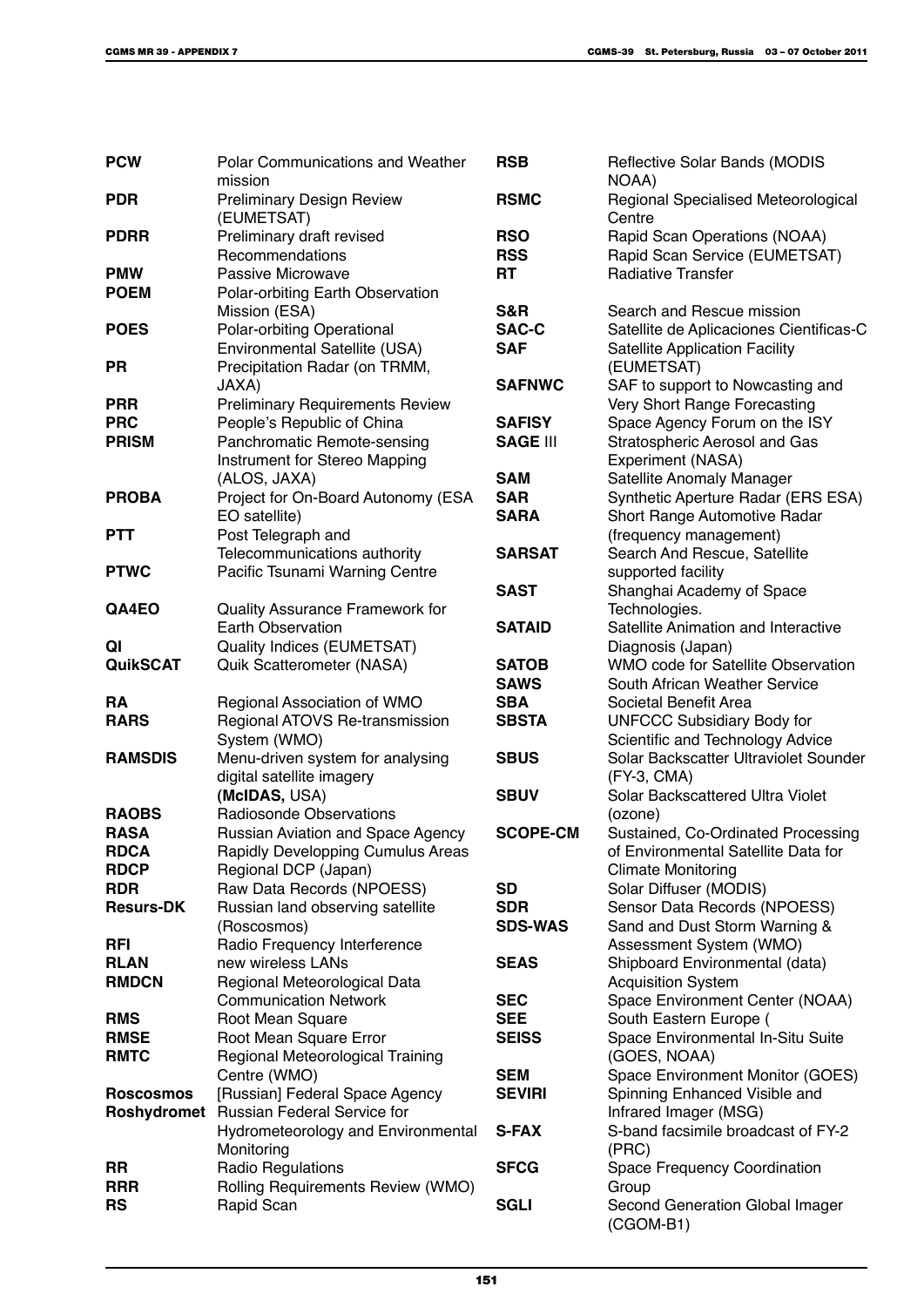| | |
|---|---|
| **PCW** | Polar Communications and Weather mission |
| **PDR** | Preliminary Design Review (EUMETSAT) |
| **PDRR** | Preliminary draft revised Recommendations |
| **PMW** | Passive Microwave |
| **POEM** | Polar-orbiting Earth Observation Mission (ESA) |
| **POES** | Polar-orbiting Operational Environmental Satellite (USA) |
| **PR** | Precipitation Radar (on TRMM, JAXA) |
| **PRR** | Preliminary Requirements Review |
| **PRC** | People's Republic of China |
| **PRISM** | Panchromatic Remote-sensing Instrument for Stereo Mapping (ALOS, JAXA) |
| **PROBA** | Project for On-Board Autonomy (ESA EO satellite) |
| **PTT** | Post Telegraph and Telecommunications authority |
| **PTWC** | Pacific Tsunami Warning Centre |
| **QA4EO** | Quality Assurance Framework for Earth Observation |
| **QI** | Quality Indices (EUMETSAT) |
| **QuikSCAT** | Quik Scatterometer (NASA) |
| **RA** | Regional Association of WMO |
| **RARS** | Regional ATOVS Re-transmission System (WMO) |
| **RAMSDIS** | Menu-driven system for analysing digital satellite imagery **(McIDAS,** USA) |
| **RAOBS** | Radiosonde Observations |
| **RASA** | Russian Aviation and Space Agency |
| **RDCA** | Rapidly Developping Cumulus Areas |
| **RDCP** | Regional DCP (Japan) |
| **RDR** | Raw Data Records (NPOESS) |
| **Resurs-DK** | Russian land observing satellite (Roscosmos) |
| **RFI** | Radio Frequency Interference |
| **RLAN** | new wireless LANs |
| **RMDCN** | Regional Meteorological Data Communication Network |
| **RMS** | Root Mean Square |
| **RMSE** | Root Mean Square Error |
| **RMTC** | Regional Meteorological Training Centre (WMO) |
| **Roscosmos** | [Russian] Federal Space Agency |
| **Roshydromet** | Russian Federal Service for Hydrometeorology and Environmental Monitoring |
| **RR** | Radio Regulations |
| **RRR** | Rolling Requirements Review (WMO) |
| **RS** | Rapid Scan |
| **RSB** | Reflective Solar Bands (MODIS NOAA) |
| **RSMC** | Regional Specialised Meteorological Centre |
| **RSO** | Rapid Scan Operations (NOAA) |
| **RSS** | Rapid Scan Service (EUMETSAT) |
| **RT** | Radiative Transfer |
| **S&R** | Search and Rescue mission |
| **SAC-C** | Satellite de Aplicaciones Cientificas-C |
| **SAF** | Satellite Application Facility (EUMETSAT) |
| **SAFNWC** | SAF to support to Nowcasting and Very Short Range Forecasting |
| **SAFISY** | Space Agency Forum on the ISY |
| **SAGE** III | Stratospheric Aerosol and Gas Experiment (NASA) |
| **SAM** | Satellite Anomaly Manager |
| **SAR** | Synthetic Aperture Radar (ERS ESA) |
| **SARA** | Short Range Automotive Radar (frequency management) |
| **SARSAT** | Search And Rescue, Satellite supported facility |
| **SAST** | Shanghai Academy of Space Technologies. |
| **SATAID** | Satellite Animation and Interactive Diagnosis (Japan) |
| **SATOB** | WMO code for Satellite Observation |
| **SAWS** | South African Weather Service |
| **SBA** | Societal Benefit Area |
| **SBSTA** | UNFCCC Subsidiary Body for Scientific and Technology Advice |
| **SBUS** | Solar Backscatter Ultraviolet Sounder (FY-3, CMA) |
| **SBUV** | Solar Backscattered Ultra Violet (ozone) |
| **SCOPE-CM** | Sustained, Co-Ordinated Processing of Environmental Satellite Data for Climate Monitoring |
| **SD** | Solar Diffuser (MODIS) |
| **SDR** | Sensor Data Records (NPOESS) |
| **SDS-WAS** | Sand and Dust Storm Warning & Assessment System (WMO) |
| **SEAS** | Shipboard Environmental (data) Acquisition System |
| **SEC** | Space Environment Center (NOAA) |
| **SEE** | South Eastern Europe ( |
| **SEISS** | Space Environmental In-Situ Suite (GOES, NOAA) |
| **SEM** | Space Environment Monitor (GOES) |
| **SEVIRI** | Spinning Enhanced Visible and Infrared Imager (MSG) |
| **S-FAX** | S-band facsimile broadcast of FY-2 (PRC) |
| **SFCG** | Space Frequency Coordination Group |
| **SGLI** | Second Generation Global Imager (CGOM-B1) |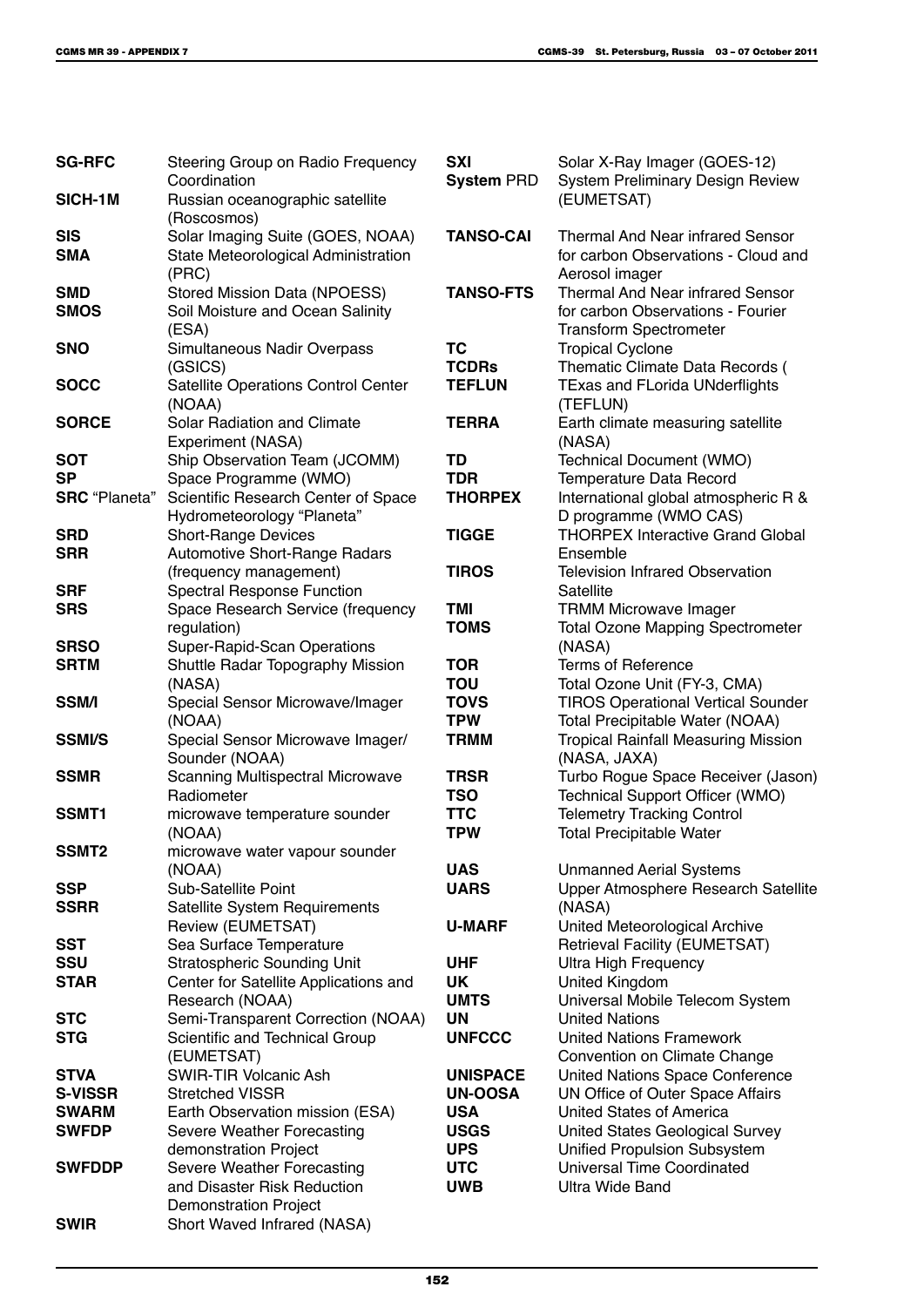| | |
|---|---|
| **SG-RFC** | Steering Group on Radio Frequency Coordination |
| **SICH-1M** | Russian oceanographic satellite (Roscosmos) |
| **SIS** | Solar Imaging Suite (GOES, NOAA) |
| **SMA** | State Meteorological Administration (PRC) |
| **SMD** | Stored Mission Data (NPOESS) |
| **SMOS** | Soil Moisture and Ocean Salinity (ESA) |
| **SNO** | Simultaneous Nadir Overpass (GSICS) |
| **SOCC** | Satellite Operations Control Center (NOAA) |
| **SORCE** | Solar Radiation and Climate Experiment (NASA) |
| **SOT** | Ship Observation Team (JCOMM) |
| **SP** | Space Programme (WMO) |
| **SRC** "Planeta" | Scientific Research Center of Space Hydrometeorology "Planeta" |
| **SRD** | Short-Range Devices |
| **SRR** | Automotive Short-Range Radars (frequency management) |
| **SRF** | Spectral Response Function |
| **SRS** | Space Research Service (frequency regulation) |
| **SRSO** | Super-Rapid-Scan Operations |
| **SRTM** | Shuttle Radar Topography Mission (NASA) |
| **SSM/I** | Special Sensor Microwave/Imager (NOAA) |
| **SSMI/S** | Special Sensor Microwave Imager/ Sounder (NOAA) |
| **SSMR** | Scanning Multispectral Microwave Radiometer |
| **SSMT1** | microwave temperature sounder (NOAA) |
| **SSMT2** | microwave water vapour sounder (NOAA) |
| **SSP** | Sub-Satellite Point |
| **SSRR** | Satellite System Requirements Review (EUMETSAT) |
| **SST** | Sea Surface Temperature |
| **SSU** | Stratospheric Sounding Unit |
| **STAR** | Center for Satellite Applications and Research (NOAA) |
| **STC** | Semi-Transparent Correction (NOAA) |
| **STG** | Scientific and Technical Group (EUMETSAT) |
| **STVA** | SWIR-TIR Volcanic Ash |
| **S-VISSR** | Stretched VISSR |
| **SWARM** | Earth Observation mission (ESA) |
| **SWFDP** | Severe Weather Forecasting demonstration Project |
| **SWFDDP** | Severe Weather Forecasting and Disaster Risk Reduction Demonstration Project |
| **SWIR** | Short Waved Infrared (NASA) |
| **SXI** | Solar X-Ray Imager (GOES-12) |
| **System** PRD | System Preliminary Design Review (EUMETSAT) |
| **TANSO-CAI** | Thermal And Near infrared Sensor for carbon Observations - Cloud and Aerosol imager |
| **TANSO-FTS** | Thermal And Near infrared Sensor for carbon Observations - Fourier Transform Spectrometer |
| **TC** | Tropical Cyclone |
| **TCDRs** | Thematic Climate Data Records ( |
| **TEFLUN** | TExas and FLorida UNderflights (TEFLUN) |
| **TERRA** | Earth climate measuring satellite (NASA) |
| **TD** | Technical Document (WMO) |
| **TDR** | Temperature Data Record |
| **THORPEX** | International global atmospheric R & D programme (WMO CAS) |
| **TIGGE** | THORPEX Interactive Grand Global Ensemble |
| **TIROS** | Television Infrared Observation Satellite |
| **TMI** | TRMM Microwave Imager |
| **TOMS** | Total Ozone Mapping Spectrometer (NASA) |
| **TOR** | Terms of Reference |
| **TOU** | Total Ozone Unit (FY-3, CMA) |
| **TOVS** | TIROS Operational Vertical Sounder |
| **TPW** | Total Precipitable Water (NOAA) |
| **TRMM** | Tropical Rainfall Measuring Mission (NASA, JAXA) |
| **TRSR** | Turbo Rogue Space Receiver (Jason) |
| **TSO** | Technical Support Officer (WMO) |
| **TTC** | Telemetry Tracking Control |
| **TPW** | Total Precipitable Water |
| **UAS** | Unmanned Aerial Systems |
| **UARS** | Upper Atmosphere Research Satellite (NASA) |
| **U-MARF** | United Meteorological Archive Retrieval Facility (EUMETSAT) |
| **UHF** | Ultra High Frequency |
| **UK** | United Kingdom |
| **UMTS** | Universal Mobile Telecom System |
| **UN** | United Nations |
| **UNFCCC** | United Nations Framework Convention on Climate Change |
| **UNISPACE** | United Nations Space Conference |
| **UN-OOSA** | UN Office of Outer Space Affairs |
| **USA** | United States of America |
| **USGS** | United States Geological Survey |
| **UPS** | Unified Propulsion Subsystem |
| **UTC** | Universal Time Coordinated |
| **UWB** | Ultra Wide Band |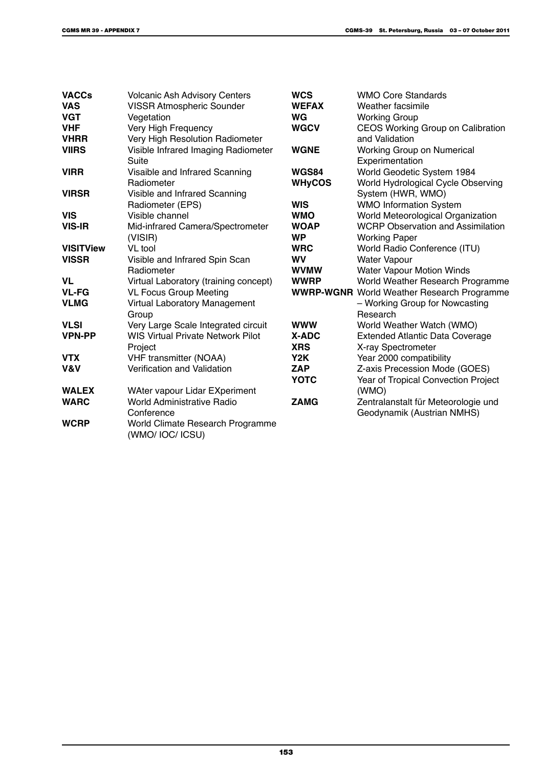| | |
|---|---|
| **VACCs** | Volcanic Ash Advisory Centers |
| **VAS** | VISSR Atmospheric Sounder |
| **VGT** | Vegetation |
| **VHF** | Very High Frequency |
| **VHRR** | Very High Resolution Radiometer |
| **VIIRS** | Visible Infrared Imaging Radiometer Suite |
| **VIRR** | Visaible and Infrared Scanning Radiometer |
| **VIRSR** | Visible and Infrared Scanning Radiometer (EPS) |
| **VIS** | Visible channel |
| **VIS-IR** | Mid-infrared Camera/Spectrometer (VISIR) |
| **VISITView** | VL tool |
| **VISSR** | Visible and Infrared Spin Scan Radiometer |
| **VL** | Virtual Laboratory (training concept) |
| **VL-FG** | VL Focus Group Meeting |
| **VLMG** | Virtual Laboratory Management Group |
| **VLSI** | Very Large Scale Integrated circuit |
| **VPN-PP** | WIS Virtual Private Network Pilot Project |
| **VTX** | VHF transmitter (NOAA) |
| **V&V** | Verification and Validation |
| **WALEX** | WAter vapour Lidar EXperiment |
| **WARC** | World Administrative Radio Conference |
| **WCRP** | World Climate Research Programme (WMO/ IOC/ ICSU) |
| **WCS** | WMO Core Standards |
| **WEFAX** | Weather facsimile |
| **WG** | Working Group |
| **WGCV** | CEOS Working Group on Calibration and Validation |
| **WGNE** | Working Group on Numerical Experimentation |
| **WGS84** | World Geodetic System 1984 |
| **WHyCOS** | World Hydrological Cycle Observing System (HWR, WMO) |
| **WIS** | WMO Information System |
| **WMO** | World Meteorological Organization |
| **WOAP** | WCRP Observation and Assimilation |
| **WP** | Working Paper |
| **WRC** | World Radio Conference (ITU) |
| **WV** | Water Vapour |
| **WVMW** | Water Vapour Motion Winds |
| **WWRP** | World Weather Research Programme |
| **WWRP-WGNR** | World Weather Research Programme – Working Group for Nowcasting Research |
| **WWW** | World Weather Watch (WMO) |
| **X-ADC** | Extended Atlantic Data Coverage |
| **XRS** | X-ray Spectrometer |
| **Y2K** | Year 2000 compatibility |
| **ZAP** | Z-axis Precession Mode (GOES) |
| **YOTC** | Year of Tropical Convection Project (WMO) |
| **ZAMG** | Zentralanstalt für Meteorologie und Geodynamik (Austrian NMHS) |